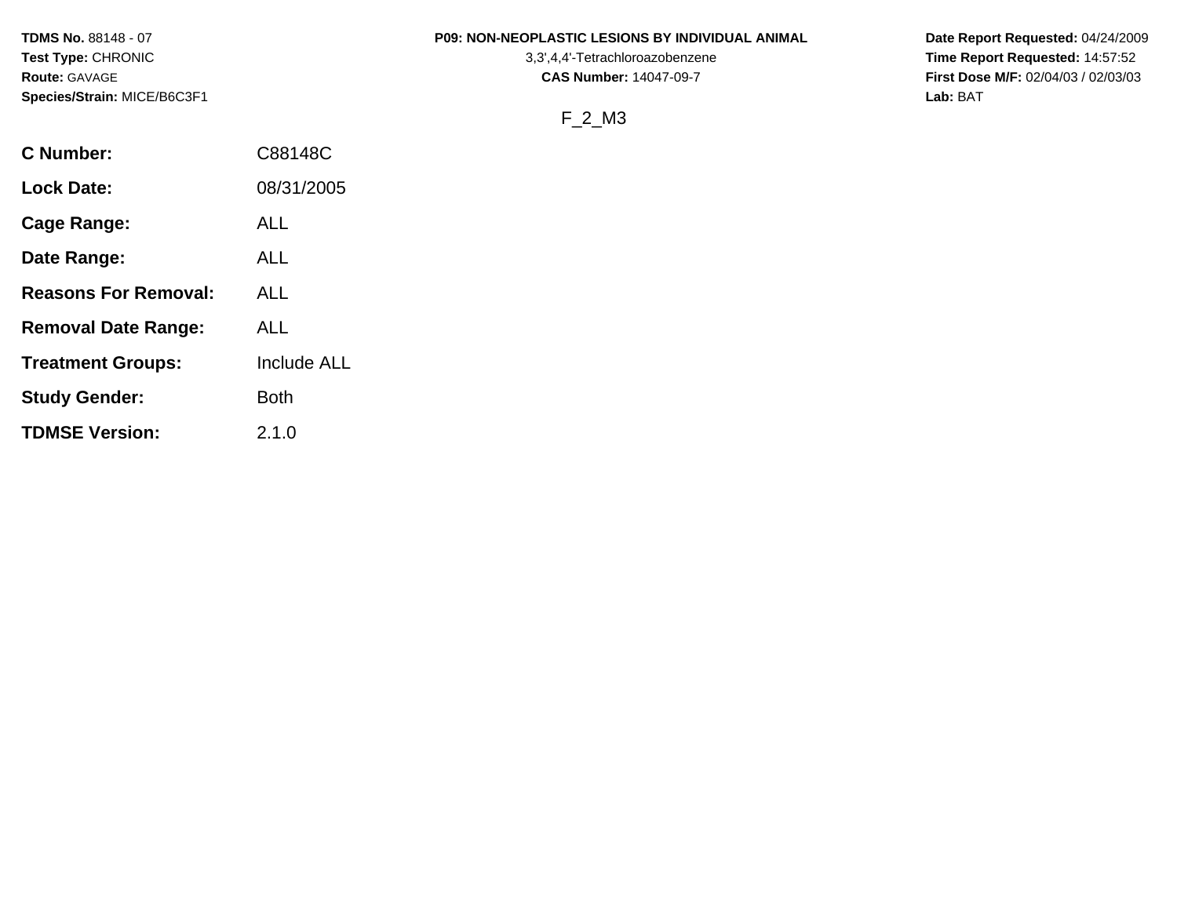**TDMS No.** 88148 - 07
**Test Type:** CHRONIC
**Route:** GAVAGE
**Species/Strain:** MICE/B6C3F1

**P09: NON-NEOPLASTIC LESIONS BY INDIVIDUAL ANIMAL**
3,3',4,4'-Tetrachloroazobenzene
**CAS Number:** 14047-09-7

**Date Report Requested:** 04/24/2009
**Time Report Requested:** 14:57:52
**First Dose M/F:** 02/04/03 / 02/03/03
**Lab:** BAT

F_2_M3

| | |
|---|---|
| **C Number:** | C88148C |
| **Lock Date:** | 08/31/2005 |
| **Cage Range:** | ALL |
| **Date Range:** | ALL |
| **Reasons For Removal:** | ALL |
| **Removal Date Range:** | ALL |
| **Treatment Groups:** | Include ALL |
| **Study Gender:** | Both |
| **TDMSE Version:** | 2.1.0 |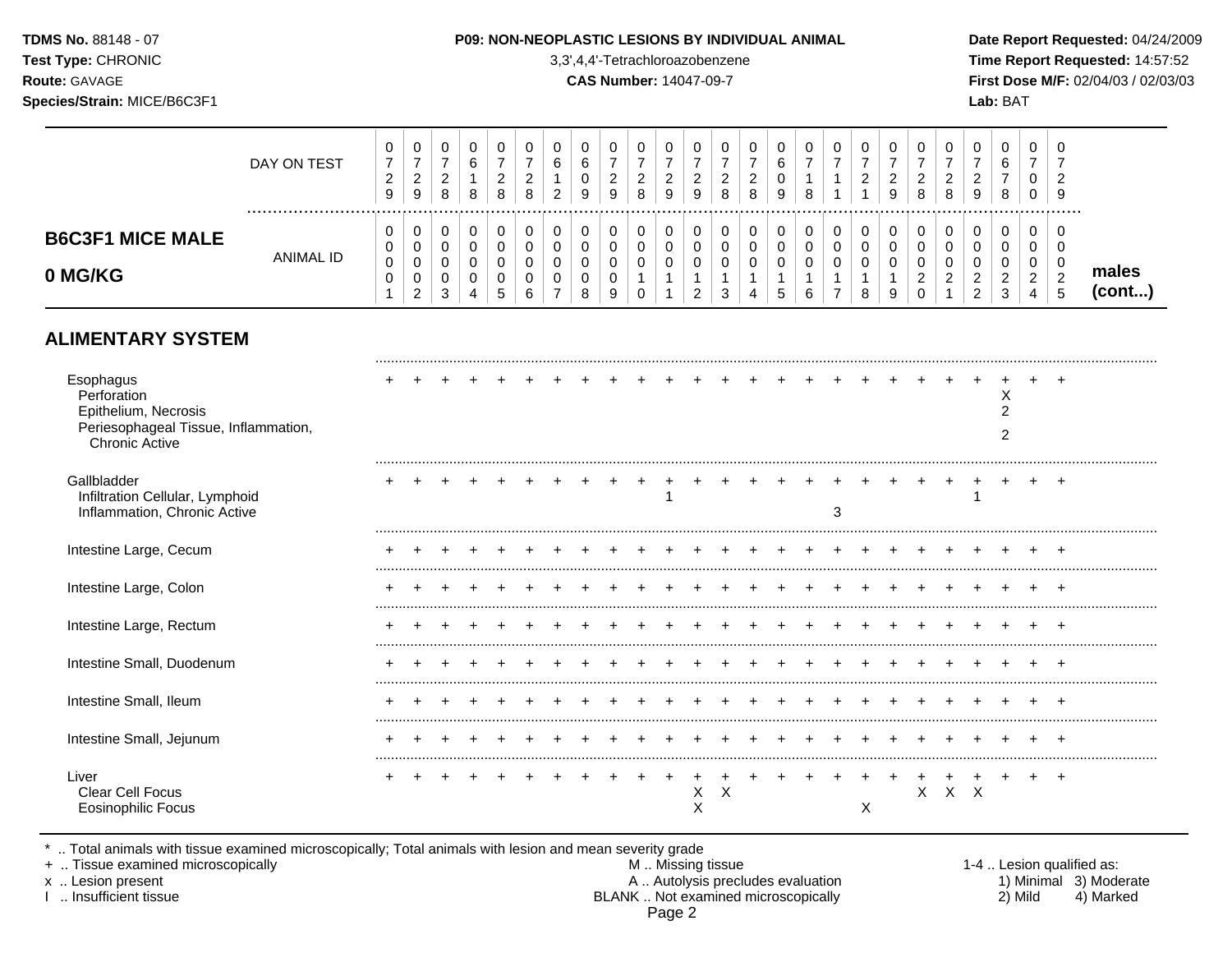## B6C3F1 MICE MALE 0 MG/KG (males cont...)

| | 1 | 2 | 3 | 4 | 5 | 6 | 7 | 8 | 9 | 10 | 11 | 12 | 13 | 14 | 15 | 16 | 17 | 18 | 19 | 20 | 21 | 22 | 23 | 24 | 25 |
|---|---|---|---|---|---|---|---|---|---|---|---|---|---|---|---|---|---|---|---|---|---|---|---|---|---|
| DAY ON TEST | 0729 | 0729 | 0728 | 0618 | 0728 | 0728 | 0612 | 0609 | 0729 | 0728 | 0729 | 0729 | 0728 | 0728 | 0609 | 0718 | 0711 | 0721 | 0729 | 0728 | 0728 | 0729 | 0678 | 0700 | 0729 |
| ANIMAL ID | 00001 | 00002 | 00003 | 00004 | 00005 | 00006 | 00007 | 00008 | 00009 | 00010 | 00011 | 00012 | 00013 | 00014 | 00015 | 00016 | 00017 | 00018 | 00019 | 00020 | 00021 | 00022 | 00023 | 00024 | 00025 |
| **ALIMENTARY SYSTEM** | | | | | | | | | | | | | | | | | | | | | | | | | |
| Esophagus | + | + | + | + | + | + | + | + | + | + | + | + | + | + | + | + | + | + | + | + | + | + | + | + | + |
| Perforation | | | | | | | | | | | | | | | | | | | | | | | X | | |
| Epithelium, Necrosis | | | | | | | | | | | | | | | | | | | | | | | 2 | | |
| Periesophageal Tissue, Inflammation, Chronic Active | | | | | | | | | | | | | | | | | | | | | | | 2 | | |
| Gallbladder | + | + | + | + | + | + | + | + | + | + | + | + | + | + | + | + | + | + | + | + | + | + | + | + | + |
| Infiltration Cellular, Lymphoid | | | | | | | | | | | 1 | | | | | | | | | | | 1 | | | |
| Inflammation, Chronic Active | | | | | | | | | | | | | | | | | 3 | | | | | | | | |
| Intestine Large, Cecum | + | + | + | + | + | + | + | + | + | + | + | + | + | + | + | + | + | + | + | + | + | + | + | + | + |
| Intestine Large, Colon | + | + | + | + | + | + | + | + | + | + | + | + | + | + | + | + | + | + | + | + | + | + | + | + | + |
| Intestine Large, Rectum | + | + | + | + | + | + | + | + | + | + | + | + | + | + | + | + | + | + | + | + | + | + | + | + | + |
| Intestine Small, Duodenum | + | + | + | + | + | + | + | + | + | + | + | + | + | + | + | + | + | + | + | + | + | + | + | + | + |
| Intestine Small, Ileum | + | + | + | + | + | + | + | + | + | + | + | + | + | + | + | + | + | + | + | + | + | + | + | + | + |
| Intestine Small, Jejunum | + | + | + | + | + | + | + | + | + | + | + | + | + | + | + | + | + | + | + | + | + | + | + | + | + |
| Liver | + | + | + | + | + | + | + | + | + | + | + | + | + | + | + | + | + | + | + | + | + | + | + | + | + |
| Clear Cell Focus | | | | | | | | | | | | X | X | | | | | | | X | X | X | | | |
| Eosinophilic Focus | | | | | | | | | | | | X | | | | | | X | | | | | | | |

\* .. Total animals with tissue examined microscopically; Total animals with lesion and mean severity grade
\+ .. Tissue examined microscopically
x .. Lesion present
I .. Insufficient tissue

M .. Missing tissue
A .. Autolysis precludes evaluation
BLANK .. Not examined microscopically

1-4 .. Lesion qualified as: 1) Minimal 2) Mild 3) Moderate 4) Marked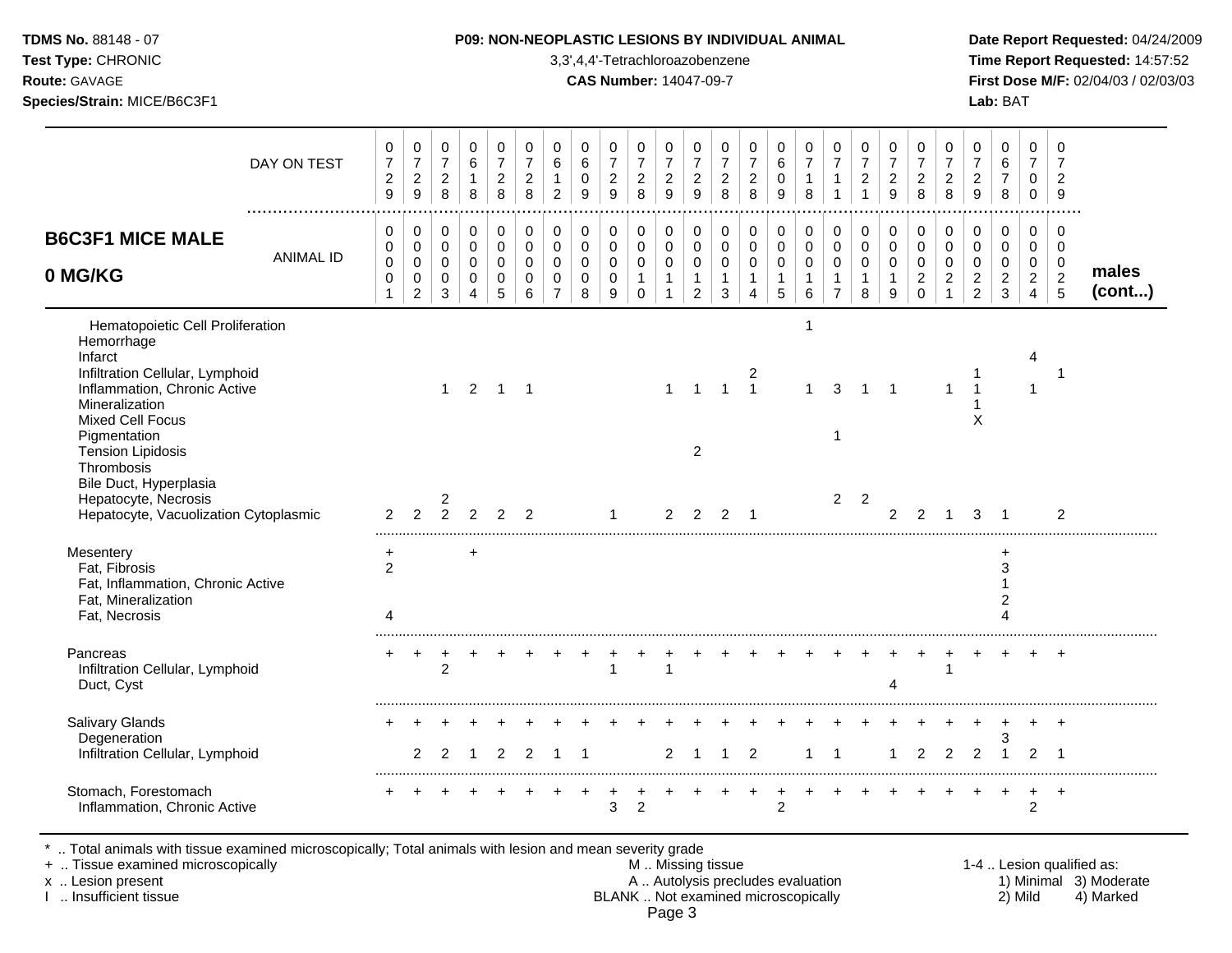**TDMS No.** 88148 - 07
**Test Type:** CHRONIC
**Route:** GAVAGE
**Species/Strain:** MICE/B6C3F1

**P09: NON-NEOPLASTIC LESIONS BY INDIVIDUAL ANIMAL**
3,3',4,4'-Tetrachloroazobenzene
**CAS Number:** 14047-09-7

**Date Report Requested:** 04/24/2009
**Time Report Requested:** 14:57:52
**First Dose M/F:** 02/04/03 / 02/03/03
**Lab:** BAT

## B6C3F1 MICE MALE 0 MG/KG — males (cont...)

| DAY ON TEST | 729 | 729 | 728 | 618 | 728 | 728 | 612 | 609 | 729 | 728 | 729 | 729 | 728 | 728 | 609 | 718 | 711 | 721 | 729 | 728 | 728 | 729 | 678 | 700 | 729 |
|---|---|---|---|---|---|---|---|---|---|---|---|---|---|---|---|---|---|---|---|---|---|---|---|---|---|
| ANIMAL ID | 0001 | 0002 | 0003 | 0004 | 0005 | 0006 | 0007 | 0008 | 0009 | 0010 | 0011 | 0012 | 0013 | 0014 | 0015 | 0016 | 0017 | 0018 | 0019 | 0020 | 0021 | 0022 | 0023 | 0024 | 0025 |
| Hematopoietic Cell Proliferation | | | | | | | | | | | | | | | | 1 | | | | | | | | | |
| Hemorrhage | | | | | | | | | | | | | | | | | | | | | | | | | |
| Infarct | | | | | | | | | | | | | | | | | | | | | | | | 4 | |
| Infiltration Cellular, Lymphoid | | | | | | | | | | | | | | 2 | | | | | | | | 1 | | | 1 |
| Inflammation, Chronic Active | | | 1 | 2 | 1 | 1 | | | | | 1 | 1 | 1 | 1 | | 1 | 3 | 1 | 1 | | 1 | 1 | | 1 | |
| Mineralization | | | | | | | | | | | | | | | | | | | | | | 1 | | | |
| Mixed Cell Focus | | | | | | | | | | | | | | | | | | | | | | X | | | |
| Pigmentation | | | | | | | | | | | | | | | | | 1 | | | | | | | | |
| Tension Lipidosis | | | | | | | | | | | | 2 | | | | | | | | | | | | | |
| Thrombosis | | | | | | | | | | | | | | | | | | | | | | | | | |
| Bile Duct, Hyperplasia | | | | | | | | | | | | | | | | | | | | | | | | | |
| Hepatocyte, Necrosis | | | 2 | | | | | | | | | | | | | | 2 | 2 | | | | | | | |
| Hepatocyte, Vacuolization Cytoplasmic | 2 | 2 | 2 | 2 | 2 | 2 | | | 1 | | 2 | 2 | 2 | 1 | | | | | 2 | 2 | 1 | 3 | 1 | | 2 |
| Mesentery | + | | | + | | | | | | | | | | | | | | | | | | | + | | |
| Fat, Fibrosis | 2 | | | | | | | | | | | | | | | | | | | | | | 3 | | |
| Fat, Inflammation, Chronic Active | | | | | | | | | | | | | | | | | | | | | | | 1 | | |
| Fat, Mineralization | | | | | | | | | | | | | | | | | | | | | | | 2 | | |
| Fat, Necrosis | 4 | | | | | | | | | | | | | | | | | | | | | | 4 | | |
| Pancreas | + | + | + | + | + | + | + | + | + | + | + | + | + | + | + | + | + | + | + | + | + | + | + | + | + |
| Infiltration Cellular, Lymphoid | | | 2 | | | | | | 1 | | 1 | | | | | | | | | | 1 | | | | |
| Duct, Cyst | | | | | | | | | | | | | | | | | | | 4 | | | | | | |
| Salivary Glands | + | + | + | + | + | + | + | + | + | + | + | + | + | + | + | + | + | + | + | + | + | + | + | + | + |
| Degeneration | | | | | | | | | | | | | | | | | | | | | | | 3 | | |
| Infiltration Cellular, Lymphoid | | 2 | 2 | 1 | 2 | 2 | 1 | 1 | | | 2 | 1 | 1 | 2 | | 1 | 1 | | 1 | 2 | 2 | 2 | 1 | 2 | 1 |
| Stomach, Forestomach | + | + | + | + | + | + | + | + | + | + | + | + | + | + | + | + | + | + | + | + | + | + | + | + | + |
| Inflammation, Chronic Active | | | | | | | | | 3 | 2 | | | | | 2 | | | | | | | | | 2 | |

\* .. Total animals with tissue examined microscopically; Total animals with lesion and mean severity grade
+ .. Tissue examined microscopically
x .. Lesion present
I .. Insufficient tissue

M .. Missing tissue
A .. Autolysis precludes evaluation
BLANK .. Not examined microscopically

1-4 .. Lesion qualified as:
1) Minimal 2) Mild 3) Moderate 4) Marked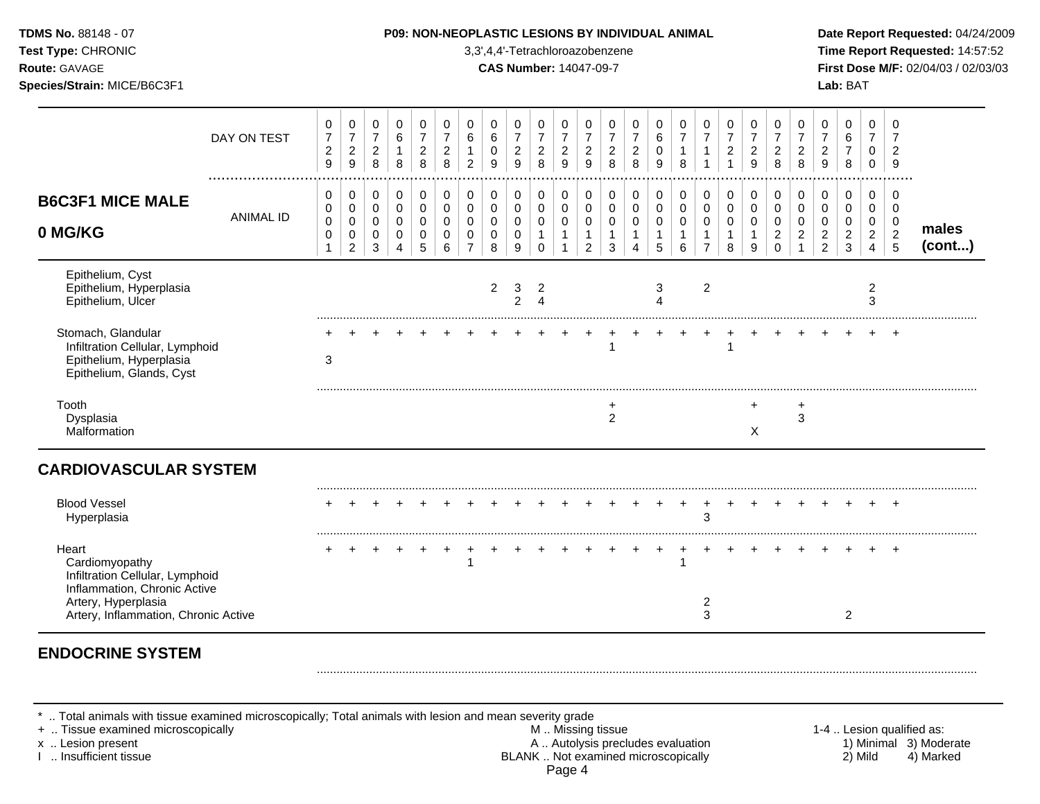# P09: NON-NEOPLASTIC LESIONS BY INDIVIDUAL ANIMAL

3,3',4,4'-Tetrachloroazobenzene

**CAS Number:** 14047-09-7

## B6C3F1 MICE MALE 0 MG/KG — males (cont...)

| | 1 | 2 | 3 | 4 | 5 | 6 | 7 | 8 | 9 | 10 | 11 | 12 | 13 | 14 | 15 | 16 | 17 | 18 | 19 | 20 | 21 | 22 | 23 | 24 | 25 |
|---|---|---|---|---|---|---|---|---|---|---|---|---|---|---|---|---|---|---|---|---|---|---|---|---|---|
| DAY ON TEST | 0729 | 0729 | 0728 | 0618 | 0728 | 0728 | 0612 | 0609 | 0729 | 0728 | 0729 | 0729 | 0728 | 0728 | 0609 | 0718 | 0711 | 0721 | 0729 | 0728 | 0728 | 0729 | 0678 | 0700 | 0729 |
| ANIMAL ID | 0001 | 0002 | 0003 | 0004 | 0005 | 0006 | 0007 | 0008 | 0009 | 0010 | 0011 | 0012 | 0013 | 0014 | 0015 | 0016 | 0017 | 0018 | 0019 | 0020 | 0021 | 0022 | 0023 | 0024 | 0025 |
| Epithelium, Cyst | | | | | | | | | | | | | | | | | | | | | | | | | |
| Epithelium, Hyperplasia | | | | | | | | 2 | 3 | 2 | | | | | 3 | | 2 | | | | | | | 2 | |
| Epithelium, Ulcer | | | | | | | | | 2 | 4 | | | | | 4 | | | | | | | | | 3 | |
| Stomach, Glandular | + | + | + | + | + | + | + | + | + | + | + | + | + | + | + | + | + | + | + | + | + | + | + | + | + |
| Infiltration Cellular, Lymphoid | | | | | | | | | | | | | 1 | | | | | 1 | | | | | | | |
| Epithelium, Hyperplasia | 3 | | | | | | | | | | | | | | | | | | | | | | | | |
| Epithelium, Glands, Cyst | | | | | | | | | | | | | | | | | | | | | | | | | |
| Tooth | | | | | | | | | | | | | + | | | | | | + | | + | | | | |
| Dysplasia | | | | | | | | | | | | | 2 | | | | | | | | 3 | | | | |
| Malformation | | | | | | | | | | | | | | | | | | | X | | | | | | |

## CARDIOVASCULAR SYSTEM

| | 1 | 2 | 3 | 4 | 5 | 6 | 7 | 8 | 9 | 10 | 11 | 12 | 13 | 14 | 15 | 16 | 17 | 18 | 19 | 20 | 21 | 22 | 23 | 24 | 25 |
|---|---|---|---|---|---|---|---|---|---|---|---|---|---|---|---|---|---|---|---|---|---|---|---|---|---|
| Blood Vessel | + | + | + | + | + | + | + | + | + | + | + | + | + | + | + | + | + | + | + | + | + | + | + | + | + |
| Hyperplasia | | | | | | | | | | | | | | | | | 3 | | | | | | | | |
| Heart | + | + | + | + | + | + | + | + | + | + | + | + | + | + | + | + | + | + | + | + | + | + | + | + | + |
| Cardiomyopathy | | | | | | | 1 | | | | | | | | | 1 | | | | | | | | | |
| Infiltration Cellular, Lymphoid | | | | | | | | | | | | | | | | | | | | | | | | | |
| Inflammation, Chronic Active | | | | | | | | | | | | | | | | | | | | | | | | | |
| Artery, Hyperplasia | | | | | | | | | | | | | | | | | 2 | | | | | | | | |
| Artery, Inflammation, Chronic Active | | | | | | | | | | | | | | | | | 3 | | | | | | 2 | | |

## ENDOCRINE SYSTEM

\* .. Total animals with tissue examined microscopically; Total animals with lesion and mean severity grade
\+ .. Tissue examined microscopically
x .. Lesion present
I .. Insufficient tissue
M .. Missing tissue
A .. Autolysis precludes evaluation
BLANK .. Not examined microscopically
1-4 .. Lesion qualified as: 1) Minimal 2) Mild 3) Moderate 4) Marked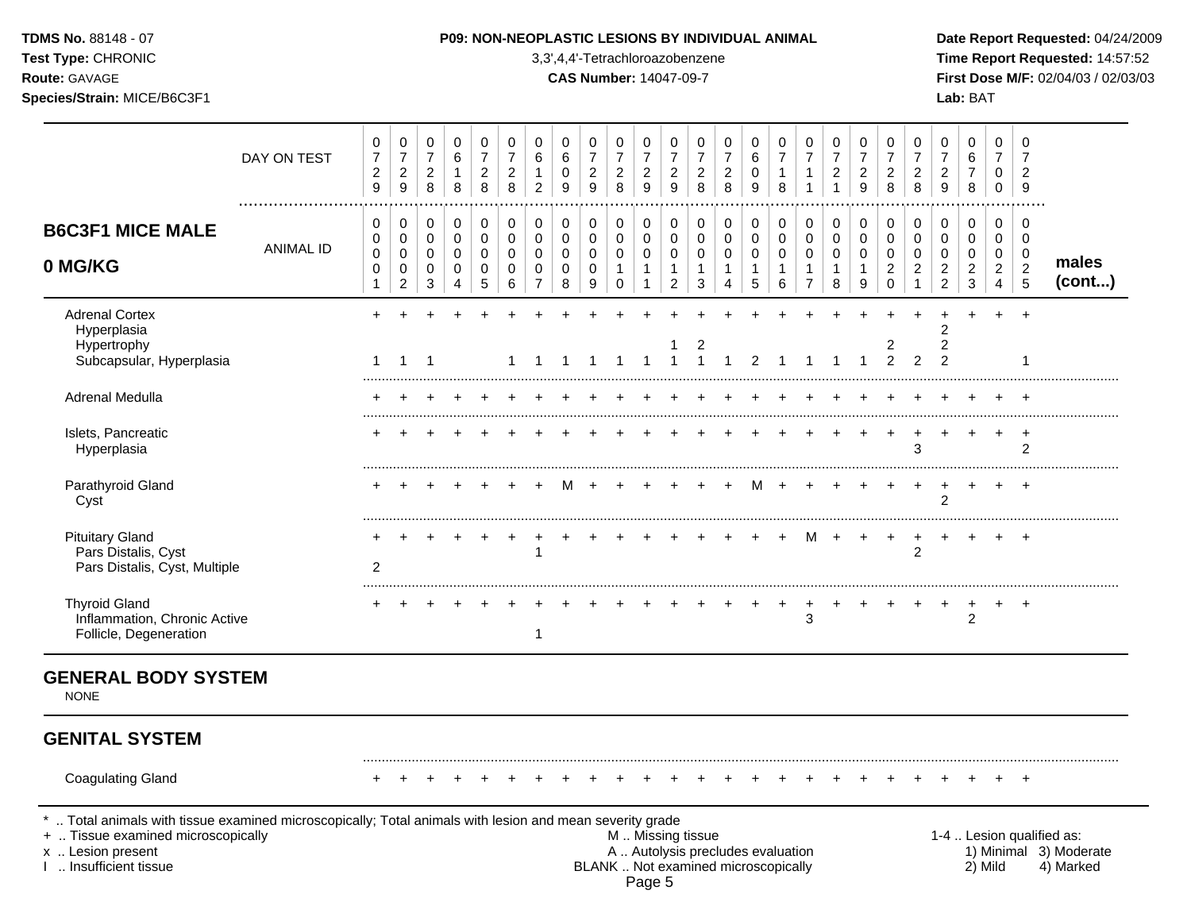**TDMS No.** 88148 - 07
**Test Type:** CHRONIC
**Route:** GAVAGE
**Species/Strain:** MICE/B6C3F1

**P09: NON-NEOPLASTIC LESIONS BY INDIVIDUAL ANIMAL**
3,3',4,4'-Tetrachloroazobenzene
**CAS Number:** 14047-09-7

**Date Report Requested:** 04/24/2009
**Time Report Requested:** 14:57:52
**First Dose M/F:** 02/04/03 / 02/03/03
**Lab:** BAT

| B6C3F1 MICE MALE 0 MG/KG | | | | | | | | | | | | | | | | | | | | | | | | | | |
|---|---|---|---|---|---|---|---|---|---|---|---|---|---|---|---|---|---|---|---|---|---|---|---|---|---|---|
| DAY ON TEST | 0729 | 0729 | 0728 | 0618 | 0728 | 0728 | 0612 | 0609 | 0729 | 0728 | 0729 | 0729 | 0728 | 0728 | 0609 | 0718 | 0711 | 0721 | 0729 | 0728 | 0728 | 0729 | 0678 | 0700 | 0729 | |
| ANIMAL ID | 0001 | 0002 | 0003 | 0004 | 0005 | 0006 | 0007 | 0008 | 0009 | 0010 | 0011 | 0012 | 0013 | 0014 | 0015 | 0016 | 0017 | 0018 | 0019 | 0020 | 0021 | 0022 | 0023 | 0024 | 0025 | **males (cont...)** |
| Adrenal Cortex | + | + | + | + | + | + | + | + | + | + | + | + | + | + | + | + | + | + | + | + | + | + | + | + | + | |
| Hyperplasia | | | | | | | | | | | | | | | | | | | | | | 2 | | | | |
| Hypertrophy | | | | | | | | | | | | 1 | 2 | | | | | | | 2 | | 2 | | | | |
| Subcapsular, Hyperplasia | 1 | 1 | 1 | | | 1 | 1 | 1 | 1 | 1 | 1 | 1 | 1 | 1 | 2 | 1 | 1 | 1 | 1 | 2 | 2 | 2 | | | 1 | |
| Adrenal Medulla | + | + | + | + | + | + | + | + | + | + | + | + | + | + | + | + | + | + | + | + | + | + | + | + | + | |
| Islets, Pancreatic | + | + | + | + | + | + | + | + | + | + | + | + | + | + | + | + | + | + | + | + | + | + | + | + | + | |
| Hyperplasia | | | | | | | | | | | | | | | | | | | | | 3 | | | | 2 | |
| Parathyroid Gland | + | + | + | + | + | + | + | M | + | + | + | + | + | + | M | + | + | + | + | + | + | + | + | + | + | |
| Cyst | | | | | | | | | | | | | | | | | | | | | | 2 | | | | |
| Pituitary Gland | + | + | + | + | + | + | + | + | + | + | + | + | + | + | + | + | M | + | + | + | + | + | + | + | + | |
| Pars Distalis, Cyst | | | | | | | 1 | | | | | | | | | | | | | | 2 | | | | | |
| Pars Distalis, Cyst, Multiple | 2 | | | | | | | | | | | | | | | | | | | | | | | | | |
| Thyroid Gland | + | + | + | + | + | + | + | + | + | + | + | + | + | + | + | + | + | + | + | + | + | + | + | + | + | |
| Inflammation, Chronic Active | | | | | | | | | | | | | | | | | 3 | | | | | | 2 | | | |
| Follicle, Degeneration | | | | | | | 1 | | | | | | | | | | | | | | | | | | | |

## GENERAL BODY SYSTEM

NONE

## GENITAL SYSTEM

| | | | | | | | | | | | | | | | | | | | | | | | | | |
|---|---|---|---|---|---|---|---|---|---|---|---|---|---|---|---|---|---|---|---|---|---|---|---|---|---|
| Coagulating Gland | + | + | + | + | + | + | + | + | + | + | + | + | + | + | + | + | + | + | + | + | + | + | + | + | + |

\* .. Total animals with tissue examined microscopically; Total animals with lesion and mean severity grade
\+ .. Tissue examined microscopically
x .. Lesion present
I .. Insufficient tissue

M .. Missing tissue
A .. Autolysis precludes evaluation
BLANK .. Not examined microscopically

1-4 .. Lesion qualified as: 1) Minimal 2) Mild 3) Moderate 4) Marked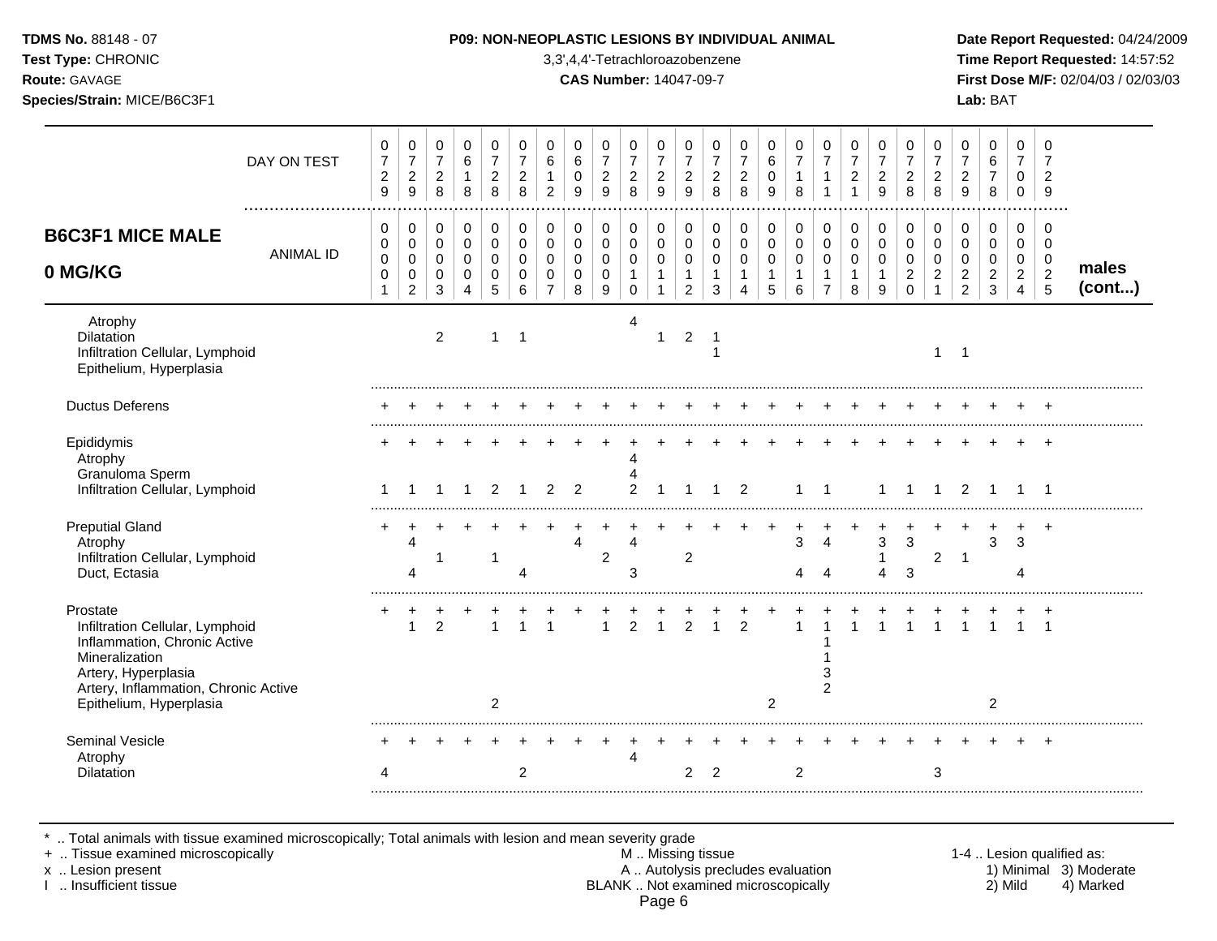**TDMS No.** 88148 - 07
**Test Type:** CHRONIC
**Route:** GAVAGE
**Species/Strain:** MICE/B6C3F1

**P09: NON-NEOPLASTIC LESIONS BY INDIVIDUAL ANIMAL**
3,3',4,4'-Tetrachloroazobenzene
**CAS Number:** 14047-09-7

**Date Report Requested:** 04/24/2009
**Time Report Requested:** 14:57:52
**First Dose M/F:** 02/04/03 / 02/03/03
**Lab:** BAT

## B6C3F1 MICE MALE 0 MG/KG

| DAY ON TEST | 0729 | 0729 | 0728 | 0618 | 0728 | 0728 | 0612 | 0609 | 0729 | 0728 | 0729 | 0729 | 0728 | 0728 | 0609 | 0718 | 0711 | 0721 | 0729 | 0728 | 0728 | 0729 | 0678 | 0700 | 0729 |
|---|---|---|---|---|---|---|---|---|---|---|---|---|---|---|---|---|---|---|---|---|---|---|---|---|---|
| **ANIMAL ID** | 0001 | 0002 | 0003 | 0004 | 0005 | 0006 | 0007 | 0008 | 0009 | 0010 | 0011 | 0012 | 0013 | 0014 | 0015 | 0016 | 0017 | 0018 | 0019 | 0020 | 0021 | 0022 | 0023 | 0024 | 0025 |
| Atrophy | | | | | | | | | | 4 | | | | | | | | | | | | | | | |
| Dilatation | | | 2 | | 1 | 1 | | | | | 1 | 2 | 1 | | | | | | | | | | | | |
| Infiltration Cellular, Lymphoid | | | | | | | | | | | | | 1 | | | | | | | | 1 | 1 | | | |
| Epithelium, Hyperplasia | | | | | | | | | | | | | | | | | | | | | | | | | |
| Ductus Deferens | + | + | + | + | + | + | + | + | + | + | + | + | + | + | + | + | + | + | + | + | + | + | + | + | + |
| Epididymis | + | + | + | + | + | + | + | + | + | + | + | + | + | + | + | + | + | + | + | + | + | + | + | + | + |
| Atrophy | | | | | | | | | | 4 | | | | | | | | | | | | | | | |
| Granuloma Sperm | | | | | | | | | | 4 | | | | | | | | | | | | | | | |
| Infiltration Cellular, Lymphoid | 1 | 1 | 1 | 1 | 2 | 1 | 2 | 2 | | 2 | 1 | 1 | 1 | 2 | | 1 | 1 | | 1 | 1 | 1 | 2 | 1 | 1 | 1 |
| Preputial Gland | + | + | + | + | + | + | + | + | + | + | + | + | + | + | + | + | + | + | + | + | + | + | + | + | + |
| Atrophy | | 4 | | | | | | 4 | | 4 | | | | | | 3 | 4 | | 3 | 3 | | | 3 | 3 | |
| Infiltration Cellular, Lymphoid | | | 1 | | 1 | | | | 2 | | | 2 | | | | | | | 1 | | 2 | 1 | | | |
| Duct, Ectasia | | 4 | | | | 4 | | | | 3 | | | | | | 4 | 4 | | 4 | 3 | | | | 4 | |
| Prostate | + | + | + | + | + | + | + | + | + | + | + | + | + | + | + | + | + | + | + | + | + | + | + | + | + |
| Infiltration Cellular, Lymphoid | | 1 | 2 | | 1 | 1 | 1 | | 1 | 2 | 1 | 2 | 1 | 2 | | 1 | 1 | 1 | 1 | 1 | 1 | 1 | 1 | 1 | 1 |
| Inflammation, Chronic Active | | | | | | | | | | | | | | | | | 1 | | | | | | | | |
| Mineralization | | | | | | | | | | | | | | | | | 1 | | | | | | | | |
| Artery, Hyperplasia | | | | | | | | | | | | | | | | | 3 | | | | | | | | |
| Artery, Inflammation, Chronic Active | | | | | | | | | | | | | | | | | 2 | | | | | | | | |
| Epithelium, Hyperplasia | | | | | 2 | | | | | | | | | | 2 | | | | | | | | 2 | | |
| Seminal Vesicle | + | + | + | + | + | + | + | + | + | + | + | + | + | + | + | + | + | + | + | + | + | + | + | + | + |
| Atrophy | | | | | | | | | | 4 | | | | | | | | | | | | | | | |
| Dilatation | 4 | | | | | 2 | | | | | | 2 | 2 | | | 2 | | | | | 3 | | | | |

males (cont...)

\* .. Total animals with tissue examined microscopically; Total animals with lesion and mean severity grade
+ .. Tissue examined microscopically
x .. Lesion present
I .. Insufficient tissue

M .. Missing tissue
A .. Autolysis precludes evaluation
BLANK .. Not examined microscopically

1-4 .. Lesion qualified as:
1) Minimal 2) Mild 3) Moderate 4) Marked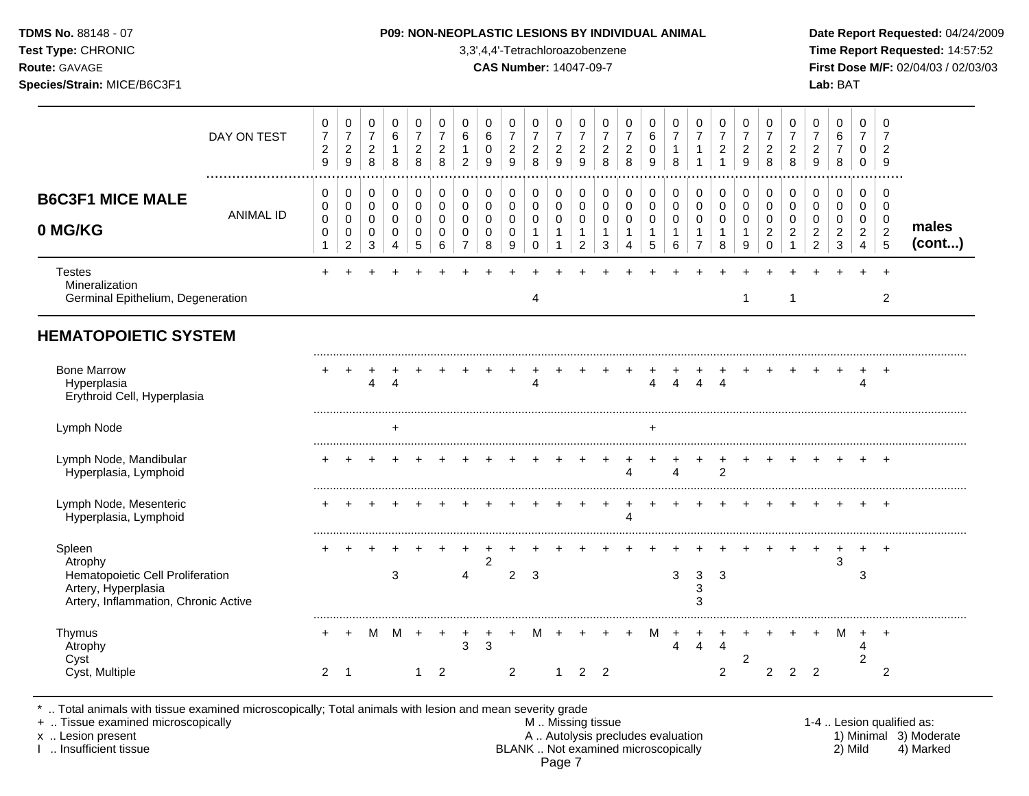**TDMS No.** 88148 - 07
**Test Type:** CHRONIC
**Route:** GAVAGE
**Species/Strain:** MICE/B6C3F1

**P09: NON-NEOPLASTIC LESIONS BY INDIVIDUAL ANIMAL**
3,3',4,4'-Tetrachloroazobenzene
**CAS Number:** 14047-09-7

**Date Report Requested:** 04/24/2009
**Time Report Requested:** 14:57:52
**First Dose M/F:** 02/04/03 / 02/03/03
**Lab:** BAT

## B6C3F1 MICE MALE 0 MG/KG

| DAY ON TEST | 0729 | 0729 | 0728 | 0618 | 0728 | 0728 | 0612 | 0609 | 0729 | 0728 | 0729 | 0729 | 0728 | 0728 | 0609 | 0718 | 0711 | 0721 | 0729 | 0728 | 0728 | 0729 | 0678 | 0700 | 0729 | |
|---|---|---|---|---|---|---|---|---|---|---|---|---|---|---|---|---|---|---|---|---|---|---|---|---|---|---|
| ANIMAL ID | 0001 | 0002 | 0003 | 0004 | 0005 | 0006 | 0007 | 0008 | 0009 | 0010 | 0011 | 0012 | 0013 | 0014 | 0015 | 0016 | 0017 | 0018 | 0019 | 0020 | 0021 | 0022 | 0023 | 0024 | 0025 | **males (cont...)** |
| Testes | + | + | + | + | + | + | + | + | + | + | + | + | + | + | + | + | + | + | + | + | + | + | + | + | + | |
| Mineralization | | | | | | | | | | | | | | | | | | | | | | | | | | |
| Germinal Epithelium, Degeneration | | | | | | | | | | 4 | | | | | | | | | 1 | | 1 | | | | 2 | |
| **HEMATOPOIETIC SYSTEM** | | | | | | | | | | | | | | | | | | | | | | | | | | |
| Bone Marrow | + | + | + | + | + | + | + | + | + | + | + | + | + | + | + | + | + | + | + | + | + | + | + | + | + | |
| Hyperplasia | | | 4 | 4 | | | | | | 4 | | | | | 4 | 4 | 4 | 4 | | | | | | 4 | | |
| Erythroid Cell, Hyperplasia | | | | | | | | | | | | | | | | | | | | | | | | | | |
| Lymph Node | | | | + | | | | | | | | | | | + | | | | | | | | | | | |
| Lymph Node, Mandibular | + | + | + | + | + | + | + | + | + | + | + | + | + | + | + | + | + | + | + | + | + | + | + | + | + | |
| Hyperplasia, Lymphoid | | | | | | | | | | | | | | 4 | | 4 | | 2 | | | | | | | | |
| Lymph Node, Mesenteric | + | + | + | + | + | + | + | + | + | + | + | + | + | + | + | + | + | + | + | + | + | + | + | + | + | |
| Hyperplasia, Lymphoid | | | | | | | | | | | | | | 4 | | | | | | | | | | | | |
| Spleen | + | + | + | + | + | + | + | + | + | + | + | + | + | + | + | + | + | + | + | + | + | + | + | + | + | |
| Atrophy | | | | | | | | 2 | | | | | | | | | | | | | | | 3 | | | |
| Hematopoietic Cell Proliferation | | | | 3 | | | 4 | | 2 | 3 | | | | | | 3 | 3 | 3 | | | | | | 3 | | |
| Artery, Hyperplasia | | | | | | | | | | | | | | | | | 3 | | | | | | | | | |
| Artery, Inflammation, Chronic Active | | | | | | | | | | | | | | | | | 3 | | | | | | | | | |
| Thymus | + | + | M | M | + | + | + | + | + | M | + | + | + | + | M | + | + | + | + | + | + | + | M | + | + | |
| Atrophy | | | | | | | 3 | 3 | | | | | | | | 4 | 4 | 4 | | | | | | 4 | | |
| Cyst | | | | | | | | | | | | | | | | | | | 2 | | | | | 2 | | |
| Cyst, Multiple | 2 | 1 | | | 1 | 2 | | | 2 | | 1 | 2 | 2 | | | | | 2 | | 2 | 2 | 2 | | | 2 | |

\* .. Total animals with tissue examined microscopically; Total animals with lesion and mean severity grade
\+ .. Tissue examined microscopically
x .. Lesion present
I .. Insufficient tissue

M .. Missing tissue
A .. Autolysis precludes evaluation
BLANK .. Not examined microscopically

1-4 .. Lesion qualified as:
1) Minimal 2) Mild 3) Moderate 4) Marked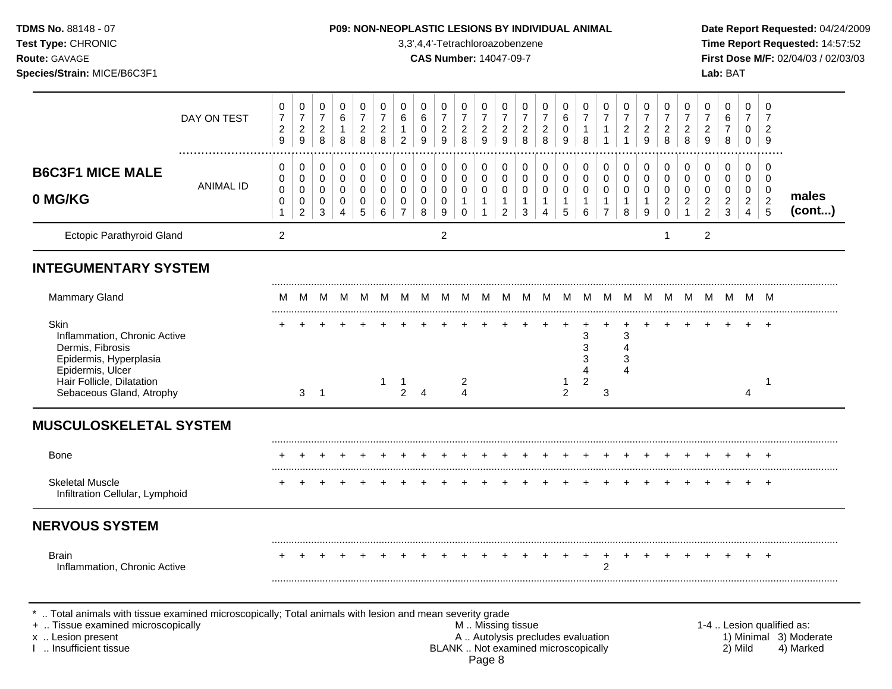**TDMS No.** 88148 - 07
**Test Type:** CHRONIC
**Route:** GAVAGE
**Species/Strain:** MICE/B6C3F1

**P09: NON-NEOPLASTIC LESIONS BY INDIVIDUAL ANIMAL**
3,3',4,4'-Tetrachloroazobenzene
**CAS Number:** 14047-09-7

**Date Report Requested:** 04/24/2009
**Time Report Requested:** 14:57:52
**First Dose M/F:** 02/04/03 / 02/03/03
**Lab:** BAT

## B6C3F1 MICE MALE 0 MG/KG — males (cont...)

| | 1 | 2 | 3 | 4 | 5 | 6 | 7 | 8 | 9 | 10 | 11 | 12 | 13 | 14 | 15 | 16 | 17 | 18 | 19 | 20 | 21 | 22 | 23 | 24 | 25 |
|---|---|---|---|---|---|---|---|---|---|---|---|---|---|---|---|---|---|---|---|---|---|---|---|---|---|
| DAY ON TEST | 0729 | 0729 | 0728 | 0618 | 0728 | 0728 | 0612 | 0609 | 0729 | 0728 | 0729 | 0729 | 0728 | 0728 | 0609 | 0718 | 0711 | 0721 | 0729 | 0728 | 0728 | 0729 | 0678 | 0700 | 0729 |
| ANIMAL ID | 0001 | 0002 | 0003 | 0004 | 0005 | 0006 | 0007 | 0008 | 0009 | 0010 | 0011 | 0012 | 0013 | 0014 | 0015 | 0016 | 0017 | 0018 | 0019 | 0020 | 0021 | 0022 | 0023 | 0024 | 0025 |
| Ectopic Parathyroid Gland | 2 | | | | | | | | 2 | | | | | | | | | | | 1 | | 2 | | | |
| **INTEGUMENTARY SYSTEM** | | | | | | | | | | | | | | | | | | | | | | | | | |
| Mammary Gland | M | M | M | M | M | M | M | M | M | M | M | M | M | M | M | M | M | M | M | M | M | M | M | M | M |
| Skin | + | + | + | + | + | + | + | + | + | + | + | + | + | + | + | + | + | + | + | + | + | + | + | + | + |
| Inflammation, Chronic Active | | | | | | | | | | | | | | | | 3 | | 3 | | | | | | | |
| Dermis, Fibrosis | | | | | | | | | | | | | | | | 3 | | 4 | | | | | | | |
| Epidermis, Hyperplasia | | | | | | | | | | | | | | | | 3 | | 3 | | | | | | | |
| Epidermis, Ulcer | | | | | | | | | | | | | | | | 4 | | 4 | | | | | | | |
| Hair Follicle, Dilatation | | | | | | 1 | 1 | | | 2 | | | | | 1 | 2 | | | | | | | | | 1 |
| Sebaceous Gland, Atrophy | | 3 | 1 | | | | 2 | 4 | | 4 | | | | | 2 | | 3 | | | | | | | 4 | |
| **MUSCULOSKELETAL SYSTEM** | | | | | | | | | | | | | | | | | | | | | | | | | |
| Bone | + | + | + | + | + | + | + | + | + | + | + | + | + | + | + | + | + | + | + | + | + | + | + | + | + |
| Skeletal Muscle | + | + | + | + | + | + | + | + | + | + | + | + | + | + | + | + | + | + | + | + | + | + | + | + | + |
| Infiltration Cellular, Lymphoid | | | | | | | | | | | | | | | | | | | | | | | | | |
| **NERVOUS SYSTEM** | | | | | | | | | | | | | | | | | | | | | | | | | |
| Brain | + | + | + | + | + | + | + | + | + | + | + | + | + | + | + | + | + | + | + | + | + | + | + | + | + |
| Inflammation, Chronic Active | | | | | | | | | | | | | | | | | 2 | | | | | | | | |

\* .. Total animals with tissue examined microscopically; Total animals with lesion and mean severity grade
\+ .. Tissue examined microscopically
x .. Lesion present
I .. Insufficient tissue

M .. Missing tissue
A .. Autolysis precludes evaluation
BLANK .. Not examined microscopically

1-4 .. Lesion qualified as:
1) Minimal 2) Mild 3) Moderate 4) Marked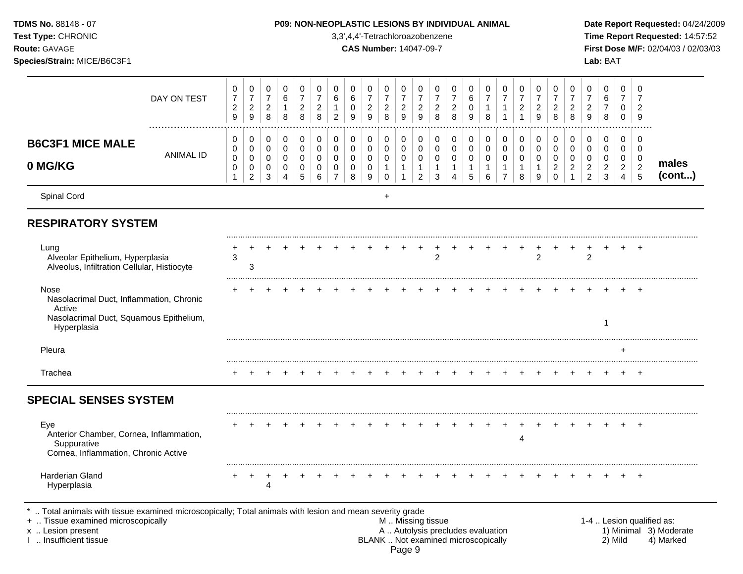## B6C3F1 MICE MALE 0 MG/KG

| | 1 | 2 | 3 | 4 | 5 | 6 | 7 | 8 | 9 | 10 | 11 | 12 | 13 | 14 | 15 | 16 | 17 | 18 | 19 | 20 | 21 | 22 | 23 | 24 | 25 | |
|---|---|---|---|---|---|---|---|---|---|---|---|---|---|---|---|---|---|---|---|---|---|---|---|---|---|---|
| DAY ON TEST | 0729 | 0729 | 0728 | 0618 | 0728 | 0728 | 0612 | 0609 | 0729 | 0728 | 0729 | 0729 | 0728 | 0728 | 0609 | 0718 | 0711 | 0721 | 0729 | 0728 | 0728 | 0729 | 0678 | 0700 | 0729 | |
| ANIMAL ID | 0001 | 0002 | 0003 | 0004 | 0005 | 0006 | 0007 | 0008 | 0009 | 0010 | 0011 | 0012 | 0013 | 0014 | 0015 | 0016 | 0017 | 0018 | 0019 | 0020 | 0021 | 0022 | 0023 | 0024 | 0025 | **males (cont...)** |
| Spinal Cord | | | | | | | | | | + | | | | | | | | | | | | | | | | |
| **RESPIRATORY SYSTEM** | | | | | | | | | | | | | | | | | | | | | | | | | | |
| Lung | + | + | + | + | + | + | + | + | + | + | + | + | + | + | + | + | + | + | + | + | + | + | + | + | + | |
| Alveolar Epithelium, Hyperplasia | 3 | | | | | | | | | | | | 2 | | | | | | 2 | | | 2 | | | | |
| Alveolus, Infiltration Cellular, Histiocyte | | 3 | | | | | | | | | | | | | | | | | | | | | | | | |
| Nose | + | + | + | + | + | + | + | + | + | + | + | + | + | + | + | + | + | + | + | + | + | + | + | + | + | |
| Nasolacrimal Duct, Inflammation, Chronic Active | | | | | | | | | | | | | | | | | | | | | | | | | | |
| Nasolacrimal Duct, Squamous Epithelium, Hyperplasia | | | | | | | | | | | | | | | | | | | | | | | 1 | | | |
| Pleura | | | | | | | | | | | | | | | | | | | | | | | | + | | |
| Trachea | + | + | + | + | + | + | + | + | + | + | + | + | + | + | + | + | + | + | + | + | + | + | + | + | + | |
| **SPECIAL SENSES SYSTEM** | | | | | | | | | | | | | | | | | | | | | | | | | | |
| Eye | + | + | + | + | + | + | + | + | + | + | + | + | + | + | + | + | + | + | + | + | + | + | + | + | + | |
| Anterior Chamber, Cornea, Inflammation, Suppurative | | | | | | | | | | | | | | | | | | 4 | | | | | | | | |
| Cornea, Inflammation, Chronic Active | | | | | | | | | | | | | | | | | | | | | | | | | | |
| Harderian Gland | + | + | + | + | + | + | + | + | + | + | + | + | + | + | + | + | + | + | + | + | + | + | + | + | + | |
| Hyperplasia | | | 4 | | | | | | | | | | | | | | | | | | | | | | | |

\* .. Total animals with tissue examined microscopically; Total animals with lesion and mean severity grade
+ .. Tissue examined microscopically
x .. Lesion present
I .. Insufficient tissue
M .. Missing tissue
A .. Autolysis precludes evaluation
BLANK .. Not examined microscopically
1-4 .. Lesion qualified as: 1) Minimal 2) Mild 3) Moderate 4) Marked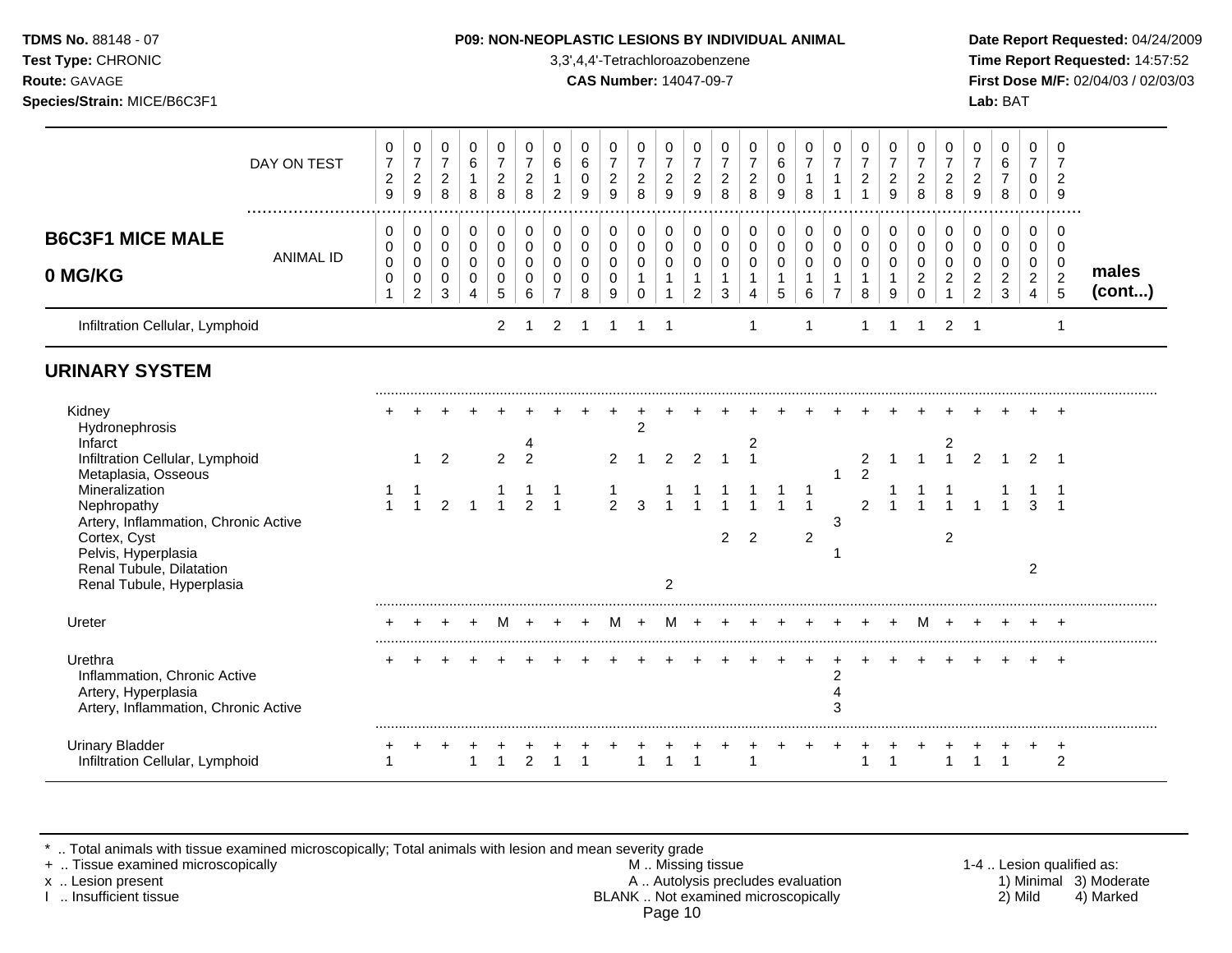**TDMS No.** 88148 - 07
**Test Type:** CHRONIC
**Route:** GAVAGE
**Species/Strain:** MICE/B6C3F1

**P09: NON-NEOPLASTIC LESIONS BY INDIVIDUAL ANIMAL**
3,3',4,4'-Tetrachloroazobenzene
**CAS Number:** 14047-09-7

**Date Report Requested:** 04/24/2009
**Time Report Requested:** 14:57:52
**First Dose M/F:** 02/04/03 / 02/03/03
**Lab:** BAT

| DAY ON TEST | 0729 | 0729 | 0728 | 0618 | 0728 | 0728 | 0612 | 0609 | 0729 | 0728 | 0729 | 0729 | 0728 | 0728 | 0609 | 0718 | 0711 | 0721 | 0729 | 0728 | 0728 | 0729 | 0678 | 0700 | 0729 | |
|---|---|---|---|---|---|---|---|---|---|---|---|---|---|---|---|---|---|---|---|---|---|---|---|---|---|---|
| **B6C3F1 MICE MALE 0 MG/KG** — ANIMAL ID | 0001 | 0002 | 0003 | 0004 | 0005 | 0006 | 0007 | 0008 | 0009 | 0010 | 0011 | 0012 | 0013 | 0014 | 0015 | 0016 | 0017 | 0018 | 0019 | 0020 | 0021 | 0022 | 0023 | 0024 | 0025 | **males (cont...)** |
| Infiltration Cellular, Lymphoid | | | | | 2 | 1 | 2 | 1 | 1 | 1 | 1 | | | 1 | | 1 | | 1 | 1 | 1 | 2 | 1 | | | 1 | |
| **URINARY SYSTEM** | | | | | | | | | | | | | | | | | | | | | | | | | | |
| Kidney | + | + | + | + | + | + | + | + | + | + | + | + | + | + | + | + | + | + | + | + | + | + | + | + | + | |
| Hydronephrosis | | | | | | | | | | 2 | | | | | | | | | | | | | | | | |
| Infarct | | | | | | 4 | | | | | | | | 2 | | | | | | | 2 | | | | | |
| Infiltration Cellular, Lymphoid | | 1 | 2 | | 2 | 2 | | | 2 | 1 | 2 | 2 | 1 | 1 | | | | 2 | 1 | 1 | 1 | 2 | 1 | 2 | 1 | |
| Metaplasia, Osseous | | | | | | | | | | | | | | | | | 1 | 2 | | | | | | | | |
| Mineralization | 1 | 1 | | | 1 | 1 | 1 | | 1 | | 1 | 1 | 1 | 1 | 1 | 1 | | | 1 | 1 | 1 | | 1 | 1 | 1 | |
| Nephropathy | 1 | 1 | 2 | 1 | 1 | 2 | 1 | | 2 | 3 | 1 | 1 | 1 | 1 | 1 | 1 | | 2 | 1 | 1 | 1 | 1 | 1 | 3 | 1 | |
| Artery, Inflammation, Chronic Active | | | | | | | | | | | | | | | | | 3 | | | | | | | | | |
| Cortex, Cyst | | | | | | | | | | | | | 2 | 2 | | 2 | | | | | 2 | | | | | |
| Pelvis, Hyperplasia | | | | | | | | | | | | | | | | | 1 | | | | | | | | | |
| Renal Tubule, Dilatation | | | | | | | | | | | | | | | | | | | | | | | | 2 | | |
| Renal Tubule, Hyperplasia | | | | | | | | | | | 2 | | | | | | | | | | | | | | | |
| Ureter | + | + | + | + | M | + | + | + | M | + | M | + | + | + | + | + | + | + | + | M | + | + | + | + | + | |
| Urethra | + | + | + | + | + | + | + | + | + | + | + | + | + | + | + | + | + | + | + | + | + | + | + | + | + | |
| Inflammation, Chronic Active | | | | | | | | | | | | | | | | | 2 | | | | | | | | | |
| Artery, Hyperplasia | | | | | | | | | | | | | | | | | 4 | | | | | | | | | |
| Artery, Inflammation, Chronic Active | | | | | | | | | | | | | | | | | 3 | | | | | | | | | |
| Urinary Bladder | + | + | + | + | + | + | + | + | + | + | + | + | + | + | + | + | + | + | + | + | + | + | + | + | + | |
| Infiltration Cellular, Lymphoid | 1 | | | 1 | 1 | 2 | 1 | 1 | | 1 | 1 | 1 | | 1 | | | | 1 | 1 | | 1 | 1 | 1 | | 2 | |

\* .. Total animals with tissue examined microscopically; Total animals with lesion and mean severity grade
\+ .. Tissue examined microscopically
x .. Lesion present
I .. Insufficient tissue

M .. Missing tissue
A .. Autolysis precludes evaluation
BLANK .. Not examined microscopically

1-4 .. Lesion qualified as:
1) Minimal 2) Mild 3) Moderate 4) Marked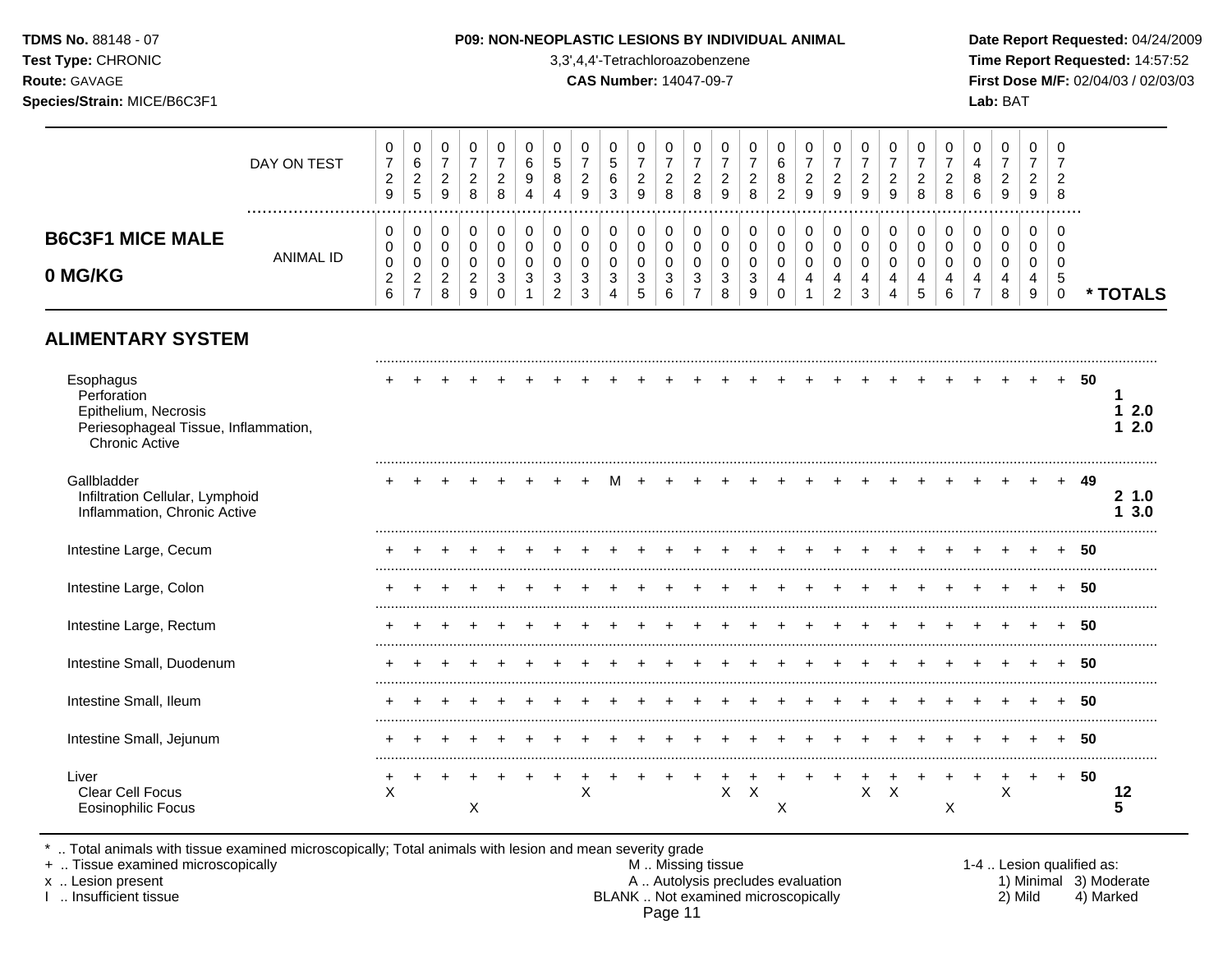**TDMS No.** 88148 - 07
**Test Type:** CHRONIC
**Route:** GAVAGE
**Species/Strain:** MICE/B6C3F1

**P09: NON-NEOPLASTIC LESIONS BY INDIVIDUAL ANIMAL**
3,3',4,4'-Tetrachloroazobenzene
**CAS Number:** 14047-09-7

**Date Report Requested:** 04/24/2009
**Time Report Requested:** 14:57:52
**First Dose M/F:** 02/04/03 / 02/03/03
**Lab:** BAT

## B6C3F1 MICE MALE 0 MG/KG

| DAY ON TEST | 0729 | 0625 | 0729 | 0728 | 0728 | 0694 | 0584 | 0729 | 0563 | 0729 | 0728 | 0728 | 0729 | 0728 | 0682 | 0729 | 0729 | 0729 | 0729 | 0728 | 0728 | 0486 | 0729 | 0729 | 0728 | |
|---|---|---|---|---|---|---|---|---|---|---|---|---|---|---|---|---|---|---|---|---|---|---|---|---|---|---|
| **ANIMAL ID** | 00026 | 00027 | 00028 | 00029 | 00030 | 00031 | 00032 | 00033 | 00034 | 00035 | 00036 | 00037 | 00038 | 00039 | 00040 | 00041 | 00042 | 00043 | 00044 | 00045 | 00046 | 00047 | 00048 | 00049 | 00050 | *** TOTALS** |
| **ALIMENTARY SYSTEM** | | | | | | | | | | | | | | | | | | | | | | | | | | |
| Esophagus | + | + | + | + | + | + | + | + | + | + | + | + | + | + | + | + | + | + | + | + | + | + | + | + | + | 50 |
| Perforation | | | | | | | | | | | | | | | | | | | | | | | | | | 1 |
| Epithelium, Necrosis | | | | | | | | | | | | | | | | | | | | | | | | | | 1 2.0 |
| Periesophageal Tissue, Inflammation, Chronic Active | | | | | | | | | | | | | | | | | | | | | | | | | | 1 2.0 |
| Gallbladder | + | + | + | + | + | + | + | + | M | + | + | + | + | + | + | + | + | + | + | + | + | + | + | + | + | 49 |
| Infiltration Cellular, Lymphoid | | | | | | | | | | | | | | | | | | | | | | | | | | 2 1.0 |
| Inflammation, Chronic Active | | | | | | | | | | | | | | | | | | | | | | | | | | 1 3.0 |
| Intestine Large, Cecum | + | + | + | + | + | + | + | + | + | + | + | + | + | + | + | + | + | + | + | + | + | + | + | + | + | 50 |
| Intestine Large, Colon | + | + | + | + | + | + | + | + | + | + | + | + | + | + | + | + | + | + | + | + | + | + | + | + | + | 50 |
| Intestine Large, Rectum | + | + | + | + | + | + | + | + | + | + | + | + | + | + | + | + | + | + | + | + | + | + | + | + | + | 50 |
| Intestine Small, Duodenum | + | + | + | + | + | + | + | + | + | + | + | + | + | + | + | + | + | + | + | + | + | + | + | + | + | 50 |
| Intestine Small, Ileum | + | + | + | + | + | + | + | + | + | + | + | + | + | + | + | + | + | + | + | + | + | + | + | + | + | 50 |
| Intestine Small, Jejunum | + | + | + | + | + | + | + | + | + | + | + | + | + | + | + | + | + | + | + | + | + | + | + | + | + | 50 |
| Liver | + | + | + | + | + | + | + | + | + | + | + | + | + | + | + | + | + | + | + | + | + | + | + | + | + | 50 |
| Clear Cell Focus | X | | | | | | | X | | | | | X | X | | | | X | X | | | | X | | | 12 |
| Eosinophilic Focus | | | | X | | | | | | | | | | | X | | | | | | X | | | | | 5 |

\* .. Total animals with tissue examined microscopically; Total animals with lesion and mean severity grade
\+ .. Tissue examined microscopically
x .. Lesion present
I .. Insufficient tissue

M .. Missing tissue
A .. Autolysis precludes evaluation
BLANK .. Not examined microscopically

1-4 .. Lesion qualified as:
1) Minimal 2) Mild 3) Moderate 4) Marked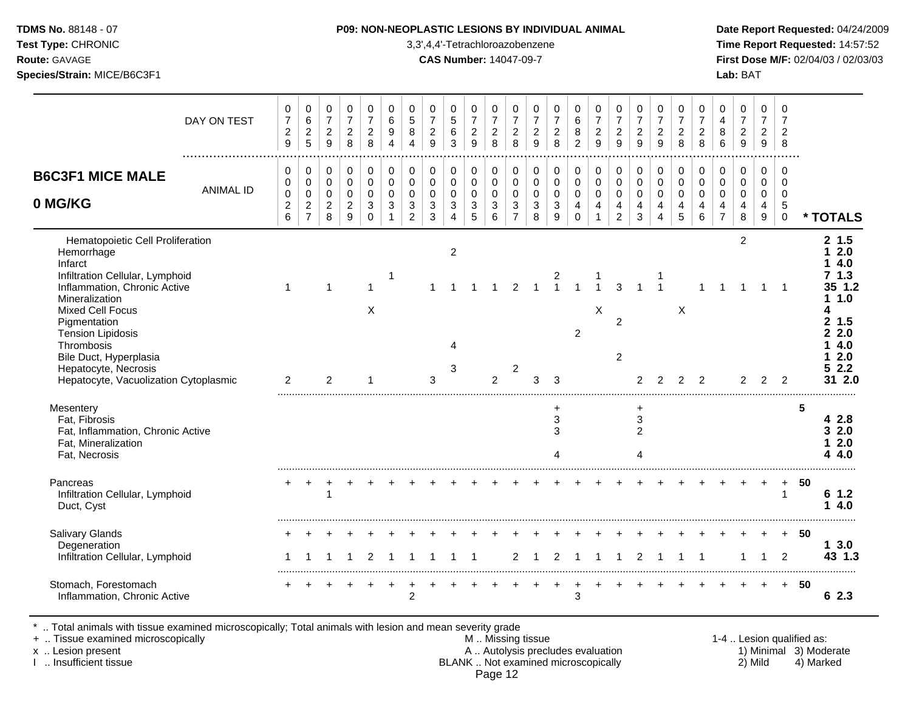**TDMS No.** 88148 - 07
**Test Type:** CHRONIC
**Route:** GAVAGE
**Species/Strain:** MICE/B6C3F1

**P09: NON-NEOPLASTIC LESIONS BY INDIVIDUAL ANIMAL**
3,3',4,4'-Tetrachloroazobenzene
**CAS Number:** 14047-09-7

**Date Report Requested:** 04/24/2009
**Time Report Requested:** 14:57:52
**First Dose M/F:** 02/04/03 / 02/03/03
**Lab:** BAT

## B6C3F1 MICE MALE 0 MG/KG

| DAY ON TEST | 0729 | 0625 | 0729 | 0728 | 0728 | 0694 | 0584 | 0729 | 0563 | 0729 | 0728 | 0728 | 0729 | 0728 | 0682 | 0729 | 0729 | 0729 | 0729 | 0728 | 0728 | 0486 | 0729 | 0729 | 0728 | |
|---|---|---|---|---|---|---|---|---|---|---|---|---|---|---|---|---|---|---|---|---|---|---|---|---|---|---|
| **ANIMAL ID** | 0026 | 0027 | 0028 | 0029 | 0030 | 0031 | 0032 | 0033 | 0034 | 0035 | 0036 | 0037 | 0038 | 0039 | 0040 | 0041 | 0042 | 0043 | 0044 | 0045 | 0046 | 0047 | 0048 | 0049 | 0050 | *** TOTALS** |
| Hematopoietic Cell Proliferation | | | | | | | | | | | | | | | | | | | | | | | 2 | | | 2 1.5 |
| Hemorrhage | | | | | | | | | 2 | | | | | | | | | | | | | | | | | 1 2.0 |
| Infarct | | | | | | | | | | | | | | | | | | | | | | | | | | 1 4.0 |
| Infiltration Cellular, Lymphoid | | | | | | 1 | | | | | | | | 2 | | 1 | | | 1 | | | | | | | 7 1.3 |
| Inflammation, Chronic Active | 1 | | 1 | | 1 | | | 1 | 1 | 1 | 1 | 2 | 1 | 1 | 1 | 1 | 3 | 1 | 1 | | 1 | 1 | 1 | 1 | 1 | 35 1.2 |
| Mineralization | | | | | | | | | | | | | | | | | | | | | | | | | | 1 1.0 |
| Mixed Cell Focus | | | | | X | | | | | | | | | | | X | | | | X | | | | | | 4 |
| Pigmentation | | | | | | | | | | | | | | | | | 2 | | | | | | | | | 2 1.5 |
| Tension Lipidosis | | | | | | | | | | | | | | | 2 | | | | | | | | | | | 2 2.0 |
| Thrombosis | | | | | | | | | 4 | | | | | | | | | | | | | | | | | 1 4.0 |
| Bile Duct, Hyperplasia | | | | | | | | | | | | | | | | | 2 | | | | | | | | | 1 2.0 |
| Hepatocyte, Necrosis | | | | | | | | | 3 | | | 2 | | | | | | | | | | | | | | 5 2.2 |
| Hepatocyte, Vacuolization Cytoplasmic | 2 | | 2 | | 1 | | | 3 | | | 2 | | 3 | 3 | | | | 2 | 2 | 2 | 2 | | 2 | 2 | 2 | 31 2.0 |
| Mesentery | | | | | | | | | | | | | | + | | | | + | | | | | | | | 5 |
| Fat, Fibrosis | | | | | | | | | | | | | | 3 | | | | 3 | | | | | | | | 4 2.8 |
| Fat, Inflammation, Chronic Active | | | | | | | | | | | | | | 3 | | | | 2 | | | | | | | | 3 2.0 |
| Fat, Mineralization | | | | | | | | | | | | | | | | | | | | | | | | | | 1 2.0 |
| Fat, Necrosis | | | | | | | | | | | | | | 4 | | | | 4 | | | | | | | | 4 4.0 |
| Pancreas | + | + | + | + | + | + | + | + | + | + | + | + | + | + | + | + | + | + | + | + | + | + | + | + | + | 50 |
| Infiltration Cellular, Lymphoid | | | 1 | | | | | | | | | | | | | | | | | | | | | | 1 | 6 1.2 |
| Duct, Cyst | | | | | | | | | | | | | | | | | | | | | | | | | | 1 4.0 |
| Salivary Glands | + | + | + | + | + | + | + | + | + | + | + | + | + | + | + | + | + | + | + | + | + | + | + | + | + | 50 |
| Degeneration | | | | | | | | | | | | | | | | | | | | | | | | | | 1 3.0 |
| Infiltration Cellular, Lymphoid | 1 | 1 | 1 | 1 | 2 | 1 | 1 | 1 | 1 | 1 | | 2 | 1 | 2 | 1 | 1 | 1 | 2 | 1 | 1 | 1 | | 1 | 1 | 2 | 43 1.3 |
| Stomach, Forestomach | + | + | + | + | + | + | + | + | + | + | + | + | + | + | + | + | + | + | + | + | + | + | + | + | + | 50 |
| Inflammation, Chronic Active | | | | | | | 2 | | | | | | | | 3 | | | | | | | | | | | 6 2.3 |

\* .. Total animals with tissue examined microscopically; Total animals with lesion and mean severity grade
\+ .. Tissue examined microscopically
x .. Lesion present
I .. Insufficient tissue

M .. Missing tissue
A .. Autolysis precludes evaluation
BLANK .. Not examined microscopically

1-4 .. Lesion qualified as:
1) Minimal 2) Mild 3) Moderate 4) Marked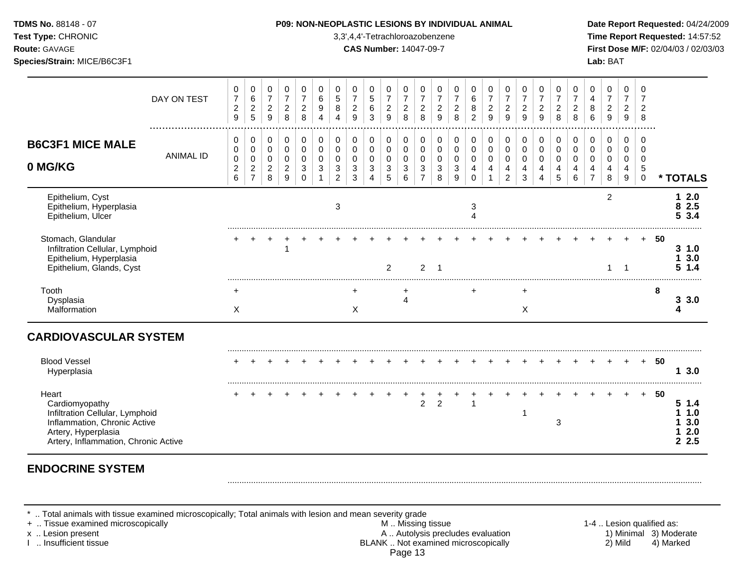| B6C3F1 MICE MALE 0 MG/KG | | | | | | | | | | | | | | | | | | | | | | | | | | |
|---|---|---|---|---|---|---|---|---|---|---|---|---|---|---|---|---|---|---|---|---|---|---|---|---|---|---|
| DAY ON TEST | 0729 | 0625 | 0729 | 0728 | 0728 | 0694 | 0584 | 0729 | 0563 | 0729 | 0728 | 0728 | 0729 | 0728 | 0682 | 0729 | 0729 | 0729 | 0729 | 0728 | 0728 | 0486 | 0729 | 0729 | 0728 | |
| ANIMAL ID | 0026 | 0027 | 0028 | 0029 | 0030 | 0031 | 0032 | 0033 | 0034 | 0035 | 0036 | 0037 | 0038 | 0039 | 0040 | 0041 | 0042 | 0043 | 0044 | 0045 | 0046 | 0047 | 0048 | 0049 | 0050 | * TOTALS |
| Epithelium, Cyst | | | | | | | | | | | | | | | | | | | | | | | 2 | | | **1 2.0** |
| Epithelium, Hyperplasia | | | | | | | 3 | | | | | | | | 3 | | | | | | | | | | | **8 2.5** |
| Epithelium, Ulcer | | | | | | | | | | | | | | | 4 | | | | | | | | | | | **5 3.4** |
| Stomach, Glandular | + | + | + | + | + | + | + | + | + | + | + | + | + | + | + | + | + | + | + | + | + | + | + | + | + | **50** |
| Infiltration Cellular, Lymphoid | | | | 1 | | | | | | | | | | | | | | | | | | | | | | **3 1.0** |
| Epithelium, Hyperplasia | | | | | | | | | | | | | | | | | | | | | | | | | | **1 3.0** |
| Epithelium, Glands, Cyst | | | | | | | | | | 2 | | 2 | 1 | | | | | | | | | | 1 | 1 | | **5 1.4** |
| Tooth | + | | | | | | | + | | | + | | | | + | | | + | | | | | | | | **8** |
| Dysplasia | | | | | | | | | | | 4 | | | | | | | | | | | | | | | **3 3.0** |
| Malformation | X | | | | | | | X | | | | | | | | | | X | | | | | | | | **4** |
| **CARDIOVASCULAR SYSTEM** | | | | | | | | | | | | | | | | | | | | | | | | | | |
| Blood Vessel | + | + | + | + | + | + | + | + | + | + | + | + | + | + | + | + | + | + | + | + | + | + | + | + | + | **50** |
| Hyperplasia | | | | | | | | | | | | | | | | | | | | | | | | | | **1 3.0** |
| Heart | + | + | + | + | + | + | + | + | + | + | + | + | + | + | + | + | + | + | + | + | + | + | + | + | + | **50** |
| Cardiomyopathy | | | | | | | | | | | | 2 | 2 | | 1 | | | | | | | | | | | **5 1.4** |
| Infiltration Cellular, Lymphoid | | | | | | | | | | | | | | | | | | 1 | | | | | | | | **1 1.0** |
| Inflammation, Chronic Active | | | | | | | | | | | | | | | | | | | | 3 | | | | | | **1 3.0** |
| Artery, Hyperplasia | | | | | | | | | | | | | | | | | | | | | | | | | | **1 2.0** |
| Artery, Inflammation, Chronic Active | | | | | | | | | | | | | | | | | | | | | | | | | | **2 2.5** |
| **ENDOCRINE SYSTEM** | | | | | | | | | | | | | | | | | | | | | | | | | | |

\* .. Total animals with tissue examined microscopically; Total animals with lesion and mean severity grade
+ .. Tissue examined microscopically
x .. Lesion present
I .. Insufficient tissue

M .. Missing tissue
A .. Autolysis precludes evaluation
BLANK .. Not examined microscopically

1-4 .. Lesion qualified as: 1) Minimal 2) Mild 3) Moderate 4) Marked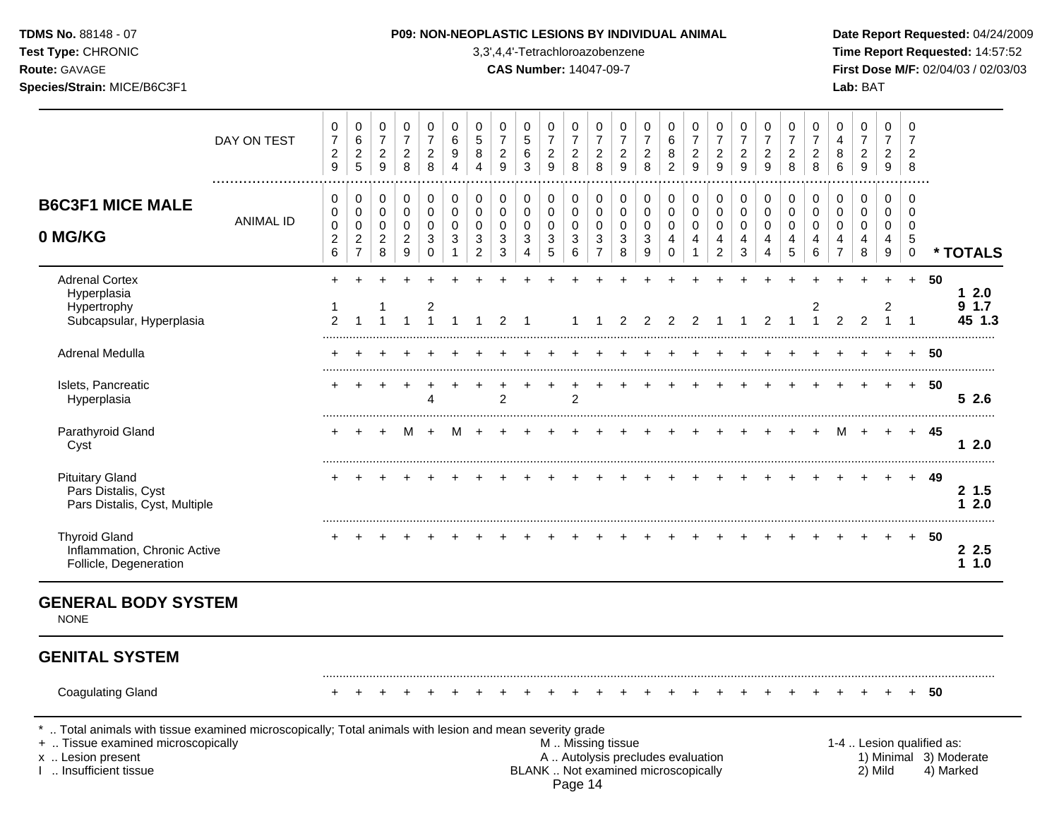**TDMS No.** 88148 - 07
**Test Type:** CHRONIC
**Route:** GAVAGE
**Species/Strain:** MICE/B6C3F1

**P09: NON-NEOPLASTIC LESIONS BY INDIVIDUAL ANIMAL**
3,3',4,4'-Tetrachloroazobenzene
**CAS Number:** 14047-09-7

**Date Report Requested:** 04/24/2009
**Time Report Requested:** 14:57:52
**First Dose M/F:** 02/04/03 / 02/03/03
**Lab:** BAT

## B6C3F1 MICE MALE 0 MG/KG

| | | | | | | | | | | | | | | | | | | | | | | | | | | |
|---|---|---|---|---|---|---|---|---|---|---|---|---|---|---|---|---|---|---|---|---|---|---|---|---|---|---|
| DAY ON TEST | 0729 | 0625 | 0729 | 0728 | 0728 | 0694 | 0584 | 0729 | 0563 | 0729 | 0728 | 0728 | 0729 | 0728 | 0682 | 0729 | 0729 | 0729 | 0729 | 0728 | 0728 | 0486 | 0729 | 0729 | 0728 | |
| ANIMAL ID | 0026 | 0027 | 0028 | 0029 | 0030 | 0031 | 0032 | 0033 | 0034 | 0035 | 0036 | 0037 | 0038 | 0039 | 0040 | 0041 | 0042 | 0043 | 0044 | 0045 | 0046 | 0047 | 0048 | 0049 | 0050 | * TOTALS |
| Adrenal Cortex | + | + | + | + | + | + | + | + | + | + | + | + | + | + | + | + | + | + | + | + | + | + | + | + | + | 50 |
| Hyperplasia | | | | | | | | | | | | | | | | | | | | | | | | | | 1 2.0 |
| Hypertrophy | 1 | | 1 | | 2 | | | | | | | | | | | | | | | | 2 | | | 2 | | 9 1.7 |
| Subcapsular, Hyperplasia | 2 | 1 | 1 | 1 | 1 | 1 | 1 | 2 | 1 | | 1 | 1 | 2 | 2 | 2 | 2 | 1 | 1 | 2 | 1 | 1 | 2 | 2 | 1 | 1 | 45 1.3 |
| Adrenal Medulla | + | + | + | + | + | + | + | + | + | + | + | + | + | + | + | + | + | + | + | + | + | + | + | + | + | 50 |
| Islets, Pancreatic | + | + | + | + | + | + | + | + | + | + | + | + | + | + | + | + | + | + | + | + | + | + | + | + | + | 50 |
| Hyperplasia | | | | | 4 | | | 2 | | | 2 | | | | | | | | | | | | | | | 5 2.6 |
| Parathyroid Gland | + | + | + | M | + | M | + | + | + | + | + | + | + | + | + | + | + | + | + | + | + | M | + | + | + | 45 |
| Cyst | | | | | | | | | | | | | | | | | | | | | | | | | | 1 2.0 |
| Pituitary Gland | + | + | + | + | + | + | + | + | + | + | + | + | + | + | + | + | + | + | + | + | + | + | + | + | + | 49 |
| Pars Distalis, Cyst | | | | | | | | | | | | | | | | | | | | | | | | | | 2 1.5 |
| Pars Distalis, Cyst, Multiple | | | | | | | | | | | | | | | | | | | | | | | | | | 1 2.0 |
| Thyroid Gland | + | + | + | + | + | + | + | + | + | + | + | + | + | + | + | + | + | + | + | + | + | + | + | + | + | 50 |
| Inflammation, Chronic Active | | | | | | | | | | | | | | | | | | | | | | | | | | 2 2.5 |
| Follicle, Degeneration | | | | | | | | | | | | | | | | | | | | | | | | | | 1 1.0 |

## GENERAL BODY SYSTEM

NONE

## GENITAL SYSTEM

| | | | | | | | | | | | | | | | | | | | | | | | | | | |
|---|---|---|---|---|---|---|---|---|---|---|---|---|---|---|---|---|---|---|---|---|---|---|---|---|---|---|
| Coagulating Gland | + | + | + | + | + | + | + | + | + | + | + | + | + | + | + | + | + | + | + | + | + | + | + | + | + | 50 |

\* .. Total animals with tissue examined microscopically; Total animals with lesion and mean severity grade
\+ .. Tissue examined microscopically
x .. Lesion present
I .. Insufficient tissue

M .. Missing tissue
A .. Autolysis precludes evaluation
BLANK .. Not examined microscopically

1-4 .. Lesion qualified as:
1) Minimal 2) Mild 3) Moderate 4) Marked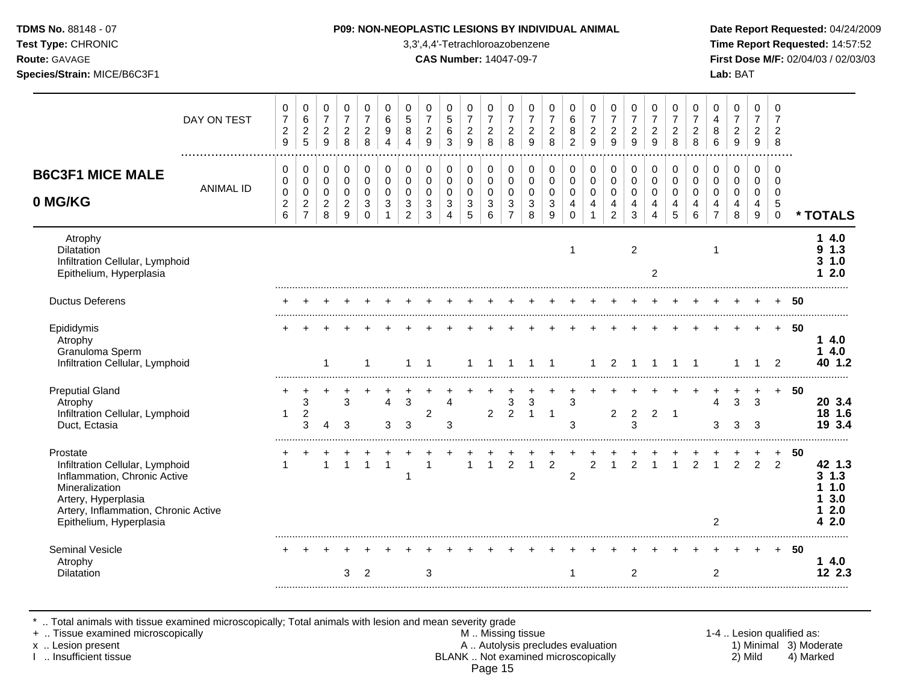**TDMS No.** 88148 - 07
**Test Type:** CHRONIC
**Route:** GAVAGE
**Species/Strain:** MICE/B6C3F1

**P09: NON-NEOPLASTIC LESIONS BY INDIVIDUAL ANIMAL**
3,3',4,4'-Tetrachloroazobenzene
**CAS Number:** 14047-09-7

**Date Report Requested:** 04/24/2009
**Time Report Requested:** 14:57:52
**First Dose M/F:** 02/04/03 / 02/03/03
**Lab:** BAT

## B6C3F1 MICE MALE 0 MG/KG

| DAY ON TEST | 0729 | 0625 | 0729 | 0728 | 0728 | 0694 | 0584 | 0729 | 0563 | 0729 | 0728 | 0728 | 0729 | 0728 | 0682 | 0729 | 0729 | 0729 | 0729 | 0728 | 0728 | 0486 | 0729 | 0729 | 0728 | |
|---|---|---|---|---|---|---|---|---|---|---|---|---|---|---|---|---|---|---|---|---|---|---|---|---|---|---|
| **ANIMAL ID** | 0000026 | 0000027 | 0000028 | 0000029 | 0000030 | 0000031 | 0000032 | 0000033 | 0000034 | 0000035 | 0000036 | 0000037 | 0000038 | 0000039 | 0000040 | 0000041 | 0000042 | 0000043 | 0000044 | 0000045 | 0000046 | 0000047 | 0000048 | 0000049 | 0000050 | *** TOTALS** |
| Atrophy | | | | | | | | | | | | | | | | | | | | | | | | | | **1 4.0** |
| Dilatation | | | | | | | | | | | | | | | 1 | | | 2 | | | | 1 | | | | **9 1.3** |
| Infiltration Cellular, Lymphoid | | | | | | | | | | | | | | | | | | | | | | | | | | **3 1.0** |
| Epithelium, Hyperplasia | | | | | | | | | | | | | | | | | | | 2 | | | | | | | **1 2.0** |
| Ductus Deferens | + | + | + | + | + | + | + | + | + | + | + | + | + | + | + | + | + | + | + | + | + | + | + | + | + | 50 |
| Epididymis | + | + | + | + | + | + | + | + | + | + | + | + | + | + | + | + | + | + | + | + | + | + | + | + | + | 50 |
| Atrophy | | | | | | | | | | | | | | | | | | | | | | | | | | **1 4.0** |
| Granuloma Sperm | | | | | | | | | | | | | | | | | | | | | | | | | | **1 4.0** |
| Infiltration Cellular, Lymphoid | | | 1 | | 1 | | 1 | 1 | | 1 | 1 | 1 | 1 | 1 | | 1 | 2 | 1 | 1 | 1 | 1 | | 1 | 1 | 2 | **40 1.2** |
| Preputial Gland | + | + | + | + | + | + | + | + | + | + | + | + | + | + | + | + | + | + | + | + | + | + | + | + | + | 50 |
| Atrophy | | 3 | | 3 | | 4 | 3 | | 4 | | | 3 | 3 | | 3 | | | | | | | 4 | 3 | 3 | | **20 3.4** |
| Infiltration Cellular, Lymphoid | 1 | 2 | | | | | | 2 | | | 2 | 2 | 1 | 1 | | | 2 | 2 | 2 | 1 | | | | | | **18 1.6** |
| Duct, Ectasia | | 3 | 4 | 3 | | 3 | 3 | | 3 | | | | | | 3 | | | 3 | | | | 3 | 3 | 3 | | **19 3.4** |
| Prostate | + | + | + | + | + | + | + | + | + | + | + | + | + | + | + | + | + | + | + | + | + | + | + | + | + | 50 |
| Infiltration Cellular, Lymphoid | 1 | | 1 | 1 | 1 | 1 | | 1 | | 1 | 1 | 2 | 1 | 2 | | 2 | 1 | 2 | 1 | 1 | 2 | 1 | 2 | 2 | 2 | **42 1.3** |
| Inflammation, Chronic Active | | | | | | | 1 | | | | | | | | 2 | | | | | | | | | | | **3 1.3** |
| Mineralization | | | | | | | | | | | | | | | | | | | | | | | | | | **1 1.0** |
| Artery, Hyperplasia | | | | | | | | | | | | | | | | | | | | | | | | | | **1 3.0** |
| Artery, Inflammation, Chronic Active | | | | | | | | | | | | | | | | | | | | | | | | | | **1 2.0** |
| Epithelium, Hyperplasia | | | | | | | | | | | | | | | | | | | | | | 2 | | | | **4 2.0** |
| Seminal Vesicle | + | + | + | + | + | + | + | + | + | + | + | + | + | + | + | + | + | + | + | + | + | + | + | + | + | 50 |
| Atrophy | | | | | | | | | | | | | | | | | | | | | | | | | | **1 4.0** |
| Dilatation | | | | 3 | 2 | | | 3 | | | | | | | 1 | | | 2 | | | | 2 | | | | **12 2.3** |

\* .. Total animals with tissue examined microscopically; Total animals with lesion and mean severity grade
\+ .. Tissue examined microscopically
x .. Lesion present
I .. Insufficient tissue

M .. Missing tissue
A .. Autolysis precludes evaluation
BLANK .. Not examined microscopically

1-4 .. Lesion qualified as:
1) Minimal 2) Mild 3) Moderate 4) Marked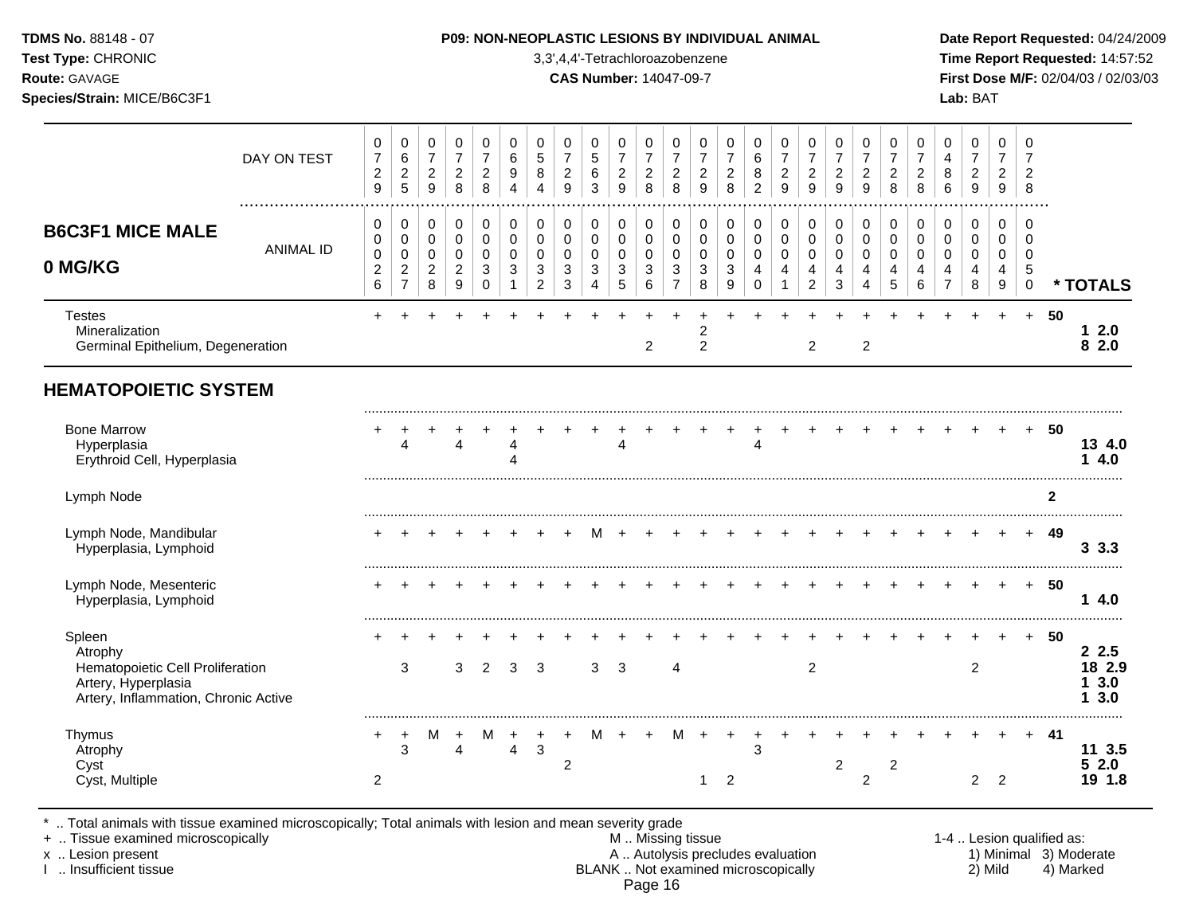**TDMS No.** 88148 - 07
**Test Type:** CHRONIC
**Route:** GAVAGE
**Species/Strain:** MICE/B6C3F1

**P09: NON-NEOPLASTIC LESIONS BY INDIVIDUAL ANIMAL**
3,3',4,4'-Tetrachloroazobenzene
**CAS Number:** 14047-09-7

**Date Report Requested:** 04/24/2009
**Time Report Requested:** 14:57:52
**First Dose M/F:** 02/04/03 / 02/03/03
**Lab:** BAT

## B6C3F1 MICE MALE 0 MG/KG

| DAY ON TEST | 0729 | 0625 | 0729 | 0728 | 0728 | 0694 | 0584 | 0729 | 0563 | 0729 | 0728 | 0728 | 0729 | 0728 | 0682 | 0729 | 0729 | 0729 | 0729 | 0728 | 0728 | 0486 | 0729 | 0729 | 0728 | |
|---|---|---|---|---|---|---|---|---|---|---|---|---|---|---|---|---|---|---|---|---|---|---|---|---|---|---|
| ANIMAL ID | 00026 | 00027 | 00028 | 00029 | 00030 | 00031 | 00032 | 00033 | 00034 | 00035 | 00036 | 00037 | 00038 | 00039 | 00040 | 00041 | 00042 | 00043 | 00044 | 00045 | 00046 | 00047 | 00048 | 00049 | 00050 | * TOTALS |
| Testes | + | + | + | + | + | + | + | + | + | + | + | + | + | + | + | + | + | + | + | + | + | + | + | + | + | 50 |
| Mineralization | | | | | | | | | | | | | 2 | | | | | | | | | | | | | 1 2.0 |
| Germinal Epithelium, Degeneration | | | | | | | | | | | 2 | | 2 | | | | 2 | | 2 | | | | | | | 8 2.0 |

## HEMATOPOIETIC SYSTEM

| | 00026 | 00027 | 00028 | 00029 | 00030 | 00031 | 00032 | 00033 | 00034 | 00035 | 00036 | 00037 | 00038 | 00039 | 00040 | 00041 | 00042 | 00043 | 00044 | 00045 | 00046 | 00047 | 00048 | 00049 | 00050 | * TOTALS |
|---|---|---|---|---|---|---|---|---|---|---|---|---|---|---|---|---|---|---|---|---|---|---|---|---|---|---|
| Bone Marrow | + | + | + | + | + | + | + | + | + | + | + | + | + | + | + | + | + | + | + | + | + | + | + | + | + | 50 |
| Hyperplasia | | 4 | | 4 | | 4 | | | | 4 | | | | | 4 | | | | | | | | | | | 13 4.0 |
| Erythroid Cell, Hyperplasia | | | | | | 4 | | | | | | | | | | | | | | | | | | | | 1 4.0 |
| Lymph Node | | | | | | | | | | | | | | | | | | | | | | | | | | 2 |
| Lymph Node, Mandibular | + | + | + | + | + | + | + | + | M | + | + | + | + | + | + | + | + | + | + | + | + | + | + | + | + | 49 |
| Hyperplasia, Lymphoid | | | | | | | | | | | | | | | | | | | | | | | | | | 3 3.3 |
| Lymph Node, Mesenteric | + | + | + | + | + | + | + | + | + | + | + | + | + | + | + | + | + | + | + | + | + | + | + | + | + | 50 |
| Hyperplasia, Lymphoid | | | | | | | | | | | | | | | | | | | | | | | | | | 1 4.0 |
| Spleen | + | + | + | + | + | + | + | + | + | + | + | + | + | + | + | + | + | + | + | + | + | + | + | + | + | 50 |
| Atrophy | | | | | | | | | | | | | | | | | | | | | | | | | | 2 2.5 |
| Hematopoietic Cell Proliferation | | 3 | | 3 | 2 | 3 | 3 | | 3 | 3 | | 4 | | | | | 2 | | | | | | 2 | | | 18 2.9 |
| Artery, Hyperplasia | | | | | | | | | | | | | | | | | | | | | | | | | | 1 3.0 |
| Artery, Inflammation, Chronic Active | | | | | | | | | | | | | | | | | | | | | | | | | | 1 3.0 |
| Thymus | + | + | M | + | M | + | + | + | M | + | + | M | + | + | + | + | + | + | + | + | + | + | + | + | + | 41 |
| Atrophy | | 3 | | 4 | | 4 | 3 | | | | | | | | 3 | | | | | | | | | | | 11 3.5 |
| Cyst | | | | | | | | 2 | | | | | | | | | | 2 | | 2 | | | | | | 5 2.0 |
| Cyst, Multiple | 2 | | | | | | | | | | | | 1 | 2 | | | | | 2 | | | | 2 | 2 | | 19 1.8 |

\* .. Total animals with tissue examined microscopically; Total animals with lesion and mean severity grade
\+ .. Tissue examined microscopically
x .. Lesion present
I .. Insufficient tissue

M .. Missing tissue
A .. Autolysis precludes evaluation
BLANK .. Not examined microscopically

1-4 .. Lesion qualified as:
1) Minimal 2) Mild 3) Moderate 4) Marked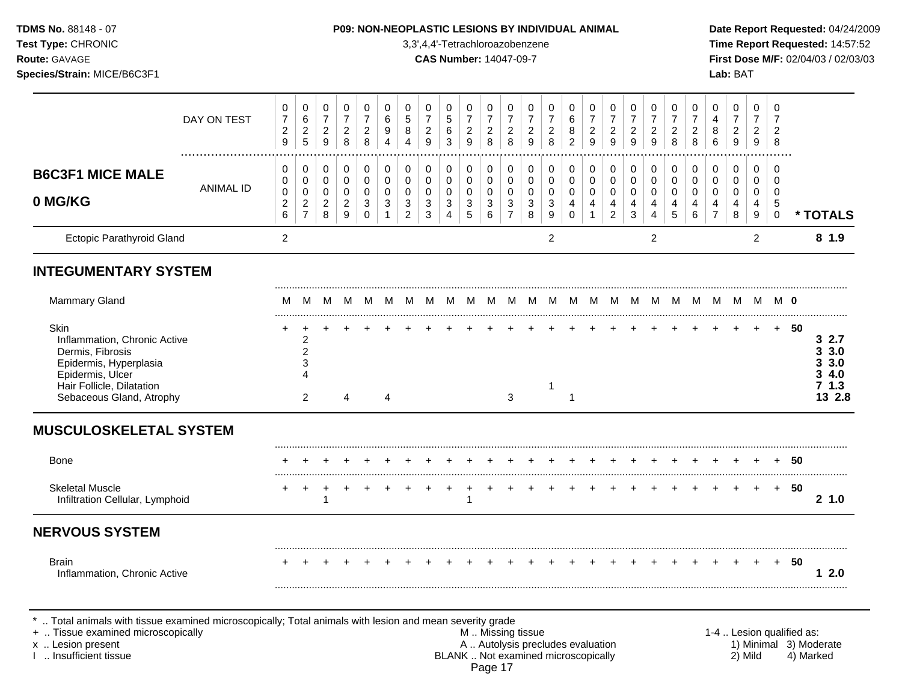**TDMS No.** 88148 - 07
**Test Type:** CHRONIC
**Route:** GAVAGE
**Species/Strain:** MICE/B6C3F1

**P09: NON-NEOPLASTIC LESIONS BY INDIVIDUAL ANIMAL**
3,3',4,4'-Tetrachloroazobenzene
**CAS Number:** 14047-09-7

**Date Report Requested:** 04/24/2009
**Time Report Requested:** 14:57:52
**First Dose M/F:** 02/04/03 / 02/03/03
**Lab:** BAT

## B6C3F1 MICE MALE 0 MG/KG

| DAY ON TEST | 0729 | 0625 | 0729 | 0728 | 0728 | 0694 | 0584 | 0729 | 0563 | 0729 | 0728 | 0728 | 0729 | 0728 | 0682 | 0729 | 0729 | 0729 | 0729 | 0728 | 0728 | 0486 | 0729 | 0729 | 0728 | |
|---|---|---|---|---|---|---|---|---|---|---|---|---|---|---|---|---|---|---|---|---|---|---|---|---|---|---|
| **ANIMAL ID** | 0026 | 0027 | 0028 | 0029 | 0030 | 0031 | 0032 | 0033 | 0034 | 0035 | 0036 | 0037 | 0038 | 0039 | 0040 | 0041 | 0042 | 0043 | 0044 | 0045 | 0046 | 0047 | 0048 | 0049 | 0050 | *** TOTALS** |
| Ectopic Parathyroid Gland | 2 | | | | | | | | | | | | | 2 | | | | | 2 | | | | | 2 | | **8 1.9** |
| **INTEGUMENTARY SYSTEM** | | | | | | | | | | | | | | | | | | | | | | | | | | |
| Mammary Gland | M | M | M | M | M | M | M | M | M | M | M | M | M | M | M | M | M | M | M | M | M | M | M | M | M | **0** |
| Skin | + | + | + | + | + | + | + | + | + | + | + | + | + | + | + | + | + | + | + | + | + | + | + | + | + | **50** |
| Inflammation, Chronic Active | | 2 | | | | | | | | | | | | | | | | | | | | | | | | **3 2.7** |
| Dermis, Fibrosis | | 2 | | | | | | | | | | | | | | | | | | | | | | | | **3 3.0** |
| Epidermis, Hyperplasia | | 3 | | | | | | | | | | | | | | | | | | | | | | | | **3 3.0** |
| Epidermis, Ulcer | | 4 | | | | | | | | | | | | | | | | | | | | | | | | **3 4.0** |
| Hair Follicle, Dilatation | | | | | | | | | | | | | | 1 | | | | | | | | | | | | **7 1.3** |
| Sebaceous Gland, Atrophy | | 2 | | 4 | | 4 | | | | | | 3 | | | 1 | | | | | | | | | | | **13 2.8** |
| **MUSCULOSKELETAL SYSTEM** | | | | | | | | | | | | | | | | | | | | | | | | | | |
| Bone | + | + | + | + | + | + | + | + | + | + | + | + | + | + | + | + | + | + | + | + | + | + | + | + | + | **50** |
| Skeletal Muscle | + | + | + | + | + | + | + | + | + | + | + | + | + | + | + | + | + | + | + | + | + | + | + | + | + | **50** |
| Infiltration Cellular, Lymphoid | | | 1 | | | | | | | 1 | | | | | | | | | | | | | | | | **2 1.0** |
| **NERVOUS SYSTEM** | | | | | | | | | | | | | | | | | | | | | | | | | | |
| Brain | + | + | + | + | + | + | + | + | + | + | + | + | + | + | + | + | + | + | + | + | + | + | + | + | + | **50** |
| Inflammation, Chronic Active | | | | | | | | | | | | | | | | | | | | | | | | | | **1 2.0** |

\* .. Total animals with tissue examined microscopically; Total animals with lesion and mean severity grade
\+ .. Tissue examined microscopically
x .. Lesion present
I .. Insufficient tissue

M .. Missing tissue
A .. Autolysis precludes evaluation
BLANK .. Not examined microscopically

1-4 .. Lesion qualified as:
1) Minimal 2) Mild 3) Moderate 4) Marked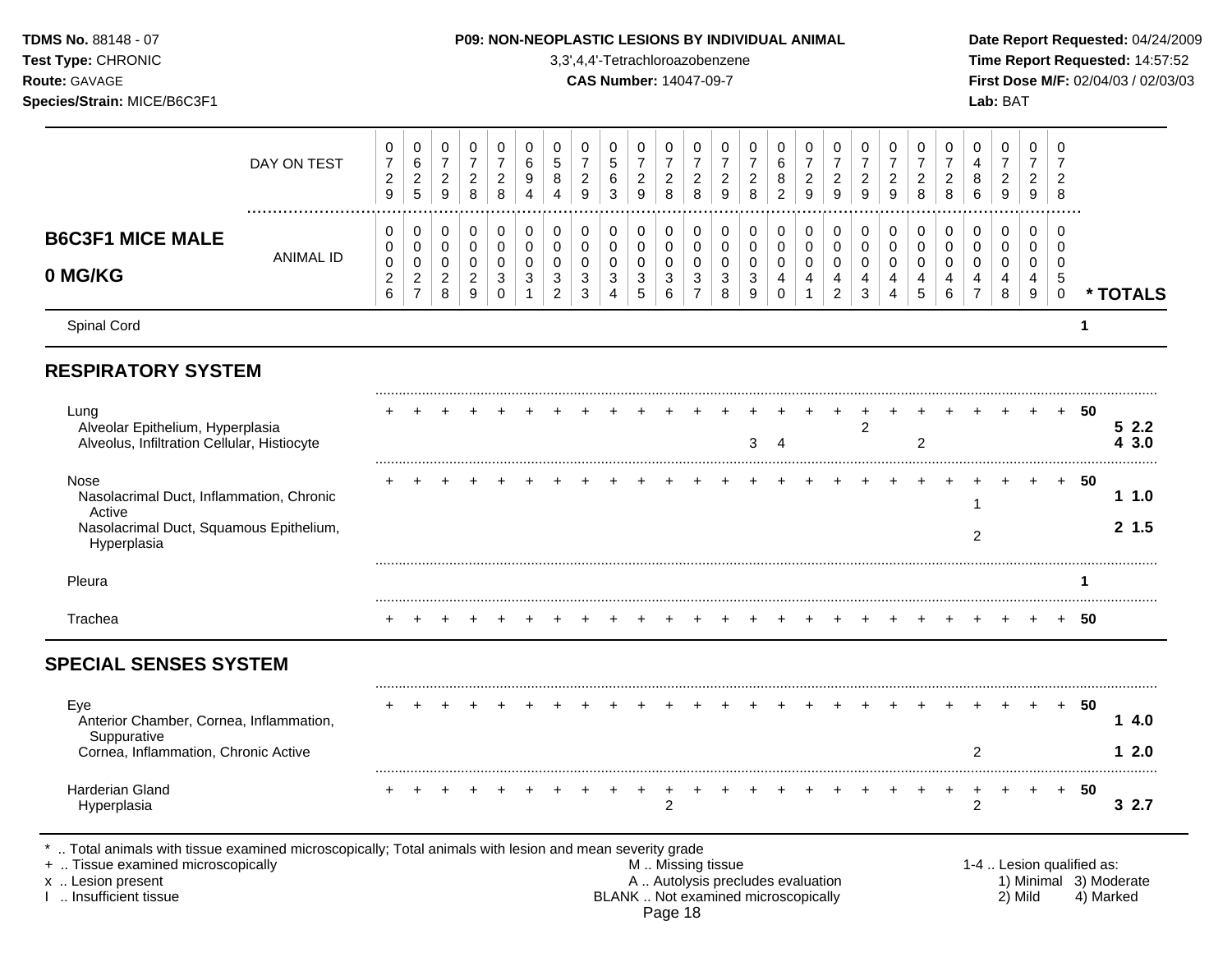**TDMS No.** 88148 - 07
**Test Type:** CHRONIC
**Route:** GAVAGE
**Species/Strain:** MICE/B6C3F1

**P09: NON-NEOPLASTIC LESIONS BY INDIVIDUAL ANIMAL**
3,3',4,4'-Tetrachloroazobenzene
**CAS Number:** 14047-09-7

**Date Report Requested:** 04/24/2009
**Time Report Requested:** 14:57:52
**First Dose M/F:** 02/04/03 / 02/03/03
**Lab:** BAT

## B6C3F1 MICE MALE 0 MG/KG

| DAY ON TEST | 0729 | 0625 | 0729 | 0728 | 0728 | 0694 | 0584 | 0729 | 0563 | 0729 | 0728 | 0728 | 0729 | 0728 | 0682 | 0729 | 0729 | 0729 | 0729 | 0728 | 0728 | 0486 | 0729 | 0729 | 0728 | |
|---|---|---|---|---|---|---|---|---|---|---|---|---|---|---|---|---|---|---|---|---|---|---|---|---|---|---|
| **ANIMAL ID** | 0026 | 0027 | 0028 | 0029 | 0030 | 0031 | 0032 | 0033 | 0034 | 0035 | 0036 | 0037 | 0038 | 0039 | 0040 | 0041 | 0042 | 0043 | 0044 | 0045 | 0046 | 0047 | 0048 | 0049 | 0050 | *** TOTALS** |
| Spinal Cord | | | | | | | | | | | | | | | | | | | | | | | | | | 1 |
| **RESPIRATORY SYSTEM** | | | | | | | | | | | | | | | | | | | | | | | | | | |
| Lung | + | + | + | + | + | + | + | + | + | + | + | + | + | + | + | + | + | + | + | + | + | + | + | + | + | 50 |
| Alveolar Epithelium, Hyperplasia | | | | | | | | | | | | | | | | | | 2 | | | | | | | | 5 2.2 |
| Alveolus, Infiltration Cellular, Histiocyte | | | | | | | | | | | | | | 3 | 4 | | | | | 2 | | | | | | 4 3.0 |
| Nose | + | + | + | + | + | + | + | + | + | + | + | + | + | + | + | + | + | + | + | + | + | + | + | + | + | 50 |
| Nasolacrimal Duct, Inflammation, Chronic Active | | | | | | | | | | | | | | | | | | | | | | 1 | | | | 1 1.0 |
| Nasolacrimal Duct, Squamous Epithelium, Hyperplasia | | | | | | | | | | | | | | | | | | | | | | 2 | | | | 2 1.5 |
| Pleura | | | | | | | | | | | | | | | | | | | | | | | | | | 1 |
| Trachea | + | + | + | + | + | + | + | + | + | + | + | + | + | + | + | + | + | + | + | + | + | + | + | + | + | 50 |
| **SPECIAL SENSES SYSTEM** | | | | | | | | | | | | | | | | | | | | | | | | | | |
| Eye | + | + | + | + | + | + | + | + | + | + | + | + | + | + | + | + | + | + | + | + | + | + | + | + | + | 50 |
| Anterior Chamber, Cornea, Inflammation, Suppurative | | | | | | | | | | | | | | | | | | | | | | | | | | 1 4.0 |
| Cornea, Inflammation, Chronic Active | | | | | | | | | | | | | | | | | | | | | | 2 | | | | 1 2.0 |
| Harderian Gland | + | + | + | + | + | + | + | + | + | + | + | + | + | + | + | + | + | + | + | + | + | + | + | + | + | 50 |
| Hyperplasia | | | | | | | | | | | 2 | | | | | | | | | | | 2 | | | | 3 2.7 |

\* .. Total animals with tissue examined microscopically; Total animals with lesion and mean severity grade
\+ .. Tissue examined microscopically
x .. Lesion present
I .. Insufficient tissue

M .. Missing tissue
A .. Autolysis precludes evaluation
BLANK .. Not examined microscopically

1-4 .. Lesion qualified as:
1) Minimal 3) Moderate
2) Mild 4) Marked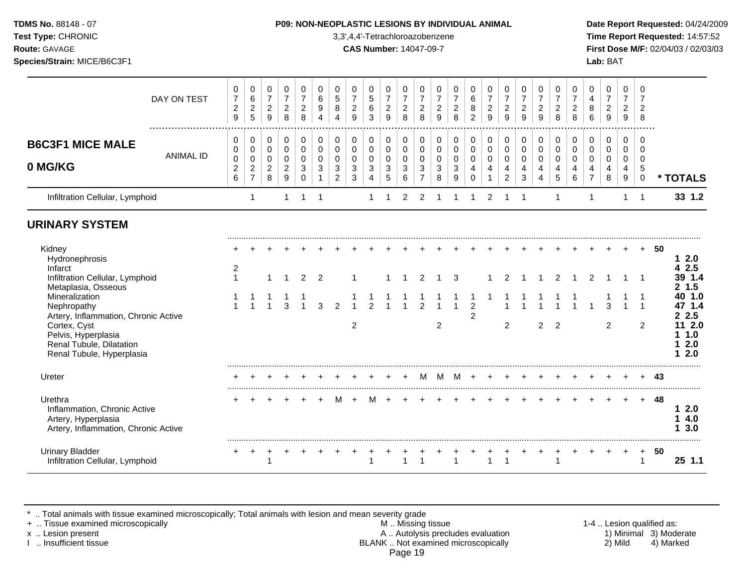## B6C3F1 MICE MALE 0 MG/KG

| | DAY ON TEST | 0729 | 0625 | 0729 | 0728 | 0728 | 0694 | 0584 | 0729 | 0563 | 0729 | 0728 | 0728 | 0729 | 0728 | 0682 | 0729 | 0729 | 0729 | 0729 | 0728 | 0728 | 0486 | 0729 | 0729 | 0728 | |
|---|---|---|---|---|---|---|---|---|---|---|---|---|---|---|---|---|---|---|---|---|---|---|---|---|---|---|---|
| | **ANIMAL ID** | 0026 | 0027 | 0028 | 0029 | 0030 | 0031 | 0032 | 0033 | 0034 | 0035 | 0036 | 0037 | 0038 | 0039 | 0040 | 0041 | 0042 | 0043 | 0044 | 0045 | 0046 | 0047 | 0048 | 0049 | 0050 | *** TOTALS** |
| Infiltration Cellular, Lymphoid | | | 1 | | 1 | 1 | 1 | | | 1 | 1 | 2 | 2 | 1 | 1 | 1 | 2 | 1 | 1 | | 1 | | 1 | | 1 | 1 | **33 1.2** |
| **URINARY SYSTEM** | | | | | | | | | | | | | | | | | | | | | | | | | | | |
| Kidney | | + | + | + | + | + | + | + | + | + | + | + | + | + | + | + | + | + | + | + | + | + | + | + | + | + | 50 |
| Hydronephrosis | | | | | | | | | | | | | | | | | | | | | | | | | | | **1 2.0** |
| Infarct | | 2 | | | | | | | | | | | | | | | | | | | | | | | | | **4 2.5** |
| Infiltration Cellular, Lymphoid | | 1 | | 1 | 1 | 2 | 2 | | 1 | | 1 | 1 | 2 | 1 | 3 | | 1 | 2 | 1 | 1 | 2 | 1 | 2 | 1 | 1 | 1 | **39 1.4** |
| Metaplasia, Osseous | | | | | | | | | | | | | | | | | | | | | | | | | | | **2 1.5** |
| Mineralization | | 1 | 1 | 1 | 1 | 1 | | | 1 | 1 | 1 | 1 | 1 | 1 | 1 | 1 | 1 | 1 | 1 | 1 | 1 | 1 | | 1 | 1 | 1 | **40 1.0** |
| Nephropathy | | 1 | 1 | 1 | 3 | 1 | 3 | 2 | 1 | 2 | 1 | 1 | 2 | 1 | 1 | 2 | | 1 | 1 | 1 | 1 | 1 | 1 | 3 | 1 | 1 | **47 1.4** |
| Artery, Inflammation, Chronic Active | | | | | | | | | | | | | | | | 2 | | | | | | | | | | | **2 2.5** |
| Cortex, Cyst | | | | | | | | | 2 | | | | | 2 | | | | 2 | | 2 | 2 | | | 2 | | 2 | **11 2.0** |
| Pelvis, Hyperplasia | | | | | | | | | | | | | | | | | | | | | | | | | | | **1 1.0** |
| Renal Tubule, Dilatation | | | | | | | | | | | | | | | | | | | | | | | | | | | **1 2.0** |
| Renal Tubule, Hyperplasia | | | | | | | | | | | | | | | | | | | | | | | | | | | **1 2.0** |
| Ureter | | + | + | + | + | + | + | + | + | + | + | M | M | M | + | + | + | + | + | + | + | + | + | + | + | + | 43 |
| Urethra | | + | + | + | + | + | + | M | + | M | + | + | + | + | + | + | + | + | + | + | + | + | + | + | + | + | 48 |
| Inflammation, Chronic Active | | | | | | | | | | | | | | | | | | | | | | | | | | | **1 2.0** |
| Artery, Hyperplasia | | | | | | | | | | | | | | | | | | | | | | | | | | | **1 4.0** |
| Artery, Inflammation, Chronic Active | | | | | | | | | | | | | | | | | | | | | | | | | | | **1 3.0** |
| Urinary Bladder | | + | + | + | + | + | + | + | + | + | + | + | + | + | + | + | + | + | + | + | + | + | + | + | + | + | 50 |
| Infiltration Cellular, Lymphoid | | | | 1 | | | | | | 1 | | 1 | 1 | | 1 | | 1 | 1 | | | 1 | | | | | 1 | **25 1.1** |

\* .. Total animals with tissue examined microscopically; Total animals with lesion and mean severity grade
\+ .. Tissue examined microscopically
x .. Lesion present
I .. Insufficient tissue

M .. Missing tissue
A .. Autolysis precludes evaluation
BLANK .. Not examined microscopically

1-4 .. Lesion qualified as: 1) Minimal 2) Mild 3) Moderate 4) Marked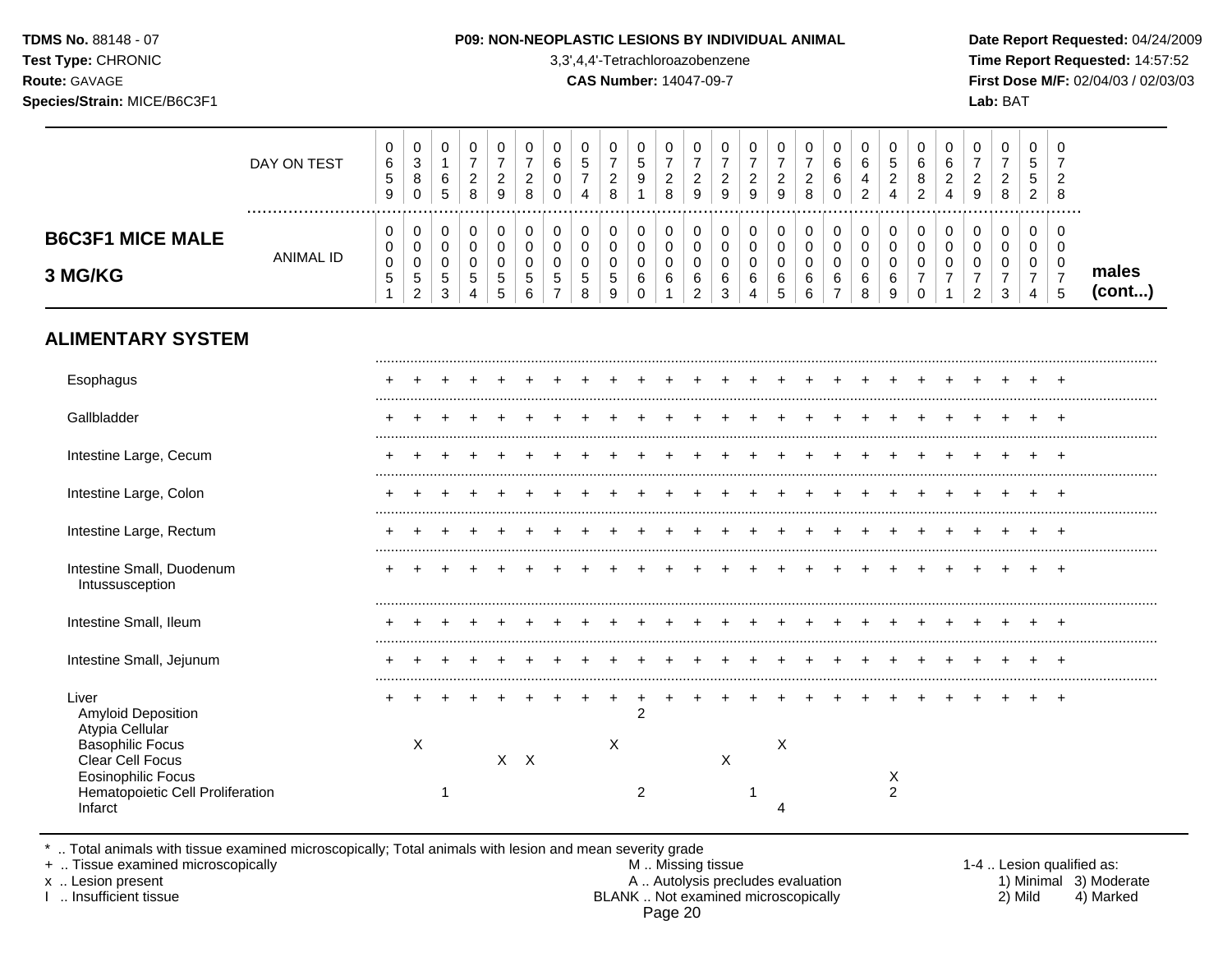**TDMS No.** 88148 - 07
**Test Type:** CHRONIC
**Route:** GAVAGE
**Species/Strain:** MICE/B6C3F1

**P09: NON-NEOPLASTIC LESIONS BY INDIVIDUAL ANIMAL**
3,3',4,4'-Tetrachloroazobenzene
**CAS Number:** 14047-09-7

**Date Report Requested:** 04/24/2009
**Time Report Requested:** 14:57:52
**First Dose M/F:** 02/04/03 / 02/03/03
**Lab:** BAT

## B6C3F1 MICE MALE 3 MG/KG — males (cont...)

| DAY ON TEST | 0659 | 0380 | 0165 | 0728 | 0729 | 0728 | 0600 | 0574 | 0728 | 0591 | 0728 | 0729 | 0729 | 0729 | 0729 | 0728 | 0660 | 0642 | 0524 | 0682 | 0624 | 0729 | 0728 | 0552 | 0728 |
|---|---|---|---|---|---|---|---|---|---|---|---|---|---|---|---|---|---|---|---|---|---|---|---|---|---|
| **ANIMAL ID** | 0051 | 0052 | 0053 | 0054 | 0055 | 0056 | 0057 | 0058 | 0059 | 0060 | 0061 | 0062 | 0063 | 0064 | 0065 | 0066 | 0067 | 0068 | 0069 | 0070 | 0071 | 0072 | 0073 | 0074 | 0075 |
| **ALIMENTARY SYSTEM** | | | | | | | | | | | | | | | | | | | | | | | | | |
| Esophagus | + | + | + | + | + | + | + | + | + | + | + | + | + | + | + | + | + | + | + | + | + | + | + | + | + |
| Gallbladder | + | + | + | + | + | + | + | + | + | + | + | + | + | + | + | + | + | + | + | + | + | + | + | + | + |
| Intestine Large, Cecum | + | + | + | + | + | + | + | + | + | + | + | + | + | + | + | + | + | + | + | + | + | + | + | + | + |
| Intestine Large, Colon | + | + | + | + | + | + | + | + | + | + | + | + | + | + | + | + | + | + | + | + | + | + | + | + | + |
| Intestine Large, Rectum | + | + | + | + | + | + | + | + | + | + | + | + | + | + | + | + | + | + | + | + | + | + | + | + | + |
| Intestine Small, Duodenum | + | + | + | + | + | + | + | + | + | + | + | + | + | + | + | + | + | + | + | + | + | + | + | + | + |
| Intussusception | | | | | | | | | | | | | | | | | | | | | | | | | |
| Intestine Small, Ileum | + | + | + | + | + | + | + | + | + | + | + | + | + | + | + | + | + | + | + | + | + | + | + | + | + |
| Intestine Small, Jejunum | + | + | + | + | + | + | + | + | + | + | + | + | + | + | + | + | + | + | + | + | + | + | + | + | + |
| Liver | + | + | + | + | + | + | + | + | + | + | + | + | + | + | + | + | + | + | + | + | + | + | + | + | + |
| Amyloid Deposition | | | | | | | | | | 2 | | | | | | | | | | | | | | | |
| Atypia Cellular | | | | | | | | | | | | | | | | | | | | | | | | | |
| Basophilic Focus | | X | | | | | | | X | | | | | | X | | | | | | | | | | |
| Clear Cell Focus | | | | | X | X | | | | | | | X | | | | | | | | | | | | |
| Eosinophilic Focus | | | | | | | | | | | | | | | | | | | X | | | | | | |
| Hematopoietic Cell Proliferation | | | 1 | | | | | | | 2 | | | | 1 | | | | | 2 | | | | | | |
| Infarct | | | | | | | | | | | | | | | 4 | | | | | | | | | | |

\* .. Total animals with tissue examined microscopically; Total animals with lesion and mean severity grade
\+ .. Tissue examined microscopically
x .. Lesion present
I .. Insufficient tissue

M .. Missing tissue
A .. Autolysis precludes evaluation
BLANK .. Not examined microscopically

1-4 .. Lesion qualified as:
1) Minimal 2) Mild 3) Moderate 4) Marked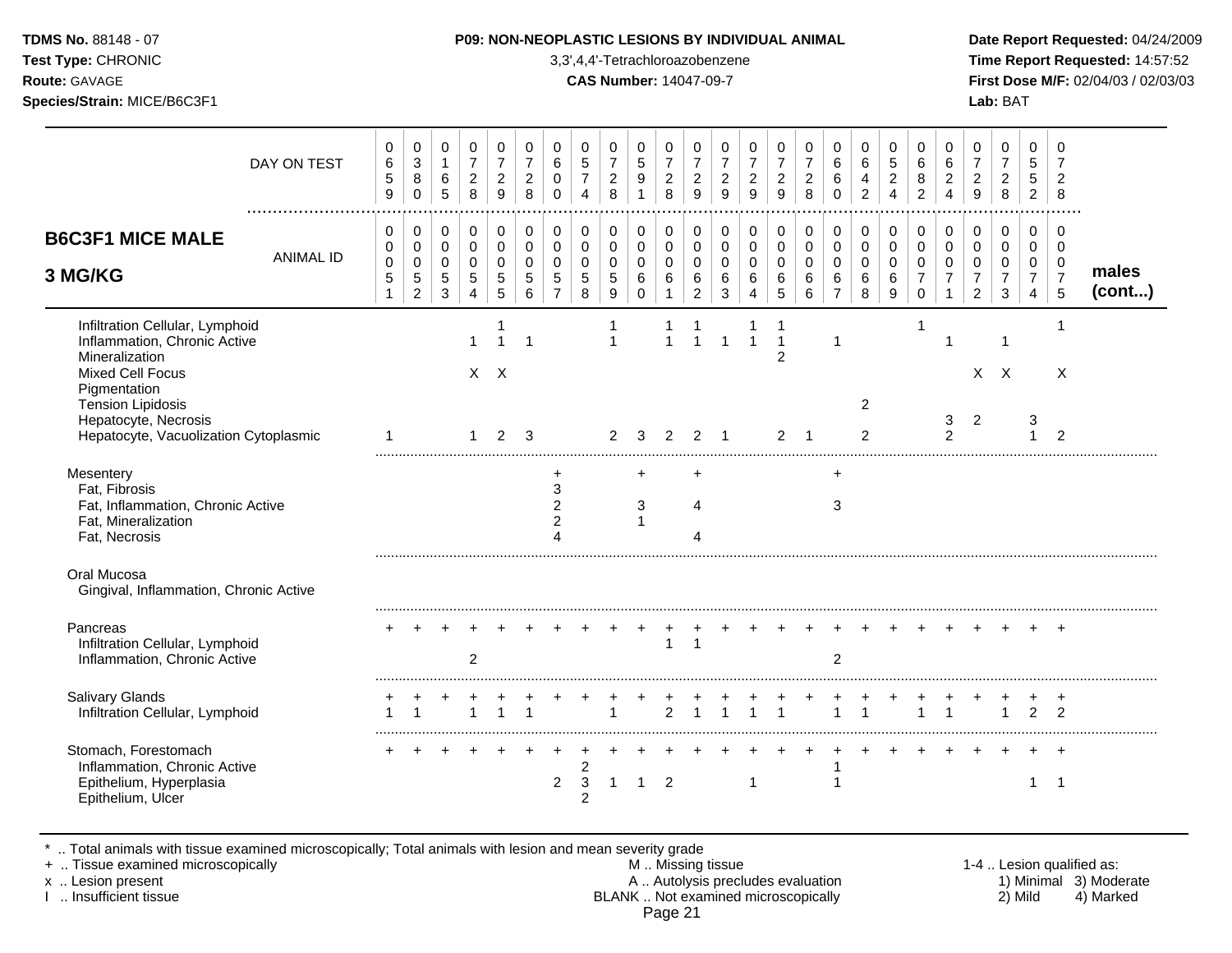**TDMS No.** 88148 - 07
**Test Type:** CHRONIC
**Route:** GAVAGE
**Species/Strain:** MICE/B6C3F1

**P09: NON-NEOPLASTIC LESIONS BY INDIVIDUAL ANIMAL**
3,3',4,4'-Tetrachloroazobenzene
**CAS Number:** 14047-09-7

**Date Report Requested:** 04/24/2009
**Time Report Requested:** 14:57:52
**First Dose M/F:** 02/04/03 / 02/03/03
**Lab:** BAT

## B6C3F1 MICE MALE 3 MG/KG — males (cont...)

| DAY ON TEST | 0659 | 0380 | 0165 | 0728 | 0729 | 0728 | 0600 | 0574 | 0728 | 0591 | 0728 | 0729 | 0729 | 0729 | 0729 | 0728 | 0660 | 0642 | 0524 | 0682 | 0624 | 0729 | 0728 | 0552 | 0728 |
|---|---|---|---|---|---|---|---|---|---|---|---|---|---|---|---|---|---|---|---|---|---|---|---|---|---|
| **ANIMAL ID** | 0551 | 0552 | 0553 | 0554 | 0555 | 0556 | 0557 | 0558 | 0559 | 0560 | 0561 | 0562 | 0563 | 0564 | 0565 | 0566 | 0567 | 0568 | 0569 | 0570 | 0571 | 0572 | 0573 | 0574 | 0575 |
| Infiltration Cellular, Lymphoid | | | | | 1 | | | | 1 | | 1 | 1 | | 1 | 1 | | | | | 1 | | | | | 1 |
| Inflammation, Chronic Active | | | | 1 | 1 | 1 | | | 1 | | 1 | 1 | 1 | 1 | 1 | | 1 | | | | 1 | | 1 | | |
| Mineralization | | | | | | | | | | | | | | | 2 | | | | | | | | | | |
| Mixed Cell Focus | | | | X | X | | | | | | | | | | | | | | | | | X | X | | X |
| Pigmentation | | | | | | | | | | | | | | | | | | | | | | | | | |
| Tension Lipidosis | | | | | | | | | | | | | | | | | | 2 | | | | | | | |
| Hepatocyte, Necrosis | | | | | | | | | | | | | | | | | | | | | 3 | 2 | | 3 | |
| Hepatocyte, Vacuolization Cytoplasmic | 1 | | | 1 | 2 | 3 | | | 2 | 3 | 2 | 2 | 1 | | 2 | 1 | | 2 | | | 2 | | | 1 | 2 |
| Mesentery | | | | | | | + | | | + | | + | | | | | + | | | | | | | | |
| Fat, Fibrosis | | | | | | | 3 | | | | | | | | | | | | | | | | | | |
| Fat, Inflammation, Chronic Active | | | | | | | 2 | | | 3 | | 4 | | | | | 3 | | | | | | | | |
| Fat, Mineralization | | | | | | | 2 | | | 1 | | | | | | | | | | | | | | | |
| Fat, Necrosis | | | | | | | 4 | | | | | 4 | | | | | | | | | | | | | |
| Oral Mucosa | | | | | | | | | | | | | | | | | | | | | | | | | |
| Gingival, Inflammation, Chronic Active | | | | | | | | | | | | | | | | | | | | | | | | | |
| Pancreas | + | + | + | + | + | + | + | + | + | + | + | + | + | + | + | + | + | + | + | + | + | + | + | + | + |
| Infiltration Cellular, Lymphoid | | | | | | | | | | | 1 | 1 | | | | | | | | | | | | | |
| Inflammation, Chronic Active | | | | 2 | | | | | | | | | | | | | 2 | | | | | | | | |
| Salivary Glands | + | + | + | + | + | + | + | + | + | + | + | + | + | + | + | + | + | + | + | + | + | + | + | + | + |
| Infiltration Cellular, Lymphoid | 1 | 1 | | 1 | 1 | 1 | | | 1 | | 2 | 1 | 1 | 1 | 1 | | 1 | 1 | | 1 | 1 | | 1 | 2 | 2 |
| Stomach, Forestomach | + | + | + | + | + | + | + | + | + | + | + | + | + | + | + | + | + | + | + | + | + | + | + | + | + |
| Inflammation, Chronic Active | | | | | | | | 2 | | | | | | | | | 1 | | | | | | | | |
| Epithelium, Hyperplasia | | | | | | | 2 | 3 | 1 | 1 | 2 | | | 1 | | | 1 | | | | | | | 1 | 1 |
| Epithelium, Ulcer | | | | | | | | 2 | | | | | | | | | | | | | | | | | |

\* .. Total animals with tissue examined microscopically; Total animals with lesion and mean severity grade
\+ .. Tissue examined microscopically
x .. Lesion present
I .. Insufficient tissue

M .. Missing tissue
A .. Autolysis precludes evaluation
BLANK .. Not examined microscopically

1-4 .. Lesion qualified as:
1) Minimal 2) Mild 3) Moderate 4) Marked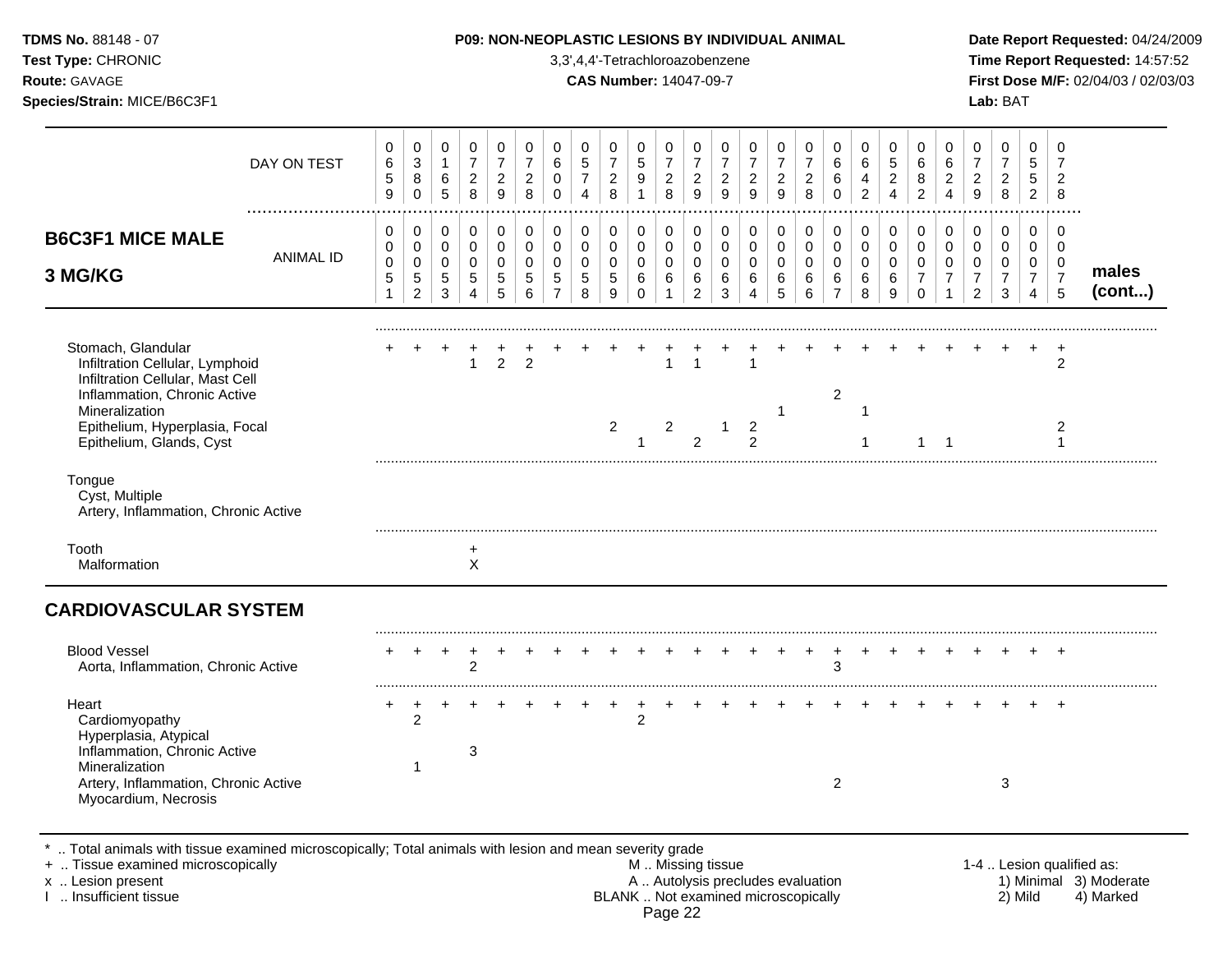# P09: NON-NEOPLASTIC LESIONS BY INDIVIDUAL ANIMAL

**TDMS No.** 88148 - 07
**Test Type:** CHRONIC
**Route:** GAVAGE
**Species/Strain:** MICE/B6C3F1

3,3',4,4'-Tetrachloroazobenzene
**CAS Number:** 14047-09-7

**Date Report Requested:** 04/24/2009
**Time Report Requested:** 14:57:52
**First Dose M/F:** 02/04/03 / 02/03/03
**Lab:** BAT

## B6C3F1 MICE MALE 3 MG/KG

| ANIMAL ID | 0051 | 0052 | 0053 | 0054 | 0055 | 0056 | 0057 | 0058 | 0059 | 0060 | 0061 | 0062 | 0063 | 0064 | 0065 | 0066 | 0067 | 0068 | 0069 | 0070 | 0071 | 0072 | 0073 | 0074 | 0075 | males (cont...) |
|---|---|---|---|---|---|---|---|---|---|---|---|---|---|---|---|---|---|---|---|---|---|---|---|---|---|---|
| DAY ON TEST | 0659 | 0380 | 0165 | 0728 | 0729 | 0728 | 0600 | 0574 | 0728 | 0591 | 0728 | 0729 | 0729 | 0729 | 0729 | 0728 | 0660 | 0642 | 0524 | 0682 | 0624 | 0729 | 0728 | 0552 | 0728 | |
| Stomach, Glandular | + | + | + | + | + | + | + | + | + | + | + | + | + | + | + | + | + | + | + | + | + | + | + | + | + | |
| Infiltration Cellular, Lymphoid | | | | 1 | 2 | 2 | | | | | 1 | 1 | | 1 | | | | | | | | | | | 2 | |
| Infiltration Cellular, Mast Cell | | | | | | | | | | | | | | | | | | | | | | | | | | |
| Inflammation, Chronic Active | | | | | | | | | | | | | | | | | 2 | | | | | | | | | |
| Mineralization | | | | | | | | | | | | | | | 1 | | | 1 | | | | | | | | |
| Epithelium, Hyperplasia, Focal | | | | | | | | | 2 | | 2 | | 1 | 2 | | | | | | | | | | | 2 | |
| Epithelium, Glands, Cyst | | | | | | | | | | 1 | | 2 | | 2 | | | | 1 | | 1 | 1 | | | | 1 | |
| Tongue | | | | | | | | | | | | | | | | | | | | | | | | | | |
| Cyst, Multiple | | | | | | | | | | | | | | | | | | | | | | | | | | |
| Artery, Inflammation, Chronic Active | | | | | | | | | | | | | | | | | | | | | | | | | | |
| Tooth | | | | + | | | | | | | | | | | | | | | | | | | | | | |
| Malformation | | | | X | | | | | | | | | | | | | | | | | | | | | | |

## CARDIOVASCULAR SYSTEM

| ANIMAL ID | 0051 | 0052 | 0053 | 0054 | 0055 | 0056 | 0057 | 0058 | 0059 | 0060 | 0061 | 0062 | 0063 | 0064 | 0065 | 0066 | 0067 | 0068 | 0069 | 0070 | 0071 | 0072 | 0073 | 0074 | 0075 | males (cont...) |
|---|---|---|---|---|---|---|---|---|---|---|---|---|---|---|---|---|---|---|---|---|---|---|---|---|---|---|
| Blood Vessel | + | + | + | + | + | + | + | + | + | + | + | + | + | + | + | + | + | + | + | + | + | + | + | + | + | |
| Aorta, Inflammation, Chronic Active | | | | 2 | | | | | | | | | | | | | 3 | | | | | | | | | |
| Heart | + | + | + | + | + | + | + | + | + | + | + | + | + | + | + | + | + | + | + | + | + | + | + | + | + | |
| Cardiomyopathy | | 2 | | | | | | | | 2 | | | | | | | | | | | | | | | | |
| Hyperplasia, Atypical | | | | | | | | | | | | | | | | | | | | | | | | | | |
| Inflammation, Chronic Active | | | | 3 | | | | | | | | | | | | | | | | | | | | | | |
| Mineralization | | 1 | | | | | | | | | | | | | | | | | | | | | | | | |
| Artery, Inflammation, Chronic Active | | | | | | | | | | | | | | | | | 2 | | | | | | 3 | | | |
| Myocardium, Necrosis | | | | | | | | | | | | | | | | | | | | | | | | | | |

\* .. Total animals with tissue examined microscopically; Total animals with lesion and mean severity grade
\+ .. Tissue examined microscopically
x .. Lesion present
I .. Insufficient tissue

M .. Missing tissue
A .. Autolysis precludes evaluation
BLANK .. Not examined microscopically

1-4 .. Lesion qualified as: 1) Minimal 2) Mild 3) Moderate 4) Marked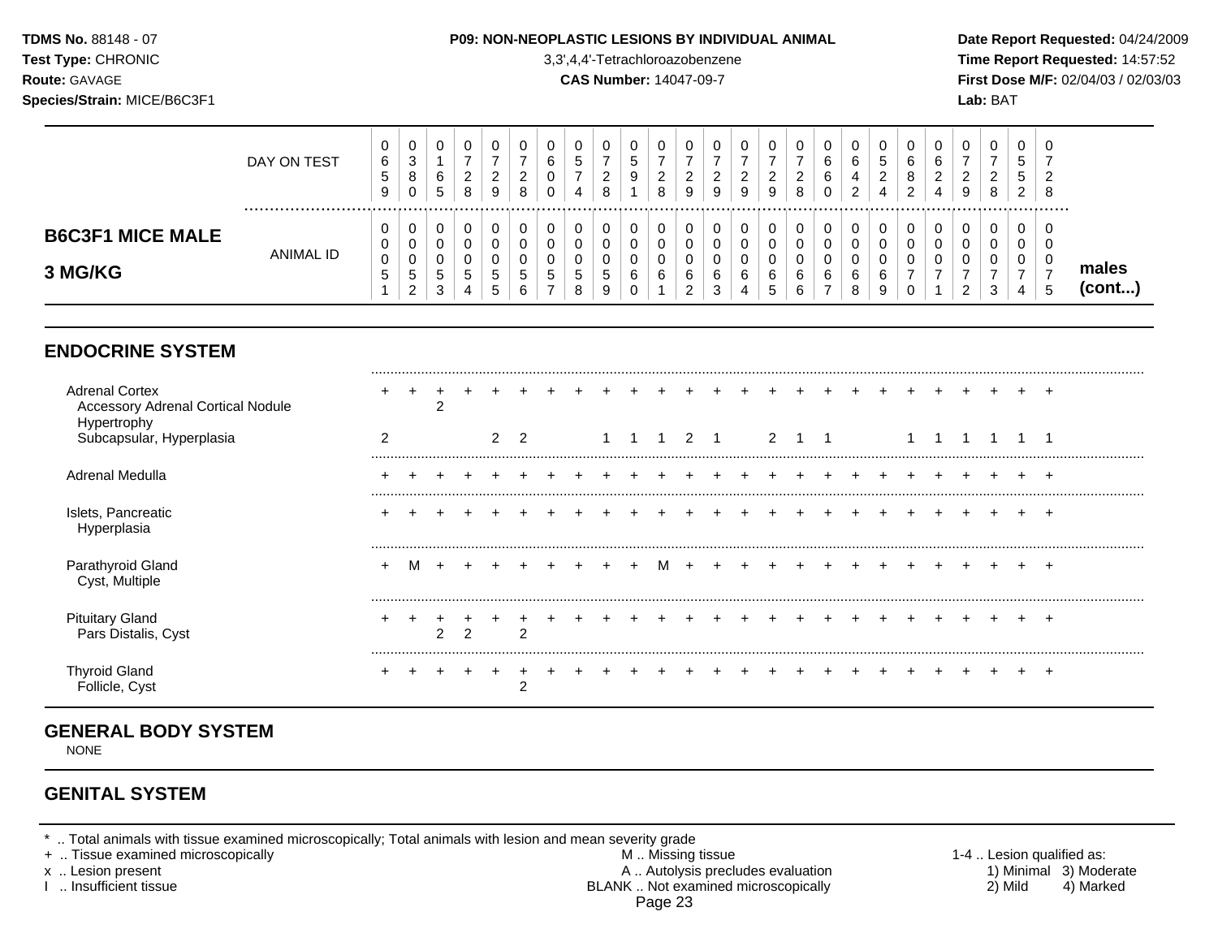**TDMS No.** 88148 - 07
**Test Type:** CHRONIC
**Route:** GAVAGE
**Species/Strain:** MICE/B6C3F1

**P09: NON-NEOPLASTIC LESIONS BY INDIVIDUAL ANIMAL**
3,3',4,4'-Tetrachloroazobenzene
**CAS Number:** 14047-09-7

**Date Report Requested:** 04/24/2009
**Time Report Requested:** 14:57:52
**First Dose M/F:** 02/04/03 / 02/03/03
**Lab:** BAT

**B6C3F1 MICE MALE 3 MG/KG** — males (cont...)

| | 1 | 2 | 3 | 4 | 5 | 6 | 7 | 8 | 9 | 10 | 11 | 12 | 13 | 14 | 15 | 16 | 17 | 18 | 19 | 20 | 21 | 22 | 23 | 24 | 25 |
|---|---|---|---|---|---|---|---|---|---|---|---|---|---|---|---|---|---|---|---|---|---|---|---|---|---|
| DAY ON TEST | 0659 | 0380 | 0165 | 0728 | 0729 | 0728 | 0600 | 0574 | 0728 | 0591 | 0728 | 0729 | 0729 | 0729 | 0729 | 0728 | 0660 | 0642 | 0524 | 0682 | 0624 | 0729 | 0728 | 0552 | 0728 |
| ANIMAL ID | 0051 | 0052 | 0053 | 0054 | 0055 | 0056 | 0057 | 0058 | 0059 | 0060 | 0061 | 0062 | 0063 | 0064 | 0065 | 0066 | 0067 | 0068 | 0069 | 0070 | 0071 | 0072 | 0073 | 0074 | 0075 |
| **ENDOCRINE SYSTEM** | | | | | | | | | | | | | | | | | | | | | | | | | |
| Adrenal Cortex | + | + | + | + | + | + | + | + | + | + | + | + | + | + | + | + | + | + | + | + | + | + | + | + | + |
| Accessory Adrenal Cortical Nodule | | | 2 | | | | | | | | | | | | | | | | | | | | | | |
| Hypertrophy | | | | | | | | | | | | | | | | | | | | | | | | | |
| Subcapsular, Hyperplasia | 2 | | | | 2 | 2 | | | 1 | 1 | 1 | 2 | 1 | | 2 | 1 | 1 | | | 1 | 1 | 1 | 1 | 1 | 1 |
| Adrenal Medulla | + | + | + | + | + | + | + | + | + | + | + | + | + | + | + | + | + | + | + | + | + | + | + | + | + |
| Islets, Pancreatic | + | + | + | + | + | + | + | + | + | + | + | + | + | + | + | + | + | + | + | + | + | + | + | + | + |
| Hyperplasia | | | | | | | | | | | | | | | | | | | | | | | | | |
| Parathyroid Gland | + | M | + | + | + | + | + | + | + | + | M | + | + | + | + | + | + | + | + | + | + | + | + | + | + |
| Cyst, Multiple | | | | | | | | | | | | | | | | | | | | | | | | | |
| Pituitary Gland | + | + | + | + | + | + | + | + | + | + | + | + | + | + | + | + | + | + | + | + | + | + | + | + | + |
| Pars Distalis, Cyst | | | 2 | 2 | | 2 | | | | | | | | | | | | | | | | | | | |
| Thyroid Gland | + | + | + | + | + | + | + | + | + | + | + | + | + | + | + | + | + | + | + | + | + | + | + | + | + |
| Follicle, Cyst | | | | | | 2 | | | | | | | | | | | | | | | | | | | |

## GENERAL BODY SYSTEM

NONE

## GENITAL SYSTEM

\* .. Total animals with tissue examined microscopically; Total animals with lesion and mean severity grade
\+ .. Tissue examined microscopically
x .. Lesion present
I .. Insufficient tissue

M .. Missing tissue
A .. Autolysis precludes evaluation
BLANK .. Not examined microscopically

1-4 .. Lesion qualified as: 1) Minimal 2) Mild 3) Moderate 4) Marked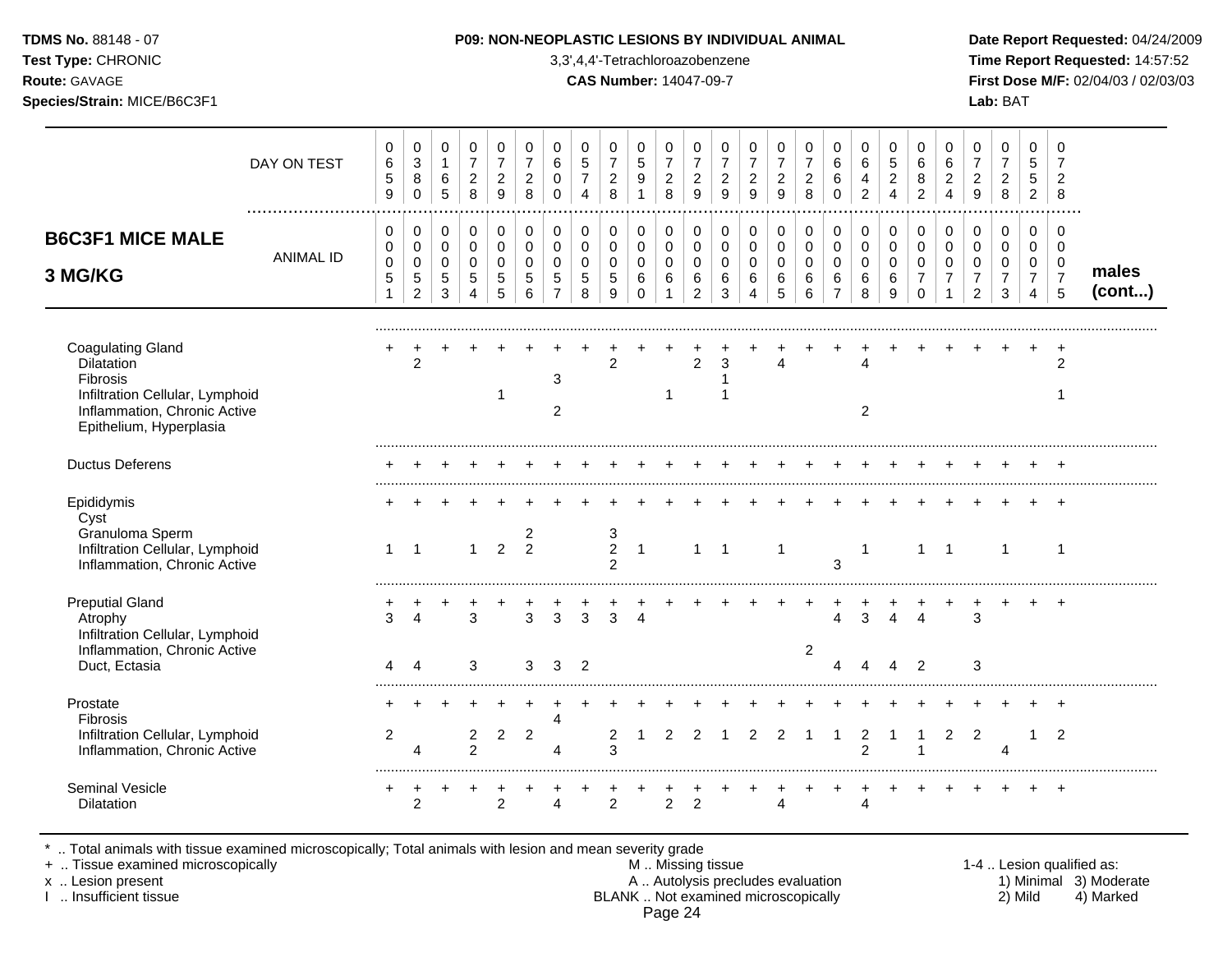**TDMS No.** 88148 - 07
**Test Type:** CHRONIC
**Route:** GAVAGE
**Species/Strain:** MICE/B6C3F1

**P09: NON-NEOPLASTIC LESIONS BY INDIVIDUAL ANIMAL**
3,3',4,4'-Tetrachloroazobenzene
**CAS Number:** 14047-09-7

**Date Report Requested:** 04/24/2009
**Time Report Requested:** 14:57:52
**First Dose M/F:** 02/04/03 / 02/03/03
**Lab:** BAT

## B6C3F1 MICE MALE 3 MG/KG — males (cont...)

| DAY ON TEST | 0659 | 0380 | 0165 | 0728 | 0729 | 0728 | 0600 | 0574 | 0728 | 0591 | 0728 | 0729 | 0729 | 0729 | 0729 | 0728 | 0660 | 0642 | 0524 | 0682 | 0624 | 0729 | 0728 | 0552 | 0728 |
|---|---|---|---|---|---|---|---|---|---|---|---|---|---|---|---|---|---|---|---|---|---|---|---|---|---|
| **ANIMAL ID** | 0551 | 0552 | 0553 | 0554 | 0555 | 0556 | 0557 | 0558 | 0559 | 0560 | 0561 | 0562 | 0563 | 0564 | 0565 | 0566 | 0567 | 0568 | 0569 | 0570 | 0571 | 0572 | 0573 | 0574 | 0575 |
| Coagulating Gland | + | + | + | + | + | + | + | + | + | + | + | + | + | + | + | + | + | + | + | + | + | + | + | + | + |
| Dilatation | | 2 | | | | | | | 2 | | | 2 | 3 | | 4 | | | 4 | | | | | | | 2 |
| Fibrosis | | | | | | | 3 | | | | | | 1 | | | | | | | | | | | | |
| Infiltration Cellular, Lymphoid | | | | | 1 | | | | | | 1 | | 1 | | | | | | | | | | | | 1 |
| Inflammation, Chronic Active | | | | | | | 2 | | | | | | | | | | | 2 | | | | | | | |
| Epithelium, Hyperplasia | | | | | | | | | | | | | | | | | | | | | | | | | |
| Ductus Deferens | + | + | + | + | + | + | + | + | + | + | + | + | + | + | + | + | + | + | + | + | + | + | + | + | + |
| Epididymis | + | + | + | + | + | + | + | + | + | + | + | + | + | + | + | + | + | + | + | + | + | + | + | + | + |
| Cyst | | | | | | | | | | | | | | | | | | | | | | | | | |
| Granuloma Sperm | | | | | | 2 | | | 3 | | | | | | | | | | | | | | | | |
| Infiltration Cellular, Lymphoid | 1 | 1 | | 1 | 2 | 2 | | | 2 | 1 | | 1 | 1 | | 1 | | | 1 | | 1 | 1 | | 1 | | 1 |
| Inflammation, Chronic Active | | | | | | | | | 2 | | | | | | | | 3 | | | | | | | | |
| Preputial Gland | + | + | + | + | + | + | + | + | + | + | + | + | + | + | + | + | + | + | + | + | + | + | + | + | + |
| Atrophy | 3 | 4 | | 3 | | 3 | 3 | 3 | 3 | 4 | | | | | | | 4 | 3 | 4 | 4 | | 3 | | | |
| Infiltration Cellular, Lymphoid | | | | | | | | | | | | | | | | | | | | | | | | | |
| Inflammation, Chronic Active | | | | | | | | | | | | | | | | 2 | | | | | | | | | |
| Duct, Ectasia | 4 | 4 | | 3 | | 3 | 3 | 2 | | | | | | | | | 4 | 4 | 4 | 2 | | 3 | | | |
| Prostate | + | + | + | + | + | + | + | + | + | + | + | + | + | + | + | + | + | + | + | + | + | + | + | + | + |
| Fibrosis | | | | | | | 4 | | | | | | | | | | | | | | | | | | |
| Infiltration Cellular, Lymphoid | 2 | | | 2 | 2 | 2 | | | 2 | 1 | 2 | 2 | 1 | 2 | 2 | 1 | 1 | 2 | 1 | 1 | 2 | 2 | | 1 | 2 |
| Inflammation, Chronic Active | | 4 | | 2 | | | 4 | | 3 | | | | | | | | | 2 | | 1 | | | 4 | | |
| Seminal Vesicle | + | + | + | + | + | + | + | + | + | + | + | + | + | + | + | + | + | + | + | + | + | + | + | + | + |
| Dilatation | | 2 | | | 2 | | 4 | | 2 | | 2 | 2 | | | 4 | | | 4 | | | | | | | |

\* .. Total animals with tissue examined microscopically; Total animals with lesion and mean severity grade
\+ .. Tissue examined microscopically
x .. Lesion present
I .. Insufficient tissue

M .. Missing tissue
A .. Autolysis precludes evaluation
BLANK .. Not examined microscopically

1-4 .. Lesion qualified as:
1) Minimal 3) Moderate
2) Mild 4) Marked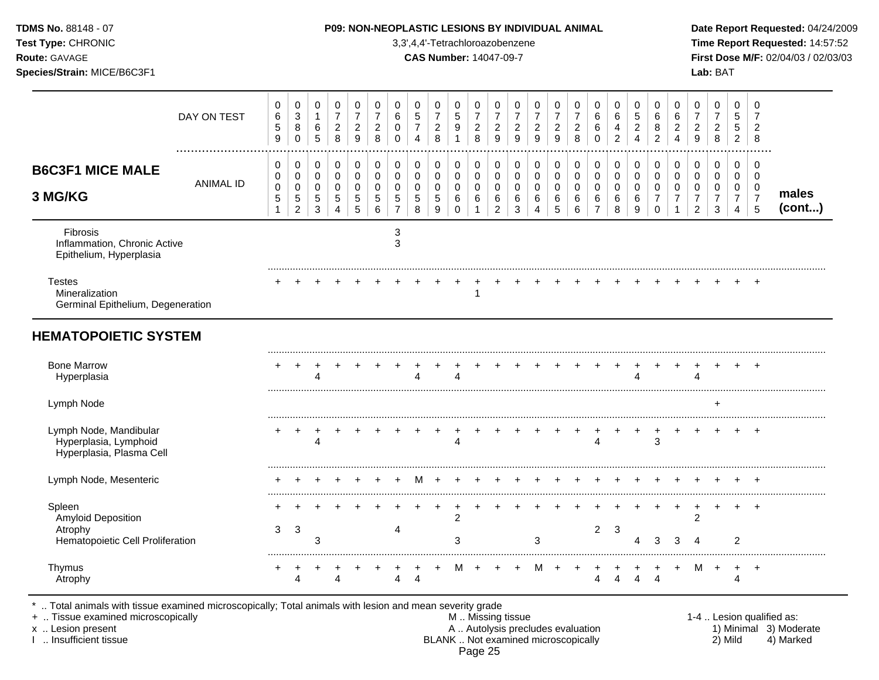**TDMS No.** 88148 - 07
**Test Type:** CHRONIC
**Route:** GAVAGE
**Species/Strain:** MICE/B6C3F1

**P09: NON-NEOPLASTIC LESIONS BY INDIVIDUAL ANIMAL**
3,3',4,4'-Tetrachloroazobenzene
**CAS Number:** 14047-09-7

**Date Report Requested:** 04/24/2009
**Time Report Requested:** 14:57:52
**First Dose M/F:** 02/04/03 / 02/03/03
**Lab:** BAT

## B6C3F1 MICE MALE 3 MG/KG — males (cont...)

| DAY ON TEST | 0659 | 0380 | 0165 | 0728 | 0729 | 0728 | 0600 | 0574 | 0728 | 0591 | 0728 | 0729 | 0729 | 0729 | 0729 | 0728 | 0660 | 0642 | 0524 | 0682 | 0624 | 0729 | 0728 | 0552 | 0728 |
|---|---|---|---|---|---|---|---|---|---|---|---|---|---|---|---|---|---|---|---|---|---|---|---|---|---|
| **ANIMAL ID** | 0051 | 0052 | 0053 | 0054 | 0055 | 0056 | 0057 | 0058 | 0059 | 0060 | 0061 | 0062 | 0063 | 0064 | 0065 | 0066 | 0067 | 0068 | 0069 | 0070 | 0071 | 0072 | 0073 | 0074 | 0075 |
| Fibrosis | | | | | | | 3 | | | | | | | | | | | | | | | | | | |
| Inflammation, Chronic Active | | | | | | | 3 | | | | | | | | | | | | | | | | | | |
| Epithelium, Hyperplasia | | | | | | | | | | | | | | | | | | | | | | | | | |
| Testes | + | + | + | + | + | + | + | + | + | + | + | + | + | + | + | + | + | + | + | + | + | + | + | + | + |
| Mineralization | | | | | | | | | | | 1 | | | | | | | | | | | | | | |
| Germinal Epithelium, Degeneration | | | | | | | | | | | | | | | | | | | | | | | | | |
| **HEMATOPOIETIC SYSTEM** | | | | | | | | | | | | | | | | | | | | | | | | | |
| Bone Marrow | + | + | + | + | + | + | + | + | + | + | + | + | + | + | + | + | + | + | + | + | + | + | + | + | + |
| Hyperplasia | | | 4 | | | | | 4 | | 4 | | | | | | | | | 4 | | | 4 | | | |
| Lymph Node | | | | | | | | | | | | | | | | | | | | | | | + | | |
| Lymph Node, Mandibular | + | + | + | + | + | + | + | + | + | + | + | + | + | + | + | + | + | + | + | + | + | + | + | + | + |
| Hyperplasia, Lymphoid | | | 4 | | | | | | | 4 | | | | | | | 4 | | | 3 | | | | | |
| Hyperplasia, Plasma Cell | | | | | | | | | | | | | | | | | | | | | | | | | |
| Lymph Node, Mesenteric | + | + | + | + | + | + | + | M | + | + | + | + | + | + | + | + | + | + | + | + | + | + | + | + | + |
| Spleen | + | + | + | + | + | + | + | + | + | + | + | + | + | + | + | + | + | + | + | + | + | + | + | + | + |
| Amyloid Deposition | | | | | | | | | | 2 | | | | | | | | | | | | 2 | | | |
| Atrophy | 3 | 3 | | | | | 4 | | | | | | | | | | 2 | 3 | | | | | | | |
| Hematopoietic Cell Proliferation | | | 3 | | | | | | | 3 | | | | 3 | | | | | 4 | 3 | 3 | 4 | | 2 | |
| Thymus | + | + | + | + | + | + | + | + | + | M | + | + | + | M | + | + | + | + | + | + | + | M | + | + | + |
| Atrophy | | 4 | | 4 | | | 4 | 4 | | | | | | | | | 4 | 4 | 4 | 4 | | | | 4 | |

\* .. Total animals with tissue examined microscopically; Total animals with lesion and mean severity grade
\+ .. Tissue examined microscopically
x .. Lesion present
I .. Insufficient tissue

M .. Missing tissue
A .. Autolysis precludes evaluation
BLANK .. Not examined microscopically

1-4 .. Lesion qualified as:
1) Minimal 2) Mild 3) Moderate 4) Marked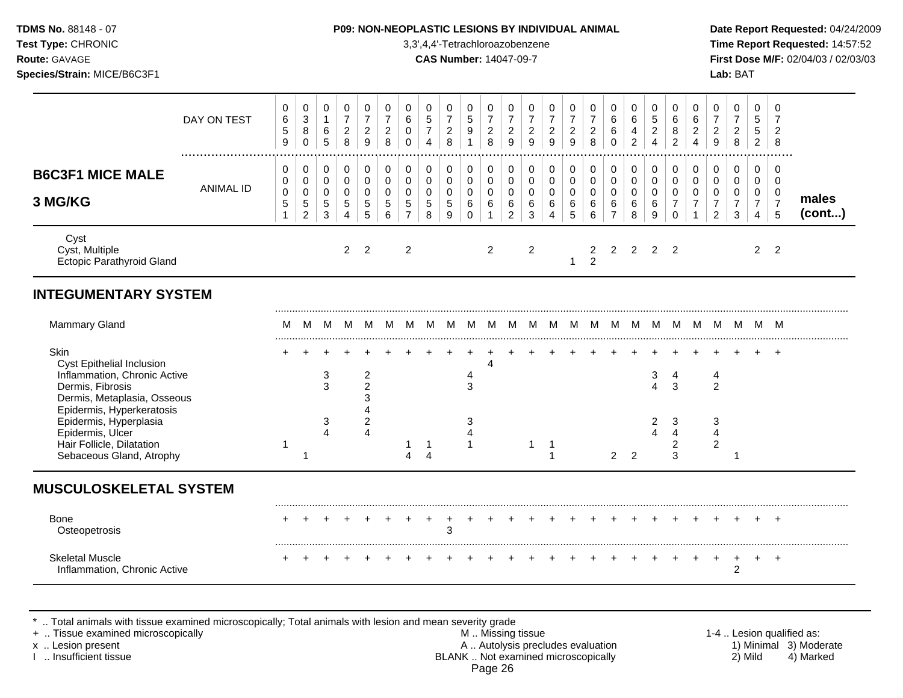**TDMS No.** 88148 - 07
**Test Type:** CHRONIC
**Route:** GAVAGE
**Species/Strain:** MICE/B6C3F1

**P09: NON-NEOPLASTIC LESIONS BY INDIVIDUAL ANIMAL**
3,3',4,4'-Tetrachloroazobenzene
**CAS Number:** 14047-09-7

**Date Report Requested:** 04/24/2009
**Time Report Requested:** 14:57:52
**First Dose M/F:** 02/04/03 / 02/03/03
**Lab:** BAT

| | | | | | | | | | | | | | | | | | | | | | | | | | | |
|---|---|---|---|---|---|---|---|---|---|---|---|---|---|---|---|---|---|---|---|---|---|---|---|---|---|---|
| DAY ON TEST | 0659 | 0380 | 0165 | 0728 | 0729 | 0728 | 0600 | 0574 | 0728 | 0591 | 0728 | 0729 | 0729 | 0729 | 0729 | 0728 | 0660 | 0642 | 0524 | 0682 | 0624 | 0729 | 0728 | 0552 | 0728 | |
| **B6C3F1 MICE MALE 3 MG/KG** — ANIMAL ID | 0051 | 0052 | 0053 | 0054 | 0055 | 0056 | 0057 | 0058 | 0059 | 0060 | 0061 | 0062 | 0063 | 0064 | 0065 | 0066 | 0067 | 0068 | 0069 | 0070 | 0071 | 0072 | 0073 | 0074 | 0075 | **males (cont...)** |
| Cyst | | | | | | | | | | | | | | | | | | | | | | | | | | |
| Cyst, Multiple | | | | 2 | 2 | | 2 | | | | 2 | | 2 | | | 2 | 2 | 2 | 2 | 2 | | | | 2 | 2 | |
| Ectopic Parathyroid Gland | | | | | | | | | | | | | | | 1 | 2 | | | | | | | | | | |
| **INTEGUMENTARY SYSTEM** | | | | | | | | | | | | | | | | | | | | | | | | | | |
| Mammary Gland | M | M | M | M | M | M | M | M | M | M | M | M | M | M | M | M | M | M | M | M | M | M | M | M | M | |
| Skin | + | + | + | + | + | + | + | + | + | + | + | + | + | + | + | + | + | + | + | + | + | + | + | + | + | |
| Cyst Epithelial Inclusion | | | | | | | | | | | 4 | | | | | | | | | | | | | | | |
| Inflammation, Chronic Active | | | 3 | | 2 | | | | | 4 | | | | | | | | | 3 | 4 | | 4 | | | | |
| Dermis, Fibrosis | | | 3 | | 2 | | | | | 3 | | | | | | | | | 4 | 3 | | 2 | | | | |
| Dermis, Metaplasia, Osseous | | | | | 3 | | | | | | | | | | | | | | | | | | | | | |
| Epidermis, Hyperkeratosis | | | | | 4 | | | | | | | | | | | | | | | | | | | | | |
| Epidermis, Hyperplasia | | | 3 | | 2 | | | | | 3 | | | | | | | | | 2 | 3 | | 3 | | | | |
| Epidermis, Ulcer | | | 4 | | 4 | | | | | 4 | | | | | | | | | 4 | 4 | | 4 | | | | |
| Hair Follicle, Dilatation | 1 | | | | | | 1 | 1 | | 1 | | | 1 | 1 | | | | | | 2 | | 2 | | | | |
| Sebaceous Gland, Atrophy | | 1 | | | | | 4 | 4 | | | | | | 1 | | | 2 | 2 | | 3 | | | 1 | | | |
| **MUSCULOSKELETAL SYSTEM** | | | | | | | | | | | | | | | | | | | | | | | | | | |
| Bone | + | + | + | + | + | + | + | + | + | + | + | + | + | + | + | + | + | + | + | + | + | + | + | + | + | |
| Osteopetrosis | | | | | | | | | 3 | | | | | | | | | | | | | | | | | |
| Skeletal Muscle | + | + | + | + | + | + | + | + | + | + | + | + | + | + | + | + | + | + | + | + | + | + | + | + | + | |
| Inflammation, Chronic Active | | | | | | | | | | | | | | | | | | | | | | | 2 | | | |

\* .. Total animals with tissue examined microscopically; Total animals with lesion and mean severity grade
\+ .. Tissue examined microscopically
x .. Lesion present
I .. Insufficient tissue

M .. Missing tissue
A .. Autolysis precludes evaluation
BLANK .. Not examined microscopically

1-4 .. Lesion qualified as: 1) Minimal 2) Mild 3) Moderate 4) Marked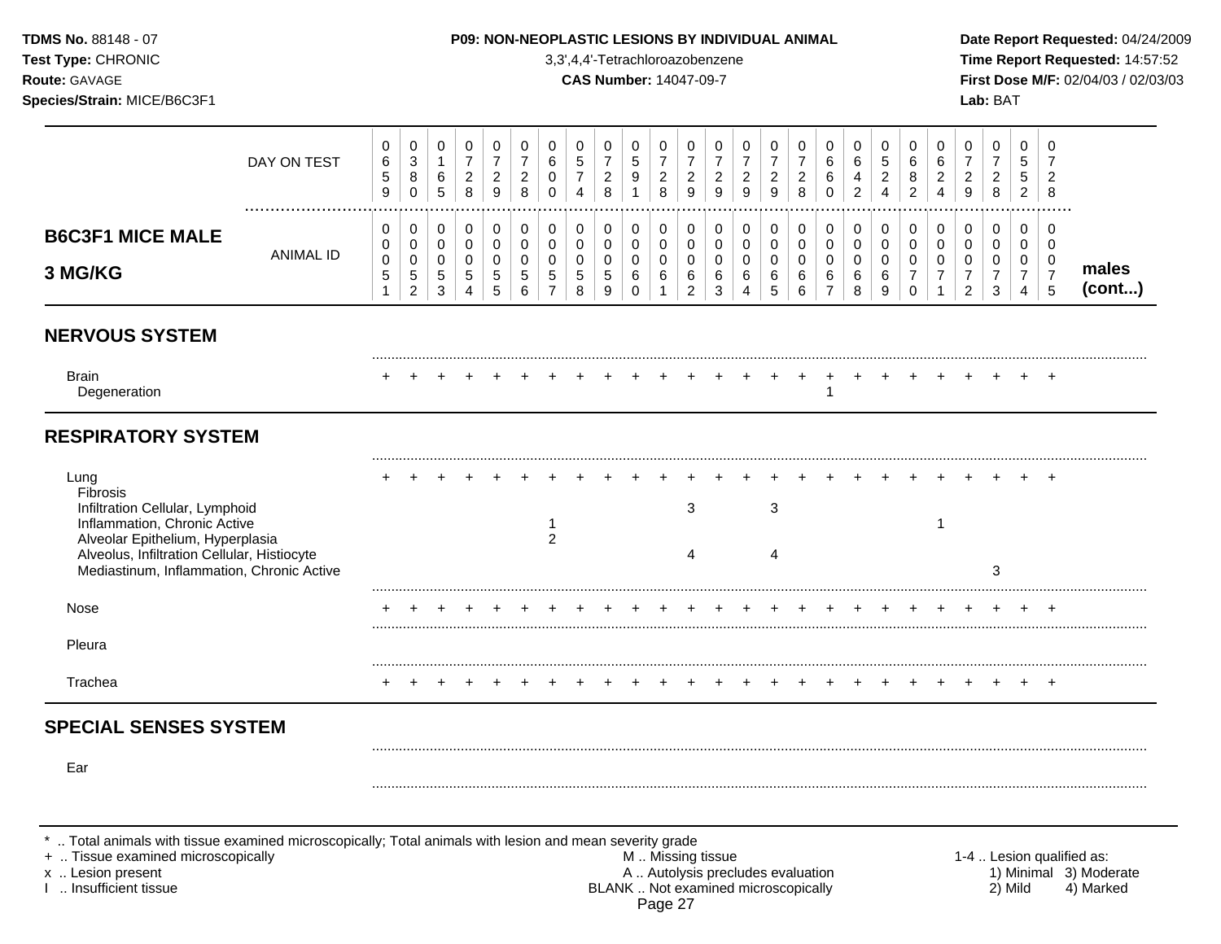**TDMS No.** 88148 - 07
**Test Type:** CHRONIC
**Route:** GAVAGE
**Species/Strain:** MICE/B6C3F1

**P09: NON-NEOPLASTIC LESIONS BY INDIVIDUAL ANIMAL**
3,3',4,4'-Tetrachloroazobenzene
**CAS Number:** 14047-09-7

**Date Report Requested:** 04/24/2009
**Time Report Requested:** 14:57:52
**First Dose M/F:** 02/04/03 / 02/03/03
**Lab:** BAT

## B6C3F1 MICE MALE 3 MG/KG (males cont...)

| | 1 | 2 | 3 | 4 | 5 | 6 | 7 | 8 | 9 | 10 | 11 | 12 | 13 | 14 | 15 | 16 | 17 | 18 | 19 | 20 | 21 | 22 | 23 | 24 | 25 |
|---|---|---|---|---|---|---|---|---|---|---|---|---|---|---|---|---|---|---|---|---|---|---|---|---|---|
| DAY ON TEST | 0659 | 0380 | 0165 | 0728 | 0729 | 0728 | 0600 | 0574 | 0728 | 0591 | 0728 | 0729 | 0729 | 0729 | 0729 | 0728 | 0660 | 0642 | 0524 | 0682 | 0624 | 0729 | 0728 | 0552 | 0728 |
| ANIMAL ID | 0051 | 0052 | 0053 | 0054 | 0055 | 0056 | 0057 | 0058 | 0059 | 0060 | 0061 | 0062 | 0063 | 0064 | 0065 | 0066 | 0067 | 0068 | 0069 | 0070 | 0071 | 0072 | 0073 | 0074 | 0075 |
| **NERVOUS SYSTEM** | | | | | | | | | | | | | | | | | | | | | | | | | |
| Brain | + | + | + | + | + | + | + | + | + | + | + | + | + | + | + | + | + | + | + | + | + | + | + | + | + |
| Degeneration | | | | | | | | | | | | | | | | | 1 | | | | | | | | |
| **RESPIRATORY SYSTEM** | | | | | | | | | | | | | | | | | | | | | | | | | |
| Lung | + | + | + | + | + | + | + | + | + | + | + | + | + | + | + | + | + | + | + | + | + | + | + | + | + |
| Fibrosis | | | | | | | | | | | | | | | | | | | | | | | | | |
| Infiltration Cellular, Lymphoid | | | | | | | | | | | | 3 | | | 3 | | | | | | | | | | |
| Inflammation, Chronic Active | | | | | | | 1 | | | | | | | | | | | | | | 1 | | | | |
| Alveolar Epithelium, Hyperplasia | | | | | | | 2 | | | | | | | | | | | | | | | | | | |
| Alveolus, Infiltration Cellular, Histiocyte | | | | | | | | | | | | 4 | | | 4 | | | | | | | | | | |
| Mediastinum, Inflammation, Chronic Active | | | | | | | | | | | | | | | | | | | | | | | 3 | | |
| Nose | + | + | + | + | + | + | + | + | + | + | + | + | + | + | + | + | + | + | + | + | + | + | + | + | + |
| Pleura | | | | | | | | | | | | | | | | | | | | | | | | | |
| Trachea | + | + | + | + | + | + | + | + | + | + | + | + | + | + | + | + | + | + | + | + | + | + | + | + | + |
| **SPECIAL SENSES SYSTEM** | | | | | | | | | | | | | | | | | | | | | | | | | |
| Ear | | | | | | | | | | | | | | | | | | | | | | | | | |

\* .. Total animals with tissue examined microscopically; Total animals with lesion and mean severity grade
\+ .. Tissue examined microscopically
x .. Lesion present
I .. Insufficient tissue

M .. Missing tissue
A .. Autolysis precludes evaluation
BLANK .. Not examined microscopically

1-4 .. Lesion qualified as: 1) Minimal 2) Mild 3) Moderate 4) Marked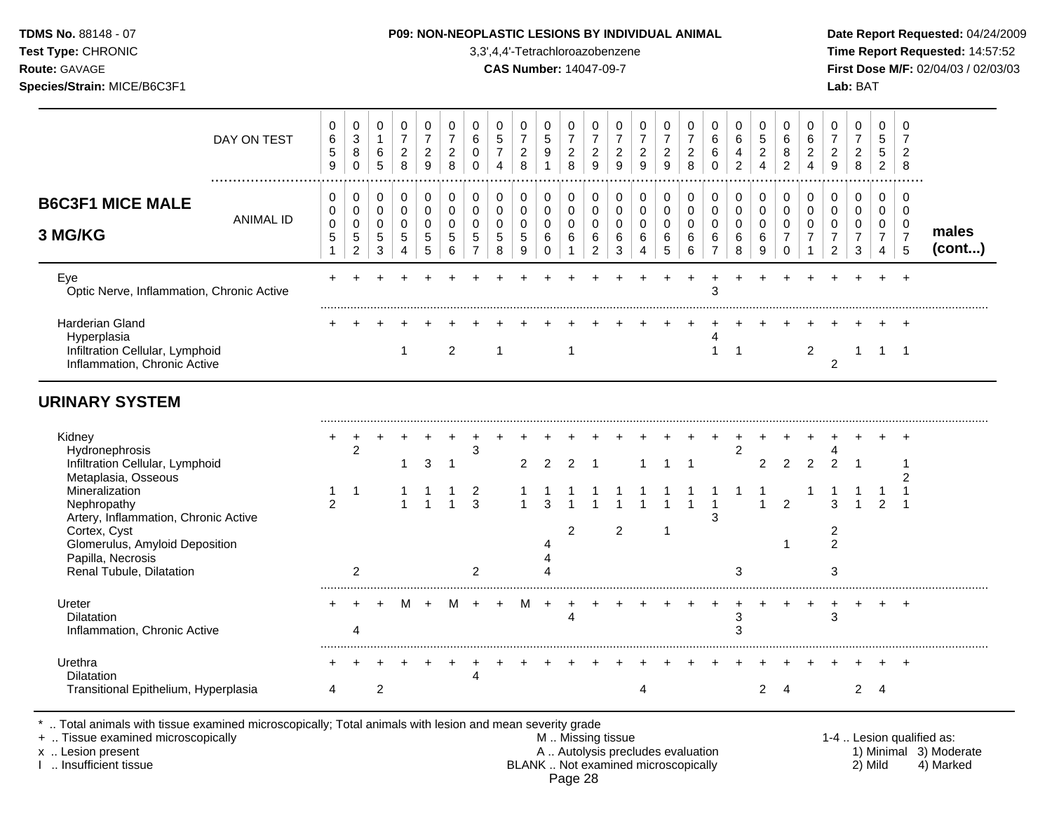**TDMS No.** 88148 - 07
**Test Type:** CHRONIC
**Route:** GAVAGE
**Species/Strain:** MICE/B6C3F1

**P09: NON-NEOPLASTIC LESIONS BY INDIVIDUAL ANIMAL**
3,3',4,4'-Tetrachloroazobenzene
**CAS Number:** 14047-09-7

**Date Report Requested:** 04/24/2009
**Time Report Requested:** 14:57:52
**First Dose M/F:** 02/04/03 / 02/03/03
**Lab:** BAT

## B6C3F1 MICE MALE 3 MG/KG — males (cont...)

| DAY ON TEST | 0659 | 0380 | 0165 | 0728 | 0729 | 0728 | 0600 | 0574 | 0728 | 0591 | 0728 | 0729 | 0729 | 0729 | 0729 | 0728 | 0660 | 0642 | 0524 | 0682 | 0624 | 0729 | 0728 | 0552 | 0728 |
|---|---|---|---|---|---|---|---|---|---|---|---|---|---|---|---|---|---|---|---|---|---|---|---|---|---|
| ANIMAL ID | 0051 | 0052 | 0053 | 0054 | 0055 | 0056 | 0057 | 0058 | 0059 | 0060 | 0061 | 0062 | 0063 | 0064 | 0065 | 0066 | 0067 | 0068 | 0069 | 0070 | 0071 | 0072 | 0073 | 0074 | 0075 |
| Eye | + | + | + | + | + | + | + | + | + | + | + | + | + | + | + | + | + | + | + | + | + | + | + | + | + |
| Optic Nerve, Inflammation, Chronic Active | | | | | | | | | | | | | | | | | 3 | | | | | | | | |
| Harderian Gland | + | + | + | + | + | + | + | + | + | + | + | + | + | + | + | + | + | + | + | + | + | + | + | + | + |
| Hyperplasia | | | | | | | | | | | | | | | | | 4 | | | | | | | | |
| Infiltration Cellular, Lymphoid | | | | 1 | | 2 | | 1 | | | 1 | | | | | | 1 | 1 | | | 2 | | 1 | 1 | 1 |
| Inflammation, Chronic Active | | | | | | | | | | | | | | | | | | | | | | 2 | | | |
| **URINARY SYSTEM** | | | | | | | | | | | | | | | | | | | | | | | | | |
| Kidney | + | + | + | + | + | + | + | + | + | + | + | + | + | + | + | + | + | + | + | + | + | + | + | + | + |
| Hydronephrosis | | 2 | | | | | 3 | | | | | | | | | | | 2 | | | | 4 | | | |
| Infiltration Cellular, Lymphoid | | | | 1 | 3 | 1 | | | 2 | 2 | 2 | 1 | | 1 | 1 | 1 | | | 2 | 2 | 2 | 2 | 1 | | 1 |
| Metaplasia, Osseous | | | | | | | | | | | | | | | | | | | | | | | | | 2 |
| Mineralization | 1 | 1 | | 1 | 1 | 1 | 2 | | 1 | 1 | 1 | 1 | 1 | 1 | 1 | 1 | 1 | 1 | 1 | | 1 | 1 | 1 | 1 | 1 |
| Nephropathy | 2 | | | 1 | 1 | 1 | 3 | | 1 | 3 | 1 | 1 | 1 | 1 | 1 | 1 | 1 | | 1 | 2 | | 3 | 1 | 2 | 1 |
| Artery, Inflammation, Chronic Active | | | | | | | | | | | | | | | | | 3 | | | | | | | | |
| Cortex, Cyst | | | | | | | | | | | 2 | | 2 | | 1 | | | | | | | 2 | | | |
| Glomerulus, Amyloid Deposition | | | | | | | | | | 4 | | | | | | | | | | 1 | | 2 | | | |
| Papilla, Necrosis | | | | | | | | | | 4 | | | | | | | | | | | | | | | |
| Renal Tubule, Dilatation | | 2 | | | | | 2 | | | 4 | | | | | | | | 3 | | | | 3 | | | |
| Ureter | + | + | + | M | + | M | + | + | M | + | + | + | + | + | + | + | + | + | + | + | + | + | + | + | + |
| Dilatation | | | | | | | | | | | 4 | | | | | | | 3 | | | | 3 | | | |
| Inflammation, Chronic Active | | 4 | | | | | | | | | | | | | | | | 3 | | | | | | | |
| Urethra | + | + | + | + | + | + | + | + | + | + | + | + | + | + | + | + | + | + | + | + | + | + | + | + | + |
| Dilatation | | | | | | | 4 | | | | | | | | | | | | | | | | | | |
| Transitional Epithelium, Hyperplasia | 4 | | 2 | | | | | | | | | | | 4 | | | | | 2 | 4 | | | 2 | 4 | |

\* .. Total animals with tissue examined microscopically; Total animals with lesion and mean severity grade
\+ .. Tissue examined microscopically
x .. Lesion present
I .. Insufficient tissue

M .. Missing tissue
A .. Autolysis precludes evaluation
BLANK .. Not examined microscopically

1-4 .. Lesion qualified as: 1) Minimal 2) Mild 3) Moderate 4) Marked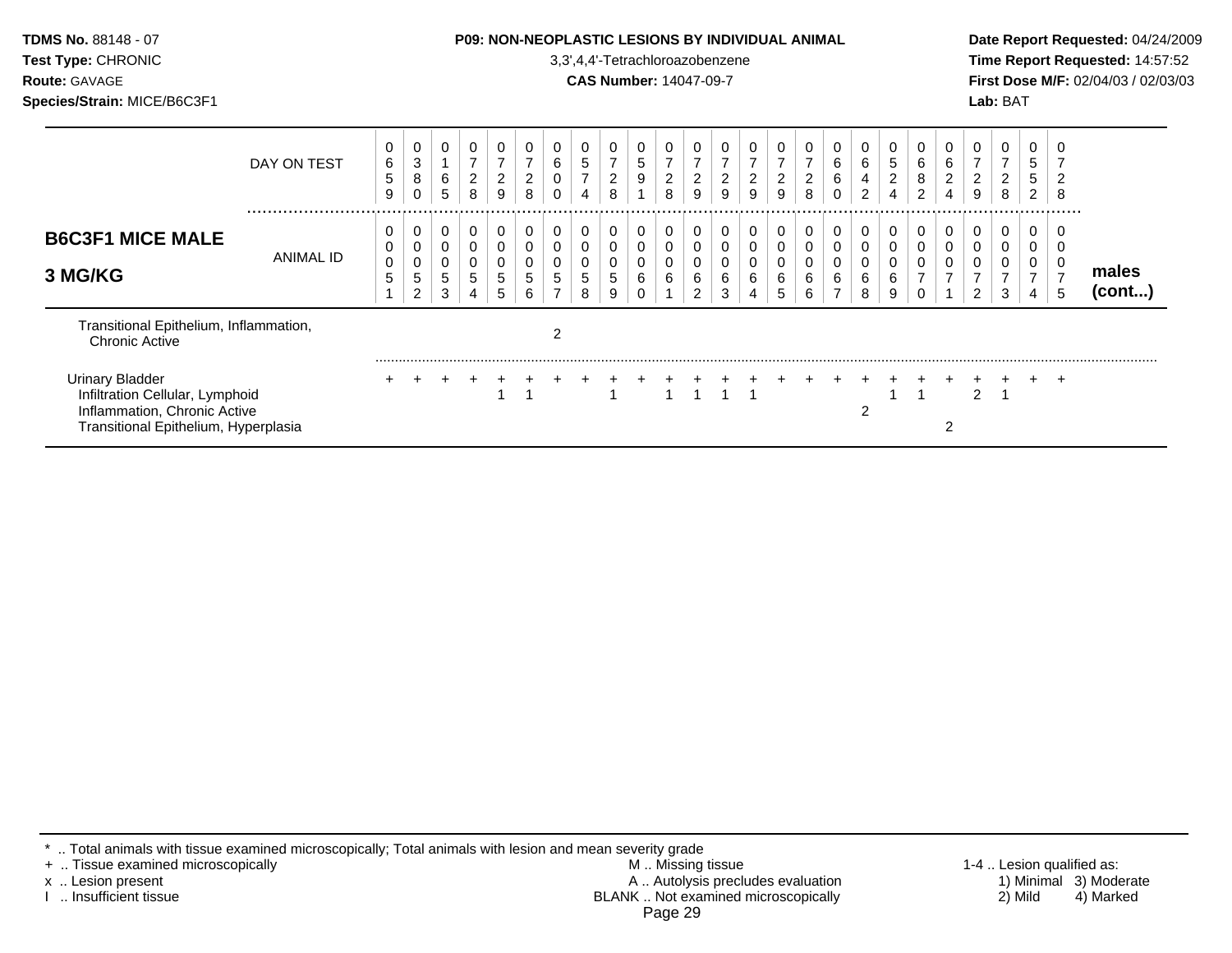## B6C3F1 MICE MALE 3 MG/KG (males, cont...)

| DAY ON TEST | 0659 | 0380 | 0165 | 0728 | 0729 | 0728 | 0600 | 0574 | 0728 | 0591 | 0728 | 0729 | 0729 | 0729 | 0729 | 0728 | 0660 | 0642 | 0524 | 0682 | 0624 | 0729 | 0728 | 0552 | 0728 |
|---|---|---|---|---|---|---|---|---|---|---|---|---|---|---|---|---|---|---|---|---|---|---|---|---|---|
| **ANIMAL ID** | 0051 | 0052 | 0053 | 0054 | 0055 | 0056 | 0057 | 0058 | 0059 | 0060 | 0061 | 0062 | 0063 | 0064 | 0065 | 0066 | 0067 | 0068 | 0069 | 0070 | 0071 | 0072 | 0073 | 0074 | 0075 |
| Transitional Epithelium, Inflammation, Chronic Active | | | | | | | 2 | | | | | | | | | | | | | | | | | | |
| Urinary Bladder | + | + | + | + | + | + | + | + | + | + | + | + | + | + | + | + | + | + | + | + | + | + | + | + | + |
| Infiltration Cellular, Lymphoid | | | | | 1 | 1 | | | 1 | | 1 | 1 | 1 | 1 | | | | | 1 | 1 | | 2 | 1 | | |
| Inflammation, Chronic Active | | | | | | | | | | | | | | | | | | 2 | | | | | | | |
| Transitional Epithelium, Hyperplasia | | | | | | | | | | | | | | | | | | | | | 2 | | | | |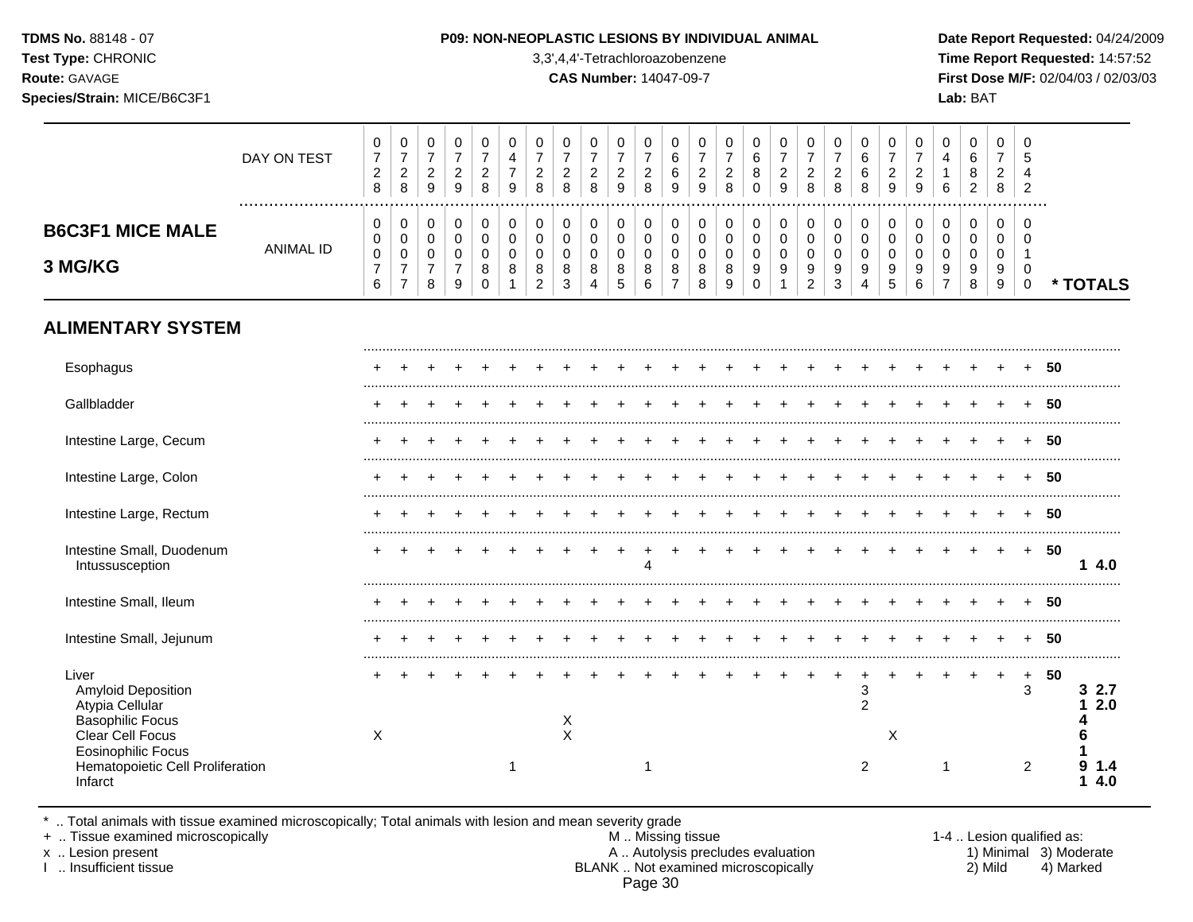**TDMS No.** 88148 - 07
**Test Type:** CHRONIC
**Route:** GAVAGE
**Species/Strain:** MICE/B6C3F1

**P09: NON-NEOPLASTIC LESIONS BY INDIVIDUAL ANIMAL**
3,3',4,4'-Tetrachloroazobenzene
**CAS Number:** 14047-09-7

**Date Report Requested:** 04/24/2009
**Time Report Requested:** 14:57:52
**First Dose M/F:** 02/04/03 / 02/03/03
**Lab:** BAT

## B6C3F1 MICE MALE 3 MG/KG

| | 1 | 2 | 3 | 4 | 5 | 6 | 7 | 8 | 9 | 10 | 11 | 12 | 13 | 14 | 15 | 16 | 17 | 18 | 19 | 20 | 21 | 22 | 23 | 24 | 25 | * TOTALS |
|---|---|---|---|---|---|---|---|---|---|---|---|---|---|---|---|---|---|---|---|---|---|---|---|---|---|---|
| DAY ON TEST | 0728 | 0728 | 0729 | 0729 | 0728 | 0479 | 0728 | 0728 | 0728 | 0729 | 0728 | 0669 | 0729 | 0728 | 0680 | 0729 | 0728 | 0728 | 0668 | 0729 | 0729 | 0416 | 0682 | 0728 | 0542 | |
| ANIMAL ID | 0076 | 0077 | 0078 | 0079 | 0080 | 0081 | 0082 | 0083 | 0084 | 0085 | 0086 | 0087 | 0088 | 0089 | 0090 | 0091 | 0092 | 0093 | 0094 | 0095 | 0096 | 0097 | 0098 | 0099 | 0100 | |
| **ALIMENTARY SYSTEM** | | | | | | | | | | | | | | | | | | | | | | | | | | |
| Esophagus | + | + | + | + | + | + | + | + | + | + | + | + | + | + | + | + | + | + | + | + | + | + | + | + | + | 50 |
| Gallbladder | + | + | + | + | + | + | + | + | + | + | + | + | + | + | + | + | + | + | + | + | + | + | + | + | + | 50 |
| Intestine Large, Cecum | + | + | + | + | + | + | + | + | + | + | + | + | + | + | + | + | + | + | + | + | + | + | + | + | + | 50 |
| Intestine Large, Colon | + | + | + | + | + | + | + | + | + | + | + | + | + | + | + | + | + | + | + | + | + | + | + | + | + | 50 |
| Intestine Large, Rectum | + | + | + | + | + | + | + | + | + | + | + | + | + | + | + | + | + | + | + | + | + | + | + | + | + | 50 |
| Intestine Small, Duodenum | + | + | + | + | + | + | + | + | + | + | + | + | + | + | + | + | + | + | + | + | + | + | + | + | + | 50 |
| Intussusception | | | | | | | | | | | 4 | | | | | | | | | | | | | | | 1 4.0 |
| Intestine Small, Ileum | + | + | + | + | + | + | + | + | + | + | + | + | + | + | + | + | + | + | + | + | + | + | + | + | + | 50 |
| Intestine Small, Jejunum | + | + | + | + | + | + | + | + | + | + | + | + | + | + | + | + | + | + | + | + | + | + | + | + | + | 50 |
| Liver | + | + | + | + | + | + | + | + | + | + | + | + | + | + | + | + | + | + | + | + | + | + | + | + | + | 50 |
| Amyloid Deposition | | | | | | | | | | | | | | | | | | | 3 | | | | | | 3 | 3 2.7 |
| Atypia Cellular | | | | | | | | | | | | | | | | | | | 2 | | | | | | | 1 2.0 |
| Basophilic Focus | | | | | | | | X | | | | | | | | | | | | | | | | | | 4 |
| Clear Cell Focus | X | | | | | | | X | | | | | | | | | | | | X | | | | | | 6 |
| Eosinophilic Focus | | | | | | | | | | | | | | | | | | | | | | | | | | 1 |
| Hematopoietic Cell Proliferation | | | | | | 1 | | | | | 1 | | | | | | | | 2 | | | 1 | | | 2 | 9 1.4 |
| Infarct | | | | | | | | | | | | | | | | | | | | | | | | | | 1 4.0 |

\* .. Total animals with tissue examined microscopically; Total animals with lesion and mean severity grade
\+ .. Tissue examined microscopically
x .. Lesion present
I .. Insufficient tissue

M .. Missing tissue
A .. Autolysis precludes evaluation
BLANK .. Not examined microscopically

1-4 .. Lesion qualified as: 1) Minimal 2) Mild 3) Moderate 4) Marked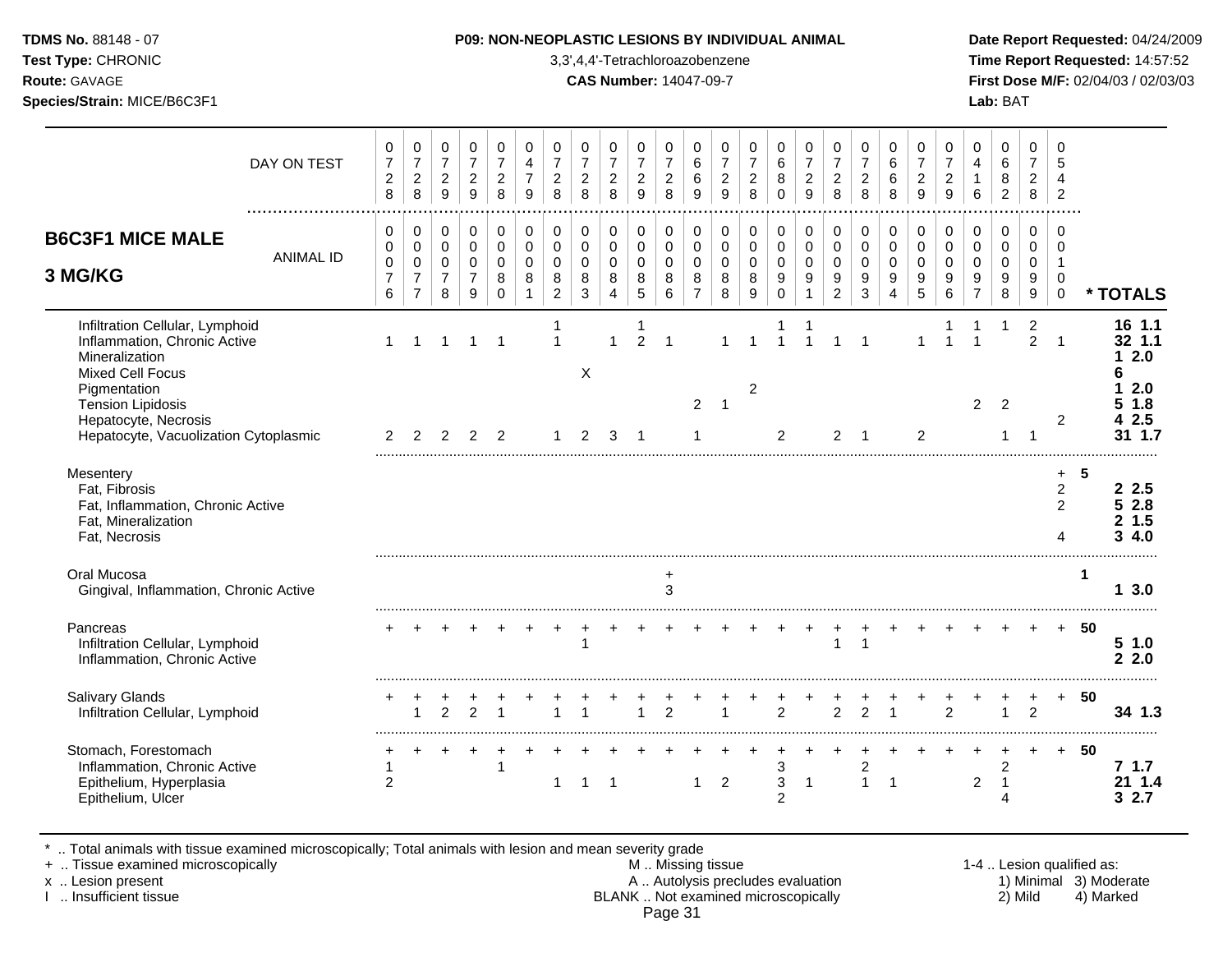**TDMS No.** 88148 - 07
**Test Type:** CHRONIC
**Route:** GAVAGE
**Species/Strain:** MICE/B6C3F1

**P09: NON-NEOPLASTIC LESIONS BY INDIVIDUAL ANIMAL**
3,3',4,4'-Tetrachloroazobenzene
**CAS Number:** 14047-09-7

**Date Report Requested:** 04/24/2009
**Time Report Requested:** 14:57:52
**First Dose M/F:** 02/04/03 / 02/03/03
**Lab:** BAT

## B6C3F1 MICE MALE 3 MG/KG

| DAY ON TEST | 0728 | 0728 | 0729 | 0729 | 0728 | 0479 | 0728 | 0728 | 0728 | 0729 | 0728 | 0669 | 0729 | 0728 | 0680 | 0729 | 0728 | 0728 | 0668 | 0729 | 0729 | 0416 | 0682 | 0728 | 0542 | |
|---|---|---|---|---|---|---|---|---|---|---|---|---|---|---|---|---|---|---|---|---|---|---|---|---|---|---|
| **ANIMAL ID** | 0076 | 0077 | 0078 | 0079 | 0080 | 0081 | 0082 | 0083 | 0084 | 0085 | 0086 | 0087 | 0088 | 0089 | 0090 | 0091 | 0092 | 0093 | 0094 | 0095 | 0096 | 0097 | 0098 | 0099 | 0100 | *** TOTALS** |
| Infiltration Cellular, Lymphoid | | | | | | | 1 | | | 1 | | | | | 1 | 1 | | | | | 1 | 1 | 1 | 2 | | **16 1.1** |
| Inflammation, Chronic Active | 1 | 1 | 1 | 1 | 1 | | 1 | | 1 | 2 | 1 | | 1 | 1 | 1 | 1 | 1 | 1 | | 1 | 1 | 1 | | 2 | 1 | **32 1.1** |
| Mineralization | | | | | | | | | | | | | | | | | | | | | | | | | | **1 2.0** |
| Mixed Cell Focus | | | | | | | | X | | | | | | | | | | | | | | | | | | **6** |
| Pigmentation | | | | | | | | | | | | | | 2 | | | | | | | | | | | | **1 2.0** |
| Tension Lipidosis | | | | | | | | | | | | 2 | 1 | | | | | | | | | 2 | 2 | | | **5 1.8** |
| Hepatocyte, Necrosis | | | | | | | | | | | | | | | | | | | | | | | | | 2 | **4 2.5** |
| Hepatocyte, Vacuolization Cytoplasmic | 2 | 2 | 2 | 2 | 2 | | 1 | 2 | 3 | 1 | | 1 | | | 2 | | 2 | 1 | | 2 | | | 1 | 1 | | **31 1.7** |
| Mesentery | | | | | | | | | | | | | | | | | | | | | | | | | + | **5** |
| Fat, Fibrosis | | | | | | | | | | | | | | | | | | | | | | | | | 2 | **2 2.5** |
| Fat, Inflammation, Chronic Active | | | | | | | | | | | | | | | | | | | | | | | | | 2 | **5 2.8** |
| Fat, Mineralization | | | | | | | | | | | | | | | | | | | | | | | | | | **2 1.5** |
| Fat, Necrosis | | | | | | | | | | | | | | | | | | | | | | | | | 4 | **3 4.0** |
| Oral Mucosa | | | | | | | | | | | + | | | | | | | | | | | | | | | **1** |
| Gingival, Inflammation, Chronic Active | | | | | | | | | | | 3 | | | | | | | | | | | | | | | **1 3.0** |
| Pancreas | + | + | + | + | + | + | + | + | + | + | + | + | + | + | + | + | + | + | + | + | + | + | + | + | + | **50** |
| Infiltration Cellular, Lymphoid | | | | | | | | 1 | | | | | | | | | 1 | 1 | | | | | | | | **5 1.0** |
| Inflammation, Chronic Active | | | | | | | | | | | | | | | | | | | | | | | | | | **2 2.0** |
| Salivary Glands | + | + | + | + | + | + | + | + | + | + | + | + | + | + | + | + | + | + | + | + | + | + | + | + | + | **50** |
| Infiltration Cellular, Lymphoid | | 1 | 2 | 2 | 1 | | 1 | 1 | | 1 | 2 | | 1 | | 2 | | 2 | 2 | 1 | | 2 | | 1 | 2 | | **34 1.3** |
| Stomach, Forestomach | + | + | + | + | + | + | + | + | + | + | + | + | + | + | + | + | + | + | + | + | + | + | + | + | + | **50** |
| Inflammation, Chronic Active | 1 | | | | 1 | | | | | | | | | | 3 | | | 2 | | | | | 2 | | | **7 1.7** |
| Epithelium, Hyperplasia | 2 | | | | | | 1 | 1 | 1 | | | 1 | 2 | | 3 | 1 | | 1 | 1 | | | 2 | 1 | | | **21 1.4** |
| Epithelium, Ulcer | | | | | | | | | | | | | | | 2 | | | | | | | | 4 | | | **3 2.7** |

\* .. Total animals with tissue examined microscopically; Total animals with lesion and mean severity grade
\+ .. Tissue examined microscopically
x .. Lesion present
I .. Insufficient tissue

M .. Missing tissue
A .. Autolysis precludes evaluation
BLANK .. Not examined microscopically

1-4 .. Lesion qualified as:
1) Minimal 2) Mild 3) Moderate 4) Marked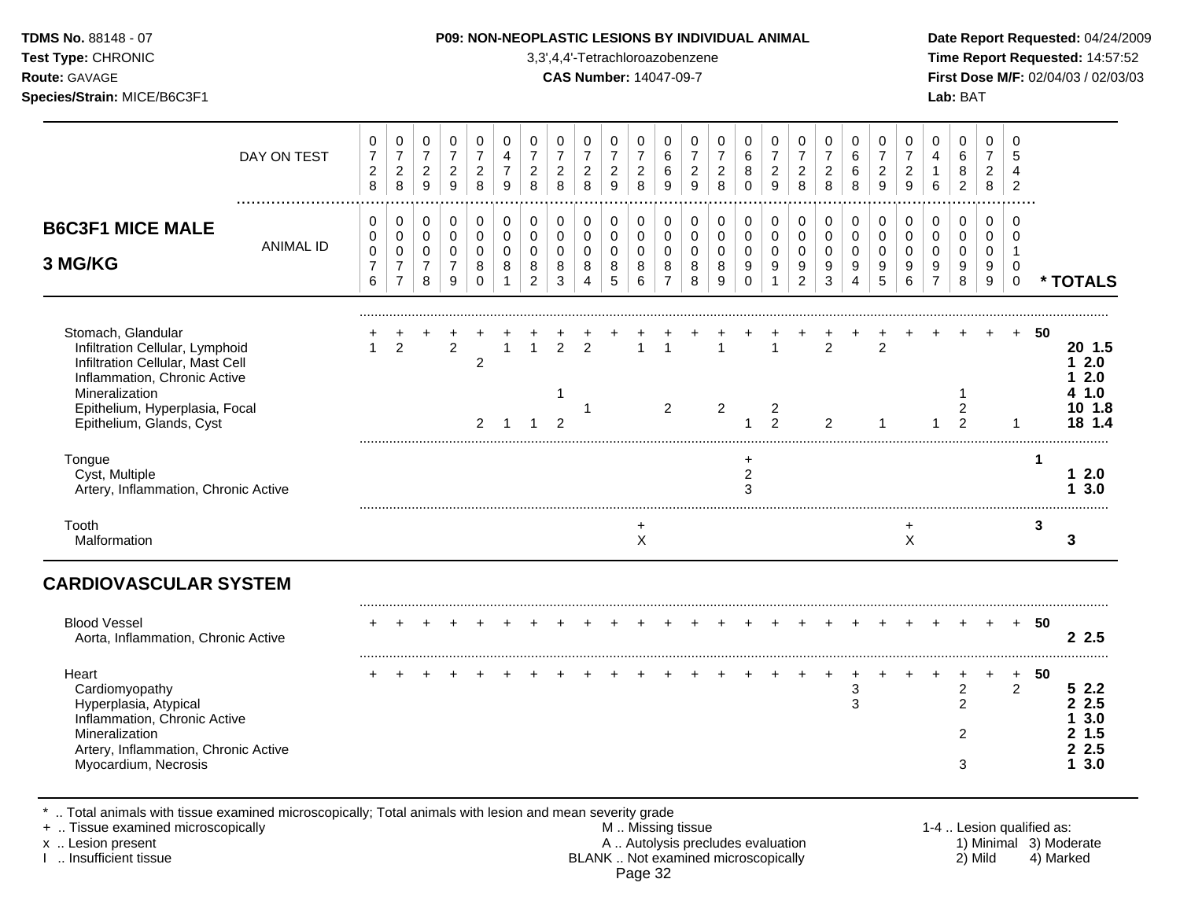## B6C3F1 MICE MALE 3 MG/KG

| | 1 | 2 | 3 | 4 | 5 | 6 | 7 | 8 | 9 | 10 | 11 | 12 | 13 | 14 | 15 | 16 | 17 | 18 | 19 | 20 | 21 | 22 | 23 | 24 | 25 | * TOTALS |
|---|---|---|---|---|---|---|---|---|---|---|---|---|---|---|---|---|---|---|---|---|---|---|---|---|---|---|
| DAY ON TEST | 0728 | 0728 | 0729 | 0729 | 0728 | 0479 | 0728 | 0728 | 0728 | 0729 | 0728 | 0669 | 0729 | 0728 | 0680 | 0729 | 0728 | 0728 | 0668 | 0729 | 0729 | 0416 | 0682 | 0728 | 0542 | |
| ANIMAL ID | 0076 | 0077 | 0078 | 0079 | 0080 | 0081 | 0082 | 0083 | 0084 | 0085 | 0086 | 0087 | 0088 | 0089 | 0090 | 0091 | 0092 | 0093 | 0094 | 0095 | 0096 | 0097 | 0098 | 0099 | 0100 | |
| Stomach, Glandular | + | + | + | + | + | + | + | + | + | + | + | + | + | + | + | + | + | + | + | + | + | + | + | + | + | 50 |
| Infiltration Cellular, Lymphoid | 1 | 2 | | 2 | | 1 | 1 | 2 | 2 | | 1 | 1 | | 1 | | 1 | | 2 | | 2 | | | | | | 20 1.5 |
| Infiltration Cellular, Mast Cell | | | | | 2 | | | | | | | | | | | | | | | | | | | | | 1 2.0 |
| Inflammation, Chronic Active | | | | | | | | | | | | | | | | | | | | | | | | | | 1 2.0 |
| Mineralization | | | | | | | | 1 | | | | | | | | | | | | | | | 1 | | | 4 1.0 |
| Epithelium, Hyperplasia, Focal | | | | | | | | | 1 | | | 2 | | 2 | | 2 | | | | | | | 2 | | | 10 1.8 |
| Epithelium, Glands, Cyst | | | | | 2 | 1 | 1 | 2 | | | | | | | 1 | 2 | | 2 | | 1 | | 1 | 2 | | 1 | 18 1.4 |
| Tongue | | | | | | | | | | | | | | | + | | | | | | | | | | | 1 |
| Cyst, Multiple | | | | | | | | | | | | | | | 2 | | | | | | | | | | | 1 2.0 |
| Artery, Inflammation, Chronic Active | | | | | | | | | | | | | | | 3 | | | | | | | | | | | 1 3.0 |
| Tooth | | | | | | | | | | | + | | | | | | | | | | + | | | | | 3 |
| Malformation | | | | | | | | | | | X | | | | | | | | | | X | | | | | 3 |
| **CARDIOVASCULAR SYSTEM** | | | | | | | | | | | | | | | | | | | | | | | | | | |
| Blood Vessel | + | + | + | + | + | + | + | + | + | + | + | + | + | + | + | + | + | + | + | + | + | + | + | + | + | 50 |
| Aorta, Inflammation, Chronic Active | | | | | | | | | | | | | | | | | | | | | | | | | | 2 2.5 |
| Heart | + | + | + | + | + | + | + | + | + | + | + | + | + | + | + | + | + | + | + | + | + | + | + | + | + | 50 |
| Cardiomyopathy | | | | | | | | | | | | | | | | | | | 3 | | | | 2 | | 2 | 5 2.2 |
| Hyperplasia, Atypical | | | | | | | | | | | | | | | | | | | 3 | | | | 2 | | | 2 2.5 |
| Inflammation, Chronic Active | | | | | | | | | | | | | | | | | | | | | | | | | | 1 3.0 |
| Mineralization | | | | | | | | | | | | | | | | | | | | | | | 2 | | | 2 1.5 |
| Artery, Inflammation, Chronic Active | | | | | | | | | | | | | | | | | | | | | | | | | | 2 2.5 |
| Myocardium, Necrosis | | | | | | | | | | | | | | | | | | | | | | | 3 | | | 1 3.0 |

\* .. Total animals with tissue examined microscopically; Total animals with lesion and mean severity grade
\+ .. Tissue examined microscopically
x .. Lesion present
I .. Insufficient tissue

M .. Missing tissue
A .. Autolysis precludes evaluation
BLANK .. Not examined microscopically

1-4 .. Lesion qualified as: 1) Minimal 2) Mild 3) Moderate 4) Marked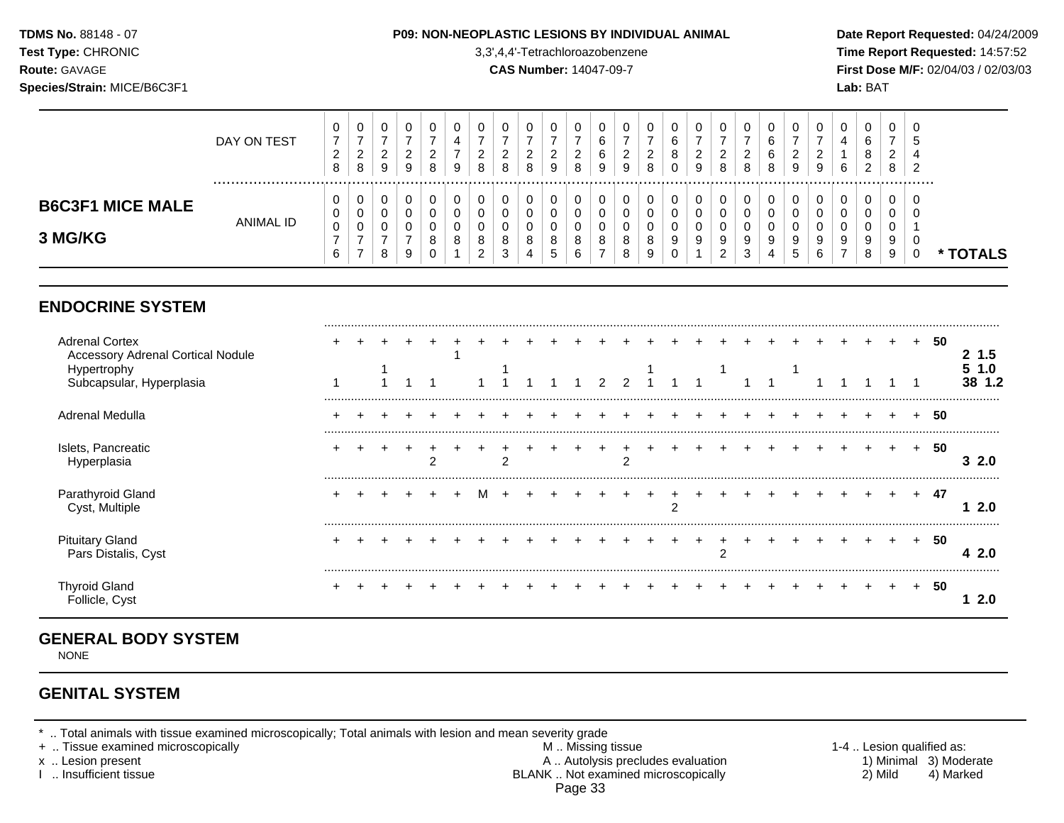**TDMS No.** 88148 - 07
**Test Type:** CHRONIC
**Route:** GAVAGE
**Species/Strain:** MICE/B6C3F1

**P09: NON-NEOPLASTIC LESIONS BY INDIVIDUAL ANIMAL**
3,3',4,4'-Tetrachloroazobenzene
**CAS Number:** 14047-09-7

**Date Report Requested:** 04/24/2009
**Time Report Requested:** 14:57:52
**First Dose M/F:** 02/04/03 / 02/03/03
**Lab:** BAT

## B6C3F1 MICE MALE 3 MG/KG

| DAY ON TEST | 0728 | 0728 | 0729 | 0729 | 0728 | 0479 | 0728 | 0728 | 0728 | 0729 | 0728 | 0669 | 0729 | 0728 | 0680 | 0729 | 0728 | 0728 | 0668 | 0729 | 0729 | 0416 | 0682 | 0728 | 0542 | |
|---|---|---|---|---|---|---|---|---|---|---|---|---|---|---|---|---|---|---|---|---|---|---|---|---|---|---|
| **ANIMAL ID** | 0076 | 0077 | 0078 | 0079 | 0080 | 0081 | 0082 | 0083 | 0084 | 0085 | 0086 | 0087 | 0088 | 0089 | 0090 | 0091 | 0092 | 0093 | 0094 | 0095 | 0096 | 0097 | 0098 | 0099 | 0100 | *** TOTALS** |
| **ENDOCRINE SYSTEM** | | | | | | | | | | | | | | | | | | | | | | | | | | |
| Adrenal Cortex | + | + | + | + | + | + | + | + | + | + | + | + | + | + | + | + | + | + | + | + | + | + | + | + | + | 50 |
| Accessory Adrenal Cortical Nodule | | | | | | 1 | | | | | | | | | | | | | | | | | | | | 2 1.5 |
| Hypertrophy | | | 1 | | | | | 1 | | | | | | 1 | | | 1 | | | 1 | | | | | | 5 1.0 |
| Subcapsular, Hyperplasia | 1 | | 1 | 1 | 1 | | 1 | 1 | 1 | 1 | 1 | 2 | 2 | 1 | 1 | 1 | | 1 | 1 | | 1 | 1 | 1 | 1 | 1 | 38 1.2 |
| Adrenal Medulla | + | + | + | + | + | + | + | + | + | + | + | + | + | + | + | + | + | + | + | + | + | + | + | + | + | 50 |
| Islets, Pancreatic | + | + | + | + | + | + | + | + | + | + | + | + | + | + | + | + | + | + | + | + | + | + | + | + | + | 50 |
| Hyperplasia | | | | | 2 | | | 2 | | | | | 2 | | | | | | | | | | | | | 3 2.0 |
| Parathyroid Gland | + | + | + | + | + | + | M | + | + | + | + | + | + | + | + | + | + | + | + | + | + | + | + | + | + | 47 |
| Cyst, Multiple | | | | | | | | | | | | | | | 2 | | | | | | | | | | | 1 2.0 |
| Pituitary Gland | + | + | + | + | + | + | + | + | + | + | + | + | + | + | + | + | + | + | + | + | + | + | + | + | + | 50 |
| Pars Distalis, Cyst | | | | | | | | | | | | | | | | | 2 | | | | | | | | | 4 2.0 |
| Thyroid Gland | + | + | + | + | + | + | + | + | + | + | + | + | + | + | + | + | + | + | + | + | + | + | + | + | + | 50 |
| Follicle, Cyst | | | | | | | | | | | | | | | | | | | | | | | | | | 1 2.0 |

## GENERAL BODY SYSTEM

NONE

## GENITAL SYSTEM

* .. Total animals with tissue examined microscopically; Total animals with lesion and mean severity grade
+ .. Tissue examined microscopically
x .. Lesion present
I .. Insufficient tissue

M .. Missing tissue
A .. Autolysis precludes evaluation
BLANK .. Not examined microscopically

1-4 .. Lesion qualified as:
1) Minimal 2) Mild 3) Moderate 4) Marked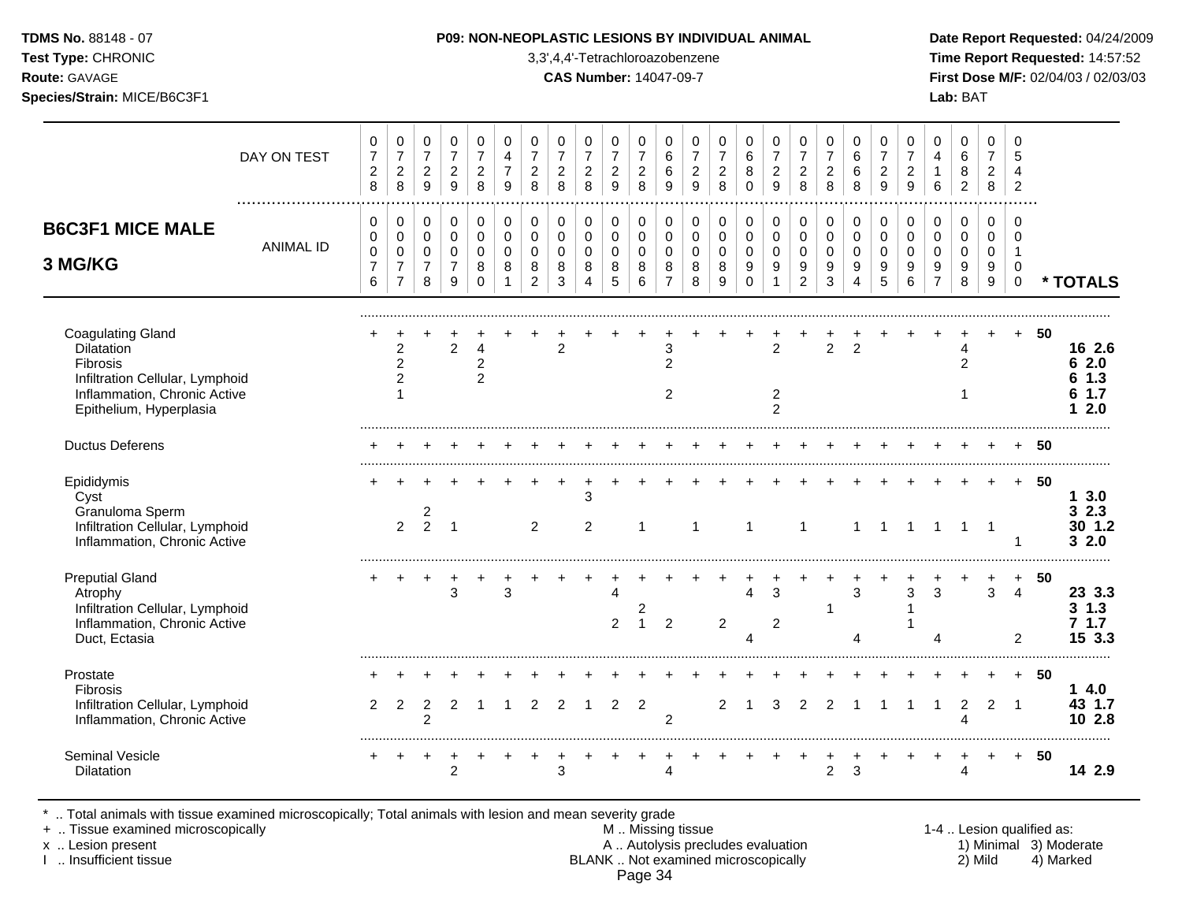**TDMS No.** 88148 - 07
**Test Type:** CHRONIC
**Route:** GAVAGE
**Species/Strain:** MICE/B6C3F1

**P09: NON-NEOPLASTIC LESIONS BY INDIVIDUAL ANIMAL**
3,3',4,4'-Tetrachloroazobenzene
**CAS Number:** 14047-09-7

**Date Report Requested:** 04/24/2009
**Time Report Requested:** 14:57:52
**First Dose M/F:** 02/04/03 / 02/03/03
**Lab:** BAT

## B6C3F1 MICE MALE 3 MG/KG

| DAY ON TEST | 0728 | 0728 | 0729 | 0729 | 0728 | 0479 | 0728 | 0728 | 0728 | 0729 | 0728 | 0669 | 0729 | 0728 | 0680 | 0729 | 0728 | 0728 | 0668 | 0729 | 0729 | 0416 | 0682 | 0728 | 0542 | |
|---|---|---|---|---|---|---|---|---|---|---|---|---|---|---|---|---|---|---|---|---|---|---|---|---|---|---|
| **ANIMAL ID** | 0076 | 0077 | 0078 | 0079 | 0080 | 0081 | 0082 | 0083 | 0084 | 0085 | 0086 | 0087 | 0088 | 0089 | 0090 | 0091 | 0092 | 0093 | 0094 | 0095 | 0096 | 0097 | 0098 | 0099 | 0100 | *** TOTALS** |
| Coagulating Gland | + | + | + | + | + | + | + | + | + | + | + | + | + | + | + | + | + | + | + | + | + | + | + | + | + | 50 |
| Dilatation | | 2 | | 2 | 4 | | | 2 | | | | 3 | | | | 2 | | 2 | 2 | | | | 4 | | | 16 2.6 |
| Fibrosis | | 2 | | | 2 | | | | | | | 2 | | | | | | | | | | | 2 | | | 6 2.0 |
| Infiltration Cellular, Lymphoid | | 2 | | | 2 | | | | | | | | | | | | | | | | | | | | | 6 1.3 |
| Inflammation, Chronic Active | | 1 | | | | | | | | | | 2 | | | | 2 | | | | | | | 1 | | | 6 1.7 |
| Epithelium, Hyperplasia | | | | | | | | | | | | | | | | 2 | | | | | | | | | | 1 2.0 |
| Ductus Deferens | + | + | + | + | + | + | + | + | + | + | + | + | + | + | + | + | + | + | + | + | + | + | + | + | + | 50 |
| Epididymis | + | + | + | + | + | + | + | + | + | + | + | + | + | + | + | + | + | + | + | + | + | + | + | + | + | 50 |
| Cyst | | | | | | | | | 3 | | | | | | | | | | | | | | | | | 1 3.0 |
| Granuloma Sperm | | | 2 | | | | | | | | | | | | | | | | | | | | | | | 3 2.3 |
| Infiltration Cellular, Lymphoid | | 2 | 2 | 1 | | | 2 | | 2 | | 1 | | 1 | | 1 | | 1 | | 1 | 1 | 1 | 1 | 1 | 1 | | 30 1.2 |
| Inflammation, Chronic Active | | | | | | | | | | | | | | | | | | | | | | | | | 1 | 3 2.0 |
| Preputial Gland | + | + | + | + | + | + | + | + | + | + | + | + | + | + | + | + | + | + | + | + | + | + | + | + | + | 50 |
| Atrophy | | | | 3 | | 3 | | | | 4 | | | | | 4 | 3 | | | 3 | | 3 | 3 | | 3 | 4 | 23 3.3 |
| Infiltration Cellular, Lymphoid | | | | | | | | | | | 2 | | | | | | | 1 | | | 1 | | | | | 3 1.3 |
| Inflammation, Chronic Active | | | | | | | | | | 2 | 1 | 2 | | 2 | | 2 | | | | | 1 | | | | | 7 1.7 |
| Duct, Ectasia | | | | | | | | | | | | | | | 4 | | | | 4 | | | 4 | | | 2 | 15 3.3 |
| Prostate | + | + | + | + | + | + | + | + | + | + | + | + | + | + | + | + | + | + | + | + | + | + | + | + | + | 50 |
| Fibrosis | | | | | | | | | | | | | | | | | | | | | | | | | | 1 4.0 |
| Infiltration Cellular, Lymphoid | 2 | 2 | 2 | 2 | 1 | 1 | 2 | 2 | 1 | 2 | 2 | | | 2 | 1 | 3 | 2 | 2 | 1 | 1 | 1 | 1 | 2 | 2 | 1 | 43 1.7 |
| Inflammation, Chronic Active | | | 2 | | | | | | | | | 2 | | | | | | | | | | | 4 | | | 10 2.8 |
| Seminal Vesicle | + | + | + | + | + | + | + | + | + | + | + | + | + | + | + | + | + | + | + | + | + | + | + | + | + | 50 |
| Dilatation | | | | 2 | | | | 3 | | | | 4 | | | | | | 2 | 3 | | | | 4 | | | 14 2.9 |

\* .. Total animals with tissue examined microscopically; Total animals with lesion and mean severity grade
\+ .. Tissue examined microscopically
x .. Lesion present
I .. Insufficient tissue

M .. Missing tissue
A .. Autolysis precludes evaluation
BLANK .. Not examined microscopically

1-4 .. Lesion qualified as:
1) Minimal 2) Mild 3) Moderate 4) Marked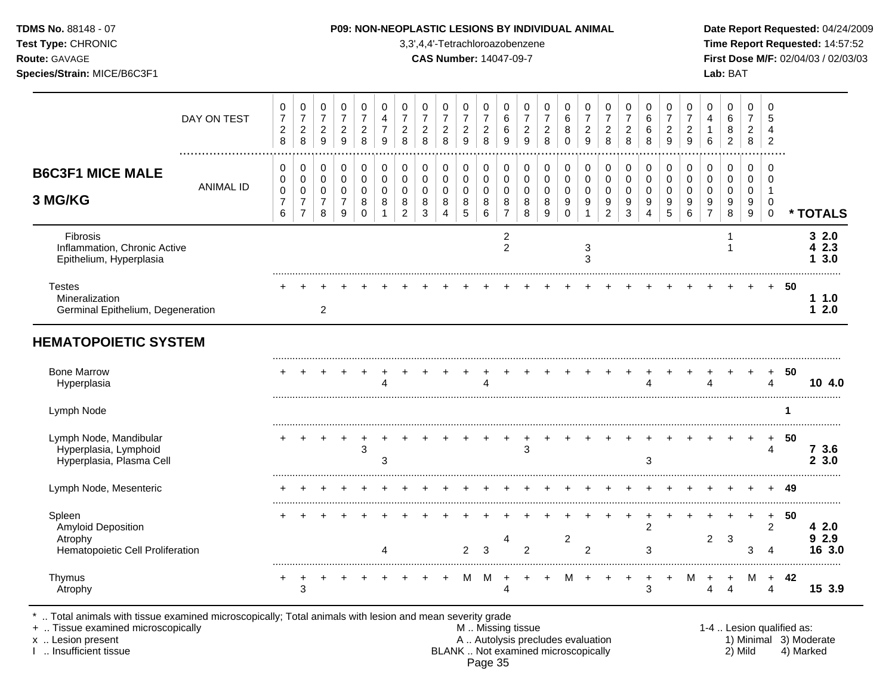# P09: NON-NEOPLASTIC LESIONS BY INDIVIDUAL ANIMAL

3,3',4,4'-Tetrachloroazobenzene
**CAS Number:** 14047-09-7

| DAY ON TEST | 728 | 728 | 729 | 729 | 728 | 479 | 728 | 728 | 728 | 729 | 728 | 669 | 729 | 728 | 680 | 729 | 728 | 728 | 668 | 729 | 729 | 416 | 682 | 728 | 542 | |
|---|---|---|---|---|---|---|---|---|---|---|---|---|---|---|---|---|---|---|---|---|---|---|---|---|---|---|
| **B6C3F1 MICE MALE 3 MG/KG** — ANIMAL ID | 0076 | 0077 | 0078 | 0079 | 0080 | 0081 | 0082 | 0083 | 0084 | 0085 | 0086 | 0087 | 0088 | 0089 | 0090 | 0091 | 0092 | 0093 | 0094 | 0095 | 0096 | 0097 | 0098 | 0099 | 0100 | **\* TOTALS** |
| Fibrosis | | | | | | | | | | | | 2 | | | | | | | | | | | 1 | | | **3 2.0** |
| Inflammation, Chronic Active | | | | | | | | | | | | 2 | | | | 3 | | | | | | | 1 | | | **4 2.3** |
| Epithelium, Hyperplasia | | | | | | | | | | | | | | | | 3 | | | | | | | | | | **1 3.0** |
| Testes | + | + | + | + | + | + | + | + | + | + | + | + | + | + | + | + | + | + | + | + | + | + | + | + | + | **50** |
| Mineralization | | | | | | | | | | | | | | | | | | | | | | | | | | **1 1.0** |
| Germinal Epithelium, Degeneration | | | 2 | | | | | | | | | | | | | | | | | | | | | | | **1 2.0** |
| **HEMATOPOIETIC SYSTEM** | | | | | | | | | | | | | | | | | | | | | | | | | | |
| Bone Marrow | + | + | + | + | + | + | + | + | + | + | + | + | + | + | + | + | + | + | + | + | + | + | + | + | + | **50** |
| Hyperplasia | | | | | | 4 | | | | | 4 | | | | | | | | 4 | | | 4 | | | 4 | **10 4.0** |
| Lymph Node | | | | | | | | | | | | | | | | | | | | | | | | | | **1** |
| Lymph Node, Mandibular | + | + | + | + | + | + | + | + | + | + | + | + | + | + | + | + | + | + | + | + | + | + | + | + | + | **50** |
| Hyperplasia, Lymphoid | | | | | 3 | | | | | | | | 3 | | | | | | | | | | | | 4 | **7 3.6** |
| Hyperplasia, Plasma Cell | | | | | | 3 | | | | | | | | | | | | | 3 | | | | | | | **2 3.0** |
| Lymph Node, Mesenteric | + | + | + | + | + | + | + | + | + | + | + | + | + | + | + | + | + | + | + | + | + | + | + | + | + | **49** |
| Spleen | + | + | + | + | + | + | + | + | + | + | + | + | + | + | + | + | + | + | + | + | + | + | + | + | + | **50** |
| Amyloid Deposition | | | | | | | | | | | | | | | | | | | 2 | | | | | | 2 | **4 2.0** |
| Atrophy | | | | | | | | | | | | 4 | | | 2 | | | | | | | 2 | 3 | | | **9 2.9** |
| Hematopoietic Cell Proliferation | | | | | | 4 | | | | 2 | 3 | | 2 | | | 2 | | | 3 | | | | | 3 | 4 | **16 3.0** |
| Thymus | + | + | + | + | + | + | + | + | + | M | M | + | + | + | M | + | + | + | + | + | M | + | + | M | + | **42** |
| Atrophy | | 3 | | | | | | | | | | 4 | | | | | | | 3 | | | 4 | 4 | | 4 | **15 3.9** |

\* .. Total animals with tissue examined microscopically; Total animals with lesion and mean severity grade
\+ .. Tissue examined microscopically
x .. Lesion present
I .. Insufficient tissue

M .. Missing tissue
A .. Autolysis precludes evaluation
BLANK .. Not examined microscopically

1-4 .. Lesion qualified as: 1) Minimal 2) Mild 3) Moderate 4) Marked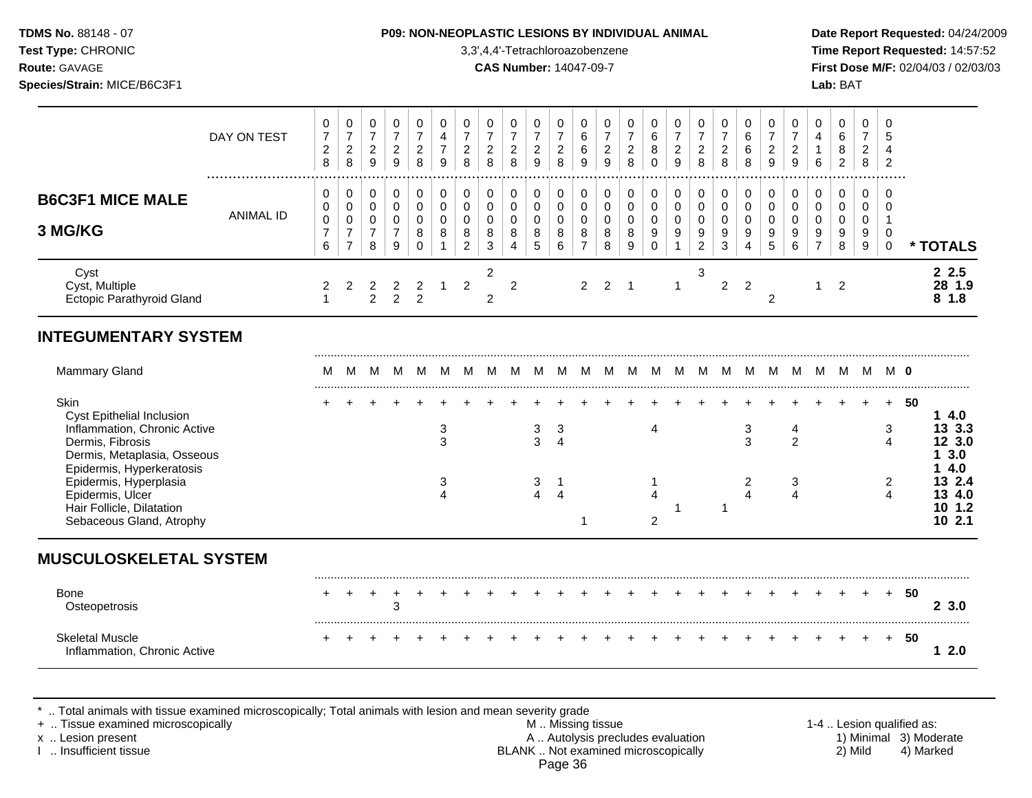**TDMS No.** 88148 - 07
**Test Type:** CHRONIC
**Route:** GAVAGE
**Species/Strain:** MICE/B6C3F1

**P09: NON-NEOPLASTIC LESIONS BY INDIVIDUAL ANIMAL**
3,3',4,4'-Tetrachloroazobenzene
**CAS Number:** 14047-09-7

**Date Report Requested:** 04/24/2009
**Time Report Requested:** 14:57:52
**First Dose M/F:** 02/04/03 / 02/03/03
**Lab:** BAT

| DAY ON TEST | 0728 | 0728 | 0729 | 0729 | 0728 | 0479 | 0728 | 0728 | 0728 | 0729 | 0728 | 0669 | 0729 | 0728 | 0680 | 0729 | 0728 | 0728 | 0668 | 0729 | 0729 | 0416 | 0682 | 0728 | 0542 | |
|---|---|---|---|---|---|---|---|---|---|---|---|---|---|---|---|---|---|---|---|---|---|---|---|---|---|---|
| **B6C3F1 MICE MALE 3 MG/KG** — ANIMAL ID | 0076 | 0077 | 0078 | 0079 | 0080 | 0081 | 0082 | 0083 | 0084 | 0085 | 0086 | 0087 | 0088 | 0089 | 0090 | 0091 | 0092 | 0093 | 0094 | 0095 | 0096 | 0097 | 0098 | 0099 | 0100 | *** TOTALS** |
| Cyst | | | | | | | | 2 | | | | | | | | | 3 | | | | | | | | | **2 2.5** |
| Cyst, Multiple | 2 | 2 | 2 | 2 | 2 | 1 | 2 | | 2 | | | 2 | 2 | 1 | | 1 | | 2 | 2 | | | 1 | 2 | | | **28 1.9** |
| Ectopic Parathyroid Gland | 1 | | 2 | 2 | 2 | | | 2 | | | | | | | | | | | | 2 | | | | | | **8 1.8** |
| **INTEGUMENTARY SYSTEM** | | | | | | | | | | | | | | | | | | | | | | | | | | |
| Mammary Gland | M | M | M | M | M | M | M | M | M | M | M | M | M | M | M | M | M | M | M | M | M | M | M | M | M | **0** |
| Skin | + | + | + | + | + | + | + | + | + | + | + | + | + | + | + | + | + | + | + | + | + | + | + | + | + | **50** |
| Cyst Epithelial Inclusion | | | | | | | | | | | | | | | | | | | | | | | | | | **1 4.0** |
| Inflammation, Chronic Active | | | | | | 3 | | | | 3 | 3 | | | | 4 | | | | 3 | | 4 | | | | 3 | **13 3.3** |
| Dermis, Fibrosis | | | | | | 3 | | | | 3 | 4 | | | | | | | | 3 | | 2 | | | | 4 | **12 3.0** |
| Dermis, Metaplasia, Osseous | | | | | | | | | | | | | | | | | | | | | | | | | | **1 3.0** |
| Epidermis, Hyperkeratosis | | | | | | | | | | | | | | | | | | | | | | | | | | **1 4.0** |
| Epidermis, Hyperplasia | | | | | | 3 | | | | 3 | 1 | | | | 1 | | | | 2 | | 3 | | | | 2 | **13 2.4** |
| Epidermis, Ulcer | | | | | | 4 | | | | 4 | 4 | | | | 4 | | | | 4 | | 4 | | | | 4 | **13 4.0** |
| Hair Follicle, Dilatation | | | | | | | | | | | | | | | | 1 | | 1 | | | | | | | | **10 1.2** |
| Sebaceous Gland, Atrophy | | | | | | | | | | | | 1 | | | 2 | | | | | | | | | | | **10 2.1** |
| **MUSCULOSKELETAL SYSTEM** | | | | | | | | | | | | | | | | | | | | | | | | | | |
| Bone | + | + | + | + | + | + | + | + | + | + | + | + | + | + | + | + | + | + | + | + | + | + | + | + | + | **50** |
| Osteopetrosis | | | | 3 | | | | | | | | | | | | | | | | | | | | | | **2 3.0** |
| Skeletal Muscle | + | + | + | + | + | + | + | + | + | + | + | + | + | + | + | + | + | + | + | + | + | + | + | + | + | **50** |
| Inflammation, Chronic Active | | | | | | | | | | | | | | | | | | | | | | | | | | **1 2.0** |

\* .. Total animals with tissue examined microscopically; Total animals with lesion and mean severity grade
\+ .. Tissue examined microscopically
x .. Lesion present
I .. Insufficient tissue

M .. Missing tissue
A .. Autolysis precludes evaluation
BLANK .. Not examined microscopically

1-4 .. Lesion qualified as:
1) Minimal 2) Mild 3) Moderate 4) Marked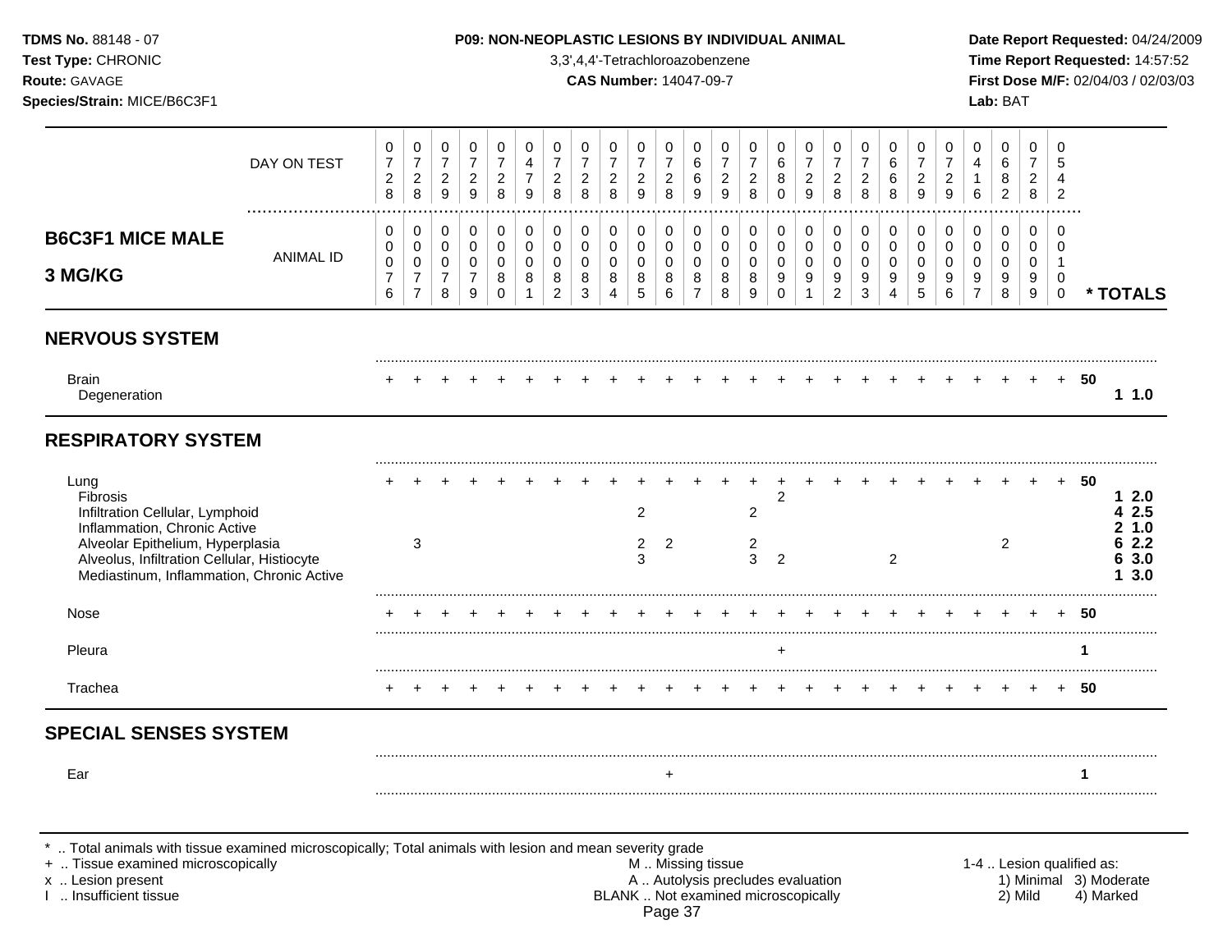**TDMS No.** 88148 - 07
**Test Type:** CHRONIC
**Route:** GAVAGE
**Species/Strain:** MICE/B6C3F1

**P09: NON-NEOPLASTIC LESIONS BY INDIVIDUAL ANIMAL**
3,3',4,4'-Tetrachloroazobenzene
**CAS Number:** 14047-09-7

**Date Report Requested:** 04/24/2009
**Time Report Requested:** 14:57:52
**First Dose M/F:** 02/04/03 / 02/03/03
**Lab:** BAT

## B6C3F1 MICE MALE 3 MG/KG

| | | | | | | | | | | | | | | | | | | | | | | | | | | |
|---|---|---|---|---|---|---|---|---|---|---|---|---|---|---|---|---|---|---|---|---|---|---|---|---|---|---|
| DAY ON TEST | 0728 | 0728 | 0729 | 0729 | 0728 | 0479 | 0728 | 0728 | 0728 | 0729 | 0728 | 0669 | 0729 | 0728 | 0680 | 0729 | 0728 | 0728 | 0668 | 0729 | 0729 | 0416 | 0682 | 0728 | 0542 | |
| ANIMAL ID | 0076 | 0077 | 0078 | 0079 | 0080 | 0081 | 0082 | 0083 | 0084 | 0085 | 0086 | 0087 | 0088 | 0089 | 0090 | 0091 | 0092 | 0093 | 0094 | 0095 | 0096 | 0097 | 0098 | 0099 | 0100 | * TOTALS |
| **NERVOUS SYSTEM** | | | | | | | | | | | | | | | | | | | | | | | | | | |
| Brain | + | + | + | + | + | + | + | + | + | + | + | + | + | + | + | + | + | + | + | + | + | + | + | + | + | 50 |
| Degeneration | | | | | | | | | | | | | | | | | | | | | | | | | | 1 1.0 |
| **RESPIRATORY SYSTEM** | | | | | | | | | | | | | | | | | | | | | | | | | | |
| Lung | + | + | + | + | + | + | + | + | + | + | + | + | + | + | + | + | + | + | + | + | + | + | + | + | + | 50 |
| Fibrosis | | | | | | | | | | | | | | | 2 | | | | | | | | | | | 1 2.0 |
| Infiltration Cellular, Lymphoid | | | | | | | | | | 2 | | | | 2 | | | | | | | | | | | | 4 2.5 |
| Inflammation, Chronic Active | | | | | | | | | | | | | | | | | | | | | | | | | | 2 1.0 |
| Alveolar Epithelium, Hyperplasia | | 3 | | | | | | | | 2 | 2 | | | 2 | | | | | | | | | 2 | | | 6 2.2 |
| Alveolus, Infiltration Cellular, Histiocyte | | | | | | | | | | 3 | | | | 3 | 2 | | | | 2 | | | | | | | 6 3.0 |
| Mediastinum, Inflammation, Chronic Active | | | | | | | | | | | | | | | | | | | | | | | | | | 1 3.0 |
| Nose | + | + | + | + | + | + | + | + | + | + | + | + | + | + | + | + | + | + | + | + | + | + | + | + | + | 50 |
| Pleura | | | | | | | | | | | | | | | + | | | | | | | | | | | 1 |
| Trachea | + | + | + | + | + | + | + | + | + | + | + | + | + | + | + | + | + | + | + | + | + | + | + | + | + | 50 |
| **SPECIAL SENSES SYSTEM** | | | | | | | | | | | | | | | | | | | | | | | | | | |
| Ear | | | | | | | | | | | + | | | | | | | | | | | | | | | 1 |

\* .. Total animals with tissue examined microscopically; Total animals with lesion and mean severity grade
\+ .. Tissue examined microscopically
x .. Lesion present
I .. Insufficient tissue

M .. Missing tissue
A .. Autolysis precludes evaluation
BLANK .. Not examined microscopically

1-4 .. Lesion qualified as:
1) Minimal 2) Mild 3) Moderate 4) Marked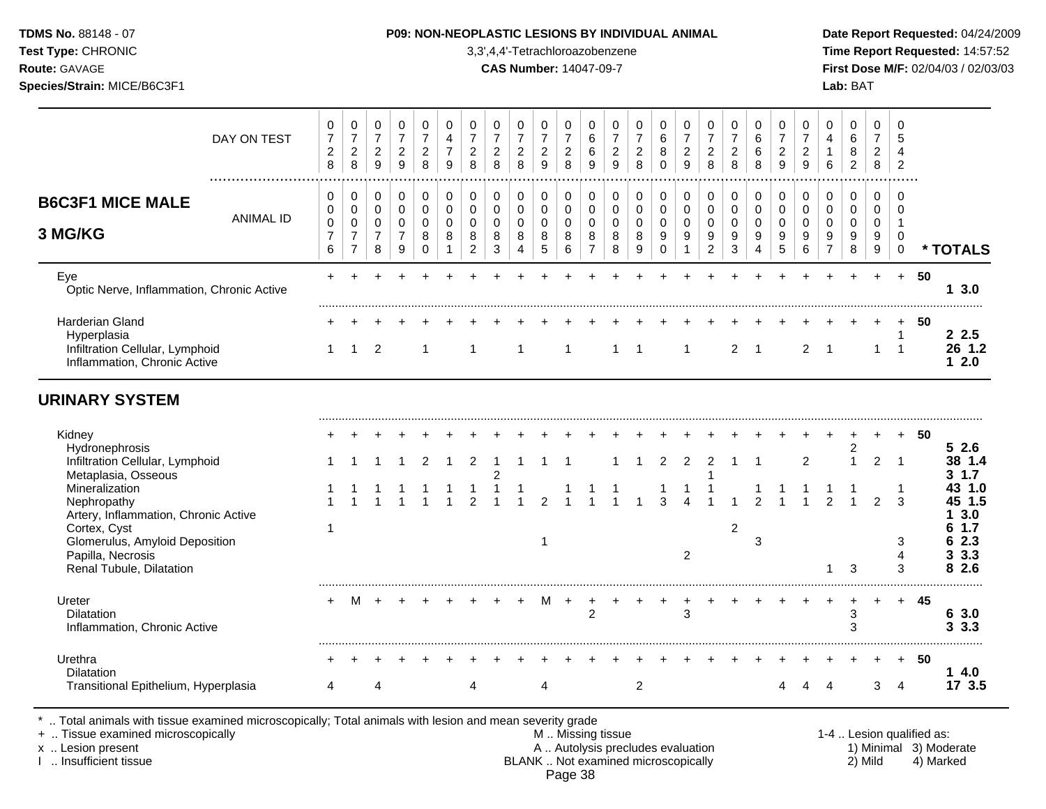**TDMS No.** 88148 - 07
**Test Type:** CHRONIC
**Route:** GAVAGE
**Species/Strain:** MICE/B6C3F1

**P09: NON-NEOPLASTIC LESIONS BY INDIVIDUAL ANIMAL**
3,3',4,4'-Tetrachloroazobenzene
**CAS Number:** 14047-09-7

**Date Report Requested:** 04/24/2009
**Time Report Requested:** 14:57:52
**First Dose M/F:** 02/04/03 / 02/03/03
**Lab:** BAT

## B6C3F1 MICE MALE 3 MG/KG

| DAY ON TEST | 0728 | 0728 | 0729 | 0729 | 0728 | 0479 | 0728 | 0728 | 0728 | 0729 | 0728 | 0669 | 0729 | 0728 | 0680 | 0729 | 0728 | 0728 | 0668 | 0729 | 0729 | 0416 | 0682 | 0728 | 0542 | |
|---|---|---|---|---|---|---|---|---|---|---|---|---|---|---|---|---|---|---|---|---|---|---|---|---|---|---|
| ANIMAL ID | 0076 | 0077 | 0078 | 0079 | 0080 | 0081 | 0082 | 0083 | 0084 | 0085 | 0086 | 0087 | 0088 | 0089 | 0090 | 0091 | 0092 | 0093 | 0094 | 0095 | 0096 | 0097 | 0098 | 0099 | 0100 | * TOTALS |
| Eye | + | + | + | + | + | + | + | + | + | + | + | + | + | + | + | + | + | + | + | + | + | + | + | + | + | 50 |
| Optic Nerve, Inflammation, Chronic Active | | | | | | | | | | | | | | | | | | | | | | | | | | 1 3.0 |
| Harderian Gland | + | + | + | + | + | + | + | + | + | + | + | + | + | + | + | + | + | + | + | + | + | + | + | + | + | 50 |
| Hyperplasia | | | | | | | | | | | | | | | | | | | | | | | | | 1 | 2 2.5 |
| Infiltration Cellular, Lymphoid | 1 | 1 | 2 | | 1 | | 1 | | 1 | | 1 | | 1 | 1 | | 1 | | 2 | 1 | | 2 | 1 | | 1 | 1 | 26 1.2 |
| Inflammation, Chronic Active | | | | | | | | | | | | | | | | | | | | | | | | | | 1 2.0 |
| **URINARY SYSTEM** | | | | | | | | | | | | | | | | | | | | | | | | | | |
| Kidney | + | + | + | + | + | + | + | + | + | + | + | + | + | + | + | + | + | + | + | + | + | + | + | + | + | 50 |
| Hydronephrosis | | | | | | | | | | | | | | | | | | | | | | | 2 | | | 5 2.6 |
| Infiltration Cellular, Lymphoid | 1 | 1 | 1 | 1 | 2 | 1 | 2 | 1 | 1 | 1 | 1 | | 1 | 1 | 2 | 2 | 2 | 1 | 1 | | 2 | | 1 | 2 | 1 | 38 1.4 |
| Metaplasia, Osseous | | | | | | | | 2 | | | | | | | | | 1 | | | | | | | | | 3 1.7 |
| Mineralization | 1 | 1 | 1 | 1 | 1 | 1 | 1 | 1 | 1 | | 1 | 1 | 1 | | 1 | 1 | 1 | | 1 | 1 | 1 | 1 | 1 | | 1 | 43 1.0 |
| Nephropathy | 1 | 1 | 1 | 1 | 1 | 1 | 2 | 1 | 1 | 2 | 1 | 1 | 1 | 1 | 3 | 4 | 1 | 1 | 2 | 1 | 1 | 2 | 1 | 2 | 3 | 45 1.5 |
| Artery, Inflammation, Chronic Active | | | | | | | | | | | | | | | | | | | | | | | | | | 1 3.0 |
| Cortex, Cyst | 1 | | | | | | | | | | | | | | | | | 2 | | | | | | | | 6 1.7 |
| Glomerulus, Amyloid Deposition | | | | | | | | | | 1 | | | | | | | | | 3 | | | | | | 3 | 6 2.3 |
| Papilla, Necrosis | | | | | | | | | | | | | | | | 2 | | | | | | | | | 4 | 3 3.3 |
| Renal Tubule, Dilatation | | | | | | | | | | | | | | | | | | | | | | 1 | 3 | | 3 | 8 2.6 |
| Ureter | + | M | + | + | + | + | + | + | + | M | + | + | + | + | + | + | + | + | + | + | + | + | + | + | + | 45 |
| Dilatation | | | | | | | | | | | | 2 | | | | 3 | | | | | | | 3 | | | 6 3.0 |
| Inflammation, Chronic Active | | | | | | | | | | | | | | | | | | | | | | | 3 | | | 3 3.3 |
| Urethra | + | + | + | + | + | + | + | + | + | + | + | + | + | + | + | + | + | + | + | + | + | + | + | + | + | 50 |
| Dilatation | | | | | | | | | | | | | | | | | | | | | | | | | | 1 4.0 |
| Transitional Epithelium, Hyperplasia | 4 | | 4 | | | | 4 | | | 4 | | | | 2 | | | | | | 4 | 4 | 4 | | 3 | 4 | 17 3.5 |

\* .. Total animals with tissue examined microscopically; Total animals with lesion and mean severity grade
\+ .. Tissue examined microscopically
x .. Lesion present
I .. Insufficient tissue

M .. Missing tissue
A .. Autolysis precludes evaluation
BLANK .. Not examined microscopically

1-4 .. Lesion qualified as:
1) Minimal 2) Mild 3) Moderate 4) Marked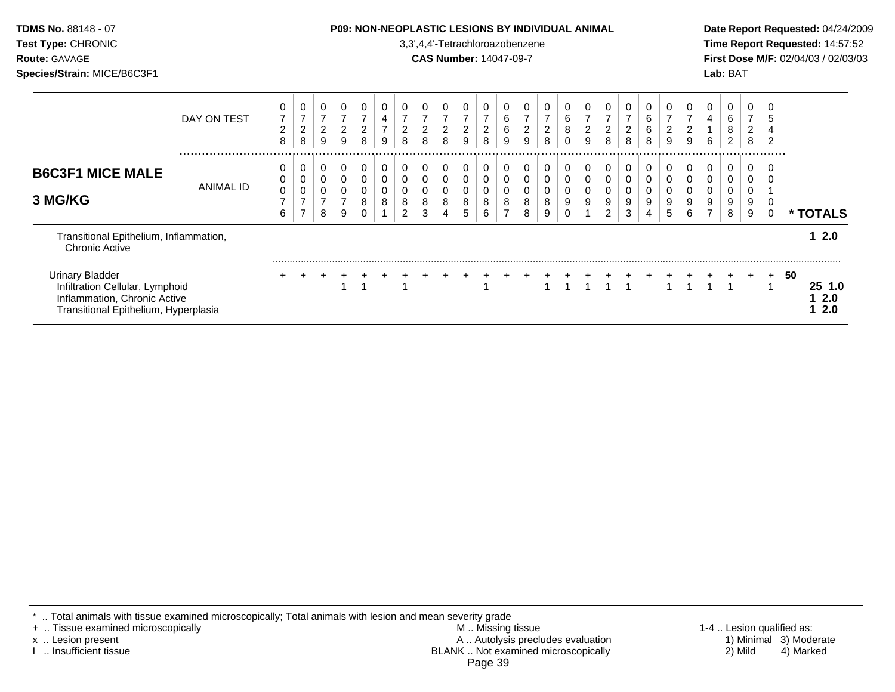**TDMS No.** 88148 - 07
**Test Type:** CHRONIC
**Route:** GAVAGE
**Species/Strain:** MICE/B6C3F1

**P09: NON-NEOPLASTIC LESIONS BY INDIVIDUAL ANIMAL**
3,3',4,4'-Tetrachloroazobenzene
**CAS Number:** 14047-09-7

**Date Report Requested:** 04/24/2009
**Time Report Requested:** 14:57:52
**First Dose M/F:** 02/04/03 / 02/03/03
**Lab:** BAT

## B6C3F1 MICE MALE 3 MG/KG

| DAY ON TEST | 0728 | 0728 | 0729 | 0729 | 0728 | 0479 | 0728 | 0728 | 0728 | 0729 | 0728 | 0669 | 0729 | 0728 | 0680 | 0729 | 0728 | 0728 | 0668 | 0729 | 0729 | 0416 | 0682 | 0728 | 0542 | |
|---|---|---|---|---|---|---|---|---|---|---|---|---|---|---|---|---|---|---|---|---|---|---|---|---|---|---|
| **ANIMAL ID** | 0076 | 0077 | 0078 | 0079 | 0080 | 0081 | 0082 | 0083 | 0084 | 0085 | 0086 | 0087 | 0088 | 0089 | 0090 | 0091 | 0092 | 0093 | 0094 | 0095 | 0096 | 0097 | 0098 | 0099 | 0100 | *** TOTALS** |
| Transitional Epithelium, Inflammation, Chronic Active | | | | | | | | | | | | | | | | | | | | | | | | | | 1 2.0 |
| Urinary Bladder | + | + | + | + | + | + | + | + | + | + | + | + | + | + | + | + | + | + | + | + | + | + | + | + | + | 50 |
| Infiltration Cellular, Lymphoid | | | | 1 | 1 | | 1 | | | | 1 | | | 1 | 1 | 1 | 1 | 1 | | 1 | 1 | 1 | 1 | | 1 | 25 1.0 |
| Inflammation, Chronic Active | | | | | | | | | | | | | | | | | | | | | | | | | | 1 2.0 |
| Transitional Epithelium, Hyperplasia | | | | | | | | | | | | | | | | | | | | | | | | | | 1 2.0 |

\* .. Total animals with tissue examined microscopically; Total animals with lesion and mean severity grade
\+ .. Tissue examined microscopically
x .. Lesion present
I .. Insufficient tissue

M .. Missing tissue
A .. Autolysis precludes evaluation
BLANK .. Not examined microscopically

1-4 .. Lesion qualified as:
1) Minimal 2) Mild 3) Moderate 4) Marked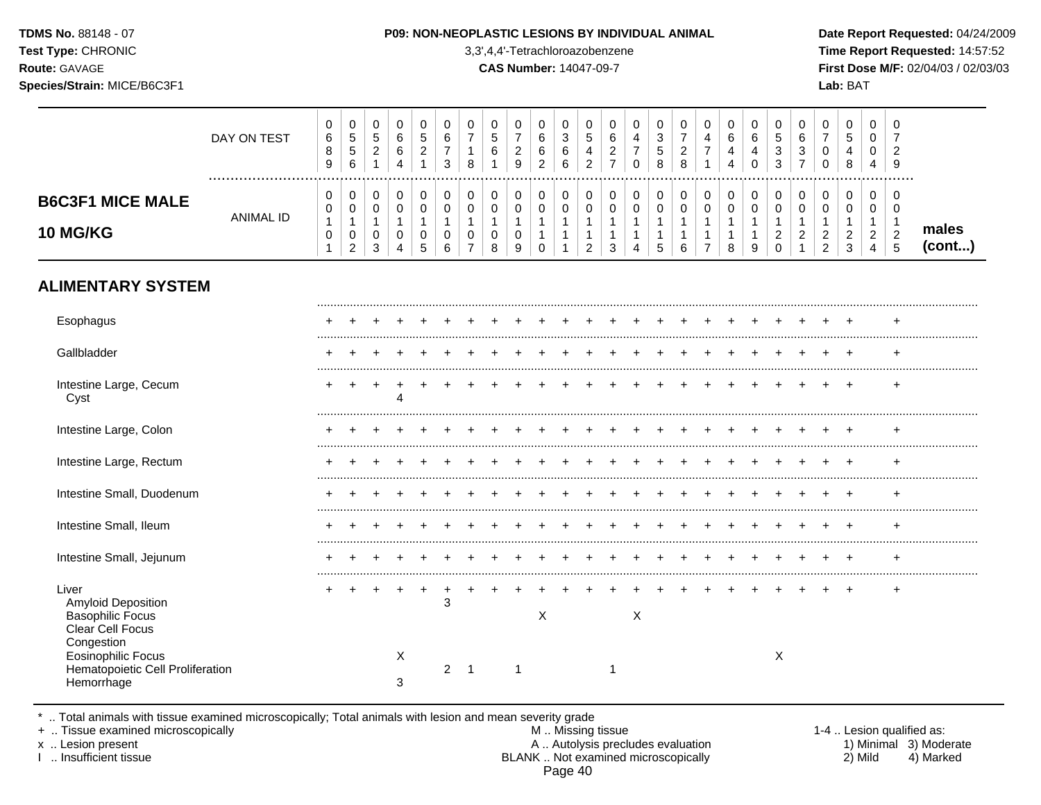**TDMS No.** 88148 - 07
**Test Type:** CHRONIC
**Route:** GAVAGE
**Species/Strain:** MICE/B6C3F1

**P09: NON-NEOPLASTIC LESIONS BY INDIVIDUAL ANIMAL**
3,3',4,4'-Tetrachloroazobenzene
**CAS Number:** 14047-09-7

**Date Report Requested:** 04/24/2009
**Time Report Requested:** 14:57:52
**First Dose M/F:** 02/04/03 / 02/03/03
**Lab:** BAT

| **B6C3F1 MICE MALE 10 MG/KG** | | | | | | | | | | | | | | | | | | | | | | | | | | **males (cont...)** |
|---|---|---|---|---|---|---|---|---|---|---|---|---|---|---|---|---|---|---|---|---|---|---|---|---|---|---|
| DAY ON TEST | 0689 | 0556 | 0521 | 0664 | 0521 | 0673 | 0718 | 0561 | 0729 | 0662 | 0366 | 0542 | 0627 | 0470 | 0358 | 0728 | 0471 | 0644 | 0640 | 0533 | 0637 | 0700 | 0548 | 0004 | 0729 | |
| ANIMAL ID | 0101 | 0102 | 0103 | 0104 | 0105 | 0106 | 0107 | 0108 | 0109 | 0110 | 0111 | 0112 | 0113 | 0114 | 0115 | 0116 | 0117 | 0118 | 0119 | 0120 | 0121 | 0122 | 0123 | 0124 | 0125 | |
| **ALIMENTARY SYSTEM** | | | | | | | | | | | | | | | | | | | | | | | | | | |
| Esophagus | + | + | + | + | + | + | + | + | + | + | + | + | + | + | + | + | + | + | + | + | + | + | + | | + | |
| Gallbladder | + | + | + | + | + | + | + | + | + | + | + | + | + | + | + | + | + | + | + | + | + | + | + | | + | |
| Intestine Large, Cecum | + | + | + | + | + | + | + | + | + | + | + | + | + | + | + | + | + | + | + | + | + | + | + | | + | |
| Cyst | | | | 4 | | | | | | | | | | | | | | | | | | | | | | |
| Intestine Large, Colon | + | + | + | + | + | + | + | + | + | + | + | + | + | + | + | + | + | + | + | + | + | + | + | | + | |
| Intestine Large, Rectum | + | + | + | + | + | + | + | + | + | + | + | + | + | + | + | + | + | + | + | + | + | + | + | | + | |
| Intestine Small, Duodenum | + | + | + | + | + | + | + | + | + | + | + | + | + | + | + | + | + | + | + | + | + | + | + | | + | |
| Intestine Small, Ileum | + | + | + | + | + | + | + | + | + | + | + | + | + | + | + | + | + | + | + | + | + | + | + | | + | |
| Intestine Small, Jejunum | + | + | + | + | + | + | + | + | + | + | + | + | + | + | + | + | + | + | + | + | + | + | + | | + | |
| Liver | + | + | + | + | + | + | + | + | + | + | + | + | + | + | + | + | + | + | + | + | + | + | + | | + | |
| Amyloid Deposition | | | | | | 3 | | | | | | | | | | | | | | | | | | | | |
| Basophilic Focus | | | | | | | | | | X | | | | X | | | | | | | | | | | | |
| Clear Cell Focus | | | | | | | | | | | | | | | | | | | | | | | | | | |
| Congestion | | | | | | | | | | | | | | | | | | | | | | | | | | |
| Eosinophilic Focus | | | | X | | | | | | | | | | | | | | | | X | | | | | | |
| Hematopoietic Cell Proliferation | | | | | | 2 | 1 | | 1 | | | | 1 | | | | | | | | | | | | | |
| Hemorrhage | | | | 3 | | | | | | | | | | | | | | | | | | | | | | |

\* .. Total animals with tissue examined microscopically; Total animals with lesion and mean severity grade
\+ .. Tissue examined microscopically
x .. Lesion present
I .. Insufficient tissue

M .. Missing tissue
A .. Autolysis precludes evaluation
BLANK .. Not examined microscopically

1-4 .. Lesion qualified as: 1) Minimal 2) Mild 3) Moderate 4) Marked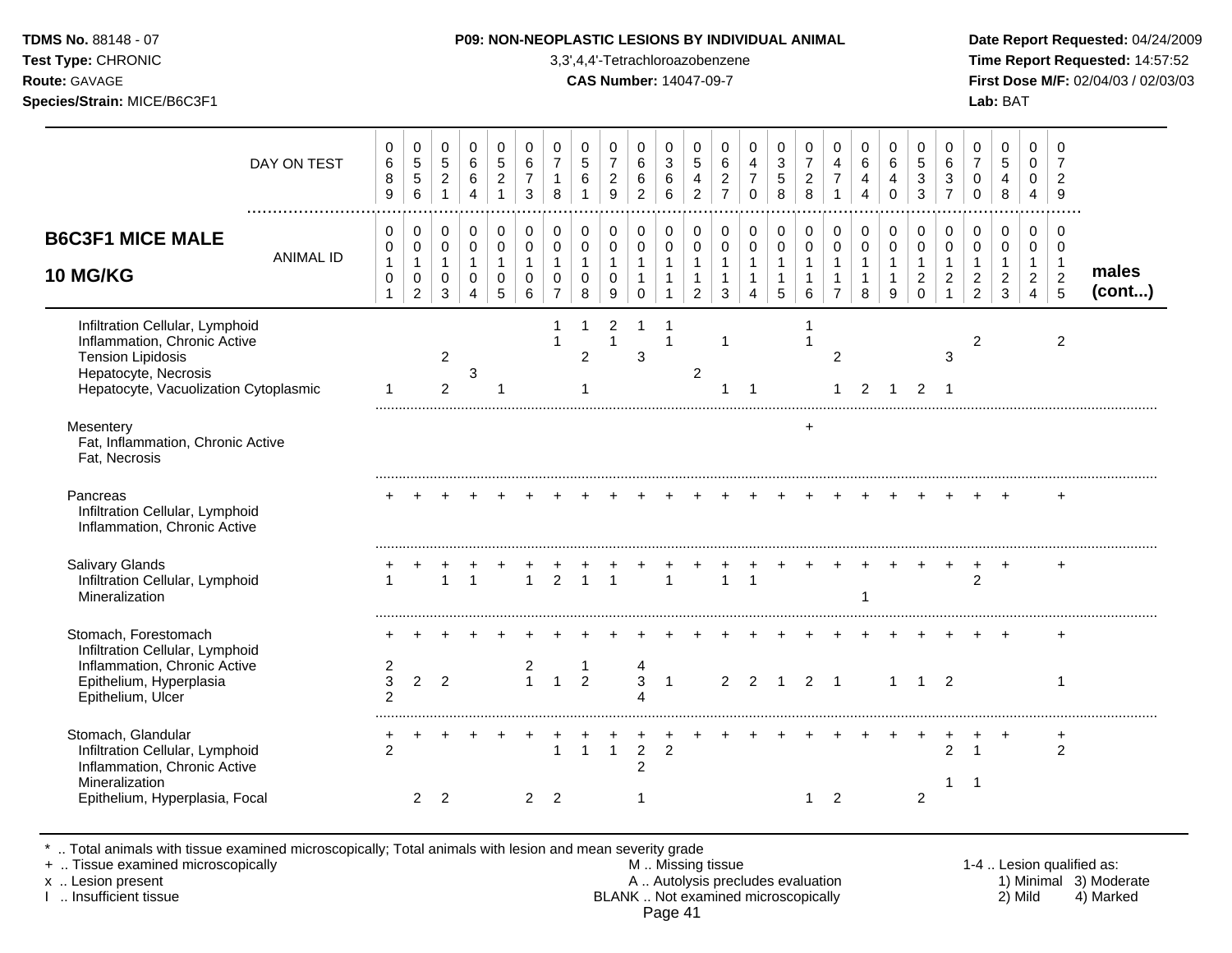**TDMS No.** 88148 - 07
**Test Type:** CHRONIC
**Route:** GAVAGE
**Species/Strain:** MICE/B6C3F1

**P09: NON-NEOPLASTIC LESIONS BY INDIVIDUAL ANIMAL**
3,3',4,4'-Tetrachloroazobenzene
**CAS Number:** 14047-09-7

**Date Report Requested:** 04/24/2009
**Time Report Requested:** 14:57:52
**First Dose M/F:** 02/04/03 / 02/03/03
**Lab:** BAT

## B6C3F1 MICE MALE 10 MG/KG

| DAY ON TEST | 0689 | 0556 | 0521 | 0664 | 0521 | 0673 | 0718 | 0561 | 0729 | 0662 | 0366 | 0542 | 0627 | 0470 | 0358 | 0728 | 0471 | 0644 | 0640 | 0533 | 0637 | 0700 | 0548 | 0004 | 0729 | |
|---|---|---|---|---|---|---|---|---|---|---|---|---|---|---|---|---|---|---|---|---|---|---|---|---|---|---|
| **ANIMAL ID** | 0010 1 | 0010 2 | 0010 3 | 0010 4 | 0010 5 | 0010 6 | 0010 7 | 0010 8 | 0010 9 | 0011 0 | 0011 1 | 0011 2 | 0011 3 | 0011 4 | 0011 5 | 0011 6 | 0011 7 | 0011 8 | 0011 9 | 0012 0 | 0012 1 | 0012 2 | 0012 3 | 0012 4 | 0012 5 | **males (cont...)** |
| Infiltration Cellular, Lymphoid | | | | | | | 1 | 1 | 2 | 1 | 1 | | | | | 1 | | | | | | | | | | |
| Inflammation, Chronic Active | | | | | | | 1 | | 1 | | 1 | | 1 | | | 1 | | | | | | 2 | | | 2 | |
| Tension Lipidosis | | | 2 | | | | | 2 | | 3 | | | | | | | 2 | | | | 3 | | | | | |
| Hepatocyte, Necrosis | | | | 3 | | | | | | | | 2 | | | | | | | | | | | | | | |
| Hepatocyte, Vacuolization Cytoplasmic | 1 | | 2 | | 1 | | | 1 | | | | | 1 | 1 | | | 1 | 2 | 1 | 2 | 1 | | | | | |
| Mesentery | | | | | | | | | | | | | | | | + | | | | | | | | | | |
| Fat, Inflammation, Chronic Active | | | | | | | | | | | | | | | | | | | | | | | | | | |
| Fat, Necrosis | | | | | | | | | | | | | | | | | | | | | | | | | | |
| Pancreas | + | + | + | + | + | + | + | + | + | + | + | + | + | + | + | + | + | + | + | + | + | + | + | | + | |
| Infiltration Cellular, Lymphoid | | | | | | | | | | | | | | | | | | | | | | | | | | |
| Inflammation, Chronic Active | | | | | | | | | | | | | | | | | | | | | | | | | | |
| Salivary Glands | + | + | + | + | + | + | + | + | + | + | + | + | + | + | + | + | + | + | + | + | + | + | + | | + | |
| Infiltration Cellular, Lymphoid | 1 | | 1 | 1 | | 1 | 2 | 1 | 1 | | 1 | | 1 | 1 | | | | | | | | 2 | | | | |
| Mineralization | | | | | | | | | | | | | | | | | | 1 | | | | | | | | |
| Stomach, Forestomach | + | + | + | + | + | + | + | + | + | + | + | + | + | + | + | + | + | + | + | + | + | + | + | | + | |
| Infiltration Cellular, Lymphoid | | | | | | | | | | | | | | | | | | | | | | | | | | |
| Inflammation, Chronic Active | 2 | | | | | 2 | | 1 | | 4 | | | | | | | | | | | | | | | | |
| Epithelium, Hyperplasia | 3 | 2 | 2 | | | 1 | 1 | 2 | | 3 | 1 | | 2 | 2 | 1 | 2 | 1 | | 1 | 1 | 2 | | | | 1 | |
| Epithelium, Ulcer | 2 | | | | | | | | | 4 | | | | | | | | | | | | | | | | |
| Stomach, Glandular | + | + | + | + | + | + | + | + | + | + | + | + | + | + | + | + | + | + | + | + | + | + | + | | + | |
| Infiltration Cellular, Lymphoid | 2 | | | | | | 1 | 1 | 1 | 2 | 2 | | | | | | | | | | 2 | 1 | | | 2 | |
| Inflammation, Chronic Active | | | | | | | | | | 2 | | | | | | | | | | | | | | | | |
| Mineralization | | | | | | | | | | | | | | | | | | | | | 1 | 1 | | | | |
| Epithelium, Hyperplasia, Focal | | 2 | 2 | | | 2 | 2 | | | 1 | | | | | | 1 | 2 | | | 2 | | | | | | |

\* .. Total animals with tissue examined microscopically; Total animals with lesion and mean severity grade
\+ .. Tissue examined microscopically
x .. Lesion present
I .. Insufficient tissue

M .. Missing tissue
A .. Autolysis precludes evaluation
BLANK .. Not examined microscopically

1-4 .. Lesion qualified as:
1) Minimal 2) Mild 3) Moderate 4) Marked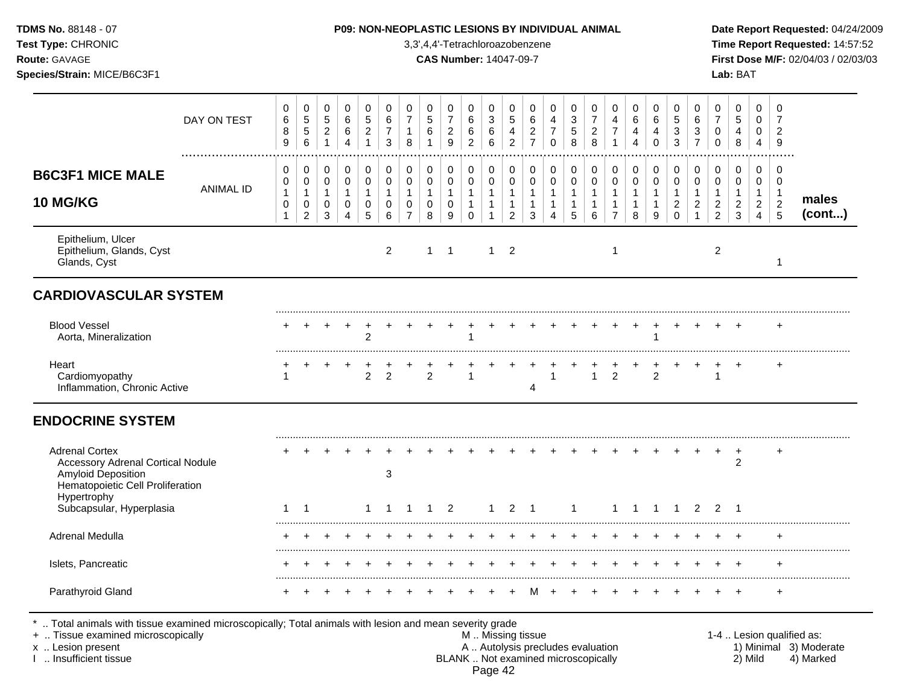**TDMS No.** 88148 - 07
**Test Type:** CHRONIC
**Route:** GAVAGE
**Species/Strain:** MICE/B6C3F1

**P09: NON-NEOPLASTIC LESIONS BY INDIVIDUAL ANIMAL**
3,3',4,4'-Tetrachloroazobenzene
**CAS Number:** 14047-09-7

**Date Report Requested:** 04/24/2009
**Time Report Requested:** 14:57:52
**First Dose M/F:** 02/04/03 / 02/03/03
**Lab:** BAT

| **B6C3F1 MICE MALE 10 MG/KG** | | | | | | | | | | | | | | | | | | | | | | | | | | |
|---|---|---|---|---|---|---|---|---|---|---|---|---|---|---|---|---|---|---|---|---|---|---|---|---|---|---|
| DAY ON TEST | 0689 | 0556 | 0521 | 0664 | 0521 | 0673 | 0718 | 0561 | 0729 | 0662 | 0366 | 0542 | 0627 | 0470 | 0358 | 0728 | 0471 | 0644 | 0640 | 0533 | 0637 | 0700 | 0548 | 0004 | 0729 | |
| ANIMAL ID | 00101 | 00102 | 00103 | 00104 | 00105 | 00106 | 00107 | 00108 | 00109 | 00110 | 00111 | 00112 | 00113 | 00114 | 00115 | 00116 | 00117 | 00118 | 00119 | 00120 | 00121 | 00122 | 00123 | 00124 | 00125 | **males (cont...)** |
| Epithelium, Ulcer | | | | | | | | | | | | | | | | | | | | | | | | | | |
| Epithelium, Glands, Cyst | | | | | | 2 | | 1 | 1 | | 1 | 2 | | | | | 1 | | | | | 2 | | | | |
| Glands, Cyst | | | | | | | | | | | | | | | | | | | | | | | | | 1 | |
| **CARDIOVASCULAR SYSTEM** | | | | | | | | | | | | | | | | | | | | | | | | | | |
| Blood Vessel | + | + | + | + | + | + | + | + | + | + | + | + | + | + | + | + | + | + | + | + | + | + | + | | + | |
| Aorta, Mineralization | | | | | 2 | | | | | 1 | | | | | | | | | 1 | | | | | | | |
| Heart | + | + | + | + | + | + | + | + | + | + | + | + | + | + | + | + | + | + | + | + | + | + | + | | + | |
| Cardiomyopathy | 1 | | | | 2 | 2 | | 2 | | 1 | | | | 1 | | 1 | 2 | | 2 | | | 1 | | | | |
| Inflammation, Chronic Active | | | | | | | | | | | | | 4 | | | | | | | | | | | | | |
| **ENDOCRINE SYSTEM** | | | | | | | | | | | | | | | | | | | | | | | | | | |
| Adrenal Cortex | + | + | + | + | + | + | + | + | + | + | + | + | + | + | + | + | + | + | + | + | + | + | + | | + | |
| Accessory Adrenal Cortical Nodule | | | | | | | | | | | | | | | | | | | | | | | 2 | | | |
| Amyloid Deposition | | | | | | 3 | | | | | | | | | | | | | | | | | | | | |
| Hematopoietic Cell Proliferation | | | | | | | | | | | | | | | | | | | | | | | | | | |
| Hypertrophy | | | | | | | | | | | | | | | | | | | | | | | | | | |
| Subcapsular, Hyperplasia | 1 | 1 | | | 1 | 1 | 1 | 1 | 2 | | 1 | 2 | 1 | | 1 | | 1 | 1 | 1 | 1 | 2 | 2 | 1 | | | |
| Adrenal Medulla | + | + | + | + | + | + | + | + | + | + | + | + | + | + | + | + | + | + | + | + | + | + | + | | + | |
| Islets, Pancreatic | + | + | + | + | + | + | + | + | + | + | + | + | + | + | + | + | + | + | + | + | + | + | + | | + | |
| Parathyroid Gland | + | + | + | + | + | + | + | + | + | + | + | + | M | + | + | + | + | + | + | + | + | + | + | | + | |

\* .. Total animals with tissue examined microscopically; Total animals with lesion and mean severity grade
\+ .. Tissue examined microscopically
x .. Lesion present
I .. Insufficient tissue

M .. Missing tissue
A .. Autolysis precludes evaluation
BLANK .. Not examined microscopically

1-4 .. Lesion qualified as: 1) Minimal 2) Mild 3) Moderate 4) Marked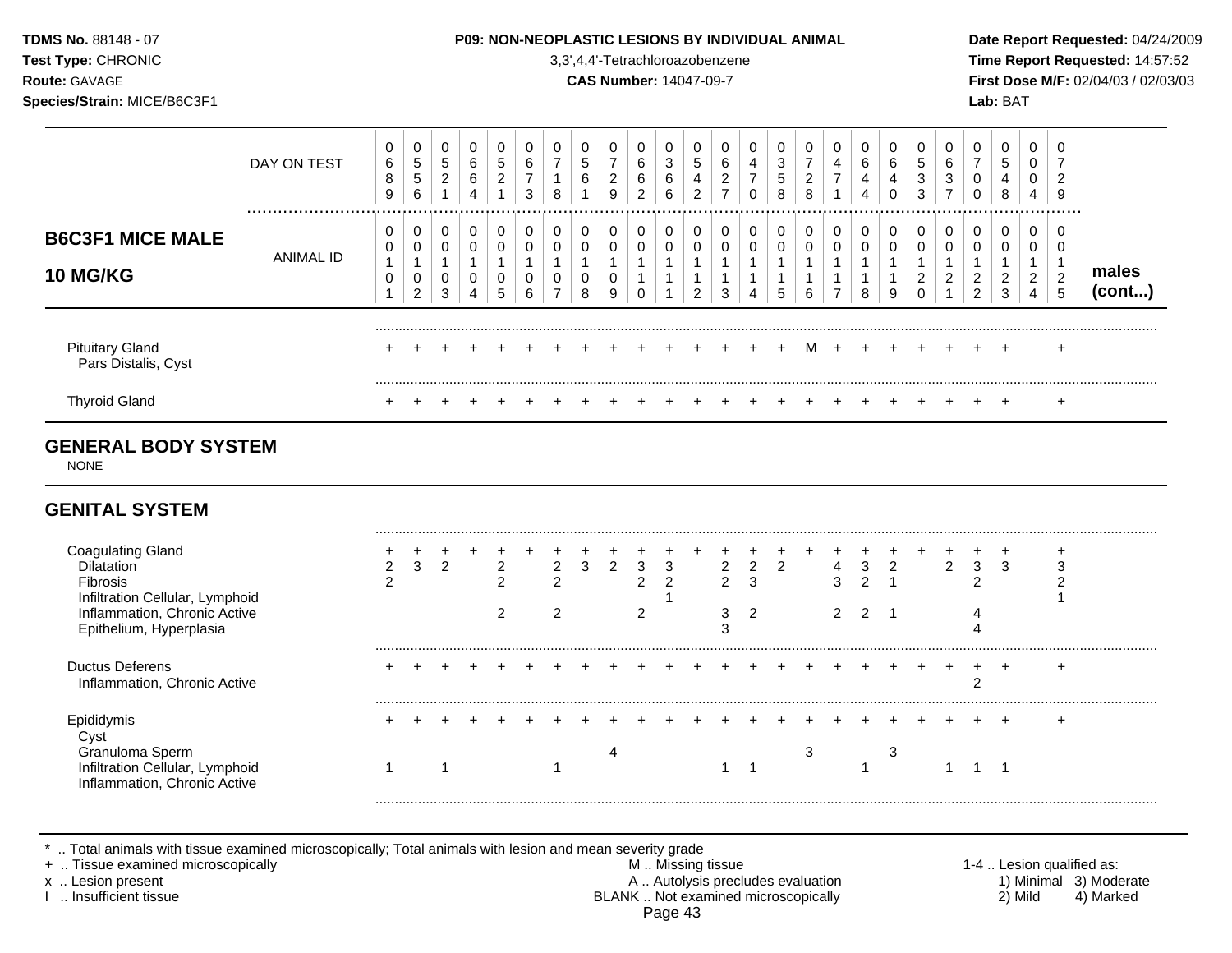**TDMS No.** 88148 - 07
**Test Type:** CHRONIC
**Route:** GAVAGE
**Species/Strain:** MICE/B6C3F1

**P09: NON-NEOPLASTIC LESIONS BY INDIVIDUAL ANIMAL**
3,3',4,4'-Tetrachloroazobenzene
**CAS Number:** 14047-09-7

**Date Report Requested:** 04/24/2009
**Time Report Requested:** 14:57:52
**First Dose M/F:** 02/04/03 / 02/03/03
**Lab:** BAT

**B6C3F1 MICE MALE 10 MG/KG** — males (cont...)

| | 0101 | 0102 | 0103 | 0104 | 0105 | 0106 | 0107 | 0108 | 0109 | 0110 | 0111 | 0112 | 0113 | 0114 | 0115 | 0116 | 0117 | 0118 | 0119 | 0120 | 0121 | 0122 | 0123 | 0124 | 0125 |
|---|---|---|---|---|---|---|---|---|---|---|---|---|---|---|---|---|---|---|---|---|---|---|---|---|---|
| DAY ON TEST | 0689 | 0556 | 0521 | 0664 | 0521 | 0673 | 0718 | 0561 | 0729 | 0662 | 0366 | 0542 | 0627 | 0470 | 0358 | 0728 | 0471 | 0644 | 0640 | 0533 | 0637 | 0700 | 0548 | 0004 | 0729 |
| Pituitary Gland | + | + | + | + | + | + | + | + | + | + | + | + | + | + | + | M | + | + | + | + | + | + | + | | + |
| Pars Distalis, Cyst | | | | | | | | | | | | | | | | | | | | | | | | | |
| Thyroid Gland | + | + | + | + | + | + | + | + | + | + | + | + | + | + | + | + | + | + | + | + | + | + | + | | + |

## GENERAL BODY SYSTEM

NONE

## GENITAL SYSTEM

| | 0101 | 0102 | 0103 | 0104 | 0105 | 0106 | 0107 | 0108 | 0109 | 0110 | 0111 | 0112 | 0113 | 0114 | 0115 | 0116 | 0117 | 0118 | 0119 | 0120 | 0121 | 0122 | 0123 | 0124 | 0125 |
|---|---|---|---|---|---|---|---|---|---|---|---|---|---|---|---|---|---|---|---|---|---|---|---|---|---|
| Coagulating Gland | + | + | + | + | + | + | + | + | + | + | + | + | + | + | + | + | + | + | + | + | + | + | + | | + |
| Dilatation | 2 | 3 | 2 | | 2 | | 2 | 3 | 2 | 3 | 3 | | 2 | 2 | 2 | | 4 | 3 | 2 | | 2 | 3 | 3 | | 3 |
| Fibrosis | 2 | | | | 2 | | 2 | | | 2 | 2 | | 2 | 3 | | | 3 | 2 | 1 | | | 2 | | | 2 |
| Infiltration Cellular, Lymphoid | | | | | | | | | | | 1 | | | | | | | | | | | | | | 1 |
| Inflammation, Chronic Active | | | | | 2 | | 2 | | | 2 | | | 3 | 2 | | | 2 | 2 | 1 | | | 4 | | | |
| Epithelium, Hyperplasia | | | | | | | | | | | | | 3 | | | | | | | | | 4 | | | |
| Ductus Deferens | + | + | + | + | + | + | + | + | + | + | + | + | + | + | + | + | + | + | + | + | + | + | + | | + |
| Inflammation, Chronic Active | | | | | | | | | | | | | | | | | | | | | | 2 | | | |
| Epididymis | + | + | + | + | + | + | + | + | + | + | + | + | + | + | + | + | + | + | + | + | + | + | + | | + |
| Cyst | | | | | | | | | | | | | | | | | | | | | | | | | |
| Granuloma Sperm | | | | | | | | | 4 | | | | | | | 3 | | | 3 | | | | | | |
| Infiltration Cellular, Lymphoid | 1 | | 1 | | | | 1 | | | | | | 1 | 1 | | | | 1 | | | 1 | 1 | 1 | | |
| Inflammation, Chronic Active | | | | | | | | | | | | | | | | | | | | | | | | | |

\* .. Total animals with tissue examined microscopically; Total animals with lesion and mean severity grade
\+ .. Tissue examined microscopically
x .. Lesion present
I .. Insufficient tissue

M .. Missing tissue
A .. Autolysis precludes evaluation
BLANK .. Not examined microscopically

1-4 .. Lesion qualified as: 1) Minimal 2) Mild 3) Moderate 4) Marked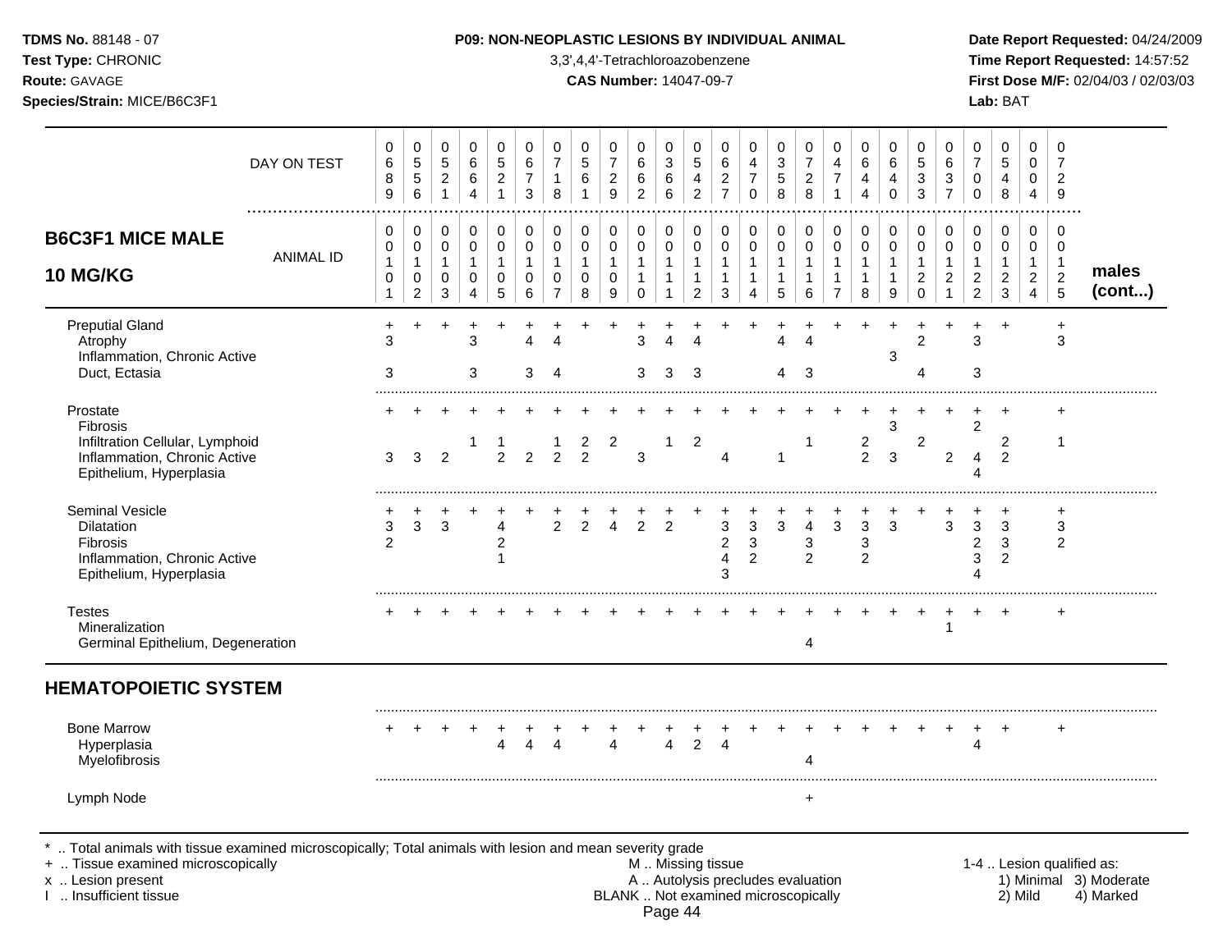| B6C3F1 MICE MALE 10 MG/KG | 0101 | 0102 | 0103 | 0104 | 0105 | 0106 | 0107 | 0108 | 0109 | 0110 | 0111 | 0112 | 0113 | 0114 | 0115 | 0116 | 0117 | 0118 | 0119 | 0120 | 0121 | 0122 | 0123 | 0124 | 0125 |
|---|---|---|---|---|---|---|---|---|---|---|---|---|---|---|---|---|---|---|---|---|---|---|---|---|---|
| DAY ON TEST | 0689 | 0556 | 0521 | 0664 | 0521 | 0673 | 0718 | 0561 | 0729 | 0662 | 0366 | 0542 | 0627 | 0470 | 0358 | 0728 | 0471 | 0644 | 0640 | 0533 | 0637 | 0700 | 0548 | 0004 | 0729 |
| Preputial Gland | + | + | + | + | + | + | + | + | + | + | + | + | + | + | + | + | + | + | + | + | + | + | + | | + |
| Atrophy | 3 | | | 3 | | 4 | 4 | | | 3 | 4 | 4 | | | 4 | 4 | | | | 2 | | 3 | | | 3 |
| Inflammation, Chronic Active | | | | | | | | | | | | | | | | | | | 3 | | | | | | |
| Duct, Ectasia | 3 | | | 3 | | 3 | 4 | | | 3 | 3 | 3 | | | 4 | 3 | | | | 4 | | 3 | | | |
| Prostate | + | + | + | + | + | + | + | + | + | + | + | + | + | + | + | + | + | + | + | + | + | + | + | | + |
| Fibrosis | | | | | | | | | | | | | | | | | | | 3 | | | 2 | | | |
| Infiltration Cellular, Lymphoid | | | | 1 | 1 | | 1 | 2 | 2 | | 1 | 2 | | | | 1 | | 2 | | 2 | | | 2 | | 1 |
| Inflammation, Chronic Active | 3 | 3 | 2 | | 2 | 2 | 2 | 2 | | 3 | | | 4 | | 1 | | | 2 | 3 | | 2 | 4 | 2 | | |
| Epithelium, Hyperplasia | | | | | | | | | | | | | | | | | | | | | | 4 | | | |
| Seminal Vesicle | + | + | + | + | + | + | + | + | + | + | + | + | + | + | + | + | + | + | + | + | + | + | + | | + |
| Dilatation | 3 | 3 | 3 | | 4 | | 2 | 2 | 4 | 2 | 2 | | 3 | 3 | 3 | 4 | 3 | 3 | 3 | | 3 | 3 | 3 | | 3 |
| Fibrosis | 2 | | | | 2 | | | | | | | | 2 | 3 | | 3 | | 3 | | | | 2 | 3 | | 2 |
| Inflammation, Chronic Active | | | | | 1 | | | | | | | | 4 | 2 | | 2 | | 2 | | | | 3 | 2 | | |
| Epithelium, Hyperplasia | | | | | | | | | | | | | 3 | | | | | | | | | 4 | | | |
| Testes | + | + | + | + | + | + | + | + | + | + | + | + | + | + | + | + | + | + | + | + | + | + | + | | + |
| Mineralization | | | | | | | | | | | | | | | | | | | | | 1 | | | | |
| Germinal Epithelium, Degeneration | | | | | | | | | | | | | | | | 4 | | | | | | | | | |
| **HEMATOPOIETIC SYSTEM** | | | | | | | | | | | | | | | | | | | | | | | | | |
| Bone Marrow | + | + | + | + | + | + | + | + | + | + | + | + | + | + | + | + | + | + | + | + | + | + | + | | + |
| Hyperplasia | | | | | 4 | 4 | 4 | | 4 | | 4 | 2 | 4 | | | | | | | | | 4 | | | |
| Myelofibrosis | | | | | | | | | | | | | | | | 4 | | | | | | | | | |
| Lymph Node | | | | | | | | | | | | | | | | + | | | | | | | | | |

\* .. Total animals with tissue examined microscopically; Total animals with lesion and mean severity grade
\+ .. Tissue examined microscopically
x .. Lesion present
I .. Insufficient tissue
M .. Missing tissue
A .. Autolysis precludes evaluation
BLANK .. Not examined microscopically
1-4 .. Lesion qualified as: 1) Minimal 2) Mild 3) Moderate 4) Marked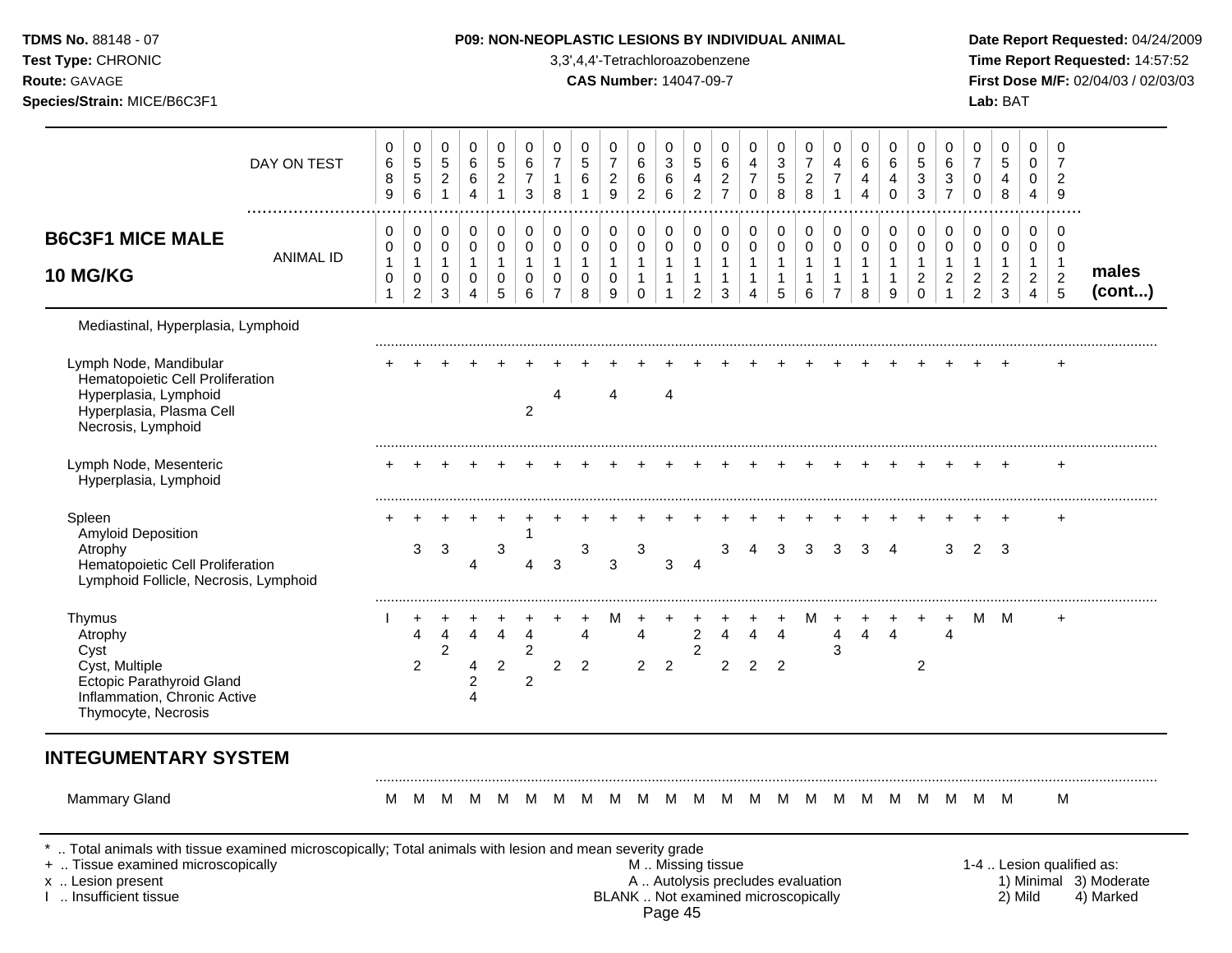**TDMS No.** 88148 - 07
**Test Type:** CHRONIC
**Route:** GAVAGE
**Species/Strain:** MICE/B6C3F1

**P09: NON-NEOPLASTIC LESIONS BY INDIVIDUAL ANIMAL**
3,3',4,4'-Tetrachloroazobenzene
**CAS Number:** 14047-09-7

**Date Report Requested:** 04/24/2009
**Time Report Requested:** 14:57:52
**First Dose M/F:** 02/04/03 / 02/03/03
**Lab:** BAT

## B6C3F1 MICE MALE 10 MG/KG

| DAY ON TEST | 0689 | 0556 | 0521 | 0664 | 0521 | 0673 | 0718 | 0561 | 0729 | 0662 | 0366 | 0542 | 0627 | 0470 | 0358 | 0728 | 0471 | 0644 | 0640 | 0533 | 0637 | 0700 | 0548 | 0004 | 0729 | |
|---|---|---|---|---|---|---|---|---|---|---|---|---|---|---|---|---|---|---|---|---|---|---|---|---|---|---|
| **ANIMAL ID** | 00101 | 00102 | 00103 | 00104 | 00105 | 00106 | 00107 | 00108 | 00109 | 00110 | 00111 | 00112 | 00113 | 00114 | 00115 | 00116 | 00117 | 00118 | 00119 | 00120 | 00121 | 00122 | 00123 | 00124 | 00125 | **males (cont...)** |
| Mediastinal, Hyperplasia, Lymphoid | | | | | | | | | | | | | | | | | | | | | | | | | | |
| Lymph Node, Mandibular | + | + | + | + | + | + | + | + | + | + | + | + | + | + | + | + | + | + | + | + | + | + | + | | + | |
| Hematopoietic Cell Proliferation | | | | | | | | | | | | | | | | | | | | | | | | | | |
| Hyperplasia, Lymphoid | | | | | | | 4 | | 4 | | 4 | | | | | | | | | | | | | | | |
| Hyperplasia, Plasma Cell | | | | | | 2 | | | | | | | | | | | | | | | | | | | | |
| Necrosis, Lymphoid | | | | | | | | | | | | | | | | | | | | | | | | | | |
| Lymph Node, Mesenteric | + | + | + | + | + | + | + | + | + | + | + | + | + | + | + | + | + | + | + | + | + | + | + | | + | |
| Hyperplasia, Lymphoid | | | | | | | | | | | | | | | | | | | | | | | | | | |
| Spleen | + | + | + | + | + | + | + | + | + | + | + | + | + | + | + | + | + | + | + | + | + | + | + | | + | |
| Amyloid Deposition | | | | | | 1 | | | | | | | | | | | | | | | | | | | | |
| Atrophy | | 3 | 3 | | 3 | | | 3 | | 3 | | | 3 | 4 | 3 | 3 | 3 | 3 | 4 | | 3 | 2 | 3 | | | |
| Hematopoietic Cell Proliferation | | | | 4 | | 4 | 3 | | 3 | | 3 | 4 | | | | | | | | | | | | | | |
| Lymphoid Follicle, Necrosis, Lymphoid | | | | | | | | | | | | | | | | | | | | | | | | | | |
| Thymus | I | + | + | + | + | + | + | + | M | + | + | + | + | + | + | M | + | + | + | + | + | M | M | | + | |
| Atrophy | | 4 | 4 | 4 | 4 | 4 | | 4 | | 4 | | 2 | 4 | 4 | 4 | | 4 | 4 | 4 | | 4 | | | | | |
| Cyst | | | 2 | | | 2 | | | | | | 2 | | | | | 3 | | | | | | | | | |
| Cyst, Multiple | | 2 | | 4 | 2 | | 2 | 2 | | 2 | 2 | | 2 | 2 | 2 | | | | | 2 | | | | | | |
| Ectopic Parathyroid Gland | | | | 2 | | 2 | | | | | | | | | | | | | | | | | | | | |
| Inflammation, Chronic Active | | | | 4 | | | | | | | | | | | | | | | | | | | | | | |
| Thymocyte, Necrosis | | | | | | | | | | | | | | | | | | | | | | | | | | |

## INTEGUMENTARY SYSTEM

| | | | | | | | | | | | | | | | | | | | | | | | | | | |
|---|---|---|---|---|---|---|---|---|---|---|---|---|---|---|---|---|---|---|---|---|---|---|---|---|---|---|
| Mammary Gland | M | M | M | M | M | M | M | M | M | M | M | M | M | M | M | M | M | M | M | M | M | M | M | | M | |

\* .. Total animals with tissue examined microscopically; Total animals with lesion and mean severity grade
\+ .. Tissue examined microscopically
x .. Lesion present
I .. Insufficient tissue

M .. Missing tissue
A .. Autolysis precludes evaluation
BLANK .. Not examined microscopically

1-4 .. Lesion qualified as:
1) Minimal 2) Mild 3) Moderate 4) Marked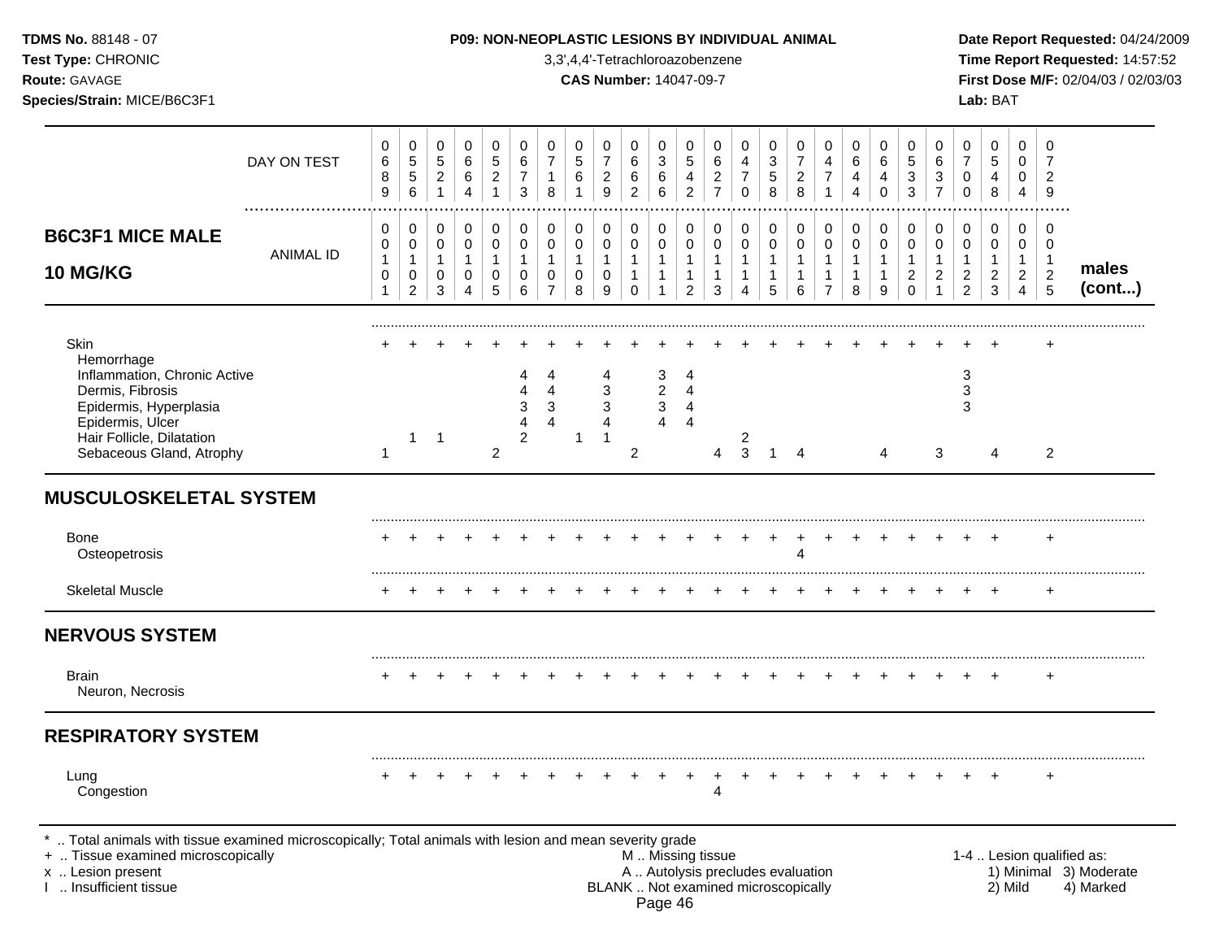# P09: NON-NEOPLASTIC LESIONS BY INDIVIDUAL ANIMAL

3,3',4,4'-Tetrachloroazobenzene

**CAS Number:** 14047-09-7

**B6C3F1 MICE MALE 10 MG/KG** — males (cont...)

| | 1 | 2 | 3 | 4 | 5 | 6 | 7 | 8 | 9 | 10 | 11 | 12 | 13 | 14 | 15 | 16 | 17 | 18 | 19 | 20 | 21 | 22 | 23 | 24 | 25 |
|---|---|---|---|---|---|---|---|---|---|---|---|---|---|---|---|---|---|---|---|---|---|---|---|---|---|
| DAY ON TEST | 0689 | 0556 | 0521 | 0664 | 0521 | 0673 | 0718 | 0561 | 0729 | 0662 | 0366 | 0542 | 0627 | 0470 | 0358 | 0728 | 0471 | 0644 | 0640 | 0533 | 0637 | 0700 | 0548 | 0004 | 0729 |
| ANIMAL ID | 00101 | 00102 | 00103 | 00104 | 00105 | 00106 | 00107 | 00108 | 00109 | 00110 | 00111 | 00112 | 00113 | 00114 | 00115 | 00116 | 00117 | 00118 | 00119 | 00120 | 00121 | 00122 | 00123 | 00124 | 00125 |
| Skin | + | + | + | + | + | + | + | + | + | + | + | + | + | + | + | + | + | + | + | + | + | + | + | | + |
| Hemorrhage | | | | | | | | | | | | | | | | | | | | | | | | | |
| Inflammation, Chronic Active | | | | | | 4 | 4 | | 4 | | 3 | 4 | | | | | | | | | | 3 | | | |
| Dermis, Fibrosis | | | | | | 4 | 4 | | 3 | | 2 | 4 | | | | | | | | | | 3 | | | |
| Epidermis, Hyperplasia | | | | | | 3 | 3 | | 3 | | 3 | 4 | | | | | | | | | | 3 | | | |
| Epidermis, Ulcer | | | | | | 4 | 4 | | 4 | | 4 | 4 | | | | | | | | | | | | | |
| Hair Follicle, Dilatation | | 1 | 1 | | | 2 | | 1 | 1 | | | | | 2 | | | | | | | | | | | |
| Sebaceous Gland, Atrophy | 1 | | | | 2 | | | | | 2 | | | 4 | 3 | 1 | 4 | | | 4 | | 3 | | 4 | | 2 |
| **MUSCULOSKELETAL SYSTEM** | | | | | | | | | | | | | | | | | | | | | | | | | |
| Bone | + | + | + | + | + | + | + | + | + | + | + | + | + | + | + | + | + | + | + | + | + | + | + | | + |
| Osteopetrosis | | | | | | | | | | | | | | | | 4 | | | | | | | | | |
| Skeletal Muscle | + | + | + | + | + | + | + | + | + | + | + | + | + | + | + | + | + | + | + | + | + | + | + | | + |
| **NERVOUS SYSTEM** | | | | | | | | | | | | | | | | | | | | | | | | | |
| Brain | + | + | + | + | + | + | + | + | + | + | + | + | + | + | + | + | + | + | + | + | + | + | + | | + |
| Neuron, Necrosis | | | | | | | | | | | | | | | | | | | | | | | | | |
| **RESPIRATORY SYSTEM** | | | | | | | | | | | | | | | | | | | | | | | | | |
| Lung | + | + | + | + | + | + | + | + | + | + | + | + | + | + | + | + | + | + | + | + | + | + | + | | + |
| Congestion | | | | | | | | | | | | | 4 | | | | | | | | | | | | |

\* .. Total animals with tissue examined microscopically; Total animals with lesion and mean severity grade
+ .. Tissue examined microscopically
x .. Lesion present
I .. Insufficient tissue

M .. Missing tissue
A .. Autolysis precludes evaluation
BLANK .. Not examined microscopically

1-4 .. Lesion qualified as: 1) Minimal 2) Mild 3) Moderate 4) Marked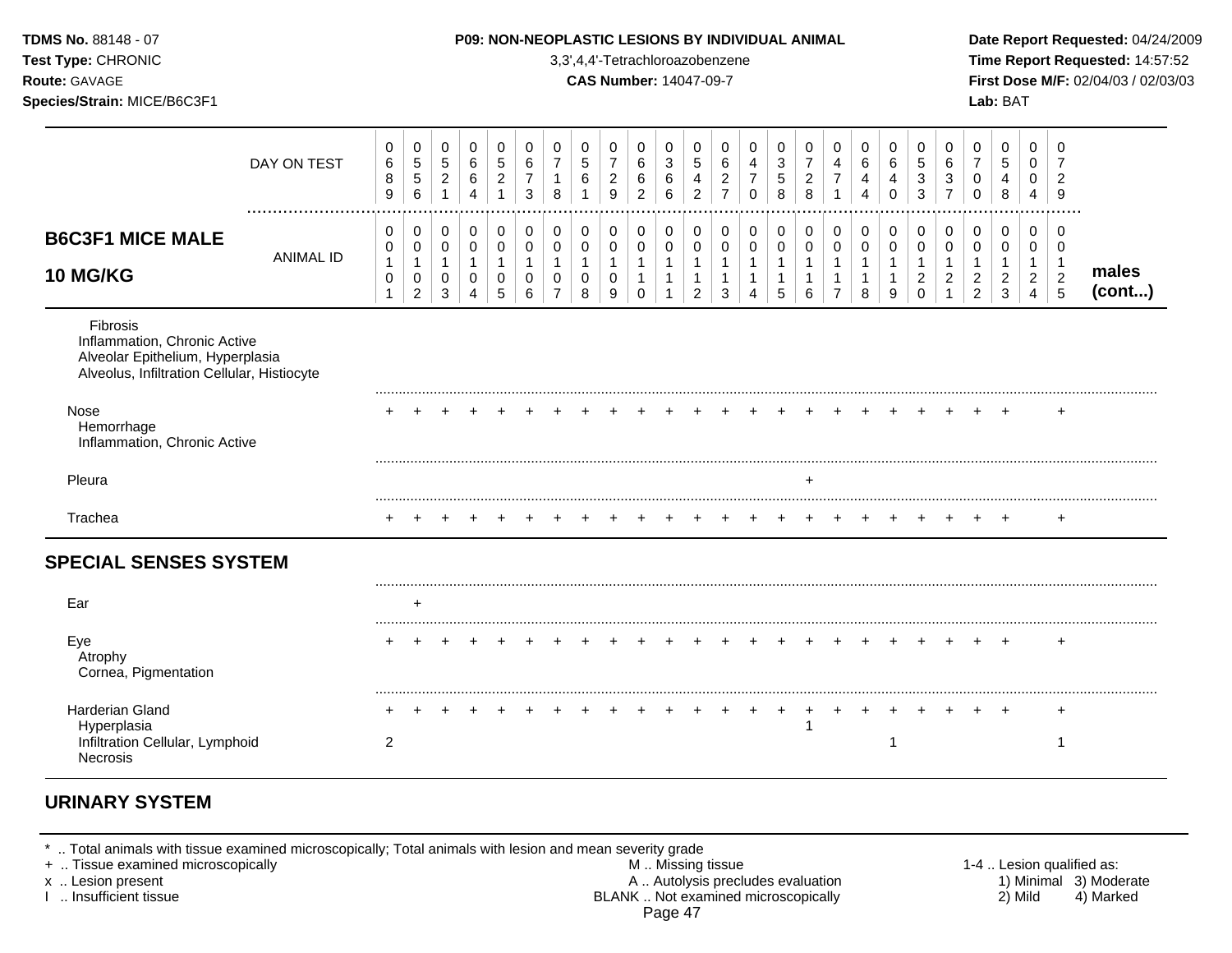**B6C3F1 MICE MALE 10 MG/KG** (males cont...)

| DAY ON TEST | 0689 | 0556 | 0521 | 0664 | 0521 | 0673 | 0718 | 0561 | 0729 | 0662 | 0366 | 0542 | 0627 | 0470 | 0358 | 0728 | 0471 | 0644 | 0640 | 0533 | 0637 | 0700 | 0548 | 0004 | 0729 |
|---|---|---|---|---|---|---|---|---|---|---|---|---|---|---|---|---|---|---|---|---|---|---|---|---|---|
| ANIMAL ID | 01101 | 01102 | 01103 | 01104 | 01105 | 01106 | 01107 | 01108 | 01109 | 01110 | 01111 | 01112 | 01113 | 01114 | 01115 | 01116 | 01117 | 01118 | 01119 | 01120 | 01121 | 01122 | 01123 | 01124 | 01125 |
| Fibrosis | | | | | | | | | | | | | | | | | | | | | | | | | |
| Inflammation, Chronic Active | | | | | | | | | | | | | | | | | | | | | | | | | |
| Alveolar Epithelium, Hyperplasia | | | | | | | | | | | | | | | | | | | | | | | | | |
| Alveolus, Infiltration Cellular, Histiocyte | | | | | | | | | | | | | | | | | | | | | | | | | |
| Nose | + | + | + | + | + | + | + | + | + | + | + | + | + | + | + | + | + | + | + | + | + | + | + | | + |
| Hemorrhage | | | | | | | | | | | | | | | | | | | | | | | | | |
| Inflammation, Chronic Active | | | | | | | | | | | | | | | | | | | | | | | | | |
| Pleura | | | | | | | | | | | | | | | | + | | | | | | | | | |
| Trachea | + | + | + | + | + | + | + | + | + | + | + | + | + | + | + | + | + | + | + | + | + | + | + | | + |
| **SPECIAL SENSES SYSTEM** | | | | | | | | | | | | | | | | | | | | | | | | | |
| Ear | | + | | | | | | | | | | | | | | | | | | | | | | | |
| Eye | + | + | + | + | + | + | + | + | + | + | + | + | + | + | + | + | + | + | + | + | + | + | + | | + |
| Atrophy | | | | | | | | | | | | | | | | | | | | | | | | | |
| Cornea, Pigmentation | | | | | | | | | | | | | | | | | | | | | | | | | |
| Harderian Gland | + | + | + | + | + | + | + | + | + | + | + | + | + | + | + | + | + | + | + | + | + | + | + | | + |
| Hyperplasia | | | | | | | | | | | | | | | | 1 | | | | | | | | | |
| Infiltration Cellular, Lymphoid | 2 | | | | | | | | | | | | | | | | | | 1 | | | | | | 1 |
| Necrosis | | | | | | | | | | | | | | | | | | | | | | | | | |

## URINARY SYSTEM

\* .. Total animals with tissue examined microscopically; Total animals with lesion and mean severity grade
+ .. Tissue examined microscopically
x .. Lesion present
I .. Insufficient tissue

M .. Missing tissue
A .. Autolysis precludes evaluation
BLANK .. Not examined microscopically

1-4 .. Lesion qualified as: 1) Minimal 2) Mild 3) Moderate 4) Marked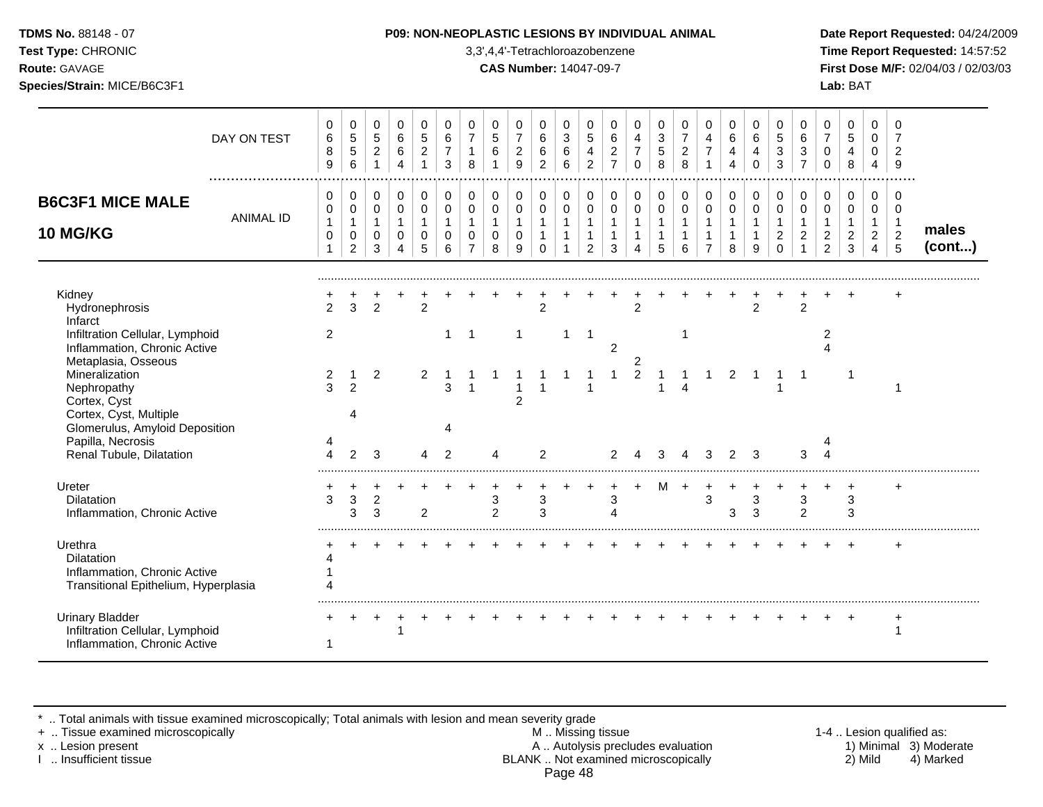**TDMS No.** 88148 - 07
**Test Type:** CHRONIC
**Route:** GAVAGE
**Species/Strain:** MICE/B6C3F1

**P09: NON-NEOPLASTIC LESIONS BY INDIVIDUAL ANIMAL**
3,3',4,4'-Tetrachloroazobenzene
**CAS Number:** 14047-09-7

**Date Report Requested:** 04/24/2009
**Time Report Requested:** 14:57:52
**First Dose M/F:** 02/04/03 / 02/03/03
**Lab:** BAT

## B6C3F1 MICE MALE 10 MG/KG — males (cont...)

| DAY ON TEST | 0689 | 0556 | 0521 | 0664 | 0521 | 0673 | 0718 | 0561 | 0729 | 0662 | 0366 | 0542 | 0627 | 0470 | 0358 | 0728 | 0471 | 0644 | 0640 | 0533 | 0637 | 0700 | 0548 | 0004 | 0729 |
|---|---|---|---|---|---|---|---|---|---|---|---|---|---|---|---|---|---|---|---|---|---|---|---|---|---|
| **ANIMAL ID** | 0010 1 | 0010 2 | 0010 3 | 0010 4 | 0010 5 | 0010 6 | 0010 7 | 0010 8 | 0010 9 | 0011 0 | 0011 1 | 0011 2 | 0011 3 | 0011 4 | 0011 5 | 0011 6 | 0011 7 | 0011 8 | 0011 9 | 0012 0 | 0012 1 | 0012 2 | 0012 3 | 0012 4 | 0012 5 |
| Kidney | + | + | + | + | + | + | + | + | + | + | + | + | + | + | + | + | + | + | + | + | + | + | + | | + |
| Hydronephrosis | 2 | 3 | 2 | | 2 | | | | | 2 | | | | 2 | | | | | 2 | | 2 | | | | |
| Infarct | | | | | | | | | | | | | | | | | | | | | | | | | |
| Infiltration Cellular, Lymphoid | 2 | | | | | 1 | 1 | | 1 | | 1 | 1 | | | | 1 | | | | | | 2 | | | |
| Inflammation, Chronic Active | | | | | | | | | | | | | 2 | | | | | | | | | 4 | | | |
| Metaplasia, Osseous | | | | | | | | | | | | | | 2 | | | | | | | | | | | |
| Mineralization | 2 | 1 | 2 | | 2 | 1 | 1 | 1 | 1 | 1 | 1 | 1 | 1 | 2 | 1 | 1 | 1 | 2 | 1 | 1 | 1 | | 1 | | |
| Nephropathy | 3 | 2 | | | | 3 | 1 | | 1 | 1 | | 1 | | | 1 | 4 | | | | 1 | | | | | 1 |
| Cortex, Cyst | | | | | | | | | 2 | | | | | | | | | | | | | | | | |
| Cortex, Cyst, Multiple | | 4 | | | | | | | | | | | | | | | | | | | | | | | |
| Glomerulus, Amyloid Deposition | | | | | | 4 | | | | | | | | | | | | | | | | | | | |
| Papilla, Necrosis | 4 | | | | | | | | | | | | | | | | | | | | | 4 | | | |
| Renal Tubule, Dilatation | 4 | 2 | 3 | | 4 | 2 | | 4 | | 2 | | | 2 | 4 | 3 | 4 | 3 | 2 | 3 | | 3 | 4 | | | |
| Ureter | + | + | + | + | + | + | + | + | + | + | + | + | + | + | M | + | + | + | + | + | + | + | + | | + |
| Dilatation | 3 | 3 | 2 | | | | | 3 | | 3 | | | 3 | | | | 3 | | 3 | | 3 | | 3 | | |
| Inflammation, Chronic Active | | 3 | 3 | | 2 | | | 2 | | 3 | | | 4 | | | | | 3 | 3 | | 2 | | 3 | | |
| Urethra | + | + | + | + | + | + | + | + | + | + | + | + | + | + | + | + | + | + | + | + | + | + | + | | + |
| Dilatation | 4 | | | | | | | | | | | | | | | | | | | | | | | | |
| Inflammation, Chronic Active | 1 | | | | | | | | | | | | | | | | | | | | | | | | |
| Transitional Epithelium, Hyperplasia | 4 | | | | | | | | | | | | | | | | | | | | | | | | |
| Urinary Bladder | + | + | + | + | + | + | + | + | + | + | + | + | + | + | + | + | + | + | + | + | + | + | + | | + |
| Infiltration Cellular, Lymphoid | | | | 1 | | | | | | | | | | | | | | | | | | | | | 1 |
| Inflammation, Chronic Active | 1 | | | | | | | | | | | | | | | | | | | | | | | | |

\* .. Total animals with tissue examined microscopically; Total animals with lesion and mean severity grade
\+ .. Tissue examined microscopically
x .. Lesion present
I .. Insufficient tissue

M .. Missing tissue
A .. Autolysis precludes evaluation
BLANK .. Not examined microscopically

1-4 .. Lesion qualified as:
1) Minimal 2) Mild 3) Moderate 4) Marked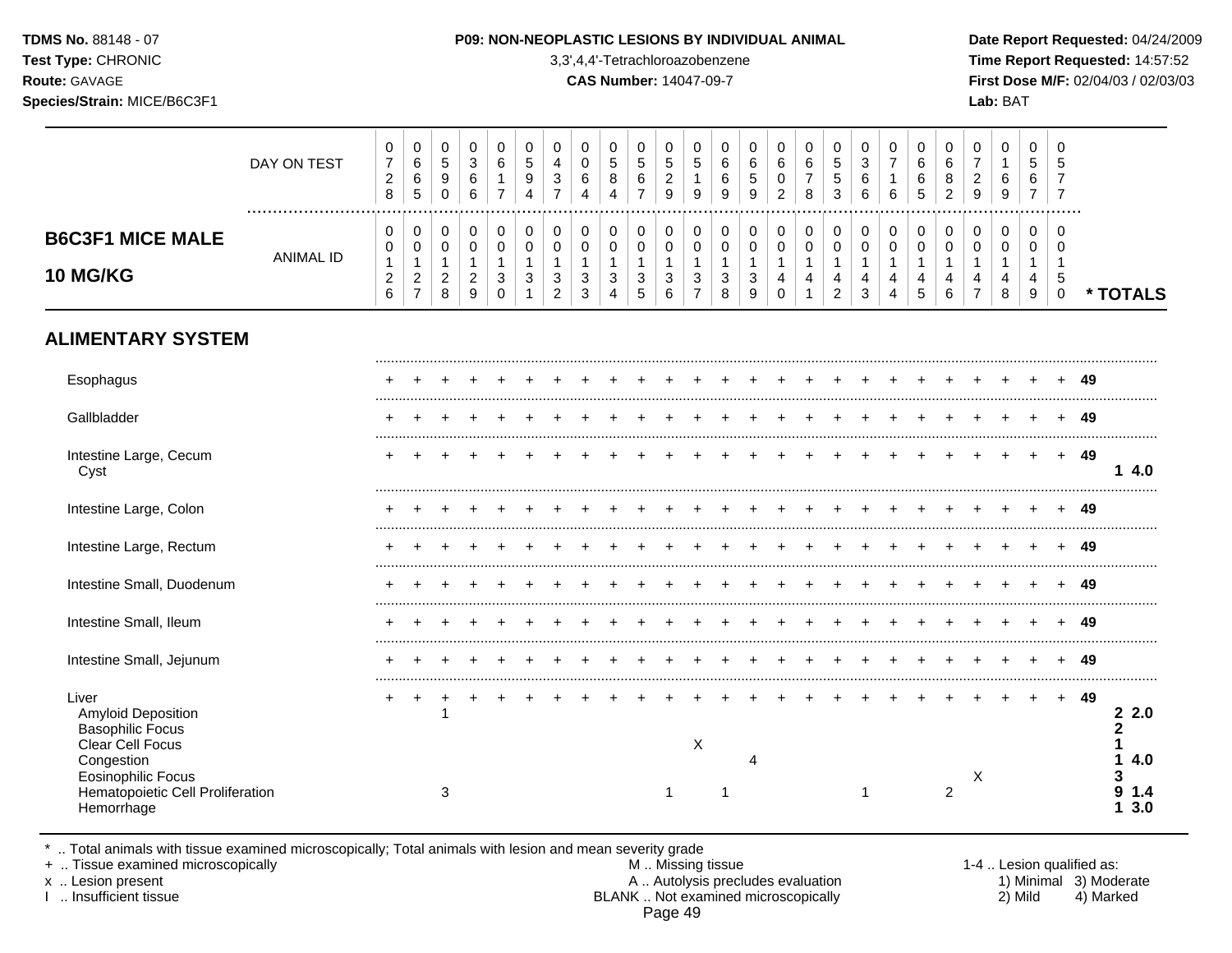**P09: NON-NEOPLASTIC LESIONS BY INDIVIDUAL ANIMAL**

3,3',4,4'-Tetrachloroazobenzene

**CAS Number:** 14047-09-7

**TDMS No.** 88148 - 07
**Test Type:** CHRONIC
**Route:** GAVAGE
**Species/Strain:** MICE/B6C3F1

**Date Report Requested:** 04/24/2009
**Time Report Requested:** 14:57:52
**First Dose M/F:** 02/04/03 / 02/03/03
**Lab:** BAT

## B6C3F1 MICE MALE 10 MG/KG

| | | | | | | | | | | | | | | | | | | | | | | | | | | |
|---|---|---|---|---|---|---|---|---|---|---|---|---|---|---|---|---|---|---|---|---|---|---|---|---|---|---|
| DAY ON TEST | 0728 | 0665 | 0590 | 0366 | 0617 | 0594 | 0437 | 0064 | 0584 | 0567 | 0529 | 0519 | 0669 | 0659 | 0602 | 0678 | 0553 | 0366 | 0716 | 0665 | 0682 | 0729 | 0169 | 0567 | 0577 | |
| ANIMAL ID | 0126 | 0127 | 0128 | 0129 | 0130 | 0131 | 0132 | 0133 | 0134 | 0135 | 0136 | 0137 | 0138 | 0139 | 0140 | 0141 | 0142 | 0143 | 0144 | 0145 | 0146 | 0147 | 0148 | 0149 | 0150 | * TOTALS |
| **ALIMENTARY SYSTEM** | | | | | | | | | | | | | | | | | | | | | | | | | | |
| Esophagus | + | + | + | + | + | + | + | + | + | + | + | + | + | + | + | + | + | + | + | + | + | + | + | + | + | 49 |
| Gallbladder | + | + | + | + | + | + | + | + | + | + | + | + | + | + | + | + | + | + | + | + | + | + | + | + | + | 49 |
| Intestine Large, Cecum | + | + | + | + | + | + | + | + | + | + | + | + | + | + | + | + | + | + | + | + | + | + | + | + | + | 49 |
| Cyst | | | | | | | | | | | | | | | | | | | | | | | | | | 1 4.0 |
| Intestine Large, Colon | + | + | + | + | + | + | + | + | + | + | + | + | + | + | + | + | + | + | + | + | + | + | + | + | + | 49 |
| Intestine Large, Rectum | + | + | + | + | + | + | + | + | + | + | + | + | + | + | + | + | + | + | + | + | + | + | + | + | + | 49 |
| Intestine Small, Duodenum | + | + | + | + | + | + | + | + | + | + | + | + | + | + | + | + | + | + | + | + | + | + | + | + | + | 49 |
| Intestine Small, Ileum | + | + | + | + | + | + | + | + | + | + | + | + | + | + | + | + | + | + | + | + | + | + | + | + | + | 49 |
| Intestine Small, Jejunum | + | + | + | + | + | + | + | + | + | + | + | + | + | + | + | + | + | + | + | + | + | + | + | + | + | 49 |
| Liver | + | + | + | + | + | + | + | + | + | + | + | + | + | + | + | + | + | + | + | + | + | + | + | + | + | 49 |
| Amyloid Deposition | | | 1 | | | | | | | | | | | | | | | | | | | | | | | 2 2.0 |
| Basophilic Focus | | | | | | | | | | | | | | | | | | | | | | | | | | 2 |
| Clear Cell Focus | | | | | | | | | | | | X | | | | | | | | | | | | | | 1 |
| Congestion | | | | | | | | | | | | | | 4 | | | | | | | | | | | | 1 4.0 |
| Eosinophilic Focus | | | | | | | | | | | | | | | | | | | | | | X | | | | 3 |
| Hematopoietic Cell Proliferation | | | 3 | | | | | | | | 1 | | 1 | | | | | 1 | | | 2 | | | | | 9 1.4 |
| Hemorrhage | | | | | | | | | | | | | | | | | | | | | | | | | | 1 3.0 |

\* .. Total animals with tissue examined microscopically; Total animals with lesion and mean severity grade
\+ .. Tissue examined microscopically
x .. Lesion present
I .. Insufficient tissue

M .. Missing tissue
A .. Autolysis precludes evaluation
BLANK .. Not examined microscopically

1-4 .. Lesion qualified as:
1) Minimal 2) Mild 3) Moderate 4) Marked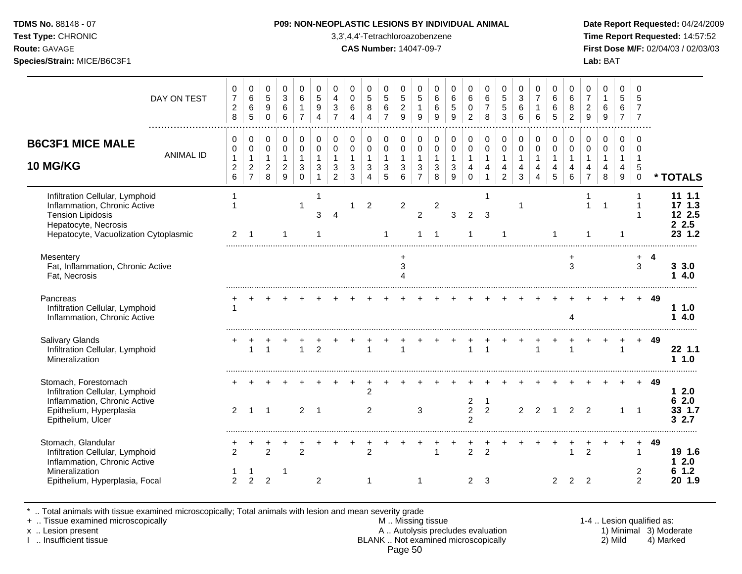**TDMS No.** 88148 - 07
**Test Type:** CHRONIC
**Route:** GAVAGE
**Species/Strain:** MICE/B6C3F1

**P09: NON-NEOPLASTIC LESIONS BY INDIVIDUAL ANIMAL**
3,3',4,4'-Tetrachloroazobenzene
**CAS Number:** 14047-09-7

**Date Report Requested:** 04/24/2009
**Time Report Requested:** 14:57:52
**First Dose M/F:** 02/04/03 / 02/03/03
**Lab:** BAT

| **B6C3F1 MICE MALE 10 MG/KG** | | | | | | | | | | | | | | | | | | | | | | | | | | |
|---|---|---|---|---|---|---|---|---|---|---|---|---|---|---|---|---|---|---|---|---|---|---|---|---|---|---|
| DAY ON TEST | 0728 | 0665 | 0590 | 0366 | 0617 | 0594 | 0437 | 0064 | 0584 | 0567 | 0529 | 0519 | 0669 | 0659 | 0602 | 0678 | 0553 | 0366 | 0716 | 0665 | 0682 | 0729 | 0169 | 0567 | 0577 | |
| ANIMAL ID | 0126 | 0127 | 0128 | 0129 | 0130 | 0131 | 0132 | 0133 | 0134 | 0135 | 0136 | 0137 | 0138 | 0139 | 0140 | 0141 | 0142 | 0143 | 0144 | 0145 | 0146 | 0147 | 0148 | 0149 | 0150 | * TOTALS |
| Infiltration Cellular, Lymphoid | 1 | | | | | 1 | | | | | | | | | | 1 | | | | | | 1 | | | 1 | 11 1.1 |
| Inflammation, Chronic Active | 1 | | | | 1 | | | 1 | 2 | | 2 | | 2 | | | | | 1 | | | | 1 | 1 | | 1 | 17 1.3 |
| Tension Lipidosis | | | | | | 3 | 4 | | | | | 2 | | 3 | 2 | 3 | | | | | | | | | 1 | 12 2.5 |
| Hepatocyte, Necrosis | | | | | | | | | | | | | | | | | | | | | | | | | | 2 2.5 |
| Hepatocyte, Vacuolization Cytoplasmic | 2 | 1 | | 1 | | 1 | | | | 1 | | 1 | 1 | | 1 | | 1 | | | | 1 | 1 | | 1 | | 23 1.2 |
| Mesentery | | | | | | | | | | | + | | | | | | | | | | + | | | | + | 4 |
| Fat, Inflammation, Chronic Active | | | | | | | | | | | 3 | | | | | | | | | | 3 | | | | 3 | 3 3.0 |
| Fat, Necrosis | | | | | | | | | | | 4 | | | | | | | | | | | | | | | 1 4.0 |
| Pancreas | + | + | + | + | + | + | + | + | + | + | + | + | + | + | + | + | + | + | + | + | + | + | + | + | + | 49 |
| Infiltration Cellular, Lymphoid | 1 | | | | | | | | | | | | | | | | | | | | | | | | | 1 1.0 |
| Inflammation, Chronic Active | | | | | | | | | | | | | | | | | | | | | 4 | | | | | 1 4.0 |
| Salivary Glands | + | + | + | + | + | + | + | + | + | + | + | + | + | + | + | + | + | + | + | + | + | + | + | + | + | 49 |
| Infiltration Cellular, Lymphoid | | 1 | 1 | | 1 | 2 | | | 1 | | 1 | | | | 1 | 1 | | | 1 | | 1 | | | 1 | | 22 1.1 |
| Mineralization | | | | | | | | | | | | | | | | | | | | | | | | | | 1 1.0 |
| Stomach, Forestomach | + | + | + | + | + | + | + | + | + | + | + | + | + | + | + | + | + | + | + | + | + | + | + | + | + | 49 |
| Infiltration Cellular, Lymphoid | | | | | | | | | 2 | | | | | | | | | | | | | | | | | 1 2.0 |
| Inflammation, Chronic Active | | | | | | | | | | | | | | | 2 | 1 | | | | | | | | | | 6 2.0 |
| Epithelium, Hyperplasia | 2 | 1 | 1 | | 2 | 1 | | | 2 | | | 3 | | | 2 | 2 | | 2 | 2 | 1 | 2 | 2 | | 1 | 1 | 33 1.7 |
| Epithelium, Ulcer | | | | | | | | | | | | | | | 2 | | | | | | | | | | | 3 2.7 |
| Stomach, Glandular | + | + | + | + | + | + | + | + | + | + | + | + | + | + | + | + | + | + | + | + | + | + | + | + | + | 49 |
| Infiltration Cellular, Lymphoid | 2 | | 2 | | 2 | | | | 2 | | | | 1 | | 2 | 2 | | | | | 1 | 2 | | | 1 | 19 1.6 |
| Inflammation, Chronic Active | | | | | | | | | | | | | | | | | | | | | | | | | | 1 2.0 |
| Mineralization | 1 | 1 | | 1 | | | | | | | | | | | | | | | | | | | | | 2 | 6 1.2 |
| Epithelium, Hyperplasia, Focal | 2 | 2 | 2 | | | 2 | | | 1 | | | 1 | | | 2 | 3 | | | | 2 | 2 | 2 | | | 2 | 20 1.9 |

\* .. Total animals with tissue examined microscopically; Total animals with lesion and mean severity grade
\+ .. Tissue examined microscopically
x .. Lesion present
I .. Insufficient tissue

M .. Missing tissue
A .. Autolysis precludes evaluation
BLANK .. Not examined microscopically

1-4 .. Lesion qualified as: 1) Minimal 2) Mild 3) Moderate 4) Marked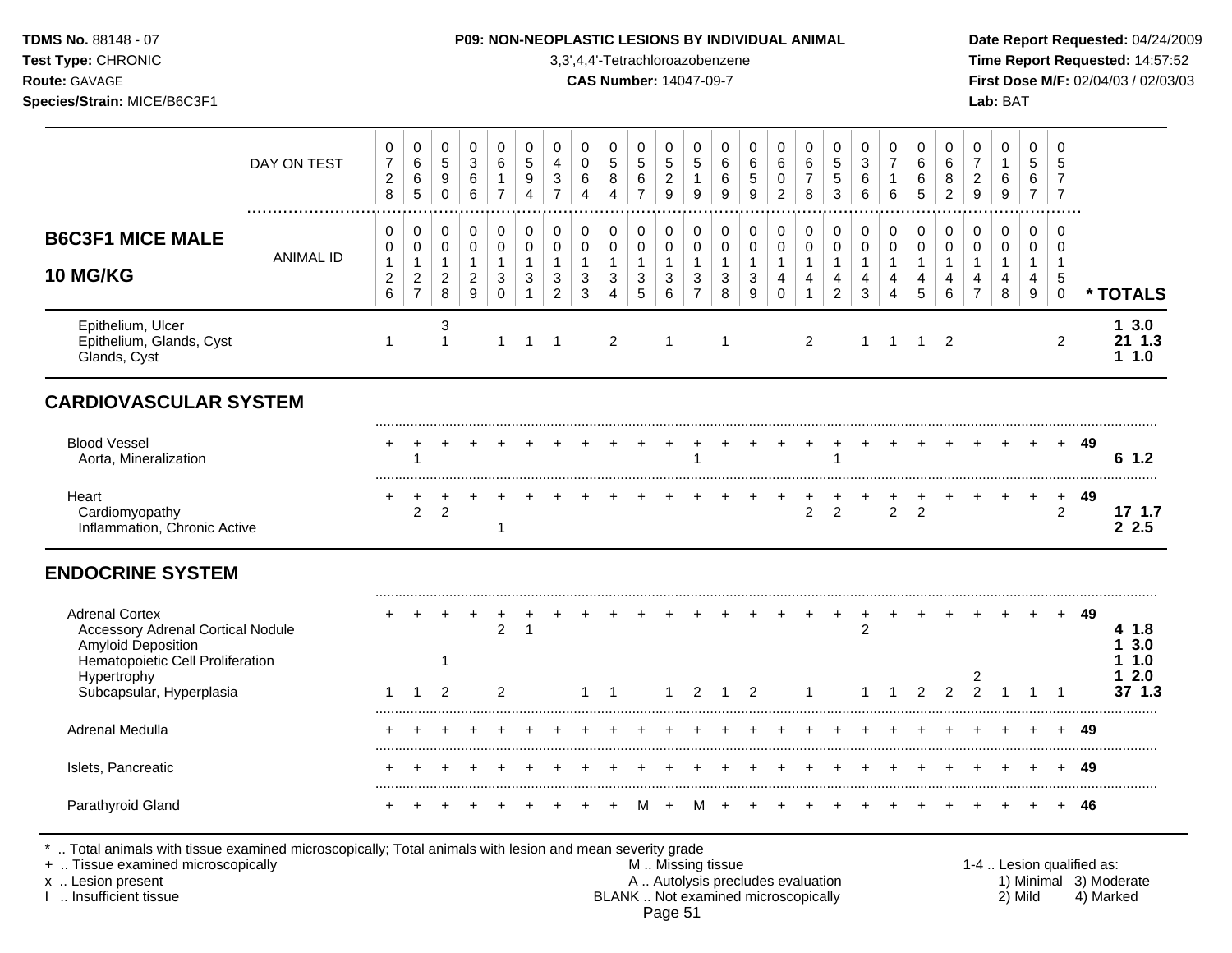## B6C3F1 MICE MALE 10 MG/KG

| | 1 | 2 | 3 | 4 | 5 | 6 | 7 | 8 | 9 | 10 | 11 | 12 | 13 | 14 | 15 | 16 | 17 | 18 | 19 | 20 | 21 | 22 | 23 | 24 | 25 | * TOTALS |
|---|---|---|---|---|---|---|---|---|---|---|---|---|---|---|---|---|---|---|---|---|---|---|---|---|---|---|
| DAY ON TEST | 0728 | 0665 | 0590 | 0366 | 0617 | 0594 | 0437 | 0064 | 0584 | 0567 | 0529 | 0519 | 0669 | 0659 | 0602 | 0678 | 0553 | 0366 | 0716 | 0665 | 0682 | 0729 | 0169 | 0567 | 0577 | |
| ANIMAL ID | 00126 | 00127 | 00128 | 00129 | 00130 | 00131 | 00132 | 00133 | 00134 | 00135 | 00136 | 00137 | 00138 | 00139 | 00140 | 00141 | 00142 | 00143 | 00144 | 00145 | 00146 | 00147 | 00148 | 00149 | 00150 | |
| Epithelium, Ulcer | | | 3 | | | | | | | | | | | | | | | | | | | | | | | 1 3.0 |
| Epithelium, Glands, Cyst | 1 | | 1 | | 1 | 1 | 1 | | 2 | | 1 | | 1 | | | 2 | | 1 | 1 | 1 | 2 | | | | 2 | 21 1.3 |
| Glands, Cyst | | | | | | | | | | | | | | | | | | | | | | | | | | 1 1.0 |
| **CARDIOVASCULAR SYSTEM** | | | | | | | | | | | | | | | | | | | | | | | | | | |
| Blood Vessel | + | + | + | + | + | + | + | + | + | + | + | + | + | + | + | + | + | + | + | + | + | + | + | + | + | 49 |
| Aorta, Mineralization | | 1 | | | | | | | | | | 1 | | | | | 1 | | | | | | | | | 6 1.2 |
| Heart | + | + | + | + | + | + | + | + | + | + | + | + | + | + | + | + | + | + | + | + | + | + | + | + | + | 49 |
| Cardiomyopathy | | 2 | 2 | | | | | | | | | | | | | 2 | 2 | | 2 | 2 | | | | | 2 | 17 1.7 |
| Inflammation, Chronic Active | | | | | 1 | | | | | | | | | | | | | | | | | | | | | 2 2.5 |
| **ENDOCRINE SYSTEM** | | | | | | | | | | | | | | | | | | | | | | | | | | |
| Adrenal Cortex | + | + | + | + | + | + | + | + | + | + | + | + | + | + | + | + | + | + | + | + | + | + | + | + | + | 49 |
| Accessory Adrenal Cortical Nodule | | | | | 2 | 1 | | | | | | | | | | | | 2 | | | | | | | | 4 1.8 |
| Amyloid Deposition | | | | | | | | | | | | | | | | | | | | | | | | | | 1 3.0 |
| Hematopoietic Cell Proliferation | | | 1 | | | | | | | | | | | | | | | | | | | | | | | 1 1.0 |
| Hypertrophy | | | | | | | | | | | | | | | | | | | | | | 2 | | | | 1 2.0 |
| Subcapsular, Hyperplasia | 1 | 1 | 2 | | 2 | | | 1 | 1 | | 1 | 2 | 1 | 2 | | 1 | | 1 | 1 | 2 | 2 | 2 | 1 | 1 | 1 | 37 1.3 |
| Adrenal Medulla | + | + | + | + | + | + | + | + | + | + | + | + | + | + | + | + | + | + | + | + | + | + | + | + | + | 49 |
| Islets, Pancreatic | + | + | + | + | + | + | + | + | + | + | + | + | + | + | + | + | + | + | + | + | + | + | + | + | + | 49 |
| Parathyroid Gland | + | + | + | + | + | + | + | + | + | M | + | M | + | + | + | + | + | + | + | + | + | + | + | + | + | 46 |

\* .. Total animals with tissue examined microscopically; Total animals with lesion and mean severity grade
+ .. Tissue examined microscopically
x .. Lesion present
I .. Insufficient tissue
M .. Missing tissue
A .. Autolysis precludes evaluation
BLANK .. Not examined microscopically
1-4 .. Lesion qualified as: 1) Minimal 2) Mild 3) Moderate 4) Marked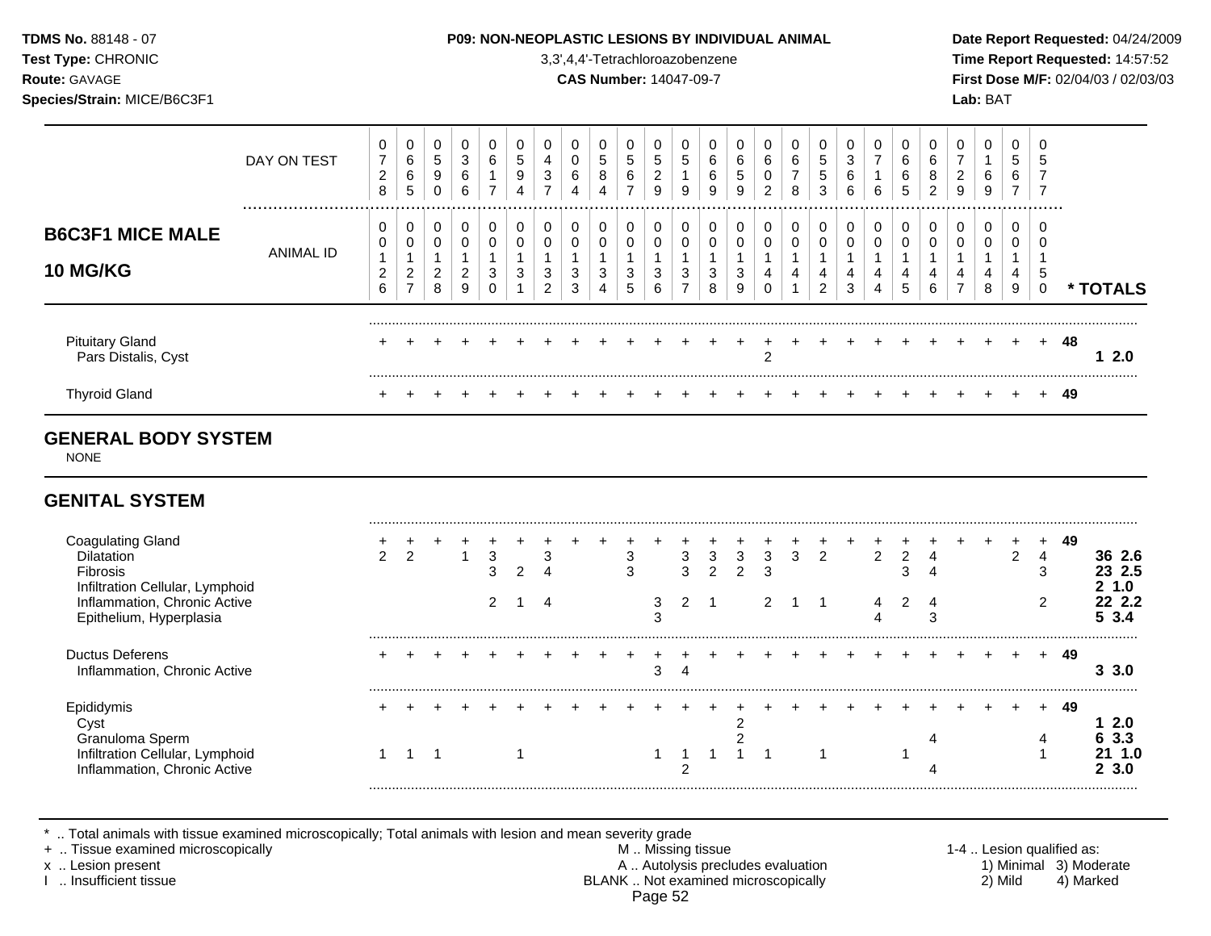**TDMS No.** 88148 - 07
**Test Type:** CHRONIC
**Route:** GAVAGE
**Species/Strain:** MICE/B6C3F1

**P09: NON-NEOPLASTIC LESIONS BY INDIVIDUAL ANIMAL**
3,3',4,4'-Tetrachloroazobenzene
**CAS Number:** 14047-09-7

**Date Report Requested:** 04/24/2009
**Time Report Requested:** 14:57:52
**First Dose M/F:** 02/04/03 / 02/03/03
**Lab:** BAT

## B6C3F1 MICE MALE 10 MG/KG

| | | | | | | | | | | | | | | | | | | | | | | | | | | | |
|---|---|---|---|---|---|---|---|---|---|---|---|---|---|---|---|---|---|---|---|---|---|---|---|---|---|---|---|
| DAY ON TEST | 0728 | 0665 | 0590 | 0366 | 0617 | 0594 | 0437 | 0064 | 0584 | 0567 | 0529 | 0519 | 0669 | 0659 | 0602 | 0678 | 0553 | 0366 | 0716 | 0665 | 0682 | 0729 | 0169 | 0567 | 0577 | | |
| ANIMAL ID | 0126 | 0127 | 0128 | 0129 | 0130 | 0131 | 0132 | 0133 | 0134 | 0135 | 0136 | 0137 | 0138 | 0139 | 0140 | 0141 | 0142 | 0143 | 0144 | 0145 | 0146 | 0147 | 0148 | 0149 | 0150 | | * TOTALS |
| Pituitary Gland | + | + | + | + | + | + | + | + | + | + | + | + | + | + | + | + | + | + | + | + | + | + | + | + | + | 48 | |
| Pars Distalis, Cyst | | | | | | | | | | | | | | | 2 | | | | | | | | | | | | 1 2.0 |
| Thyroid Gland | + | + | + | + | + | + | + | + | + | + | + | + | + | + | + | + | + | + | + | + | + | + | + | + | + | 49 | |

## GENERAL BODY SYSTEM

NONE

## GENITAL SYSTEM

| | | | | | | | | | | | | | | | | | | | | | | | | | | | |
|---|---|---|---|---|---|---|---|---|---|---|---|---|---|---|---|---|---|---|---|---|---|---|---|---|---|---|---|
| ANIMAL ID | 0126 | 0127 | 0128 | 0129 | 0130 | 0131 | 0132 | 0133 | 0134 | 0135 | 0136 | 0137 | 0138 | 0139 | 0140 | 0141 | 0142 | 0143 | 0144 | 0145 | 0146 | 0147 | 0148 | 0149 | 0150 | | * TOTALS |
| Coagulating Gland | + | + | + | + | + | + | + | + | + | + | + | + | + | + | + | + | + | + | + | + | + | + | + | + | + | 49 | |
| Dilatation | 2 | 2 | | 1 | 3 | | 3 | | | 3 | | 3 | 3 | 3 | 3 | 3 | 2 | | 2 | 2 | 4 | | | 2 | 4 | | 36 2.6 |
| Fibrosis | | | | | 3 | 2 | 4 | | | 3 | | 3 | 2 | 2 | 3 | | | | | 3 | 4 | | | | 3 | | 23 2.5 |
| Infiltration Cellular, Lymphoid | | | | | | | | | | | | | | | | | | | | | | | | | | | 2 1.0 |
| Inflammation, Chronic Active | | | | | 2 | 1 | 4 | | | | 3 | 2 | 1 | | 2 | 1 | 1 | | 4 | 2 | 4 | | | | 2 | | 22 2.2 |
| Epithelium, Hyperplasia | | | | | | | | | | | 3 | | | | | | | | 4 | | 3 | | | | | | 5 3.4 |
| Ductus Deferens | + | + | + | + | + | + | + | + | + | + | + | + | + | + | + | + | + | + | + | + | + | + | + | + | + | 49 | |
| Inflammation, Chronic Active | | | | | | | | | | | 3 | 4 | | | | | | | | | | | | | | | 3 3.0 |
| Epididymis | + | + | + | + | + | + | + | + | + | + | + | + | + | + | + | + | + | + | + | + | + | + | + | + | + | 49 | |
| Cyst | | | | | | | | | | | | | | 2 | | | | | | | | | | | | | 1 2.0 |
| Granuloma Sperm | | | | | | | | | | | | | | 2 | | | | | | | 4 | | | | 4 | | 6 3.3 |
| Infiltration Cellular, Lymphoid | 1 | 1 | 1 | | | 1 | | | | | 1 | 1 | 1 | 1 | 1 | | 1 | | | 1 | | | | | 1 | | 21 1.0 |
| Inflammation, Chronic Active | | | | | | | | | | | | 2 | | | | | | | | | 4 | | | | | | 2 3.0 |

\* .. Total animals with tissue examined microscopically; Total animals with lesion and mean severity grade
\+ .. Tissue examined microscopically
x .. Lesion present
I .. Insufficient tissue

M .. Missing tissue
A .. Autolysis precludes evaluation
BLANK .. Not examined microscopically

1-4 .. Lesion qualified as:
1) Minimal 2) Mild 3) Moderate 4) Marked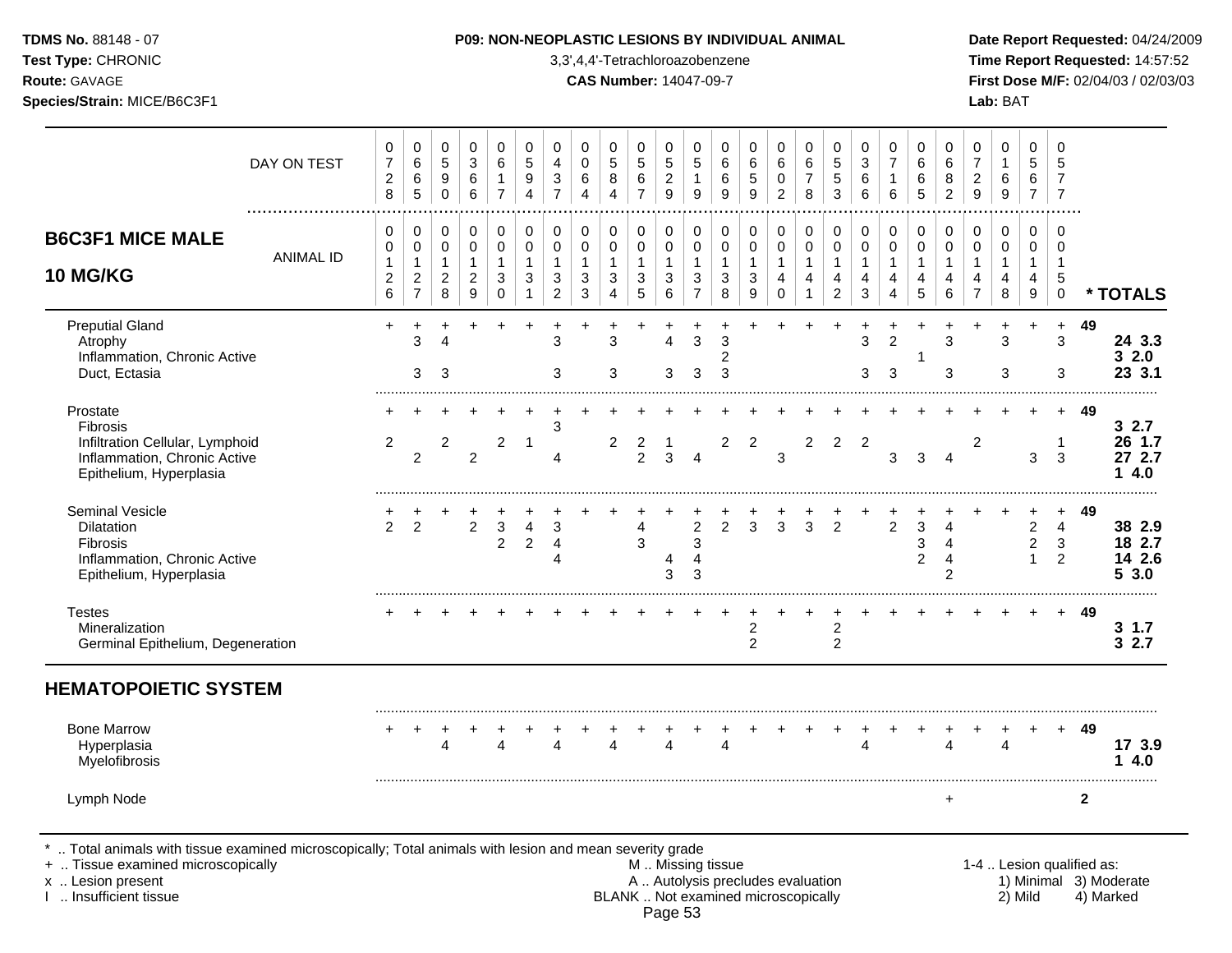## B6C3F1 MICE MALE 10 MG/KG

| | 0728 | 0665 | 0590 | 0366 | 0617 | 0594 | 0437 | 0064 | 0584 | 0567 | 0529 | 0519 | 0669 | 0659 | 0602 | 0678 | 0553 | 0366 | 0716 | 0665 | 0682 | 0729 | 0169 | 0567 | 0577 | |
|---|---|---|---|---|---|---|---|---|---|---|---|---|---|---|---|---|---|---|---|---|---|---|---|---|---|---|
| **ANIMAL ID** | 0126 | 0127 | 0128 | 0129 | 0130 | 0131 | 0132 | 0133 | 0134 | 0135 | 0136 | 0137 | 0138 | 0139 | 0140 | 0141 | 0142 | 0143 | 0144 | 0145 | 0146 | 0147 | 0148 | 0149 | 0150 | *** TOTALS** |
| Preputial Gland | + | + | + | + | + | + | + | + | + | + | + | + | + | + | + | + | + | + | + | + | + | + | + | + | + | 49 |
| Atrophy | | 3 | 4 | | | | 3 | | 3 | | 4 | 3 | 3 | | | | | 3 | 2 | | 3 | | 3 | | 3 | **24 3.3** |
| Inflammation, Chronic Active | | | | | | | | | | | | | 2 | | | | | | | 1 | | | | | | **3 2.0** |
| Duct, Ectasia | | 3 | 3 | | | | 3 | | 3 | | 3 | 3 | 3 | | | | | 3 | 3 | | 3 | | 3 | | 3 | **23 3.1** |
| Prostate | + | + | + | + | + | + | + | + | + | + | + | + | + | + | + | + | + | + | + | + | + | + | + | + | + | 49 |
| Fibrosis | | | | | | | 3 | | | | | | | | | | | | | | | | | | | **3 2.7** |
| Infiltration Cellular, Lymphoid | 2 | | 2 | | 2 | 1 | | | 2 | 2 | 1 | | 2 | 2 | | 2 | 2 | 2 | | | | 2 | | | 1 | **26 1.7** |
| Inflammation, Chronic Active | | 2 | | 2 | | | 4 | | | 2 | 3 | 4 | | | 3 | | | | 3 | 3 | 4 | | | 3 | 3 | **27 2.7** |
| Epithelium, Hyperplasia | | | | | | | | | | | | | | | | | | | | | | | | | | **1 4.0** |
| Seminal Vesicle | + | + | + | + | + | + | + | + | + | + | + | + | + | + | + | + | + | + | + | + | + | + | + | + | + | 49 |
| Dilatation | 2 | 2 | | 2 | 3 | 4 | 3 | | | 4 | | 2 | 2 | 3 | 3 | 3 | 2 | | 2 | 3 | 4 | | | 2 | 4 | **38 2.9** |
| Fibrosis | | | | | 2 | 2 | 4 | | | 3 | | 3 | | | | | | | | 3 | 4 | | | 2 | 3 | **18 2.7** |
| Inflammation, Chronic Active | | | | | | | 4 | | | | 4 | 4 | | | | | | | | 2 | 4 | | | 1 | 2 | **14 2.6** |
| Epithelium, Hyperplasia | | | | | | | | | | | 3 | 3 | | | | | | | | | 2 | | | | | **5 3.0** |
| Testes | + | + | + | + | + | + | + | + | + | + | + | + | + | + | + | + | + | + | + | + | + | + | + | + | + | 49 |
| Mineralization | | | | | | | | | | | | | | 2 | | | 2 | | | | | | | | | **3 1.7** |
| Germinal Epithelium, Degeneration | | | | | | | | | | | | | | 2 | | | 2 | | | | | | | | | **3 2.7** |

## HEMATOPOIETIC SYSTEM

| | 0126 | 0127 | 0128 | 0129 | 0130 | 0131 | 0132 | 0133 | 0134 | 0135 | 0136 | 0137 | 0138 | 0139 | 0140 | 0141 | 0142 | 0143 | 0144 | 0145 | 0146 | 0147 | 0148 | 0149 | 0150 | *** TOTALS** |
|---|---|---|---|---|---|---|---|---|---|---|---|---|---|---|---|---|---|---|---|---|---|---|---|---|---|---|
| Bone Marrow | + | + | + | + | + | + | + | + | + | + | + | + | + | + | + | + | + | + | + | + | + | + | + | + | + | 49 |
| Hyperplasia | | | 4 | | 4 | | 4 | | 4 | | 4 | | 4 | | | | | 4 | | | 4 | | 4 | | | **17 3.9** |
| Myelofibrosis | | | | | | | | | | | | | | | | | | | | | | | | | | **1 4.0** |
| Lymph Node | | | | | | | | | | | | | | | | | | | | | + | | | | | 2 |

\* .. Total animals with tissue examined microscopically; Total animals with lesion and mean severity grade
\+ .. Tissue examined microscopically
x .. Lesion present
I .. Insufficient tissue

M .. Missing tissue
A .. Autolysis precludes evaluation
BLANK .. Not examined microscopically

1-4 .. Lesion qualified as: 1) Minimal 2) Mild 3) Moderate 4) Marked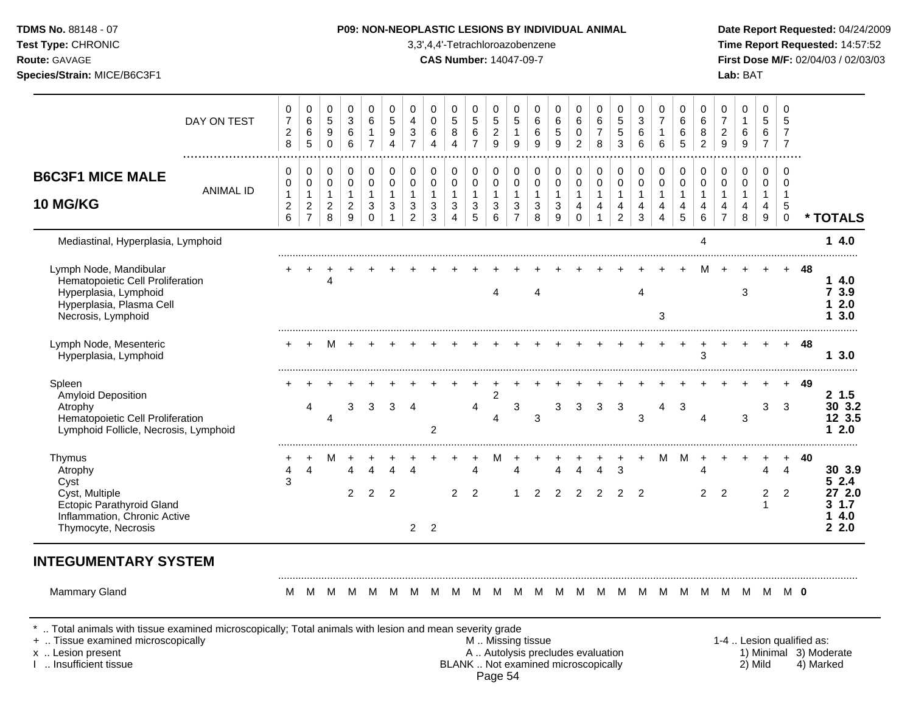## B6C3F1 MICE MALE 10 MG/KG

| | 0126 | 0127 | 0128 | 0129 | 0130 | 0131 | 0132 | 0133 | 0134 | 0135 | 0136 | 0137 | 0138 | 0139 | 0140 | 0141 | 0142 | 0143 | 0144 | 0145 | 0146 | 0147 | 0148 | 0149 | 0150 | * TOTALS |
|---|---|---|---|---|---|---|---|---|---|---|---|---|---|---|---|---|---|---|---|---|---|---|---|---|---|---|
| DAY ON TEST | 0728 | 0665 | 0590 | 0366 | 0617 | 0594 | 0437 | 0064 | 0584 | 0567 | 0529 | 0519 | 0669 | 0659 | 0602 | 0678 | 0553 | 0366 | 0716 | 0665 | 0682 | 0729 | 0169 | 0567 | 0577 | |
| Mediastinal, Hyperplasia, Lymphoid | | | | | | | | | | | | | | | | | | | | | 4 | | | | | 1 4.0 |
| Lymph Node, Mandibular | + | + | + | + | + | + | + | + | + | + | + | + | + | + | + | + | + | + | + | + | M | + | + | + | + | 48 |
| Hematopoietic Cell Proliferation | | | 4 | | | | | | | | | | | | | | | | | | | | | | | 1 4.0 |
| Hyperplasia, Lymphoid | | | | | | | | | | | 4 | | 4 | | | | | 4 | | | | | 3 | | | 7 3.9 |
| Hyperplasia, Plasma Cell | | | | | | | | | | | | | | | | | | | | | | | | | | 1 2.0 |
| Necrosis, Lymphoid | | | | | | | | | | | | | | | | | | | 3 | | | | | | | 1 3.0 |
| Lymph Node, Mesenteric | + | + | M | + | + | + | + | + | + | + | + | + | + | + | + | + | + | + | + | + | + | + | + | + | + | 48 |
| Hyperplasia, Lymphoid | | | | | | | | | | | | | | | | | | | | | 3 | | | | | 1 3.0 |
| Spleen | + | + | + | + | + | + | + | + | + | + | + | + | + | + | + | + | + | + | + | + | + | + | + | + | + | 49 |
| Amyloid Deposition | | | | | | | | | | | 2 | | | | | | | | | | | | | | | 2 1.5 |
| Atrophy | | 4 | | 3 | 3 | 3 | 4 | | | 4 | | 3 | | 3 | 3 | 3 | 3 | | 4 | 3 | | | | 3 | 3 | 30 3.2 |
| Hematopoietic Cell Proliferation | | | 4 | | | | | | | | 4 | | 3 | | | | | 3 | | | 4 | | 3 | | | 12 3.5 |
| Lymphoid Follicle, Necrosis, Lymphoid | | | | | | | | 2 | | | | | | | | | | | | | | | | | | 1 2.0 |
| Thymus | + | + | M | + | + | + | + | + | + | + | M | + | + | + | + | + | + | + | M | M | + | + | + | + | + | 40 |
| Atrophy | 4 | 4 | | 4 | 4 | 4 | 4 | | | 4 | | 4 | | 4 | 4 | 4 | 3 | | | | 4 | | | 4 | 4 | 30 3.9 |
| Cyst | 3 | | | | | | | | | | | | | | | | | | | | | | | | | 5 2.4 |
| Cyst, Multiple | | | | 2 | 2 | 2 | | | 2 | 2 | | 1 | 2 | 2 | 2 | 2 | 2 | 2 | | | 2 | 2 | | 2 | 2 | 27 2.0 |
| Ectopic Parathyroid Gland | | | | | | | | | | | | | | | | | | | | | | | | 1 | | 3 1.7 |
| Inflammation, Chronic Active | | | | | | | | | | | | | | | | | | | | | | | | | | 1 4.0 |
| Thymocyte, Necrosis | | | | | | | 2 | 2 | | | | | | | | | | | | | | | | | | 2 2.0 |

## INTEGUMENTARY SYSTEM

| | 0126 | 0127 | 0128 | 0129 | 0130 | 0131 | 0132 | 0133 | 0134 | 0135 | 0136 | 0137 | 0138 | 0139 | 0140 | 0141 | 0142 | 0143 | 0144 | 0145 | 0146 | 0147 | 0148 | 0149 | 0150 | * TOTALS |
|---|---|---|---|---|---|---|---|---|---|---|---|---|---|---|---|---|---|---|---|---|---|---|---|---|---|---|
| Mammary Gland | M | M | M | M | M | M | M | M | M | M | M | M | M | M | M | M | M | M | M | M | M | M | M | M | M | 0 |

\* .. Total animals with tissue examined microscopically; Total animals with lesion and mean severity grade
\+ .. Tissue examined microscopically
x .. Lesion present
I .. Insufficient tissue

M .. Missing tissue
A .. Autolysis precludes evaluation
BLANK .. Not examined microscopically

1-4 .. Lesion qualified as: 1) Minimal 2) Mild 3) Moderate 4) Marked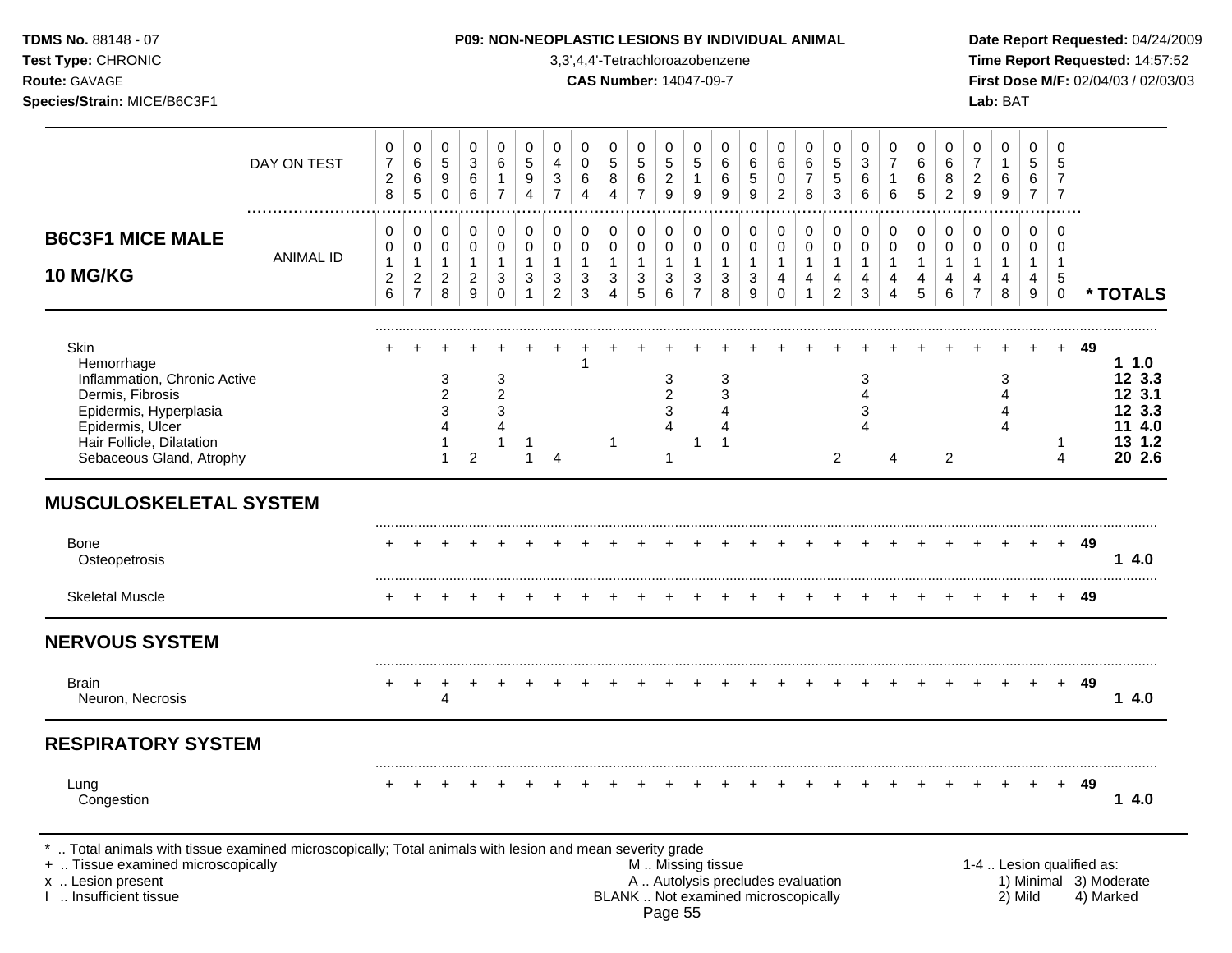# P09: NON-NEOPLASTIC LESIONS BY INDIVIDUAL ANIMAL

**TDMS No.** 88148 - 07
**Test Type:** CHRONIC
**Route:** GAVAGE
**Species/Strain:** MICE/B6C3F1

3,3',4,4'-Tetrachloroazobenzene
**CAS Number:** 14047-09-7

**Date Report Requested:** 04/24/2009
**Time Report Requested:** 14:57:52
**First Dose M/F:** 02/04/03 / 02/03/03
**Lab:** BAT

## B6C3F1 MICE MALE 10 MG/KG

| | 1 | 2 | 3 | 4 | 5 | 6 | 7 | 8 | 9 | 10 | 11 | 12 | 13 | 14 | 15 | 16 | 17 | 18 | 19 | 20 | 21 | 22 | 23 | 24 | 25 | * TOTALS |
|---|---|---|---|---|---|---|---|---|---|---|---|---|---|---|---|---|---|---|---|---|---|---|---|---|---|---|
| DAY ON TEST | 0728 | 0665 | 0590 | 0366 | 0617 | 0594 | 0437 | 0064 | 0584 | 0567 | 0529 | 0519 | 0669 | 0659 | 0602 | 0678 | 0553 | 0366 | 0716 | 0665 | 0682 | 0729 | 0169 | 0567 | 0577 | |
| ANIMAL ID | 0126 | 0127 | 0128 | 0129 | 0130 | 0131 | 0132 | 0133 | 0134 | 0135 | 0136 | 0137 | 0138 | 0139 | 0140 | 0141 | 0142 | 0143 | 0144 | 0145 | 0146 | 0147 | 0148 | 0149 | 0150 | |
| Skin | + | + | + | + | + | + | + | + | + | + | + | + | + | + | + | + | + | + | + | + | + | + | + | + | + | 49 |
| Hemorrhage | | | | | | | | 1 | | | | | | | | | | | | | | | | | | 1 1.0 |
| Inflammation, Chronic Active | | | 3 | | 3 | | | | | | 3 | | 3 | | | | | 3 | | | | | 3 | | | 12 3.3 |
| Dermis, Fibrosis | | | 2 | | 2 | | | | | | 2 | | 3 | | | | | 4 | | | | | 4 | | | 12 3.1 |
| Epidermis, Hyperplasia | | | 3 | | 3 | | | | | | 3 | | 4 | | | | | 3 | | | | | 4 | | | 12 3.3 |
| Epidermis, Ulcer | | | 4 | | 4 | | | | | | 4 | | 4 | | | | | 4 | | | | | 4 | | | 11 4.0 |
| Hair Follicle, Dilatation | | | 1 | | 1 | 1 | | | 1 | | | 1 | 1 | | | | | | | | | | | | 1 | 13 1.2 |
| Sebaceous Gland, Atrophy | | | 1 | 2 | | 1 | 4 | | | | 1 | | | | | | 2 | | 4 | | 2 | | | | 4 | 20 2.6 |

## MUSCULOSKELETAL SYSTEM

| | 1 | 2 | 3 | 4 | 5 | 6 | 7 | 8 | 9 | 10 | 11 | 12 | 13 | 14 | 15 | 16 | 17 | 18 | 19 | 20 | 21 | 22 | 23 | 24 | 25 | * TOTALS |
|---|---|---|---|---|---|---|---|---|---|---|---|---|---|---|---|---|---|---|---|---|---|---|---|---|---|---|
| Bone | + | + | + | + | + | + | + | + | + | + | + | + | + | + | + | + | + | + | + | + | + | + | + | + | + | 49 |
| Osteopetrosis | | | | | | | | | | | | | | | | | | | | | | | | | | 1 4.0 |
| Skeletal Muscle | + | + | + | + | + | + | + | + | + | + | + | + | + | + | + | + | + | + | + | + | + | + | + | + | + | 49 |

## NERVOUS SYSTEM

| | 1 | 2 | 3 | 4 | 5 | 6 | 7 | 8 | 9 | 10 | 11 | 12 | 13 | 14 | 15 | 16 | 17 | 18 | 19 | 20 | 21 | 22 | 23 | 24 | 25 | * TOTALS |
|---|---|---|---|---|---|---|---|---|---|---|---|---|---|---|---|---|---|---|---|---|---|---|---|---|---|---|
| Brain | + | + | + | + | + | + | + | + | + | + | + | + | + | + | + | + | + | + | + | + | + | + | + | + | + | 49 |
| Neuron, Necrosis | | | 4 | | | | | | | | | | | | | | | | | | | | | | | 1 4.0 |

## RESPIRATORY SYSTEM

| | 1 | 2 | 3 | 4 | 5 | 6 | 7 | 8 | 9 | 10 | 11 | 12 | 13 | 14 | 15 | 16 | 17 | 18 | 19 | 20 | 21 | 22 | 23 | 24 | 25 | * TOTALS |
|---|---|---|---|---|---|---|---|---|---|---|---|---|---|---|---|---|---|---|---|---|---|---|---|---|---|---|
| Lung | + | + | + | + | + | + | + | + | + | + | + | + | + | + | + | + | + | + | + | + | + | + | + | + | + | 49 |
| Congestion | | | | | | | | | | | | | | | | | | | | | | | | | | 1 4.0 |

\* .. Total animals with tissue examined microscopically; Total animals with lesion and mean severity grade
\+ .. Tissue examined microscopically
x .. Lesion present
I .. Insufficient tissue

M .. Missing tissue
A .. Autolysis precludes evaluation
BLANK .. Not examined microscopically

1-4 .. Lesion qualified as: 1) Minimal 2) Mild 3) Moderate 4) Marked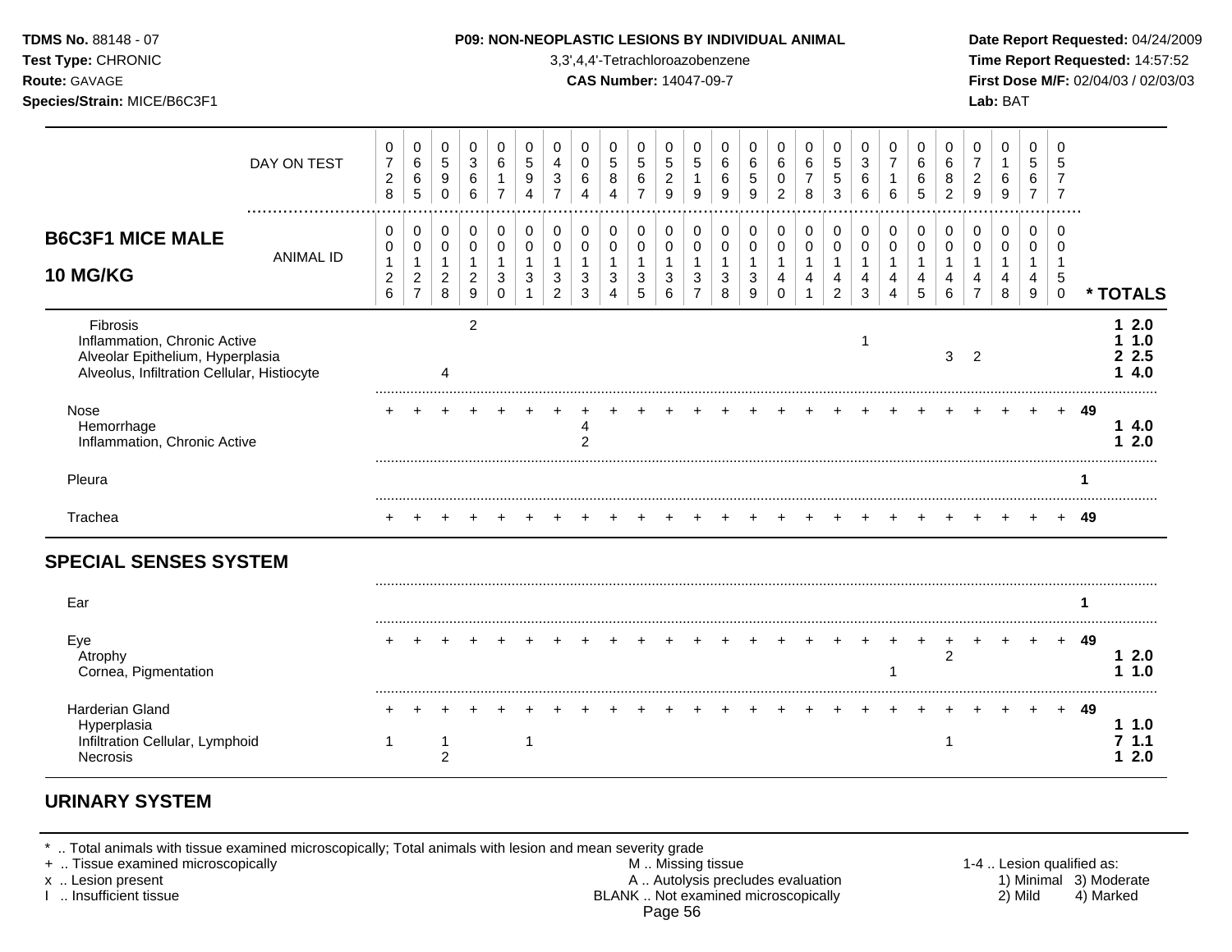| B6C3F1 MICE MALE 10 MG/KG | 0 | 0 | 0 | 0 | 0 | 0 | 0 | 0 | 0 | 0 | 0 | 0 | 0 | 0 | 0 | 0 | 0 | 0 | 0 | 0 | 0 | 0 | 0 | 0 | 0 | |
|---|---|---|---|---|---|---|---|---|---|---|---|---|---|---|---|---|---|---|---|---|---|---|---|---|---|---|
| DAY ON TEST | 0728 | 0665 | 0590 | 0366 | 0617 | 0594 | 0437 | 0064 | 0584 | 0567 | 0529 | 0519 | 0669 | 0659 | 0602 | 0678 | 0553 | 0366 | 0716 | 0665 | 0682 | 0729 | 0169 | 0567 | 0577 | |
| ANIMAL ID | 0126 | 0127 | 0128 | 0129 | 0130 | 0131 | 0132 | 0133 | 0134 | 0135 | 0136 | 0137 | 0138 | 0139 | 0140 | 0141 | 0142 | 0143 | 0144 | 0145 | 0146 | 0147 | 0148 | 0149 | 0150 | * TOTALS |
| Fibrosis | | | | 2 | | | | | | | | | | | | | | | | | | | | | | 1 2.0 |
| Inflammation, Chronic Active | | | | | | | | | | | | | | | | | | 1 | | | | | | | | 1 1.0 |
| Alveolar Epithelium, Hyperplasia | | | | | | | | | | | | | | | | | | | | | 3 | 2 | | | | 2 2.5 |
| Alveolus, Infiltration Cellular, Histiocyte | | | 4 | | | | | | | | | | | | | | | | | | | | | | | 1 4.0 |
| Nose | + | + | + | + | + | + | + | + | + | + | + | + | + | + | + | + | + | + | + | + | + | + | + | + | + | 49 |
| Hemorrhage | | | | | | | | 4 | | | | | | | | | | | | | | | | | | 1 4.0 |
| Inflammation, Chronic Active | | | | | | | | 2 | | | | | | | | | | | | | | | | | | 1 2.0 |
| Pleura | | | | | | | | | | | | | | | | | | | | | | | | | | 1 |
| Trachea | + | + | + | + | + | + | + | + | + | + | + | + | + | + | + | + | + | + | + | + | + | + | + | + | + | 49 |
| **SPECIAL SENSES SYSTEM** | | | | | | | | | | | | | | | | | | | | | | | | | | |
| Ear | | | | | | | | | | | | | | | | | | | | | | | | | | 1 |
| Eye | + | + | + | + | + | + | + | + | + | + | + | + | + | + | + | + | + | + | + | + | + | + | + | + | + | 49 |
| Atrophy | | | | | | | | | | | | | | | | | | | | | 2 | | | | | 1 2.0 |
| Cornea, Pigmentation | | | | | | | | | | | | | | | | | | | 1 | | | | | | | 1 1.0 |
| Harderian Gland | + | + | + | + | + | + | + | + | + | + | + | + | + | + | + | + | + | + | + | + | + | + | + | + | + | 49 |
| Hyperplasia | | | | | | | | | | | | | | | | | | | | | | | | | | 1 1.0 |
| Infiltration Cellular, Lymphoid | 1 | | 1 | | | 1 | | | | | | | | | | | | | | | 1 | | | | | 7 1.1 |
| Necrosis | | | 2 | | | | | | | | | | | | | | | | | | | | | | | 1 2.0 |

## URINARY SYSTEM

\* .. Total animals with tissue examined microscopically; Total animals with lesion and mean severity grade
+ .. Tissue examined microscopically
x .. Lesion present
I .. Insufficient tissue

M .. Missing tissue
A .. Autolysis precludes evaluation
BLANK .. Not examined microscopically

1-4 .. Lesion qualified as: 1) Minimal 2) Mild 3) Moderate 4) Marked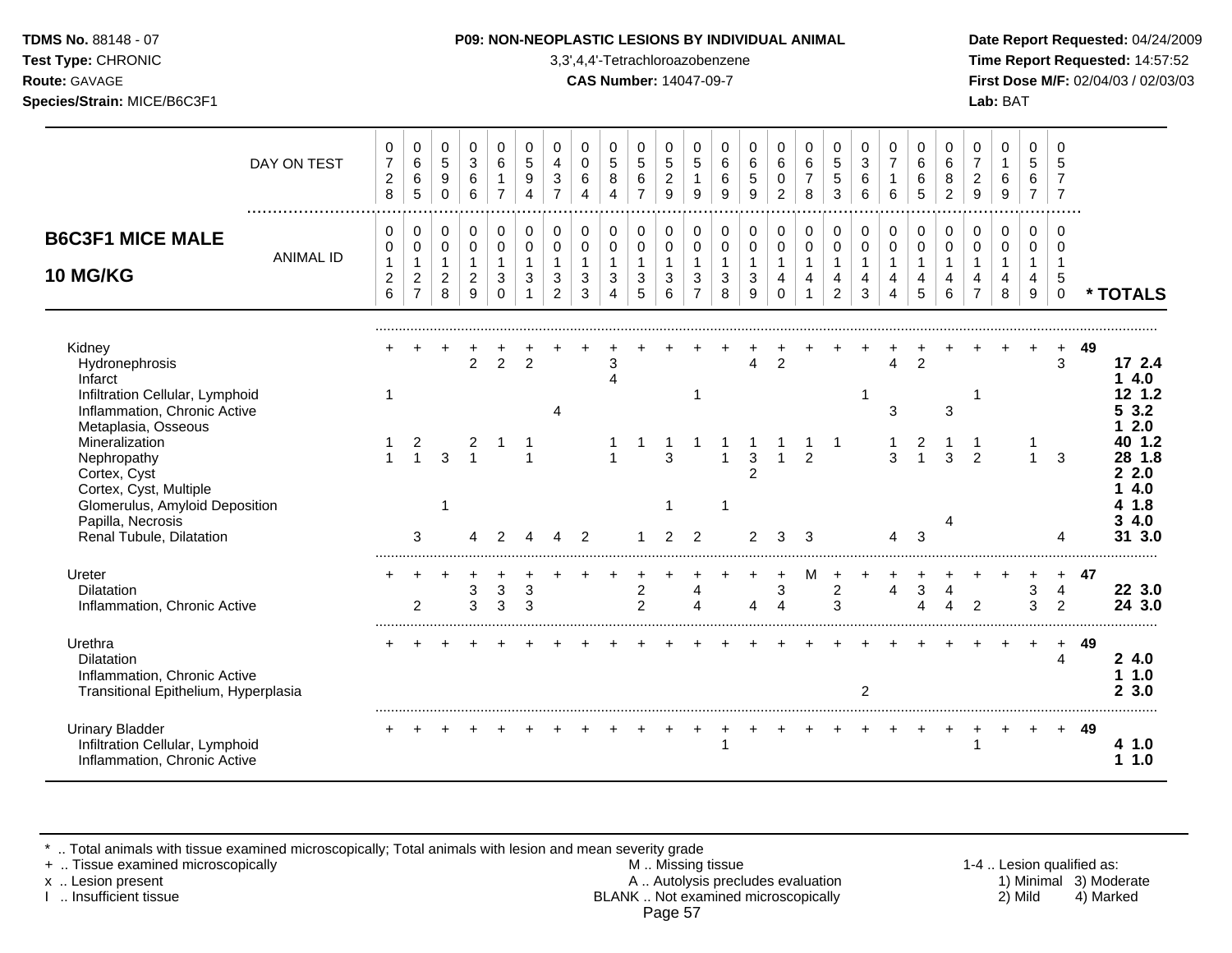**TDMS No.** 88148 - 07
**Test Type:** CHRONIC
**Route:** GAVAGE
**Species/Strain:** MICE/B6C3F1

**P09: NON-NEOPLASTIC LESIONS BY INDIVIDUAL ANIMAL**
3,3',4,4'-Tetrachloroazobenzene
**CAS Number:** 14047-09-7

**Date Report Requested:** 04/24/2009
**Time Report Requested:** 14:57:52
**First Dose M/F:** 02/04/03 / 02/03/03
**Lab:** BAT

## B6C3F1 MICE MALE 10 MG/KG

| DAY ON TEST | 0728 | 0665 | 0590 | 0366 | 0617 | 0594 | 0437 | 0064 | 0584 | 0567 | 0529 | 0519 | 0669 | 0659 | 0602 | 0678 | 0553 | 0366 | 0716 | 0665 | 0682 | 0729 | 0169 | 0567 | 0577 | |
|---|---|---|---|---|---|---|---|---|---|---|---|---|---|---|---|---|---|---|---|---|---|---|---|---|---|---|
| **ANIMAL ID** | 0126 | 0127 | 0128 | 0129 | 0130 | 0131 | 0132 | 0133 | 0134 | 0135 | 0136 | 0137 | 0138 | 0139 | 0140 | 0141 | 0142 | 0143 | 0144 | 0145 | 0146 | 0147 | 0148 | 0149 | 0150 | **\* TOTALS** |
| Kidney | + | + | + | + | + | + | + | + | + | + | + | + | + | + | + | + | + | + | + | + | + | + | + | + | + | **49** |
| Hydronephrosis | | | | 2 | 2 | 2 | | | 3 | | | | | 4 | 2 | | | | 4 | 2 | | | | | 3 | **17 2.4** |
| Infarct | | | | | | | | | 4 | | | | | | | | | | | | | | | | | **1 4.0** |
| Infiltration Cellular, Lymphoid | 1 | | | | | | | | | | | 1 | | | | | | 1 | | | | 1 | | | | **12 1.2** |
| Inflammation, Chronic Active | | | | | | | 4 | | | | | | | | | | | | 3 | | 3 | | | | | **5 3.2** |
| Metaplasia, Osseous | | | | | | | | | | | | | | | | | | | | | | | | | | **1 2.0** |
| Mineralization | 1 | 2 | | 2 | 1 | 1 | | | 1 | 1 | 1 | 1 | 1 | 1 | 1 | 1 | 1 | | 1 | 2 | 1 | 1 | | 1 | | **40 1.2** |
| Nephropathy | 1 | 1 | 3 | 1 | | 1 | | | 1 | | 3 | | 1 | 3 | 1 | 2 | | | 3 | 1 | 3 | 2 | | 1 | 3 | **28 1.8** |
| Cortex, Cyst | | | | | | | | | | | | | | 2 | | | | | | | | | | | | **2 2.0** |
| Cortex, Cyst, Multiple | | | | | | | | | | | | | | | | | | | | | | | | | | **1 4.0** |
| Glomerulus, Amyloid Deposition | | | 1 | | | | | | | | 1 | | 1 | | | | | | | | | | | | | **4 1.8** |
| Papilla, Necrosis | | | | | | | | | | | | | | | | | | | | | 4 | | | | | **3 4.0** |
| Renal Tubule, Dilatation | | 3 | | 4 | 2 | 4 | 4 | 2 | | 1 | 2 | 2 | | 2 | 3 | 3 | | | 4 | 3 | | | | | 4 | **31 3.0** |
| Ureter | + | + | + | + | + | + | + | + | + | + | + | + | + | + | + | M | + | + | + | + | + | + | + | + | + | **47** |
| Dilatation | | | | 3 | 3 | 3 | | | | 2 | | 4 | | | 3 | | 2 | | 4 | 3 | 4 | | | 3 | 4 | **22 3.0** |
| Inflammation, Chronic Active | | 2 | | 3 | 3 | 3 | | | | 2 | | 4 | | 4 | 4 | | 3 | | | 4 | 4 | 2 | | 3 | 2 | **24 3.0** |
| Urethra | + | + | + | + | + | + | + | + | + | + | + | + | + | + | + | + | + | + | + | + | + | + | + | + | + | **49** |
| Dilatation | | | | | | | | | | | | | | | | | | | | | | | | | 4 | **2 4.0** |
| Inflammation, Chronic Active | | | | | | | | | | | | | | | | | | | | | | | | | | **1 1.0** |
| Transitional Epithelium, Hyperplasia | | | | | | | | | | | | | | | | | | 2 | | | | | | | | **2 3.0** |
| Urinary Bladder | + | + | + | + | + | + | + | + | + | + | + | + | + | + | + | + | + | + | + | + | + | + | + | + | + | **49** |
| Infiltration Cellular, Lymphoid | | | | | | | | | | | | | 1 | | | | | | | | | 1 | | | | **4 1.0** |
| Inflammation, Chronic Active | | | | | | | | | | | | | | | | | | | | | | | | | | **1 1.0** |

\* .. Total animals with tissue examined microscopically; Total animals with lesion and mean severity grade
\+ .. Tissue examined microscopically
x .. Lesion present
I .. Insufficient tissue

M .. Missing tissue
A .. Autolysis precludes evaluation
BLANK .. Not examined microscopically

1-4 .. Lesion qualified as:
1) Minimal 2) Mild 3) Moderate 4) Marked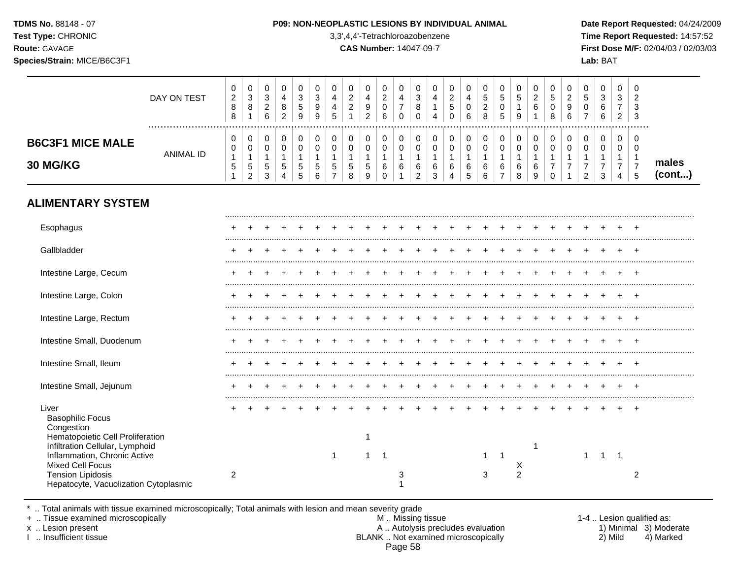## B6C3F1 MICE MALE 30 MG/KG

| | 0288 | 0381 | 0326 | 0482 | 0359 | 0399 | 0445 | 0221 | 0492 | 0206 | 0470 | 0380 | 0414 | 0250 | 0406 | 0528 | 0505 | 0519 | 0261 | 0508 | 0296 | 0507 | 0366 | 0372 | 0233 |
|---|---|---|---|---|---|---|---|---|---|---|---|---|---|---|---|---|---|---|---|---|---|---|---|---|---|
| **DAY ON TEST / ANIMAL ID** | 0151 | 0152 | 0153 | 0154 | 0155 | 0156 | 0157 | 0158 | 0159 | 0160 | 0161 | 0162 | 0163 | 0164 | 0165 | 0166 | 0167 | 0168 | 0169 | 0170 | 0171 | 0172 | 0173 | 0174 | 0175 |
| **ALIMENTARY SYSTEM** | | | | | | | | | | | | | | | | | | | | | | | | | |
| Esophagus | + | + | + | + | + | + | + | + | + | + | + | + | + | + | + | + | + | + | + | + | + | + | + | + | + |
| Gallbladder | + | + | + | + | + | + | + | + | + | + | + | + | + | + | + | + | + | + | + | + | + | + | + | + | + |
| Intestine Large, Cecum | + | + | + | + | + | + | + | + | + | + | + | + | + | + | + | + | + | + | + | + | + | + | + | + | + |
| Intestine Large, Colon | + | + | + | + | + | + | + | + | + | + | + | + | + | + | + | + | + | + | + | + | + | + | + | + | + |
| Intestine Large, Rectum | + | + | + | + | + | + | + | + | + | + | + | + | + | + | + | + | + | + | + | + | + | + | + | + | + |
| Intestine Small, Duodenum | + | + | + | + | + | + | + | + | + | + | + | + | + | + | + | + | + | + | + | + | + | + | + | + | + |
| Intestine Small, Ileum | + | + | + | + | + | + | + | + | + | + | + | + | + | + | + | + | + | + | + | + | + | + | + | + | + |
| Intestine Small, Jejunum | + | + | + | + | + | + | + | + | + | + | + | + | + | + | + | + | + | + | + | + | + | + | + | + | + |
| Liver | + | + | + | + | + | + | + | + | + | + | + | + | + | + | + | + | + | + | + | + | + | + | + | + | + |
| Basophilic Focus | | | | | | | | | | | | | | | | | | | | | | | | | |
| Congestion | | | | | | | | | | | | | | | | | | | | | | | | | |
| Hematopoietic Cell Proliferation | | | | | | | | | 1 | | | | | | | | | | | | | | | | |
| Infiltration Cellular, Lymphoid | | | | | | | | | | | | | | | | | | | 1 | | | | | | |
| Inflammation, Chronic Active | | | | | | | 1 | | 1 | 1 | | | | | | 1 | 1 | | | | | 1 | 1 | 1 | |
| Mixed Cell Focus | | | | | | | | | | | | | | | | | | X | | | | | | | |
| Tension Lipidosis | 2 | | | | | | | | | | 3 | | | | | 3 | | 2 | | | | | | | 2 |
| Hepatocyte, Vacuolization Cytoplasmic | | | | | | | | | | | 1 | | | | | | | | | | | | | | |

males (cont...)

\* .. Total animals with tissue examined microscopically; Total animals with lesion and mean severity grade
+ .. Tissue examined microscopically
x .. Lesion present
I .. Insufficient tissue

M .. Missing tissue
A .. Autolysis precludes evaluation
BLANK .. Not examined microscopically

1-4 .. Lesion qualified as: 1) Minimal 2) Mild 3) Moderate 4) Marked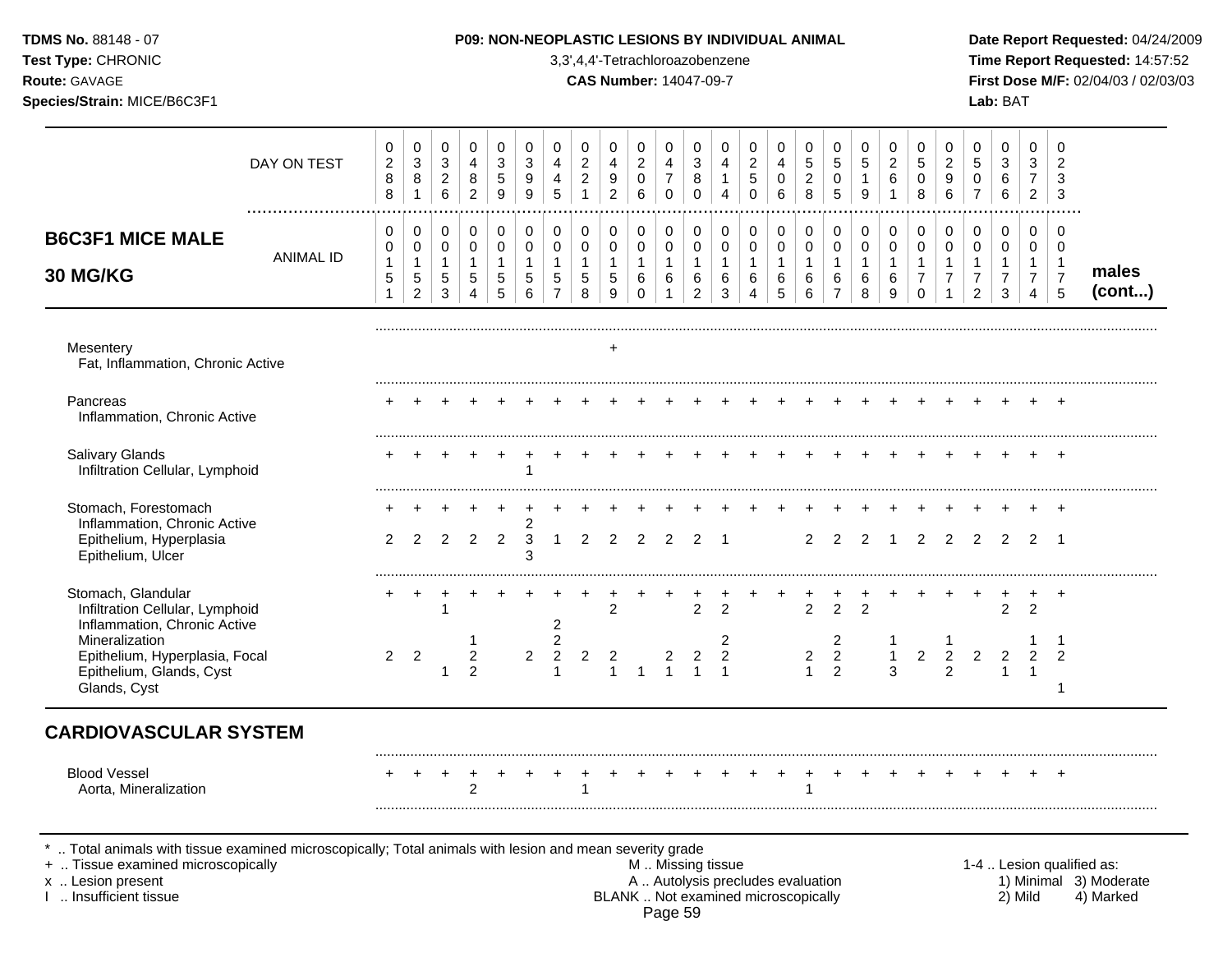# P09: NON-NEOPLASTIC LESIONS BY INDIVIDUAL ANIMAL

3,3',4,4'-Tetrachloroazobenzene

**CAS Number:** 14047-09-7

| B6C3F1 MICE MALE 30 MG/KG | | | | | | | | | | | | | | | | | | | | | | | | | | males (cont...) |
|---|---|---|---|---|---|---|---|---|---|---|---|---|---|---|---|---|---|---|---|---|---|---|---|---|---|---|
| DAY ON TEST | 0288 | 0381 | 0326 | 0482 | 0359 | 0399 | 0445 | 0221 | 0492 | 0206 | 0470 | 0380 | 0414 | 0250 | 0406 | 0528 | 0505 | 0519 | 0261 | 0508 | 0296 | 0507 | 0366 | 0372 | 0233 | |
| ANIMAL ID | 00151 | 00152 | 00153 | 00154 | 00155 | 00156 | 00157 | 00158 | 00159 | 00160 | 00161 | 00162 | 00163 | 00164 | 00165 | 00166 | 00167 | 00168 | 00169 | 00170 | 00171 | 00172 | 00173 | 00174 | 00175 | |
| Mesentery | | | | | | | | | + | | | | | | | | | | | | | | | | | |
| Fat, Inflammation, Chronic Active | | | | | | | | | | | | | | | | | | | | | | | | | | |
| Pancreas | + | + | + | + | + | + | + | + | + | + | + | + | + | + | + | + | + | + | + | + | + | + | + | + | + | |
| Inflammation, Chronic Active | | | | | | | | | | | | | | | | | | | | | | | | | | |
| Salivary Glands | + | + | + | + | + | + | + | + | + | + | + | + | + | + | + | + | + | + | + | + | + | + | + | + | + | |
| Infiltration Cellular, Lymphoid | | | | | | 1 | | | | | | | | | | | | | | | | | | | | |
| Stomach, Forestomach | + | + | + | + | + | + | + | + | + | + | + | + | + | + | + | + | + | + | + | + | + | + | + | + | + | |
| Inflammation, Chronic Active | | | | | | 2 | | | | | | | | | | | | | | | | | | | | |
| Epithelium, Hyperplasia | 2 | 2 | 2 | 2 | 2 | 3 | 1 | 2 | 2 | 2 | 2 | 2 | 1 | | | 2 | 2 | 2 | 1 | 2 | 2 | 2 | 2 | 2 | 1 | |
| Epithelium, Ulcer | | | | | | 3 | | | | | | | | | | | | | | | | | | | | |
| Stomach, Glandular | + | + | + | + | + | + | + | + | + | + | + | + | + | + | + | + | + | + | + | + | + | + | + | + | + | |
| Infiltration Cellular, Lymphoid | | | 1 | | | | | | 2 | | | 2 | 2 | | | 2 | 2 | 2 | | | | | 2 | 2 | | |
| Inflammation, Chronic Active | | | | | | | 2 | | | | | | | | | | | | | | | | | | | |
| Mineralization | | | | 1 | | | 2 | | | | | | 2 | | | | 2 | | 1 | | 1 | | | 1 | 1 | |
| Epithelium, Hyperplasia, Focal | 2 | 2 | | 2 | | 2 | 2 | 2 | 2 | | 2 | 2 | 2 | | | 2 | 2 | | 1 | 2 | 2 | 2 | 2 | 2 | 2 | |
| Epithelium, Glands, Cyst | | | 1 | 2 | | | 1 | | 1 | 1 | 1 | 1 | 1 | | | 1 | 2 | | 3 | | 2 | | 1 | 1 | | |
| Glands, Cyst | | | | | | | | | | | | | | | | | | | | | | | | | 1 | |

## CARDIOVASCULAR SYSTEM

| | | | | | | | | | | | | | | | | | | | | | | | | | | |
|---|---|---|---|---|---|---|---|---|---|---|---|---|---|---|---|---|---|---|---|---|---|---|---|---|---|---|
| Blood Vessel | + | + | + | + | + | + | + | + | + | + | + | + | + | + | + | + | + | + | + | + | + | + | + | + | + | |
| Aorta, Mineralization | | | | 2 | | | | 1 | | | | | | | | 1 | | | | | | | | | | |

\* .. Total animals with tissue examined microscopically; Total animals with lesion and mean severity grade
\+ .. Tissue examined microscopically
x .. Lesion present
I .. Insufficient tissue

M .. Missing tissue
A .. Autolysis precludes evaluation
BLANK .. Not examined microscopically

1-4 .. Lesion qualified as: 1) Minimal 2) Mild 3) Moderate 4) Marked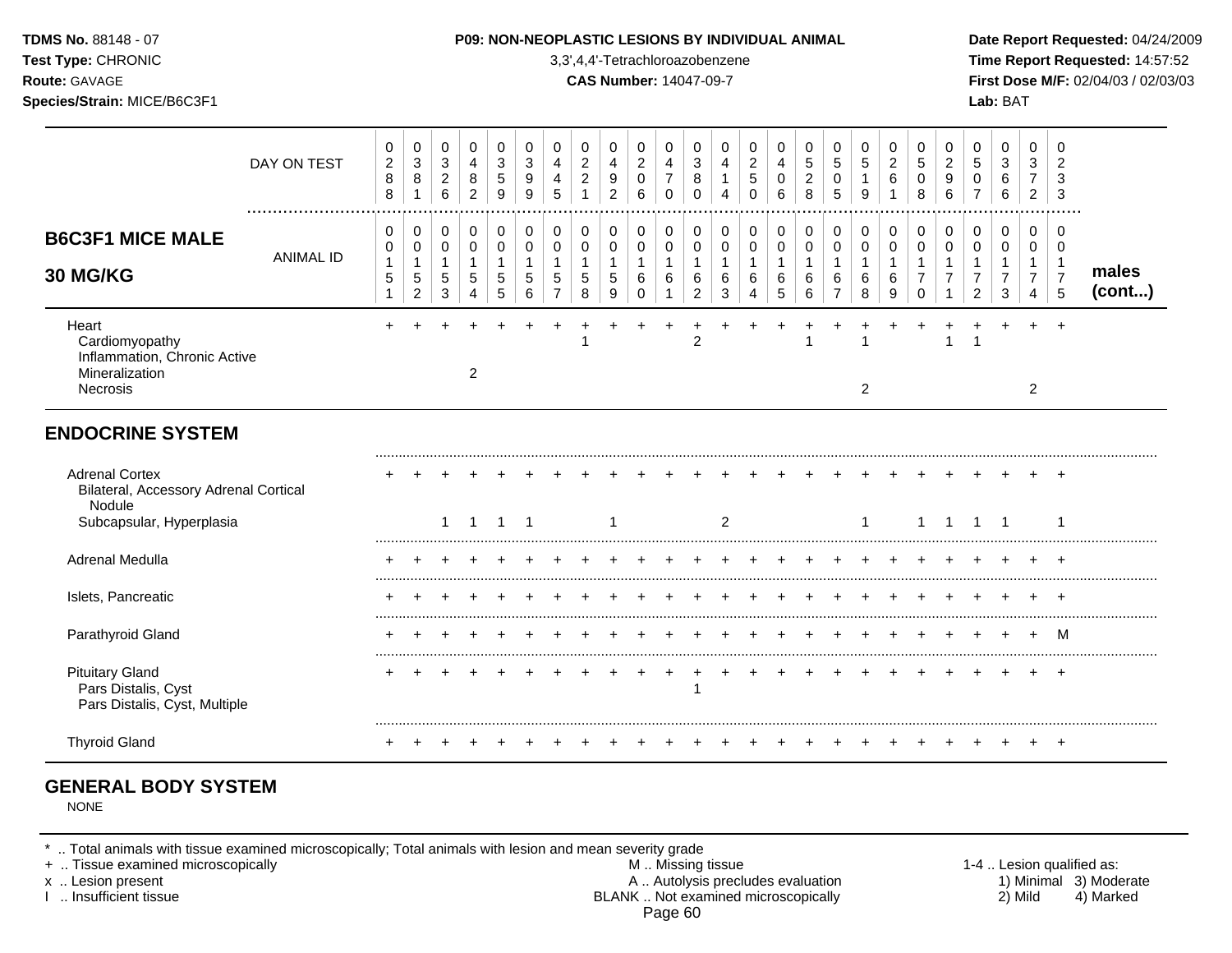**TDMS No.** 88148 - 07
**Test Type:** CHRONIC
**Route:** GAVAGE
**Species/Strain:** MICE/B6C3F1

**P09: NON-NEOPLASTIC LESIONS BY INDIVIDUAL ANIMAL**
3,3',4,4'-Tetrachloroazobenzene
**CAS Number:** 14047-09-7

**Date Report Requested:** 04/24/2009
**Time Report Requested:** 14:57:52
**First Dose M/F:** 02/04/03 / 02/03/03
**Lab:** BAT

| B6C3F1 MICE MALE 30 MG/KG | | | | | | | | | | | | | | | | | | | | | | | | | | |
|---|---|---|---|---|---|---|---|---|---|---|---|---|---|---|---|---|---|---|---|---|---|---|---|---|---|---|
| DAY ON TEST | 0288 | 0381 | 0326 | 0482 | 0359 | 0399 | 0445 | 0221 | 0492 | 0206 | 0470 | 0380 | 0414 | 0250 | 0406 | 0528 | 0505 | 0519 | 0261 | 0508 | 0296 | 0507 | 0366 | 0372 | 0233 | |
| ANIMAL ID | 0015 1 | 0015 2 | 0015 3 | 0015 4 | 0015 5 | 0015 6 | 0015 7 | 0015 8 | 0015 9 | 0016 0 | 0016 1 | 0016 2 | 0016 3 | 0016 4 | 0016 5 | 0016 6 | 0016 7 | 0016 8 | 0016 9 | 0017 0 | 0017 1 | 0017 2 | 0017 3 | 0017 4 | 0017 5 | males (cont...) |
| Heart | + | + | + | + | + | + | + | + | + | + | + | + | + | + | + | + | + | + | + | + | + | + | + | + | + | |
| Cardiomyopathy | | | | | | | | 1 | | | | 2 | | | | 1 | | 1 | | | 1 | 1 | | | | |
| Inflammation, Chronic Active | | | | | | | | | | | | | | | | | | | | | | | | | | |
| Mineralization | | | | 2 | | | | | | | | | | | | | | | | | | | | | | |
| Necrosis | | | | | | | | | | | | | | | | | | 2 | | | | | | 2 | | |
| **ENDOCRINE SYSTEM** | | | | | | | | | | | | | | | | | | | | | | | | | | |
| Adrenal Cortex | + | + | + | + | + | + | + | + | + | + | + | + | + | + | + | + | + | + | + | + | + | + | + | + | + | |
| Bilateral, Accessory Adrenal Cortical Nodule | | | | | | | | | | | | | | | | | | | | | | | | | | |
| Subcapsular, Hyperplasia | | | 1 | 1 | 1 | 1 | | | 1 | | | | 2 | | | | | 1 | | 1 | 1 | 1 | 1 | | 1 | |
| Adrenal Medulla | + | + | + | + | + | + | + | + | + | + | + | + | + | + | + | + | + | + | + | + | + | + | + | + | + | |
| Islets, Pancreatic | + | + | + | + | + | + | + | + | + | + | + | + | + | + | + | + | + | + | + | + | + | + | + | + | + | |
| Parathyroid Gland | + | + | + | + | + | + | + | + | + | + | + | + | + | + | + | + | + | + | + | + | + | + | + | + | M | |
| Pituitary Gland | + | + | + | + | + | + | + | + | + | + | + | + | + | + | + | + | + | + | + | + | + | + | + | + | + | |
| Pars Distalis, Cyst | | | | | | | | | | | | 1 | | | | | | | | | | | | | | |
| Pars Distalis, Cyst, Multiple | | | | | | | | | | | | | | | | | | | | | | | | | | |
| Thyroid Gland | + | + | + | + | + | + | + | + | + | + | + | + | + | + | + | + | + | + | + | + | + | + | + | + | + | |

## GENERAL BODY SYSTEM

NONE

\* .. Total animals with tissue examined microscopically; Total animals with lesion and mean severity grade
\+ .. Tissue examined microscopically
x .. Lesion present
I .. Insufficient tissue

M .. Missing tissue
A .. Autolysis precludes evaluation
BLANK .. Not examined microscopically

1-4 .. Lesion qualified as:
1) Minimal 2) Mild 3) Moderate 4) Marked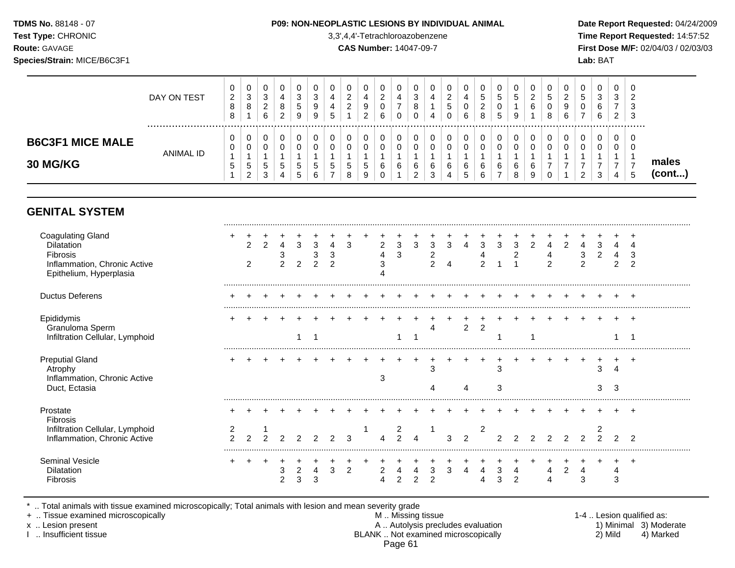**TDMS No.** 88148 - 07
**Test Type:** CHRONIC
**Route:** GAVAGE
**Species/Strain:** MICE/B6C3F1

**P09: NON-NEOPLASTIC LESIONS BY INDIVIDUAL ANIMAL**
3,3',4,4'-Tetrachloroazobenzene
**CAS Number:** 14047-09-7

**Date Report Requested:** 04/24/2009
**Time Report Requested:** 14:57:52
**First Dose M/F:** 02/04/03 / 02/03/03
**Lab:** BAT

| **B6C3F1 MICE MALE 30 MG/KG** | | | | | | | | | | | | | | | | | | | | | | | | | | |
|---|---|---|---|---|---|---|---|---|---|---|---|---|---|---|---|---|---|---|---|---|---|---|---|---|---|---|
| DAY ON TEST | 0288 | 0381 | 0326 | 0482 | 0359 | 0399 | 0445 | 0221 | 0492 | 0206 | 0470 | 0380 | 0414 | 0250 | 0406 | 0528 | 0505 | 0519 | 0261 | 0508 | 0296 | 0507 | 0366 | 0372 | 0233 | |
| ANIMAL ID | 00151 | 00152 | 00153 | 00154 | 00155 | 00156 | 00157 | 00158 | 00159 | 00160 | 00161 | 00162 | 00163 | 00164 | 00165 | 00166 | 00167 | 00168 | 00169 | 00170 | 00171 | 00172 | 00173 | 00174 | 00175 | **males (cont...)** |
| **GENITAL SYSTEM** | | | | | | | | | | | | | | | | | | | | | | | | | | |
| Coagulating Gland | + | + | + | + | + | + | + | + | + | + | + | + | + | + | + | + | + | + | + | + | + | + | + | + | + | |
| Dilatation | | 2 | 2 | 4 | 3 | 3 | 4 | 3 | | 2 | 3 | 3 | 3 | 3 | 4 | 3 | 3 | 3 | 2 | 4 | 2 | 4 | 3 | 4 | 4 | |
| Fibrosis | | | | 3 | | 3 | 3 | | | 4 | 3 | | 2 | | | 4 | | 2 | | 4 | | 3 | 2 | 4 | 3 | |
| Inflammation, Chronic Active | | 2 | | 2 | 2 | 2 | 2 | | | 3 | | | 2 | 4 | | 2 | 1 | 1 | | 2 | | 2 | | 2 | 2 | |
| Epithelium, Hyperplasia | | | | | | | | | | 4 | | | | | | | | | | | | | | | | |
| Ductus Deferens | + | + | + | + | + | + | + | + | + | + | + | + | + | + | + | + | + | + | + | + | + | + | + | + | + | |
| Epididymis | + | + | + | + | + | + | + | + | + | + | + | + | + | + | + | + | + | + | + | + | + | + | + | + | + | |
| Granuloma Sperm | | | | | | | | | | | | | 4 | | 2 | 2 | | | | | | | | | | |
| Infiltration Cellular, Lymphoid | | | | | 1 | 1 | | | | | 1 | 1 | | | | | 1 | | 1 | | | | | 1 | 1 | |
| Preputial Gland | + | + | + | + | + | + | + | + | + | + | + | + | + | + | + | + | + | + | + | + | + | + | + | + | + | |
| Atrophy | | | | | | | | | | | | | 3 | | | | 3 | | | | | | 3 | 4 | | |
| Inflammation, Chronic Active | | | | | | | | | | 3 | | | | | | | | | | | | | | | | |
| Duct, Ectasia | | | | | | | | | | | | | 4 | | 4 | | 3 | | | | | | 3 | 3 | | |
| Prostate | + | + | + | + | + | + | + | + | + | + | + | + | + | + | + | + | + | + | + | + | + | + | + | + | + | |
| Fibrosis | | | | | | | | | | | | | | | | | | | | | | | | | | |
| Infiltration Cellular, Lymphoid | 2 | | 1 | | | | | | 1 | | 2 | | 1 | | | 2 | | | | | | | 2 | | | |
| Inflammation, Chronic Active | 2 | 2 | 2 | 2 | 2 | 2 | 2 | 3 | | 4 | 2 | 4 | | 3 | 2 | | 2 | 2 | 2 | 2 | 2 | 2 | 2 | 2 | 2 | |
| Seminal Vesicle | + | + | + | + | + | + | + | + | + | + | + | + | + | + | + | + | + | + | + | + | + | + | + | + | + | |
| Dilatation | | | | 3 | 2 | 4 | 3 | 2 | | 2 | 4 | 4 | 3 | 3 | 4 | 4 | 3 | 4 | | 4 | 2 | 4 | | 4 | | |
| Fibrosis | | | | 2 | 3 | 3 | | | | 4 | 2 | 2 | 2 | | | 4 | 3 | 2 | | 4 | | 3 | | 3 | | |

\* .. Total animals with tissue examined microscopically; Total animals with lesion and mean severity grade
\+ .. Tissue examined microscopically
x .. Lesion present
I .. Insufficient tissue

M .. Missing tissue
A .. Autolysis precludes evaluation
BLANK .. Not examined microscopically

1-4 .. Lesion qualified as:
1) Minimal 2) Mild 3) Moderate 4) Marked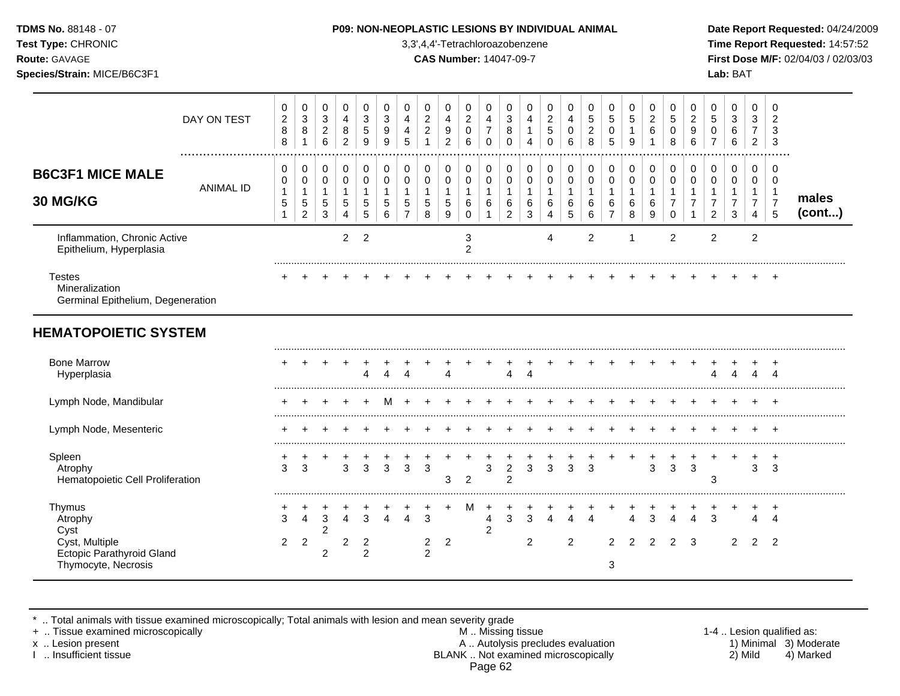**TDMS No.** 88148 - 07
**Test Type:** CHRONIC
**Route:** GAVAGE
**Species/Strain:** MICE/B6C3F1

**P09: NON-NEOPLASTIC LESIONS BY INDIVIDUAL ANIMAL**
3,3',4,4'-Tetrachloroazobenzene
**CAS Number:** 14047-09-7

**Date Report Requested:** 04/24/2009
**Time Report Requested:** 14:57:52
**First Dose M/F:** 02/04/03 / 02/03/03
**Lab:** BAT

**B6C3F1 MICE MALE 30 MG/KG** — males (cont...)

| DAY ON TEST | 0288 | 0381 | 0326 | 0482 | 0359 | 0399 | 0445 | 0221 | 0492 | 0206 | 0470 | 0380 | 0414 | 0250 | 0406 | 0528 | 0505 | 0519 | 0261 | 0508 | 0296 | 0507 | 0366 | 0372 | 0233 |
|---|---|---|---|---|---|---|---|---|---|---|---|---|---|---|---|---|---|---|---|---|---|---|---|---|---|
| **ANIMAL ID** | 00151 | 00152 | 00153 | 00154 | 00155 | 00156 | 00157 | 00158 | 00159 | 00160 | 00161 | 00162 | 00163 | 00164 | 00165 | 00166 | 00167 | 00168 | 00169 | 00170 | 00171 | 00172 | 00173 | 00174 | 00175 |
| Inflammation, Chronic Active | | | | 2 | 2 | | | | | 3 | | | | 4 | | 2 | | 1 | | 2 | | 2 | | 2 | |
| Epithelium, Hyperplasia | | | | | | | | | | 2 | | | | | | | | | | | | | | | |
| Testes | + | + | + | + | + | + | + | + | + | + | + | + | + | + | + | + | + | + | + | + | + | + | + | + | + |
| Mineralization | | | | | | | | | | | | | | | | | | | | | | | | | |
| Germinal Epithelium, Degeneration | | | | | | | | | | | | | | | | | | | | | | | | | |
| **HEMATOPOIETIC SYSTEM** | | | | | | | | | | | | | | | | | | | | | | | | | |
| Bone Marrow | + | + | + | + | + | + | + | + | + | + | + | + | + | + | + | + | + | + | + | + | + | + | + | + | + |
| Hyperplasia | | | | | 4 | 4 | 4 | | 4 | | | 4 | 4 | | | | | | | | | 4 | 4 | 4 | 4 |
| Lymph Node, Mandibular | + | + | + | + | + | M | + | + | + | + | + | + | + | + | + | + | + | + | + | + | + | + | + | + | + |
| Lymph Node, Mesenteric | + | + | + | + | + | + | + | + | + | + | + | + | + | + | + | + | + | + | + | + | + | + | + | + | + |
| Spleen | + | + | + | + | + | + | + | + | + | + | + | + | + | + | + | + | + | + | + | + | + | + | + | + | + |
| Atrophy | 3 | 3 | | 3 | 3 | 3 | 3 | 3 | | | 3 | 2 | 3 | 3 | 3 | 3 | | | 3 | 3 | 3 | | | 3 | 3 |
| Hematopoietic Cell Proliferation | | | | | | | | | 3 | 2 | | 2 | | | | | | | | | | 3 | | | |
| Thymus | + | + | + | + | + | + | + | + | + | M | + | + | + | + | + | + | + | + | + | + | + | + | + | + | + |
| Atrophy | 3 | 4 | 3 | 4 | 3 | 4 | 4 | 3 | | | 4 | 3 | 3 | 4 | 4 | 4 | | 4 | 3 | 4 | 4 | 3 | | 4 | 4 |
| Cyst | | | 2 | | | | | | | | 2 | | | | | | | | | | | | | | |
| Cyst, Multiple | 2 | 2 | | 2 | 2 | | | 2 | 2 | | | | 2 | | 2 | | 2 | 2 | 2 | 2 | 3 | | 2 | 2 | 2 |
| Ectopic Parathyroid Gland | | | 2 | | 2 | | | 2 | | | | | | | | | | | | | | | | | |
| Thymocyte, Necrosis | | | | | | | | | | | | | | | | | 3 | | | | | | | | |

\* .. Total animals with tissue examined microscopically; Total animals with lesion and mean severity grade
\+ .. Tissue examined microscopically
x .. Lesion present
I .. Insufficient tissue

M .. Missing tissue
A .. Autolysis precludes evaluation
BLANK .. Not examined microscopically

1-4 .. Lesion qualified as: 1) Minimal 2) Mild 3) Moderate 4) Marked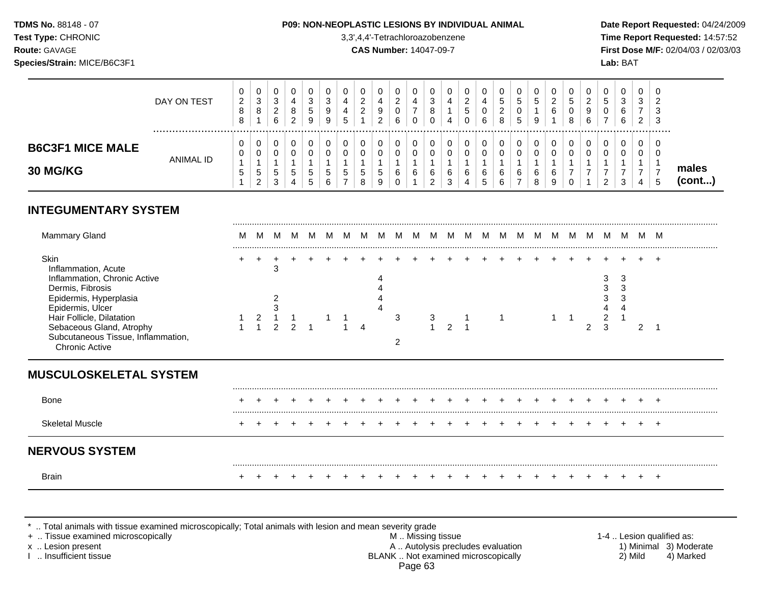**TDMS No.** 88148 - 07
**Test Type:** CHRONIC
**Route:** GAVAGE
**Species/Strain:** MICE/B6C3F1

**P09: NON-NEOPLASTIC LESIONS BY INDIVIDUAL ANIMAL**
3,3',4,4'-Tetrachloroazobenzene
**CAS Number:** 14047-09-7

**Date Report Requested:** 04/24/2009
**Time Report Requested:** 14:57:52
**First Dose M/F:** 02/04/03 / 02/03/03
**Lab:** BAT

## B6C3F1 MICE MALE 30 MG/KG — males (cont...)

| | | | | | | | | | | | | | | | | | | | | | | | | | |
|---|---|---|---|---|---|---|---|---|---|---|---|---|---|---|---|---|---|---|---|---|---|---|---|---|---|
| DAY ON TEST | 0288 | 0381 | 0326 | 0482 | 0359 | 0399 | 0445 | 0221 | 0492 | 0206 | 0470 | 0380 | 0414 | 0250 | 0406 | 0528 | 0505 | 0519 | 0261 | 0508 | 0296 | 0507 | 0366 | 0372 | 0233 |
| ANIMAL ID | 0151 | 0152 | 0153 | 0154 | 0155 | 0156 | 0157 | 0158 | 0159 | 0160 | 0161 | 0162 | 0163 | 0164 | 0165 | 0166 | 0167 | 0168 | 0169 | 0170 | 0171 | 0172 | 0173 | 0174 | 0175 |
| **INTEGUMENTARY SYSTEM** | | | | | | | | | | | | | | | | | | | | | | | | | |
| Mammary Gland | M | M | M | M | M | M | M | M | M | M | M | M | M | M | M | M | M | M | M | M | M | M | M | M | M |
| Skin | + | + | + | + | + | + | + | + | + | + | + | + | + | + | + | + | + | + | + | + | + | + | + | + | + |
| Inflammation, Acute | | | 3 | | | | | | | | | | | | | | | | | | | | | | |
| Inflammation, Chronic Active | | | | | | | | | 4 | | | | | | | | | | | | | 3 | 3 | | |
| Dermis, Fibrosis | | | | | | | | | 4 | | | | | | | | | | | | | 3 | 3 | | |
| Epidermis, Hyperplasia | | | 2 | | | | | | 4 | | | | | | | | | | | | | 3 | 3 | | |
| Epidermis, Ulcer | | | 3 | | | | | | 4 | | | | | | | | | | | | | 4 | 4 | | |
| Hair Follicle, Dilatation | 1 | 2 | 1 | 1 | | 1 | 1 | | | 3 | | 3 | | 1 | | 1 | | | 1 | 1 | | 2 | 1 | | |
| Sebaceous Gland, Atrophy | 1 | 1 | 2 | 2 | 1 | | 1 | 4 | | | | 1 | 2 | 1 | | | | | | | 2 | 3 | | 2 | 1 |
| Subcutaneous Tissue, Inflammation, Chronic Active | | | | | | | | | | 2 | | | | | | | | | | | | | | | |
| **MUSCULOSKELETAL SYSTEM** | | | | | | | | | | | | | | | | | | | | | | | | | |
| Bone | + | + | + | + | + | + | + | + | + | + | + | + | + | + | + | + | + | + | + | + | + | + | + | + | + |
| Skeletal Muscle | + | + | + | + | + | + | + | + | + | + | + | + | + | + | + | + | + | + | + | + | + | + | + | + | + |
| **NERVOUS SYSTEM** | | | | | | | | | | | | | | | | | | | | | | | | | |
| Brain | + | + | + | + | + | + | + | + | + | + | + | + | + | + | + | + | + | + | + | + | + | + | + | + | + |

\* .. Total animals with tissue examined microscopically; Total animals with lesion and mean severity grade
\+ .. Tissue examined microscopically
x .. Lesion present
I .. Insufficient tissue

M .. Missing tissue
A .. Autolysis precludes evaluation
BLANK .. Not examined microscopically

1-4 .. Lesion qualified as:
1) Minimal 2) Mild 3) Moderate 4) Marked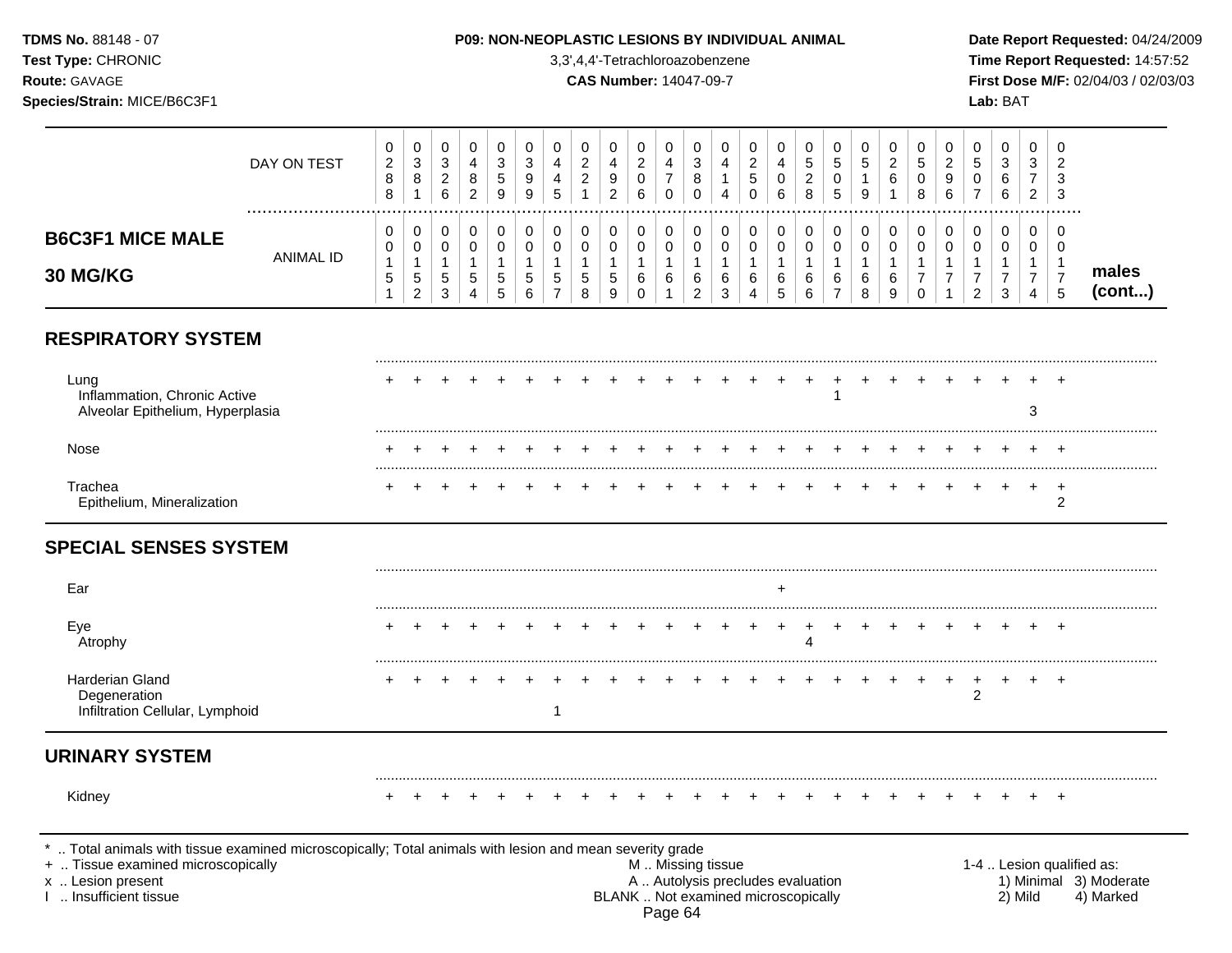**TDMS No.** 88148 - 07
**Test Type:** CHRONIC
**Route:** GAVAGE
**Species/Strain:** MICE/B6C3F1

**P09: NON-NEOPLASTIC LESIONS BY INDIVIDUAL ANIMAL**
3,3',4,4'-Tetrachloroazobenzene
**CAS Number:** 14047-09-7

**Date Report Requested:** 04/24/2009
**Time Report Requested:** 14:57:52
**First Dose M/F:** 02/04/03 / 02/03/03
**Lab:** BAT

**B6C3F1 MICE MALE 30 MG/KG** — males (cont...)

| | | | | | | | | | | | | | | | | | | | | | | | | | |
|---|---|---|---|---|---|---|---|---|---|---|---|---|---|---|---|---|---|---|---|---|---|---|---|---|---|
| DAY ON TEST | 0288 | 0381 | 0326 | 0482 | 0359 | 0399 | 0445 | 0221 | 0492 | 0206 | 0470 | 0380 | 0414 | 0250 | 0406 | 0528 | 0505 | 0519 | 0261 | 0508 | 0296 | 0507 | 0366 | 0372 | 0233 |
| ANIMAL ID | 0015 1 | 0015 2 | 0015 3 | 0015 4 | 0015 5 | 0015 6 | 0015 7 | 0015 8 | 0015 9 | 0016 0 | 0016 1 | 0016 2 | 0016 3 | 0016 4 | 0016 5 | 0016 6 | 0016 7 | 0016 8 | 0016 9 | 0017 0 | 0017 1 | 0017 2 | 0017 3 | 0017 4 | 0017 5 |
| **RESPIRATORY SYSTEM** | | | | | | | | | | | | | | | | | | | | | | | | | |
| Lung | + | + | + | + | + | + | + | + | + | + | + | + | + | + | + | + | + | + | + | + | + | + | + | + | + |
| Inflammation, Chronic Active | | | | | | | | | | | | | | | | | 1 | | | | | | | | |
| Alveolar Epithelium, Hyperplasia | | | | | | | | | | | | | | | | | | | | | | | | 3 | |
| Nose | + | + | + | + | + | + | + | + | + | + | + | + | + | + | + | + | + | + | + | + | + | + | + | + | + |
| Trachea | + | + | + | + | + | + | + | + | + | + | + | + | + | + | + | + | + | + | + | + | + | + | + | + | + |
| Epithelium, Mineralization | | | | | | | | | | | | | | | | | | | | | | | | | 2 |
| **SPECIAL SENSES SYSTEM** | | | | | | | | | | | | | | | | | | | | | | | | | |
| Ear | | | | | | | | | | | | | | | + | | | | | | | | | | |
| Eye | + | + | + | + | + | + | + | + | + | + | + | + | + | + | + | + | + | + | + | + | + | + | + | + | + |
| Atrophy | | | | | | | | | | | | | | | | 4 | | | | | | | | | |
| Harderian Gland | + | + | + | + | + | + | + | + | + | + | + | + | + | + | + | + | + | + | + | + | + | + | + | + | + |
| Degeneration | | | | | | | | | | | | | | | | | | | | | | 2 | | | |
| Infiltration Cellular, Lymphoid | | | | | | | 1 | | | | | | | | | | | | | | | | | | |
| **URINARY SYSTEM** | | | | | | | | | | | | | | | | | | | | | | | | | |
| Kidney | + | + | + | + | + | + | + | + | + | + | + | + | + | + | + | + | + | + | + | + | + | + | + | + | + |

\* .. Total animals with tissue examined microscopically; Total animals with lesion and mean severity grade
\+ .. Tissue examined microscopically
x .. Lesion present
I .. Insufficient tissue

M .. Missing tissue
A .. Autolysis precludes evaluation
BLANK .. Not examined microscopically

1-4 .. Lesion qualified as: 1) Minimal 2) Mild 3) Moderate 4) Marked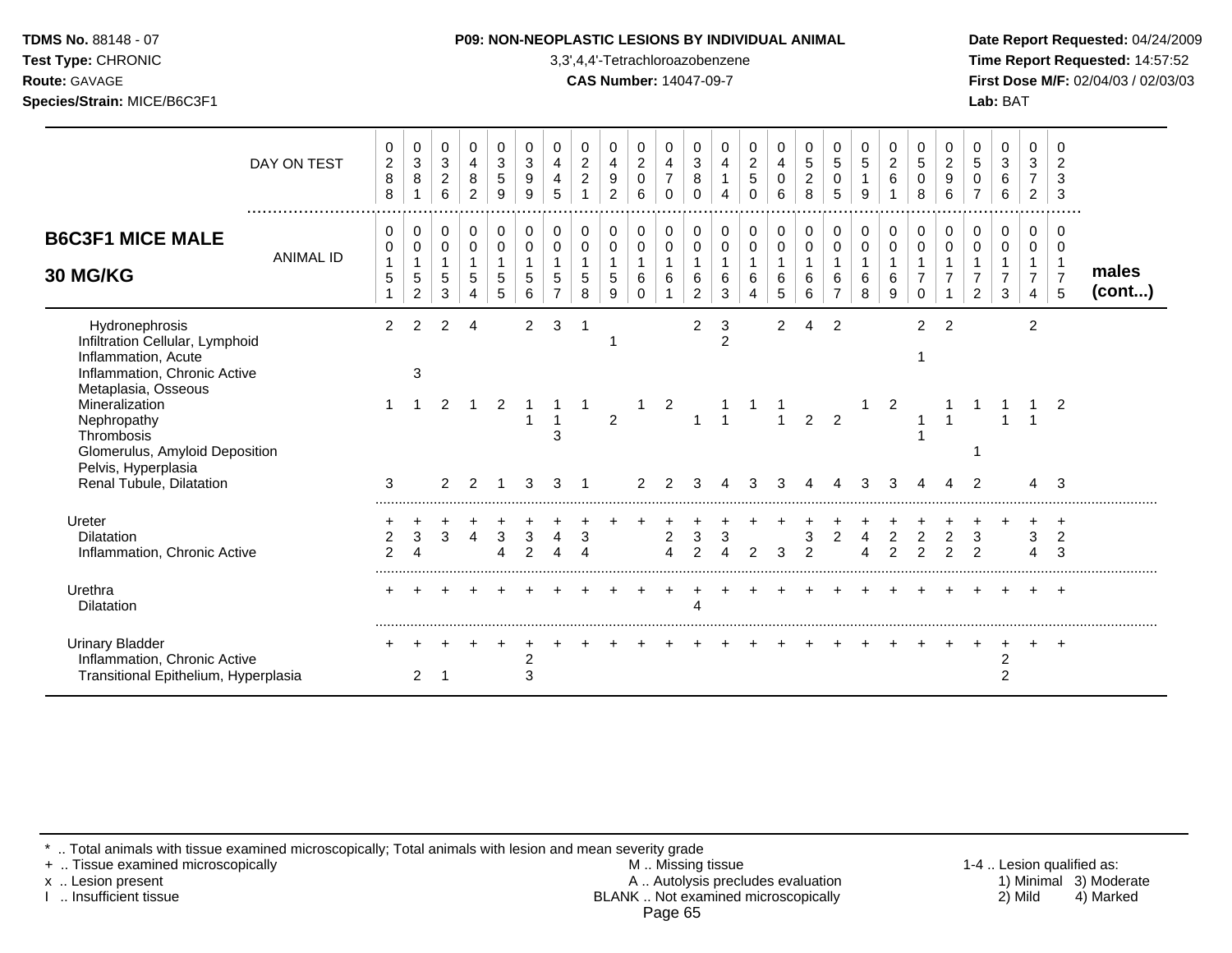**TDMS No.** 88148 - 07
**Test Type:** CHRONIC
**Route:** GAVAGE
**Species/Strain:** MICE/B6C3F1

**P09: NON-NEOPLASTIC LESIONS BY INDIVIDUAL ANIMAL**
3,3',4,4'-Tetrachloroazobenzene
**CAS Number:** 14047-09-7

**Date Report Requested:** 04/24/2009
**Time Report Requested:** 14:57:52
**First Dose M/F:** 02/04/03 / 02/03/03
**Lab:** BAT

## B6C3F1 MICE MALE 30 MG/KG — males (cont...)

| DAY ON TEST | 0288 | 0381 | 0326 | 0482 | 0359 | 0399 | 0445 | 0221 | 0492 | 0206 | 0470 | 0380 | 0414 | 0250 | 0406 | 0528 | 0505 | 0519 | 0261 | 0508 | 0296 | 0507 | 0366 | 0372 | 0233 |
|---|---|---|---|---|---|---|---|---|---|---|---|---|---|---|---|---|---|---|---|---|---|---|---|---|---|
| ANIMAL ID | 00151 | 00152 | 00153 | 00154 | 00155 | 00156 | 00157 | 00158 | 00159 | 00160 | 00161 | 00162 | 00163 | 00164 | 00165 | 00166 | 00167 | 00168 | 00169 | 00170 | 00171 | 00172 | 00173 | 00174 | 00175 |
| Hydronephrosis | 2 | 2 | 2 | 4 | | 2 | 3 | 1 | | | | 2 | 3 | | 2 | 4 | 2 | | | 2 | 2 | | | 2 | |
| Infiltration Cellular, Lymphoid | | | | | | | | | 1 | | | | 2 | | | | | | | | | | | | |
| Inflammation, Acute | | | | | | | | | | | | | | | | | | | | 1 | | | | | |
| Inflammation, Chronic Active | | 3 | | | | | | | | | | | | | | | | | | | | | | | |
| Metaplasia, Osseous | | | | | | | | | | | | | | | | | | | | | | | | | |
| Mineralization | 1 | 1 | 2 | 1 | 2 | 1 | 1 | 1 | | 1 | 2 | | 1 | 1 | 1 | | | 1 | 2 | | 1 | 1 | 1 | 1 | 2 |
| Nephropathy | | | | | | 1 | 1 | | 2 | | | 1 | 1 | | 1 | 2 | 2 | | | 1 | 1 | | 1 | 1 | |
| Thrombosis | | | | | | | 3 | | | | | | | | | | | | | 1 | | | | | |
| Glomerulus, Amyloid Deposition | | | | | | | | | | | | | | | | | | | | | | 1 | | | |
| Pelvis, Hyperplasia | | | | | | | | | | | | | | | | | | | | | | | | | |
| Renal Tubule, Dilatation | 3 | | 2 | 2 | 1 | 3 | 3 | 1 | | 2 | 2 | 3 | 4 | 3 | 3 | 4 | 4 | 3 | 3 | 4 | 4 | 2 | | 4 | 3 |
| Ureter | + | + | + | + | + | + | + | + | + | + | + | + | + | + | + | + | + | + | + | + | + | + | + | + | + |
| Dilatation | 2 | 3 | 3 | 4 | 3 | 3 | 4 | 3 | | | 2 | 3 | 3 | | | 3 | 2 | 4 | 2 | 2 | 2 | 3 | | 3 | 2 |
| Inflammation, Chronic Active | 2 | 4 | | | 4 | 2 | 4 | 4 | | | 4 | 2 | 4 | 2 | 3 | 2 | | 4 | 2 | 2 | 2 | 2 | | 4 | 3 |
| Urethra | + | + | + | + | + | + | + | + | + | + | + | + | + | + | + | + | + | + | + | + | + | + | + | + | + |
| Dilatation | | | | | | | | | | | | 4 | | | | | | | | | | | | | |
| Urinary Bladder | + | + | + | + | + | + | + | + | + | + | + | + | + | + | + | + | + | + | + | + | + | + | + | + | + |
| Inflammation, Chronic Active | | | | | | 2 | | | | | | | | | | | | | | | | | 2 | | |
| Transitional Epithelium, Hyperplasia | | 2 | 1 | | | 3 | | | | | | | | | | | | | | | | | 2 | | |

\* .. Total animals with tissue examined microscopically; Total animals with lesion and mean severity grade
\+ .. Tissue examined microscopically
x .. Lesion present
I .. Insufficient tissue

M .. Missing tissue
A .. Autolysis precludes evaluation
BLANK .. Not examined microscopically

1-4 .. Lesion qualified as: 1) Minimal 2) Mild 3) Moderate 4) Marked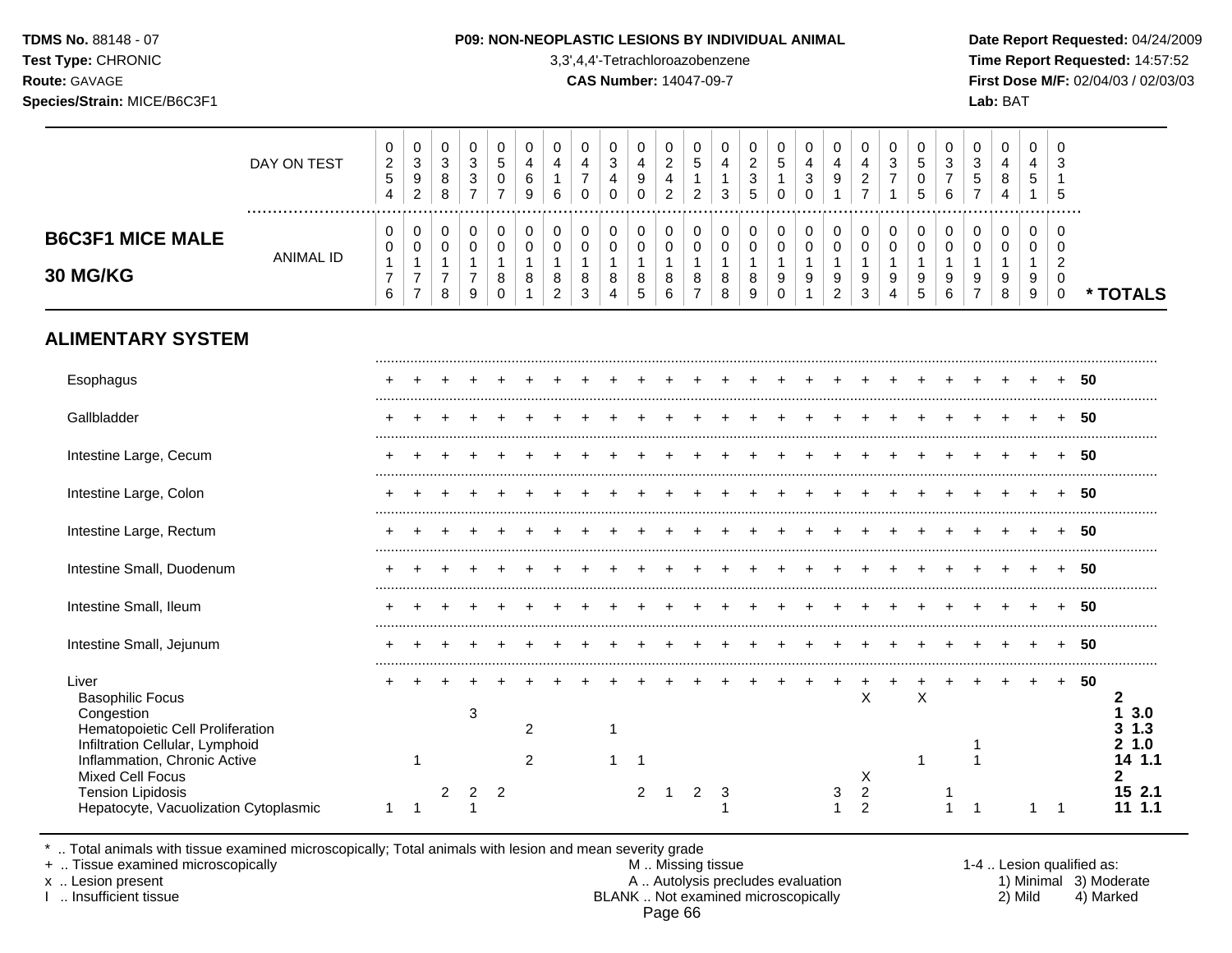**TDMS No.** 88148 - 07
**Test Type:** CHRONIC
**Route:** GAVAGE
**Species/Strain:** MICE/B6C3F1

**P09: NON-NEOPLASTIC LESIONS BY INDIVIDUAL ANIMAL**
3,3',4,4'-Tetrachloroazobenzene
**CAS Number:** 14047-09-7

**Date Report Requested:** 04/24/2009
**Time Report Requested:** 14:57:52
**First Dose M/F:** 02/04/03 / 02/03/03
**Lab:** BAT

## B6C3F1 MICE MALE 30 MG/KG

| | 1 | 2 | 3 | 4 | 5 | 6 | 7 | 8 | 9 | 10 | 11 | 12 | 13 | 14 | 15 | 16 | 17 | 18 | 19 | 20 | 21 | 22 | 23 | 24 | 25 | |
|---|---|---|---|---|---|---|---|---|---|---|---|---|---|---|---|---|---|---|---|---|---|---|---|---|---|---|
| DAY ON TEST | 0254 | 0392 | 0388 | 0337 | 0507 | 0469 | 0416 | 0470 | 0340 | 0490 | 0242 | 0512 | 0413 | 0235 | 0510 | 0430 | 0491 | 0427 | 0371 | 0505 | 0376 | 0357 | 0484 | 0451 | 0315 | |
| ANIMAL ID | 0176 | 0177 | 0178 | 0179 | 0180 | 0181 | 0182 | 0183 | 0184 | 0185 | 0186 | 0187 | 0188 | 0189 | 0190 | 0191 | 0192 | 0193 | 0194 | 0195 | 0196 | 0197 | 0198 | 0199 | 0200 | * TOTALS |
| **ALIMENTARY SYSTEM** | | | | | | | | | | | | | | | | | | | | | | | | | | |
| Esophagus | + | + | + | + | + | + | + | + | + | + | + | + | + | + | + | + | + | + | + | + | + | + | + | + | + | 50 |
| Gallbladder | + | + | + | + | + | + | + | + | + | + | + | + | + | + | + | + | + | + | + | + | + | + | + | + | + | 50 |
| Intestine Large, Cecum | + | + | + | + | + | + | + | + | + | + | + | + | + | + | + | + | + | + | + | + | + | + | + | + | + | 50 |
| Intestine Large, Colon | + | + | + | + | + | + | + | + | + | + | + | + | + | + | + | + | + | + | + | + | + | + | + | + | + | 50 |
| Intestine Large, Rectum | + | + | + | + | + | + | + | + | + | + | + | + | + | + | + | + | + | + | + | + | + | + | + | + | + | 50 |
| Intestine Small, Duodenum | + | + | + | + | + | + | + | + | + | + | + | + | + | + | + | + | + | + | + | + | + | + | + | + | + | 50 |
| Intestine Small, Ileum | + | + | + | + | + | + | + | + | + | + | + | + | + | + | + | + | + | + | + | + | + | + | + | + | + | 50 |
| Intestine Small, Jejunum | + | + | + | + | + | + | + | + | + | + | + | + | + | + | + | + | + | + | + | + | + | + | + | + | + | 50 |
| Liver | + | + | + | + | + | + | + | + | + | + | + | + | + | + | + | + | + | + | + | + | + | + | + | + | + | 50 |
| Basophilic Focus | | | | | | | | | | | | | | | | | | X | | X | | | | | | 2 |
| Congestion | | | | 3 | | | | | | | | | | | | | | | | | | | | | | 1 3.0 |
| Hematopoietic Cell Proliferation | | | | | | 2 | | | 1 | | | | | | | | | | | | | | | | | 3 1.3 |
| Infiltration Cellular, Lymphoid | | | | | | | | | | | | | | | | | | | | | | 1 | | | | 2 1.0 |
| Inflammation, Chronic Active | | 1 | | | | 2 | | | 1 | 1 | | | | | | | | | | 1 | | 1 | | | | 14 1.1 |
| Mixed Cell Focus | | | | | | | | | | | | | | | | | | X | | | | | | | | 2 |
| Tension Lipidosis | | | 2 | 2 | 2 | | | | | 2 | 1 | 2 | 3 | | | | 3 | 2 | | | 1 | | | | | 15 2.1 |
| Hepatocyte, Vacuolization Cytoplasmic | 1 | 1 | | 1 | | | | | | | | | 1 | | | | 1 | 2 | | | 1 | 1 | | 1 | 1 | 11 1.1 |

\* .. Total animals with tissue examined microscopically; Total animals with lesion and mean severity grade
\+ .. Tissue examined microscopically
x .. Lesion present
I .. Insufficient tissue

M .. Missing tissue
A .. Autolysis precludes evaluation
BLANK .. Not examined microscopically

1-4 .. Lesion qualified as:
1) Minimal 3) Moderate
2) Mild 4) Marked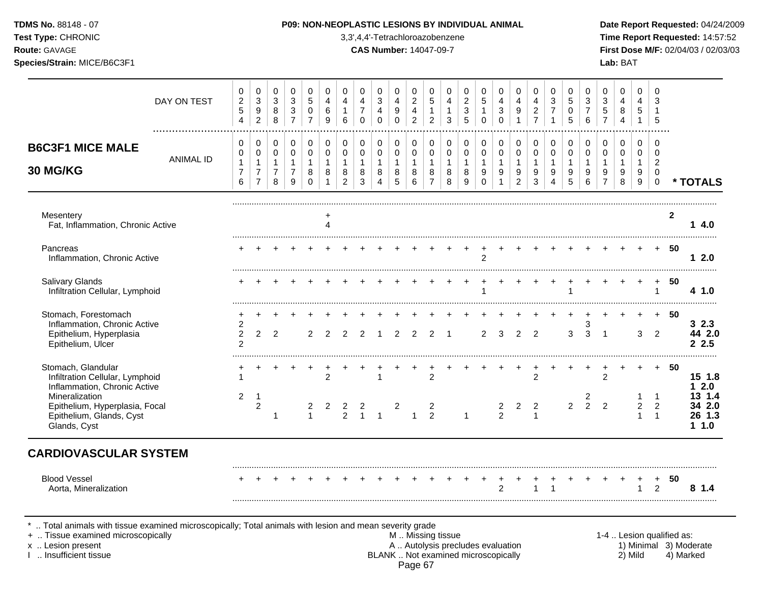**TDMS No.** 88148 - 07
**Test Type:** CHRONIC
**Route:** GAVAGE
**Species/Strain:** MICE/B6C3F1

**P09: NON-NEOPLASTIC LESIONS BY INDIVIDUAL ANIMAL**
3,3',4,4'-Tetrachloroazobenzene
**CAS Number:** 14047-09-7

**Date Report Requested:** 04/24/2009
**Time Report Requested:** 14:57:52
**First Dose M/F:** 02/04/03 / 02/03/03
**Lab:** BAT

## B6C3F1 MICE MALE 30 MG/KG

| ANIMAL ID | 0176 | 0177 | 0178 | 0179 | 0180 | 0181 | 0182 | 0183 | 0184 | 0185 | 0186 | 0187 | 0188 | 0189 | 0190 | 0191 | 0192 | 0193 | 0194 | 0195 | 0196 | 0197 | 0198 | 0199 | 0200 | * TOTALS |
|---|---|---|---|---|---|---|---|---|---|---|---|---|---|---|---|---|---|---|---|---|---|---|---|---|---|---|
| DAY ON TEST | 0254 | 0392 | 0388 | 0337 | 0507 | 0469 | 0416 | 0470 | 0340 | 0490 | 0242 | 0512 | 0413 | 0235 | 0510 | 0430 | 0491 | 0427 | 0371 | 0505 | 0376 | 0357 | 0484 | 0451 | 0315 | |
| Mesentery | | | | | | + | | | | | | | | | | | | | | | | | | | | 2 |
| Fat, Inflammation, Chronic Active | | | | | | 4 | | | | | | | | | | | | | | | | | | | | 1 4.0 |
| Pancreas | + | + | + | + | + | + | + | + | + | + | + | + | + | + | + | + | + | + | + | + | + | + | + | + | + | 50 |
| Inflammation, Chronic Active | | | | | | | | | | | | | | | 2 | | | | | | | | | | | 1 2.0 |
| Salivary Glands | + | + | + | + | + | + | + | + | + | + | + | + | + | + | + | + | + | + | + | + | + | + | + | + | + | 50 |
| Infiltration Cellular, Lymphoid | | | | | | | | | | | | | | | 1 | | | | | 1 | | | | | 1 | 4 1.0 |
| Stomach, Forestomach | + | + | + | + | + | + | + | + | + | + | + | + | + | + | + | + | + | + | + | + | + | + | + | + | + | 50 |
| Inflammation, Chronic Active | 2 | | | | | | | | | | | | | | | | | | | | 3 | | | | | 3 2.3 |
| Epithelium, Hyperplasia | 2 | 2 | 2 | | 2 | 2 | 2 | 2 | 1 | 2 | 2 | 2 | 1 | | 2 | 3 | 2 | 2 | | 3 | 3 | 1 | | 3 | 2 | 44 2.0 |
| Epithelium, Ulcer | 2 | | | | | | | | | | | | | | | | | | | | | | | | | 2 2.5 |
| Stomach, Glandular | + | + | + | + | + | + | + | + | + | + | + | + | + | + | + | + | + | + | + | + | + | + | + | + | + | 50 |
| Infiltration Cellular, Lymphoid | 1 | | | | | 2 | | | 1 | | | 2 | | | | | | 2 | | | | 2 | | | | 15 1.8 |
| Inflammation, Chronic Active | | | | | | | | | | | | | | | | | | | | | | | | | | 1 2.0 |
| Mineralization | 2 | 1 | | | | | | | | | | | | | | | | | | | 2 | | | 1 | 1 | 13 1.4 |
| Epithelium, Hyperplasia, Focal | | 2 | | | 2 | 2 | 2 | 2 | | 2 | | 2 | | | | 2 | 2 | 2 | | 2 | 2 | 2 | | 2 | 2 | 34 2.0 |
| Epithelium, Glands, Cyst | | | 1 | | 1 | | 2 | 1 | 1 | | 1 | 2 | | 1 | | 2 | | 1 | | | | | | 1 | 1 | 26 1.3 |
| Glands, Cyst | | | | | | | | | | | | | | | | | | | | | | | | | | 1 1.0 |

## CARDIOVASCULAR SYSTEM

| ANIMAL ID | 0176 | 0177 | 0178 | 0179 | 0180 | 0181 | 0182 | 0183 | 0184 | 0185 | 0186 | 0187 | 0188 | 0189 | 0190 | 0191 | 0192 | 0193 | 0194 | 0195 | 0196 | 0197 | 0198 | 0199 | 0200 | * TOTALS |
|---|---|---|---|---|---|---|---|---|---|---|---|---|---|---|---|---|---|---|---|---|---|---|---|---|---|---|
| Blood Vessel | + | + | + | + | + | + | + | + | + | + | + | + | + | + | + | + | + | + | + | + | + | + | + | + | + | 50 |
| Aorta, Mineralization | | | | | | | | | | | | | | | | 2 | | 1 | 1 | | | | | 1 | 2 | 8 1.4 |

\* .. Total animals with tissue examined microscopically; Total animals with lesion and mean severity grade
\+ .. Tissue examined microscopically
x .. Lesion present
I .. Insufficient tissue

M .. Missing tissue
A .. Autolysis precludes evaluation
BLANK .. Not examined microscopically

1-4 .. Lesion qualified as: 1) Minimal 2) Mild 3) Moderate 4) Marked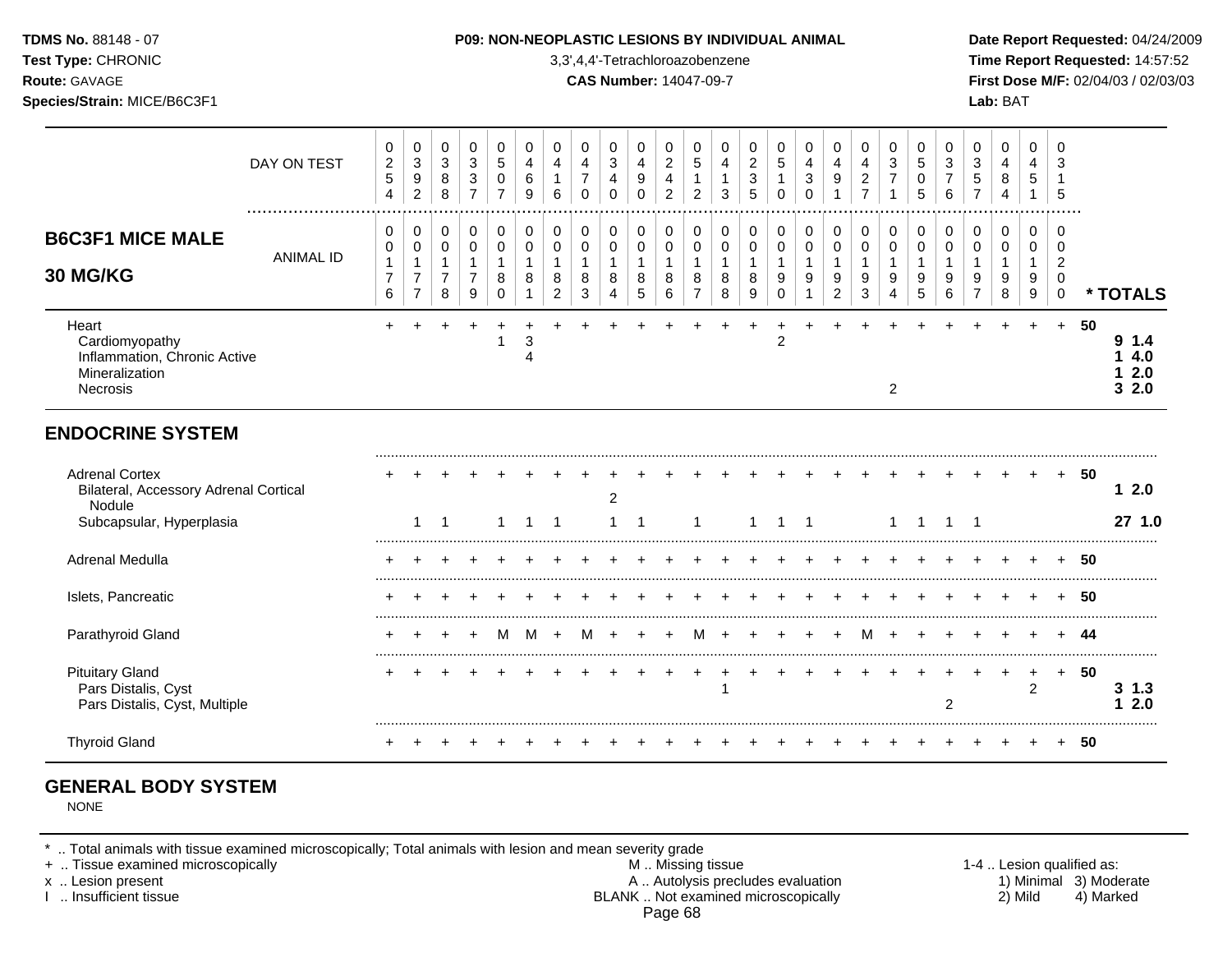## B6C3F1 MICE MALE 30 MG/KG

| | 00176 | 00177 | 00178 | 00179 | 00180 | 00181 | 00182 | 00183 | 00184 | 00185 | 00186 | 00187 | 00188 | 00189 | 00190 | 00191 | 00192 | 00193 | 00194 | 00195 | 00196 | 00197 | 00198 | 00199 | 00200 | * TOTALS |
|---|---|---|---|---|---|---|---|---|---|---|---|---|---|---|---|---|---|---|---|---|---|---|---|---|---|---|
| DAY ON TEST | 0254 | 0392 | 0388 | 0337 | 0507 | 0469 | 0416 | 0470 | 0340 | 0490 | 0242 | 0512 | 0413 | 0235 | 0510 | 0430 | 0491 | 0427 | 0371 | 0505 | 0376 | 0357 | 0484 | 0451 | 0315 | |
| Heart | + | + | + | + | + | + | + | + | + | + | + | + | + | + | + | + | + | + | + | + | + | + | + | + | + | 50 |
| Cardiomyopathy | | | | | 1 | 3 | | | | | | | | | 2 | | | | | | | | | | | 9 1.4 |
| Inflammation, Chronic Active | | | | | | 4 | | | | | | | | | | | | | | | | | | | | 1 4.0 |
| Mineralization | | | | | | | | | | | | | | | | | | | | | | | | | | 1 2.0 |
| Necrosis | | | | | | | | | | | | | | | | | | | 2 | | | | | | | 3 2.0 |
| **ENDOCRINE SYSTEM** | | | | | | | | | | | | | | | | | | | | | | | | | | |
| Adrenal Cortex | + | + | + | + | + | + | + | + | + | + | + | + | + | + | + | + | + | + | + | + | + | + | + | + | + | 50 |
| Bilateral, Accessory Adrenal Cortical Nodule | | | | | | | | | 2 | | | | | | | | | | | | | | | | | 1 2.0 |
| Subcapsular, Hyperplasia | | 1 | 1 | | 1 | 1 | 1 | | 1 | 1 | | 1 | | 1 | 1 | 1 | | | 1 | 1 | 1 | 1 | | | | 27 1.0 |
| Adrenal Medulla | + | + | + | + | + | + | + | + | + | + | + | + | + | + | + | + | + | + | + | + | + | + | + | + | + | 50 |
| Islets, Pancreatic | + | + | + | + | + | + | + | + | + | + | + | + | + | + | + | + | + | + | + | + | + | + | + | + | + | 50 |
| Parathyroid Gland | + | + | + | + | M | M | + | M | + | + | + | M | + | + | + | + | + | M | + | + | + | + | + | + | + | 44 |
| Pituitary Gland | + | + | + | + | + | + | + | + | + | + | + | + | + | + | + | + | + | + | + | + | + | + | + | + | + | 50 |
| Pars Distalis, Cyst | | | | | | | | | | | | | 1 | | | | | | | | | | | 2 | | 3 1.3 |
| Pars Distalis, Cyst, Multiple | | | | | | | | | | | | | | | | | | | | | 2 | | | | | 1 2.0 |
| Thyroid Gland | + | + | + | + | + | + | + | + | + | + | + | + | + | + | + | + | + | + | + | + | + | + | + | + | + | 50 |

## GENERAL BODY SYSTEM

NONE

\* .. Total animals with tissue examined microscopically; Total animals with lesion and mean severity grade
+ .. Tissue examined microscopically
x .. Lesion present
I .. Insufficient tissue

M .. Missing tissue
A .. Autolysis precludes evaluation
BLANK .. Not examined microscopically

1-4 .. Lesion qualified as: 1) Minimal 2) Mild 3) Moderate 4) Marked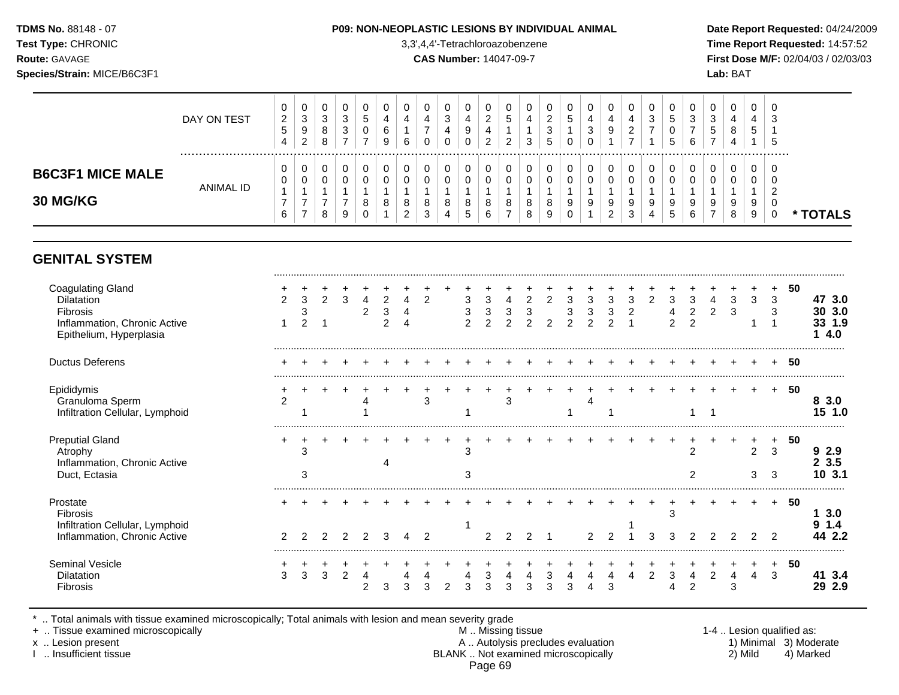**TDMS No.** 88148 - 07
**Test Type:** CHRONIC
**Route:** GAVAGE
**Species/Strain:** MICE/B6C3F1

**P09: NON-NEOPLASTIC LESIONS BY INDIVIDUAL ANIMAL**
3,3',4,4'-Tetrachloroazobenzene
**CAS Number:** 14047-09-7

**Date Report Requested:** 04/24/2009
**Time Report Requested:** 14:57:52
**First Dose M/F:** 02/04/03 / 02/03/03
**Lab:** BAT

## B6C3F1 MICE MALE 30 MG/KG

| DAY ON TEST | 0254 | 0392 | 0388 | 0337 | 0507 | 0469 | 0416 | 0470 | 0340 | 0490 | 0242 | 0512 | 0413 | 0235 | 0510 | 0430 | 0491 | 0427 | 0371 | 0505 | 0376 | 0357 | 0484 | 0451 | 0315 | |
|---|---|---|---|---|---|---|---|---|---|---|---|---|---|---|---|---|---|---|---|---|---|---|---|---|---|---|
| **ANIMAL ID** | 00176 | 00177 | 00178 | 00179 | 00180 | 00181 | 00182 | 00183 | 00184 | 00185 | 00186 | 00187 | 00188 | 00189 | 00190 | 00191 | 00192 | 00193 | 00194 | 00195 | 00196 | 00197 | 00198 | 00199 | 00200 | *** TOTALS** |
| **GENITAL SYSTEM** | | | | | | | | | | | | | | | | | | | | | | | | | | |
| Coagulating Gland | + | + | + | + | + | + | + | + | + | + | + | + | + | + | + | + | + | + | + | + | + | + | + | + | + | 50 |
| Dilatation | 2 | 3 | 2 | 3 | 4 | 2 | 4 | 2 | | 3 | 3 | 4 | 2 | 2 | 3 | 3 | 3 | 3 | 2 | 3 | 3 | 4 | 3 | 3 | 3 | **47 3.0** |
| Fibrosis | | 3 | | | 2 | 3 | 4 | | | 3 | 3 | 3 | 3 | | 3 | 3 | 3 | 2 | | 4 | 2 | 2 | 3 | | 3 | **30 3.0** |
| Inflammation, Chronic Active | 1 | 2 | 1 | | | 2 | 4 | | | 2 | 2 | 2 | 2 | 2 | 2 | 2 | 2 | 1 | | 2 | 2 | | | 1 | 1 | **33 1.9** |
| Epithelium, Hyperplasia | | | | | | | | | | | | | | | | | | | | | | | | | | **1 4.0** |
| Ductus Deferens | + | + | + | + | + | + | + | + | + | + | + | + | + | + | + | + | + | + | + | + | + | + | + | + | + | 50 |
| Epididymis | + | + | + | + | + | + | + | + | + | + | + | + | + | + | + | + | + | + | + | + | + | + | + | + | + | 50 |
| Granuloma Sperm | 2 | | | | 4 | | | 3 | | | | 3 | | | | 4 | | | | | | | | | | **8 3.0** |
| Infiltration Cellular, Lymphoid | | 1 | | | 1 | | | | | 1 | | | | | 1 | | 1 | | | | 1 | 1 | | | | **15 1.0** |
| Preputial Gland | + | + | + | + | + | + | + | + | + | + | + | + | + | + | + | + | + | + | + | + | + | + | + | + | + | 50 |
| Atrophy | | 3 | | | | | | | | 3 | | | | | | | | | | | 2 | | | 2 | 3 | **9 2.9** |
| Inflammation, Chronic Active | | | | | | 4 | | | | | | | | | | | | | | | | | | | | **2 3.5** |
| Duct, Ectasia | | 3 | | | | | | | | 3 | | | | | | | | | | | 2 | | | 3 | 3 | **10 3.1** |
| Prostate | + | + | + | + | + | + | + | + | + | + | + | + | + | + | + | + | + | + | + | + | + | + | + | + | + | 50 |
| Fibrosis | | | | | | | | | | | | | | | | | | | | 3 | | | | | | **1 3.0** |
| Infiltration Cellular, Lymphoid | | | | | | | | | | 1 | | | | | | | | 1 | | | | | | | | **9 1.4** |
| Inflammation, Chronic Active | 2 | 2 | 2 | 2 | 2 | 3 | 4 | 2 | | | 2 | 2 | 2 | 1 | | 2 | 2 | 1 | 3 | 3 | 2 | 2 | 2 | 2 | 2 | **44 2.2** |
| Seminal Vesicle | + | + | + | + | + | + | + | + | + | + | + | + | + | + | + | + | + | + | + | + | + | + | + | + | + | 50 |
| Dilatation | 3 | 3 | 3 | 2 | 4 | | 4 | 4 | | 4 | 3 | 4 | 4 | 3 | 4 | 4 | 4 | 4 | 2 | 3 | 4 | 2 | 4 | 4 | 3 | **41 3.4** |
| Fibrosis | | | | | 2 | 3 | 3 | 3 | 2 | 3 | 3 | 3 | 3 | 3 | 3 | 4 | 3 | | | 4 | 2 | | 3 | | | **29 2.9** |

\* .. Total animals with tissue examined microscopically; Total animals with lesion and mean severity grade
\+ .. Tissue examined microscopically
x .. Lesion present
I .. Insufficient tissue

M .. Missing tissue
A .. Autolysis precludes evaluation
BLANK .. Not examined microscopically

1-4 .. Lesion qualified as: 1) Minimal 2) Mild 3) Moderate 4) Marked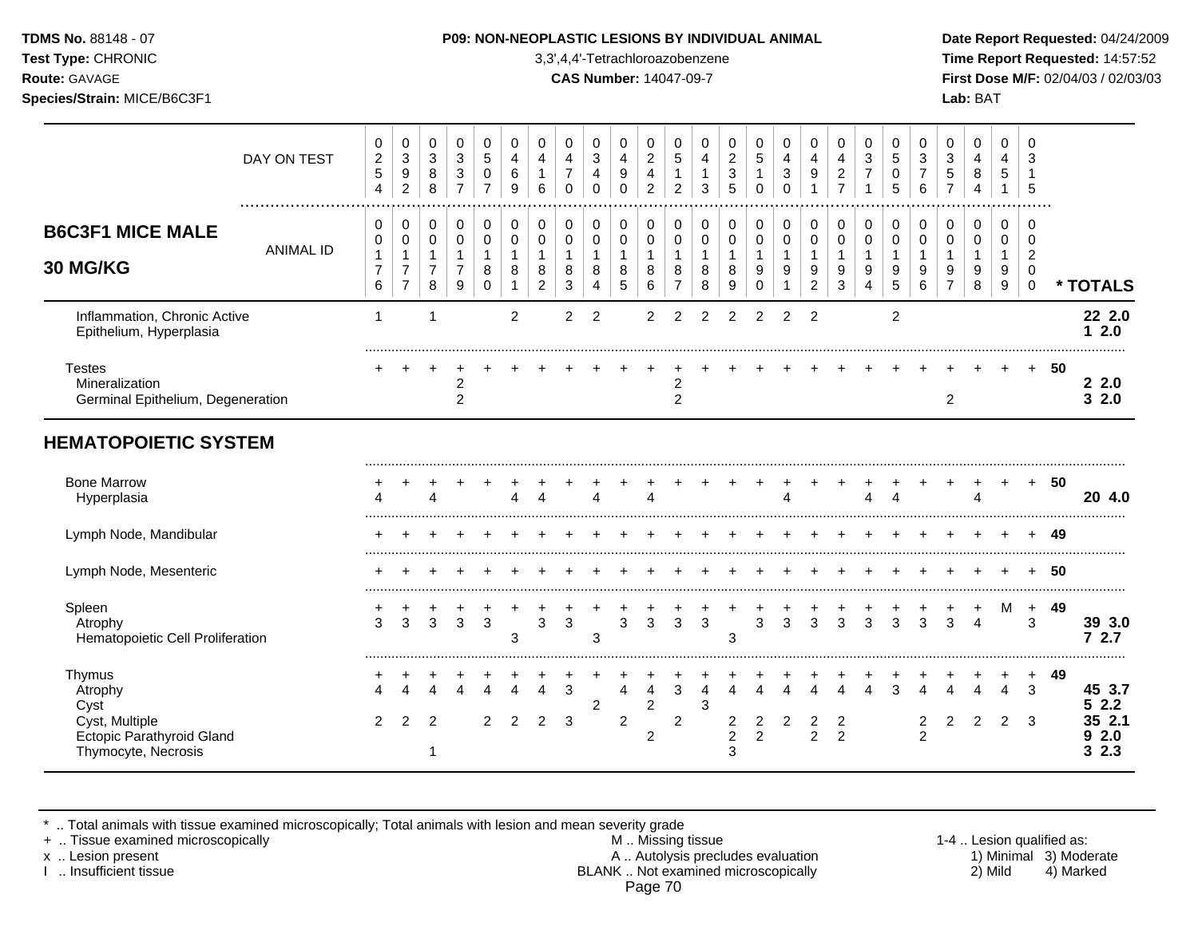**TDMS No.** 88148 - 07
**Test Type:** CHRONIC
**Route:** GAVAGE
**Species/Strain:** MICE/B6C3F1

**P09: NON-NEOPLASTIC LESIONS BY INDIVIDUAL ANIMAL**
3,3',4,4'-Tetrachloroazobenzene
**CAS Number:** 14047-09-7

**Date Report Requested:** 04/24/2009
**Time Report Requested:** 14:57:52
**First Dose M/F:** 02/04/03 / 02/03/03
**Lab:** BAT

| **B6C3F1 MICE MALE 30 MG/KG** | | | | | | | | | | | | | | | | | | | | | | | | | | |
|---|---|---|---|---|---|---|---|---|---|---|---|---|---|---|---|---|---|---|---|---|---|---|---|---|---|---|
| DAY ON TEST | 0254 | 0392 | 0388 | 0337 | 0507 | 0469 | 0416 | 0470 | 0340 | 0490 | 0242 | 0512 | 0413 | 0235 | 0510 | 0430 | 0491 | 0427 | 0371 | 0505 | 0376 | 0357 | 0484 | 0451 | 0315 | |
| ANIMAL ID | 00176 | 00177 | 00178 | 00179 | 00180 | 00181 | 00182 | 00183 | 00184 | 00185 | 00186 | 00187 | 00188 | 00189 | 00190 | 00191 | 00192 | 00193 | 00194 | 00195 | 00196 | 00197 | 00198 | 00199 | 00200 | * TOTALS |
| Inflammation, Chronic Active | 1 | | 1 | | | 2 | | 2 | 2 | | 2 | 2 | 2 | 2 | 2 | 2 | 2 | | | 2 | | | | | | **22 2.0** |
| Epithelium, Hyperplasia | | | | | | | | | | | | | | | | | | | | | | | | | | **1 2.0** |
| Testes | + | + | + | + | + | + | + | + | + | + | + | + | + | + | + | + | + | + | + | + | + | + | + | + | + | **50** |
| Mineralization | | | | 2 | | | | | | | | 2 | | | | | | | | | | | | | | **2 2.0** |
| Germinal Epithelium, Degeneration | | | | 2 | | | | | | | | 2 | | | | | | | | | | 2 | | | | **3 2.0** |
| **HEMATOPOIETIC SYSTEM** | | | | | | | | | | | | | | | | | | | | | | | | | | |
| Bone Marrow | + | + | + | + | + | + | + | + | + | + | + | + | + | + | + | + | + | + | + | + | + | + | + | + | + | **50** |
| Hyperplasia | 4 | | 4 | | | 4 | 4 | | 4 | | 4 | | | | | 4 | | | 4 | 4 | | | 4 | | | **20 4.0** |
| Lymph Node, Mandibular | + | + | + | + | + | + | + | + | + | + | + | + | + | + | + | + | + | + | + | + | + | + | + | + | + | **49** |
| Lymph Node, Mesenteric | + | + | + | + | + | + | + | + | + | + | + | + | + | + | + | + | + | + | + | + | + | + | + | + | + | **50** |
| Spleen | + | + | + | + | + | + | + | + | + | + | + | + | + | + | + | + | + | + | + | + | + | + | + | M | + | **49** |
| Atrophy | 3 | 3 | 3 | 3 | 3 | | 3 | 3 | | 3 | 3 | 3 | 3 | | 3 | 3 | 3 | 3 | 3 | 3 | 3 | 3 | 4 | | 3 | **39 3.0** |
| Hematopoietic Cell Proliferation | | | | | | 3 | | | 3 | | | | | 3 | | | | | | | | | | | | **7 2.7** |
| Thymus | + | + | + | + | + | + | + | + | + | + | + | + | + | + | + | + | + | + | + | + | + | + | + | + | + | **49** |
| Atrophy | 4 | 4 | 4 | 4 | 4 | 4 | 4 | 3 | | 4 | 4 | 3 | 4 | 4 | 4 | 4 | 4 | 4 | 4 | 3 | 4 | 4 | 4 | 4 | 3 | **45 3.7** |
| Cyst | | | | | | | | | 2 | | 2 | | 3 | | | | | | | | | | | | | **5 2.2** |
| Cyst, Multiple | 2 | 2 | 2 | | 2 | 2 | 2 | 3 | | 2 | | 2 | | 2 | 2 | 2 | 2 | 2 | | | 2 | 2 | 2 | 2 | 3 | **35 2.1** |
| Ectopic Parathyroid Gland | | | | | | | | | | | 2 | | | 2 | 2 | | 2 | 2 | | | 2 | | | | | **9 2.0** |
| Thymocyte, Necrosis | | | 1 | | | | | | | | | | | 3 | | | | | | | | | | | | **3 2.3** |

\* .. Total animals with tissue examined microscopically; Total animals with lesion and mean severity grade
\+ .. Tissue examined microscopically
x .. Lesion present
I .. Insufficient tissue

M .. Missing tissue
A .. Autolysis precludes evaluation
BLANK .. Not examined microscopically

1-4 .. Lesion qualified as:
1) Minimal 3) Moderate
2) Mild 4) Marked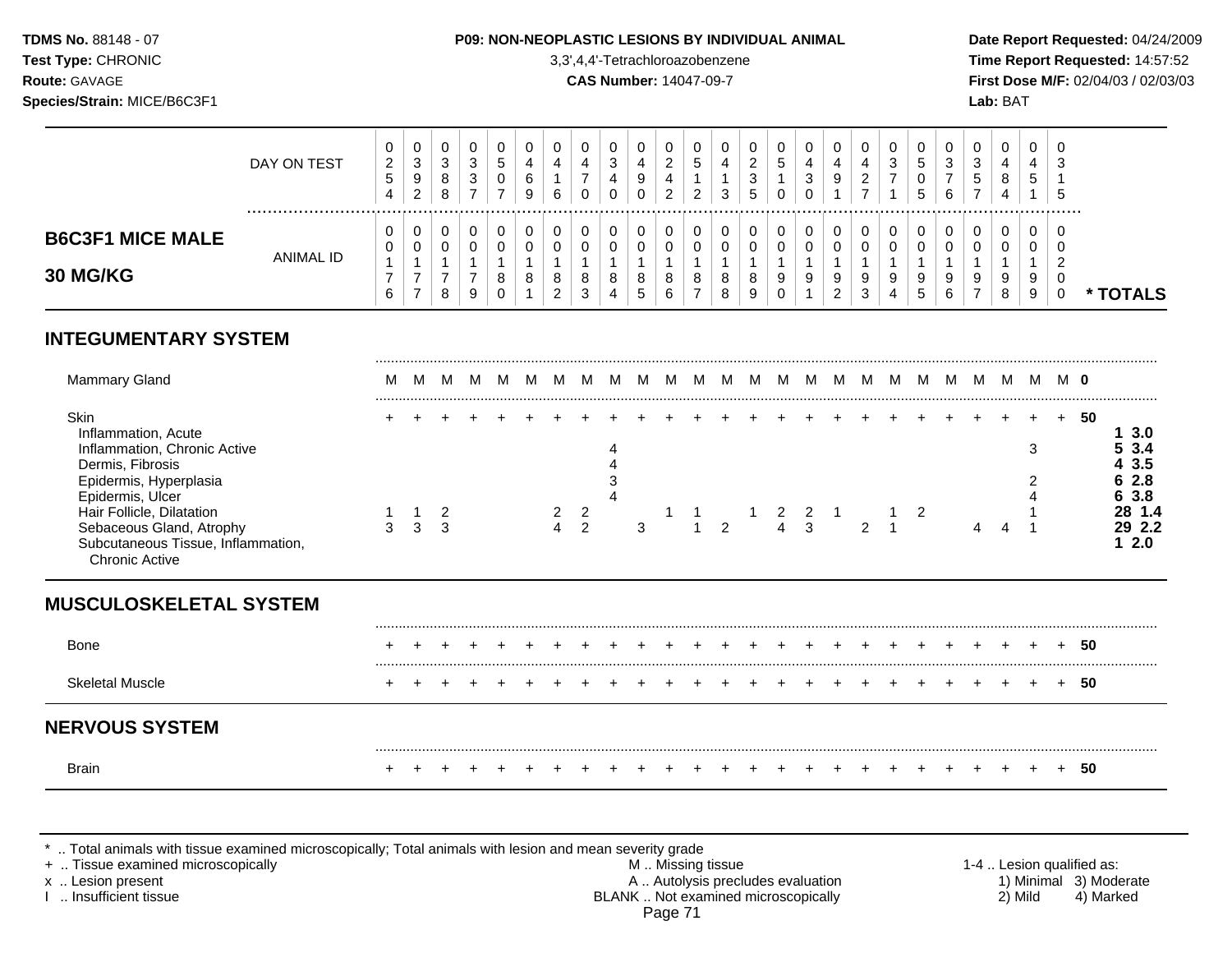**TDMS No.** 88148 - 07
**Test Type:** CHRONIC
**Route:** GAVAGE
**Species/Strain:** MICE/B6C3F1

**P09: NON-NEOPLASTIC LESIONS BY INDIVIDUAL ANIMAL**
3,3',4,4'-Tetrachloroazobenzene
**CAS Number:** 14047-09-7

**Date Report Requested:** 04/24/2009
**Time Report Requested:** 14:57:52
**First Dose M/F:** 02/04/03 / 02/03/03
**Lab:** BAT

## B6C3F1 MICE MALE 30 MG/KG

| | | | | | | | | | | | | | | | | | | | | | | | | | | |
|---|---|---|---|---|---|---|---|---|---|---|---|---|---|---|---|---|---|---|---|---|---|---|---|---|---|---|
| DAY ON TEST | 0254 | 0392 | 0388 | 0337 | 0507 | 0469 | 0416 | 0470 | 0340 | 0490 | 0242 | 0512 | 0413 | 0235 | 0510 | 0430 | 0491 | 0427 | 0371 | 0505 | 0376 | 0357 | 0484 | 0451 | 0315 | |
| ANIMAL ID | 0176 | 0177 | 0178 | 0179 | 0180 | 0181 | 0182 | 0183 | 0184 | 0185 | 0186 | 0187 | 0188 | 0189 | 0190 | 0191 | 0192 | 0193 | 0194 | 0195 | 0196 | 0197 | 0198 | 0199 | 0200 | * TOTALS |
| **INTEGUMENTARY SYSTEM** | | | | | | | | | | | | | | | | | | | | | | | | | | |
| Mammary Gland | M | M | M | M | M | M | M | M | M | M | M | M | M | M | M | M | M | M | M | M | M | M | M | M | M | 0 |
| Skin | + | + | + | + | + | + | + | + | + | + | + | + | + | + | + | + | + | + | + | + | + | + | + | + | + | 50 |
| Inflammation, Acute | | | | | | | | | | | | | | | | | | | | | | | | | | 1 3.0 |
| Inflammation, Chronic Active | | | | | | | | | 4 | | | | | | | | | | | | | | | 3 | | 5 3.4 |
| Dermis, Fibrosis | | | | | | | | | 4 | | | | | | | | | | | | | | | | | 4 3.5 |
| Epidermis, Hyperplasia | | | | | | | | | 3 | | | | | | | | | | | | | | | 2 | | 6 2.8 |
| Epidermis, Ulcer | | | | | | | | | 4 | | | | | | | | | | | | | | | 4 | | 6 3.8 |
| Hair Follicle, Dilatation | 1 | 1 | 2 | | | | 2 | 2 | | | 1 | 1 | | 1 | 2 | 2 | 1 | | 1 | 2 | | | | 1 | | 28 1.4 |
| Sebaceous Gland, Atrophy | 3 | 3 | 3 | | | | 4 | 2 | | 3 | | 1 | 2 | | 4 | 3 | | 2 | 1 | | | 4 | 4 | 1 | | 29 2.2 |
| Subcutaneous Tissue, Inflammation, Chronic Active | | | | | | | | | | | | | | | | | | | | | | | | | | 1 2.0 |
| **MUSCULOSKELETAL SYSTEM** | | | | | | | | | | | | | | | | | | | | | | | | | | |
| Bone | + | + | + | + | + | + | + | + | + | + | + | + | + | + | + | + | + | + | + | + | + | + | + | + | + | 50 |
| Skeletal Muscle | + | + | + | + | + | + | + | + | + | + | + | + | + | + | + | + | + | + | + | + | + | + | + | + | + | 50 |
| **NERVOUS SYSTEM** | | | | | | | | | | | | | | | | | | | | | | | | | | |
| Brain | + | + | + | + | + | + | + | + | + | + | + | + | + | + | + | + | + | + | + | + | + | + | + | + | + | 50 |

\* .. Total animals with tissue examined microscopically; Total animals with lesion and mean severity grade
\+ .. Tissue examined microscopically
x .. Lesion present
I .. Insufficient tissue

M .. Missing tissue
A .. Autolysis precludes evaluation
BLANK .. Not examined microscopically

1-4 .. Lesion qualified as:
1) Minimal 2) Mild 3) Moderate 4) Marked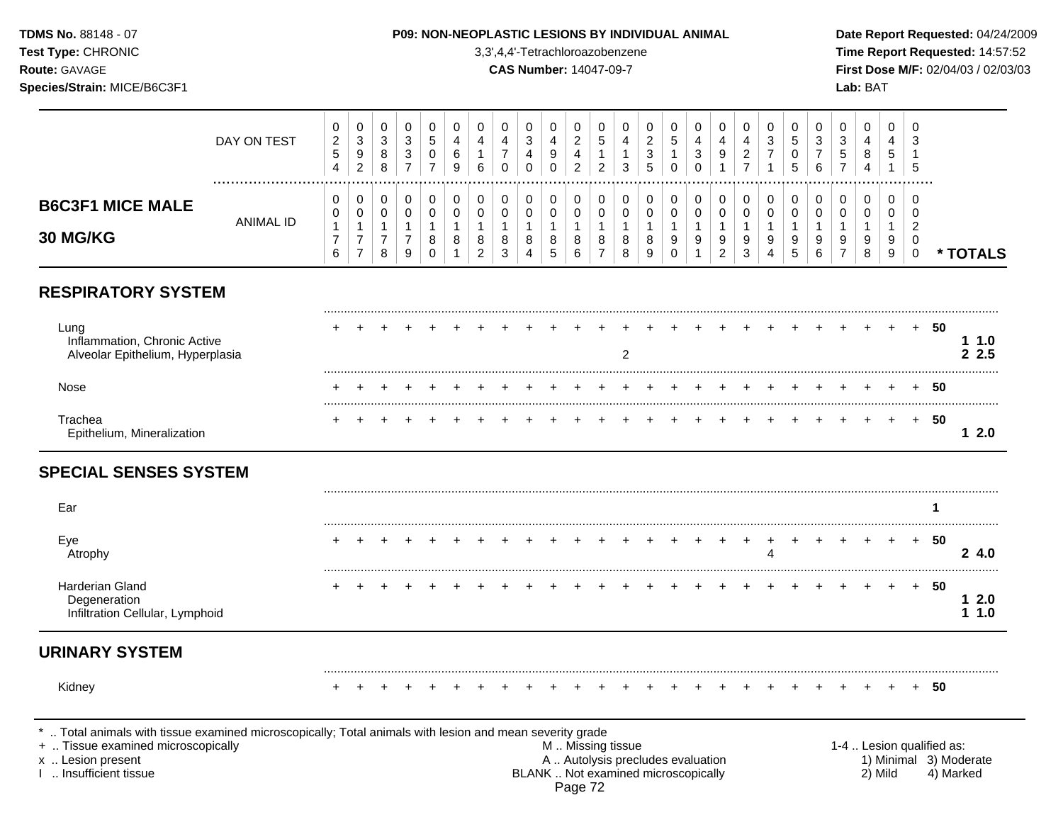**TDMS No.** 88148 - 07
**Test Type:** CHRONIC
**Route:** GAVAGE
**Species/Strain:** MICE/B6C3F1

**P09: NON-NEOPLASTIC LESIONS BY INDIVIDUAL ANIMAL**
3,3',4,4'-Tetrachloroazobenzene
**CAS Number:** 14047-09-7

**Date Report Requested:** 04/24/2009
**Time Report Requested:** 14:57:52
**First Dose M/F:** 02/04/03 / 02/03/03
**Lab:** BAT

## B6C3F1 MICE MALE 30 MG/KG

| | 1 | 2 | 3 | 4 | 5 | 6 | 7 | 8 | 9 | 10 | 11 | 12 | 13 | 14 | 15 | 16 | 17 | 18 | 19 | 20 | 21 | 22 | 23 | 24 | 25 | * TOTALS |
|---|---|---|---|---|---|---|---|---|---|---|---|---|---|---|---|---|---|---|---|---|---|---|---|---|---|---|
| DAY ON TEST | 0254 | 0392 | 0388 | 0337 | 0507 | 0469 | 0416 | 0470 | 0340 | 0490 | 0242 | 0512 | 0413 | 0235 | 0510 | 0430 | 0491 | 0427 | 0371 | 0505 | 0376 | 0357 | 0484 | 0451 | 0315 | |
| ANIMAL ID | 00176 | 00177 | 00178 | 00179 | 00180 | 00181 | 00182 | 00183 | 00184 | 00185 | 00186 | 00187 | 00188 | 00189 | 00190 | 00191 | 00192 | 00193 | 00194 | 00195 | 00196 | 00197 | 00198 | 00199 | 00200 | |
| **RESPIRATORY SYSTEM** | | | | | | | | | | | | | | | | | | | | | | | | | | |
| Lung | + | + | + | + | + | + | + | + | + | + | + | + | + | + | + | + | + | + | + | + | + | + | + | + | + | 50 |
| Inflammation, Chronic Active | | | | | | | | | | | | | | | | | | | | | | | | | | 1 1.0 |
| Alveolar Epithelium, Hyperplasia | | | | | | | | | | | | | 2 | | | | | | | | | | | | | 2 2.5 |
| Nose | + | + | + | + | + | + | + | + | + | + | + | + | + | + | + | + | + | + | + | + | + | + | + | + | + | 50 |
| Trachea | + | + | + | + | + | + | + | + | + | + | + | + | + | + | + | + | + | + | + | + | + | + | + | + | + | 50 |
| Epithelium, Mineralization | | | | | | | | | | | | | | | | | | | | | | | | | | 1 2.0 |
| **SPECIAL SENSES SYSTEM** | | | | | | | | | | | | | | | | | | | | | | | | | | |
| Ear | | | | | | | | | | | | | | | | | | | | | | | | | | 1 |
| Eye | + | + | + | + | + | + | + | + | + | + | + | + | + | + | + | + | + | + | + | + | + | + | + | + | + | 50 |
| Atrophy | | | | | | | | | | | | | | | | | | | 4 | | | | | | | 2 4.0 |
| Harderian Gland | + | + | + | + | + | + | + | + | + | + | + | + | + | + | + | + | + | + | + | + | + | + | + | + | + | 50 |
| Degeneration | | | | | | | | | | | | | | | | | | | | | | | | | | 1 2.0 |
| Infiltration Cellular, Lymphoid | | | | | | | | | | | | | | | | | | | | | | | | | | 1 1.0 |
| **URINARY SYSTEM** | | | | | | | | | | | | | | | | | | | | | | | | | | |
| Kidney | + | + | + | + | + | + | + | + | + | + | + | + | + | + | + | + | + | + | + | + | + | + | + | + | + | 50 |

\* .. Total animals with tissue examined microscopically; Total animals with lesion and mean severity grade
\+ .. Tissue examined microscopically
x .. Lesion present
I .. Insufficient tissue

M .. Missing tissue
A .. Autolysis precludes evaluation
BLANK .. Not examined microscopically

1-4 .. Lesion qualified as:
1) Minimal 3) Moderate
2) Mild 4) Marked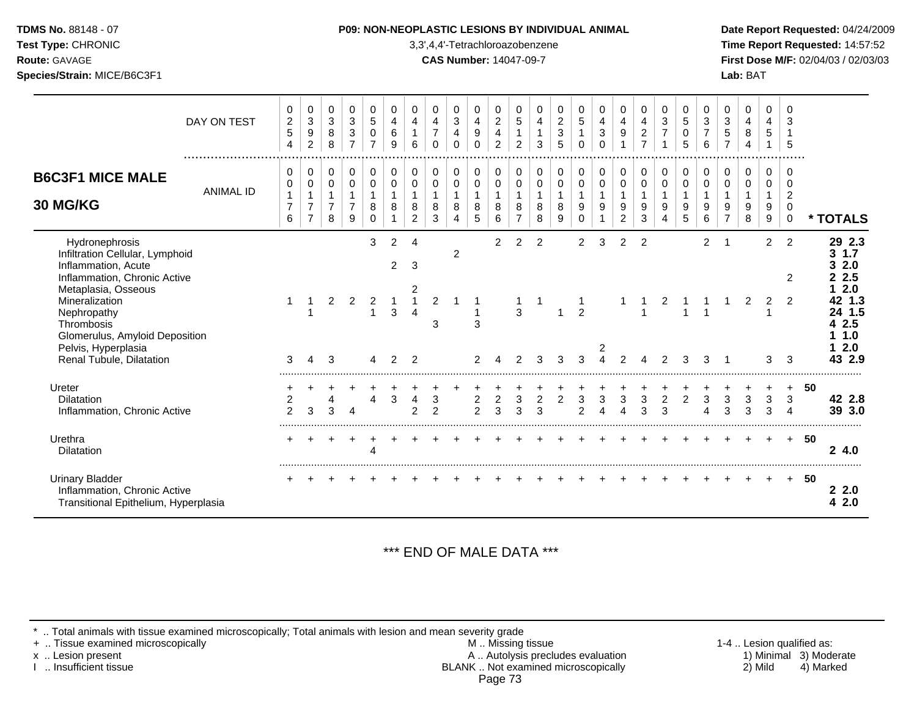**TDMS No.** 88148 - 07
**Test Type:** CHRONIC
**Route:** GAVAGE
**Species/Strain:** MICE/B6C3F1

**P09: NON-NEOPLASTIC LESIONS BY INDIVIDUAL ANIMAL**
3,3',4,4'-Tetrachloroazobenzene
**CAS Number:** 14047-09-7

**Date Report Requested:** 04/24/2009
**Time Report Requested:** 14:57:52
**First Dose M/F:** 02/04/03 / 02/03/03
**Lab:** BAT

## B6C3F1 MICE MALE 30 MG/KG

| DAY ON TEST | 254 | 392 | 388 | 337 | 507 | 469 | 416 | 470 | 340 | 490 | 242 | 512 | 413 | 235 | 510 | 430 | 491 | 427 | 371 | 505 | 376 | 357 | 484 | 451 | 315 | |
|---|---|---|---|---|---|---|---|---|---|---|---|---|---|---|---|---|---|---|---|---|---|---|---|---|---|---|
| ANIMAL ID | 00176 | 00177 | 00178 | 00179 | 00180 | 00181 | 00182 | 00183 | 00184 | 00185 | 00186 | 00187 | 00188 | 00189 | 00190 | 00191 | 00192 | 00193 | 00194 | 00195 | 00196 | 00197 | 00198 | 00199 | 00200 | * TOTALS |
| Hydronephrosis | | | | | 3 | 2 | 4 | | | | 2 | 2 | 2 | | 2 | 3 | 2 | 2 | | | 2 | 1 | | 2 | 2 | 29 2.3 |
| Infiltration Cellular, Lymphoid | | | | | | | | | 2 | | | | | | | | | | | | | | | | | 3 1.7 |
| Inflammation, Acute | | | | | | 2 | 3 | | | | | | | | | | | | | | | | | | | 3 2.0 |
| Inflammation, Chronic Active | | | | | | | | | | | | | | | | | | | | | | | | | 2 | 2 2.5 |
| Metaplasia, Osseous | | | | | | | 2 | | | | | | | | | | | | | | | | | | | 1 2.0 |
| Mineralization | 1 | 1 | 2 | 2 | 2 | 1 | 1 | 2 | 1 | 1 | | 1 | 1 | | 1 | | 1 | 1 | 2 | 1 | 1 | 1 | 2 | 2 | 2 | 42 1.3 |
| Nephropathy | | 1 | | | 1 | 3 | 4 | | | 1 | | 3 | | 1 | 2 | | | 1 | | 1 | 1 | | | 1 | | 24 1.5 |
| Thrombosis | | | | | | | | 3 | | 3 | | | | | | | | | | | | | | | | 4 2.5 |
| Glomerulus, Amyloid Deposition | | | | | | | | | | | | | | | | | | | | | | | | | | 1 1.0 |
| Pelvis, Hyperplasia | | | | | | | | | | | | | | | | 2 | | | | | | | | | | 1 2.0 |
| Renal Tubule, Dilatation | 3 | 4 | 3 | | 4 | 2 | 2 | | | 2 | 4 | 2 | 3 | 3 | 3 | 4 | 2 | 4 | 2 | 3 | 3 | 1 | | 3 | 3 | 43 2.9 |
| Ureter | + | + | + | + | + | + | + | + | + | + | + | + | + | + | + | + | + | + | + | + | + | + | + | + | + | 50 |
| Dilatation | 2 | | 4 | | 4 | 3 | 4 | 3 | | 2 | 2 | 3 | 2 | 2 | 3 | 3 | 3 | 3 | 2 | 2 | 3 | 3 | 3 | 3 | 3 | 42 2.8 |
| Inflammation, Chronic Active | 2 | 3 | 3 | 4 | | | 2 | 2 | | 2 | 3 | 3 | 3 | | 2 | 4 | 4 | 3 | 3 | | 4 | 3 | 3 | 3 | 4 | 39 3.0 |
| Urethra | + | + | + | + | + | + | + | + | + | + | + | + | + | + | + | + | + | + | + | + | + | + | + | + | + | 50 |
| Dilatation | | | | | 4 | | | | | | | | | | | | | | | | | | | | | 2 4.0 |
| Urinary Bladder | + | + | + | + | + | + | + | + | + | + | + | + | + | + | + | + | + | + | + | + | + | + | + | + | + | 50 |
| Inflammation, Chronic Active | | | | | | | | | | | | | | | | | | | | | | | | | | 2 2.0 |
| Transitional Epithelium, Hyperplasia | | | | | | | | | | | | | | | | | | | | | | | | | | 4 2.0 |

*** END OF MALE DATA ***

\* .. Total animals with tissue examined microscopically; Total animals with lesion and mean severity grade
\+ .. Tissue examined microscopically
x .. Lesion present
I .. Insufficient tissue

M .. Missing tissue
A .. Autolysis precludes evaluation
BLANK .. Not examined microscopically

1-4 .. Lesion qualified as:
1) Minimal 2) Mild 3) Moderate 4) Marked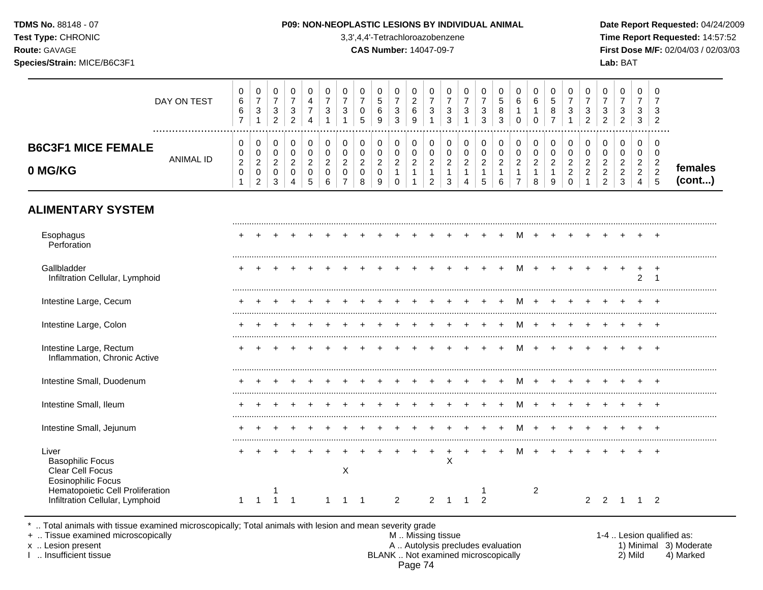**TDMS No.** 88148 - 07
**Test Type:** CHRONIC
**Route:** GAVAGE
**Species/Strain:** MICE/B6C3F1

**P09: NON-NEOPLASTIC LESIONS BY INDIVIDUAL ANIMAL**
3,3',4,4'-Tetrachloroazobenzene
**CAS Number:** 14047-09-7

**Date Report Requested:** 04/24/2009
**Time Report Requested:** 14:57:52
**First Dose M/F:** 02/04/03 / 02/03/03
**Lab:** BAT

| B6C3F1 MICE FEMALE 0 MG/KG | | | | | | | | | | | | | | | | | | | | | | | | | | |
|---|---|---|---|---|---|---|---|---|---|---|---|---|---|---|---|---|---|---|---|---|---|---|---|---|---|---|
| DAY ON TEST | 0667 | 0731 | 0732 | 0732 | 0474 | 0731 | 0731 | 0705 | 0569 | 0733 | 0269 | 0731 | 0733 | 0731 | 0733 | 0583 | 0610 | 0610 | 0587 | 0731 | 0732 | 0732 | 0732 | 0733 | 0732 | |
| ANIMAL ID | 0020 1 | 0020 2 | 0020 3 | 0020 4 | 0020 5 | 0020 6 | 0020 7 | 0020 8 | 0020 9 | 0021 0 | 0021 1 | 0021 2 | 0021 3 | 0021 4 | 0021 5 | 0021 6 | 0021 7 | 0021 8 | 0021 9 | 0022 0 | 0022 1 | 0022 2 | 0022 3 | 0022 4 | 0022 5 | **females (cont...)** |
| **ALIMENTARY SYSTEM** | | | | | | | | | | | | | | | | | | | | | | | | | | |
| Esophagus | + | + | + | + | + | + | + | + | + | + | + | + | + | + | + | + | M | + | + | + | + | + | + | + | + | |
| Perforation | | | | | | | | | | | | | | | | | | | | | | | | | | |
| Gallbladder | + | + | + | + | + | + | + | + | + | + | + | + | + | + | + | + | M | + | + | + | + | + | + | + | + | |
| Infiltration Cellular, Lymphoid | | | | | | | | | | | | | | | | | | | | | | | | 2 | 1 | |
| Intestine Large, Cecum | + | + | + | + | + | + | + | + | + | + | + | + | + | + | + | + | M | + | + | + | + | + | + | + | + | |
| Intestine Large, Colon | + | + | + | + | + | + | + | + | + | + | + | + | + | + | + | + | M | + | + | + | + | + | + | + | + | |
| Intestine Large, Rectum | + | + | + | + | + | + | + | + | + | + | + | + | + | + | + | + | M | + | + | + | + | + | + | + | + | |
| Inflammation, Chronic Active | | | | | | | | | | | | | | | | | | | | | | | | | | |
| Intestine Small, Duodenum | + | + | + | + | + | + | + | + | + | + | + | + | + | + | + | + | M | + | + | + | + | + | + | + | + | |
| Intestine Small, Ileum | + | + | + | + | + | + | + | + | + | + | + | + | + | + | + | + | M | + | + | + | + | + | + | + | + | |
| Intestine Small, Jejunum | + | + | + | + | + | + | + | + | + | + | + | + | + | + | + | + | M | + | + | + | + | + | + | + | + | |
| Liver | + | + | + | + | + | + | + | + | + | + | + | + | + | + | + | + | M | + | + | + | + | + | + | + | + | |
| Basophilic Focus | | | | | | | | | | | | | X | | | | | | | | | | | | | |
| Clear Cell Focus | | | | | | | X | | | | | | | | | | | | | | | | | | | |
| Eosinophilic Focus | | | | | | | | | | | | | | | | | | | | | | | | | | |
| Hematopoietic Cell Proliferation | | | 1 | | | | | | | | | | | | 1 | | | 2 | | | | | | | | |
| Infiltration Cellular, Lymphoid | 1 | 1 | 1 | 1 | | 1 | 1 | 1 | | 2 | | 2 | 1 | 1 | 2 | | | | | | 2 | 2 | 1 | 1 | 2 | |

\* .. Total animals with tissue examined microscopically; Total animals with lesion and mean severity grade
\+ .. Tissue examined microscopically
x .. Lesion present
I .. Insufficient tissue

M .. Missing tissue
A .. Autolysis precludes evaluation
BLANK .. Not examined microscopically

1-4 .. Lesion qualified as:
1) Minimal 2) Mild 3) Moderate 4) Marked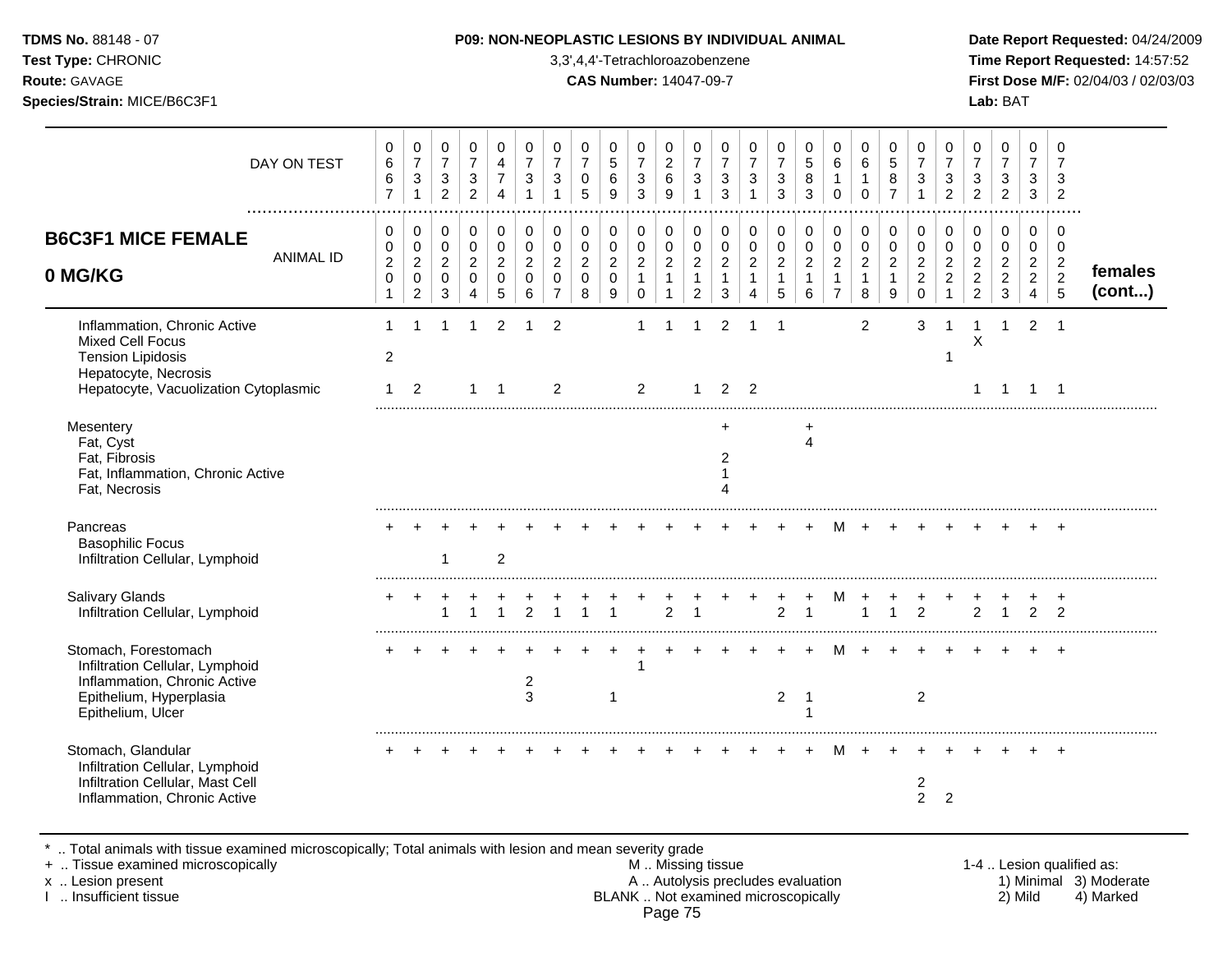## B6C3F1 MICE FEMALE 0 MG/KG

| | 0201 | 0202 | 0203 | 0204 | 0205 | 0206 | 0207 | 0208 | 0209 | 0210 | 0211 | 0212 | 0213 | 0214 | 0215 | 0216 | 0217 | 0218 | 0219 | 0220 | 0221 | 0222 | 0223 | 0224 | 0225 | females (cont...) |
|---|---|---|---|---|---|---|---|---|---|---|---|---|---|---|---|---|---|---|---|---|---|---|---|---|---|---|
| DAY ON TEST | 0667 | 0731 | 0732 | 0732 | 0474 | 0731 | 0731 | 0705 | 0569 | 0733 | 0269 | 0731 | 0733 | 0731 | 0733 | 0583 | 0610 | 0610 | 0587 | 0731 | 0732 | 0732 | 0732 | 0733 | 0732 | |
| Inflammation, Chronic Active | 1 | 1 | 1 | 1 | 2 | 1 | 2 | | | 1 | 1 | 1 | 2 | 1 | 1 | | | 2 | | 3 | 1 | 1 | 1 | 2 | 1 | |
| Mixed Cell Focus | | | | | | | | | | | | | | | | | | | | | | X | | | | |
| Tension Lipidosis | 2 | | | | | | | | | | | | | | | | | | | | 1 | | | | | |
| Hepatocyte, Necrosis | | | | | | | | | | | | | | | | | | | | | | | | | | |
| Hepatocyte, Vacuolization Cytoplasmic | 1 | 2 | | 1 | 1 | | 2 | | | 2 | | 1 | 2 | 2 | | | | | | | | 1 | 1 | 1 | 1 | |
| Mesentery | | | | | | | | | | | | | + | | | + | | | | | | | | | | |
| Fat, Cyst | | | | | | | | | | | | | | | | 4 | | | | | | | | | | |
| Fat, Fibrosis | | | | | | | | | | | | | 2 | | | | | | | | | | | | | |
| Fat, Inflammation, Chronic Active | | | | | | | | | | | | | 1 | | | | | | | | | | | | | |
| Fat, Necrosis | | | | | | | | | | | | | 4 | | | | | | | | | | | | | |
| Pancreas | + | + | + | + | + | + | + | + | + | + | + | + | + | + | + | + | M | + | + | + | + | + | + | + | + | |
| Basophilic Focus | | | | | | | | | | | | | | | | | | | | | | | | | | |
| Infiltration Cellular, Lymphoid | | | 1 | | 2 | | | | | | | | | | | | | | | | | | | | | |
| Salivary Glands | + | + | + | + | + | + | + | + | + | + | + | + | + | + | + | + | M | + | + | + | + | + | + | + | + | |
| Infiltration Cellular, Lymphoid | | | 1 | 1 | 1 | 2 | 1 | 1 | 1 | | 2 | 1 | | | 2 | 1 | | 1 | 1 | 2 | | 2 | 1 | 2 | 2 | |
| Stomach, Forestomach | + | + | + | + | + | + | + | + | + | + | + | + | + | + | + | + | M | + | + | + | + | + | + | + | + | |
| Infiltration Cellular, Lymphoid | | | | | | | | | | 1 | | | | | | | | | | | | | | | | |
| Inflammation, Chronic Active | | | | | | 2 | | | | | | | | | | | | | | | | | | | | |
| Epithelium, Hyperplasia | | | | | | 3 | | | 1 | | | | | | 2 | 1 | | | | 2 | | | | | | |
| Epithelium, Ulcer | | | | | | | | | | | | | | | | 1 | | | | | | | | | | |
| Stomach, Glandular | + | + | + | + | + | + | + | + | + | + | + | + | + | + | + | + | M | + | + | + | + | + | + | + | + | |
| Infiltration Cellular, Lymphoid | | | | | | | | | | | | | | | | | | | | | | | | | | |
| Infiltration Cellular, Mast Cell | | | | | | | | | | | | | | | | | | | | 2 | | | | | | |
| Inflammation, Chronic Active | | | | | | | | | | | | | | | | | | | | 2 | 2 | | | | | |

\* .. Total animals with tissue examined microscopically; Total animals with lesion and mean severity grade
\+ .. Tissue examined microscopically
x .. Lesion present
I .. Insufficient tissue

M .. Missing tissue
A .. Autolysis precludes evaluation
BLANK .. Not examined microscopically

1-4 .. Lesion qualified as: 1) Minimal 2) Mild 3) Moderate 4) Marked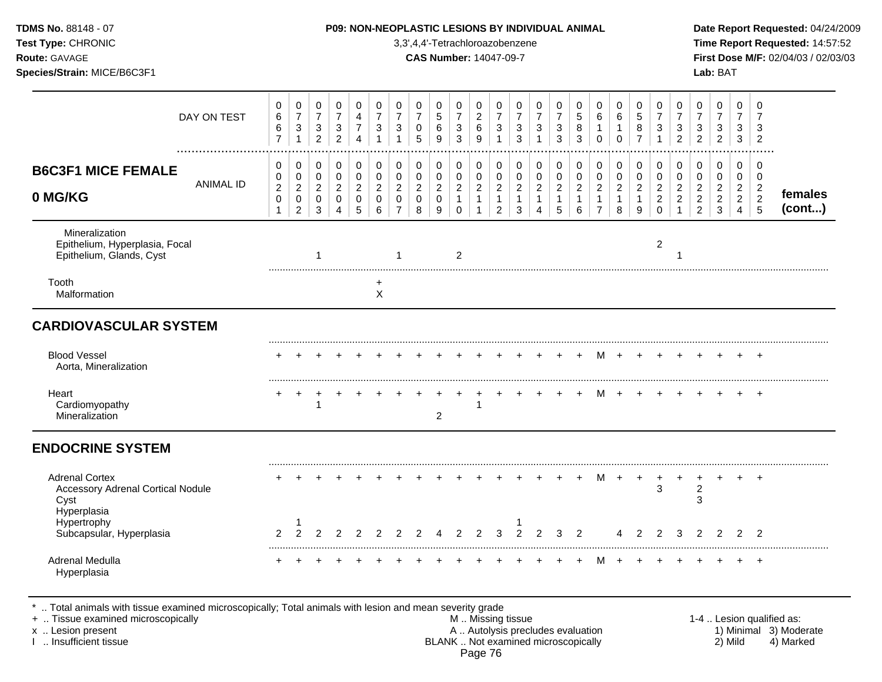| B6C3F1 MICE FEMALE 0 MG/KG | 0667 | 0731 | 0732 | 0732 | 0474 | 0731 | 0731 | 0705 | 0569 | 0733 | 0269 | 0731 | 0733 | 0731 | 0733 | 0583 | 0610 | 0610 | 0587 | 0731 | 0732 | 0732 | 0732 | 0733 | 0732 |
|---|---|---|---|---|---|---|---|---|---|---|---|---|---|---|---|---|---|---|---|---|---|---|---|---|---|
| ANIMAL ID | 0201 | 0202 | 0203 | 0204 | 0205 | 0206 | 0207 | 0208 | 0209 | 0210 | 0211 | 0212 | 0213 | 0214 | 0215 | 0216 | 0217 | 0218 | 0219 | 0220 | 0221 | 0222 | 0223 | 0224 | 0225 |
| Mineralization | | | | | | | | | | | | | | | | | | | | | | | | | |
| Epithelium, Hyperplasia, Focal | | | | | | | | | | | | | | | | | | | | 2 | | | | | |
| Epithelium, Glands, Cyst | | | 1 | | | | 1 | | | 2 | | | | | | | | | | | 1 | | | | |
| Tooth | | | | | | + | | | | | | | | | | | | | | | | | | | |
| Malformation | | | | | | X | | | | | | | | | | | | | | | | | | | |
| **CARDIOVASCULAR SYSTEM** | | | | | | | | | | | | | | | | | | | | | | | | | |
| Blood Vessel | + | + | + | + | + | + | + | + | + | + | + | + | + | + | + | + | M | + | + | + | + | + | + | + | + |
| Aorta, Mineralization | | | | | | | | | | | | | | | | | | | | | | | | | |
| Heart | + | + | + | + | + | + | + | + | + | + | + | + | + | + | + | + | M | + | + | + | + | + | + | + | + |
| Cardiomyopathy | | | 1 | | | | | | | | 1 | | | | | | | | | | | | | | |
| Mineralization | | | | | | | | | 2 | | | | | | | | | | | | | | | | |
| **ENDOCRINE SYSTEM** | | | | | | | | | | | | | | | | | | | | | | | | | |
| Adrenal Cortex | + | + | + | + | + | + | + | + | + | + | + | + | + | + | + | + | M | + | + | + | + | + | + | + | + |
| Accessory Adrenal Cortical Nodule | | | | | | | | | | | | | | | | | | | | 3 | | 2 | | | |
| Cyst | | | | | | | | | | | | | | | | | | | | | | 3 | | | |
| Hyperplasia | | | | | | | | | | | | | | | | | | | | | | | | | |
| Hypertrophy | | 1 | | | | | | | | | | | 1 | | | | | | | | | | | | |
| Subcapsular, Hyperplasia | 2 | 2 | 2 | 2 | 2 | 2 | 2 | 2 | 4 | 2 | 2 | 3 | 2 | 2 | 3 | 2 | | 4 | 2 | 2 | 3 | 2 | 2 | 2 | 2 |
| Adrenal Medulla | + | + | + | + | + | + | + | + | + | + | + | + | + | + | + | + | M | + | + | + | + | + | + | + | + |
| Hyperplasia | | | | | | | | | | | | | | | | | | | | | | | | | |

* .. Total animals with tissue examined microscopically; Total animals with lesion and mean severity grade
+ .. Tissue examined microscopically
x .. Lesion present
I .. Insufficient tissue

M .. Missing tissue
A .. Autolysis precludes evaluation
BLANK .. Not examined microscopically

1-4 .. Lesion qualified as: 1) Minimal 2) Mild 3) Moderate 4) Marked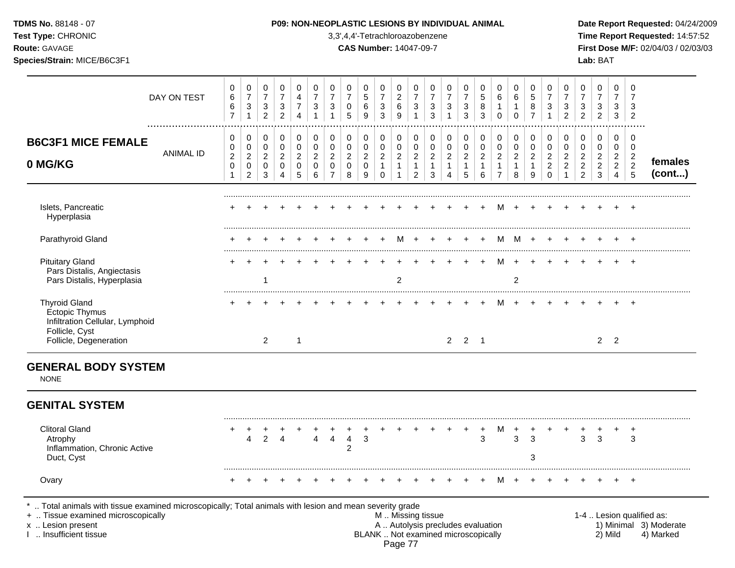**TDMS No.** 88148 - 07
**Test Type:** CHRONIC
**Route:** GAVAGE
**Species/Strain:** MICE/B6C3F1

**P09: NON-NEOPLASTIC LESIONS BY INDIVIDUAL ANIMAL**
3,3',4,4'-Tetrachloroazobenzene
**CAS Number:** 14047-09-7

**Date Report Requested:** 04/24/2009
**Time Report Requested:** 14:57:52
**First Dose M/F:** 02/04/03 / 02/03/03
**Lab:** BAT

## B6C3F1 MICE FEMALE 0 MG/KG — females (cont...)

| DAY ON TEST | 0667 | 0731 | 0732 | 0732 | 0474 | 0731 | 0731 | 0705 | 0569 | 0733 | 0269 | 0731 | 0733 | 0731 | 0733 | 0583 | 0610 | 0610 | 0587 | 0731 | 0732 | 0732 | 0732 | 0733 | 0732 |
|---|---|---|---|---|---|---|---|---|---|---|---|---|---|---|---|---|---|---|---|---|---|---|---|---|---|
| **ANIMAL ID** | 00201 | 00202 | 00203 | 00204 | 00205 | 00206 | 00207 | 00208 | 00209 | 00210 | 00211 | 00212 | 00213 | 00214 | 00215 | 00216 | 00217 | 00218 | 00219 | 00220 | 00221 | 00222 | 00223 | 00224 | 00225 |
| Islets, Pancreatic | + | + | + | + | + | + | + | + | + | + | + | + | + | + | + | + | M | + | + | + | + | + | + | + | + |
| Hyperplasia | | | | | | | | | | | | | | | | | | | | | | | | | |
| Parathyroid Gland | + | + | + | + | + | + | + | + | + | + | M | + | + | + | + | + | M | M | + | + | + | + | + | + | + |
| Pituitary Gland | + | + | + | + | + | + | + | + | + | + | + | + | + | + | + | + | M | + | + | + | + | + | + | + | + |
| Pars Distalis, Angiectasis | | | | | | | | | | | | | | | | | | | | | | | | | |
| Pars Distalis, Hyperplasia | | | 1 | | | | | | | | 2 | | | | | | | 2 | | | | | | | |
| Thyroid Gland | + | + | + | + | + | + | + | + | + | + | + | + | + | + | + | + | M | + | + | + | + | + | + | + | + |
| Ectopic Thymus | | | | | | | | | | | | | | | | | | | | | | | | | |
| Infiltration Cellular, Lymphoid | | | | | | | | | | | | | | | | | | | | | | | | | |
| Follicle, Cyst | | | | | | | | | | | | | | | | | | | | | | | | | |
| Follicle, Degeneration | | | 2 | | 1 | | | | | | | | | 2 | 2 | 1 | | | | | | | 2 | 2 | |

## GENERAL BODY SYSTEM

NONE

## GENITAL SYSTEM

| | 00201 | 00202 | 00203 | 00204 | 00205 | 00206 | 00207 | 00208 | 00209 | 00210 | 00211 | 00212 | 00213 | 00214 | 00215 | 00216 | 00217 | 00218 | 00219 | 00220 | 00221 | 00222 | 00223 | 00224 | 00225 |
|---|---|---|---|---|---|---|---|---|---|---|---|---|---|---|---|---|---|---|---|---|---|---|---|---|---|
| Clitoral Gland | + | + | + | + | + | + | + | + | + | + | + | + | + | + | + | + | M | + | + | + | + | + | + | + | + |
| Atrophy | | 4 | 2 | 4 | | 4 | 4 | 4 | 3 | | | | | | | 3 | | 3 | 3 | | | 3 | 3 | | 3 |
| Inflammation, Chronic Active | | | | | | | | 2 | | | | | | | | | | | | | | | | | |
| Duct, Cyst | | | | | | | | | | | | | | | | | | | 3 | | | | | | |
| Ovary | + | + | + | + | + | + | + | + | + | + | + | + | + | + | + | + | M | + | + | + | + | + | + | + | + |

\* .. Total animals with tissue examined microscopically; Total animals with lesion and mean severity grade
\+ .. Tissue examined microscopically
x .. Lesion present
I .. Insufficient tissue

M .. Missing tissue
A .. Autolysis precludes evaluation
BLANK .. Not examined microscopically

1-4 .. Lesion qualified as: 1) Minimal 2) Mild 3) Moderate 4) Marked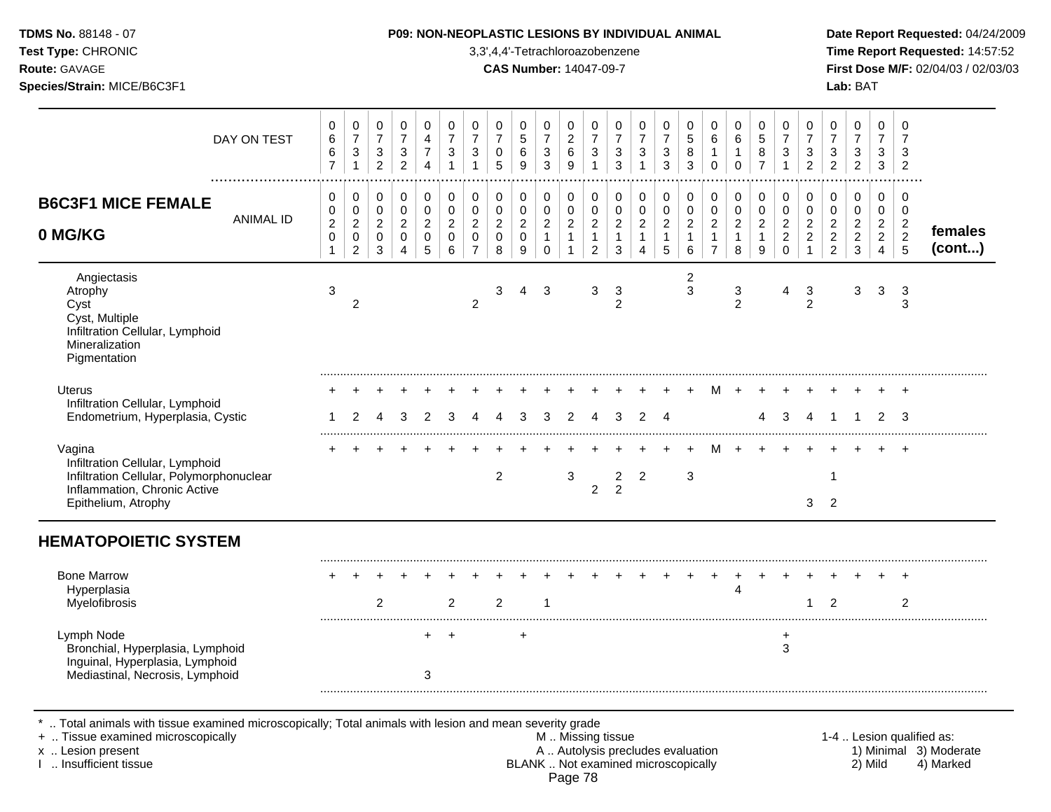**P09: NON-NEOPLASTIC LESIONS BY INDIVIDUAL ANIMAL**

3,3',4,4'-Tetrachloroazobenzene

**CAS Number:** 14047-09-7

**TDMS No.** 88148 - 07
**Test Type:** CHRONIC
**Route:** GAVAGE
**Species/Strain:** MICE/B6C3F1

**Date Report Requested:** 04/24/2009
**Time Report Requested:** 14:57:52
**First Dose M/F:** 02/04/03 / 02/03/03
**Lab:** BAT

## B6C3F1 MICE FEMALE 0 MG/KG — females (cont...)

| DAY ON TEST | 0667 | 0731 | 0732 | 0732 | 0474 | 0731 | 0731 | 0705 | 0569 | 0733 | 0269 | 0731 | 0733 | 0731 | 0733 | 0583 | 0610 | 0610 | 0587 | 0731 | 0732 | 0732 | 0732 | 0733 | 0732 |
|---|---|---|---|---|---|---|---|---|---|---|---|---|---|---|---|---|---|---|---|---|---|---|---|---|---|
| **ANIMAL ID** | 0201 | 0202 | 0203 | 0204 | 0205 | 0206 | 0207 | 0208 | 0209 | 0210 | 0211 | 0212 | 0213 | 0214 | 0215 | 0216 | 0217 | 0218 | 0219 | 0220 | 0221 | 0222 | 0223 | 0224 | 0225 |
| Angiectasis | | | | | | | | | | | | | | | | 2 | | | | | | | | | |
| Atrophy | 3 | | | | | | | 3 | 4 | 3 | | 3 | 3 | | | 3 | | 3 | | 4 | 3 | | 3 | 3 | 3 |
| Cyst | | 2 | | | | | 2 | | | | | | 2 | | | | | 2 | | | 2 | | | | 3 |
| Cyst, Multiple | | | | | | | | | | | | | | | | | | | | | | | | | |
| Infiltration Cellular, Lymphoid | | | | | | | | | | | | | | | | | | | | | | | | | |
| Mineralization | | | | | | | | | | | | | | | | | | | | | | | | | |
| Pigmentation | | | | | | | | | | | | | | | | | | | | | | | | | |
| Uterus | + | + | + | + | + | + | + | + | + | + | + | + | + | + | + | + | M | + | + | + | + | + | + | + | + |
| Infiltration Cellular, Lymphoid | | | | | | | | | | | | | | | | | | | | | | | | | |
| Endometrium, Hyperplasia, Cystic | 1 | 2 | 4 | 3 | 2 | 3 | 4 | 4 | 3 | 3 | 2 | 4 | 3 | 2 | 4 | | | | 4 | 3 | 4 | 1 | 1 | 2 | 3 |
| Vagina | + | + | + | + | + | + | + | + | + | + | + | + | + | + | + | + | M | + | + | + | + | + | + | + | + |
| Infiltration Cellular, Lymphoid | | | | | | | | | | | | | | | | | | | | | | | | | |
| Infiltration Cellular, Polymorphonuclear | | | | | | | | 2 | | | 3 | | 2 | 2 | | 3 | | | | | | 1 | | | |
| Inflammation, Chronic Active | | | | | | | | | | | | 2 | 2 | | | | | | | | | | | | |
| Epithelium, Atrophy | | | | | | | | | | | | | | | | | | | | | 3 | 2 | | | |
| **HEMATOPOIETIC SYSTEM** | | | | | | | | | | | | | | | | | | | | | | | | | |
| Bone Marrow | + | + | + | + | + | + | + | + | + | + | + | + | + | + | + | + | + | + | + | + | + | + | + | + | + |
| Hyperplasia | | | | | | | | | | | | | | | | | | 4 | | | | | | | |
| Myelofibrosis | | | 2 | | | 2 | | 2 | | 1 | | | | | | | | | | | 1 | 2 | | | 2 |
| Lymph Node | | | | | + | + | | | + | | | | | | | | | | | + | | | | | |
| Bronchial, Hyperplasia, Lymphoid | | | | | | | | | | | | | | | | | | | | 3 | | | | | |
| Inguinal, Hyperplasia, Lymphoid | | | | | | | | | | | | | | | | | | | | | | | | | |
| Mediastinal, Necrosis, Lymphoid | | | | | 3 | | | | | | | | | | | | | | | | | | | | |

\* .. Total animals with tissue examined microscopically; Total animals with lesion and mean severity grade
+ .. Tissue examined microscopically
x .. Lesion present
I .. Insufficient tissue

M .. Missing tissue
A .. Autolysis precludes evaluation
BLANK .. Not examined microscopically

1-4 .. Lesion qualified as: 1) Minimal 2) Mild 3) Moderate 4) Marked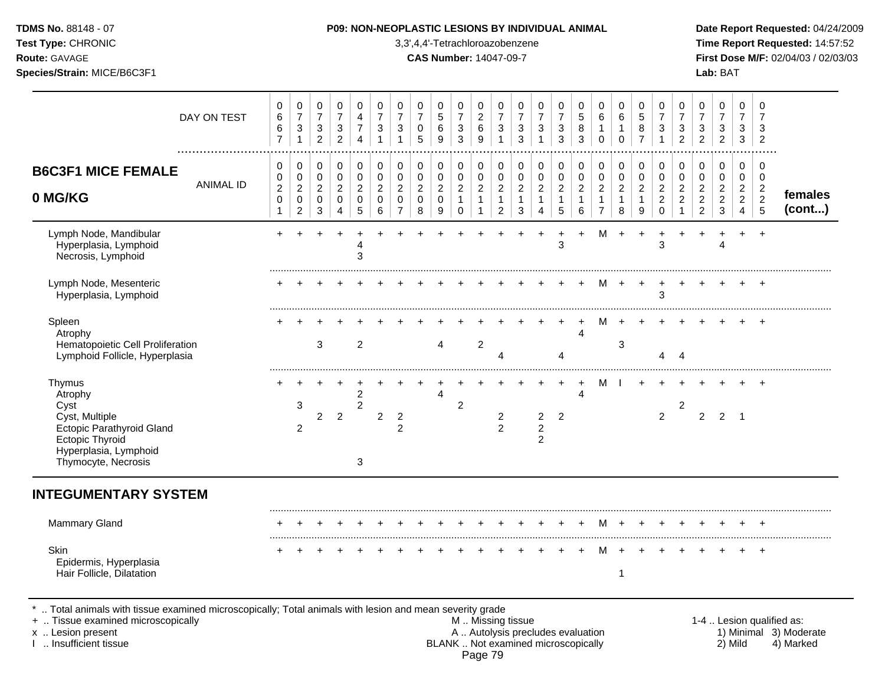**TDMS No.** 88148 - 07
**Test Type:** CHRONIC
**Route:** GAVAGE
**Species/Strain:** MICE/B6C3F1

**P09: NON-NEOPLASTIC LESIONS BY INDIVIDUAL ANIMAL**
3,3',4,4'-Tetrachloroazobenzene
**CAS Number:** 14047-09-7

**Date Report Requested:** 04/24/2009
**Time Report Requested:** 14:57:52
**First Dose M/F:** 02/04/03 / 02/03/03
**Lab:** BAT

| DAY ON TEST | 0667 | 0731 | 0732 | 0732 | 0474 | 0731 | 0731 | 0705 | 0569 | 0733 | 0269 | 0731 | 0733 | 0731 | 0733 | 0583 | 0610 | 0610 | 0587 | 0731 | 0732 | 0732 | 0732 | 0733 | 0732 | |
|---|---|---|---|---|---|---|---|---|---|---|---|---|---|---|---|---|---|---|---|---|---|---|---|---|---|---|
| **B6C3F1 MICE FEMALE 0 MG/KG** — ANIMAL ID | 00201 | 00202 | 00203 | 00204 | 00205 | 00206 | 00207 | 00208 | 00209 | 00210 | 00211 | 00212 | 00213 | 00214 | 00215 | 00216 | 00217 | 00218 | 00219 | 00220 | 00221 | 00222 | 00223 | 00224 | 00225 | **females (cont...)** |
| Lymph Node, Mandibular | + | + | + | + | + | + | + | + | + | + | + | + | + | + | + | + | M | + | + | + | + | + | + | + | + | |
| Hyperplasia, Lymphoid | | | | | 4 | | | | | | | | | | 3 | | | | | 3 | | | 4 | | | |
| Necrosis, Lymphoid | | | | | 3 | | | | | | | | | | | | | | | | | | | | | |
| Lymph Node, Mesenteric | + | + | + | + | + | + | + | + | + | + | + | + | + | + | + | + | M | + | + | + | + | + | + | + | + | |
| Hyperplasia, Lymphoid | | | | | | | | | | | | | | | | | | | | 3 | | | | | | |
| Spleen | + | + | + | + | + | + | + | + | + | + | + | + | + | + | + | + | M | + | + | + | + | + | + | + | + | |
| Atrophy | | | | | | | | | | | | | | | | 4 | | | | | | | | | | |
| Hematopoietic Cell Proliferation | | | 3 | | 2 | | | | 4 | | 2 | | | | | | | 3 | | | | | | | | |
| Lymphoid Follicle, Hyperplasia | | | | | | | | | | | | 4 | | | 4 | | | | | 4 | 4 | | | | | |
| Thymus | + | + | + | + | + | + | + | + | + | + | + | + | + | + | + | + | M | I | + | + | + | + | + | + | + | |
| Atrophy | | | | | 2 | | | | 4 | | | | | | | 4 | | | | | | | | | | |
| Cyst | | 3 | | | 2 | | | | | 2 | | | | | | | | | | | 2 | | | | | |
| Cyst, Multiple | | | 2 | 2 | | 2 | 2 | | | | | 2 | | 2 | 2 | | | | | 2 | | 2 | 2 | 1 | | |
| Ectopic Parathyroid Gland | | 2 | | | | | 2 | | | | | 2 | | 2 | | | | | | | | | | | | |
| Ectopic Thyroid | | | | | | | | | | | | | | 2 | | | | | | | | | | | | |
| Hyperplasia, Lymphoid | | | | | | | | | | | | | | | | | | | | | | | | | | |
| Thymocyte, Necrosis | | | | | 3 | | | | | | | | | | | | | | | | | | | | | |
| **INTEGUMENTARY SYSTEM** | | | | | | | | | | | | | | | | | | | | | | | | | | |
| Mammary Gland | + | + | + | + | + | + | + | + | + | + | + | + | + | + | + | + | M | + | + | + | + | + | + | + | + | |
| Skin | + | + | + | + | + | + | + | + | + | + | + | + | + | + | + | + | M | + | + | + | + | + | + | + | + | |
| Epidermis, Hyperplasia | | | | | | | | | | | | | | | | | | | | | | | | | | |
| Hair Follicle, Dilatation | | | | | | | | | | | | | | | | | | 1 | | | | | | | | |

* .. Total animals with tissue examined microscopically; Total animals with lesion and mean severity grade
+ .. Tissue examined microscopically
x .. Lesion present
I .. Insufficient tissue

M .. Missing tissue
A .. Autolysis precludes evaluation
BLANK .. Not examined microscopically

1-4 .. Lesion qualified as:
1) Minimal 2) Mild 3) Moderate 4) Marked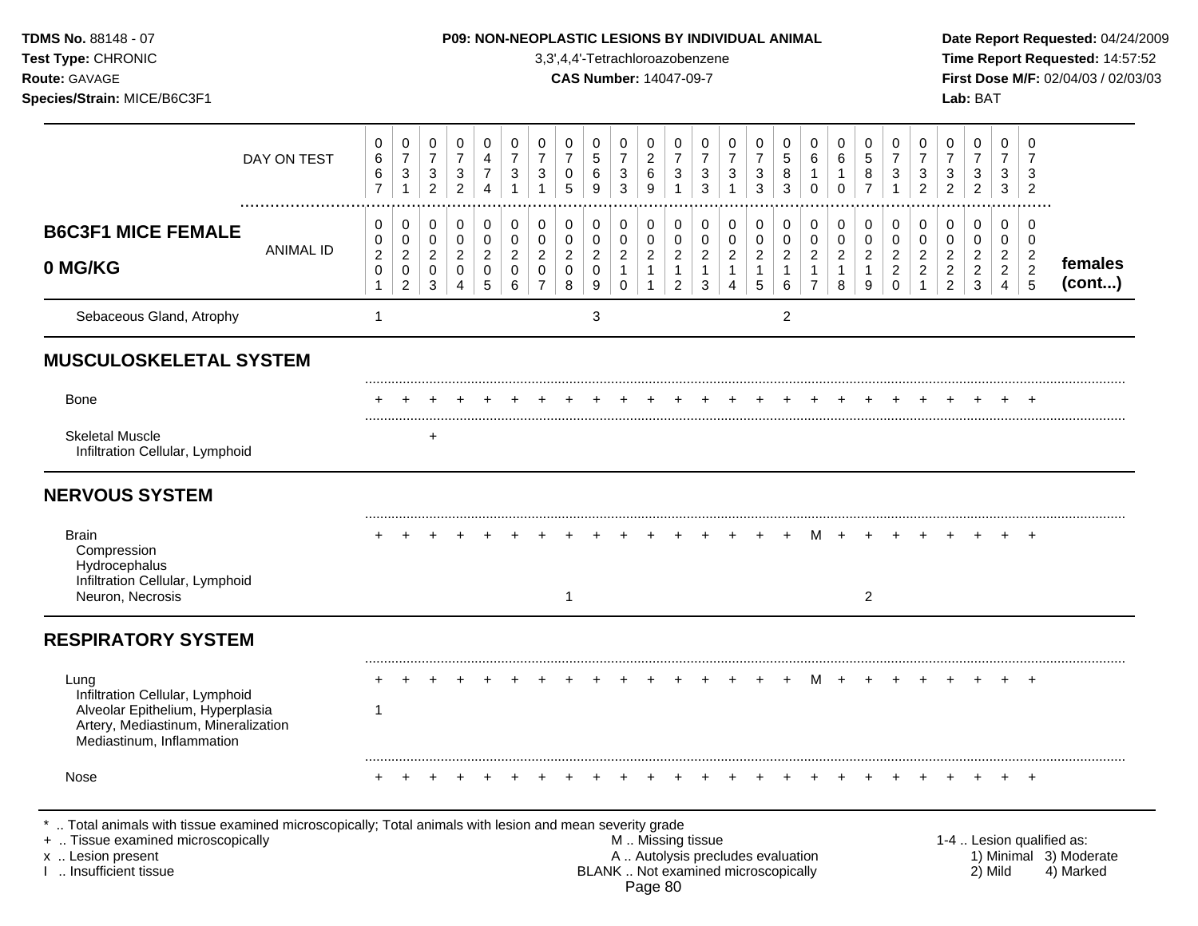**TDMS No.** 88148 - 07
**Test Type:** CHRONIC
**Route:** GAVAGE
**Species/Strain:** MICE/B6C3F1

**P09: NON-NEOPLASTIC LESIONS BY INDIVIDUAL ANIMAL**
3,3',4,4'-Tetrachloroazobenzene
**CAS Number:** 14047-09-7

**Date Report Requested:** 04/24/2009
**Time Report Requested:** 14:57:52
**First Dose M/F:** 02/04/03 / 02/03/03
**Lab:** BAT

| | | | | | | | | | | | | | | | | | | | | | | | | | |
|---|---|---|---|---|---|---|---|---|---|---|---|---|---|---|---|---|---|---|---|---|---|---|---|---|---|
| DAY ON TEST | 0667 | 0731 | 0732 | 0732 | 0474 | 0731 | 0731 | 0705 | 0569 | 0733 | 0269 | 0731 | 0733 | 0731 | 0733 | 0583 | 0610 | 0610 | 0587 | 0731 | 0732 | 0732 | 0732 | 0733 | 0732 |
| **B6C3F1 MICE FEMALE 0 MG/KG** ANIMAL ID | 00201 | 00202 | 00203 | 00204 | 00205 | 00206 | 00207 | 00208 | 00209 | 00210 | 00211 | 00212 | 00213 | 00214 | 00215 | 00216 | 00217 | 00218 | 00219 | 00220 | 00221 | 00222 | 00223 | 00224 | 00225 |
| Sebaceous Gland, Atrophy | 1 | | | | | | | | 3 | | | | | | | 2 | | | | | | | | | |
| **MUSCULOSKELETAL SYSTEM** | | | | | | | | | | | | | | | | | | | | | | | | | |
| Bone | + | + | + | + | + | + | + | + | + | + | + | + | + | + | + | + | + | + | + | + | + | + | + | + | + |
| Skeletal Muscle | | | + | | | | | | | | | | | | | | | | | | | | | | |
| Infiltration Cellular, Lymphoid | | | | | | | | | | | | | | | | | | | | | | | | | |
| **NERVOUS SYSTEM** | | | | | | | | | | | | | | | | | | | | | | | | | |
| Brain | + | + | + | + | + | + | + | + | + | + | + | + | + | + | + | + | M | + | + | + | + | + | + | + | + |
| Compression | | | | | | | | | | | | | | | | | | | | | | | | | |
| Hydrocephalus | | | | | | | | | | | | | | | | | | | | | | | | | |
| Infiltration Cellular, Lymphoid | | | | | | | | | | | | | | | | | | | | | | | | | |
| Neuron, Necrosis | | | | | | | | 1 | | | | | | | | | | | 2 | | | | | | |
| **RESPIRATORY SYSTEM** | | | | | | | | | | | | | | | | | | | | | | | | | |
| Lung | + | + | + | + | + | + | + | + | + | + | + | + | + | + | + | + | M | + | + | + | + | + | + | + | + |
| Infiltration Cellular, Lymphoid | | | | | | | | | | | | | | | | | | | | | | | | | |
| Alveolar Epithelium, Hyperplasia | 1 | | | | | | | | | | | | | | | | | | | | | | | | |
| Artery, Mediastinum, Mineralization | | | | | | | | | | | | | | | | | | | | | | | | | |
| Mediastinum, Inflammation | | | | | | | | | | | | | | | | | | | | | | | | | |
| Nose | + | + | + | + | + | + | + | + | + | + | + | + | + | + | + | + | + | + | + | + | + | + | + | + | + |

females (cont...)

\* .. Total animals with tissue examined microscopically; Total animals with lesion and mean severity grade
\+ .. Tissue examined microscopically
x .. Lesion present
I .. Insufficient tissue

M .. Missing tissue
A .. Autolysis precludes evaluation
BLANK .. Not examined microscopically

1-4 .. Lesion qualified as: 1) Minimal 2) Mild 3) Moderate 4) Marked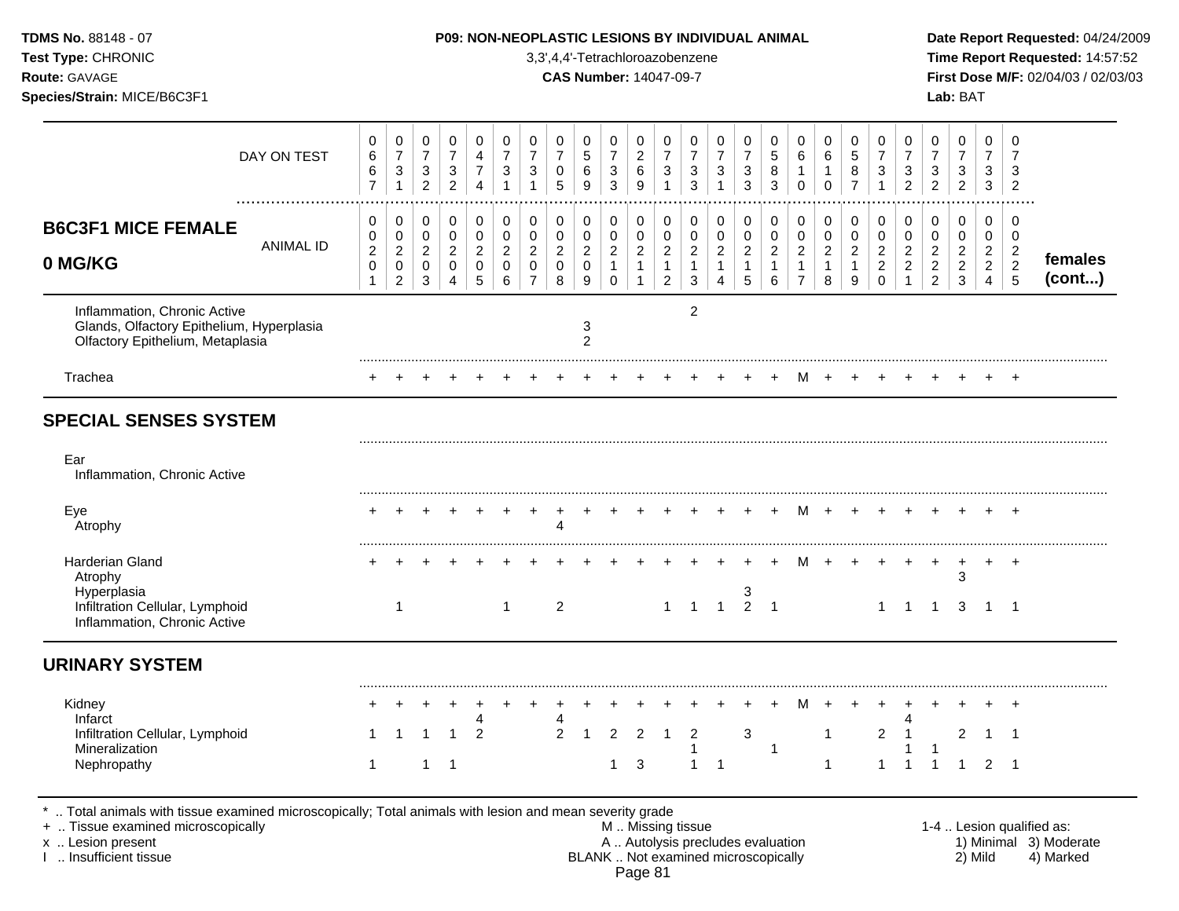| B6C3F1 MICE FEMALE 0 MG/KG | 0667 | 0731 | 0732 | 0732 | 0474 | 0731 | 0731 | 0705 | 0569 | 0733 | 0269 | 0731 | 0733 | 0731 | 0733 | 0583 | 0610 | 0610 | 0587 | 0731 | 0732 | 0732 | 0732 | 0733 | 0732 | |
|---|---|---|---|---|---|---|---|---|---|---|---|---|---|---|---|---|---|---|---|---|---|---|---|---|---|---|
| DAY ON TEST / ANIMAL ID | 0201 | 0202 | 0203 | 0204 | 0205 | 0206 | 0207 | 0208 | 0209 | 0210 | 0211 | 0212 | 0213 | 0214 | 0215 | 0216 | 0217 | 0218 | 0219 | 0220 | 0221 | 0222 | 0223 | 0224 | 0225 | **females (cont...)** |
| Inflammation, Chronic Active | | | | | | | | | | | | | 2 | | | | | | | | | | | | | |
| Glands, Olfactory Epithelium, Hyperplasia | | | | | | | | | 3 | | | | | | | | | | | | | | | | | |
| Olfactory Epithelium, Metaplasia | | | | | | | | | 2 | | | | | | | | | | | | | | | | | |
| Trachea | + | + | + | + | + | + | + | + | + | + | + | + | + | + | + | + | M | + | + | + | + | + | + | + | + | |
| **SPECIAL SENSES SYSTEM** | | | | | | | | | | | | | | | | | | | | | | | | | | |
| Ear | | | | | | | | | | | | | | | | | | | | | | | | | | |
| Inflammation, Chronic Active | | | | | | | | | | | | | | | | | | | | | | | | | | |
| Eye | + | + | + | + | + | + | + | + | + | + | + | + | + | + | + | + | M | + | + | + | + | + | + | + | + | |
| Atrophy | | | | | | | | 4 | | | | | | | | | | | | | | | | | | |
| Harderian Gland | + | + | + | + | + | + | + | + | + | + | + | + | + | + | + | + | M | + | + | + | + | + | + | + | + | |
| Atrophy | | | | | | | | | | | | | | | | | | | | | | | 3 | | | |
| Hyperplasia | | | | | | | | | | | | | | | 3 | | | | | | | | | | | |
| Infiltration Cellular, Lymphoid | | 1 | | | | 1 | | 2 | | | | 1 | 1 | 1 | 2 | 1 | | | | 1 | 1 | 1 | 3 | 1 | 1 | |
| Inflammation, Chronic Active | | | | | | | | | | | | | | | | | | | | | | | | | | |
| **URINARY SYSTEM** | | | | | | | | | | | | | | | | | | | | | | | | | | |
| Kidney | + | + | + | + | + | + | + | + | + | + | + | + | + | + | + | + | M | + | + | + | + | + | + | + | + | |
| Infarct | | | | | 4 | | | 4 | | | | | | | | | | | | | 4 | | | | | |
| Infiltration Cellular, Lymphoid | 1 | 1 | 1 | 1 | 2 | | | 2 | 1 | 2 | 2 | 1 | 2 | | 3 | | | 1 | | 2 | 1 | | 2 | 1 | 1 | |
| Mineralization | | | | | | | | | | | | | 1 | | | 1 | | | | | 1 | 1 | | | | |
| Nephropathy | 1 | | 1 | 1 | | | | | | 1 | 3 | | 1 | 1 | | | | 1 | | 1 | 1 | 1 | 1 | 2 | 1 | |

\* .. Total animals with tissue examined microscopically; Total animals with lesion and mean severity grade
+ .. Tissue examined microscopically
x .. Lesion present
I .. Insufficient tissue

M .. Missing tissue
A .. Autolysis precludes evaluation
BLANK .. Not examined microscopically

1-4 .. Lesion qualified as:
1) Minimal 2) Mild 3) Moderate 4) Marked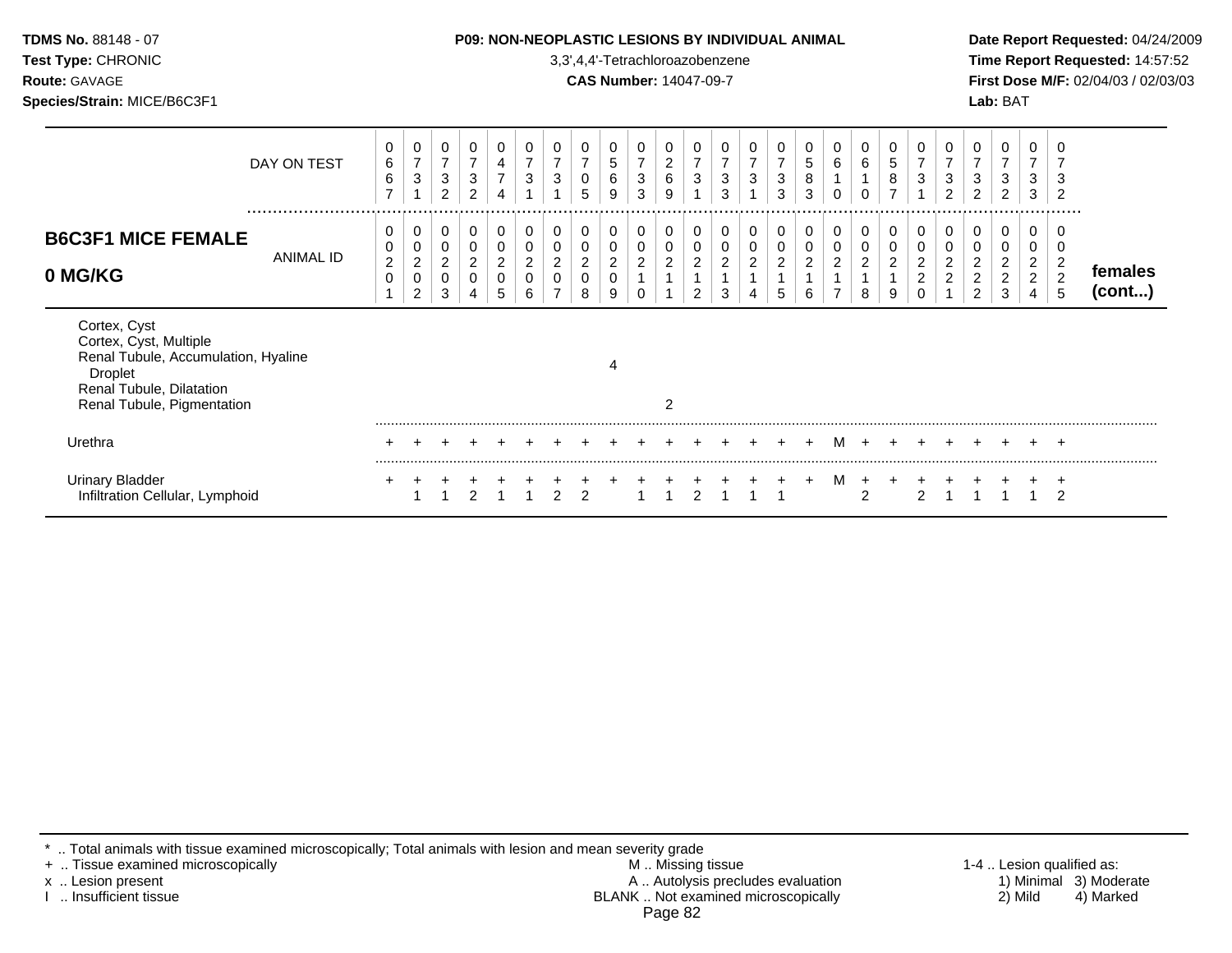**TDMS No.** 88148 - 07
**Test Type:** CHRONIC
**Route:** GAVAGE
**Species/Strain:** MICE/B6C3F1

**P09: NON-NEOPLASTIC LESIONS BY INDIVIDUAL ANIMAL**
3,3',4,4'-Tetrachloroazobenzene
**CAS Number:** 14047-09-7

**Date Report Requested:** 04/24/2009
**Time Report Requested:** 14:57:52
**First Dose M/F:** 02/04/03 / 02/03/03
**Lab:** BAT

| DAY ON TEST | 0667 | 0731 | 0732 | 0732 | 0474 | 0731 | 0731 | 0705 | 0569 | 0733 | 0269 | 0731 | 0733 | 0731 | 0733 | 0583 | 0610 | 0610 | 0587 | 0731 | 0732 | 0732 | 0732 | 0733 | 0732 | |
|---|---|---|---|---|---|---|---|---|---|---|---|---|---|---|---|---|---|---|---|---|---|---|---|---|---|---|
| **B6C3F1 MICE FEMALE 0 MG/KG** — ANIMAL ID | 00201 | 00202 | 00203 | 00204 | 00205 | 00206 | 00207 | 00208 | 00209 | 00210 | 00211 | 00212 | 00213 | 00214 | 00215 | 00216 | 00217 | 00218 | 00219 | 00220 | 00221 | 00222 | 00223 | 00224 | 00225 | **females (cont...)** |
| Cortex, Cyst | | | | | | | | | | | | | | | | | | | | | | | | | | |
| Cortex, Cyst, Multiple | | | | | | | | | | | | | | | | | | | | | | | | | | |
| Renal Tubule, Accumulation, Hyaline Droplet | | | | | | | | | 4 | | | | | | | | | | | | | | | | | |
| Renal Tubule, Dilatation | | | | | | | | | | | | | | | | | | | | | | | | | | |
| Renal Tubule, Pigmentation | | | | | | | | | | | 2 | | | | | | | | | | | | | | | |
| Urethra | + | + | + | + | + | + | + | + | + | + | + | + | + | + | + | + | M | + | + | + | + | + | + | + | + | |
| Urinary Bladder | + | + | + | + | + | + | + | + | + | + | + | + | + | + | + | + | M | + | + | + | + | + | + | + | + | |
| Infiltration Cellular, Lymphoid | | 1 | 1 | 2 | 1 | 1 | 2 | 2 | | 1 | 1 | 2 | 1 | 1 | 1 | | | 2 | | 2 | 1 | 1 | 1 | 1 | 2 | |

\* .. Total animals with tissue examined microscopically; Total animals with lesion and mean severity grade
\+ .. Tissue examined microscopically
x .. Lesion present
I .. Insufficient tissue

M .. Missing tissue
A .. Autolysis precludes evaluation
BLANK .. Not examined microscopically

1-4 .. Lesion qualified as:
1) Minimal 2) Mild 3) Moderate 4) Marked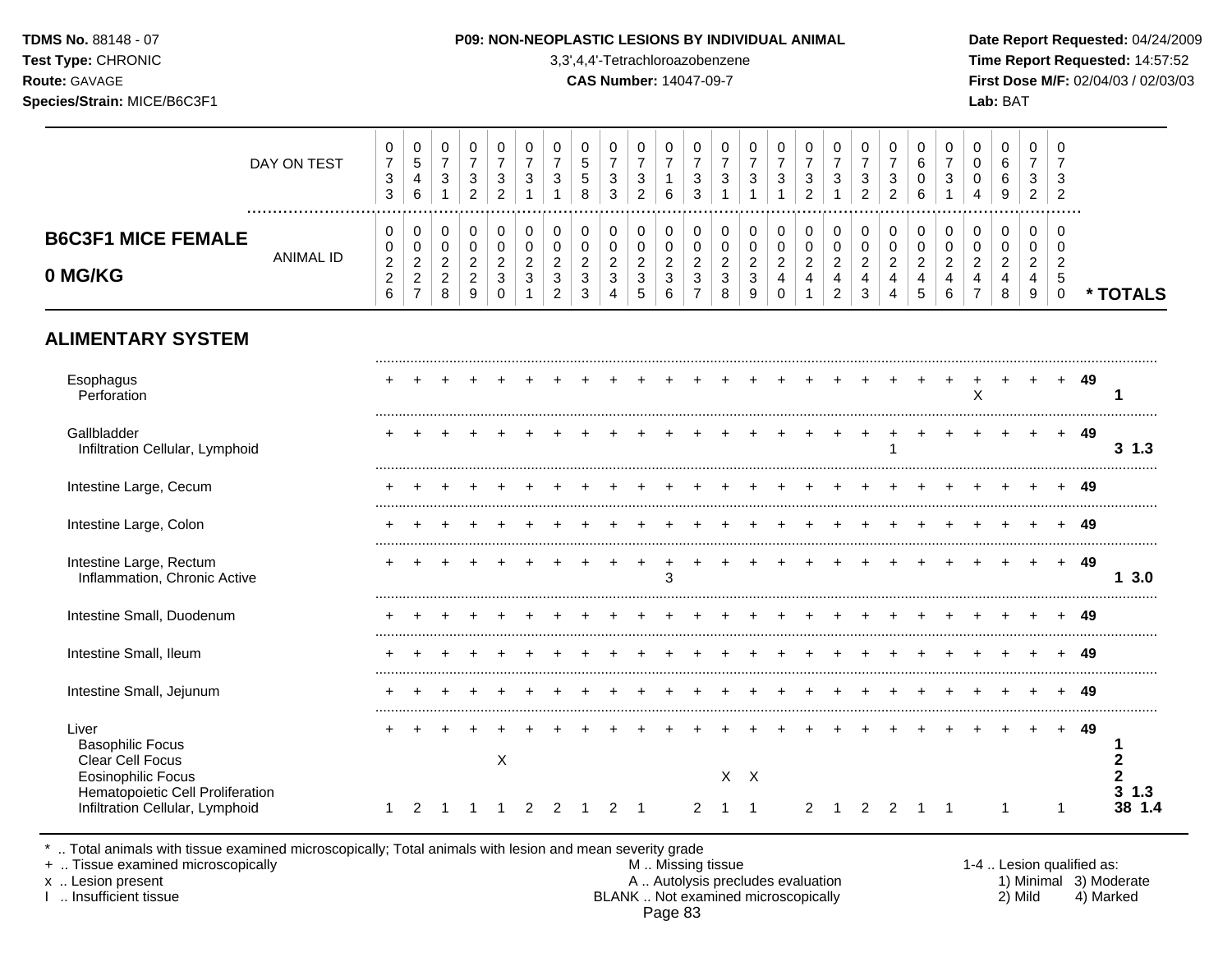**TDMS No.** 88148 - 07
**Test Type:** CHRONIC
**Route:** GAVAGE
**Species/Strain:** MICE/B6C3F1

**P09: NON-NEOPLASTIC LESIONS BY INDIVIDUAL ANIMAL**
3,3',4,4'-Tetrachloroazobenzene
**CAS Number:** 14047-09-7

**Date Report Requested:** 04/24/2009
**Time Report Requested:** 14:57:52
**First Dose M/F:** 02/04/03 / 02/03/03
**Lab:** BAT

| DAY ON TEST | 0733 | 0546 | 0731 | 0732 | 0732 | 0731 | 0731 | 0558 | 0733 | 0732 | 0716 | 0733 | 0731 | 0731 | 0731 | 0732 | 0731 | 0732 | 0732 | 0606 | 0731 | 0004 | 0669 | 0732 | 0732 | |
|---|---|---|---|---|---|---|---|---|---|---|---|---|---|---|---|---|---|---|---|---|---|---|---|---|---|---|
| **B6C3F1 MICE FEMALE 0 MG/KG** — ANIMAL ID | 0226 | 0227 | 0228 | 0229 | 0230 | 0231 | 0232 | 0233 | 0234 | 0235 | 0236 | 0237 | 0238 | 0239 | 0240 | 0241 | 0242 | 0243 | 0244 | 0245 | 0246 | 0247 | 0248 | 0249 | 0250 | *** TOTALS** |
| **ALIMENTARY SYSTEM** | | | | | | | | | | | | | | | | | | | | | | | | | | |
| Esophagus | + | + | + | + | + | + | + | + | + | + | + | + | + | + | + | + | + | + | + | + | + | + | + | + | + | 49 |
| Perforation | | | | | | | | | | | | | | | | | | | | | | X | | | | 1 |
| Gallbladder | + | + | + | + | + | + | + | + | + | + | + | + | + | + | + | + | + | + | + | + | + | + | + | + | + | 49 |
| Infiltration Cellular, Lymphoid | | | | | | | | | | | | | | | | | | | 1 | | | | | | | 3 1.3 |
| Intestine Large, Cecum | + | + | + | + | + | + | + | + | + | + | + | + | + | + | + | + | + | + | + | + | + | + | + | + | + | 49 |
| Intestine Large, Colon | + | + | + | + | + | + | + | + | + | + | + | + | + | + | + | + | + | + | + | + | + | + | + | + | + | 49 |
| Intestine Large, Rectum | + | + | + | + | + | + | + | + | + | + | + | + | + | + | + | + | + | + | + | + | + | + | + | + | + | 49 |
| Inflammation, Chronic Active | | | | | | | | | | | 3 | | | | | | | | | | | | | | | 1 3.0 |
| Intestine Small, Duodenum | + | + | + | + | + | + | + | + | + | + | + | + | + | + | + | + | + | + | + | + | + | + | + | + | + | 49 |
| Intestine Small, Ileum | + | + | + | + | + | + | + | + | + | + | + | + | + | + | + | + | + | + | + | + | + | + | + | + | + | 49 |
| Intestine Small, Jejunum | + | + | + | + | + | + | + | + | + | + | + | + | + | + | + | + | + | + | + | + | + | + | + | + | + | 49 |
| Liver | + | + | + | + | + | + | + | + | + | + | + | + | + | + | + | + | + | + | + | + | + | + | + | + | + | 49 |
| Basophilic Focus | | | | | | | | | | | | | | | | | | | | | | | | | | 1 |
| Clear Cell Focus | | | | | X | | | | | | | | | | | | | | | | | | | | | 2 |
| Eosinophilic Focus | | | | | | | | | | | | | X | X | | | | | | | | | | | | 2 |
| Hematopoietic Cell Proliferation | | | | | | | | | | | | | | | | | | | | | | | | | | 3 1.3 |
| Infiltration Cellular, Lymphoid | 1 | 2 | 1 | 1 | 1 | 2 | 2 | 1 | 2 | 1 | | 2 | 1 | 1 | | 2 | 1 | 2 | 2 | 1 | 1 | | 1 | | 1 | 38 1.4 |

\* .. Total animals with tissue examined microscopically; Total animals with lesion and mean severity grade
\+ .. Tissue examined microscopically
x .. Lesion present
I .. Insufficient tissue

M .. Missing tissue
A .. Autolysis precludes evaluation
BLANK .. Not examined microscopically

1-4 .. Lesion qualified as:
1) Minimal 3) Moderate
2) Mild 4) Marked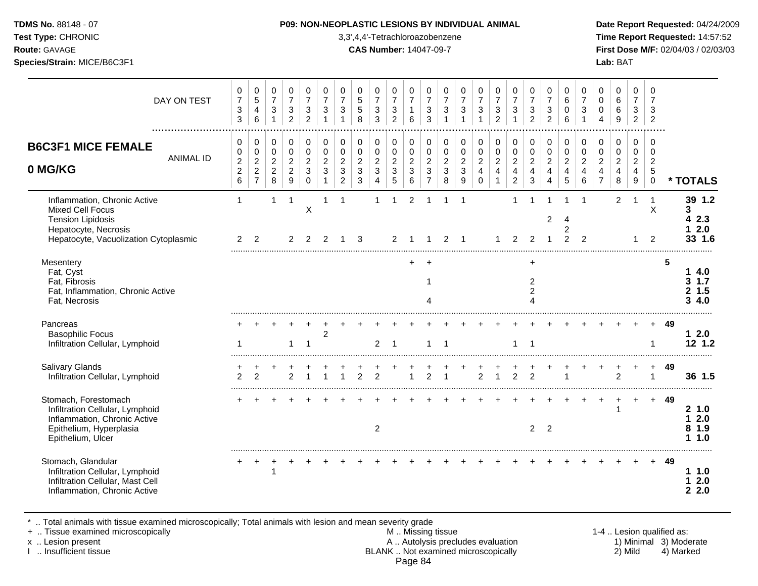**TDMS No.** 88148 - 07
**Test Type:** CHRONIC
**Route:** GAVAGE
**Species/Strain:** MICE/B6C3F1

**P09: NON-NEOPLASTIC LESIONS BY INDIVIDUAL ANIMAL**
3,3',4,4'-Tetrachloroazobenzene
**CAS Number:** 14047-09-7

**Date Report Requested:** 04/24/2009
**Time Report Requested:** 14:57:52
**First Dose M/F:** 02/04/03 / 02/03/03
**Lab:** BAT

## B6C3F1 MICE FEMALE 0 MG/KG

| DAY ON TEST | 0733 | 0546 | 0731 | 0732 | 0732 | 0731 | 0731 | 0558 | 0733 | 0732 | 0716 | 0733 | 0731 | 0731 | 0731 | 0732 | 0731 | 0732 | 0732 | 0606 | 0731 | 0004 | 0669 | 0732 | 0732 | |
|---|---|---|---|---|---|---|---|---|---|---|---|---|---|---|---|---|---|---|---|---|---|---|---|---|---|---|
| **ANIMAL ID** | 00226 | 00227 | 00228 | 00229 | 00230 | 00231 | 00232 | 00233 | 00234 | 00235 | 00236 | 00237 | 00238 | 00239 | 00240 | 00241 | 00242 | 00243 | 00244 | 00245 | 00246 | 00247 | 00248 | 00249 | 00250 | *** TOTALS** |
| Inflammation, Chronic Active | 1 | | 1 | 1 | | 1 | 1 | | 1 | 1 | 2 | 1 | 1 | 1 | | | 1 | 1 | 1 | 1 | 1 | | 2 | 1 | 1 | **39 1.2** |
| Mixed Cell Focus | | | | | X | | | | | | | | | | | | | | | | | | | | X | **3** |
| Tension Lipidosis | | | | | | | | | | | | | | | | | | | 2 | 4 | | | | | | **4 2.3** |
| Hepatocyte, Necrosis | | | | | | | | | | | | | | | | | | | | 2 | | | | | | **1 2.0** |
| Hepatocyte, Vacuolization Cytoplasmic | 2 | 2 | | 2 | 2 | 2 | 1 | 3 | | 2 | 1 | 1 | 2 | 1 | | 1 | 2 | 2 | 1 | 2 | 2 | | | 1 | 2 | **33 1.6** |
| Mesentery | | | | | | | | | | | + | + | | | | | | + | | | | | | | | **5** |
| Fat, Cyst | | | | | | | | | | | | | | | | | | | | | | | | | | **1 4.0** |
| Fat, Fibrosis | | | | | | | | | | | | 1 | | | | | | 2 | | | | | | | | **3 1.7** |
| Fat, Inflammation, Chronic Active | | | | | | | | | | | | | | | | | | 2 | | | | | | | | **2 1.5** |
| Fat, Necrosis | | | | | | | | | | | | 4 | | | | | | 4 | | | | | | | | **3 4.0** |
| Pancreas | + | + | + | + | + | + | + | + | + | + | + | + | + | + | + | + | + | + | + | + | + | + | + | + | + | **49** |
| Basophilic Focus | | | | | | 2 | | | | | | | | | | | | | | | | | | | | **1 2.0** |
| Infiltration Cellular, Lymphoid | 1 | | | 1 | 1 | | | | 2 | 1 | | 1 | 1 | | | | 1 | 1 | | | | | | | 1 | **12 1.2** |
| Salivary Glands | + | + | + | + | + | + | + | + | + | + | + | + | + | + | + | + | + | + | + | + | + | + | + | + | + | **49** |
| Infiltration Cellular, Lymphoid | 2 | 2 | | 2 | 1 | 1 | 1 | 2 | 2 | | 1 | 2 | 1 | | 2 | 1 | 2 | 2 | | 1 | | | 2 | | 1 | **36 1.5** |
| Stomach, Forestomach | + | + | + | + | + | + | + | + | + | + | + | + | + | + | + | + | + | + | + | + | + | + | + | + | + | **49** |
| Infiltration Cellular, Lymphoid | | | | | | | | | | | | | | | | | | | | | | | 1 | | | **2 1.0** |
| Inflammation, Chronic Active | | | | | | | | | | | | | | | | | | | | | | | | | | **1 2.0** |
| Epithelium, Hyperplasia | | | | | | | | | 2 | | | | | | | | | 2 | 2 | | | | | | | **8 1.9** |
| Epithelium, Ulcer | | | | | | | | | | | | | | | | | | | | | | | | | | **1 1.0** |
| Stomach, Glandular | + | + | + | + | + | + | + | + | + | + | + | + | + | + | + | + | + | + | + | + | + | + | + | + | + | **49** |
| Infiltration Cellular, Lymphoid | | | 1 | | | | | | | | | | | | | | | | | | | | | | | **1 1.0** |
| Infiltration Cellular, Mast Cell | | | | | | | | | | | | | | | | | | | | | | | | | | **1 2.0** |
| Inflammation, Chronic Active | | | | | | | | | | | | | | | | | | | | | | | | | | **2 2.0** |

\* .. Total animals with tissue examined microscopically; Total animals with lesion and mean severity grade
\+ .. Tissue examined microscopically
x .. Lesion present
I .. Insufficient tissue

M .. Missing tissue
A .. Autolysis precludes evaluation
BLANK .. Not examined microscopically

1-4 .. Lesion qualified as:
1) Minimal 2) Mild 3) Moderate 4) Marked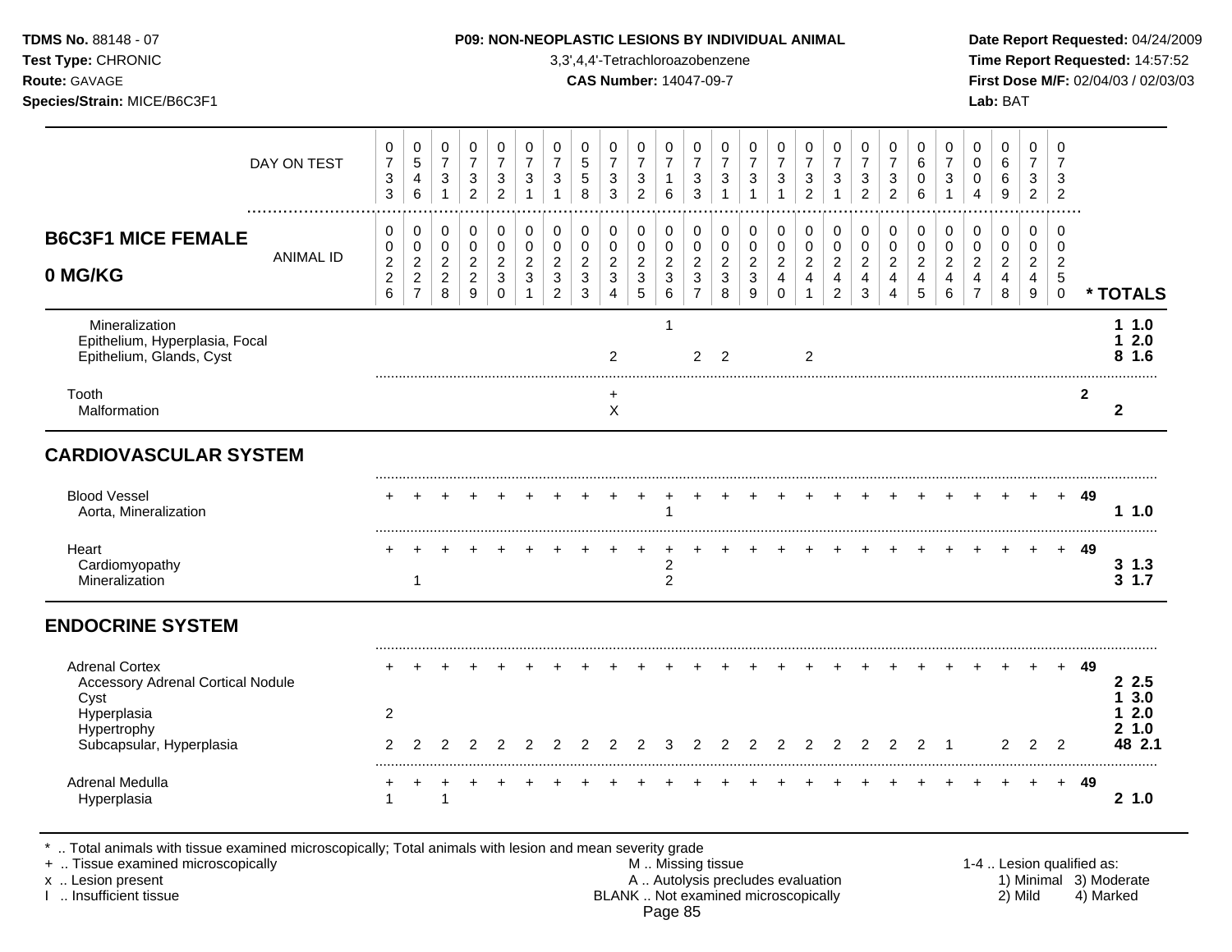## B6C3F1 MICE FEMALE 0 MG/KG

| DAY ON TEST | 0733 | 0546 | 0731 | 0732 | 0732 | 0731 | 0731 | 0558 | 0733 | 0732 | 0716 | 0733 | 0731 | 0731 | 0731 | 0732 | 0731 | 0732 | 0732 | 0606 | 0731 | 0004 | 0669 | 0732 | 0732 | |
|---|---|---|---|---|---|---|---|---|---|---|---|---|---|---|---|---|---|---|---|---|---|---|---|---|---|---|
| **ANIMAL ID** | 0226 | 0227 | 0228 | 0229 | 0230 | 0231 | 0232 | 0233 | 0234 | 0235 | 0236 | 0237 | 0238 | 0239 | 0240 | 0241 | 0242 | 0243 | 0244 | 0245 | 0246 | 0247 | 0248 | 0249 | 0250 | *** TOTALS** |
| Mineralization | | | | | | | | | | | 1 | | | | | | | | | | | | | | | 1 1.0 |
| Epithelium, Hyperplasia, Focal | | | | | | | | | | | | | | | | | | | | | | | | | | 1 2.0 |
| Epithelium, Glands, Cyst | | | | | | | | | 2 | | | 2 | 2 | | | 2 | | | | | | | | | | 8 1.6 |
| Tooth | | | | | | | | | + | | | | | | | | | | | | | | | | | 2 |
| Malformation | | | | | | | | | X | | | | | | | | | | | | | | | | | 2 |
| **CARDIOVASCULAR SYSTEM** | | | | | | | | | | | | | | | | | | | | | | | | | | |
| Blood Vessel | + | + | + | + | + | + | + | + | + | + | + | + | + | + | + | + | + | + | + | + | + | + | + | + | + | 49 |
| Aorta, Mineralization | | | | | | | | | | | 1 | | | | | | | | | | | | | | | 1 1.0 |
| Heart | + | + | + | + | + | + | + | + | + | + | + | + | + | + | + | + | + | + | + | + | + | + | + | + | + | 49 |
| Cardiomyopathy | | | | | | | | | | | 2 | | | | | | | | | | | | | | | 3 1.3 |
| Mineralization | | 1 | | | | | | | | | 2 | | | | | | | | | | | | | | | 3 1.7 |
| **ENDOCRINE SYSTEM** | | | | | | | | | | | | | | | | | | | | | | | | | | |
| Adrenal Cortex | + | + | + | + | + | + | + | + | + | + | + | + | + | + | + | + | + | + | + | + | + | + | + | + | + | 49 |
| Accessory Adrenal Cortical Nodule | | | | | | | | | | | | | | | | | | | | | | | | | | 2 2.5 |
| Cyst | | | | | | | | | | | | | | | | | | | | | | | | | | 1 3.0 |
| Hyperplasia | 2 | | | | | | | | | | | | | | | | | | | | | | | | | 1 2.0 |
| Hypertrophy | | | | | | | | | | | | | | | | | | | | | | | | | | 2 1.0 |
| Subcapsular, Hyperplasia | 2 | 2 | 2 | 2 | 2 | 2 | 2 | 2 | 2 | 2 | 3 | 2 | 2 | 2 | 2 | 2 | 2 | 2 | 2 | 2 | 1 | | 2 | 2 | 2 | 48 2.1 |
| Adrenal Medulla | + | + | + | + | + | + | + | + | + | + | + | + | + | + | + | + | + | + | + | + | + | + | + | + | + | 49 |
| Hyperplasia | 1 | | 1 | | | | | | | | | | | | | | | | | | | | | | | 2 1.0 |

\* .. Total animals with tissue examined microscopically; Total animals with lesion and mean severity grade
\+ .. Tissue examined microscopically
x .. Lesion present
I .. Insufficient tissue

M .. Missing tissue
A .. Autolysis precludes evaluation
BLANK .. Not examined microscopically

1-4 .. Lesion qualified as: 1) Minimal 2) Mild 3) Moderate 4) Marked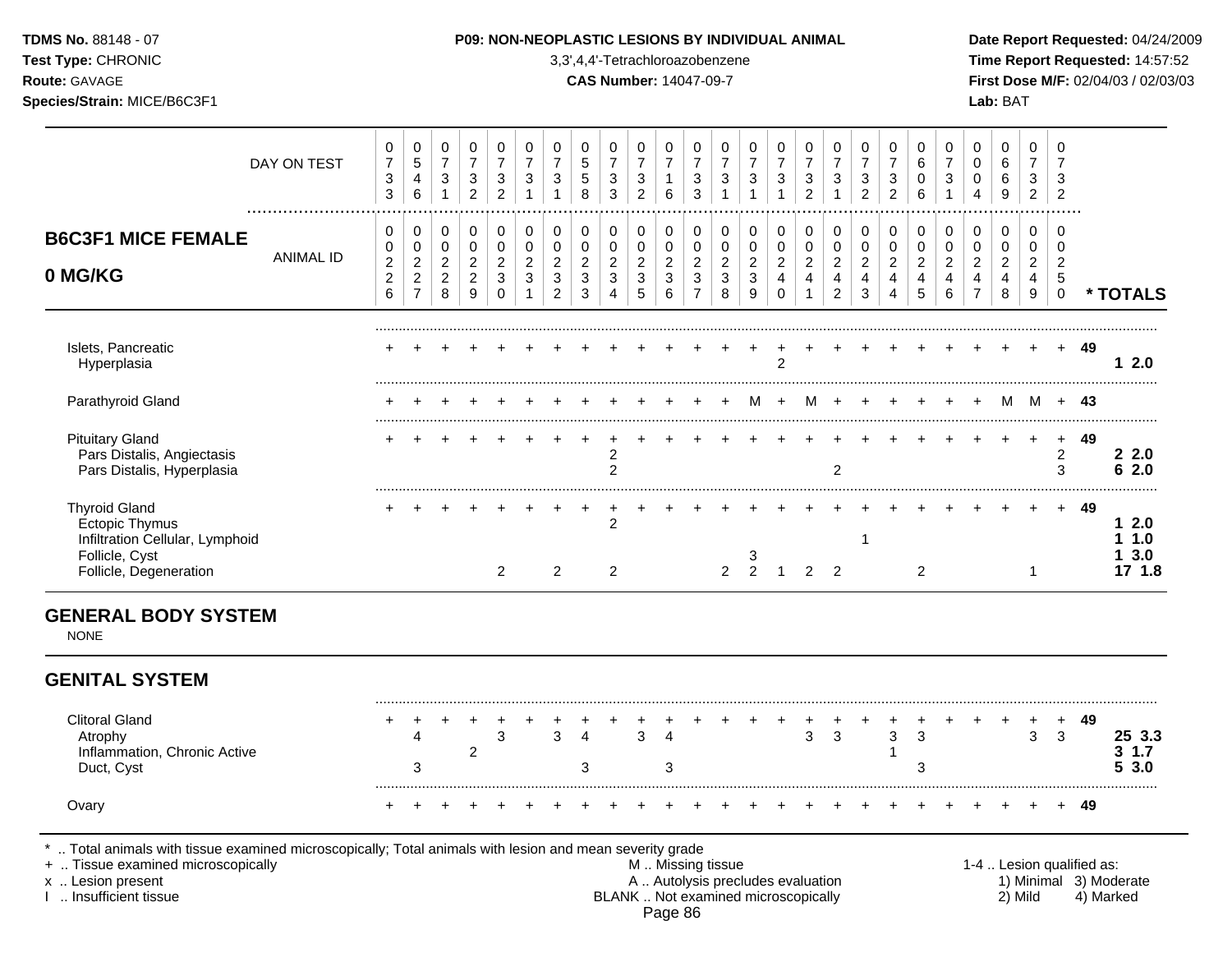**TDMS No.** 88148 - 07
**Test Type:** CHRONIC
**Route:** GAVAGE
**Species/Strain:** MICE/B6C3F1

**P09: NON-NEOPLASTIC LESIONS BY INDIVIDUAL ANIMAL**
3,3',4,4'-Tetrachloroazobenzene
**CAS Number:** 14047-09-7

**Date Report Requested:** 04/24/2009
**Time Report Requested:** 14:57:52
**First Dose M/F:** 02/04/03 / 02/03/03
**Lab:** BAT

## B6C3F1 MICE FEMALE 0 MG/KG

| | | | | | | | | | | | | | | | | | | | | | | | | | | | |
|---|---|---|---|---|---|---|---|---|---|---|---|---|---|---|---|---|---|---|---|---|---|---|---|---|---|---|---|
| DAY ON TEST | 0733 | 0546 | 0731 | 0732 | 0732 | 0731 | 0731 | 0558 | 0733 | 0732 | 0716 | 0733 | 0731 | 0731 | 0731 | 0732 | 0731 | 0732 | 0732 | 0606 | 0731 | 0004 | 0669 | 0732 | 0732 | | |
| ANIMAL ID | 0226 | 0227 | 0228 | 0229 | 0230 | 0231 | 0232 | 0233 | 0234 | 0235 | 0236 | 0237 | 0238 | 0239 | 0240 | 0241 | 0242 | 0243 | 0244 | 0245 | 0246 | 0247 | 0248 | 0249 | 0250 | | * TOTALS |
| Islets, Pancreatic | + | + | + | + | + | + | + | + | + | + | + | + | + | + | + | + | + | + | + | + | + | + | + | + | + | 49 | |
| Hyperplasia | | | | | | | | | | | | | | | 2 | | | | | | | | | | | | 1 2.0 |
| Parathyroid Gland | + | + | + | + | + | + | + | + | + | + | + | + | + | M | + | M | + | + | + | + | + | + | M | M | + | 43 | |
| Pituitary Gland | + | + | + | + | + | + | + | + | + | + | + | + | + | + | + | + | + | + | + | + | + | + | + | + | + | 49 | |
| Pars Distalis, Angiectasis | | | | | | | | | 2 | | | | | | | | | | | | | | | | 2 | | 2 2.0 |
| Pars Distalis, Hyperplasia | | | | | | | | | 2 | | | | | | | | 2 | | | | | | | | 3 | | 6 2.0 |
| Thyroid Gland | + | + | + | + | + | + | + | + | + | + | + | + | + | + | + | + | + | + | + | + | + | + | + | + | + | 49 | |
| Ectopic Thymus | | | | | | | | | 2 | | | | | | | | | | | | | | | | | | 1 2.0 |
| Infiltration Cellular, Lymphoid | | | | | | | | | | | | | | | | | | 1 | | | | | | | | | 1 1.0 |
| Follicle, Cyst | | | | | | | | | | | | | | 3 | | | | | | | | | | | | | 1 3.0 |
| Follicle, Degeneration | | | | | 2 | | 2 | | 2 | | | | 2 | 2 | 1 | 2 | 2 | | | 2 | | | | 1 | | | 17 1.8 |

## GENERAL BODY SYSTEM

NONE

## GENITAL SYSTEM

| | | | | | | | | | | | | | | | | | | | | | | | | | | | |
|---|---|---|---|---|---|---|---|---|---|---|---|---|---|---|---|---|---|---|---|---|---|---|---|---|---|---|---|
| ANIMAL ID | 0226 | 0227 | 0228 | 0229 | 0230 | 0231 | 0232 | 0233 | 0234 | 0235 | 0236 | 0237 | 0238 | 0239 | 0240 | 0241 | 0242 | 0243 | 0244 | 0245 | 0246 | 0247 | 0248 | 0249 | 0250 | | * TOTALS |
| Clitoral Gland | + | + | + | + | + | + | + | + | + | + | + | + | + | + | + | + | + | + | + | + | + | + | + | + | + | 49 | |
| Atrophy | | 4 | | | 3 | | 3 | 4 | | 3 | 4 | | | | | 3 | 3 | | 3 | 3 | | | | 3 | 3 | | 25 3.3 |
| Inflammation, Chronic Active | | | | 2 | | | | | | | | | | | | | | | 1 | | | | | | | | 3 1.7 |
| Duct, Cyst | | 3 | | | | | | 3 | | | 3 | | | | | | | | | 3 | | | | | | | 5 3.0 |
| Ovary | + | + | + | + | + | + | + | + | + | + | + | + | + | + | + | + | + | + | + | + | + | + | + | + | + | 49 | |

* .. Total animals with tissue examined microscopically; Total animals with lesion and mean severity grade
+ .. Tissue examined microscopically
x .. Lesion present
I .. Insufficient tissue

M .. Missing tissue
A .. Autolysis precludes evaluation
BLANK .. Not examined microscopically

1-4 .. Lesion qualified as:
1) Minimal 2) Mild 3) Moderate 4) Marked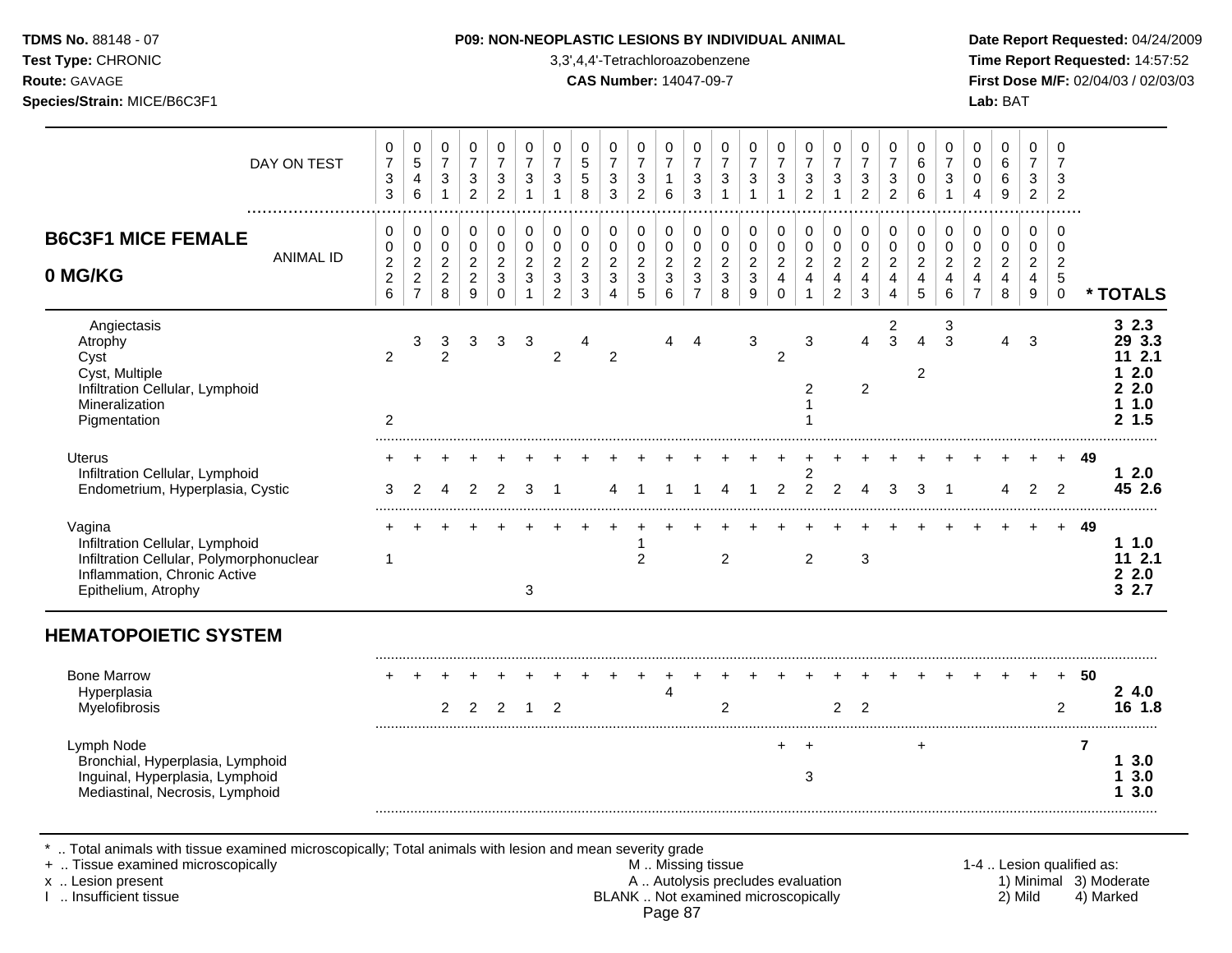**TDMS No.** 88148 - 07
**Test Type:** CHRONIC
**Route:** GAVAGE
**Species/Strain:** MICE/B6C3F1

**P09: NON-NEOPLASTIC LESIONS BY INDIVIDUAL ANIMAL**
3,3',4,4'-Tetrachloroazobenzene
**CAS Number:** 14047-09-7

**Date Report Requested:** 04/24/2009
**Time Report Requested:** 14:57:52
**First Dose M/F:** 02/04/03 / 02/03/03
**Lab:** BAT

| B6C3F1 MICE FEMALE 0 MG/KG | | | | | | | | | | | | | | | | | | | | | | | | | | * TOTALS |
|---|---|---|---|---|---|---|---|---|---|---|---|---|---|---|---|---|---|---|---|---|---|---|---|---|---|---|
| DAY ON TEST | 0733 | 0546 | 0731 | 0732 | 0732 | 0731 | 0731 | 0558 | 0733 | 0732 | 0716 | 0733 | 0731 | 0731 | 0731 | 0732 | 0731 | 0732 | 0732 | 0606 | 0731 | 0004 | 0669 | 0732 | 0732 | |
| ANIMAL ID | 0226 | 0227 | 0228 | 0229 | 0230 | 0231 | 0232 | 0233 | 0234 | 0235 | 0236 | 0237 | 0238 | 0239 | 0240 | 0241 | 0242 | 0243 | 0244 | 0245 | 0246 | 0247 | 0248 | 0249 | 0250 | |
| Angiectasis | | | | | | | | | | | | | | | | | | | 2 | | 3 | | | | | 3 2.3 |
| Atrophy | | 3 | 3 | 3 | 3 | 3 | | 4 | | | 4 | 4 | | 3 | | 3 | | 4 | 3 | 4 | 3 | | 4 | 3 | | 29 3.3 |
| Cyst | 2 | | 2 | | | | 2 | | 2 | | | | | | 2 | | | | | | | | | | | 11 2.1 |
| Cyst, Multiple | | | | | | | | | | | | | | | | | | | | 2 | | | | | | 1 2.0 |
| Infiltration Cellular, Lymphoid | | | | | | | | | | | | | | | | 2 | | 2 | | | | | | | | 2 2.0 |
| Mineralization | | | | | | | | | | | | | | | | 1 | | | | | | | | | | 1 1.0 |
| Pigmentation | 2 | | | | | | | | | | | | | | | 1 | | | | | | | | | | 2 1.5 |
| Uterus | + | + | + | + | + | + | + | + | + | + | + | + | + | + | + | + | + | + | + | + | + | + | + | + | + | 49 |
| Infiltration Cellular, Lymphoid | | | | | | | | | | | | | | | | 2 | | | | | | | | | | 1 2.0 |
| Endometrium, Hyperplasia, Cystic | 3 | 2 | 4 | 2 | 2 | 3 | 1 | | 4 | 1 | 1 | 1 | 4 | 1 | 2 | 2 | 2 | 4 | 3 | 3 | 1 | | 4 | 2 | 2 | 45 2.6 |
| Vagina | + | + | + | + | + | + | + | + | + | + | + | + | + | + | + | + | + | + | + | + | + | + | + | + | + | 49 |
| Infiltration Cellular, Lymphoid | | | | | | | | | | 1 | | | | | | | | | | | | | | | | 1 1.0 |
| Infiltration Cellular, Polymorphonuclear | 1 | | | | | | | | | 2 | | | 2 | | | 2 | | 3 | | | | | | | | 11 2.1 |
| Inflammation, Chronic Active | | | | | | | | | | | | | | | | | | | | | | | | | | 2 2.0 |
| Epithelium, Atrophy | | | | | | 3 | | | | | | | | | | | | | | | | | | | | 3 2.7 |
| **HEMATOPOIETIC SYSTEM** | | | | | | | | | | | | | | | | | | | | | | | | | | |
| Bone Marrow | + | + | + | + | + | + | + | + | + | + | + | + | + | + | + | + | + | + | + | + | + | + | + | + | + | 50 |
| Hyperplasia | | | | | | | | | | | 4 | | | | | | | | | | | | | | | 2 4.0 |
| Myelofibrosis | | | 2 | 2 | 2 | 1 | 2 | | | | | | 2 | | | | 2 | 2 | | | | | | | 2 | 16 1.8 |
| Lymph Node | | | | | | | | | | | | | | | + | + | | | | + | | | | | | 7 |
| Bronchial, Hyperplasia, Lymphoid | | | | | | | | | | | | | | | | | | | | | | | | | | 1 3.0 |
| Inguinal, Hyperplasia, Lymphoid | | | | | | | | | | | | | | | | 3 | | | | | | | | | | 1 3.0 |
| Mediastinal, Necrosis, Lymphoid | | | | | | | | | | | | | | | | | | | | | | | | | | 1 3.0 |

\* .. Total animals with tissue examined microscopically; Total animals with lesion and mean severity grade
\+ .. Tissue examined microscopically
x .. Lesion present
I .. Insufficient tissue

M .. Missing tissue
A .. Autolysis precludes evaluation
BLANK .. Not examined microscopically

1-4 .. Lesion qualified as: 1) Minimal 2) Mild 3) Moderate 4) Marked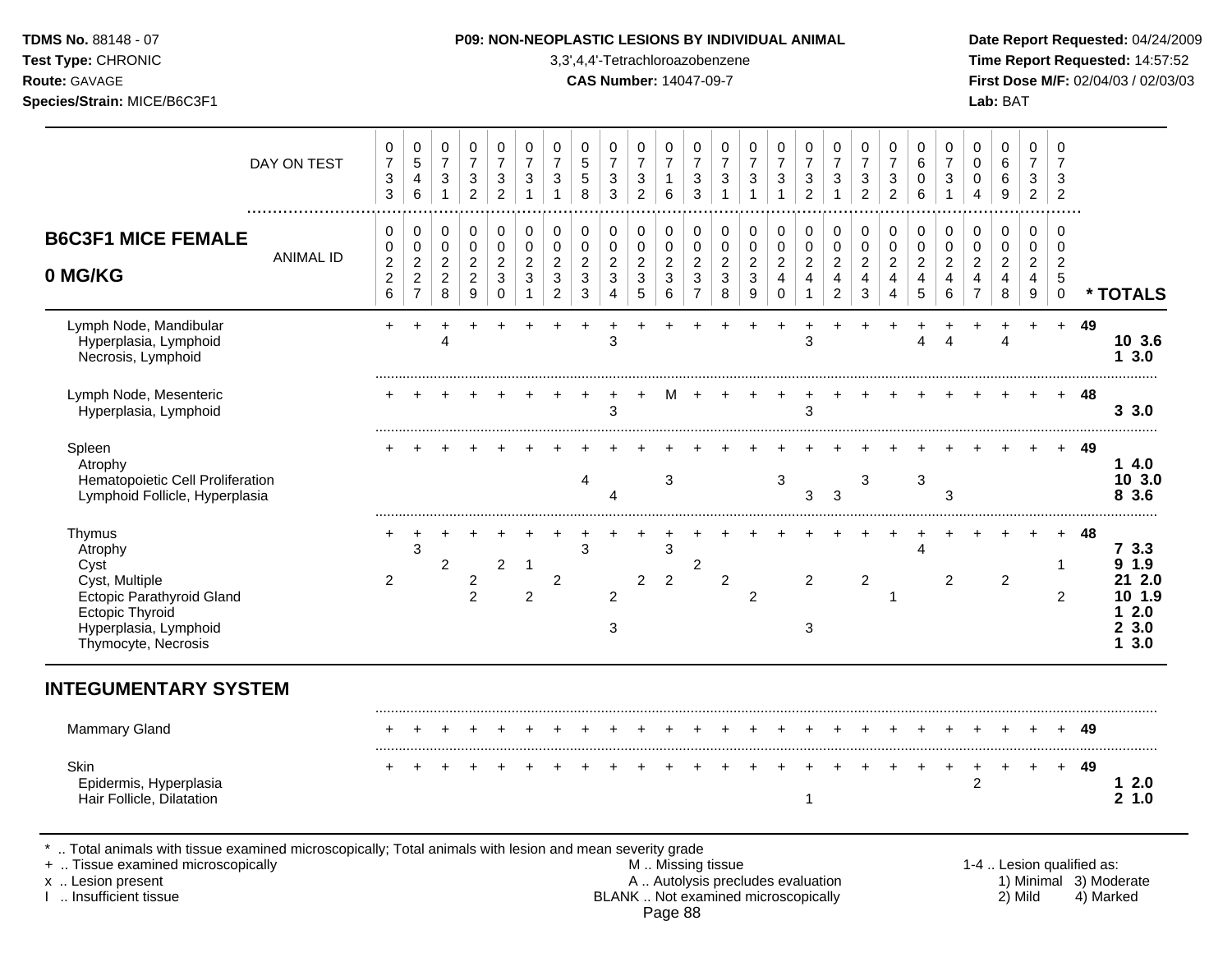**TDMS No.** 88148 - 07
**Test Type:** CHRONIC
**Route:** GAVAGE
**Species/Strain:** MICE/B6C3F1

**P09: NON-NEOPLASTIC LESIONS BY INDIVIDUAL ANIMAL**
3,3',4,4'-Tetrachloroazobenzene
**CAS Number:** 14047-09-7

**Date Report Requested:** 04/24/2009
**Time Report Requested:** 14:57:52
**First Dose M/F:** 02/04/03 / 02/03/03
**Lab:** BAT

## B6C3F1 MICE FEMALE 0 MG/KG

| DAY ON TEST | 0733 | 0546 | 0731 | 0732 | 0732 | 0731 | 0731 | 0558 | 0733 | 0732 | 0716 | 0733 | 0731 | 0731 | 0731 | 0732 | 0731 | 0732 | 0732 | 0606 | 0731 | 0004 | 0669 | 0732 | 0732 | |
|---|---|---|---|---|---|---|---|---|---|---|---|---|---|---|---|---|---|---|---|---|---|---|---|---|---|---|
| **ANIMAL ID** | 0226 | 0227 | 0228 | 0229 | 0230 | 0231 | 0232 | 0233 | 0234 | 0235 | 0236 | 0237 | 0238 | 0239 | 0240 | 0241 | 0242 | 0243 | 0244 | 0245 | 0246 | 0247 | 0248 | 0249 | 0250 | *** TOTALS** |
| Lymph Node, Mandibular | + | + | + | + | + | + | + | + | + | + | + | + | + | + | + | + | + | + | + | + | + | + | + | + | + | 49 |
| Hyperplasia, Lymphoid | | | 4 | | | | | | 3 | | | | | | | 3 | | | | 4 | 4 | | 4 | | | 10 3.6 |
| Necrosis, Lymphoid | | | | | | | | | | | | | | | | | | | | | | | | | | 1 3.0 |
| Lymph Node, Mesenteric | + | + | + | + | + | + | + | + | + | + | M | + | + | + | + | + | + | + | + | + | + | + | + | + | + | 48 |
| Hyperplasia, Lymphoid | | | | | | | | | 3 | | | | | | | 3 | | | | | | | | | | 3 3.0 |
| Spleen | + | + | + | + | + | + | + | + | + | + | + | + | + | + | + | + | + | + | + | + | + | + | + | + | + | 49 |
| Atrophy | | | | | | | | | | | | | | | | | | | | | | | | | | 1 4.0 |
| Hematopoietic Cell Proliferation | | | | | | | | 4 | | | 3 | | | | 3 | | | 3 | | 3 | | | | | | 10 3.0 |
| Lymphoid Follicle, Hyperplasia | | | | | | | | | 4 | | | | | | | 3 | 3 | | | | 3 | | | | | 8 3.6 |
| Thymus | + | + | + | + | + | + | + | + | + | + | + | + | + | + | + | + | + | + | + | + | + | + | + | + | + | 48 |
| Atrophy | | 3 | | | | | | 3 | | | 3 | | | | | | | | | 4 | | | | | | 7 3.3 |
| Cyst | | | 2 | | 2 | 1 | | | | | | 2 | | | | | | | | | | | | | 1 | 9 1.9 |
| Cyst, Multiple | 2 | | | 2 | | | 2 | | | 2 | 2 | | 2 | | | 2 | | 2 | | | 2 | | 2 | | | 21 2.0 |
| Ectopic Parathyroid Gland | | | | 2 | | 2 | | | 2 | | | | | 2 | | | | | 1 | | | | | | 2 | 10 1.9 |
| Ectopic Thyroid | | | | | | | | | | | | | | | | | | | | | | | | | | 1 2.0 |
| Hyperplasia, Lymphoid | | | | | | | | | 3 | | | | | | | 3 | | | | | | | | | | 2 3.0 |
| Thymocyte, Necrosis | | | | | | | | | | | | | | | | | | | | | | | | | | 1 3.0 |

## INTEGUMENTARY SYSTEM

| | | | | | | | | | | | | | | | | | | | | | | | | | | |
|---|---|---|---|---|---|---|---|---|---|---|---|---|---|---|---|---|---|---|---|---|---|---|---|---|---|---|
| Mammary Gland | + | + | + | + | + | + | + | + | + | + | + | + | + | + | + | + | + | + | + | + | + | + | + | + | + | 49 |
| Skin | + | + | + | + | + | + | + | + | + | + | + | + | + | + | + | + | + | + | + | + | + | + | + | + | + | 49 |
| Epidermis, Hyperplasia | | | | | | | | | | | | | | | | | | | | | | 2 | | | | 1 2.0 |
| Hair Follicle, Dilatation | | | | | | | | | | | | | | | | 1 | | | | | | | | | | 2 1.0 |

\* .. Total animals with tissue examined microscopically; Total animals with lesion and mean severity grade
+ .. Tissue examined microscopically
x .. Lesion present
I .. Insufficient tissue

M .. Missing tissue
A .. Autolysis precludes evaluation
BLANK .. Not examined microscopically

1-4 .. Lesion qualified as:
1) Minimal 2) Mild 3) Moderate 4) Marked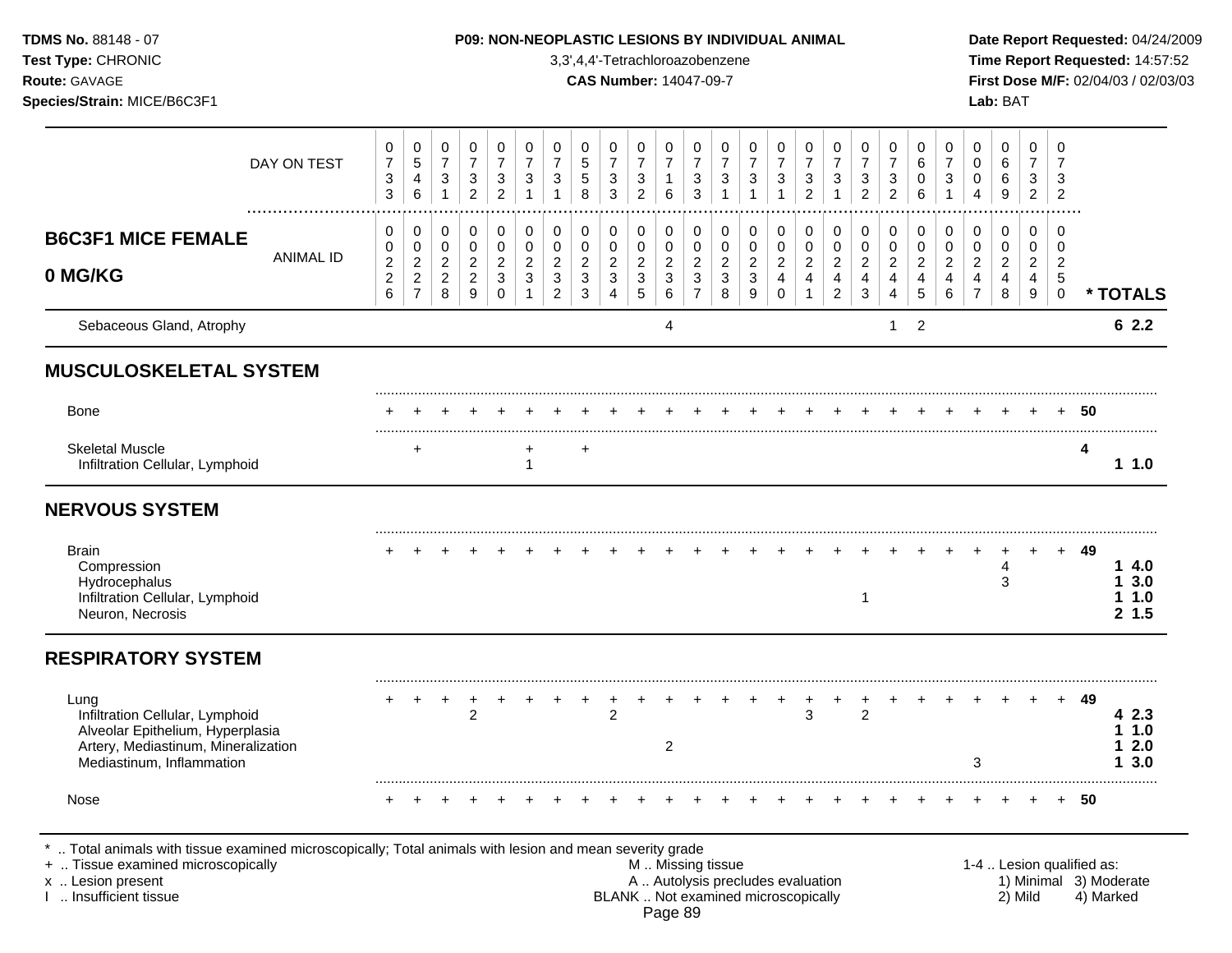## B6C3F1 MICE FEMALE 0 MG/KG

| | 0733 | 0546 | 0731 | 0732 | 0732 | 0731 | 0731 | 0558 | 0733 | 0732 | 0716 | 0733 | 0731 | 0731 | 0731 | 0732 | 0731 | 0732 | 0732 | 0606 | 0731 | 0004 | 0669 | 0732 | 0732 | |
|---|---|---|---|---|---|---|---|---|---|---|---|---|---|---|---|---|---|---|---|---|---|---|---|---|---|---|
| **DAY ON TEST / ANIMAL ID** | 0226 | 0227 | 0228 | 0229 | 0230 | 0231 | 0232 | 0233 | 0234 | 0235 | 0236 | 0237 | 0238 | 0239 | 0240 | 0241 | 0242 | 0243 | 0244 | 0245 | 0246 | 0247 | 0248 | 0249 | 0250 | *** TOTALS** |
| Sebaceous Gland, Atrophy | | | | | | | | | | | 4 | | | | | | | | 1 | 2 | | | | | | **6 2.2** |
| **MUSCULOSKELETAL SYSTEM** | | | | | | | | | | | | | | | | | | | | | | | | | | |
| Bone | + | + | + | + | + | + | + | + | + | + | + | + | + | + | + | + | + | + | + | + | + | + | + | + | + | **50** |
| Skeletal Muscle | | + | | | | + | | + | | | | | | | | | | | | | | | | | | **4** |
| Infiltration Cellular, Lymphoid | | | | | | 1 | | | | | | | | | | | | | | | | | | | | **1 1.0** |
| **NERVOUS SYSTEM** | | | | | | | | | | | | | | | | | | | | | | | | | | |
| Brain | + | + | + | + | + | + | + | + | + | + | + | + | + | + | + | + | + | + | + | + | + | + | + | + | + | **49** |
| Compression | | | | | | | | | | | | | | | | | | | | | | | 4 | | | **1 4.0** |
| Hydrocephalus | | | | | | | | | | | | | | | | | | | | | | | 3 | | | **1 3.0** |
| Infiltration Cellular, Lymphoid | | | | | | | | | | | | | | | | | | 1 | | | | | | | | **1 1.0** |
| Neuron, Necrosis | | | | | | | | | | | | | | | | | | | | | | | | | | **2 1.5** |
| **RESPIRATORY SYSTEM** | | | | | | | | | | | | | | | | | | | | | | | | | | |
| Lung | + | + | + | + | + | + | + | + | + | + | + | + | + | + | + | + | + | + | + | + | + | + | + | + | + | **49** |
| Infiltration Cellular, Lymphoid | | | | 2 | | | | | 2 | | | | | | | 3 | | 2 | | | | | | | | **4 2.3** |
| Alveolar Epithelium, Hyperplasia | | | | | | | | | | | | | | | | | | | | | | | | | | **1 1.0** |
| Artery, Mediastinum, Mineralization | | | | | | | | | | | 2 | | | | | | | | | | | | | | | **1 2.0** |
| Mediastinum, Inflammation | | | | | | | | | | | | | | | | | | | | | | 3 | | | | **1 3.0** |
| Nose | + | + | + | + | + | + | + | + | + | + | + | + | + | + | + | + | + | + | + | + | + | + | + | + | + | **50** |

* .. Total animals with tissue examined microscopically; Total animals with lesion and mean severity grade
+ .. Tissue examined microscopically
x .. Lesion present
I .. Insufficient tissue
M .. Missing tissue
A .. Autolysis precludes evaluation
BLANK .. Not examined microscopically
1-4 .. Lesion qualified as: 1) Minimal 2) Mild 3) Moderate 4) Marked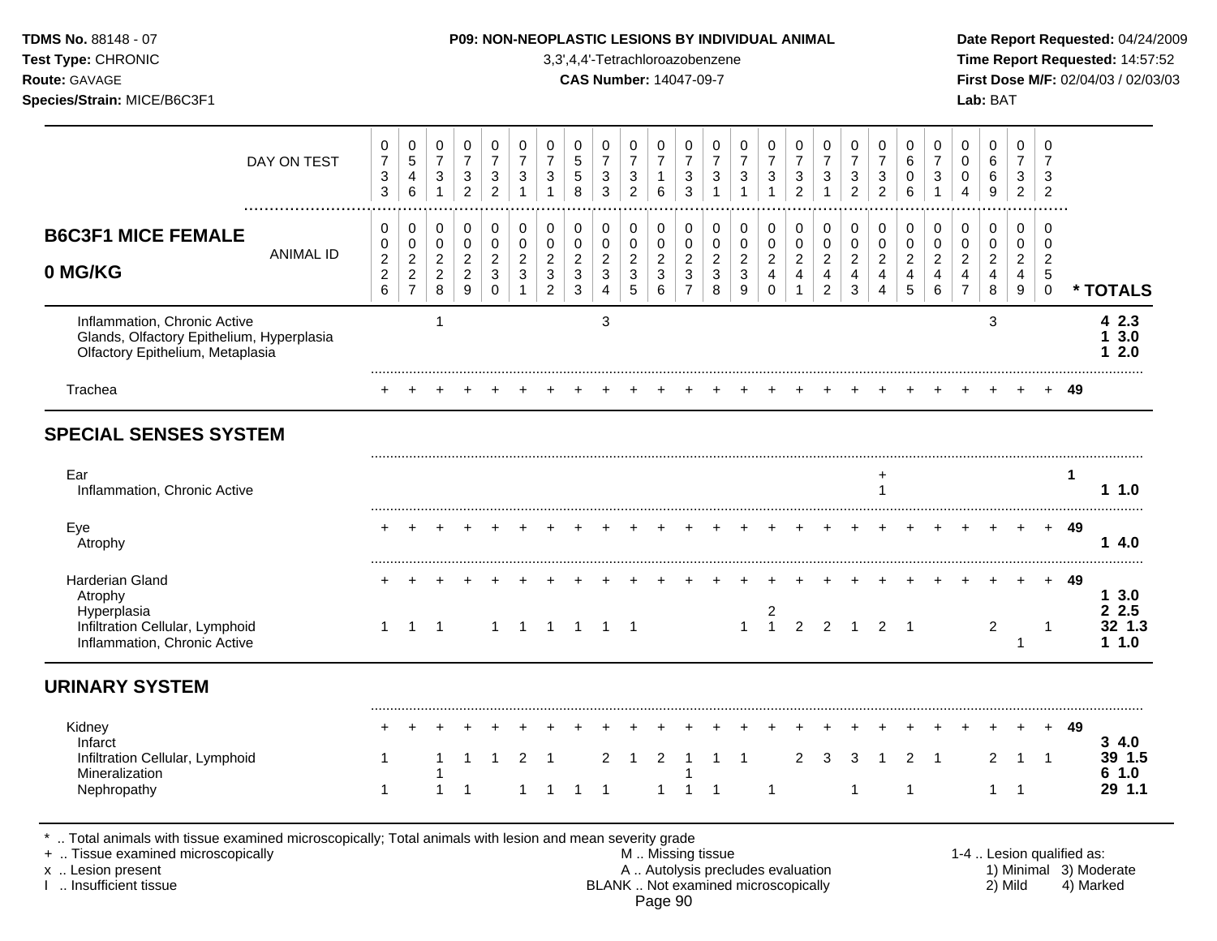**TDMS No.** 88148 - 07
**Test Type:** CHRONIC
**Route:** GAVAGE
**Species/Strain:** MICE/B6C3F1

**P09: NON-NEOPLASTIC LESIONS BY INDIVIDUAL ANIMAL**
3,3',4,4'-Tetrachloroazobenzene
**CAS Number:** 14047-09-7

**Date Report Requested:** 04/24/2009
**Time Report Requested:** 14:57:52
**First Dose M/F:** 02/04/03 / 02/03/03
**Lab:** BAT

## B6C3F1 MICE FEMALE 0 MG/KG

| DAY ON TEST | 0733 | 0546 | 0731 | 0732 | 0732 | 0731 | 0731 | 0558 | 0733 | 0732 | 0716 | 0733 | 0731 | 0731 | 0731 | 0732 | 0731 | 0732 | 0732 | 0606 | 0731 | 0004 | 0669 | 0732 | 0732 | |
|---|---|---|---|---|---|---|---|---|---|---|---|---|---|---|---|---|---|---|---|---|---|---|---|---|---|---|
| **ANIMAL ID** | 0226 | 0227 | 0228 | 0229 | 0230 | 0231 | 0232 | 0233 | 0234 | 0235 | 0236 | 0237 | 0238 | 0239 | 0240 | 0241 | 0242 | 0243 | 0244 | 0245 | 0246 | 0247 | 0248 | 0249 | 0250 | *** TOTALS** |
| Inflammation, Chronic Active | | | 1 | | | | | | 3 | | | | | | | | | | | | | | 3 | | | **4 2.3** |
| Glands, Olfactory Epithelium, Hyperplasia | | | | | | | | | | | | | | | | | | | | | | | | | | **1 3.0** |
| Olfactory Epithelium, Metaplasia | | | | | | | | | | | | | | | | | | | | | | | | | | **1 2.0** |
| Trachea | + | + | + | + | + | + | + | + | + | + | + | + | + | + | + | + | + | + | + | + | + | + | + | + | + | 49 |
| **SPECIAL SENSES SYSTEM** | | | | | | | | | | | | | | | | | | | | | | | | | | |
| Ear | | | | | | | | | | | | | | | | | | | + | | | | | | | 1 |
| Inflammation, Chronic Active | | | | | | | | | | | | | | | | | | | 1 | | | | | | | **1 1.0** |
| Eye | + | + | + | + | + | + | + | + | + | + | + | + | + | + | + | + | + | + | + | + | + | + | + | + | + | 49 |
| Atrophy | | | | | | | | | | | | | | | | | | | | | | | | | | **1 4.0** |
| Harderian Gland | + | + | + | + | + | + | + | + | + | + | + | + | + | + | + | + | + | + | + | + | + | + | + | + | + | 49 |
| Atrophy | | | | | | | | | | | | | | | | | | | | | | | | | | **1 3.0** |
| Hyperplasia | | | | | | | | | | | | | | | 2 | | | | | | | | | | | **2 2.5** |
| Infiltration Cellular, Lymphoid | 1 | 1 | 1 | | 1 | 1 | 1 | 1 | 1 | 1 | | | | 1 | 1 | 2 | 2 | 1 | 2 | 1 | | | 2 | | 1 | **32 1.3** |
| Inflammation, Chronic Active | | | | | | | | | | | | | | | | | | | | | | | | 1 | | **1 1.0** |
| **URINARY SYSTEM** | | | | | | | | | | | | | | | | | | | | | | | | | | |
| Kidney | + | + | + | + | + | + | + | + | + | + | + | + | + | + | + | + | + | + | + | + | + | + | + | + | + | 49 |
| Infarct | | | | | | | | | | | | | | | | | | | | | | | | | | **3 4.0** |
| Infiltration Cellular, Lymphoid | 1 | | 1 | 1 | 1 | 2 | 1 | | 2 | 1 | 2 | 1 | 1 | 1 | | 2 | 3 | 3 | 1 | 2 | 1 | | 2 | 1 | 1 | **39 1.5** |
| Mineralization | | | 1 | | | | | | | | | 1 | | | | | | | | | | | | | | **6 1.0** |
| Nephropathy | 1 | | 1 | 1 | | 1 | 1 | 1 | 1 | | 1 | 1 | 1 | | 1 | | | 1 | | 1 | | | 1 | 1 | | **29 1.1** |

\* .. Total animals with tissue examined microscopically; Total animals with lesion and mean severity grade
\+ .. Tissue examined microscopically
x .. Lesion present
I .. Insufficient tissue

M .. Missing tissue
A .. Autolysis precludes evaluation
BLANK .. Not examined microscopically

1-4 .. Lesion qualified as:
1) Minimal 3) Moderate
2) Mild 4) Marked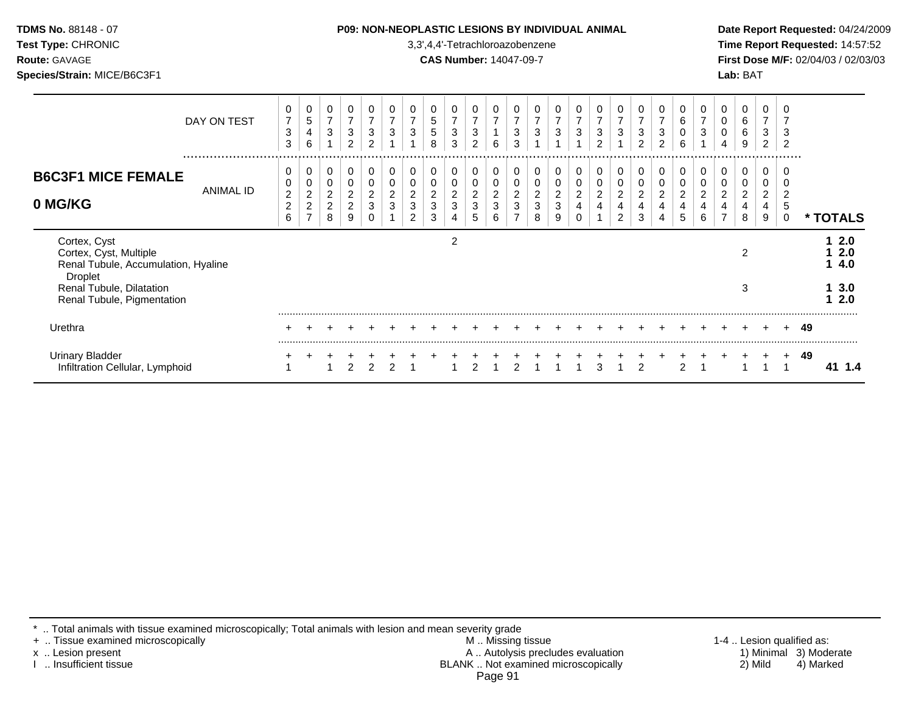**TDMS No.** 88148 - 07
**Test Type:** CHRONIC
**Route:** GAVAGE
**Species/Strain:** MICE/B6C3F1

**P09: NON-NEOPLASTIC LESIONS BY INDIVIDUAL ANIMAL**
3,3',4,4'-Tetrachloroazobenzene
**CAS Number:** 14047-09-7

**Date Report Requested:** 04/24/2009
**Time Report Requested:** 14:57:52
**First Dose M/F:** 02/04/03 / 02/03/03
**Lab:** BAT

## B6C3F1 MICE FEMALE 0 MG/KG

| DAY ON TEST | 0733 | 0546 | 0731 | 0732 | 0732 | 0731 | 0731 | 0558 | 0733 | 0732 | 0716 | 0733 | 0731 | 0731 | 0731 | 0732 | 0731 | 0732 | 0732 | 0606 | 0731 | 0004 | 0669 | 0732 | 0732 | |
|---|---|---|---|---|---|---|---|---|---|---|---|---|---|---|---|---|---|---|---|---|---|---|---|---|---|---|
| **ANIMAL ID** | 0226 | 0227 | 0228 | 0229 | 0230 | 0231 | 0232 | 0233 | 0234 | 0235 | 0236 | 0237 | 0238 | 0239 | 0240 | 0241 | 0242 | 0243 | 0244 | 0245 | 0246 | 0247 | 0248 | 0249 | 0250 | *** TOTALS** |
| Cortex, Cyst | | | | | | | | | 2 | | | | | | | | | | | | | | | | | **1 2.0** |
| Cortex, Cyst, Multiple | | | | | | | | | | | | | | | | | | | | | | | 2 | | | **1 2.0** |
| Renal Tubule, Accumulation, Hyaline Droplet | | | | | | | | | | | | | | | | | | | | | | | | | | **1 4.0** |
| Renal Tubule, Dilatation | | | | | | | | | | | | | | | | | | | | | | | 3 | | | **1 3.0** |
| Renal Tubule, Pigmentation | | | | | | | | | | | | | | | | | | | | | | | | | | **1 2.0** |
| Urethra | + | + | + | + | + | + | + | + | + | + | + | + | + | + | + | + | + | + | + | + | + | + | + | + | + | **49** |
| Urinary Bladder | + | + | + | + | + | + | + | + | + | + | + | + | + | + | + | + | + | + | + | + | + | + | + | + | + | **49** |
| Infiltration Cellular, Lymphoid | 1 | | 1 | 2 | 2 | 2 | 1 | | 1 | 2 | 1 | 2 | 1 | 1 | 1 | 3 | 1 | 2 | | 2 | 1 | | 1 | 1 | 1 | **41 1.4** |

\* .. Total animals with tissue examined microscopically; Total animals with lesion and mean severity grade
\+ .. Tissue examined microscopically
x .. Lesion present
I .. Insufficient tissue

M .. Missing tissue
A .. Autolysis precludes evaluation
BLANK .. Not examined microscopically

1-4 .. Lesion qualified as:
1) Minimal 3) Moderate
2) Mild 4) Marked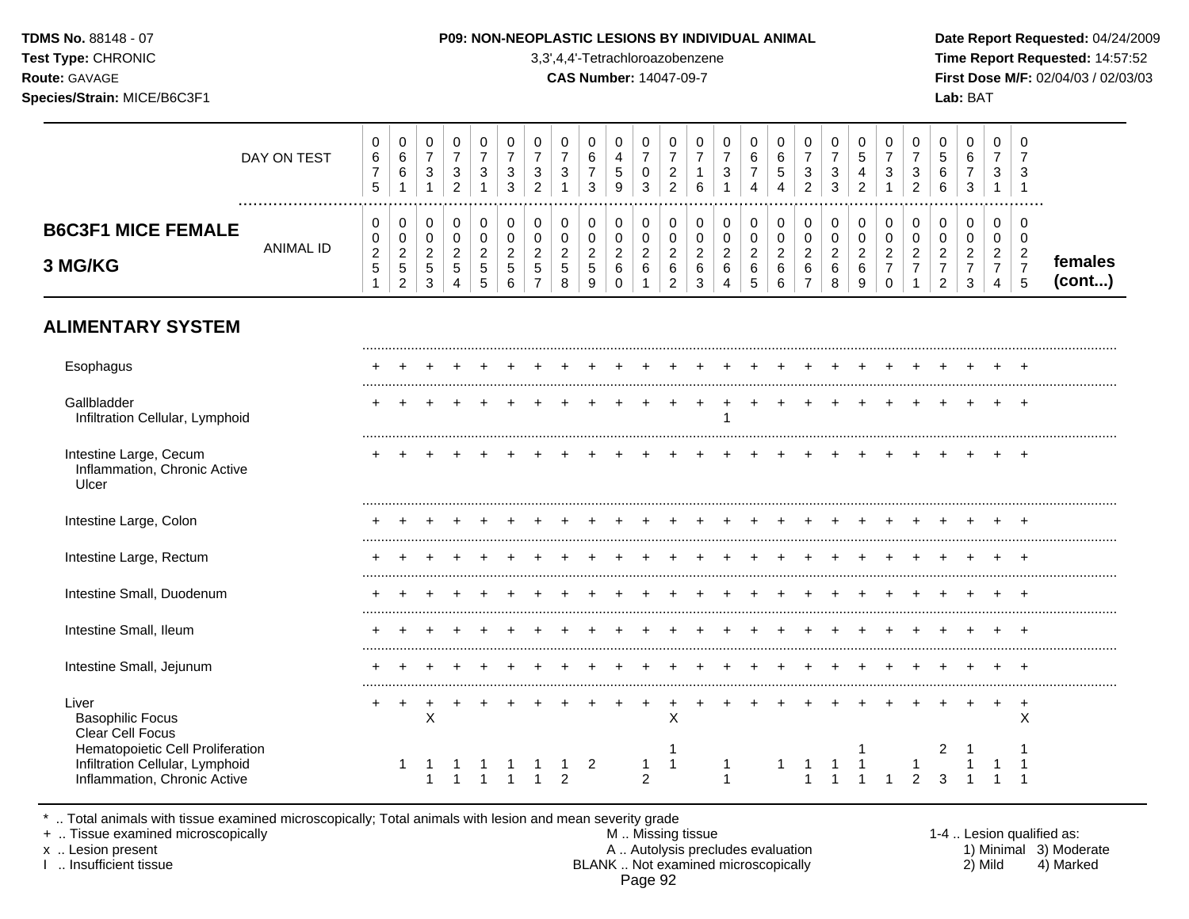**TDMS No.** 88148 - 07
**Test Type:** CHRONIC
**Route:** GAVAGE
**Species/Strain:** MICE/B6C3F1

**P09: NON-NEOPLASTIC LESIONS BY INDIVIDUAL ANIMAL**
3,3',4,4'-Tetrachloroazobenzene
**CAS Number:** 14047-09-7

**Date Report Requested:** 04/24/2009
**Time Report Requested:** 14:57:52
**First Dose M/F:** 02/04/03 / 02/03/03
**Lab:** BAT

## B6C3F1 MICE FEMALE 3 MG/KG — females (cont...)

| | 1 | 2 | 3 | 4 | 5 | 6 | 7 | 8 | 9 | 10 | 11 | 12 | 13 | 14 | 15 | 16 | 17 | 18 | 19 | 20 | 21 | 22 | 23 | 24 | 25 |
|---|---|---|---|---|---|---|---|---|---|---|---|---|---|---|---|---|---|---|---|---|---|---|---|---|---|
| DAY ON TEST | 0675 | 0661 | 0731 | 0732 | 0731 | 0733 | 0732 | 0731 | 0673 | 0459 | 0703 | 0722 | 0716 | 0731 | 0674 | 0654 | 0732 | 0733 | 0542 | 0731 | 0732 | 0566 | 0673 | 0731 | 0731 |
| ANIMAL ID | 00251 | 00252 | 00253 | 00254 | 00255 | 00256 | 00257 | 00258 | 00259 | 00260 | 00261 | 00262 | 00263 | 00264 | 00265 | 00266 | 00267 | 00268 | 00269 | 00270 | 00271 | 00272 | 00273 | 00274 | 00275 |
| **ALIMENTARY SYSTEM** | | | | | | | | | | | | | | | | | | | | | | | | | |
| Esophagus | + | + | + | + | + | + | + | + | + | + | + | + | + | + | + | + | + | + | + | + | + | + | + | + | + |
| Gallbladder | + | + | + | + | + | + | + | + | + | + | + | + | + | + | + | + | + | + | + | + | + | + | + | + | + |
| Infiltration Cellular, Lymphoid | | | | | | | | | | | | | | 1 | | | | | | | | | | | |
| Intestine Large, Cecum | + | + | + | + | + | + | + | + | + | + | + | + | + | + | + | + | + | + | + | + | + | + | + | + | + |
| Inflammation, Chronic Active | | | | | | | | | | | | | | | | | | | | | | | | | |
| Ulcer | | | | | | | | | | | | | | | | | | | | | | | | | |
| Intestine Large, Colon | + | + | + | + | + | + | + | + | + | + | + | + | + | + | + | + | + | + | + | + | + | + | + | + | + |
| Intestine Large, Rectum | + | + | + | + | + | + | + | + | + | + | + | + | + | + | + | + | + | + | + | + | + | + | + | + | + |
| Intestine Small, Duodenum | + | + | + | + | + | + | + | + | + | + | + | + | + | + | + | + | + | + | + | + | + | + | + | + | + |
| Intestine Small, Ileum | + | + | + | + | + | + | + | + | + | + | + | + | + | + | + | + | + | + | + | + | + | + | + | + | + |
| Intestine Small, Jejunum | + | + | + | + | + | + | + | + | + | + | + | + | + | + | + | + | + | + | + | + | + | + | + | + | + |
| Liver | + | + | + | + | + | + | + | + | + | + | + | + | + | + | + | + | + | + | + | + | + | + | + | + | + |
| Basophilic Focus | | | X | | | | | | | | | X | | | | | | | | | | | | | X |
| Clear Cell Focus | | | | | | | | | | | | | | | | | | | | | | | | | |
| Hematopoietic Cell Proliferation | | | | | | | | | | | | 1 | | | | | | | 1 | | | 2 | 1 | | 1 |
| Infiltration Cellular, Lymphoid | | 1 | 1 | 1 | 1 | 1 | 1 | 1 | 2 | | 1 | 1 | | 1 | | 1 | 1 | 1 | 1 | | 1 | | 1 | 1 | 1 |
| Inflammation, Chronic Active | | | 1 | 1 | 1 | 1 | 1 | 2 | | | 2 | | | 1 | | | 1 | 1 | 1 | 1 | 2 | 3 | 1 | 1 | 1 |

\* .. Total animals with tissue examined microscopically; Total animals with lesion and mean severity grade
\+ .. Tissue examined microscopically
x .. Lesion present
I .. Insufficient tissue

M .. Missing tissue
A .. Autolysis precludes evaluation
BLANK .. Not examined microscopically

1-4 .. Lesion qualified as: 1) Minimal 2) Mild 3) Moderate 4) Marked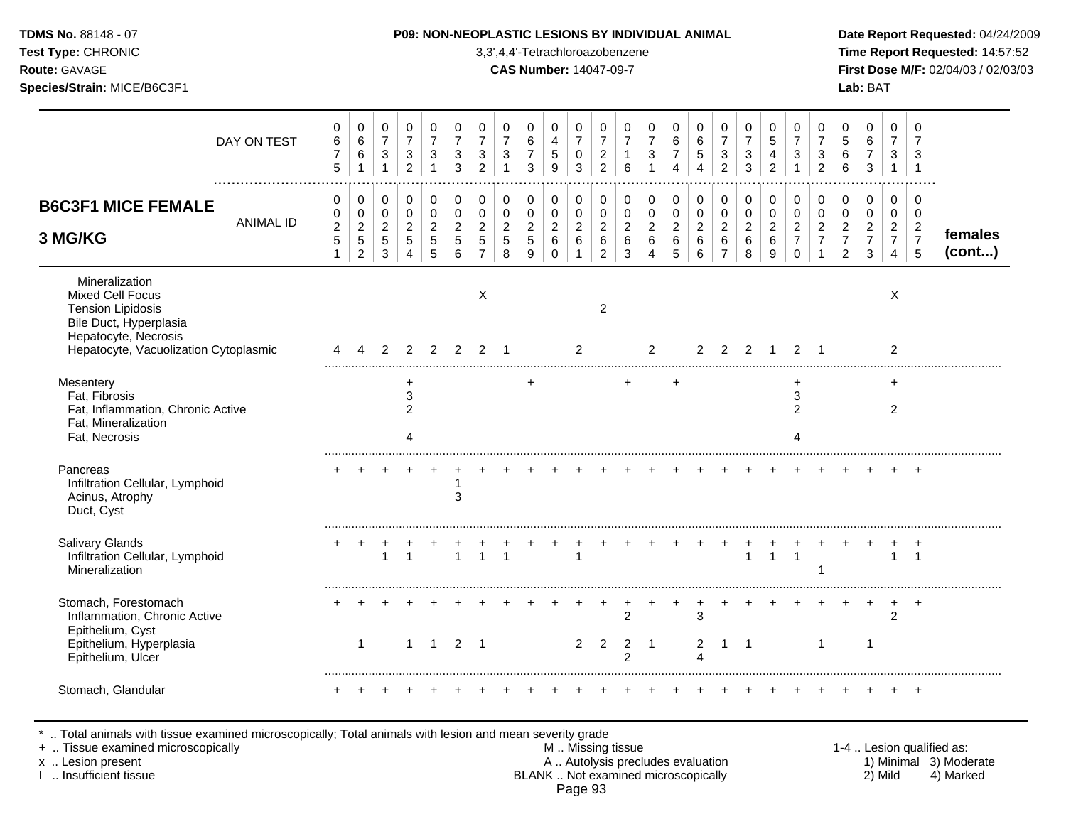**TDMS No.** 88148 - 07
**Test Type:** CHRONIC
**Route:** GAVAGE
**Species/Strain:** MICE/B6C3F1

**P09: NON-NEOPLASTIC LESIONS BY INDIVIDUAL ANIMAL**
3,3',4,4'-Tetrachloroazobenzene
**CAS Number:** 14047-09-7

**Date Report Requested:** 04/24/2009
**Time Report Requested:** 14:57:52
**First Dose M/F:** 02/04/03 / 02/03/03
**Lab:** BAT

| DAY ON TEST | 0675 | 0661 | 0731 | 0732 | 0731 | 0733 | 0732 | 0731 | 0673 | 0459 | 0703 | 0722 | 0716 | 0731 | 0674 | 0654 | 0732 | 0733 | 0542 | 0731 | 0732 | 0566 | 0673 | 0731 | 0731 | |
|---|---|---|---|---|---|---|---|---|---|---|---|---|---|---|---|---|---|---|---|---|---|---|---|---|---|---|
| **B6C3F1 MICE FEMALE 3 MG/KG** — ANIMAL ID | 0025 1 | 0025 2 | 0025 3 | 0025 4 | 0025 5 | 0025 6 | 0025 7 | 0025 8 | 0025 9 | 0026 0 | 0026 1 | 0026 2 | 0026 3 | 0026 4 | 0026 5 | 0026 6 | 0026 7 | 0026 8 | 0026 9 | 0027 0 | 0027 1 | 0027 2 | 0027 3 | 0027 4 | 0027 5 | **females (cont...)** |
| Mineralization | | | | | | | | | | | | | | | | | | | | | | | | | | |
| Mixed Cell Focus | | | | | | | X | | | | | | | | | | | | | | | | | X | | |
| Tension Lipidosis | | | | | | | | | | | | 2 | | | | | | | | | | | | | | |
| Bile Duct, Hyperplasia | | | | | | | | | | | | | | | | | | | | | | | | | | |
| Hepatocyte, Necrosis | | | | | | | | | | | | | | | | | | | | | | | | | | |
| Hepatocyte, Vacuolization Cytoplasmic | 4 | 4 | 2 | 2 | 2 | 2 | 2 | 1 | | | 2 | | | 2 | | 2 | 2 | 2 | 1 | 2 | 1 | | | 2 | | |
| Mesentery | | | | + | | | | | + | | | | + | | + | | | | | + | | | | + | | |
| Fat, Fibrosis | | | | 3 | | | | | | | | | | | | | | | | 3 | | | | | | |
| Fat, Inflammation, Chronic Active | | | | 2 | | | | | | | | | | | | | | | | 2 | | | | 2 | | |
| Fat, Mineralization | | | | | | | | | | | | | | | | | | | | | | | | | | |
| Fat, Necrosis | | | | 4 | | | | | | | | | | | | | | | | 4 | | | | | | |
| Pancreas | + | + | + | + | + | + | + | + | + | + | + | + | + | + | + | + | + | + | + | + | + | + | + | + | + | |
| Infiltration Cellular, Lymphoid | | | | | | 1 | | | | | | | | | | | | | | | | | | | | |
| Acinus, Atrophy | | | | | | 3 | | | | | | | | | | | | | | | | | | | | |
| Duct, Cyst | | | | | | | | | | | | | | | | | | | | | | | | | | |
| Salivary Glands | + | + | + | + | + | + | + | + | + | + | + | + | + | + | + | + | + | + | + | + | + | + | + | + | + | |
| Infiltration Cellular, Lymphoid | | | 1 | 1 | | 1 | 1 | 1 | | | 1 | | | | | | | 1 | 1 | 1 | | | | 1 | 1 | |
| Mineralization | | | | | | | | | | | | | | | | | | | | | 1 | | | | | |
| Stomach, Forestomach | + | + | + | + | + | + | + | + | + | + | + | + | + | + | + | + | + | + | + | + | + | + | + | + | + | |
| Inflammation, Chronic Active | | | | | | | | | | | | | 2 | | | 3 | | | | | | | | 2 | | |
| Epithelium, Cyst | | | | | | | | | | | | | | | | | | | | | | | | | | |
| Epithelium, Hyperplasia | | 1 | | 1 | 1 | 2 | 1 | | | | 2 | 2 | 2 | 1 | | 2 | 1 | 1 | | | 1 | | 1 | | | |
| Epithelium, Ulcer | | | | | | | | | | | | | 2 | | | 4 | | | | | | | | | | |
| Stomach, Glandular | + | + | + | + | + | + | + | + | + | + | + | + | + | + | + | + | + | + | + | + | + | + | + | + | + | |

\* .. Total animals with tissue examined microscopically; Total animals with lesion and mean severity grade
\+ .. Tissue examined microscopically
x .. Lesion present
I .. Insufficient tissue

M .. Missing tissue
A .. Autolysis precludes evaluation
BLANK .. Not examined microscopically

1-4 .. Lesion qualified as:
1) Minimal 3) Moderate
2) Mild 4) Marked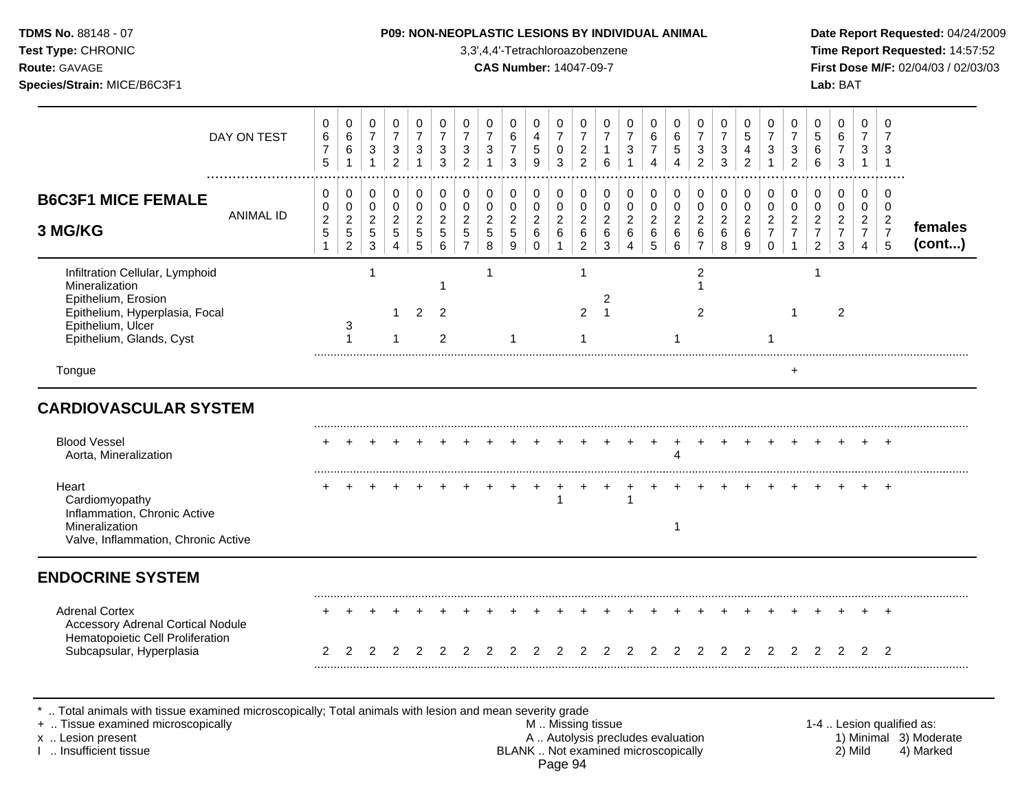**TDMS No.** 88148 - 07
**Test Type:** CHRONIC
**Route:** GAVAGE
**Species/Strain:** MICE/B6C3F1

**P09: NON-NEOPLASTIC LESIONS BY INDIVIDUAL ANIMAL**
3,3',4,4'-Tetrachloroazobenzene
**CAS Number:** 14047-09-7

**Date Report Requested:** 04/24/2009
**Time Report Requested:** 14:57:52
**First Dose M/F:** 02/04/03 / 02/03/03
**Lab:** BAT

| DAY ON TEST | 0675 | 0661 | 0731 | 0732 | 0731 | 0733 | 0732 | 0731 | 0673 | 0459 | 0703 | 0722 | 0716 | 0731 | 0674 | 0654 | 0732 | 0733 | 0542 | 0731 | 0732 | 0566 | 0673 | 0731 | 0731 | |
|---|---|---|---|---|---|---|---|---|---|---|---|---|---|---|---|---|---|---|---|---|---|---|---|---|---|---|
| **B6C3F1 MICE FEMALE 3 MG/KG** — ANIMAL ID | 00251 | 00252 | 00253 | 00254 | 00255 | 00256 | 00257 | 00258 | 00259 | 00260 | 00261 | 00262 | 00263 | 00264 | 00265 | 00266 | 00267 | 00268 | 00269 | 00270 | 00271 | 00272 | 00273 | 00274 | 00275 | **females (cont...)** |
| Infiltration Cellular, Lymphoid | | | 1 | | | | | 1 | | | | 1 | | | | | 2 | | | | | 1 | | | | |
| Mineralization | | | | | | 1 | | | | | | | | | | | 1 | | | | | | | | | |
| Epithelium, Erosion | | | | | | | | | | | | | 2 | | | | | | | | | | | | | |
| Epithelium, Hyperplasia, Focal | | | | 1 | 2 | 2 | | | | | | 2 | 1 | | | | 2 | | | | 1 | | 2 | | | |
| Epithelium, Ulcer | | 3 | | | | | | | | | | | | | | | | | | | | | | | | |
| Epithelium, Glands, Cyst | | 1 | | 1 | | 2 | | | 1 | | | 1 | | | | 1 | | | | 1 | | | | | | |
| Tongue | | | | | | | | | | | | | | | | | | | | | + | | | | | |
| **CARDIOVASCULAR SYSTEM** | | | | | | | | | | | | | | | | | | | | | | | | | | |
| Blood Vessel | + | + | + | + | + | + | + | + | + | + | + | + | + | + | + | + | + | + | + | + | + | + | + | + | + | |
| Aorta, Mineralization | | | | | | | | | | | | | | | | 4 | | | | | | | | | | |
| Heart | + | + | + | + | + | + | + | + | + | + | + | + | + | + | + | + | + | + | + | + | + | + | + | + | + | |
| Cardiomyopathy | | | | | | | | | | | 1 | | | 1 | | | | | | | | | | | | |
| Inflammation, Chronic Active | | | | | | | | | | | | | | | | | | | | | | | | | | |
| Mineralization | | | | | | | | | | | | | | | | 1 | | | | | | | | | | |
| Valve, Inflammation, Chronic Active | | | | | | | | | | | | | | | | | | | | | | | | | | |
| **ENDOCRINE SYSTEM** | | | | | | | | | | | | | | | | | | | | | | | | | | |
| Adrenal Cortex | + | + | + | + | + | + | + | + | + | + | + | + | + | + | + | + | + | + | + | + | + | + | + | + | + | |
| Accessory Adrenal Cortical Nodule | | | | | | | | | | | | | | | | | | | | | | | | | | |
| Hematopoietic Cell Proliferation | | | | | | | | | | | | | | | | | | | | | | | | | | |
| Subcapsular, Hyperplasia | 2 | 2 | 2 | 2 | 2 | 2 | 2 | 2 | 2 | 2 | 2 | 2 | 2 | 2 | 2 | 2 | 2 | 2 | 2 | 2 | 2 | 2 | 2 | 2 | 2 | |

\* .. Total animals with tissue examined microscopically; Total animals with lesion and mean severity grade
\+ .. Tissue examined microscopically
x .. Lesion present
I .. Insufficient tissue

M .. Missing tissue
A .. Autolysis precludes evaluation
BLANK .. Not examined microscopically

1-4 .. Lesion qualified as:
1) Minimal 3) Moderate
2) Mild 4) Marked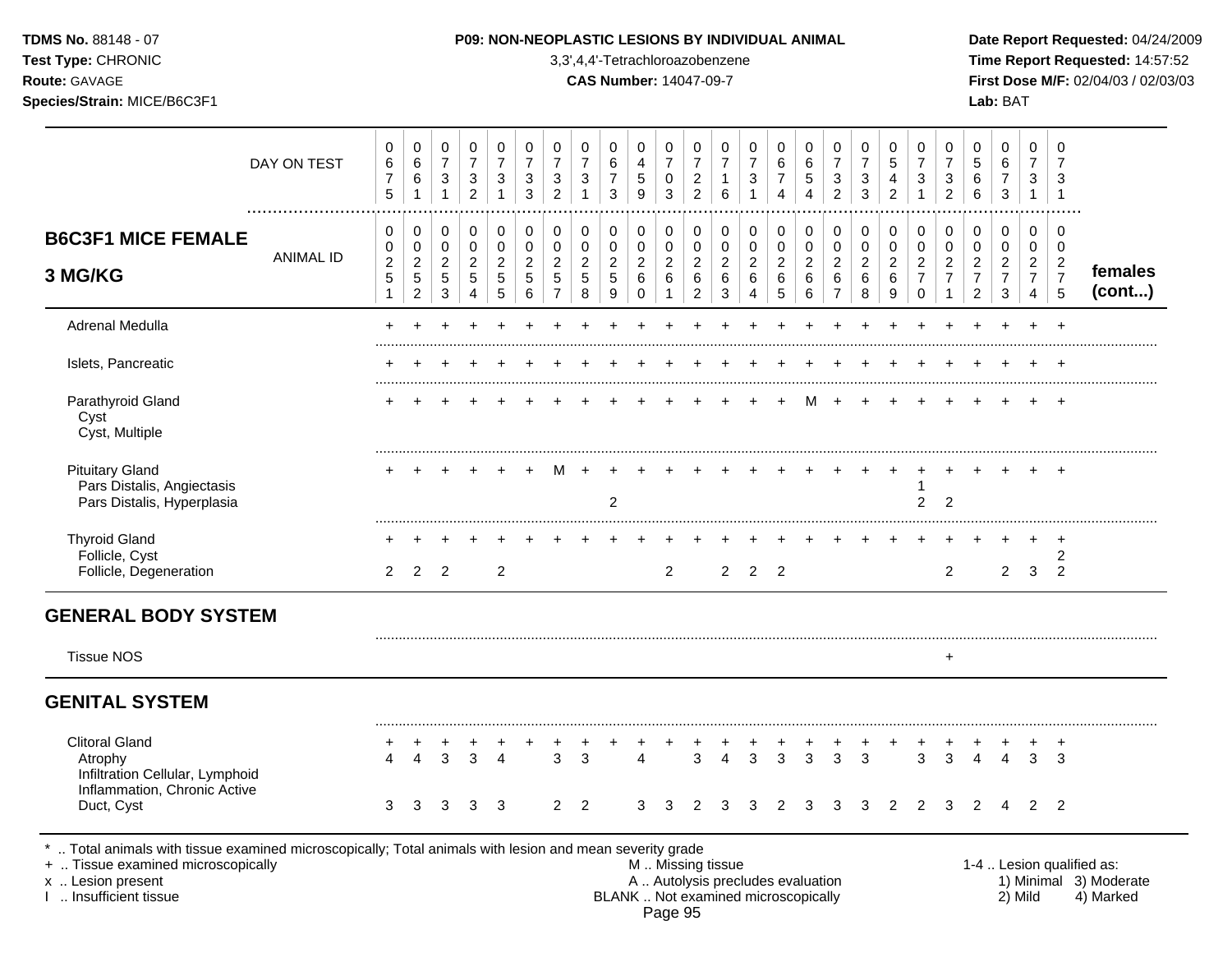| B6C3F1 MICE FEMALE 3 MG/KG | | | | | | | | | | | | | | | | | | | | | | | | | | females (cont...) |
|---|---|---|---|---|---|---|---|---|---|---|---|---|---|---|---|---|---|---|---|---|---|---|---|---|---|---|
| DAY ON TEST | 0675 | 0661 | 0731 | 0732 | 0731 | 0733 | 0732 | 0731 | 0673 | 0459 | 0703 | 0722 | 0716 | 0731 | 0674 | 0654 | 0732 | 0733 | 0542 | 0731 | 0732 | 0566 | 0673 | 0731 | 0731 | |
| ANIMAL ID | 0251 | 0252 | 0253 | 0254 | 0255 | 0256 | 0257 | 0258 | 0259 | 0260 | 0261 | 0262 | 0263 | 0264 | 0265 | 0266 | 0267 | 0268 | 0269 | 0270 | 0271 | 0272 | 0273 | 0274 | 0275 | |
| Adrenal Medulla | + | + | + | + | + | + | + | + | + | + | + | + | + | + | + | + | + | + | + | + | + | + | + | + | + | |
| Islets, Pancreatic | + | + | + | + | + | + | + | + | + | + | + | + | + | + | + | + | + | + | + | + | + | + | + | + | + | |
| Parathyroid Gland | + | + | + | + | + | + | + | + | + | + | + | + | + | + | + | M | + | + | + | + | + | + | + | + | + | |
| Cyst | | | | | | | | | | | | | | | | | | | | | | | | | | |
| Cyst, Multiple | | | | | | | | | | | | | | | | | | | | | | | | | | |
| Pituitary Gland | + | + | + | + | + | + | M | + | + | + | + | + | + | + | + | + | + | + | + | + | + | + | + | + | + | |
| Pars Distalis, Angiectasis | | | | | | | | | | | | | | | | | | | | 1 | | | | | | |
| Pars Distalis, Hyperplasia | | | | | | | | | 2 | | | | | | | | | | | 2 | 2 | | | | | |
| Thyroid Gland | + | + | + | + | + | + | + | + | + | + | + | + | + | + | + | + | + | + | + | + | + | + | + | + | + | |
| Follicle, Cyst | | | | | | | | | | | | | | | | | | | | | | | | | 2 | |
| Follicle, Degeneration | 2 | 2 | 2 | | 2 | | | | | | 2 | | 2 | 2 | 2 | | | | | | 2 | | 2 | 3 | 2 | |
| **GENERAL BODY SYSTEM** | | | | | | | | | | | | | | | | | | | | | | | | | | |
| Tissue NOS | | | | | | | | | | | | | | | | | | | | | + | | | | | |
| **GENITAL SYSTEM** | | | | | | | | | | | | | | | | | | | | | | | | | | |
| Clitoral Gland | + | + | + | + | + | + | + | + | + | + | + | + | + | + | + | + | + | + | + | + | + | + | + | + | + | |
| Atrophy | 4 | 4 | 3 | 3 | 4 | | 3 | 3 | | 4 | | 3 | 4 | 3 | 3 | 3 | 3 | 3 | | 3 | 3 | 4 | 4 | 3 | 3 | |
| Infiltration Cellular, Lymphoid | | | | | | | | | | | | | | | | | | | | | | | | | | |
| Inflammation, Chronic Active | | | | | | | | | | | | | | | | | | | | | | | | | | |
| Duct, Cyst | 3 | 3 | 3 | 3 | 3 | | 2 | 2 | | 3 | 3 | 2 | 3 | 3 | 2 | 3 | 3 | 3 | 2 | 2 | 3 | 2 | 4 | 2 | 2 | |

\* .. Total animals with tissue examined microscopically; Total animals with lesion and mean severity grade
+ .. Tissue examined microscopically
x .. Lesion present
I .. Insufficient tissue

M .. Missing tissue
A .. Autolysis precludes evaluation
BLANK .. Not examined microscopically

1-4 .. Lesion qualified as: 1) Minimal 2) Mild 3) Moderate 4) Marked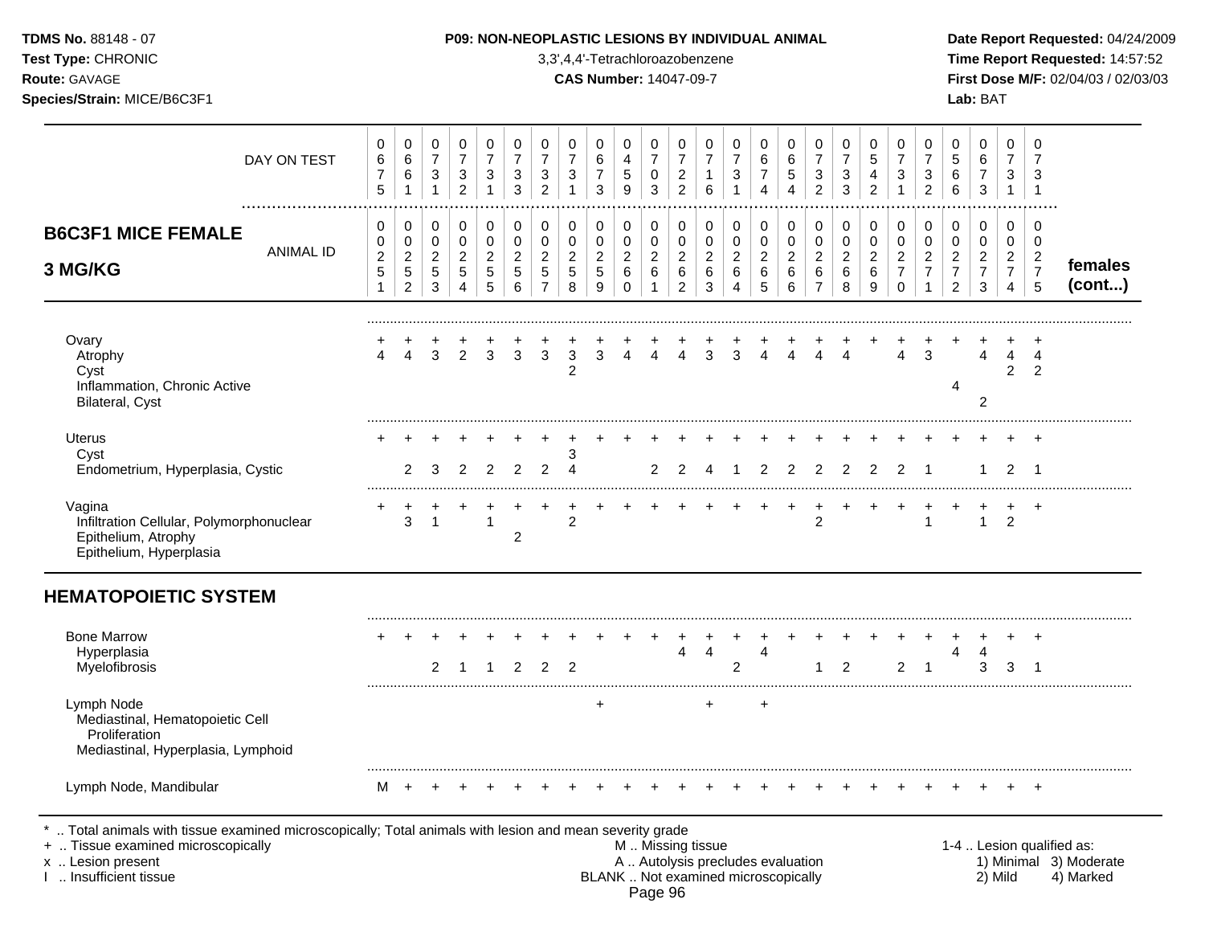**P09: NON-NEOPLASTIC LESIONS BY INDIVIDUAL ANIMAL**

3,3',4,4'-Tetrachloroazobenzene

**CAS Number:** 14047-09-7

| | | | | | | | | | | | | | | | | | | | | | | | | | |
|---|---|---|---|---|---|---|---|---|---|---|---|---|---|---|---|---|---|---|---|---|---|---|---|---|---|
| DAY ON TEST | 0675 | 0661 | 0731 | 0732 | 0731 | 0733 | 0732 | 0731 | 0673 | 0459 | 0703 | 0722 | 0716 | 0731 | 0674 | 0654 | 0732 | 0733 | 0542 | 0731 | 0732 | 0566 | 0673 | 0731 | 0731 |
| **B6C3F1 MICE FEMALE 3 MG/KG** — ANIMAL ID | 0251 | 0252 | 0253 | 0254 | 0255 | 0256 | 0257 | 0258 | 0259 | 0260 | 0261 | 0262 | 0263 | 0264 | 0265 | 0266 | 0267 | 0268 | 0269 | 0270 | 0271 | 0272 | 0273 | 0274 | 0275 |
| Ovary | + | + | + | + | + | + | + | + | + | + | + | + | + | + | + | + | + | + | + | + | + | + | + | + | + |
| Atrophy | 4 | 4 | 3 | 2 | 3 | 3 | 3 | 3 | 3 | 4 | 4 | 4 | 3 | 3 | 4 | 4 | 4 | 4 | | 4 | 3 | | 4 | 4 | 4 |
| Cyst | | | | | | | | 2 | | | | | | | | | | | | | | | | 2 | 2 |
| Inflammation, Chronic Active | | | | | | | | | | | | | | | | | | | | | | 4 | | | |
| Bilateral, Cyst | | | | | | | | | | | | | | | | | | | | | | | 2 | | |
| Uterus | + | + | + | + | + | + | + | + | + | + | + | + | + | + | + | + | + | + | + | + | + | + | + | + | + |
| Cyst | | | | | | | | 3 | | | | | | | | | | | | | | | | | |
| Endometrium, Hyperplasia, Cystic | | 2 | 3 | 2 | 2 | 2 | 2 | 4 | | | 2 | 2 | 4 | 1 | 2 | 2 | 2 | 2 | 2 | 2 | 1 | | 1 | 2 | 1 |
| Vagina | + | + | + | + | + | + | + | + | + | + | + | + | + | + | + | + | + | + | + | + | + | + | + | + | + |
| Infiltration Cellular, Polymorphonuclear | | 3 | 1 | | 1 | | | 2 | | | | | | | | | 2 | | | | 1 | | 1 | 2 | |
| Epithelium, Atrophy | | | | | | 2 | | | | | | | | | | | | | | | | | | | |
| Epithelium, Hyperplasia | | | | | | | | | | | | | | | | | | | | | | | | | |
| **HEMATOPOIETIC SYSTEM** | | | | | | | | | | | | | | | | | | | | | | | | | |
| Bone Marrow | + | + | + | + | + | + | + | + | + | + | + | + | + | + | + | + | + | + | + | + | + | + | + | + | + |
| Hyperplasia | | | | | | | | | | | | 4 | 4 | | 4 | | | | | | | 4 | 4 | | |
| Myelofibrosis | | | 2 | 1 | 1 | 2 | 2 | 2 | | | | | | 2 | | | 1 | 2 | | 2 | 1 | | 3 | 3 | 1 |
| Lymph Node | | | | | | | | | + | | | | + | | + | | | | | | | | | | |
| Mediastinal, Hematopoietic Cell Proliferation | | | | | | | | | | | | | | | | | | | | | | | | | |
| Mediastinal, Hyperplasia, Lymphoid | | | | | | | | | | | | | | | | | | | | | | | | | |
| Lymph Node, Mandibular | M | + | + | + | + | + | + | + | + | + | + | + | + | + | + | + | + | + | + | + | + | + | + | + | + |

females (cont...)

* .. Total animals with tissue examined microscopically; Total animals with lesion and mean severity grade
+ .. Tissue examined microscopically
x .. Lesion present
I .. Insufficient tissue

M .. Missing tissue
A .. Autolysis precludes evaluation
BLANK .. Not examined microscopically

1-4 .. Lesion qualified as: 1) Minimal 2) Mild 3) Moderate 4) Marked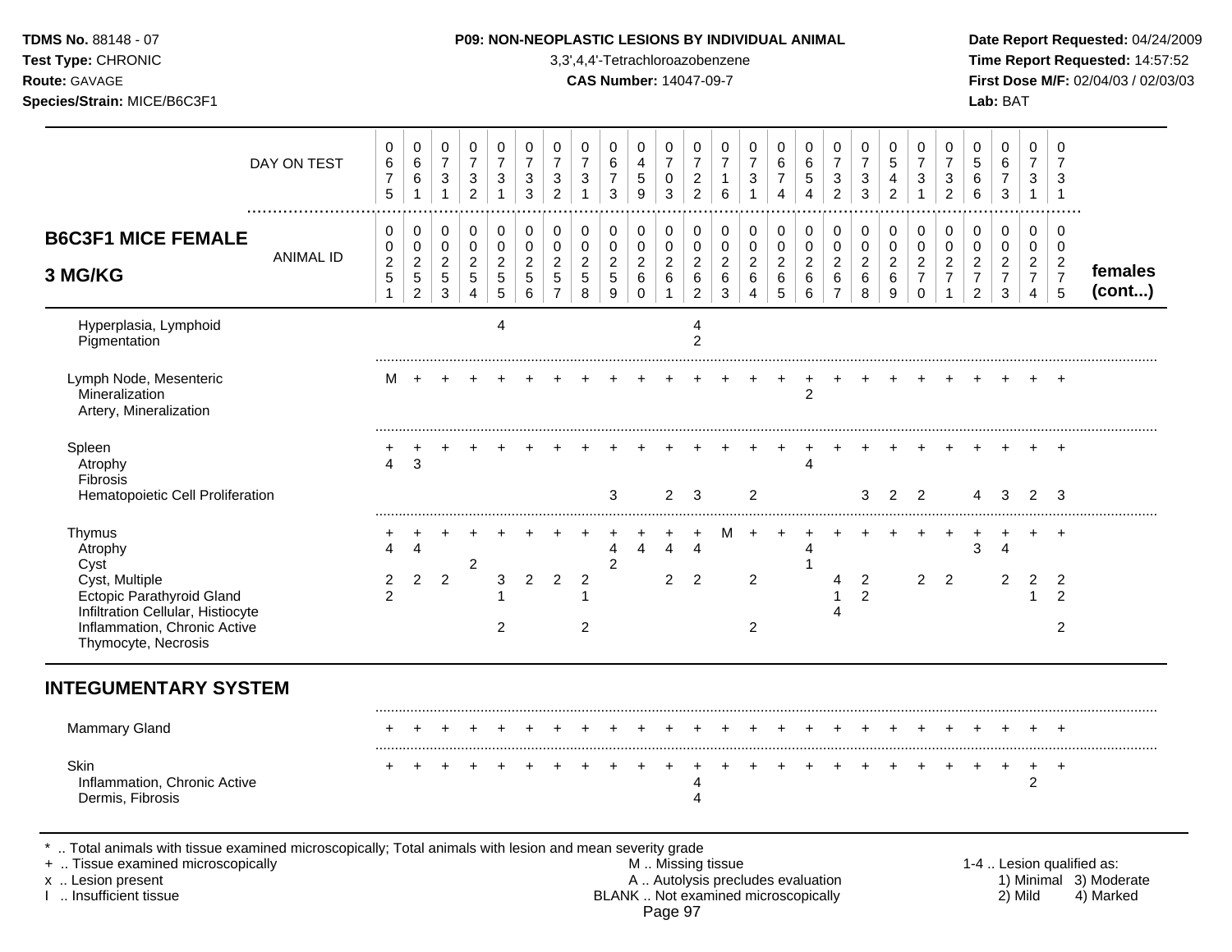**TDMS No.** 88148 - 07
**Test Type:** CHRONIC
**Route:** GAVAGE
**Species/Strain:** MICE/B6C3F1

**P09: NON-NEOPLASTIC LESIONS BY INDIVIDUAL ANIMAL**
3,3',4,4'-Tetrachloroazobenzene
**CAS Number:** 14047-09-7

**Date Report Requested:** 04/24/2009
**Time Report Requested:** 14:57:52
**First Dose M/F:** 02/04/03 / 02/03/03
**Lab:** BAT

## B6C3F1 MICE FEMALE 3 MG/KG

| DAY ON TEST | 0675 | 0661 | 0731 | 0732 | 0731 | 0733 | 0732 | 0731 | 0673 | 0459 | 0703 | 0722 | 0716 | 0731 | 0674 | 0654 | 0732 | 0733 | 0542 | 0731 | 0732 | 0566 | 0673 | 0731 | 0731 | |
|---|---|---|---|---|---|---|---|---|---|---|---|---|---|---|---|---|---|---|---|---|---|---|---|---|---|---|
| **ANIMAL ID** | 0251 | 0252 | 0253 | 0254 | 0255 | 0256 | 0257 | 0258 | 0259 | 0260 | 0261 | 0262 | 0263 | 0264 | 0265 | 0266 | 0267 | 0268 | 0269 | 0270 | 0271 | 0272 | 0273 | 0274 | 0275 | **females (cont...)** |
| Hyperplasia, Lymphoid | | | | | 4 | | | | | | | 4 | | | | | | | | | | | | | | |
| Pigmentation | | | | | | | | | | | | 2 | | | | | | | | | | | | | | |
| Lymph Node, Mesenteric | M | + | + | + | + | + | + | + | + | + | + | + | + | + | + | + | + | + | + | + | + | + | + | + | + | |
| Mineralization | | | | | | | | | | | | | | | | 2 | | | | | | | | | | |
| Artery, Mineralization | | | | | | | | | | | | | | | | | | | | | | | | | | |
| Spleen | + | + | + | + | + | + | + | + | + | + | + | + | + | + | + | + | + | + | + | + | + | + | + | + | + | |
| Atrophy | 4 | 3 | | | | | | | | | | | | | | 4 | | | | | | | | | | |
| Fibrosis | | | | | | | | | | | | | | | | | | | | | | | | | | |
| Hematopoietic Cell Proliferation | | | | | | | | | 3 | | 2 | 3 | | 2 | | | | 3 | 2 | 2 | | 4 | 3 | 2 | 3 | |
| Thymus | + | + | + | + | + | + | + | + | + | + | + | + | M | + | + | + | + | + | + | + | + | + | + | + | + | |
| Atrophy | 4 | 4 | | | | | | | 4 | 4 | 4 | 4 | | | | 4 | | | | | | 3 | 4 | | | |
| Cyst | | | | 2 | | | | | 2 | | | | | | | 1 | | | | | | | | | | |
| Cyst, Multiple | 2 | 2 | 2 | | 3 | 2 | 2 | 2 | | | 2 | 2 | | 2 | | | 4 | 2 | | 2 | 2 | | 2 | 2 | 2 | |
| Ectopic Parathyroid Gland | 2 | | | | 1 | | | 1 | | | | | | | | | 1 | 2 | | | | | | 1 | 2 | |
| Infiltration Cellular, Histiocyte | | | | | | | | | | | | | | | | | 4 | | | | | | | | | |
| Inflammation, Chronic Active | | | | | 2 | | | 2 | | | | | | 2 | | | | | | | | | | | 2 | |
| Thymocyte, Necrosis | | | | | | | | | | | | | | | | | | | | | | | | | | |

## INTEGUMENTARY SYSTEM

| | 0251 | 0252 | 0253 | 0254 | 0255 | 0256 | 0257 | 0258 | 0259 | 0260 | 0261 | 0262 | 0263 | 0264 | 0265 | 0266 | 0267 | 0268 | 0269 | 0270 | 0271 | 0272 | 0273 | 0274 | 0275 | |
|---|---|---|---|---|---|---|---|---|---|---|---|---|---|---|---|---|---|---|---|---|---|---|---|---|---|---|
| Mammary Gland | + | + | + | + | + | + | + | + | + | + | + | + | + | + | + | + | + | + | + | + | + | + | + | + | + | |
| Skin | + | + | + | + | + | + | + | + | + | + | + | + | + | + | + | + | + | + | + | + | + | + | + | + | + | |
| Inflammation, Chronic Active | | | | | | | | | | | | 4 | | | | | | | | | | | | 2 | | |
| Dermis, Fibrosis | | | | | | | | | | | | 4 | | | | | | | | | | | | | | |

\* .. Total animals with tissue examined microscopically; Total animals with lesion and mean severity grade
\+ .. Tissue examined microscopically
x .. Lesion present
I .. Insufficient tissue

M .. Missing tissue
A .. Autolysis precludes evaluation
BLANK .. Not examined microscopically

1-4 .. Lesion qualified as:
1) Minimal 2) Mild 3) Moderate 4) Marked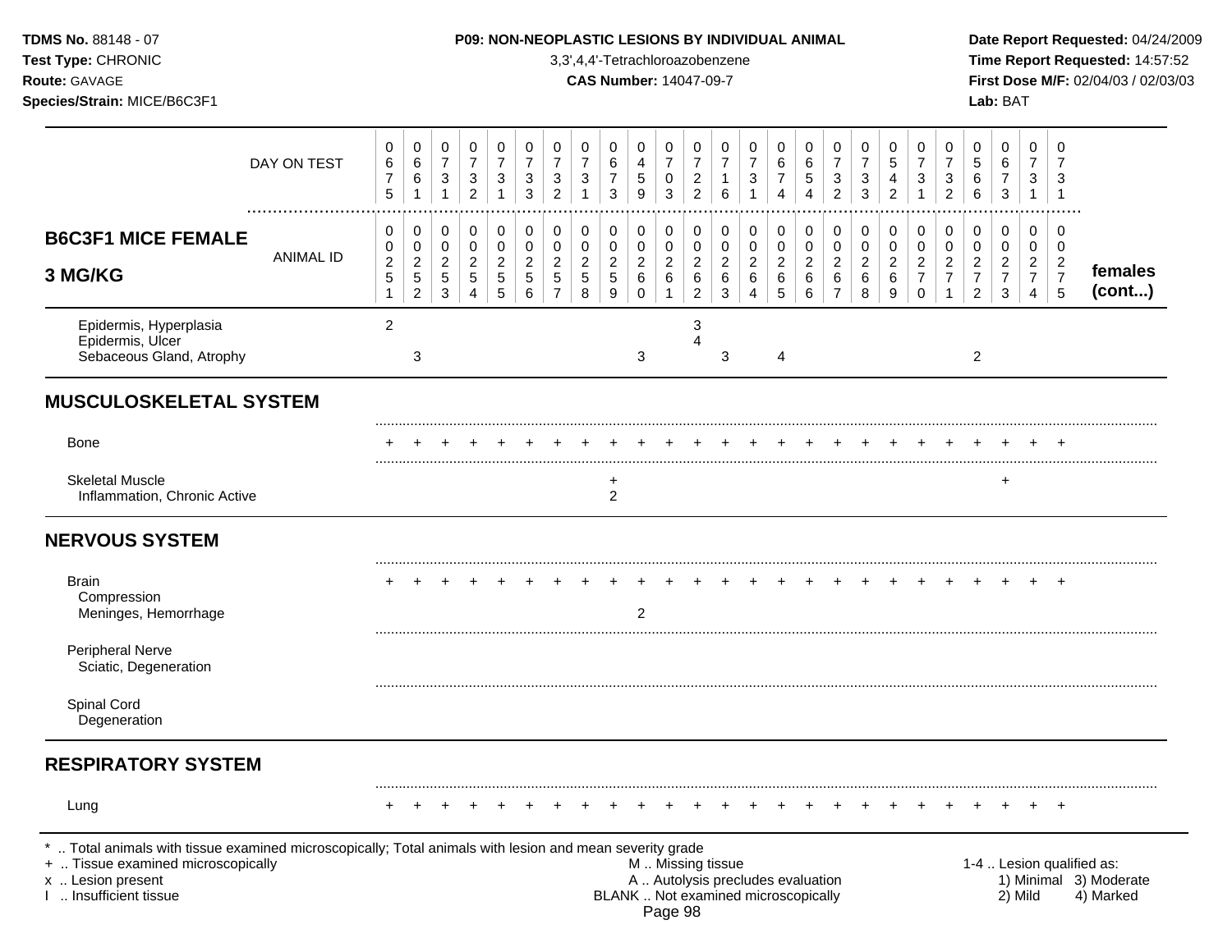**TDMS No.** 88148 - 07
**Test Type:** CHRONIC
**Route:** GAVAGE
**Species/Strain:** MICE/B6C3F1

**P09: NON-NEOPLASTIC LESIONS BY INDIVIDUAL ANIMAL**
3,3',4,4'-Tetrachloroazobenzene
**CAS Number:** 14047-09-7

**Date Report Requested:** 04/24/2009
**Time Report Requested:** 14:57:52
**First Dose M/F:** 02/04/03 / 02/03/03
**Lab:** BAT

| | | | | | | | | | | | | | | | | | | | | | | | | | |
|---|---|---|---|---|---|---|---|---|---|---|---|---|---|---|---|---|---|---|---|---|---|---|---|---|---|
| DAY ON TEST | 0675 | 0661 | 0731 | 0732 | 0731 | 0733 | 0732 | 0731 | 0673 | 0459 | 0703 | 0722 | 0716 | 0731 | 0674 | 0654 | 0732 | 0733 | 0542 | 0731 | 0732 | 0566 | 0673 | 0731 | 0731 |
| **B6C3F1 MICE FEMALE 3 MG/KG** — ANIMAL ID | 00251 | 00252 | 00253 | 00254 | 00255 | 00256 | 00257 | 00258 | 00259 | 00260 | 00261 | 00262 | 00263 | 00264 | 00265 | 00266 | 00267 | 00268 | 00269 | 00270 | 00271 | 00272 | 00273 | 00274 | 00275 |
| Epidermis, Hyperplasia | 2 | | | | | | | | | | | 3 | | | | | | | | | | | | | |
| Epidermis, Ulcer | | | | | | | | | | | | 4 | | | | | | | | | | | | | |
| Sebaceous Gland, Atrophy | | 3 | | | | | | | | 3 | | | 3 | | 4 | | | | | | | 2 | | | |
| **MUSCULOSKELETAL SYSTEM** | | | | | | | | | | | | | | | | | | | | | | | | | |
| Bone | + | + | + | + | + | + | + | + | + | + | + | + | + | + | + | + | + | + | + | + | + | + | + | + | + |
| Skeletal Muscle | | | | | | | | | + | | | | | | | | | | | | | | + | | |
| Inflammation, Chronic Active | | | | | | | | | 2 | | | | | | | | | | | | | | | | |
| **NERVOUS SYSTEM** | | | | | | | | | | | | | | | | | | | | | | | | | |
| Brain | + | + | + | + | + | + | + | + | + | + | + | + | + | + | + | + | + | + | + | + | + | + | + | + | + |
| Compression | | | | | | | | | | | | | | | | | | | | | | | | | |
| Meninges, Hemorrhage | | | | | | | | | | 2 | | | | | | | | | | | | | | | |
| Peripheral Nerve | | | | | | | | | | | | | | | | | | | | | | | | | |
| Sciatic, Degeneration | | | | | | | | | | | | | | | | | | | | | | | | | |
| Spinal Cord | | | | | | | | | | | | | | | | | | | | | | | | | |
| Degeneration | | | | | | | | | | | | | | | | | | | | | | | | | |
| **RESPIRATORY SYSTEM** | | | | | | | | | | | | | | | | | | | | | | | | | |
| Lung | + | + | + | + | + | + | + | + | + | + | + | + | + | + | + | + | + | + | + | + | + | + | + | + | + |

**females (cont...)**

* .. Total animals with tissue examined microscopically; Total animals with lesion and mean severity grade
+ .. Tissue examined microscopically
x .. Lesion present
I .. Insufficient tissue

M .. Missing tissue
A .. Autolysis precludes evaluation
BLANK .. Not examined microscopically

1-4 .. Lesion qualified as:
1) Minimal 2) Mild 3) Moderate 4) Marked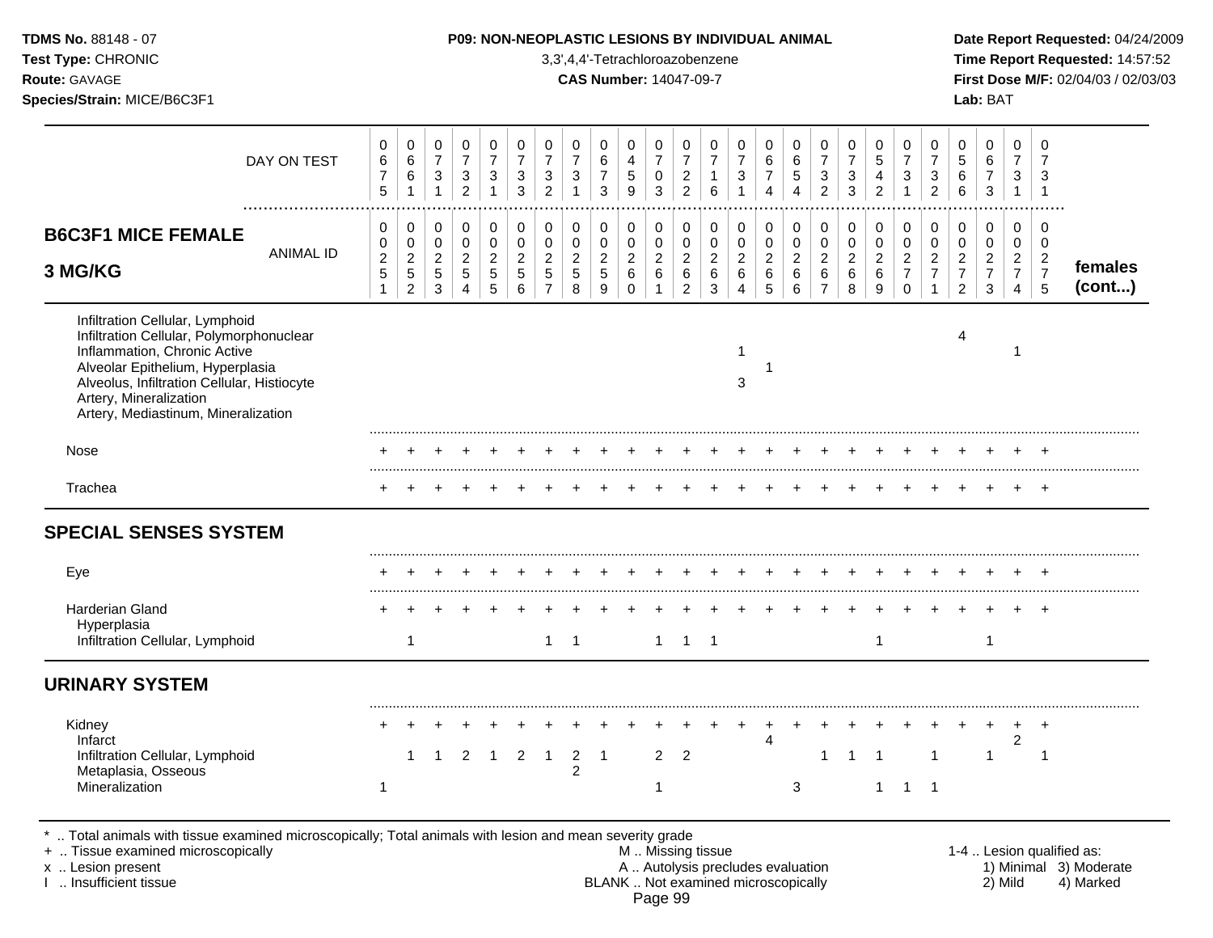| B6C3F1 MICE FEMALE 3 MG/KG | | | | | | | | | | | | | | | | | | | | | | | | | | |
|---|---|---|---|---|---|---|---|---|---|---|---|---|---|---|---|---|---|---|---|---|---|---|---|---|---|---|
| DAY ON TEST | 0675 | 0661 | 0731 | 0732 | 0731 | 0733 | 0732 | 0731 | 0673 | 0459 | 0703 | 0722 | 0716 | 0731 | 0674 | 0654 | 0732 | 0733 | 0542 | 0731 | 0732 | 0566 | 0673 | 0731 | 0731 | |
| ANIMAL ID | 00251 | 00252 | 00253 | 00254 | 00255 | 00256 | 00257 | 00258 | 00259 | 00260 | 00261 | 00262 | 00263 | 00264 | 00265 | 00266 | 00267 | 00268 | 00269 | 00270 | 00271 | 00272 | 00273 | 00274 | 00275 | females (cont...) |
| Infiltration Cellular, Lymphoid | | | | | | | | | | | | | | | | | | | | | | | | | | |
| Infiltration Cellular, Polymorphonuclear | | | | | | | | | | | | | | | | | | | | | | 4 | | | | |
| Inflammation, Chronic Active | | | | | | | | | | | | | | 1 | | | | | | | | | | 1 | | |
| Alveolar Epithelium, Hyperplasia | | | | | | | | | | | | | | | 1 | | | | | | | | | | | |
| Alveolus, Infiltration Cellular, Histiocyte | | | | | | | | | | | | | | 3 | | | | | | | | | | | | |
| Artery, Mineralization | | | | | | | | | | | | | | | | | | | | | | | | | | |
| Artery, Mediastinum, Mineralization | | | | | | | | | | | | | | | | | | | | | | | | | | |
| Nose | + | + | + | + | + | + | + | + | + | + | + | + | + | + | + | + | + | + | + | + | + | + | + | + | + | |
| Trachea | + | + | + | + | + | + | + | + | + | + | + | + | + | + | + | + | + | + | + | + | + | + | + | + | + | |
| **SPECIAL SENSES SYSTEM** | | | | | | | | | | | | | | | | | | | | | | | | | | |
| Eye | + | + | + | + | + | + | + | + | + | + | + | + | + | + | + | + | + | + | + | + | + | + | + | + | + | |
| Harderian Gland | + | + | + | + | + | + | + | + | + | + | + | + | + | + | + | + | + | + | + | + | + | + | + | + | + | |
| Hyperplasia | | | | | | | | | | | | | | | | | | | | | | | | | | |
| Infiltration Cellular, Lymphoid | | 1 | | | | | 1 | 1 | | | 1 | 1 | 1 | | | | | | 1 | | | | 1 | | | |
| **URINARY SYSTEM** | | | | | | | | | | | | | | | | | | | | | | | | | | |
| Kidney | + | + | + | + | + | + | + | + | + | + | + | + | + | + | + | + | + | + | + | + | + | + | + | + | + | |
| Infarct | | | | | | | | | | | | | | | 4 | | | | | | | | | 2 | | |
| Infiltration Cellular, Lymphoid | | 1 | 1 | 2 | 1 | 2 | 1 | 2 | 1 | | 2 | 2 | | | | | 1 | 1 | 1 | | 1 | | 1 | | 1 | |
| Metaplasia, Osseous | | | | | | | | 2 | | | | | | | | | | | | | | | | | | |
| Mineralization | 1 | | | | | | | | | | 1 | | | | | 3 | | | 1 | 1 | 1 | | | | | |

\* .. Total animals with tissue examined microscopically; Total animals with lesion and mean severity grade
+ .. Tissue examined microscopically
x .. Lesion present
I .. Insufficient tissue
M .. Missing tissue
A .. Autolysis precludes evaluation
BLANK .. Not examined microscopically
1-4 .. Lesion qualified as: 1) Minimal 2) Mild 3) Moderate 4) Marked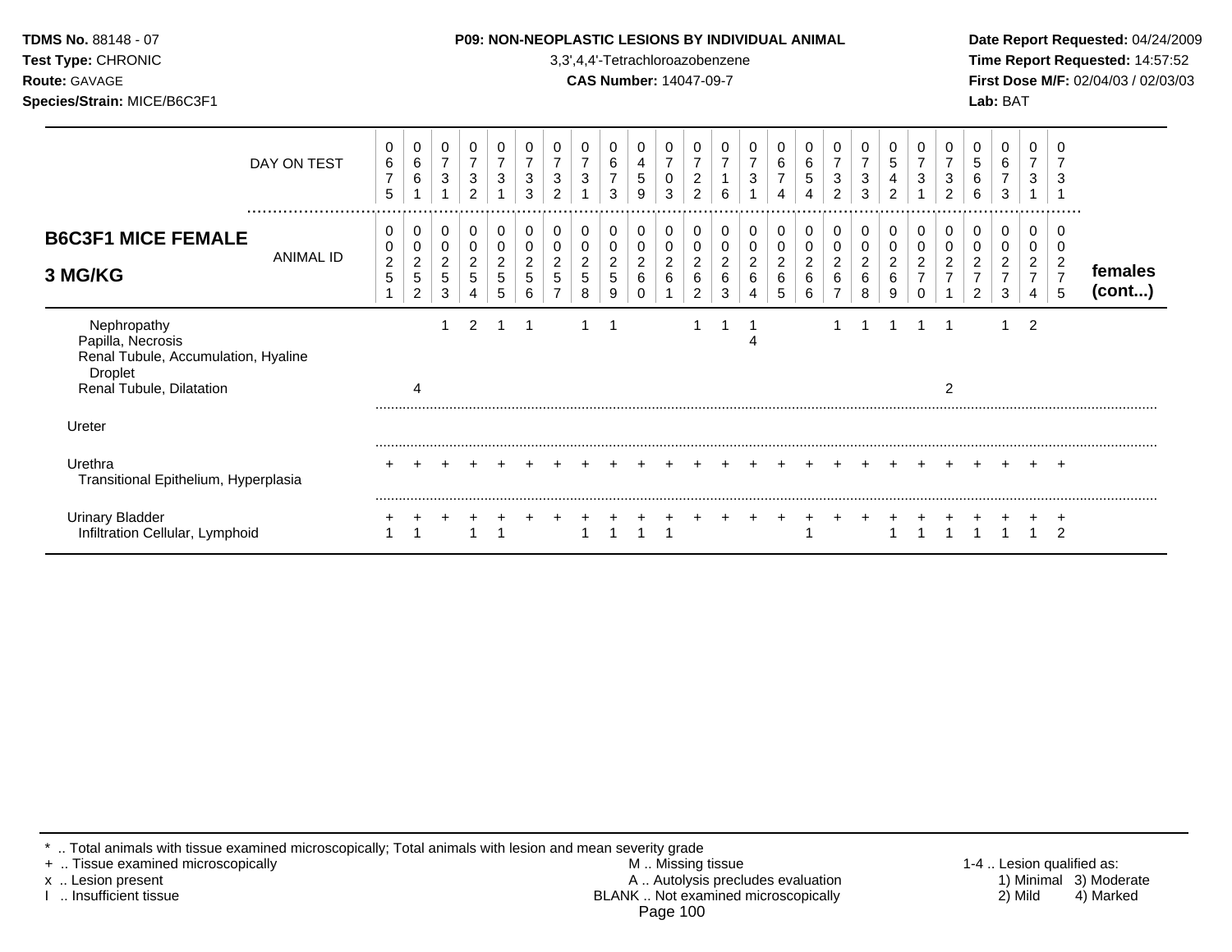**TDMS No.** 88148 - 07
**Test Type:** CHRONIC
**Route:** GAVAGE
**Species/Strain:** MICE/B6C3F1

**P09: NON-NEOPLASTIC LESIONS BY INDIVIDUAL ANIMAL**
3,3',4,4'-Tetrachloroazobenzene
**CAS Number:** 14047-09-7

**Date Report Requested:** 04/24/2009
**Time Report Requested:** 14:57:52
**First Dose M/F:** 02/04/03 / 02/03/03
**Lab:** BAT

## B6C3F1 MICE FEMALE 3 MG/KG

| DAY ON TEST | 0675 | 0661 | 0731 | 0732 | 0731 | 0733 | 0732 | 0731 | 0673 | 0459 | 0703 | 0722 | 0716 | 0731 | 0674 | 0654 | 0732 | 0733 | 0542 | 0731 | 0732 | 0566 | 0673 | 0731 | 0731 | |
|---|---|---|---|---|---|---|---|---|---|---|---|---|---|---|---|---|---|---|---|---|---|---|---|---|---|---|
| **ANIMAL ID** | 0251 | 0252 | 0253 | 0254 | 0255 | 0256 | 0257 | 0258 | 0259 | 0260 | 0261 | 0262 | 0263 | 0264 | 0265 | 0266 | 0267 | 0268 | 0269 | 0270 | 0271 | 0272 | 0273 | 0274 | 0275 | **females (cont...)** |
| Nephropathy | | | 1 | 2 | 1 | 1 | | 1 | 1 | | | 1 | 1 | 1 | | | 1 | 1 | 1 | 1 | 1 | | 1 | 2 | | |
| Papilla, Necrosis | | | | | | | | | | | | | | 4 | | | | | | | | | | | | |
| Renal Tubule, Accumulation, Hyaline Droplet | | | | | | | | | | | | | | | | | | | | | | | | | | |
| Renal Tubule, Dilatation | | 4 | | | | | | | | | | | | | | | | | | | 2 | | | | | |
| Ureter | | | | | | | | | | | | | | | | | | | | | | | | | | |
| Urethra | + | + | + | + | + | + | + | + | + | + | + | + | + | + | + | + | + | + | + | + | + | + | + | + | + | |
| Transitional Epithelium, Hyperplasia | | | | | | | | | | | | | | | | | | | | | | | | | | |
| Urinary Bladder | + | + | + | + | + | + | + | + | + | + | + | + | + | + | + | + | + | + | + | + | + | + | + | + | + | |
| Infiltration Cellular, Lymphoid | 1 | 1 | | 1 | 1 | | | 1 | 1 | 1 | 1 | | | | | 1 | | | 1 | 1 | 1 | 1 | 1 | 1 | 2 | |

\* .. Total animals with tissue examined microscopically; Total animals with lesion and mean severity grade
+ .. Tissue examined microscopically
x .. Lesion present
I .. Insufficient tissue
M .. Missing tissue
A .. Autolysis precludes evaluation
BLANK .. Not examined microscopically
1-4 .. Lesion qualified as: 1) Minimal 2) Mild 3) Moderate 4) Marked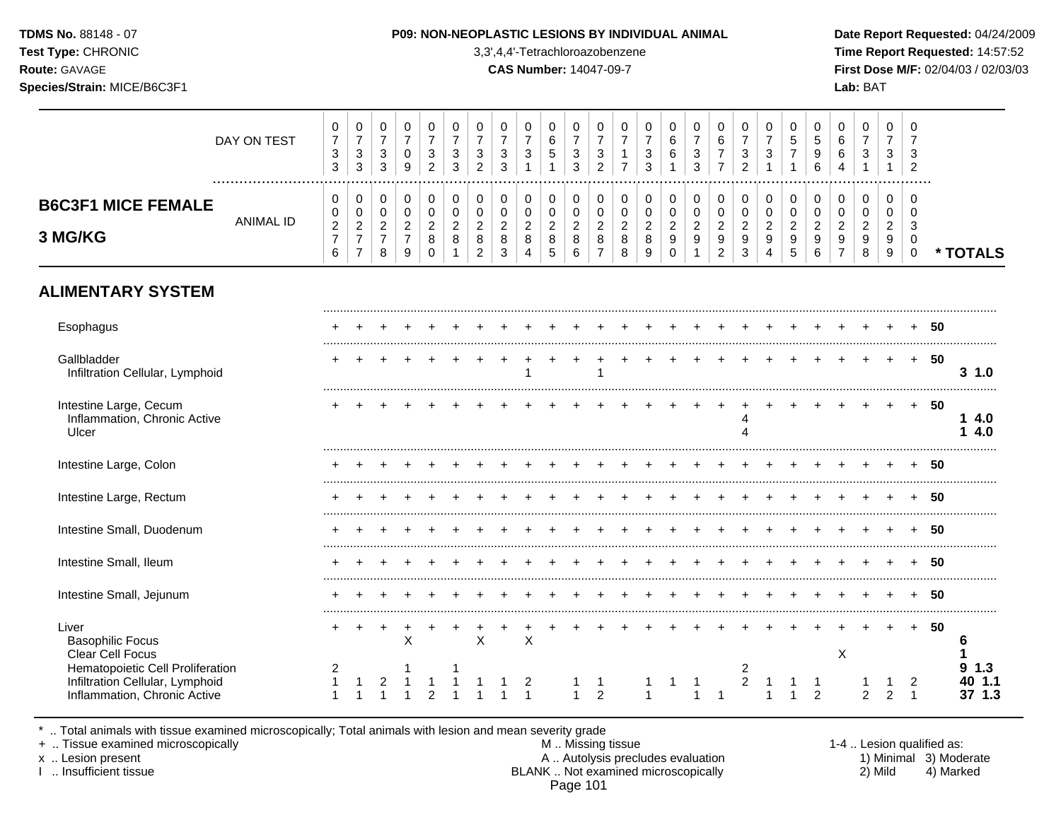**TDMS No.** 88148 - 07
**Test Type:** CHRONIC
**Route:** GAVAGE
**Species/Strain:** MICE/B6C3F1

**P09: NON-NEOPLASTIC LESIONS BY INDIVIDUAL ANIMAL**
3,3',4,4'-Tetrachloroazobenzene
**CAS Number:** 14047-09-7

**Date Report Requested:** 04/24/2009
**Time Report Requested:** 14:57:52
**First Dose M/F:** 02/04/03 / 02/03/03
**Lab:** BAT

## B6C3F1 MICE FEMALE 3 MG/KG

| DAY ON TEST | 0733 | 0733 | 0733 | 0709 | 0732 | 0733 | 0732 | 0733 | 0731 | 0651 | 0733 | 0732 | 0717 | 0733 | 0661 | 0733 | 0677 | 0732 | 0731 | 0571 | 0596 | 0664 | 0731 | 0731 | 0732 | | |
|---|---|---|---|---|---|---|---|---|---|---|---|---|---|---|---|---|---|---|---|---|---|---|---|---|---|---|---|
| **ANIMAL ID** | 00276 | 00277 | 00278 | 00279 | 00280 | 00281 | 00282 | 00283 | 00284 | 00285 | 00286 | 00287 | 00288 | 00289 | 00290 | 00291 | 00292 | 00293 | 00294 | 00295 | 00296 | 00297 | 00298 | 00299 | 00300 | | *** TOTALS** |
| **ALIMENTARY SYSTEM** | | | | | | | | | | | | | | | | | | | | | | | | | | | |
| Esophagus | + | + | + | + | + | + | + | + | + | + | + | + | + | + | + | + | + | + | + | + | + | + | + | + | + | 50 | |
| Gallbladder | + | + | + | + | + | + | + | + | + | + | + | + | + | + | + | + | + | + | + | + | + | + | + | + | + | 50 | |
| Infiltration Cellular, Lymphoid | | | | | | | | | 1 | | | 1 | | | | | | | | | | | | | | | **3 1.0** |
| Intestine Large, Cecum | + | + | + | + | + | + | + | + | + | + | + | + | + | + | + | + | + | + | + | + | + | + | + | + | + | 50 | |
| Inflammation, Chronic Active | | | | | | | | | | | | | | | | | | 4 | | | | | | | | | **1 4.0** |
| Ulcer | | | | | | | | | | | | | | | | | | 4 | | | | | | | | | **1 4.0** |
| Intestine Large, Colon | + | + | + | + | + | + | + | + | + | + | + | + | + | + | + | + | + | + | + | + | + | + | + | + | + | 50 | |
| Intestine Large, Rectum | + | + | + | + | + | + | + | + | + | + | + | + | + | + | + | + | + | + | + | + | + | + | + | + | + | 50 | |
| Intestine Small, Duodenum | + | + | + | + | + | + | + | + | + | + | + | + | + | + | + | + | + | + | + | + | + | + | + | + | + | 50 | |
| Intestine Small, Ileum | + | + | + | + | + | + | + | + | + | + | + | + | + | + | + | + | + | + | + | + | + | + | + | + | + | 50 | |
| Intestine Small, Jejunum | + | + | + | + | + | + | + | + | + | + | + | + | + | + | + | + | + | + | + | + | + | + | + | + | + | 50 | |
| Liver | + | + | + | + | + | + | + | + | + | + | + | + | + | + | + | + | + | + | + | + | + | + | + | + | + | 50 | |
| Basophilic Focus | | | | X | | | X | | X | | | | | | | | | | | | | | | | | | **6** |
| Clear Cell Focus | | | | | | | | | | | | | | | | | | | | | | X | | | | | **1** |
| Hematopoietic Cell Proliferation | 2 | | | 1 | | 1 | | | | | | | | | | | | 2 | | | | | | | | | **9 1.3** |
| Infiltration Cellular, Lymphoid | 1 | 1 | 2 | 1 | 1 | 1 | 1 | 1 | 2 | | 1 | 1 | | 1 | 1 | 1 | | 2 | 1 | 1 | 1 | | 1 | 1 | 2 | | **40 1.1** |
| Inflammation, Chronic Active | 1 | 1 | 1 | 1 | 2 | 1 | 1 | 1 | 1 | | 1 | 2 | | 1 | | 1 | 1 | | 1 | 1 | 2 | | 2 | 2 | 1 | | **37 1.3** |

\* .. Total animals with tissue examined microscopically; Total animals with lesion and mean severity grade
\+ .. Tissue examined microscopically
x .. Lesion present
I .. Insufficient tissue

M .. Missing tissue
A .. Autolysis precludes evaluation
BLANK .. Not examined microscopically

1-4 .. Lesion qualified as:
1) Minimal 2) Mild 3) Moderate 4) Marked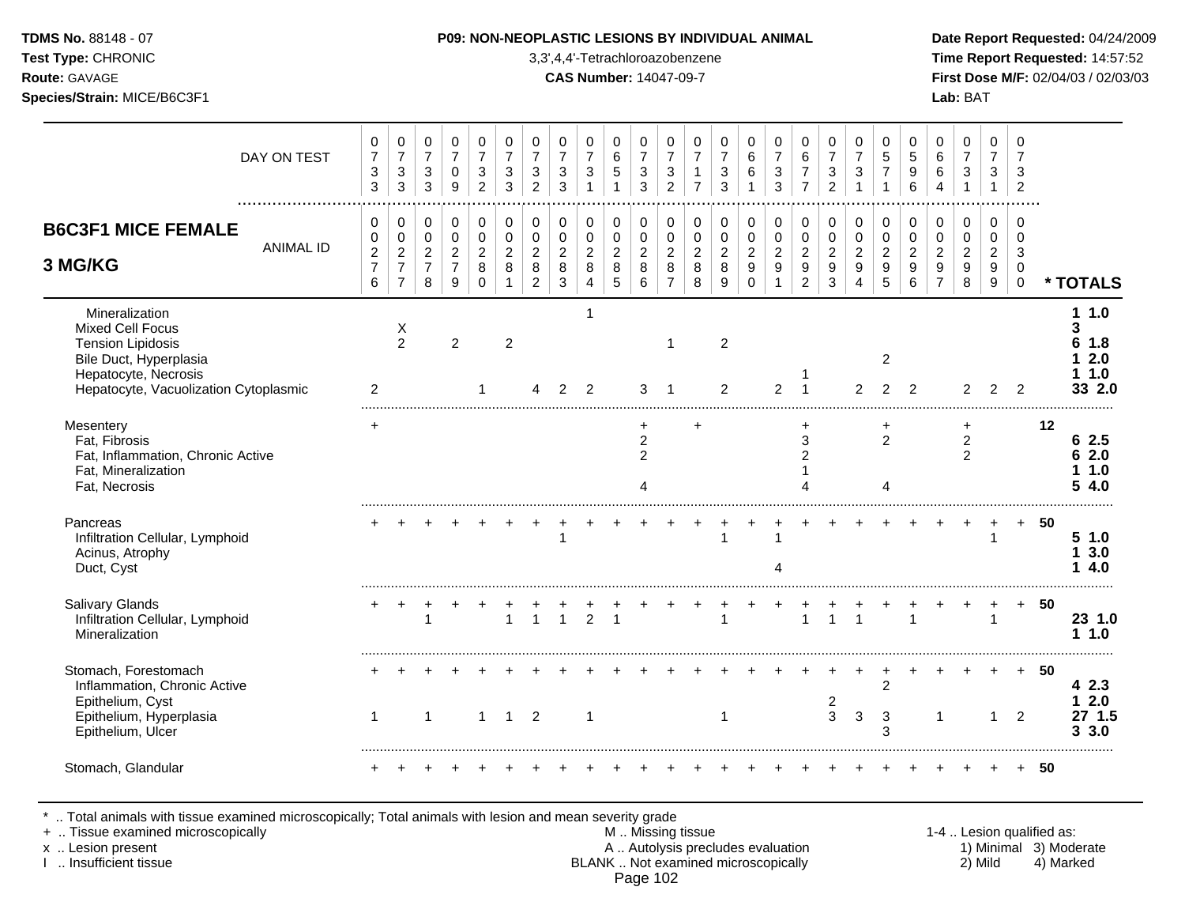**TDMS No.** 88148 - 07
**Test Type:** CHRONIC
**Route:** GAVAGE
**Species/Strain:** MICE/B6C3F1

**P09: NON-NEOPLASTIC LESIONS BY INDIVIDUAL ANIMAL**
3,3',4,4'-Tetrachloroazobenzene
**CAS Number:** 14047-09-7

**Date Report Requested:** 04/24/2009
**Time Report Requested:** 14:57:52
**First Dose M/F:** 02/04/03 / 02/03/03
**Lab:** BAT

| DAY ON TEST | 0733 | 0733 | 0733 | 0709 | 0732 | 0733 | 0732 | 0733 | 0731 | 0651 | 0733 | 0732 | 0717 | 0733 | 0661 | 0733 | 0677 | 0732 | 0731 | 0571 | 0596 | 0664 | 0731 | 0731 | 0732 | |
|---|---|---|---|---|---|---|---|---|---|---|---|---|---|---|---|---|---|---|---|---|---|---|---|---|---|---|
| **B6C3F1 MICE FEMALE 3 MG/KG** — ANIMAL ID | 00276 | 00277 | 00278 | 00279 | 00280 | 00281 | 00282 | 00283 | 00284 | 00285 | 00286 | 00287 | 00288 | 00289 | 00290 | 00291 | 00292 | 00293 | 00294 | 00295 | 00296 | 00297 | 00298 | 00299 | 00300 | *** TOTALS** |
| Mineralization | | | | | | | | | 1 | | | | | | | | | | | | | | | | | **1 1.0** |
| Mixed Cell Focus | | X | | | | | | | | | | | | | | | | | | | | | | | | **3** |
| Tension Lipidosis | | 2 | | 2 | | 2 | | | | | | 1 | | 2 | | | | | | | | | | | | **6 1.8** |
| Bile Duct, Hyperplasia | | | | | | | | | | | | | | | | | | | | 2 | | | | | | **1 2.0** |
| Hepatocyte, Necrosis | | | | | | | | | | | | | | | | | 1 | | | | | | | | | **1 1.0** |
| Hepatocyte, Vacuolization Cytoplasmic | 2 | | | | 1 | | 4 | 2 | 2 | | 3 | 1 | | 2 | | 2 | 1 | | 2 | 2 | 2 | | 2 | 2 | 2 | **33 2.0** |
| Mesentery | + | | | | | | | | | | + | | + | | | | + | | | + | | | + | | | **12** |
| Fat, Fibrosis | | | | | | | | | | | 2 | | | | | | 3 | | | 2 | | | 2 | | | **6 2.5** |
| Fat, Inflammation, Chronic Active | | | | | | | | | | | 2 | | | | | | 2 | | | | | | 2 | | | **6 2.0** |
| Fat, Mineralization | | | | | | | | | | | | | | | | | 1 | | | | | | | | | **1 1.0** |
| Fat, Necrosis | | | | | | | | | | | 4 | | | | | | 4 | | | 4 | | | | | | **5 4.0** |
| Pancreas | + | + | + | + | + | + | + | + | + | + | + | + | + | + | + | + | + | + | + | + | + | + | + | + | + | **50** |
| Infiltration Cellular, Lymphoid | | | | | | | | 1 | | | | | | 1 | | 1 | | | | | | | | 1 | | **5 1.0** |
| Acinus, Atrophy | | | | | | | | | | | | | | | | | | | | | | | | | | **1 3.0** |
| Duct, Cyst | | | | | | | | | | | | | | | | 4 | | | | | | | | | | **1 4.0** |
| Salivary Glands | + | + | + | + | + | + | + | + | + | + | + | + | + | + | + | + | + | + | + | + | + | + | + | + | + | **50** |
| Infiltration Cellular, Lymphoid | | | 1 | | | 1 | 1 | 1 | 2 | 1 | | | | 1 | | | 1 | 1 | 1 | | 1 | | | 1 | | **23 1.0** |
| Mineralization | | | | | | | | | | | | | | | | | | | | | | | | | | **1 1.0** |
| Stomach, Forestomach | + | + | + | + | + | + | + | + | + | + | + | + | + | + | + | + | + | + | + | + | + | + | + | + | + | **50** |
| Inflammation, Chronic Active | | | | | | | | | | | | | | | | | | | | 2 | | | | | | **4 2.3** |
| Epithelium, Cyst | | | | | | | | | | | | | | | | | | 2 | | | | | | | | **1 2.0** |
| Epithelium, Hyperplasia | 1 | | 1 | | 1 | 1 | 2 | | 1 | | | | | 1 | | | | 3 | 3 | 3 | | 1 | | 1 | 2 | **27 1.5** |
| Epithelium, Ulcer | | | | | | | | | | | | | | | | | | | | 3 | | | | | | **3 3.0** |
| Stomach, Glandular | + | + | + | + | + | + | + | + | + | + | + | + | + | + | + | + | + | + | + | + | + | + | + | + | + | **50** |

\* .. Total animals with tissue examined microscopically; Total animals with lesion and mean severity grade
\+ .. Tissue examined microscopically
x .. Lesion present
I .. Insufficient tissue

M .. Missing tissue
A .. Autolysis precludes evaluation
BLANK .. Not examined microscopically

1-4 .. Lesion qualified as:
1) Minimal 2) Mild 3) Moderate 4) Marked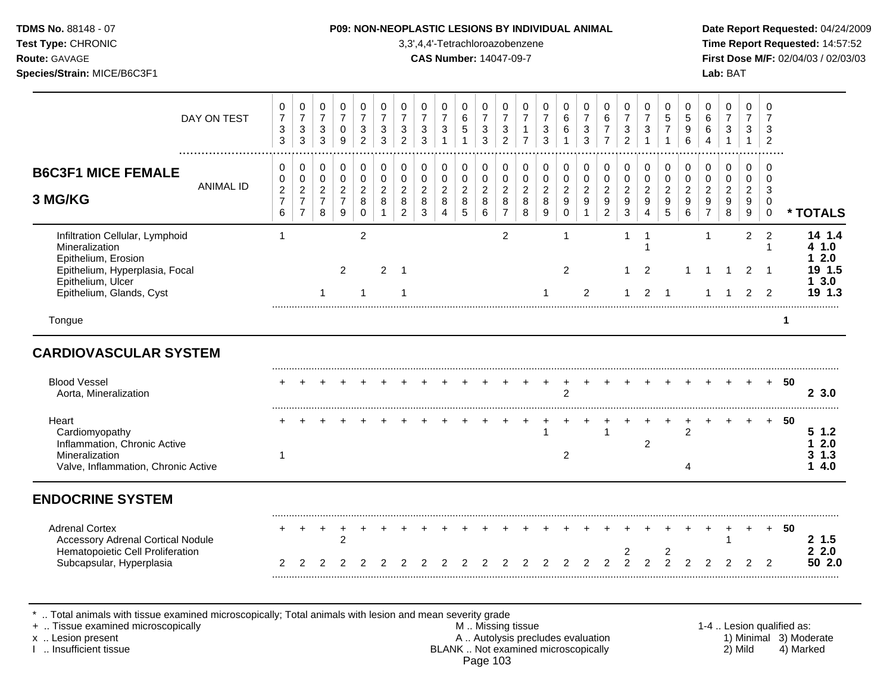**TDMS No.** 88148 - 07
**Test Type:** CHRONIC
**Route:** GAVAGE
**Species/Strain:** MICE/B6C3F1

**P09: NON-NEOPLASTIC LESIONS BY INDIVIDUAL ANIMAL**
3,3',4,4'-Tetrachloroazobenzene
**CAS Number:** 14047-09-7

**Date Report Requested:** 04/24/2009
**Time Report Requested:** 14:57:52
**First Dose M/F:** 02/04/03 / 02/03/03
**Lab:** BAT

## B6C3F1 MICE FEMALE 3 MG/KG

| DAY ON TEST | 0733 | 0733 | 0733 | 0709 | 0732 | 0733 | 0732 | 0733 | 0731 | 0651 | 0733 | 0732 | 0717 | 0733 | 0661 | 0733 | 0677 | 0732 | 0731 | 0571 | 0596 | 0664 | 0731 | 0731 | 0732 | |
|---|---|---|---|---|---|---|---|---|---|---|---|---|---|---|---|---|---|---|---|---|---|---|---|---|---|---|
| **ANIMAL ID** | 00276 | 00277 | 00278 | 00279 | 00280 | 00281 | 00282 | 00283 | 00284 | 00285 | 00286 | 00287 | 00288 | 00289 | 00290 | 00291 | 00292 | 00293 | 00294 | 00295 | 00296 | 00297 | 00298 | 00299 | 00300 | *** TOTALS** |
| Infiltration Cellular, Lymphoid | 1 | | | | 2 | | | | | | | 2 | | | 1 | | | 1 | 1 | | | 1 | | 2 | 2 | **14 1.4** |
| Mineralization | | | | | | | | | | | | | | | | | | | 1 | | | | | | 1 | **4 1.0** |
| Epithelium, Erosion | | | | | | | | | | | | | | | | | | | | | | | | | | **1 2.0** |
| Epithelium, Hyperplasia, Focal | | | | 2 | | 2 | 1 | | | | | | | | 2 | | | 1 | 2 | | 1 | 1 | 1 | 2 | 1 | **19 1.5** |
| Epithelium, Ulcer | | | | | | | | | | | | | | | | | | | | | | | | | | **1 3.0** |
| Epithelium, Glands, Cyst | | | 1 | | 1 | | 1 | | | | | | | 1 | | 2 | | 1 | 2 | 1 | | 1 | 1 | 2 | 2 | **19 1.3** |
| Tongue | | | | | | | | | | | | | | | | | | | | | | | | | | **1** |
| **CARDIOVASCULAR SYSTEM** | | | | | | | | | | | | | | | | | | | | | | | | | | |
| Blood Vessel | + | + | + | + | + | + | + | + | + | + | + | + | + | + | + | + | + | + | + | + | + | + | + | + | + | **50** |
| Aorta, Mineralization | | | | | | | | | | | | | | | 2 | | | | | | | | | | | **2 3.0** |
| Heart | + | + | + | + | + | + | + | + | + | + | + | + | + | + | + | + | + | + | + | + | + | + | + | + | + | **50** |
| Cardiomyopathy | | | | | | | | | | | | | | 1 | | | 1 | | | | 2 | | | | | **5 1.2** |
| Inflammation, Chronic Active | | | | | | | | | | | | | | | | | | | 2 | | | | | | | **1 2.0** |
| Mineralization | 1 | | | | | | | | | | | | | | 2 | | | | | | | | | | | **3 1.3** |
| Valve, Inflammation, Chronic Active | | | | | | | | | | | | | | | | | | | | | 4 | | | | | **1 4.0** |
| **ENDOCRINE SYSTEM** | | | | | | | | | | | | | | | | | | | | | | | | | | |
| Adrenal Cortex | + | + | + | + | + | + | + | + | + | + | + | + | + | + | + | + | + | + | + | + | + | + | + | + | + | **50** |
| Accessory Adrenal Cortical Nodule | | | | 2 | | | | | | | | | | | | | | | | | | | 1 | | | **2 1.5** |
| Hematopoietic Cell Proliferation | | | | | | | | | | | | | | | | | | 2 | | 2 | | | | | | **2 2.0** |
| Subcapsular, Hyperplasia | 2 | 2 | 2 | 2 | 2 | 2 | 2 | 2 | 2 | 2 | 2 | 2 | 2 | 2 | 2 | 2 | 2 | 2 | 2 | 2 | 2 | 2 | 2 | 2 | 2 | **50 2.0** |

\* .. Total animals with tissue examined microscopically; Total animals with lesion and mean severity grade
\+ .. Tissue examined microscopically
x .. Lesion present
I .. Insufficient tissue

M .. Missing tissue
A .. Autolysis precludes evaluation
BLANK .. Not examined microscopically

1-4 .. Lesion qualified as: 1) Minimal 2) Mild 3) Moderate 4) Marked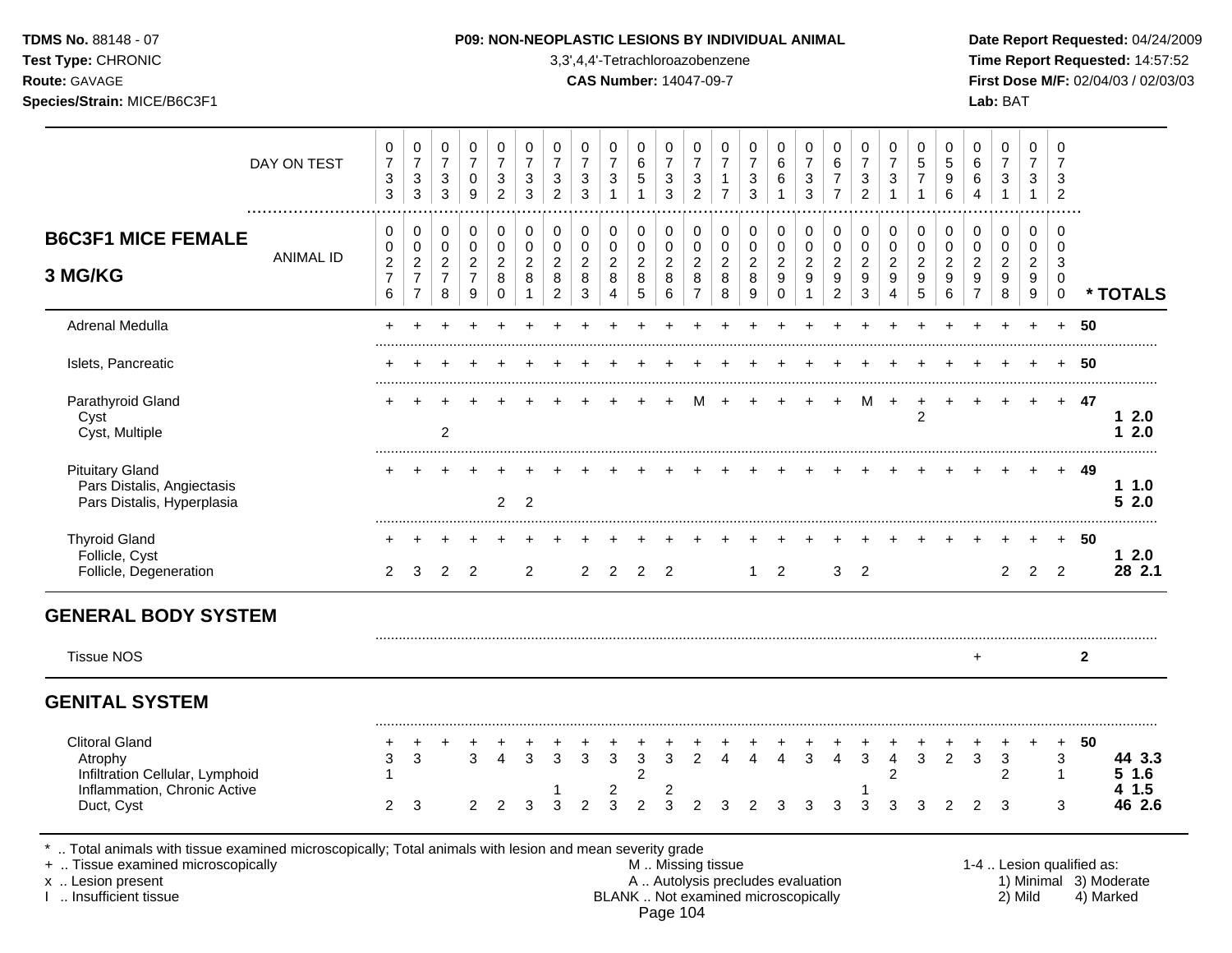**P09: NON-NEOPLASTIC LESIONS BY INDIVIDUAL ANIMAL**

3,3',4,4'-Tetrachloroazobenzene

**CAS Number:** 14047-09-7

## B6C3F1 MICE FEMALE 3 MG/KG

| DAY ON TEST | 0733 | 0733 | 0733 | 0709 | 0732 | 0733 | 0732 | 0733 | 0731 | 0651 | 0733 | 0732 | 0717 | 0733 | 0661 | 0733 | 0677 | 0732 | 0731 | 0571 | 0596 | 0664 | 0731 | 0731 | 0732 | |
|---|---|---|---|---|---|---|---|---|---|---|---|---|---|---|---|---|---|---|---|---|---|---|---|---|---|---|
| **ANIMAL ID** | 00276 | 00277 | 00278 | 00279 | 00280 | 00281 | 00282 | 00283 | 00284 | 00285 | 00286 | 00287 | 00288 | 00289 | 00290 | 00291 | 00292 | 00293 | 00294 | 00295 | 00296 | 00297 | 00298 | 00299 | 00300 | *** TOTALS** |
| Adrenal Medulla | + | + | + | + | + | + | + | + | + | + | + | + | + | + | + | + | + | + | + | + | + | + | + | + | + | 50 |
| Islets, Pancreatic | + | + | + | + | + | + | + | + | + | + | + | + | + | + | + | + | + | + | + | + | + | + | + | + | + | 50 |
| Parathyroid Gland | + | + | + | + | + | + | + | + | + | + | + | M | + | + | + | + | + | M | + | + | + | + | + | + | + | 47 |
| Cyst | | | | | | | | | | | | | | | | | | | | 2 | | | | | | 1 2.0 |
| Cyst, Multiple | | | 2 | | | | | | | | | | | | | | | | | | | | | | | 1 2.0 |
| Pituitary Gland | + | + | + | + | + | + | + | + | + | + | + | + | + | + | + | + | + | + | + | + | + | + | + | + | + | 49 |
| Pars Distalis, Angiectasis | | | | | | | | | | | | | | | | | | | | | | | | | | 1 1.0 |
| Pars Distalis, Hyperplasia | | | | | 2 | 2 | | | | | | | | | | | | | | | | | | | | 5 2.0 |
| Thyroid Gland | + | + | + | + | + | + | + | + | + | + | + | + | + | + | + | + | + | + | + | + | + | + | + | + | + | 50 |
| Follicle, Cyst | | | | | | | | | | | | | | | | | | | | | | | | | | 1 2.0 |
| Follicle, Degeneration | 2 | 3 | 2 | 2 | | 2 | | 2 | 2 | 2 | 2 | | | 1 | 2 | | 3 | 2 | | | | | 2 | 2 | 2 | 28 2.1 |
| **GENERAL BODY SYSTEM** | | | | | | | | | | | | | | | | | | | | | | | | | | |
| Tissue NOS | | | | | | | | | | | | | | | | | | | | | | + | | | | 2 |
| **GENITAL SYSTEM** | | | | | | | | | | | | | | | | | | | | | | | | | | |
| Clitoral Gland | + | + | + | + | + | + | + | + | + | + | + | + | + | + | + | + | + | + | + | + | + | + | + | + | + | 50 |
| Atrophy | 3 | 3 | | 3 | 4 | 3 | 3 | 3 | 3 | 3 | 3 | 2 | 4 | 4 | 4 | 3 | 4 | 3 | 4 | 3 | 2 | 3 | 3 | | 3 | 44 3.3 |
| Infiltration Cellular, Lymphoid | 1 | | | | | | | | | 2 | | | | | | | | | 2 | | | | 2 | | 1 | 5 1.6 |
| Inflammation, Chronic Active | | | | | | | 1 | | 2 | | 2 | | | | | | | 1 | | | | | | | | 4 1.5 |
| Duct, Cyst | 2 | 3 | | 2 | 2 | 3 | 3 | 2 | 3 | 2 | 3 | 2 | 3 | 2 | 3 | 3 | 3 | 3 | 3 | 3 | 2 | 2 | 3 | | 3 | 46 2.6 |

* .. Total animals with tissue examined microscopically; Total animals with lesion and mean severity grade
+ .. Tissue examined microscopically
x .. Lesion present
I .. Insufficient tissue

M .. Missing tissue
A .. Autolysis precludes evaluation
BLANK .. Not examined microscopically

1-4 .. Lesion qualified as: 1) Minimal 2) Mild 3) Moderate 4) Marked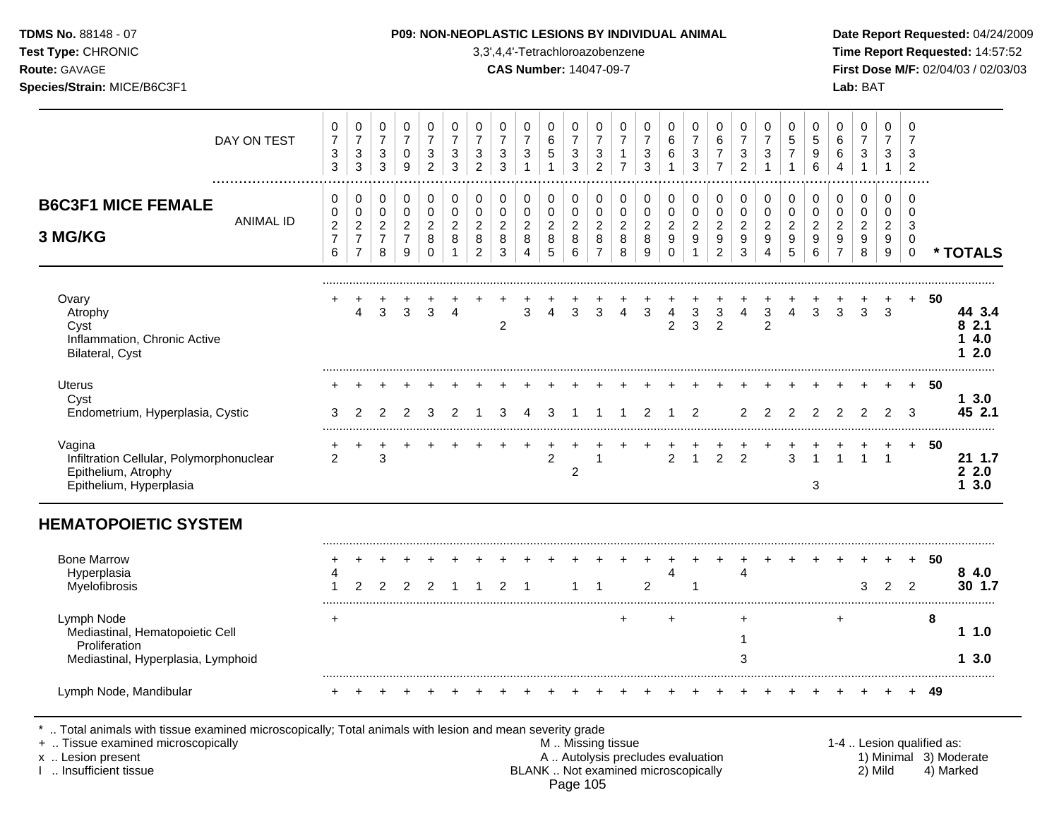**TDMS No.** 88148 - 07
**Test Type:** CHRONIC
**Route:** GAVAGE
**Species/Strain:** MICE/B6C3F1

**P09: NON-NEOPLASTIC LESIONS BY INDIVIDUAL ANIMAL**
3,3',4,4'-Tetrachloroazobenzene
**CAS Number:** 14047-09-7

**Date Report Requested:** 04/24/2009
**Time Report Requested:** 14:57:52
**First Dose M/F:** 02/04/03 / 02/03/03
**Lab:** BAT

## B6C3F1 MICE FEMALE 3 MG/KG

| DAY ON TEST | 0733 | 0733 | 0733 | 0709 | 0732 | 0733 | 0732 | 0733 | 0731 | 0651 | 0733 | 0732 | 0717 | 0733 | 0661 | 0733 | 0677 | 0732 | 0731 | 0571 | 0596 | 0664 | 0731 | 0731 | 0732 | |
|---|---|---|---|---|---|---|---|---|---|---|---|---|---|---|---|---|---|---|---|---|---|---|---|---|---|---|
| **ANIMAL ID** | 00276 | 00277 | 00278 | 00279 | 00280 | 00281 | 00282 | 00283 | 00284 | 00285 | 00286 | 00287 | 00288 | 00289 | 00290 | 00291 | 00292 | 00293 | 00294 | 00295 | 00296 | 00297 | 00298 | 00299 | 00300 | *** TOTALS** |
| Ovary | + | + | + | + | + | + | + | + | + | + | + | + | + | + | + | + | + | + | + | + | + | + | + | + | + | 50 |
| Atrophy | | 4 | 3 | 3 | 3 | 4 | | | 3 | 4 | 3 | 3 | 4 | 3 | 4 | 3 | 3 | 4 | 3 | 4 | 3 | 3 | 3 | 3 | | 44 3.4 |
| Cyst | | | | | | | | 2 | | | | | | | 2 | 3 | 2 | | 2 | | | | | | | 8 2.1 |
| Inflammation, Chronic Active | | | | | | | | | | | | | | | | | | | | | | | | | | 1 4.0 |
| Bilateral, Cyst | | | | | | | | | | | | | | | | | | | | | | | | | | 1 2.0 |
| Uterus | + | + | + | + | + | + | + | + | + | + | + | + | + | + | + | + | + | + | + | + | + | + | + | + | + | 50 |
| Cyst | | | | | | | | | | | | | | | | | | | | | | | | | | 1 3.0 |
| Endometrium, Hyperplasia, Cystic | 3 | 2 | 2 | 2 | 3 | 2 | 1 | 3 | 4 | 3 | 1 | 1 | 1 | 2 | 1 | 2 | | 2 | 2 | 2 | 2 | 2 | 2 | 2 | 3 | 45 2.1 |
| Vagina | + | + | + | + | + | + | + | + | + | + | + | + | + | + | + | + | + | + | + | + | + | + | + | + | + | 50 |
| Infiltration Cellular, Polymorphonuclear | 2 | | 3 | | | | | | | 2 | | 1 | | | 2 | 1 | 2 | 2 | | 3 | 1 | 1 | 1 | 1 | | 21 1.7 |
| Epithelium, Atrophy | | | | | | | | | | | 2 | | | | | | | | | | | | | | | 2 2.0 |
| Epithelium, Hyperplasia | | | | | | | | | | | | | | | | | | | | | 3 | | | | | 1 3.0 |

## HEMATOPOIETIC SYSTEM

| | 00276 | 00277 | 00278 | 00279 | 00280 | 00281 | 00282 | 00283 | 00284 | 00285 | 00286 | 00287 | 00288 | 00289 | 00290 | 00291 | 00292 | 00293 | 00294 | 00295 | 00296 | 00297 | 00298 | 00299 | 00300 | *** TOTALS** |
|---|---|---|---|---|---|---|---|---|---|---|---|---|---|---|---|---|---|---|---|---|---|---|---|---|---|---|
| Bone Marrow | + | + | + | + | + | + | + | + | + | + | + | + | + | + | + | + | + | + | + | + | + | + | + | + | + | 50 |
| Hyperplasia | 4 | | | | | | | | | | | | | | 4 | | | 4 | | | | | | | | 8 4.0 |
| Myelofibrosis | 1 | 2 | 2 | 2 | 2 | 1 | 1 | 2 | 1 | | 1 | 1 | | 2 | | 1 | | | | | | | 3 | 2 | 2 | 30 1.7 |
| Lymph Node | + | | | | | | | | | | | | + | | + | | | + | | | | + | | | | 8 |
| Mediastinal, Hematopoietic Cell Proliferation | | | | | | | | | | | | | | | | | | 1 | | | | | | | | 1 1.0 |
| Mediastinal, Hyperplasia, Lymphoid | | | | | | | | | | | | | | | | | | 3 | | | | | | | | 1 3.0 |
| Lymph Node, Mandibular | + | + | + | + | + | + | + | + | + | + | + | + | + | + | + | + | + | + | + | + | + | + | + | + | + | 49 |

\* .. Total animals with tissue examined microscopically; Total animals with lesion and mean severity grade
\+ .. Tissue examined microscopically
x .. Lesion present
I .. Insufficient tissue

M .. Missing tissue
A .. Autolysis precludes evaluation
BLANK .. Not examined microscopically

1-4 .. Lesion qualified as: 1) Minimal 2) Mild 3) Moderate 4) Marked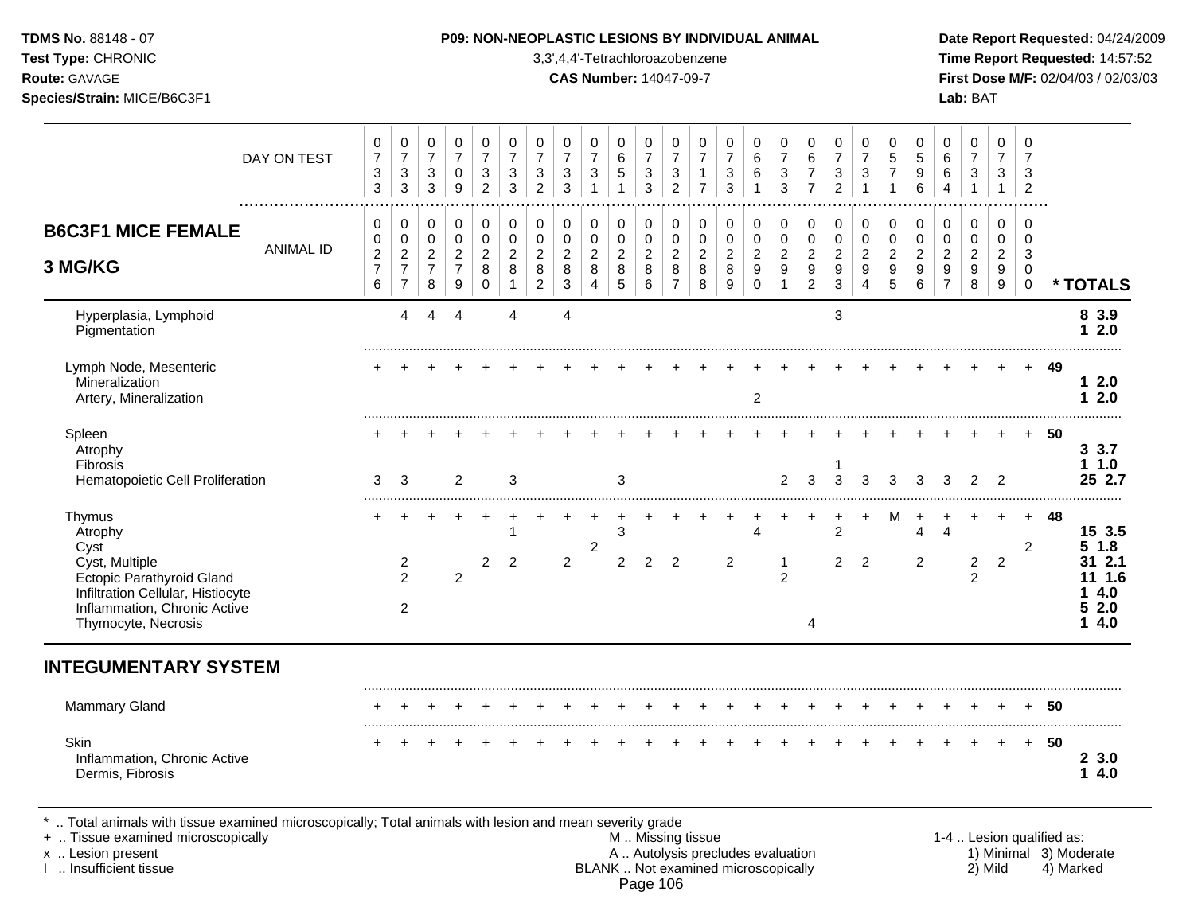**TDMS No.** 88148 - 07
**Test Type:** CHRONIC
**Route:** GAVAGE
**Species/Strain:** MICE/B6C3F1

**P09: NON-NEOPLASTIC LESIONS BY INDIVIDUAL ANIMAL**
3,3',4,4'-Tetrachloroazobenzene
**CAS Number:** 14047-09-7

**Date Report Requested:** 04/24/2009
**Time Report Requested:** 14:57:52
**First Dose M/F:** 02/04/03 / 02/03/03
**Lab:** BAT

| B6C3F1 MICE FEMALE 3 MG/KG | | | | | | | | | | | | | | | | | | | | | | | | | | |
|---|---|---|---|---|---|---|---|---|---|---|---|---|---|---|---|---|---|---|---|---|---|---|---|---|---|---|
| DAY ON TEST | 0733 | 0733 | 0733 | 0709 | 0732 | 0733 | 0732 | 0733 | 0731 | 0651 | 0733 | 0732 | 0717 | 0733 | 0661 | 0733 | 0677 | 0732 | 0731 | 0571 | 0596 | 0664 | 0731 | 0731 | 0732 | |
| ANIMAL ID | 00276 | 00277 | 00278 | 00279 | 00280 | 00281 | 00282 | 00283 | 00284 | 00285 | 00286 | 00287 | 00288 | 00289 | 00290 | 00291 | 00292 | 00293 | 00294 | 00295 | 00296 | 00297 | 00298 | 00299 | 00300 | * TOTALS |
| Hyperplasia, Lymphoid | | 4 | 4 | 4 | | 4 | | 4 | | | | | | | | | | 3 | | | | | | | | 8 3.9 |
| Pigmentation | | | | | | | | | | | | | | | | | | | | | | | | | | 1 2.0 |
| Lymph Node, Mesenteric | + | + | + | + | + | + | + | + | + | + | + | + | + | + | + | + | + | + | + | + | + | + | + | + | + | 49 |
| Mineralization | | | | | | | | | | | | | | | | | | | | | | | | | | 1 2.0 |
| Artery, Mineralization | | | | | | | | | | | | | | | 2 | | | | | | | | | | | 1 2.0 |
| Spleen | + | + | + | + | + | + | + | + | + | + | + | + | + | + | + | + | + | + | + | + | + | + | + | + | + | 50 |
| Atrophy | | | | | | | | | | | | | | | | | | | | | | | | | | 3 3.7 |
| Fibrosis | | | | | | | | | | | | | | | | | | 1 | | | | | | | | 1 1.0 |
| Hematopoietic Cell Proliferation | 3 | 3 | | 2 | | 3 | | | | 3 | | | | | | 2 | 3 | 3 | 3 | 3 | 3 | 3 | 2 | 2 | | 25 2.7 |
| Thymus | + | + | + | + | + | + | + | + | + | + | + | + | + | + | + | + | + | + | + | M | + | + | + | + | + | 48 |
| Atrophy | | | | | | 1 | | | | 3 | | | | | 4 | | | 2 | | | 4 | 4 | | | | 15 3.5 |
| Cyst | | | | | | | | | 2 | | | | | | | | | | | | | | | | 2 | 5 1.8 |
| Cyst, Multiple | | 2 | | | 2 | 2 | | 2 | | 2 | 2 | 2 | | 2 | | 1 | | 2 | 2 | | 2 | | 2 | 2 | | 31 2.1 |
| Ectopic Parathyroid Gland | | 2 | | 2 | | | | | | | | | | | | 2 | | | | | | | 2 | | | 11 1.6 |
| Infiltration Cellular, Histiocyte | | | | | | | | | | | | | | | | | | | | | | | | | | 1 4.0 |
| Inflammation, Chronic Active | | 2 | | | | | | | | | | | | | | | | | | | | | | | | 5 2.0 |
| Thymocyte, Necrosis | | | | | | | | | | | | | | | | | 4 | | | | | | | | | 1 4.0 |
| **INTEGUMENTARY SYSTEM** | | | | | | | | | | | | | | | | | | | | | | | | | | |
| Mammary Gland | + | + | + | + | + | + | + | + | + | + | + | + | + | + | + | + | + | + | + | + | + | + | + | + | + | 50 |
| Skin | + | + | + | + | + | + | + | + | + | + | + | + | + | + | + | + | + | + | + | + | + | + | + | + | + | 50 |
| Inflammation, Chronic Active | | | | | | | | | | | | | | | | | | | | | | | | | | 2 3.0 |
| Dermis, Fibrosis | | | | | | | | | | | | | | | | | | | | | | | | | | 1 4.0 |

\* .. Total animals with tissue examined microscopically; Total animals with lesion and mean severity grade
\+ .. Tissue examined microscopically
x .. Lesion present
I .. Insufficient tissue

M .. Missing tissue
A .. Autolysis precludes evaluation
BLANK .. Not examined microscopically

1-4 .. Lesion qualified as:
1) Minimal 2) Mild 3) Moderate 4) Marked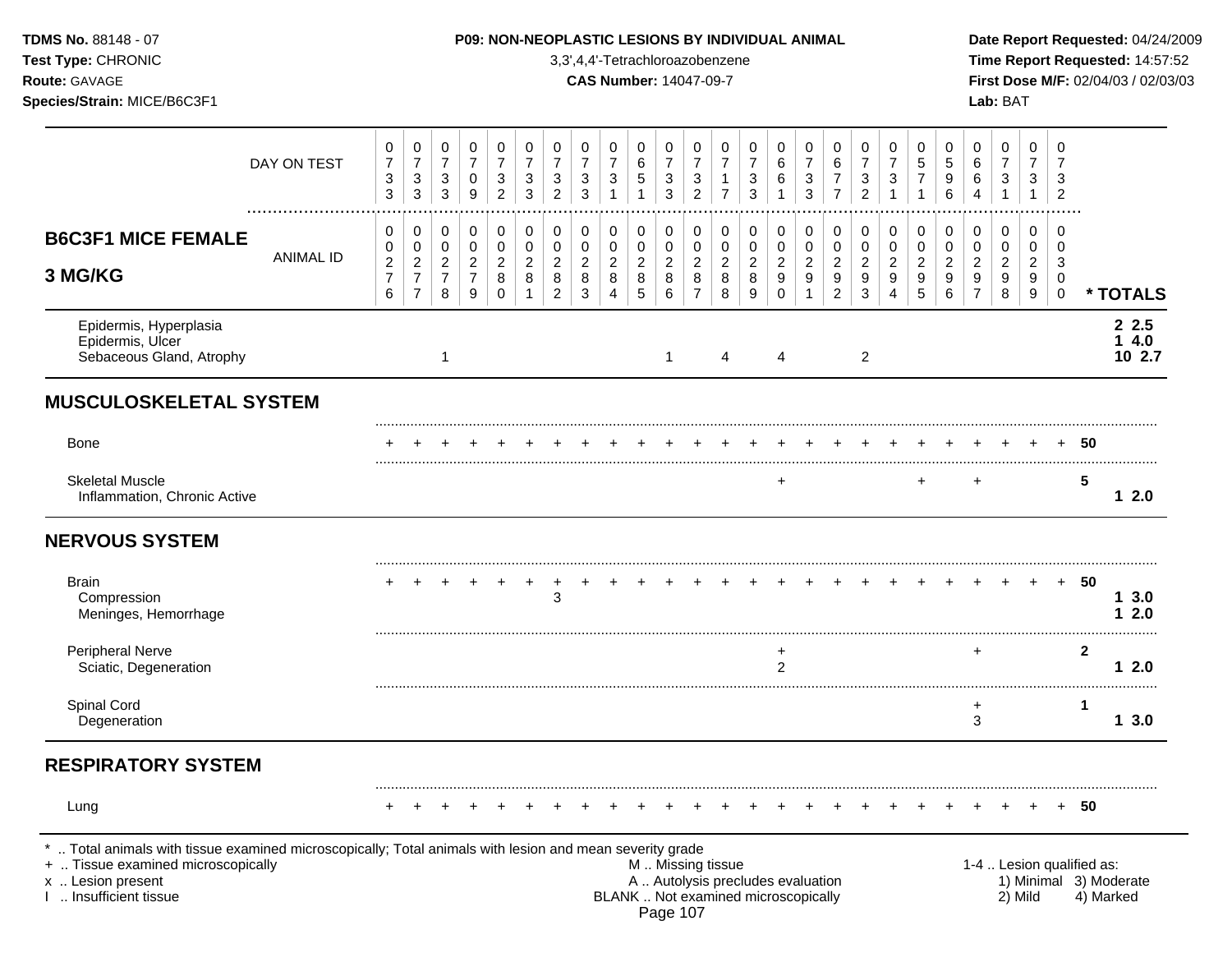**TDMS No.** 88148 - 07
**Test Type:** CHRONIC
**Route:** GAVAGE
**Species/Strain:** MICE/B6C3F1

**P09: NON-NEOPLASTIC LESIONS BY INDIVIDUAL ANIMAL**
3,3',4,4'-Tetrachloroazobenzene
**CAS Number:** 14047-09-7

**Date Report Requested:** 04/24/2009
**Time Report Requested:** 14:57:52
**First Dose M/F:** 02/04/03 / 02/03/03
**Lab:** BAT

**B6C3F1 MICE FEMALE 3 MG/KG**

| DAY ON TEST | 0733 | 0733 | 0733 | 0709 | 0732 | 0733 | 0732 | 0733 | 0731 | 0651 | 0733 | 0732 | 0717 | 0733 | 0661 | 0733 | 0677 | 0732 | 0731 | 0571 | 0596 | 0664 | 0731 | 0731 | 0732 | |
|---|---|---|---|---|---|---|---|---|---|---|---|---|---|---|---|---|---|---|---|---|---|---|---|---|---|---|
| **ANIMAL ID** | 0276 | 0277 | 0278 | 0279 | 0280 | 0281 | 0282 | 0283 | 0284 | 0285 | 0286 | 0287 | 0288 | 0289 | 0290 | 0291 | 0292 | 0293 | 0294 | 0295 | 0296 | 0297 | 0298 | 0299 | 0300 | *** TOTALS** |
| Epidermis, Hyperplasia | | | | | | | | | | | | | | | | | | | | | | | | | | 2 2.5 |
| Epidermis, Ulcer | | | | | | | | | | | | | | | | | | | | | | | | | | 1 4.0 |
| Sebaceous Gland, Atrophy | | | 1 | | | | | | | | 1 | | 4 | | 4 | | | 2 | | | | | | | | 10 2.7 |
| **MUSCULOSKELETAL SYSTEM** | | | | | | | | | | | | | | | | | | | | | | | | | | |
| Bone | + | + | + | + | + | + | + | + | + | + | + | + | + | + | + | + | + | + | + | + | + | + | + | + | + | 50 |
| Skeletal Muscle | | | | | | | | | | | | | | | + | | | | | + | | + | | | | 5 |
| Inflammation, Chronic Active | | | | | | | | | | | | | | | | | | | | | | | | | | 1 2.0 |
| **NERVOUS SYSTEM** | | | | | | | | | | | | | | | | | | | | | | | | | | |
| Brain | + | + | + | + | + | + | + | + | + | + | + | + | + | + | + | + | + | + | + | + | + | + | + | + | + | 50 |
| Compression | | | | | | | 3 | | | | | | | | | | | | | | | | | | | 1 3.0 |
| Meninges, Hemorrhage | | | | | | | | | | | | | | | | | | | | | | | | | | 1 2.0 |
| Peripheral Nerve | | | | | | | | | | | | | | | + | | | | | | | + | | | | 2 |
| Sciatic, Degeneration | | | | | | | | | | | | | | | 2 | | | | | | | | | | | 1 2.0 |
| Spinal Cord | | | | | | | | | | | | | | | | | | | | | | + | | | | 1 |
| Degeneration | | | | | | | | | | | | | | | | | | | | | | 3 | | | | 1 3.0 |
| **RESPIRATORY SYSTEM** | | | | | | | | | | | | | | | | | | | | | | | | | | |
| Lung | + | + | + | + | + | + | + | + | + | + | + | + | + | + | + | + | + | + | + | + | + | + | + | + | + | 50 |

\* .. Total animals with tissue examined microscopically; Total animals with lesion and mean severity grade
\+ .. Tissue examined microscopically
x .. Lesion present
I .. Insufficient tissue

M .. Missing tissue
A .. Autolysis precludes evaluation
BLANK .. Not examined microscopically

1-4 .. Lesion qualified as:
1) Minimal 3) Moderate
2) Mild 4) Marked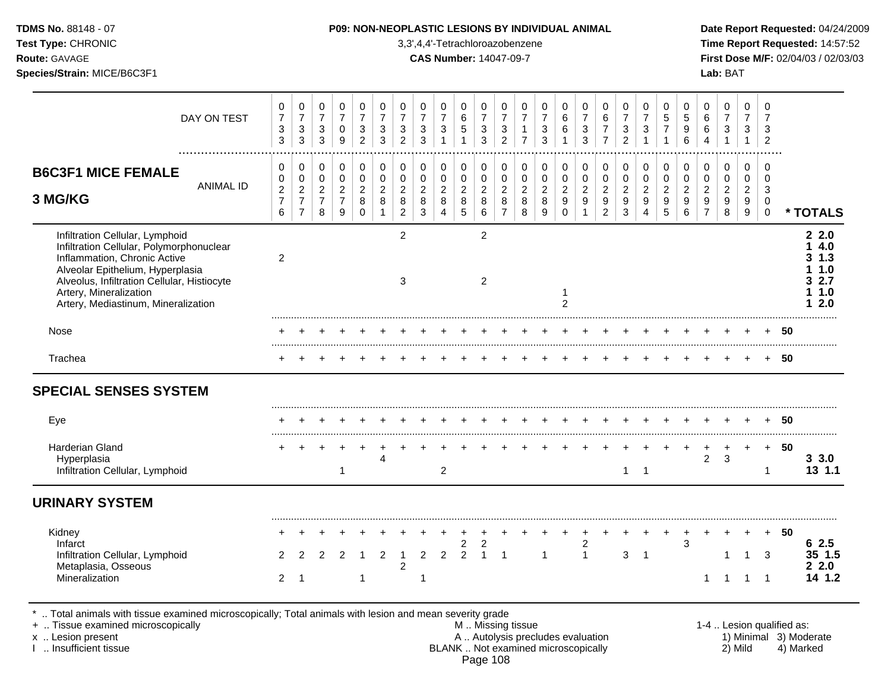**TDMS No.** 88148 - 07
**Test Type:** CHRONIC
**Route:** GAVAGE
**Species/Strain:** MICE/B6C3F1

**P09: NON-NEOPLASTIC LESIONS BY INDIVIDUAL ANIMAL**
3,3',4,4'-Tetrachloroazobenzene
**CAS Number:** 14047-09-7

**Date Report Requested:** 04/24/2009
**Time Report Requested:** 14:57:52
**First Dose M/F:** 02/04/03 / 02/03/03
**Lab:** BAT

## B6C3F1 MICE FEMALE 3 MG/KG

| DAY ON TEST | 0733 | 0733 | 0733 | 0709 | 0732 | 0733 | 0732 | 0733 | 0731 | 0651 | 0733 | 0732 | 0717 | 0733 | 0661 | 0733 | 0677 | 0732 | 0731 | 0571 | 0596 | 0664 | 0731 | 0731 | 0732 | |
|---|---|---|---|---|---|---|---|---|---|---|---|---|---|---|---|---|---|---|---|---|---|---|---|---|---|---|
| **ANIMAL ID** | 00276 | 00277 | 00278 | 00279 | 00280 | 00281 | 00282 | 00283 | 00284 | 00285 | 00286 | 00287 | 00288 | 00289 | 00290 | 00291 | 00292 | 00293 | 00294 | 00295 | 00296 | 00297 | 00298 | 00299 | 00300 | *** TOTALS** |
| Infiltration Cellular, Lymphoid | | | | | | | 2 | | | | 2 | | | | | | | | | | | | | | | **2 2.0** |
| Infiltration Cellular, Polymorphonuclear | | | | | | | | | | | | | | | | | | | | | | | | | | **1 4.0** |
| Inflammation, Chronic Active | 2 | | | | | | | | | | | | | | | | | | | | | | | | | **3 1.3** |
| Alveolar Epithelium, Hyperplasia | | | | | | | | | | | | | | | | | | | | | | | | | | **1 1.0** |
| Alveolus, Infiltration Cellular, Histiocyte | | | | | | | 3 | | | | 2 | | | | | | | | | | | | | | | **3 2.7** |
| Artery, Mineralization | | | | | | | | | | | | | | | 1 | | | | | | | | | | | **1 1.0** |
| Artery, Mediastinum, Mineralization | | | | | | | | | | | | | | | 2 | | | | | | | | | | | **1 2.0** |
| Nose | + | + | + | + | + | + | + | + | + | + | + | + | + | + | + | + | + | + | + | + | + | + | + | + | + | **50** |
| Trachea | + | + | + | + | + | + | + | + | + | + | + | + | + | + | + | + | + | + | + | + | + | + | + | + | + | **50** |
| **SPECIAL SENSES SYSTEM** | | | | | | | | | | | | | | | | | | | | | | | | | | |
| Eye | + | + | + | + | + | + | + | + | + | + | + | + | + | + | + | + | + | + | + | + | + | + | + | + | + | **50** |
| Harderian Gland | + | + | + | + | + | + | + | + | + | + | + | + | + | + | + | + | + | + | + | + | + | + | + | + | + | **50** |
| Hyperplasia | | | | | | 4 | | | | | | | | | | | | | | | | 2 | 3 | | | **3 3.0** |
| Infiltration Cellular, Lymphoid | | | | 1 | | | | | 2 | | | | | | | | | 1 | 1 | | | | | | 1 | **13 1.1** |
| **URINARY SYSTEM** | | | | | | | | | | | | | | | | | | | | | | | | | | |
| Kidney | + | + | + | + | + | + | + | + | + | + | + | + | + | + | + | + | + | + | + | + | + | + | + | + | + | **50** |
| Infarct | | | | | | | | | | 2 | 2 | | | | | 2 | | | | | 3 | | | | | **6 2.5** |
| Infiltration Cellular, Lymphoid | 2 | 2 | 2 | 2 | 1 | 2 | 1 | 2 | 2 | 2 | 1 | 1 | | 1 | | 1 | | 3 | 1 | | | | 1 | 1 | 3 | **35 1.5** |
| Metaplasia, Osseous | | | | | | | 2 | | | | | | | | | | | | | | | | | | | **2 2.0** |
| Mineralization | 2 | 1 | | | 1 | | | 1 | | | | | | | | | | | | | | 1 | 1 | 1 | 1 | **14 1.2** |

\* .. Total animals with tissue examined microscopically; Total animals with lesion and mean severity grade
\+ .. Tissue examined microscopically
x .. Lesion present
I .. Insufficient tissue

M .. Missing tissue
A .. Autolysis precludes evaluation
BLANK .. Not examined microscopically

1-4 .. Lesion qualified as:
1) Minimal 2) Mild 3) Moderate 4) Marked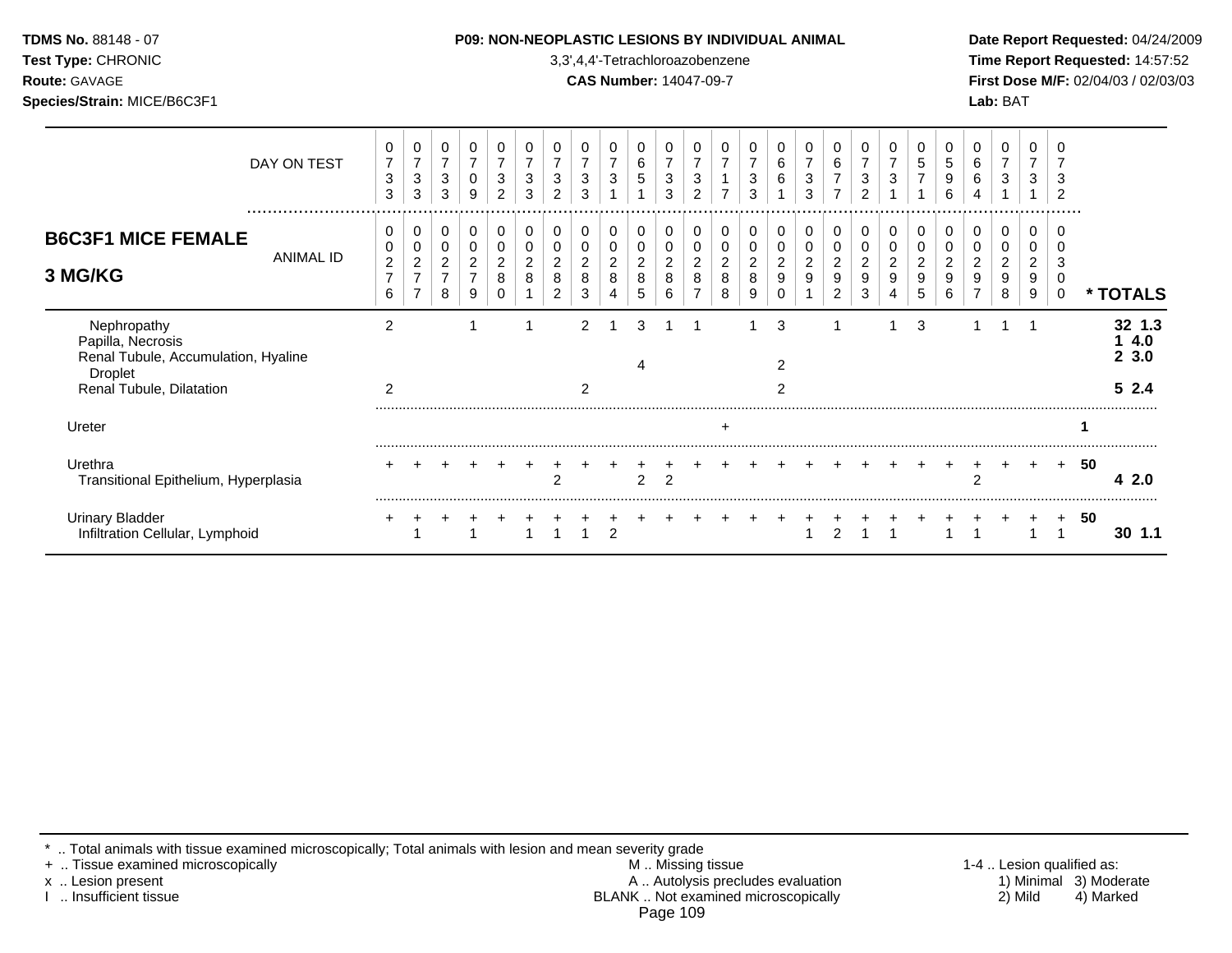**TDMS No.** 88148 - 07
**Test Type:** CHRONIC
**Route:** GAVAGE
**Species/Strain:** MICE/B6C3F1

**P09: NON-NEOPLASTIC LESIONS BY INDIVIDUAL ANIMAL**
3,3',4,4'-Tetrachloroazobenzene
**CAS Number:** 14047-09-7

**Date Report Requested:** 04/24/2009
**Time Report Requested:** 14:57:52
**First Dose M/F:** 02/04/03 / 02/03/03
**Lab:** BAT

## B6C3F1 MICE FEMALE 3 MG/KG

| DAY ON TEST | 733 | 733 | 733 | 709 | 732 | 733 | 732 | 733 | 731 | 651 | 733 | 732 | 717 | 733 | 661 | 733 | 677 | 732 | 731 | 571 | 596 | 664 | 731 | 731 | 732 | |
|---|---|---|---|---|---|---|---|---|---|---|---|---|---|---|---|---|---|---|---|---|---|---|---|---|---|---|
| **ANIMAL ID** | 0276 | 0277 | 0278 | 0279 | 0280 | 0281 | 0282 | 0283 | 0284 | 0285 | 0286 | 0287 | 0288 | 0289 | 0290 | 0291 | 0292 | 0293 | 0294 | 0295 | 0296 | 0297 | 0298 | 0299 | 0300 | **\* TOTALS** |
| Nephropathy | 2 | | | 1 | | 1 | | 2 | 1 | 3 | 1 | 1 | | 1 | 3 | | 1 | | 1 | 3 | | 1 | 1 | 1 | | **32 1.3** |
| Papilla, Necrosis | | | | | | | | | | | | | | | | | | | | | | | | | | **1 4.0** |
| Renal Tubule, Accumulation, Hyaline Droplet | | | | | | | | | | 4 | | | | | 2 | | | | | | | | | | | **2 3.0** |
| Renal Tubule, Dilatation | 2 | | | | | | | 2 | | | | | | | 2 | | | | | | | | | | | **5 2.4** |
| Ureter | | | | | | | | | | | | | + | | | | | | | | | | | | | **1** |
| Urethra | + | + | + | + | + | + | + | + | + | + | + | + | + | + | + | + | + | + | + | + | + | + | + | + | + | **50** |
| Transitional Epithelium, Hyperplasia | | | | | | | 2 | | | 2 | 2 | | | | | | | | | | | 2 | | | | **4 2.0** |
| Urinary Bladder | + | + | + | + | + | + | + | + | + | + | + | + | + | + | + | + | + | + | + | + | + | + | + | + | + | **50** |
| Infiltration Cellular, Lymphoid | | 1 | | 1 | | 1 | 1 | 1 | 2 | | | | | | | 1 | 2 | 1 | 1 | | 1 | 1 | | 1 | 1 | **30 1.1** |

\* .. Total animals with tissue examined microscopically; Total animals with lesion and mean severity grade
\+ .. Tissue examined microscopically
x .. Lesion present
I .. Insufficient tissue

M .. Missing tissue
A .. Autolysis precludes evaluation
BLANK .. Not examined microscopically

1-4 .. Lesion qualified as:
1) Minimal 2) Mild 3) Moderate 4) Marked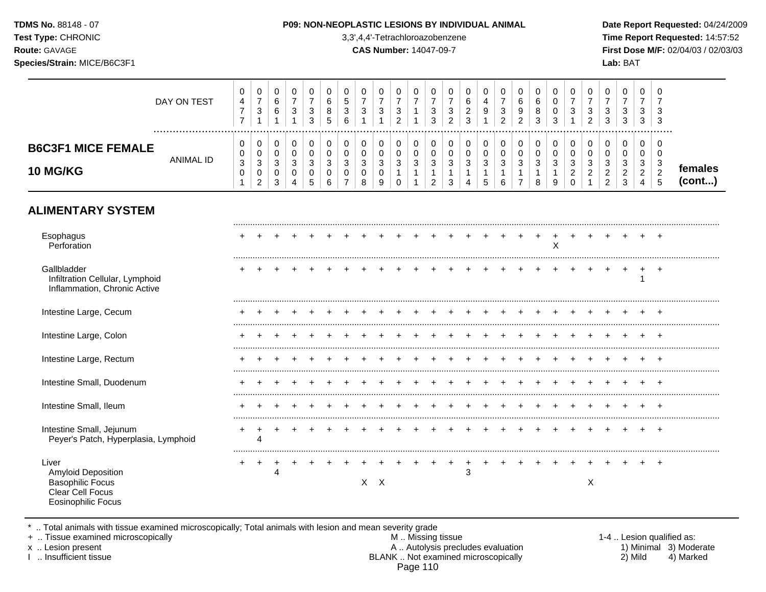**TDMS No.** 88148 - 07
**Test Type:** CHRONIC
**Route:** GAVAGE
**Species/Strain:** MICE/B6C3F1

**P09: NON-NEOPLASTIC LESIONS BY INDIVIDUAL ANIMAL**
3,3',4,4'-Tetrachloroazobenzene
**CAS Number:** 14047-09-7

**Date Report Requested:** 04/24/2009
**Time Report Requested:** 14:57:52
**First Dose M/F:** 02/04/03 / 02/03/03
**Lab:** BAT

| DAY ON TEST | 0477 | 0731 | 0661 | 0731 | 0733 | 0685 | 0536 | 0731 | 0731 | 0732 | 0711 | 0733 | 0732 | 0623 | 0491 | 0732 | 0692 | 0683 | 0003 | 0731 | 0732 | 0733 | 0733 | 0733 | 0733 | |
|---|---|---|---|---|---|---|---|---|---|---|---|---|---|---|---|---|---|---|---|---|---|---|---|---|---|---|
| **B6C3F1 MICE FEMALE 10 MG/KG** — ANIMAL ID | 00301 | 00302 | 00303 | 00304 | 00305 | 00306 | 00307 | 00308 | 00309 | 00310 | 00311 | 00312 | 00313 | 00314 | 00315 | 00316 | 00317 | 00318 | 00319 | 00320 | 00321 | 00322 | 00323 | 00324 | 00325 | **females (cont...)** |
| **ALIMENTARY SYSTEM** | | | | | | | | | | | | | | | | | | | | | | | | | | |
| Esophagus | + | + | + | + | + | + | + | + | + | + | + | + | + | + | + | + | + | + | + | + | + | + | + | + | + | |
| Perforation | | | | | | | | | | | | | | | | | | | X | | | | | | | |
| Gallbladder | + | + | + | + | + | + | + | + | + | + | + | + | + | + | + | + | + | + | + | + | + | + | + | + | + | |
| Infiltration Cellular, Lymphoid | | | | | | | | | | | | | | | | | | | | | | | | 1 | | |
| Inflammation, Chronic Active | | | | | | | | | | | | | | | | | | | | | | | | | | |
| Intestine Large, Cecum | + | + | + | + | + | + | + | + | + | + | + | + | + | + | + | + | + | + | + | + | + | + | + | + | + | |
| Intestine Large, Colon | + | + | + | + | + | + | + | + | + | + | + | + | + | + | + | + | + | + | + | + | + | + | + | + | + | |
| Intestine Large, Rectum | + | + | + | + | + | + | + | + | + | + | + | + | + | + | + | + | + | + | + | + | + | + | + | + | + | |
| Intestine Small, Duodenum | + | + | + | + | + | + | + | + | + | + | + | + | + | + | + | + | + | + | + | + | + | + | + | + | + | |
| Intestine Small, Ileum | + | + | + | + | + | + | + | + | + | + | + | + | + | + | + | + | + | + | + | + | + | + | + | + | + | |
| Intestine Small, Jejunum | + | + | + | + | + | + | + | + | + | + | + | + | + | + | + | + | + | + | + | + | + | + | + | + | + | |
| Peyer's Patch, Hyperplasia, Lymphoid | | 4 | | | | | | | | | | | | | | | | | | | | | | | | |
| Liver | + | + | + | + | + | + | + | + | + | + | + | + | + | + | + | + | + | + | + | + | + | + | + | + | + | |
| Amyloid Deposition | | | 4 | | | | | | | | | | | 3 | | | | | | | | | | | | |
| Basophilic Focus | | | | | | | | X | X | | | | | | | | | | | | X | | | | | |
| Clear Cell Focus | | | | | | | | | | | | | | | | | | | | | | | | | | |
| Eosinophilic Focus | | | | | | | | | | | | | | | | | | | | | | | | | | |

\* .. Total animals with tissue examined microscopically; Total animals with lesion and mean severity grade
\+ .. Tissue examined microscopically
x .. Lesion present
I .. Insufficient tissue

M .. Missing tissue
A .. Autolysis precludes evaluation
BLANK .. Not examined microscopically

1-4 .. Lesion qualified as:
1) Minimal 2) Mild 3) Moderate 4) Marked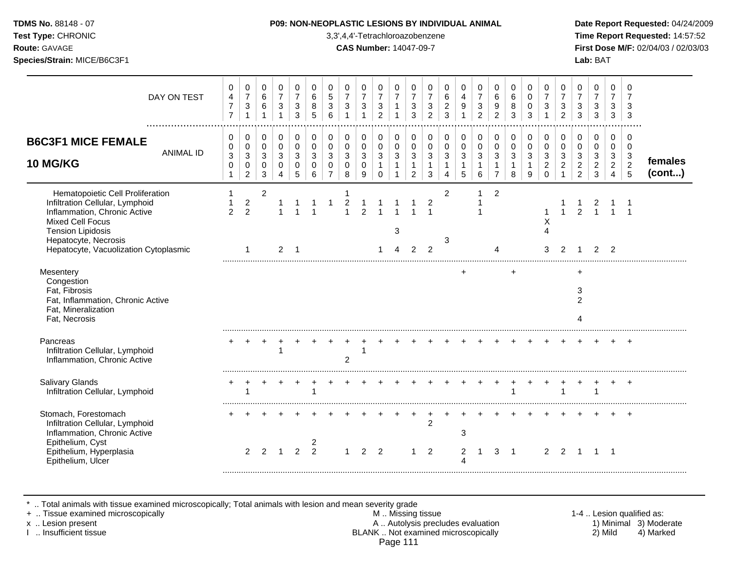**TDMS No.** 88148 - 07
**Test Type:** CHRONIC
**Route:** GAVAGE
**Species/Strain:** MICE/B6C3F1

**P09: NON-NEOPLASTIC LESIONS BY INDIVIDUAL ANIMAL**
3,3',4,4'-Tetrachloroazobenzene
**CAS Number:** 14047-09-7

**Date Report Requested:** 04/24/2009
**Time Report Requested:** 14:57:52
**First Dose M/F:** 02/04/03 / 02/03/03
**Lab:** BAT

## B6C3F1 MICE FEMALE 10 MG/KG

| DAY ON TEST | 0477 | 0731 | 0661 | 0731 | 0733 | 0685 | 0536 | 0731 | 0731 | 0732 | 0711 | 0733 | 0732 | 0623 | 0491 | 0732 | 0692 | 0683 | 0003 | 0731 | 0732 | 0733 | 0733 | 0733 | 0733 | |
|---|---|---|---|---|---|---|---|---|---|---|---|---|---|---|---|---|---|---|---|---|---|---|---|---|---|---|
| **ANIMAL ID** | 0301 | 0302 | 0303 | 0304 | 0305 | 0306 | 0307 | 0308 | 0309 | 0310 | 0311 | 0312 | 0313 | 0314 | 0315 | 0316 | 0317 | 0318 | 0319 | 0320 | 0321 | 0322 | 0323 | 0324 | 0325 | **females (cont...)** |
| Hematopoietic Cell Proliferation | 1 | | 2 | | | | | 1 | | | | | | 2 | | 1 | 2 | | | | | | | | | |
| Infiltration Cellular, Lymphoid | 1 | 2 | | 1 | 1 | 1 | 1 | 2 | 1 | 1 | 1 | 1 | 2 | | | 1 | | | | | 1 | 1 | 2 | 1 | 1 | |
| Inflammation, Chronic Active | 2 | 2 | | 1 | 1 | 1 | | 1 | 2 | 1 | 1 | 1 | 1 | | | 1 | | | | 1 | 1 | 2 | 1 | 1 | 1 | |
| Mixed Cell Focus | | | | | | | | | | | | | | | | | | | | X | | | | | | |
| Tension Lipidosis | | | | | | | | | | | 3 | | | | | | | | | 4 | | | | | | |
| Hepatocyte, Necrosis | | | | | | | | | | | | | | 3 | | | | | | | | | | | | |
| Hepatocyte, Vacuolization Cytoplasmic | | 1 | | 2 | 1 | | | | | 1 | 4 | 2 | 2 | | | | 4 | | | 3 | 2 | 1 | 2 | 2 | | |
| Mesentery | | | | | | | | | | | | | | | + | | | + | | | | + | | | | |
| Congestion | | | | | | | | | | | | | | | | | | | | | | | | | | |
| Fat, Fibrosis | | | | | | | | | | | | | | | | | | | | | | 3 | | | | |
| Fat, Inflammation, Chronic Active | | | | | | | | | | | | | | | | | | | | | | 2 | | | | |
| Fat, Mineralization | | | | | | | | | | | | | | | | | | | | | | | | | | |
| Fat, Necrosis | | | | | | | | | | | | | | | | | | | | | | 4 | | | | |
| Pancreas | + | + | + | + | + | + | + | + | + | + | + | + | + | + | + | + | + | + | + | + | + | + | + | + | + | |
| Infiltration Cellular, Lymphoid | | | | 1 | | | | | 1 | | | | | | | | | | | | | | | | | |
| Inflammation, Chronic Active | | | | | | | | 2 | | | | | | | | | | | | | | | | | | |
| Salivary Glands | + | + | + | + | + | + | + | + | + | + | + | + | + | + | + | + | + | + | + | + | + | + | + | + | + | |
| Infiltration Cellular, Lymphoid | | 1 | | | | 1 | | | | | | | | | | | | 1 | | | 1 | | 1 | | | |
| Stomach, Forestomach | + | + | + | + | + | + | + | + | + | + | + | + | + | + | + | + | + | + | + | + | + | + | + | + | + | |
| Infiltration Cellular, Lymphoid | | | | | | | | | | | | | 2 | | | | | | | | | | | | | |
| Inflammation, Chronic Active | | | | | | | | | | | | | | | 3 | | | | | | | | | | | |
| Epithelium, Cyst | | | | | | 2 | | | | | | | | | | | | | | | | | | | | |
| Epithelium, Hyperplasia | | 2 | 2 | 1 | 2 | 2 | | 1 | 2 | 2 | | 1 | 2 | | 2 | 1 | 3 | 1 | | 2 | 2 | 1 | 1 | 1 | | |
| Epithelium, Ulcer | | | | | | | | | | | | | | | 4 | | | | | | | | | | | |

\* .. Total animals with tissue examined microscopically; Total animals with lesion and mean severity grade
\+ .. Tissue examined microscopically
x .. Lesion present
I .. Insufficient tissue

M .. Missing tissue
A .. Autolysis precludes evaluation
BLANK .. Not examined microscopically

1-4 .. Lesion qualified as:
1) Minimal 2) Mild 3) Moderate 4) Marked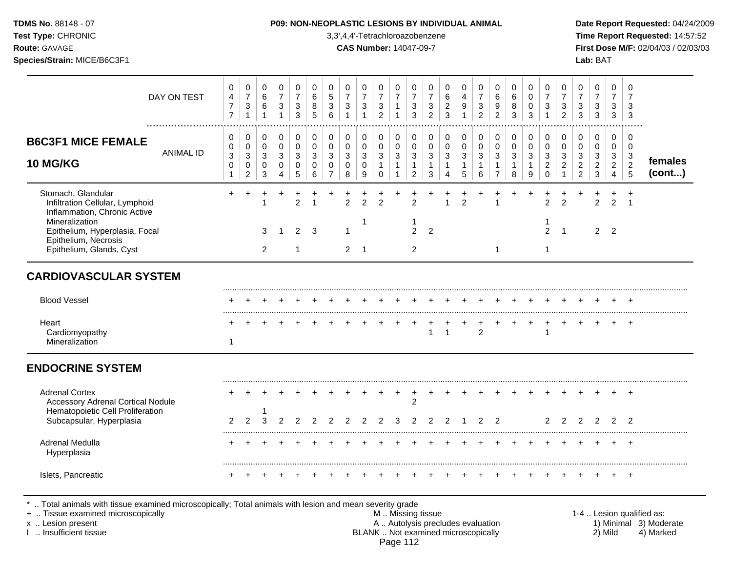| B6C3F1 MICE FEMALE 10 MG/KG | 0301 | 0302 | 0303 | 0304 | 0305 | 0306 | 0307 | 0308 | 0309 | 0310 | 0311 | 0312 | 0313 | 0314 | 0315 | 0316 | 0317 | 0318 | 0319 | 0320 | 0321 | 0322 | 0323 | 0324 | 0325 | females (cont...) |
|---|---|---|---|---|---|---|---|---|---|---|---|---|---|---|---|---|---|---|---|---|---|---|---|---|---|---|
| DAY ON TEST | 0477 | 0731 | 0661 | 0731 | 0733 | 0685 | 0536 | 0731 | 0731 | 0732 | 0711 | 0733 | 0732 | 0623 | 0491 | 0732 | 0692 | 0683 | 0003 | 0731 | 0732 | 0733 | 0733 | 0733 | 0733 | |
| Stomach, Glandular | + | + | + | + | + | + | + | + | + | + | + | + | + | + | + | + | + | + | + | + | + | + | + | + | + | |
| Infiltration Cellular, Lymphoid | | | 1 | | 2 | 1 | | 2 | 2 | 2 | | 2 | | 1 | 2 | | 1 | | | 2 | 2 | | 2 | 2 | 1 | |
| Inflammation, Chronic Active | | | | | | | | | | | | | | | | | | | | | | | | | | |
| Mineralization | | | | | | | | | 1 | | | 1 | | | | | | | | 1 | | | | | | |
| Epithelium, Hyperplasia, Focal | | | 3 | 1 | 2 | 3 | | 1 | | | | 2 | 2 | | | | | | | 2 | 1 | | 2 | 2 | | |
| Epithelium, Necrosis | | | | | | | | | | | | | | | | | | | | | | | | | | |
| Epithelium, Glands, Cyst | | | 2 | | 1 | | | 2 | 1 | | | 2 | | | | | 1 | | | 1 | | | | | | |
| **CARDIOVASCULAR SYSTEM** | | | | | | | | | | | | | | | | | | | | | | | | | | |
| Blood Vessel | + | + | + | + | + | + | + | + | + | + | + | + | + | + | + | + | + | + | + | + | + | + | + | + | + | |
| Heart | + | + | + | + | + | + | + | + | + | + | + | + | + | + | + | + | + | + | + | + | + | + | + | + | + | |
| Cardiomyopathy | | | | | | | | | | | | | 1 | 1 | | 2 | | | | 1 | | | | | | |
| Mineralization | 1 | | | | | | | | | | | | | | | | | | | | | | | | | |
| **ENDOCRINE SYSTEM** | | | | | | | | | | | | | | | | | | | | | | | | | | |
| Adrenal Cortex | + | + | + | + | + | + | + | + | + | + | + | + | + | + | + | + | + | + | + | + | + | + | + | + | + | |
| Accessory Adrenal Cortical Nodule | | | | | | | | | | | | 2 | | | | | | | | | | | | | | |
| Hematopoietic Cell Proliferation | | | 1 | | | | | | | | | | | | | | | | | | | | | | | |
| Subcapsular, Hyperplasia | 2 | 2 | 3 | 2 | 2 | 2 | 2 | 2 | 2 | 2 | 3 | 2 | 2 | 2 | 1 | 2 | 2 | | | 2 | 2 | 2 | 2 | 2 | 2 | |
| Adrenal Medulla | + | + | + | + | + | + | + | + | + | + | + | + | + | + | + | + | + | + | + | + | + | + | + | + | + | |
| Hyperplasia | | | | | | | | | | | | | | | | | | | | | | | | | | |
| Islets, Pancreatic | + | + | + | + | + | + | + | + | + | + | + | + | + | + | + | + | + | + | + | + | + | + | + | + | + | |

* .. Total animals with tissue examined microscopically; Total animals with lesion and mean severity grade
+ .. Tissue examined microscopically
x .. Lesion present
I .. Insufficient tissue

M .. Missing tissue
A .. Autolysis precludes evaluation
BLANK .. Not examined microscopically

1-4 .. Lesion qualified as: 1) Minimal 2) Mild 3) Moderate 4) Marked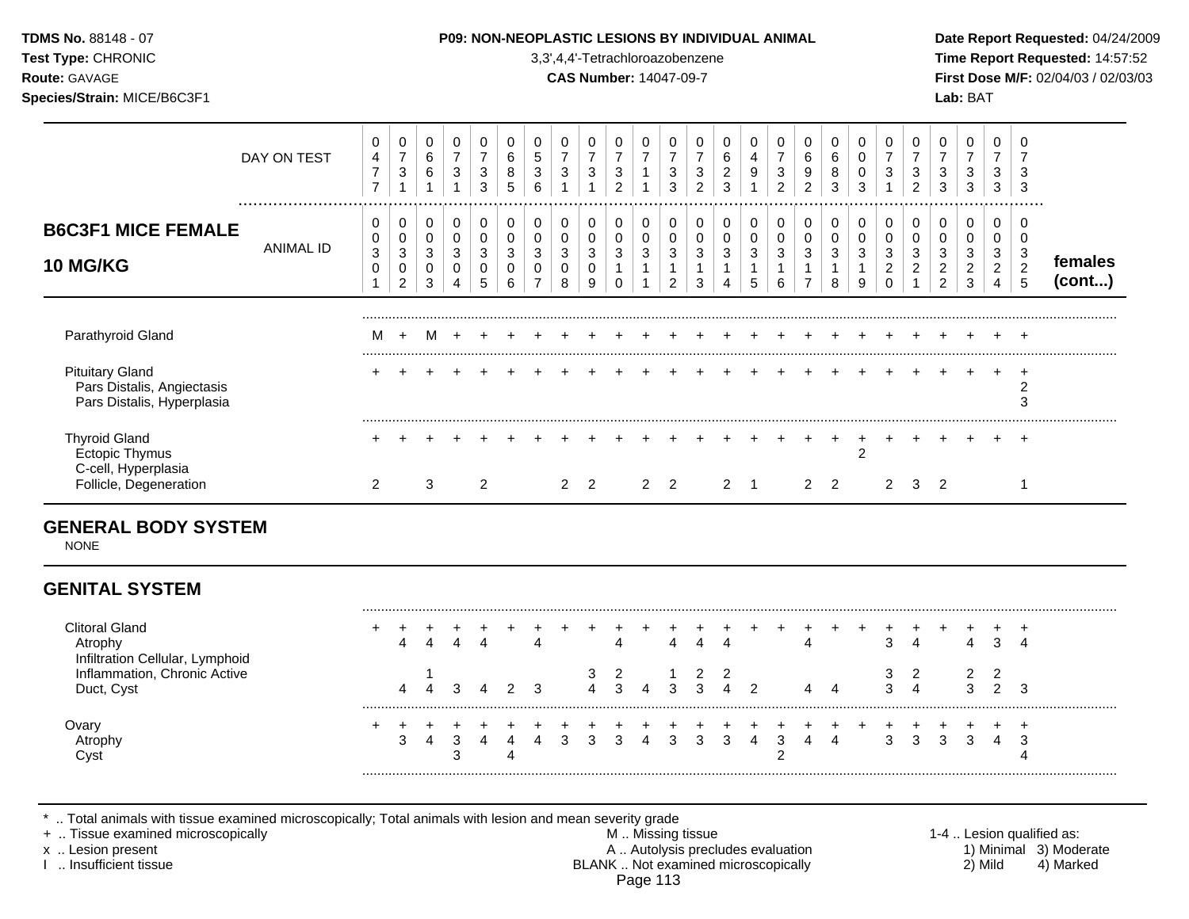**TDMS No.** 88148 - 07
**Test Type:** CHRONIC
**Route:** GAVAGE
**Species/Strain:** MICE/B6C3F1

**P09: NON-NEOPLASTIC LESIONS BY INDIVIDUAL ANIMAL**
3,3',4,4'-Tetrachloroazobenzene
**CAS Number:** 14047-09-7

**Date Report Requested:** 04/24/2009
**Time Report Requested:** 14:57:52
**First Dose M/F:** 02/04/03 / 02/03/03
**Lab:** BAT

**B6C3F1 MICE FEMALE 10 MG/KG** — females (cont...)

| | | | | | | | | | | | | | | | | | | | | | | | | | |
|---|---|---|---|---|---|---|---|---|---|---|---|---|---|---|---|---|---|---|---|---|---|---|---|---|---|
| DAY ON TEST | 0477 | 0731 | 0661 | 0731 | 0733 | 0685 | 0536 | 0731 | 0731 | 0732 | 0711 | 0733 | 0732 | 0623 | 0491 | 0732 | 0692 | 0683 | 0003 | 0731 | 0732 | 0733 | 0733 | 0733 | 0733 |
| ANIMAL ID | 0030 1 | 0030 2 | 0030 3 | 0030 4 | 0030 5 | 0030 6 | 0030 7 | 0030 8 | 0030 9 | 0031 0 | 0031 1 | 0031 2 | 0031 3 | 0031 4 | 0031 5 | 0031 6 | 0031 7 | 0031 8 | 0031 9 | 0032 0 | 0032 1 | 0032 2 | 0032 3 | 0032 4 | 0032 5 |
| Parathyroid Gland | M | + | M | + | + | + | + | + | + | + | + | + | + | + | + | + | + | + | + | + | + | + | + | + | + |
| Pituitary Gland | + | + | + | + | + | + | + | + | + | + | + | + | + | + | + | + | + | + | + | + | + | + | + | + | + |
| Pars Distalis, Angiectasis | | | | | | | | | | | | | | | | | | | | | | | | | 2 |
| Pars Distalis, Hyperplasia | | | | | | | | | | | | | | | | | | | | | | | | | 3 |
| Thyroid Gland | + | + | + | + | + | + | + | + | + | + | + | + | + | + | + | + | + | + | + | + | + | + | + | + | + |
| Ectopic Thymus | | | | | | | | | | | | | | | | | | | 2 | | | | | | |
| C-cell, Hyperplasia | | | | | | | | | | | | | | | | | | | | | | | | | |
| Follicle, Degeneration | 2 | | 3 | | 2 | | | 2 | 2 | | 2 | 2 | | 2 | 1 | | 2 | 2 | | 2 | 3 | 2 | | | 1 |

## GENERAL BODY SYSTEM

NONE

## GENITAL SYSTEM

| | | | | | | | | | | | | | | | | | | | | | | | | | |
|---|---|---|---|---|---|---|---|---|---|---|---|---|---|---|---|---|---|---|---|---|---|---|---|---|---|
| Clitoral Gland | + | + | + | + | + | + | + | + | + | + | + | + | + | + | + | + | + | + | + | + | + | + | + | + | + |
| Atrophy | | 4 | 4 | 4 | 4 | | 4 | | | 4 | | 4 | 4 | 4 | | | 4 | | | 3 | 4 | | 4 | 3 | 4 |
| Infiltration Cellular, Lymphoid | | | | | | | | | | | | | | | | | | | | | | | | | |
| Inflammation, Chronic Active | | | 1 | | | | | | 3 | 2 | | 1 | 2 | 2 | | | | | | 3 | 2 | | 2 | 2 | |
| Duct, Cyst | | 4 | 4 | 3 | 4 | 2 | 3 | | 4 | 3 | 4 | 3 | 3 | 4 | 2 | | 4 | 4 | | 3 | 4 | | 3 | 2 | 3 |
| Ovary | + | + | + | + | + | + | + | + | + | + | + | + | + | + | + | + | + | + | + | + | + | + | + | + | + |
| Atrophy | | 3 | 4 | 3 | 4 | 4 | 4 | 3 | 3 | 3 | 4 | 3 | 3 | 3 | 4 | 3 | 4 | 4 | | 3 | 3 | 3 | 3 | 4 | 3 |
| Cyst | | | | 3 | | 4 | | | | | | | | | | 2 | | | | | | | | | 4 |

\* .. Total animals with tissue examined microscopically; Total animals with lesion and mean severity grade
\+ .. Tissue examined microscopically
x .. Lesion present
I .. Insufficient tissue

M .. Missing tissue
A .. Autolysis precludes evaluation
BLANK .. Not examined microscopically

1-4 .. Lesion qualified as: 1) Minimal 2) Mild 3) Moderate 4) Marked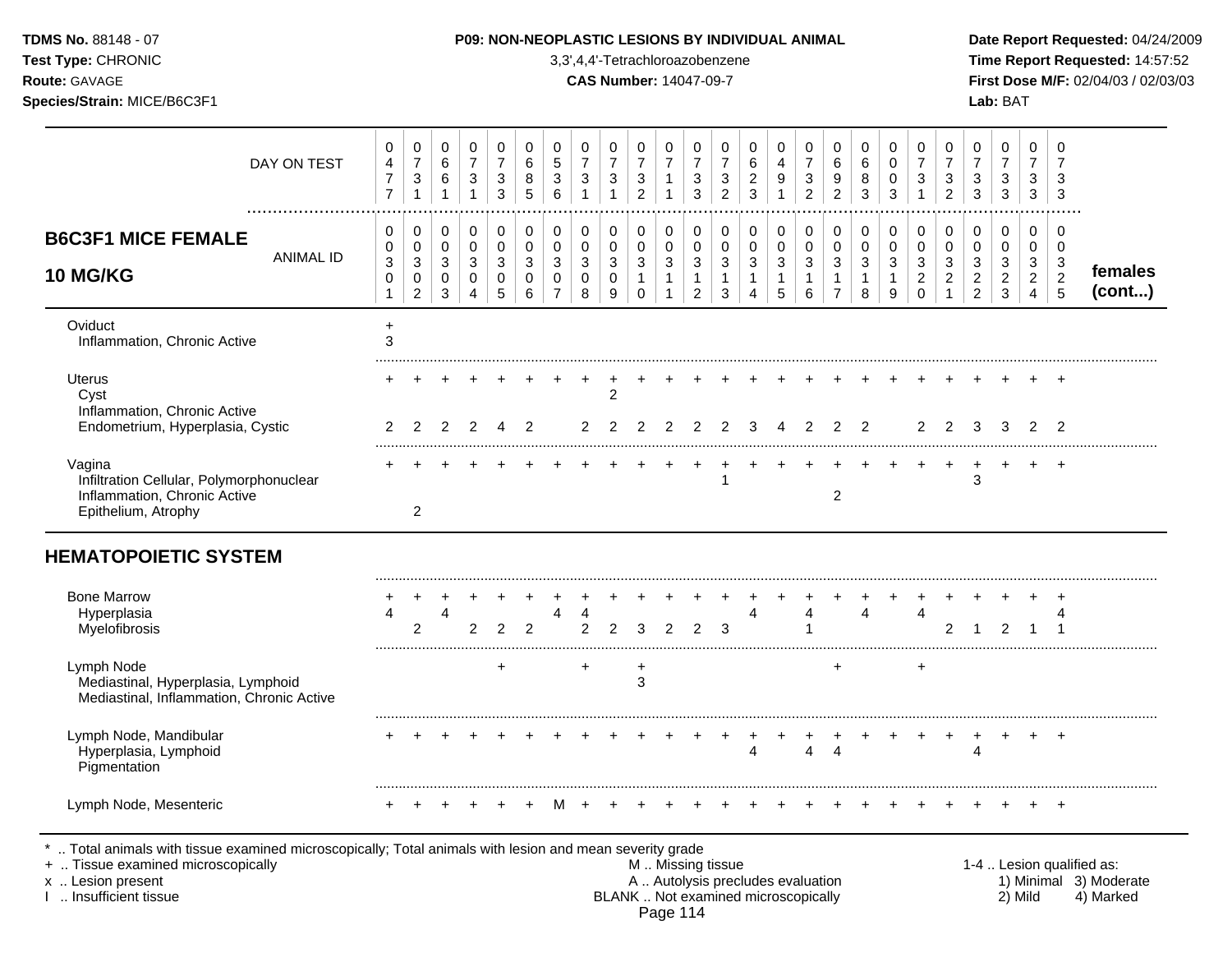**TDMS No.** 88148 - 07
**Test Type:** CHRONIC
**Route:** GAVAGE
**Species/Strain:** MICE/B6C3F1

**P09: NON-NEOPLASTIC LESIONS BY INDIVIDUAL ANIMAL**
3,3',4,4'-Tetrachloroazobenzene
**CAS Number:** 14047-09-7

**Date Report Requested:** 04/24/2009
**Time Report Requested:** 14:57:52
**First Dose M/F:** 02/04/03 / 02/03/03
**Lab:** BAT

| DAY ON TEST | 0477 | 0731 | 0661 | 0731 | 0733 | 0685 | 0536 | 0731 | 0731 | 0732 | 0711 | 0733 | 0732 | 0623 | 0491 | 0732 | 0692 | 0683 | 0003 | 0731 | 0732 | 0733 | 0733 | 0733 | 0733 | |
|---|---|---|---|---|---|---|---|---|---|---|---|---|---|---|---|---|---|---|---|---|---|---|---|---|---|---|
| **B6C3F1 MICE FEMALE 10 MG/KG** — ANIMAL ID | 00301 | 00302 | 00303 | 00304 | 00305 | 00306 | 00307 | 00308 | 00309 | 00310 | 00311 | 00312 | 00313 | 00314 | 00315 | 00316 | 00317 | 00318 | 00319 | 00320 | 00321 | 00322 | 00323 | 00324 | 00325 | **females (cont...)** |
| Oviduct | + | | | | | | | | | | | | | | | | | | | | | | | | | |
| Inflammation, Chronic Active | 3 | | | | | | | | | | | | | | | | | | | | | | | | | |
| Uterus | + | + | + | + | + | + | + | + | + | + | + | + | + | + | + | + | + | + | + | + | + | + | + | + | + | |
| Cyst | | | | | | | | | 2 | | | | | | | | | | | | | | | | | |
| Inflammation, Chronic Active | | | | | | | | | | | | | | | | | | | | | | | | | | |
| Endometrium, Hyperplasia, Cystic | 2 | 2 | 2 | 2 | 4 | 2 | | 2 | 2 | 2 | 2 | 2 | 2 | 3 | 4 | 2 | 2 | 2 | | 2 | 2 | 3 | 3 | 2 | 2 | |
| Vagina | + | + | + | + | + | + | + | + | + | + | + | + | + | + | + | + | + | + | + | + | + | + | + | + | + | |
| Infiltration Cellular, Polymorphonuclear | | | | | | | | | | | | | 1 | | | | | | | | | 3 | | | | |
| Inflammation, Chronic Active | | | | | | | | | | | | | | | | | 2 | | | | | | | | | |
| Epithelium, Atrophy | | 2 | | | | | | | | | | | | | | | | | | | | | | | | |
| **HEMATOPOIETIC SYSTEM** | | | | | | | | | | | | | | | | | | | | | | | | | | |
| Bone Marrow | + | + | + | + | + | + | + | + | + | + | + | + | + | + | + | + | + | + | + | + | + | + | + | + | + | |
| Hyperplasia | 4 | | 4 | | | | 4 | 4 | | | | | | 4 | | 4 | | 4 | | 4 | | | | | 4 | |
| Myelofibrosis | | 2 | | 2 | 2 | 2 | | 2 | 2 | 3 | 2 | 2 | 3 | | | 1 | | | | | 2 | 1 | 2 | 1 | 1 | |
| Lymph Node | | | | | + | | | + | | + | | | | | | | + | | | + | | | | | | |
| Mediastinal, Hyperplasia, Lymphoid | | | | | | | | | | 3 | | | | | | | | | | | | | | | | |
| Mediastinal, Inflammation, Chronic Active | | | | | | | | | | | | | | | | | | | | | | | | | | |
| Lymph Node, Mandibular | + | + | + | + | + | + | + | + | + | + | + | + | + | + | + | + | + | + | + | + | + | + | + | + | + | |
| Hyperplasia, Lymphoid | | | | | | | | | | | | | | 4 | | 4 | 4 | | | | | 4 | | | | |
| Pigmentation | | | | | | | | | | | | | | | | | | | | | | | | | | |
| Lymph Node, Mesenteric | + | + | + | + | + | + | M | + | + | + | + | + | + | + | + | + | + | + | + | + | + | + | + | + | + | |

\* .. Total animals with tissue examined microscopically; Total animals with lesion and mean severity grade
\+ .. Tissue examined microscopically
x .. Lesion present
I .. Insufficient tissue

M .. Missing tissue
A .. Autolysis precludes evaluation
BLANK .. Not examined microscopically

1-4 .. Lesion qualified as:
1) Minimal 2) Mild 3) Moderate 4) Marked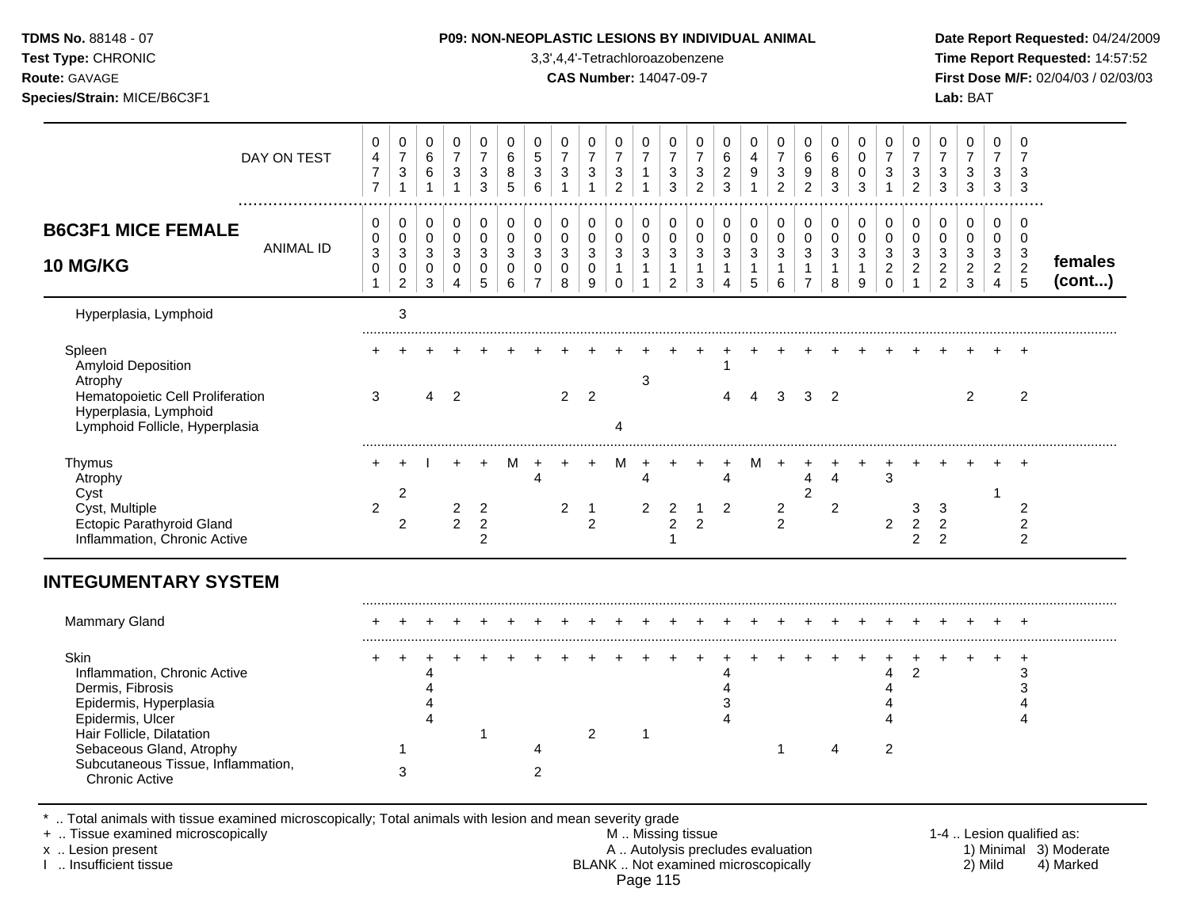**TDMS No.** 88148 - 07
**Test Type:** CHRONIC
**Route:** GAVAGE
**Species/Strain:** MICE/B6C3F1

**P09: NON-NEOPLASTIC LESIONS BY INDIVIDUAL ANIMAL**
3,3',4,4'-Tetrachloroazobenzene
**CAS Number:** 14047-09-7

**Date Report Requested:** 04/24/2009
**Time Report Requested:** 14:57:52
**First Dose M/F:** 02/04/03 / 02/03/03
**Lab:** BAT

| DAY ON TEST | 0477 | 0731 | 0661 | 0731 | 0733 | 0685 | 0536 | 0731 | 0731 | 0732 | 0711 | 0733 | 0732 | 0623 | 0491 | 0732 | 0692 | 0683 | 0003 | 0731 | 0732 | 0733 | 0733 | 0733 | 0733 | |
|---|---|---|---|---|---|---|---|---|---|---|---|---|---|---|---|---|---|---|---|---|---|---|---|---|---|---|
| **B6C3F1 MICE FEMALE 10 MG/KG** — ANIMAL ID | 00301 | 00302 | 00303 | 00304 | 00305 | 00306 | 00307 | 00308 | 00309 | 00310 | 00311 | 00312 | 00313 | 00314 | 00315 | 00316 | 00317 | 00318 | 00319 | 00320 | 00321 | 00322 | 00323 | 00324 | 00325 | **females (cont...)** |
| Hyperplasia, Lymphoid | | 3 | | | | | | | | | | | | | | | | | | | | | | | | |
| Spleen | + | + | + | + | + | + | + | + | + | + | + | + | + | + | + | + | + | + | + | + | + | + | + | + | + | |
| Amyloid Deposition | | | | | | | | | | | | | | 1 | | | | | | | | | | | | |
| Atrophy | | | | | | | | | | | 3 | | | | | | | | | | | | | | | |
| Hematopoietic Cell Proliferation | 3 | | 4 | 2 | | | | 2 | 2 | | | | | 4 | 4 | 3 | 3 | 2 | | | | | 2 | | 2 | |
| Hyperplasia, Lymphoid | | | | | | | | | | | | | | | | | | | | | | | | | | |
| Lymphoid Follicle, Hyperplasia | | | | | | | | | | 4 | | | | | | | | | | | | | | | | |
| Thymus | + | + | I | + | + | M | + | + | + | M | + | + | + | + | M | + | + | + | + | + | + | + | + | + | + | |
| Atrophy | | | | | | | 4 | | | | 4 | | | 4 | | | 4 | 4 | | 3 | | | | | | |
| Cyst | | 2 | | | | | | | | | | | | | | | 2 | | | | | | | 1 | | |
| Cyst, Multiple | 2 | | | 2 | 2 | | | 2 | 1 | | 2 | 2 | 1 | 2 | | 2 | | 2 | | | 3 | 3 | | | 2 | |
| Ectopic Parathyroid Gland | | 2 | | 2 | 2 | | | | 2 | | | 2 | 2 | | | 2 | | | | 2 | 2 | 2 | | | 2 | |
| Inflammation, Chronic Active | | | | | 2 | | | | | | | 1 | | | | | | | | | 2 | 2 | | | 2 | |

## INTEGUMENTARY SYSTEM

| | 00301 | 00302 | 00303 | 00304 | 00305 | 00306 | 00307 | 00308 | 00309 | 00310 | 00311 | 00312 | 00313 | 00314 | 00315 | 00316 | 00317 | 00318 | 00319 | 00320 | 00321 | 00322 | 00323 | 00324 | 00325 |
|---|---|---|---|---|---|---|---|---|---|---|---|---|---|---|---|---|---|---|---|---|---|---|---|---|---|
| Mammary Gland | + | + | + | + | + | + | + | + | + | + | + | + | + | + | + | + | + | + | + | + | + | + | + | + | + |
| Skin | + | + | + | + | + | + | + | + | + | + | + | + | + | + | + | + | + | + | + | + | + | + | + | + | + |
| Inflammation, Chronic Active | | | 4 | | | | | | | | | | | 4 | | | | | | 4 | 2 | | | | 3 |
| Dermis, Fibrosis | | | 4 | | | | | | | | | | | 4 | | | | | | 4 | | | | | 3 |
| Epidermis, Hyperplasia | | | 4 | | | | | | | | | | | 3 | | | | | | 4 | | | | | 4 |
| Epidermis, Ulcer | | | 4 | | | | | | | | | | | 4 | | | | | | 4 | | | | | 4 |
| Hair Follicle, Dilatation | | | | | 1 | | | | 2 | | 1 | | | | | | | | | | | | | | |
| Sebaceous Gland, Atrophy | | 1 | | | | | 4 | | | | | | | | | 1 | | 4 | | 2 | | | | | |
| Subcutaneous Tissue, Inflammation, Chronic Active | | 3 | | | | | 2 | | | | | | | | | | | | | | | | | | |

\* .. Total animals with tissue examined microscopically; Total animals with lesion and mean severity grade
\+ .. Tissue examined microscopically
x .. Lesion present
I .. Insufficient tissue

M .. Missing tissue
A .. Autolysis precludes evaluation
BLANK .. Not examined microscopically

1-4 .. Lesion qualified as: 1) Minimal 2) Mild 3) Moderate 4) Marked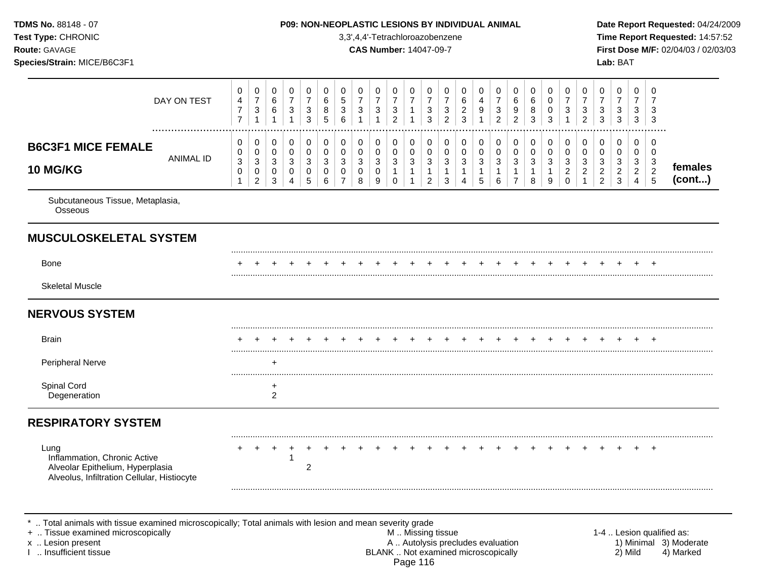**TDMS No.** 88148 - 07
**Test Type:** CHRONIC
**Route:** GAVAGE
**Species/Strain:** MICE/B6C3F1

**P09: NON-NEOPLASTIC LESIONS BY INDIVIDUAL ANIMAL**
3,3',4,4'-Tetrachloroazobenzene
**CAS Number:** 14047-09-7

**Date Report Requested:** 04/24/2009
**Time Report Requested:** 14:57:52
**First Dose M/F:** 02/04/03 / 02/03/03
**Lab:** BAT

| DAY ON TEST | 0477 | 0731 | 0661 | 0731 | 0733 | 0685 | 0536 | 0731 | 0731 | 0732 | 0711 | 0733 | 0732 | 0623 | 0491 | 0732 | 0692 | 0683 | 0003 | 0731 | 0732 | 0733 | 0733 | 0733 | 0733 | |
|---|---|---|---|---|---|---|---|---|---|---|---|---|---|---|---|---|---|---|---|---|---|---|---|---|---|---|
| **B6C3F1 MICE FEMALE 10 MG/KG** — ANIMAL ID | 00301 | 00302 | 00303 | 00304 | 00305 | 00306 | 00307 | 00308 | 00309 | 00310 | 00311 | 00312 | 00313 | 00314 | 00315 | 00316 | 00317 | 00318 | 00319 | 00320 | 00321 | 00322 | 00323 | 00324 | 00325 | **females (cont...)** |
| Subcutaneous Tissue, Metaplasia, Osseous | | | | | | | | | | | | | | | | | | | | | | | | | | |
| **MUSCULOSKELETAL SYSTEM** | | | | | | | | | | | | | | | | | | | | | | | | | | |
| Bone | + | + | + | + | + | + | + | + | + | + | + | + | + | + | + | + | + | + | + | + | + | + | + | + | + | |
| Skeletal Muscle | | | | | | | | | | | | | | | | | | | | | | | | | | |
| **NERVOUS SYSTEM** | | | | | | | | | | | | | | | | | | | | | | | | | | |
| Brain | + | + | + | + | + | + | + | + | + | + | + | + | + | + | + | + | + | + | + | + | + | + | + | + | + | |
| Peripheral Nerve | | | + | | | | | | | | | | | | | | | | | | | | | | | |
| Spinal Cord | | | + | | | | | | | | | | | | | | | | | | | | | | | |
| Degeneration | | | 2 | | | | | | | | | | | | | | | | | | | | | | | |
| **RESPIRATORY SYSTEM** | | | | | | | | | | | | | | | | | | | | | | | | | | |
| Lung | + | + | + | + | + | + | + | + | + | + | + | + | + | + | + | + | + | + | + | + | + | + | + | + | + | |
| Inflammation, Chronic Active | | | | 1 | | | | | | | | | | | | | | | | | | | | | | |
| Alveolar Epithelium, Hyperplasia | | | | | 2 | | | | | | | | | | | | | | | | | | | | | |
| Alveolus, Infiltration Cellular, Histiocyte | | | | | | | | | | | | | | | | | | | | | | | | | | |

\* .. Total animals with tissue examined microscopically; Total animals with lesion and mean severity grade
\+ .. Tissue examined microscopically
x .. Lesion present
I .. Insufficient tissue

M .. Missing tissue
A .. Autolysis precludes evaluation
BLANK .. Not examined microscopically

1-4 .. Lesion qualified as:
1) Minimal 2) Mild 3) Moderate 4) Marked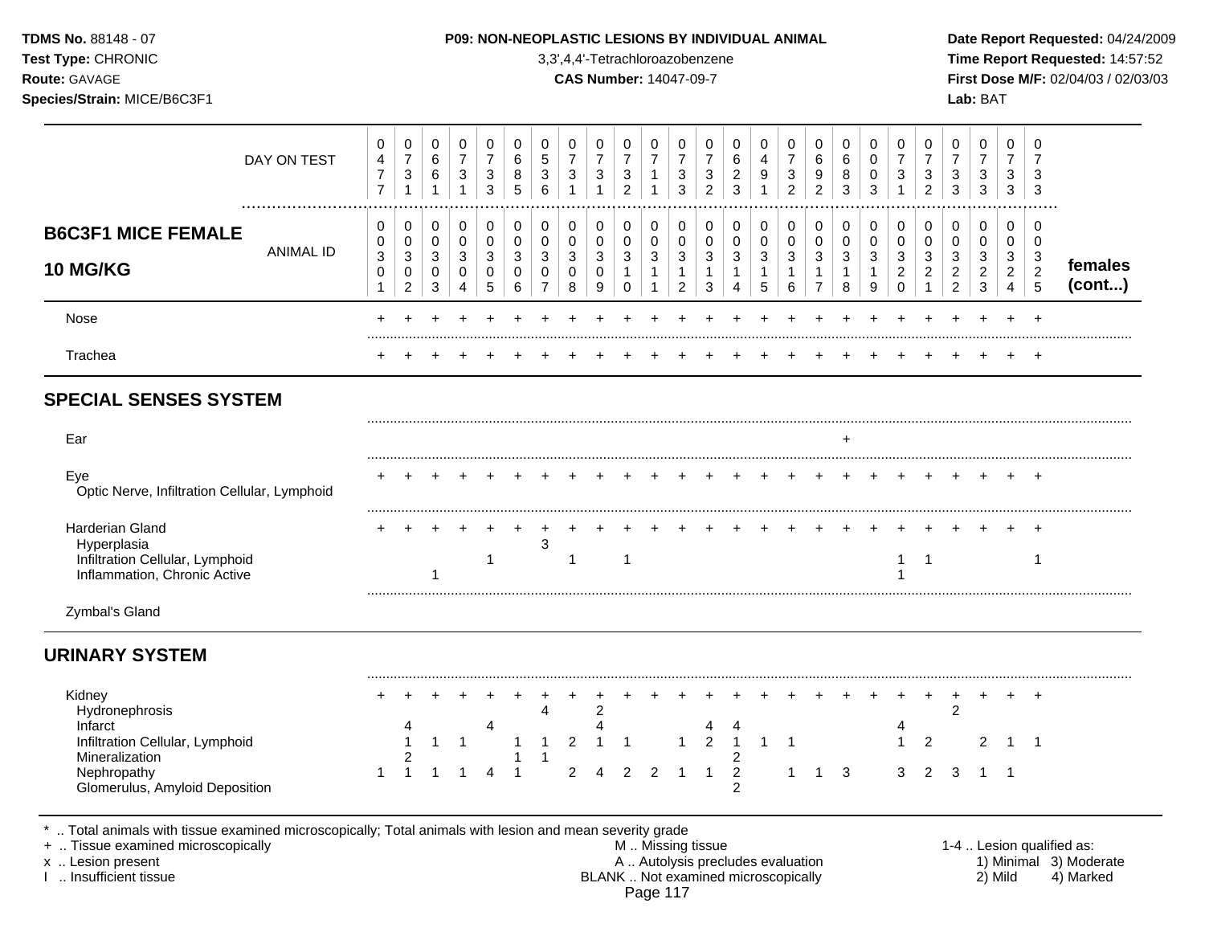| B6C3F1 MICE FEMALE 10 MG/KG | 1 | 2 | 3 | 4 | 5 | 6 | 7 | 8 | 9 | 10 | 11 | 12 | 13 | 14 | 15 | 16 | 17 | 18 | 19 | 20 | 21 | 22 | 23 | 24 | 25 | |
|---|---|---|---|---|---|---|---|---|---|---|---|---|---|---|---|---|---|---|---|---|---|---|---|---|---|---|
| DAY ON TEST | 0477 | 0731 | 0661 | 0731 | 0733 | 0685 | 0536 | 0731 | 0731 | 0732 | 0711 | 0733 | 0732 | 0623 | 0491 | 0732 | 0692 | 0683 | 0003 | 0731 | 0732 | 0733 | 0733 | 0733 | 0733 | |
| ANIMAL ID | 00301 | 00302 | 00303 | 00304 | 00305 | 00306 | 00307 | 00308 | 00309 | 00310 | 00311 | 00312 | 00313 | 00314 | 00315 | 00316 | 00317 | 00318 | 00319 | 00320 | 00321 | 00322 | 00323 | 00324 | 00325 | females (cont...) |
| Nose | + | + | + | + | + | + | + | + | + | + | + | + | + | + | + | + | + | + | + | + | + | + | + | + | + | |
| Trachea | + | + | + | + | + | + | + | + | + | + | + | + | + | + | + | + | + | + | + | + | + | + | + | + | + | |
| **SPECIAL SENSES SYSTEM** | | | | | | | | | | | | | | | | | | | | | | | | | | |
| Ear | | | | | | | | | | | | | | | | | | + | | | | | | | | |
| Eye | + | + | + | + | + | + | + | + | + | + | + | + | + | + | + | + | + | + | + | + | + | + | + | + | + | |
| Optic Nerve, Infiltration Cellular, Lymphoid | | | | | | | | | | | | | | | | | | | | | | | | | | |
| Harderian Gland | + | + | + | + | + | + | + | + | + | + | + | + | + | + | + | + | + | + | + | + | + | + | + | + | + | |
| Hyperplasia | | | | | | | 3 | | | | | | | | | | | | | | | | | | | |
| Infiltration Cellular, Lymphoid | | | | | 1 | | | 1 | | 1 | | | | | | | | | | 1 | 1 | | | | 1 | |
| Inflammation, Chronic Active | | | 1 | | | | | | | | | | | | | | | | | 1 | | | | | | |
| Zymbal's Gland | | | | | | | | | | | | | | | | | | | | | | | | | | |
| **URINARY SYSTEM** | | | | | | | | | | | | | | | | | | | | | | | | | | |
| Kidney | + | + | + | + | + | + | + | + | + | + | + | + | + | + | + | + | + | + | + | + | + | + | + | + | + | |
| Hydronephrosis | | | | | | | 4 | | 2 | | | | | | | | | | | | | 2 | | | | |
| Infarct | | 4 | | | 4 | | | | 4 | | | | 4 | 4 | | | | | | 4 | | | | | | |
| Infiltration Cellular, Lymphoid | | 1 | 1 | 1 | | 1 | 1 | 2 | 1 | 1 | | 1 | 2 | 1 | 1 | 1 | | | | 1 | 2 | | 2 | 1 | 1 | |
| Mineralization | | 2 | | | | 1 | 1 | | | | | | | 2 | | | | | | | | | | | | |
| Nephropathy | 1 | 1 | 1 | 1 | 4 | 1 | | 2 | 4 | 2 | 2 | 1 | 1 | 2 | | 1 | 1 | 3 | | 3 | 2 | 3 | 1 | 1 | | |
| Glomerulus, Amyloid Deposition | | | | | | | | | | | | | | 2 | | | | | | | | | | | | |

* .. Total animals with tissue examined microscopically; Total animals with lesion and mean severity grade
+ .. Tissue examined microscopically
x .. Lesion present
I .. Insufficient tissue

M .. Missing tissue
A .. Autolysis precludes evaluation
BLANK .. Not examined microscopically

1-4 .. Lesion qualified as: 1) Minimal 2) Mild 3) Moderate 4) Marked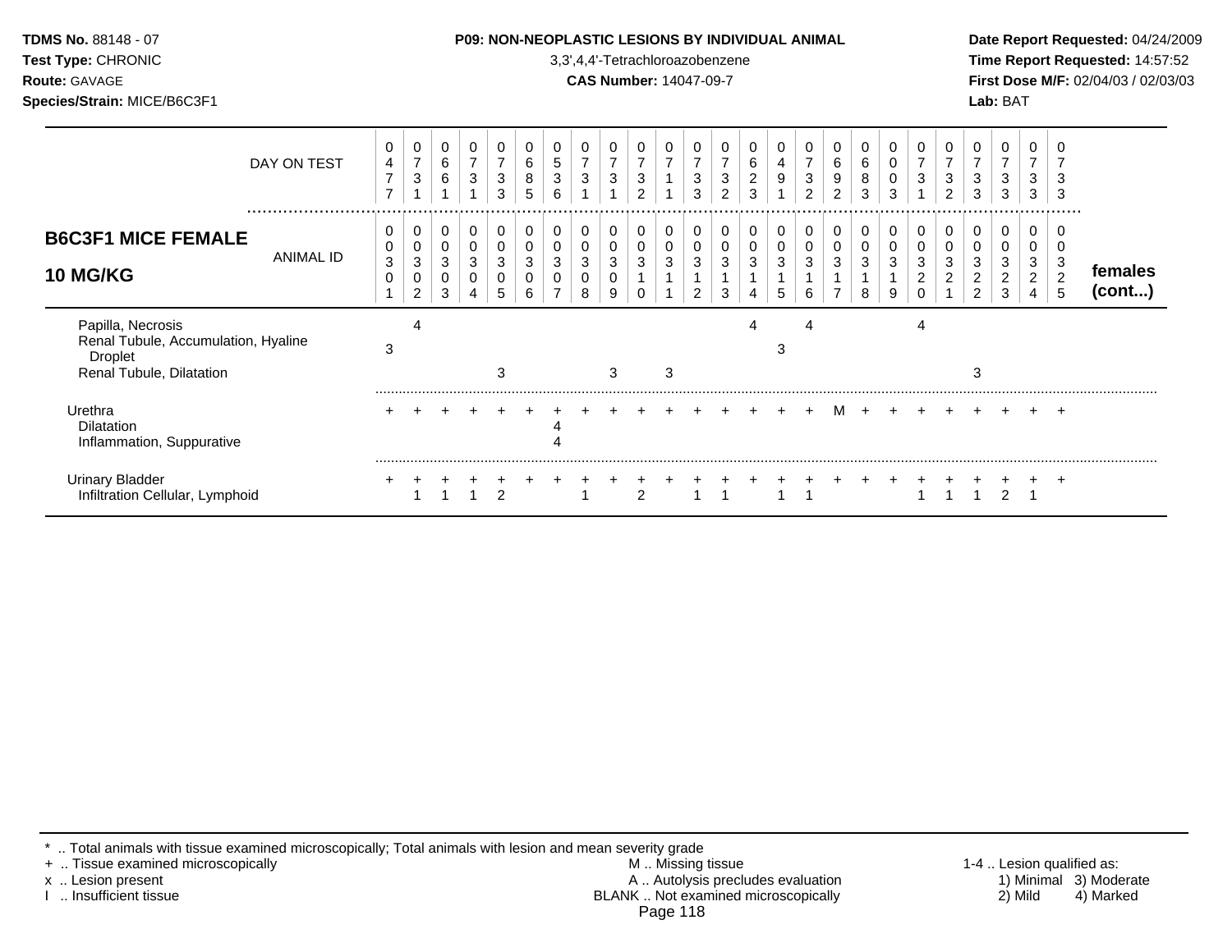**TDMS No.** 88148 - 07
**Test Type:** CHRONIC
**Route:** GAVAGE
**Species/Strain:** MICE/B6C3F1

**P09: NON-NEOPLASTIC LESIONS BY INDIVIDUAL ANIMAL**
3,3',4,4'-Tetrachloroazobenzene
**CAS Number:** 14047-09-7

**Date Report Requested:** 04/24/2009
**Time Report Requested:** 14:57:52
**First Dose M/F:** 02/04/03 / 02/03/03
**Lab:** BAT

## B6C3F1 MICE FEMALE 10 MG/KG — females (cont...)

| DAY ON TEST | 0477 | 0731 | 0661 | 0731 | 0733 | 0685 | 0536 | 0731 | 0731 | 0732 | 0711 | 0733 | 0732 | 0623 | 0491 | 0732 | 0692 | 0683 | 0003 | 0731 | 0732 | 0733 | 0733 | 0733 | 0733 |
|---|---|---|---|---|---|---|---|---|---|---|---|---|---|---|---|---|---|---|---|---|---|---|---|---|---|
| **ANIMAL ID** | 0301 | 0302 | 0303 | 0304 | 0305 | 0306 | 0307 | 0308 | 0309 | 0310 | 0311 | 0312 | 0313 | 0314 | 0315 | 0316 | 0317 | 0318 | 0319 | 0320 | 0321 | 0322 | 0323 | 0324 | 0325 |
| Papilla, Necrosis | | 4 | | | | | | | | | | | | 4 | | 4 | | | | 4 | | | | | |
| Renal Tubule, Accumulation, Hyaline Droplet | 3 | | | | | | | | | | | | | | 3 | | | | | | | | | | |
| Renal Tubule, Dilatation | | | | | 3 | | | | 3 | | 3 | | | | | | | | | | | 3 | | | |
| Urethra | + | + | + | + | + | + | + | + | + | + | + | + | + | + | + | + | M | + | + | + | + | + | + | + | + |
| Dilatation | | | | | | | 4 | | | | | | | | | | | | | | | | | | |
| Inflammation, Suppurative | | | | | | | 4 | | | | | | | | | | | | | | | | | | |
| Urinary Bladder | + | + | + | + | + | + | + | + | + | + | + | + | + | + | + | + | + | + | + | + | + | + | + | + | + |
| Infiltration Cellular, Lymphoid | | 1 | 1 | 1 | 2 | | | 1 | | 2 | | 1 | 1 | | 1 | 1 | | | | 1 | 1 | 1 | 2 | 1 | |

\* .. Total animals with tissue examined microscopically; Total animals with lesion and mean severity grade
\+ .. Tissue examined microscopically
x .. Lesion present
I .. Insufficient tissue

M .. Missing tissue
A .. Autolysis precludes evaluation
BLANK .. Not examined microscopically

1-4 .. Lesion qualified as: 1) Minimal 2) Mild 3) Moderate 4) Marked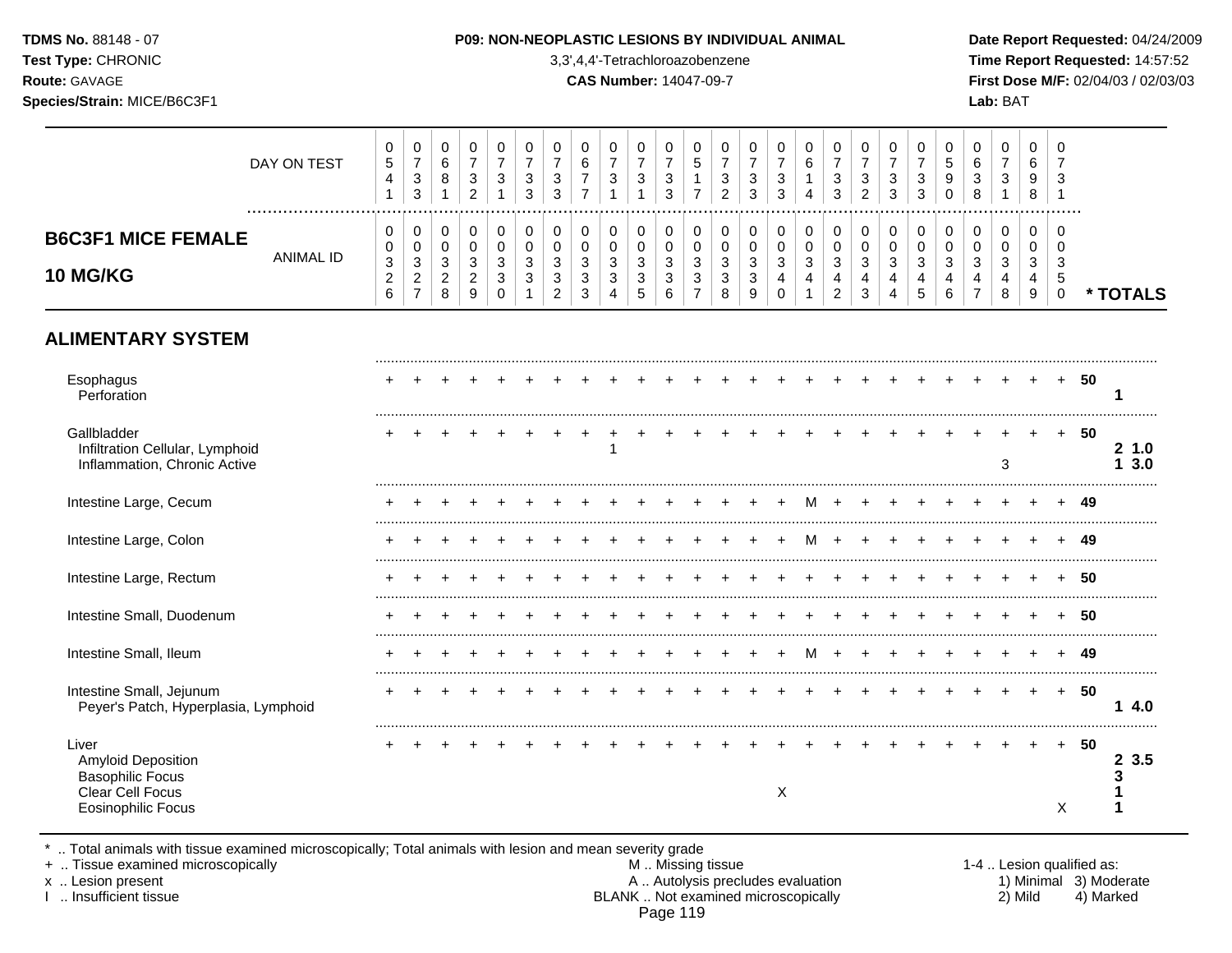**TDMS No.** 88148 - 07
**Test Type:** CHRONIC
**Route:** GAVAGE
**Species/Strain:** MICE/B6C3F1

**P09: NON-NEOPLASTIC LESIONS BY INDIVIDUAL ANIMAL**
3,3',4,4'-Tetrachloroazobenzene
**CAS Number:** 14047-09-7

**Date Report Requested:** 04/24/2009
**Time Report Requested:** 14:57:52
**First Dose M/F:** 02/04/03 / 02/03/03
**Lab:** BAT

| | 1 | 2 | 3 | 4 | 5 | 6 | 7 | 8 | 9 | 10 | 11 | 12 | 13 | 14 | 15 | 16 | 17 | 18 | 19 | 20 | 21 | 22 | 23 | 24 | 25 | | |
|---|---|---|---|---|---|---|---|---|---|---|---|---|---|---|---|---|---|---|---|---|---|---|---|---|---|---|---|
| DAY ON TEST | 0541 | 0733 | 0681 | 0732 | 0731 | 0733 | 0733 | 0677 | 0731 | 0731 | 0733 | 0517 | 0732 | 0733 | 0733 | 0614 | 0733 | 0732 | 0733 | 0733 | 0590 | 0638 | 0731 | 0698 | 0731 | | |
| **B6C3F1 MICE FEMALE 10 MG/KG** ANIMAL ID | 00326 | 00327 | 00328 | 00329 | 00330 | 00331 | 00332 | 00333 | 00334 | 00335 | 00336 | 00337 | 00338 | 00339 | 00340 | 00341 | 00342 | 00343 | 00344 | 00345 | 00346 | 00347 | 00348 | 00349 | 00350 | | **\* TOTALS** |
| **ALIMENTARY SYSTEM** | | | | | | | | | | | | | | | | | | | | | | | | | | | |
| Esophagus | + | + | + | + | + | + | + | + | + | + | + | + | + | + | + | + | + | + | + | + | + | + | + | + | + | 50 | |
| Perforation | | | | | | | | | | | | | | | | | | | | | | | | | | | 1 |
| Gallbladder | + | + | + | + | + | + | + | + | + | + | + | + | + | + | + | + | + | + | + | + | + | + | + | + | + | 50 | |
| Infiltration Cellular, Lymphoid | | | | | | | | | 1 | | | | | | | | | | | | | | | | | | 2 1.0 |
| Inflammation, Chronic Active | | | | | | | | | | | | | | | | | | | | | | | 3 | | | | 1 3.0 |
| Intestine Large, Cecum | + | + | + | + | + | + | + | + | + | + | + | + | + | + | + | M | + | + | + | + | + | + | + | + | + | 49 | |
| Intestine Large, Colon | + | + | + | + | + | + | + | + | + | + | + | + | + | + | + | M | + | + | + | + | + | + | + | + | + | 49 | |
| Intestine Large, Rectum | + | + | + | + | + | + | + | + | + | + | + | + | + | + | + | + | + | + | + | + | + | + | + | + | + | 50 | |
| Intestine Small, Duodenum | + | + | + | + | + | + | + | + | + | + | + | + | + | + | + | + | + | + | + | + | + | + | + | + | + | 50 | |
| Intestine Small, Ileum | + | + | + | + | + | + | + | + | + | + | + | + | + | + | + | M | + | + | + | + | + | + | + | + | + | 49 | |
| Intestine Small, Jejunum | + | + | + | + | + | + | + | + | + | + | + | + | + | + | + | + | + | + | + | + | + | + | + | + | + | 50 | |
| Peyer's Patch, Hyperplasia, Lymphoid | | | | | | | | | | | | | | | | | | | | | | | | | | | 1 4.0 |
| Liver | + | + | + | + | + | + | + | + | + | + | + | + | + | + | + | + | + | + | + | + | + | + | + | + | + | 50 | |
| Amyloid Deposition | | | | | | | | | | | | | | | | | | | | | | | | | | | 2 3.5 |
| Basophilic Focus | | | | | | | | | | | | | | | | | | | | | | | | | | | 3 |
| Clear Cell Focus | | | | | | | | | | | | | | | X | | | | | | | | | | | | 1 |
| Eosinophilic Focus | | | | | | | | | | | | | | | | | | | | | | | | | X | | 1 |

\* .. Total animals with tissue examined microscopically; Total animals with lesion and mean severity grade
\+ .. Tissue examined microscopically
x .. Lesion present
I .. Insufficient tissue

M .. Missing tissue
A .. Autolysis precludes evaluation
BLANK .. Not examined microscopically

1-4 .. Lesion qualified as:
1) Minimal 2) Mild 3) Moderate 4) Marked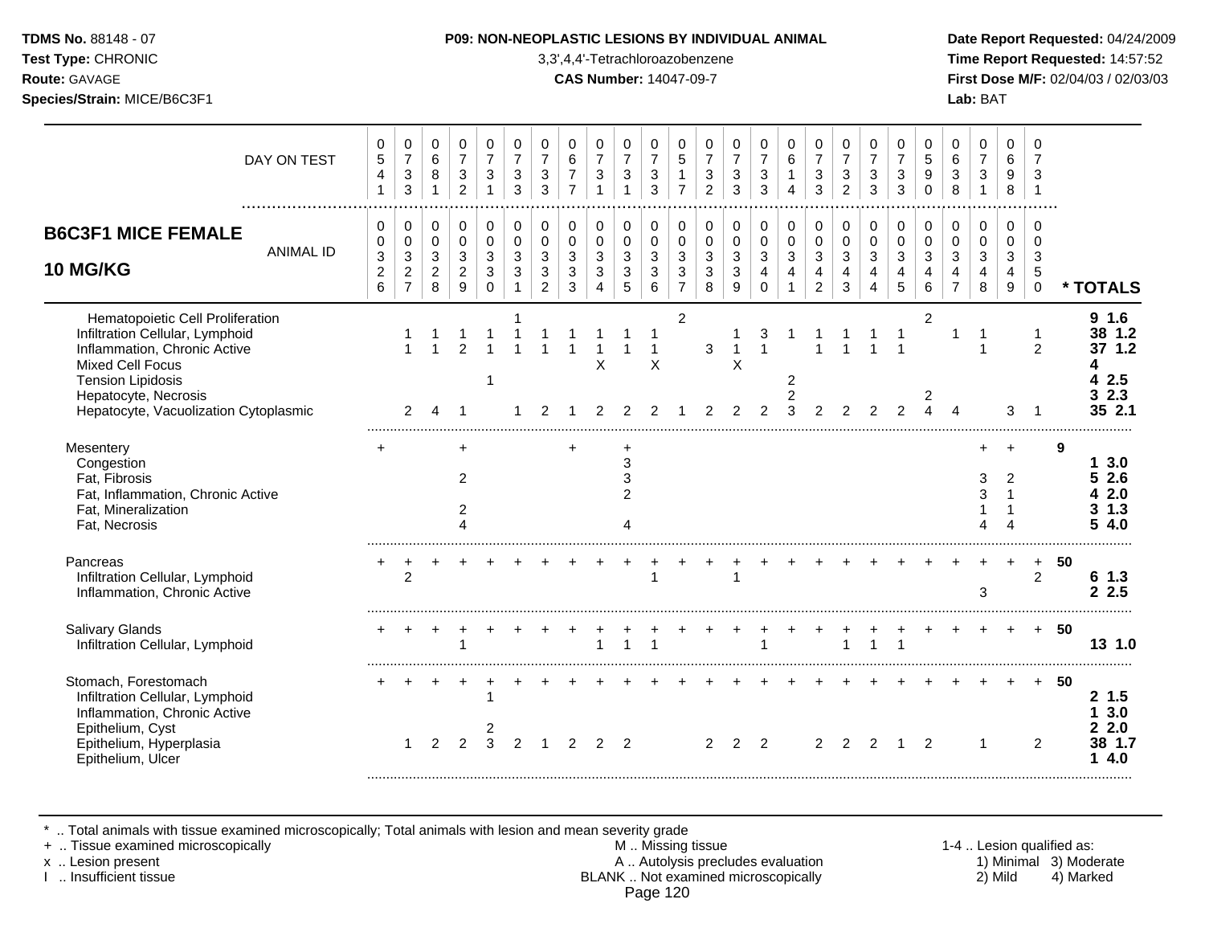**TDMS No.** 88148 - 07
**Test Type:** CHRONIC
**Route:** GAVAGE
**Species/Strain:** MICE/B6C3F1

**P09: NON-NEOPLASTIC LESIONS BY INDIVIDUAL ANIMAL**
3,3',4,4'-Tetrachloroazobenzene
**CAS Number:** 14047-09-7

**Date Report Requested:** 04/24/2009
**Time Report Requested:** 14:57:52
**First Dose M/F:** 02/04/03 / 02/03/03
**Lab:** BAT

## B6C3F1 MICE FEMALE 10 MG/KG

| DAY ON TEST | 541 | 733 | 681 | 732 | 731 | 733 | 733 | 677 | 731 | 731 | 733 | 517 | 732 | 733 | 733 | 614 | 733 | 732 | 733 | 733 | 590 | 638 | 731 | 698 | 731 | |
|---|---|---|---|---|---|---|---|---|---|---|---|---|---|---|---|---|---|---|---|---|---|---|---|---|---|---|
| **ANIMAL ID** | 0326 | 0327 | 0328 | 0329 | 0330 | 0331 | 0332 | 0333 | 0334 | 0335 | 0336 | 0337 | 0338 | 0339 | 0340 | 0341 | 0342 | 0343 | 0344 | 0345 | 0346 | 0347 | 0348 | 0349 | 0350 | *** TOTALS** |
| Hematopoietic Cell Proliferation | | | | | | 1 | | | | | | | 2 | | | | | | | | 2 | | | | | **9 1.6** |
| Infiltration Cellular, Lymphoid | | 1 | 1 | 1 | 1 | 1 | 1 | 1 | 1 | 1 | 1 | | | 1 | 3 | 1 | 1 | 1 | 1 | 1 | | 1 | 1 | | 1 | **38 1.2** |
| Inflammation, Chronic Active | | 1 | 1 | 2 | 1 | 1 | 1 | 1 | 1 | 1 | 1 | | 3 | 1 | 1 | | 1 | 1 | 1 | 1 | | | 1 | | 2 | **37 1.2** |
| Mixed Cell Focus | | | | | | | | | X | | X | | | X | | | | | | | | | | | | **4** |
| Tension Lipidosis | | | | | 1 | | | | | | | | | | | 2 | | | | | | | | | | **4 2.5** |
| Hepatocyte, Necrosis | | | | | | | | | | | | | | | | 2 | | | | | 2 | | | | | **3 2.3** |
| Hepatocyte, Vacuolization Cytoplasmic | | 2 | 4 | 1 | | 1 | 2 | 1 | 2 | 2 | 2 | 1 | 2 | 2 | 2 | 3 | 2 | 2 | 2 | 2 | 4 | 4 | | 3 | 1 | **35 2.1** |
| Mesentery | + | | | + | | | | + | | + | | | | | | | | | | | | | + | + | | **9** |
| Congestion | | | | | | | | | | 3 | | | | | | | | | | | | | | | | **1 3.0** |
| Fat, Fibrosis | | | | 2 | | | | | | 3 | | | | | | | | | | | | | 3 | 2 | | **5 2.6** |
| Fat, Inflammation, Chronic Active | | | | | | | | | | 2 | | | | | | | | | | | | | 3 | 1 | | **4 2.0** |
| Fat, Mineralization | | | | 2 | | | | | | | | | | | | | | | | | | | 1 | 1 | | **3 1.3** |
| Fat, Necrosis | | | | 4 | | | | | | 4 | | | | | | | | | | | | | 4 | 4 | | **5 4.0** |
| Pancreas | + | + | + | + | + | + | + | + | + | + | + | + | + | + | + | + | + | + | + | + | + | + | + | + | + | **50** |
| Infiltration Cellular, Lymphoid | | 2 | | | | | | | | | 1 | | | 1 | | | | | | | | | | | 2 | **6 1.3** |
| Inflammation, Chronic Active | | | | | | | | | | | | | | | | | | | | | | | 3 | | | **2 2.5** |
| Salivary Glands | + | + | + | + | + | + | + | + | + | + | + | + | + | + | + | + | + | + | + | + | + | + | + | + | + | **50** |
| Infiltration Cellular, Lymphoid | | | | 1 | | | | | 1 | 1 | 1 | | | | 1 | | | 1 | 1 | 1 | | | | | | **13 1.0** |
| Stomach, Forestomach | + | + | + | + | + | + | + | + | + | + | + | + | + | + | + | + | + | + | + | + | + | + | + | + | + | **50** |
| Infiltration Cellular, Lymphoid | | | | | 1 | | | | | | | | | | | | | | | | | | | | | **2 1.5** |
| Inflammation, Chronic Active | | | | | | | | | | | | | | | | | | | | | | | | | | **1 3.0** |
| Epithelium, Cyst | | | | | 2 | | | | | | | | | | | | | | | | | | | | | **2 2.0** |
| Epithelium, Hyperplasia | | 1 | 2 | 2 | 3 | 2 | 1 | 2 | 2 | 2 | | | 2 | 2 | 2 | | 2 | 2 | 2 | 1 | 2 | | 1 | | 2 | **38 1.7** |
| Epithelium, Ulcer | | | | | | | | | | | | | | | | | | | | | | | | | | **1 4.0** |

\* .. Total animals with tissue examined microscopically; Total animals with lesion and mean severity grade
\+ .. Tissue examined microscopically
x .. Lesion present
I .. Insufficient tissue

M .. Missing tissue
A .. Autolysis precludes evaluation
BLANK .. Not examined microscopically

1-4 .. Lesion qualified as: 1) Minimal 2) Mild 3) Moderate 4) Marked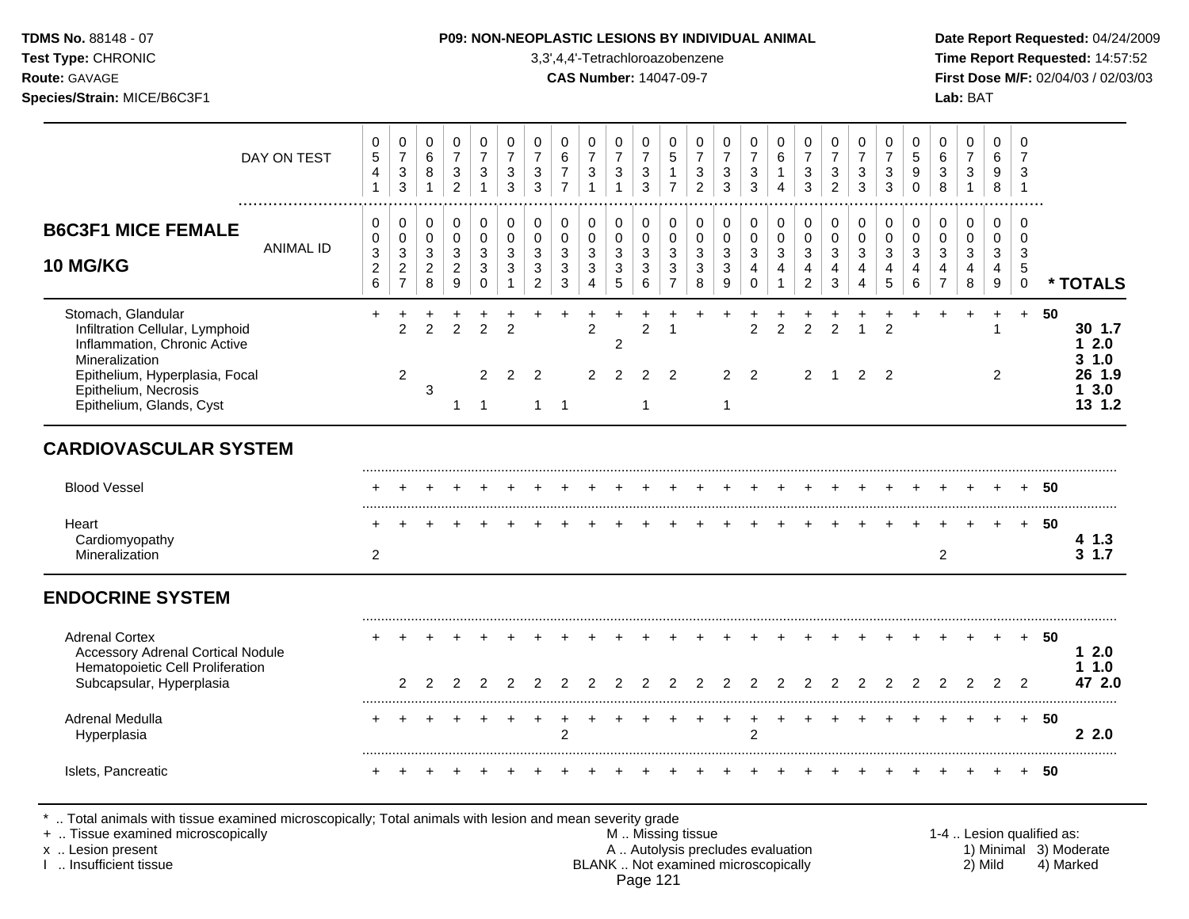## B6C3F1 MICE FEMALE 10 MG/KG

| DAY ON TEST | 0541 | 0733 | 0681 | 0732 | 0731 | 0733 | 0733 | 0677 | 0731 | 0731 | 0733 | 0517 | 0732 | 0733 | 0733 | 0614 | 0733 | 0732 | 0733 | 0733 | 0590 | 0638 | 0731 | 0698 | 0731 | |
|---|---|---|---|---|---|---|---|---|---|---|---|---|---|---|---|---|---|---|---|---|---|---|---|---|---|---|
| **ANIMAL ID** | 0326 | 0327 | 0328 | 0329 | 0330 | 0331 | 0332 | 0333 | 0334 | 0335 | 0336 | 0337 | 0338 | 0339 | 0340 | 0341 | 0342 | 0343 | 0344 | 0345 | 0346 | 0347 | 0348 | 0349 | 0350 | *** TOTALS** |
| Stomach, Glandular | + | + | + | + | + | + | + | + | + | + | + | + | + | + | + | + | + | + | + | + | + | + | + | + | + | 50 |
| Infiltration Cellular, Lymphoid | | 2 | 2 | 2 | 2 | 2 | | | 2 | | 2 | 1 | | | 2 | 2 | 2 | 2 | 1 | 2 | | | | 1 | | **30 1.7** |
| Inflammation, Chronic Active | | | | | | | | | | 2 | | | | | | | | | | | | | | | | **1 2.0** |
| Mineralization | | | | | | | | | | | | | | | | | | | | | | | | | | **3 1.0** |
| Epithelium, Hyperplasia, Focal | | 2 | | | 2 | 2 | 2 | | 2 | 2 | 2 | 2 | | 2 | 2 | | 2 | 1 | 2 | 2 | | | | 2 | | **26 1.9** |
| Epithelium, Necrosis | | | 3 | | | | | | | | | | | | | | | | | | | | | | | **1 3.0** |
| Epithelium, Glands, Cyst | | | | 1 | 1 | | 1 | 1 | | | 1 | | | 1 | | | | | | | | | | | | **13 1.2** |
| **CARDIOVASCULAR SYSTEM** | | | | | | | | | | | | | | | | | | | | | | | | | | |
| Blood Vessel | + | + | + | + | + | + | + | + | + | + | + | + | + | + | + | + | + | + | + | + | + | + | + | + | + | 50 |
| Heart | + | + | + | + | + | + | + | + | + | + | + | + | + | + | + | + | + | + | + | + | + | + | + | + | + | 50 |
| Cardiomyopathy | | | | | | | | | | | | | | | | | | | | | | | | | | **4 1.3** |
| Mineralization | 2 | | | | | | | | | | | | | | | | | | | | | 2 | | | | **3 1.7** |
| **ENDOCRINE SYSTEM** | | | | | | | | | | | | | | | | | | | | | | | | | | |
| Adrenal Cortex | + | + | + | + | + | + | + | + | + | + | + | + | + | + | + | + | + | + | + | + | + | + | + | + | + | 50 |
| Accessory Adrenal Cortical Nodule | | | | | | | | | | | | | | | | | | | | | | | | | | **1 2.0** |
| Hematopoietic Cell Proliferation | | | | | | | | | | | | | | | | | | | | | | | | | | **1 1.0** |
| Subcapsular, Hyperplasia | | 2 | 2 | 2 | 2 | 2 | 2 | 2 | 2 | 2 | 2 | 2 | 2 | 2 | 2 | 2 | 2 | 2 | 2 | 2 | 2 | 2 | 2 | 2 | 2 | **47 2.0** |
| Adrenal Medulla | + | + | + | + | + | + | + | + | + | + | + | + | + | + | + | + | + | + | + | + | + | + | + | + | + | 50 |
| Hyperplasia | | | | | | | | 2 | | | | | | | 2 | | | | | | | | | | | **2 2.0** |
| Islets, Pancreatic | + | + | + | + | + | + | + | + | + | + | + | + | + | + | + | + | + | + | + | + | + | + | + | + | + | 50 |

\* .. Total animals with tissue examined microscopically; Total animals with lesion and mean severity grade
\+ .. Tissue examined microscopically
x .. Lesion present
I .. Insufficient tissue

M .. Missing tissue
A .. Autolysis precludes evaluation
BLANK .. Not examined microscopically

1-4 .. Lesion qualified as: 1) Minimal 2) Mild 3) Moderate 4) Marked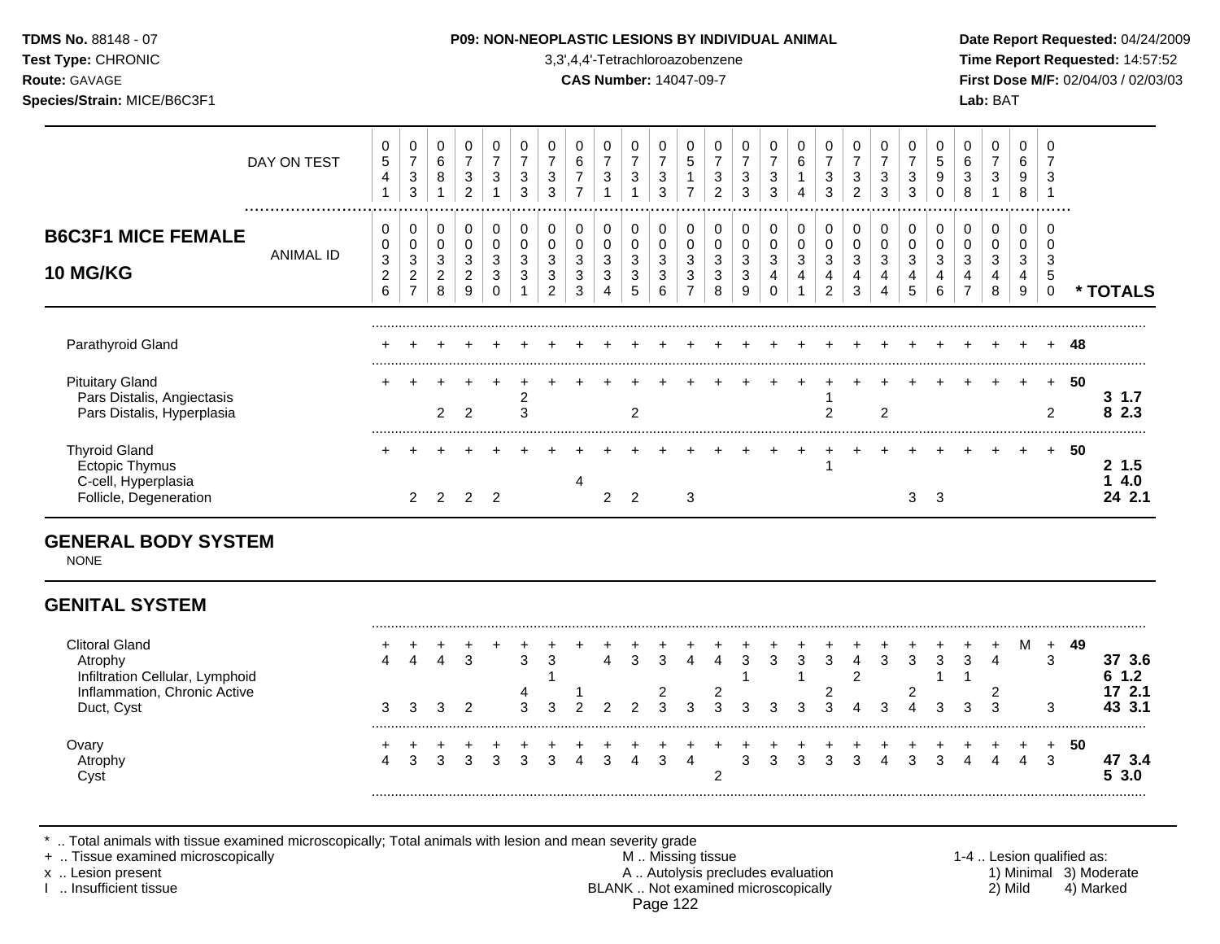**B6C3F1 MICE FEMALE — 10 MG/KG**

| | 1 | 2 | 3 | 4 | 5 | 6 | 7 | 8 | 9 | 10 | 11 | 12 | 13 | 14 | 15 | 16 | 17 | 18 | 19 | 20 | 21 | 22 | 23 | 24 | 25 | | * TOTALS |
|---|---|---|---|---|---|---|---|---|---|---|---|---|---|---|---|---|---|---|---|---|---|---|---|---|---|---|---|
| DAY ON TEST | 0541 | 0733 | 0681 | 0732 | 0731 | 0733 | 0733 | 0677 | 0731 | 0731 | 0733 | 0517 | 0732 | 0733 | 0733 | 0614 | 0733 | 0732 | 0733 | 0733 | 0590 | 0638 | 0731 | 0698 | 0731 | | |
| ANIMAL ID | 0326 | 0327 | 0328 | 0329 | 0330 | 0331 | 0332 | 0333 | 0334 | 0335 | 0336 | 0337 | 0338 | 0339 | 0340 | 0341 | 0342 | 0343 | 0344 | 0345 | 0346 | 0347 | 0348 | 0349 | 0350 | | |
| Parathyroid Gland | + | + | + | + | + | + | + | + | + | + | + | + | + | + | + | + | + | + | + | + | + | + | + | + | + | **48** | |
| Pituitary Gland | + | + | + | + | + | + | + | + | + | + | + | + | + | + | + | + | + | + | + | + | + | + | + | + | + | **50** | |
| Pars Distalis, Angiectasis | | | | | | 2 | | | | | | | | | | | 1 | | | | | | | | | | **3 1.7** |
| Pars Distalis, Hyperplasia | | | 2 | 2 | | 3 | | | | 2 | | | | | | | 2 | | 2 | | | | | | 2 | | **8 2.3** |
| Thyroid Gland | + | + | + | + | + | + | + | + | + | + | + | + | + | + | + | + | + | + | + | + | + | + | + | + | + | **50** | |
| Ectopic Thymus | | | | | | | | | | | | | | | | | 1 | | | | | | | | | | **2 1.5** |
| C-cell, Hyperplasia | | | | | | | | 4 | | | | | | | | | | | | | | | | | | | **1 4.0** |
| Follicle, Degeneration | | 2 | 2 | 2 | 2 | | | | 2 | 2 | | 3 | | | | | | | | 3 | 3 | | | | | | **24 2.1** |

## GENERAL BODY SYSTEM

NONE

## GENITAL SYSTEM

| | 1 | 2 | 3 | 4 | 5 | 6 | 7 | 8 | 9 | 10 | 11 | 12 | 13 | 14 | 15 | 16 | 17 | 18 | 19 | 20 | 21 | 22 | 23 | 24 | 25 | | * TOTALS |
|---|---|---|---|---|---|---|---|---|---|---|---|---|---|---|---|---|---|---|---|---|---|---|---|---|---|---|---|
| Clitoral Gland | + | + | + | + | + | + | + | + | + | + | + | + | + | + | + | + | + | + | + | + | + | + | + | M | + | **49** | |
| Atrophy | 4 | 4 | 4 | 3 | | 3 | 3 | | 4 | 3 | 3 | 4 | 4 | 3 | 3 | 3 | 3 | 4 | 3 | 3 | 3 | 3 | 4 | | 3 | | **37 3.6** |
| Infiltration Cellular, Lymphoid | | | | | | | 1 | | | | | | | 1 | | 1 | | 2 | | | 1 | 1 | | | | | **6 1.2** |
| Inflammation, Chronic Active | | | | | | 4 | | 1 | | | 2 | | 2 | | | | 2 | | | 2 | | | 2 | | | | **17 2.1** |
| Duct, Cyst | 3 | 3 | 3 | 2 | | 3 | 3 | 2 | 2 | 2 | 3 | 3 | 3 | 3 | 3 | 3 | 3 | 4 | 3 | 4 | 3 | 3 | 3 | | 3 | | **43 3.1** |
| Ovary | + | + | + | + | + | + | + | + | + | + | + | + | + | + | + | + | + | + | + | + | + | + | + | + | + | **50** | |
| Atrophy | 4 | 3 | 3 | 3 | 3 | 3 | 3 | 4 | 3 | 4 | 3 | 4 | | 3 | 3 | 3 | 3 | 3 | 4 | 3 | 3 | 4 | 4 | 4 | 3 | | **47 3.4** |
| Cyst | | | | | | | | | | | | | 2 | | | | | | | | | | | | | | **5 3.0** |

\* .. Total animals with tissue examined microscopically; Total animals with lesion and mean severity grade
+ .. Tissue examined microscopically
x .. Lesion present
I .. Insufficient tissue
M .. Missing tissue
A .. Autolysis precludes evaluation
BLANK .. Not examined microscopically
1-4 .. Lesion qualified as: 1) Minimal 2) Mild 3) Moderate 4) Marked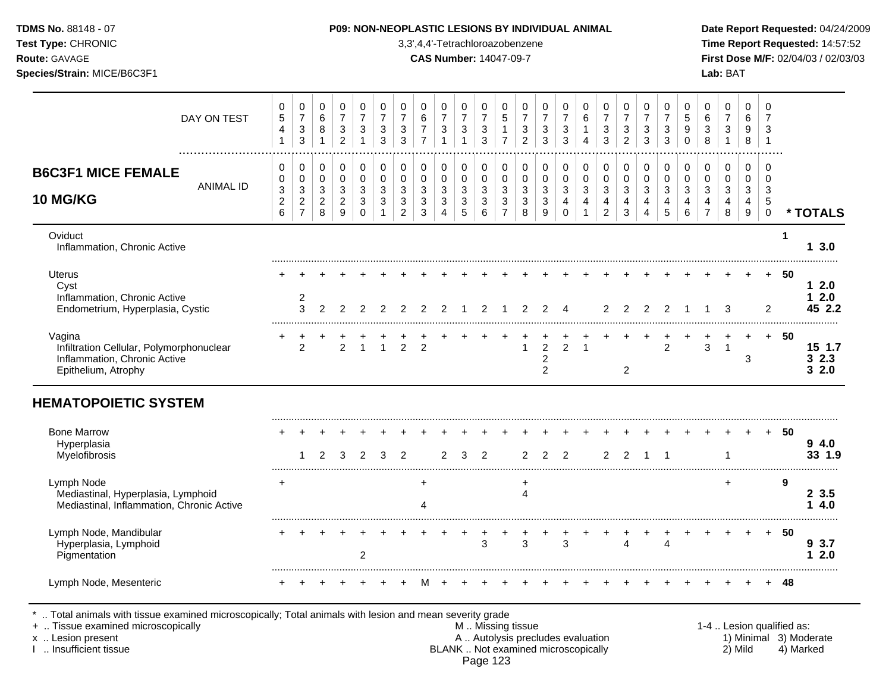**TDMS No.** 88148 - 07
**Test Type:** CHRONIC
**Route:** GAVAGE
**Species/Strain:** MICE/B6C3F1

**P09: NON-NEOPLASTIC LESIONS BY INDIVIDUAL ANIMAL**
3,3',4,4'-Tetrachloroazobenzene
**CAS Number:** 14047-09-7

**Date Report Requested:** 04/24/2009
**Time Report Requested:** 14:57:52
**First Dose M/F:** 02/04/03 / 02/03/03
**Lab:** BAT

## B6C3F1 MICE FEMALE 10 MG/KG

| DAY ON TEST | 0541 | 0733 | 0681 | 0732 | 0731 | 0733 | 0733 | 0677 | 0731 | 0731 | 0733 | 0517 | 0732 | 0733 | 0733 | 0614 | 0733 | 0732 | 0733 | 0733 | 0590 | 0638 | 0731 | 0698 | 0731 | |
|---|---|---|---|---|---|---|---|---|---|---|---|---|---|---|---|---|---|---|---|---|---|---|---|---|---|---|
| **ANIMAL ID** | 0326 | 0327 | 0328 | 0329 | 0330 | 0331 | 0332 | 0333 | 0334 | 0335 | 0336 | 0337 | 0338 | 0339 | 0340 | 0341 | 0342 | 0343 | 0344 | 0345 | 0346 | 0347 | 0348 | 0349 | 0350 | *** TOTALS** |
| Oviduct | | | | | | | | | | | | | | | | | | | | | | | | | | 1 |
| Inflammation, Chronic Active | | | | | | | | | | | | | | | | | | | | | | | | | | 1 3.0 |
| Uterus | + | + | + | + | + | + | + | + | + | + | + | + | + | + | + | + | + | + | + | + | + | + | + | + | + | 50 |
| Cyst | | | | | | | | | | | | | | | | | | | | | | | | | | 1 2.0 |
| Inflammation, Chronic Active | | 2 | | | | | | | | | | | | | | | | | | | | | | | | 1 2.0 |
| Endometrium, Hyperplasia, Cystic | | 3 | 2 | 2 | 2 | 2 | 2 | 2 | 2 | 1 | 2 | 1 | 2 | 2 | 4 | | 2 | 2 | 2 | 2 | 1 | 1 | 3 | | 2 | 45 2.2 |
| Vagina | + | + | + | + | + | + | + | + | + | + | + | + | + | + | + | + | + | + | + | + | + | + | + | + | + | 50 |
| Infiltration Cellular, Polymorphonuclear | | 2 | | 2 | 1 | 1 | 2 | 2 | | | | | 1 | 2 | 2 | 1 | | | | 2 | | 3 | 1 | | | 15 1.7 |
| Inflammation, Chronic Active | | | | | | | | | | | | | | 2 | | | | | | | | | | 3 | | 3 2.3 |
| Epithelium, Atrophy | | | | | | | | | | | | | | 2 | | | | 2 | | | | | | | | 3 2.0 |

## HEMATOPOIETIC SYSTEM

| | | | | | | | | | | | | | | | | | | | | | | | | | | |
|---|---|---|---|---|---|---|---|---|---|---|---|---|---|---|---|---|---|---|---|---|---|---|---|---|---|---|
| Bone Marrow | + | + | + | + | + | + | + | + | + | + | + | + | + | + | + | + | + | + | + | + | + | + | + | + | + | 50 |
| Hyperplasia | | | | | | | | | | | | | | | | | | | | | | | | | | 9 4.0 |
| Myelofibrosis | | 1 | 2 | 3 | 2 | 3 | 2 | | 2 | 3 | 2 | | 2 | 2 | 2 | | 2 | 2 | 1 | 1 | | | 1 | | | 33 1.9 |
| Lymph Node | + | | | | | | | + | | | | | + | | | | | | | | | | + | | | 9 |
| Mediastinal, Hyperplasia, Lymphoid | | | | | | | | | | | | | 4 | | | | | | | | | | | | | 2 3.5 |
| Mediastinal, Inflammation, Chronic Active | | | | | | | | 4 | | | | | | | | | | | | | | | | | | 1 4.0 |
| Lymph Node, Mandibular | + | + | + | + | + | + | + | + | + | + | + | + | + | + | + | + | + | + | + | + | + | + | + | + | + | 50 |
| Hyperplasia, Lymphoid | | | | | | | | | | | 3 | | 3 | | 3 | | | 4 | | 4 | | | | | | 9 3.7 |
| Pigmentation | | | | | 2 | | | | | | | | | | | | | | | | | | | | | 1 2.0 |
| Lymph Node, Mesenteric | + | + | + | + | + | + | + | M | + | + | + | + | + | + | + | + | + | + | + | + | + | + | + | + | + | 48 |

\* .. Total animals with tissue examined microscopically; Total animals with lesion and mean severity grade
\+ .. Tissue examined microscopically
x .. Lesion present
I .. Insufficient tissue

M .. Missing tissue
A .. Autolysis precludes evaluation
BLANK .. Not examined microscopically

1-4 .. Lesion qualified as:
1) Minimal 2) Mild 3) Moderate 4) Marked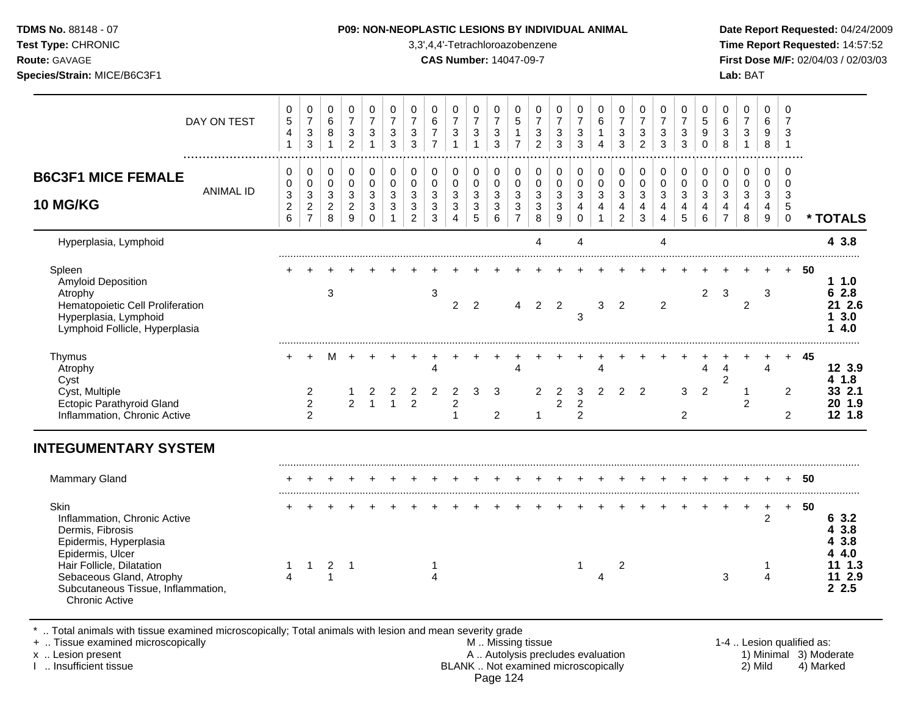**P09: NON-NEOPLASTIC LESIONS BY INDIVIDUAL ANIMAL**

3,3',4,4'-Tetrachloroazobenzene

**CAS Number:** 14047-09-7

**TDMS No.** 88148 - 07
**Test Type:** CHRONIC
**Route:** GAVAGE
**Species/Strain:** MICE/B6C3F1

**Date Report Requested:** 04/24/2009
**Time Report Requested:** 14:57:52
**First Dose M/F:** 02/04/03 / 02/03/03
**Lab:** BAT

| DAY ON TEST | 0541 | 0733 | 0681 | 0732 | 0731 | 0733 | 0733 | 0677 | 0731 | 0731 | 0733 | 0517 | 0732 | 0733 | 0733 | 0614 | 0733 | 0732 | 0733 | 0733 | 0590 | 0638 | 0731 | 0698 | 0731 | |
|---|---|---|---|---|---|---|---|---|---|---|---|---|---|---|---|---|---|---|---|---|---|---|---|---|---|---|
| **B6C3F1 MICE FEMALE 10 MG/KG** — ANIMAL ID | 0326 | 0327 | 0328 | 0329 | 0330 | 0331 | 0332 | 0333 | 0334 | 0335 | 0336 | 0337 | 0338 | 0339 | 0340 | 0341 | 0342 | 0343 | 0344 | 0345 | 0346 | 0347 | 0348 | 0349 | 0350 | *** TOTALS** |
| Hyperplasia, Lymphoid | | | | | | | | | | | | | 4 | | 4 | | | | 4 | | | | | | | **4 3.8** |
| Spleen | + | + | + | + | + | + | + | + | + | + | + | + | + | + | + | + | + | + | + | + | + | + | + | + | + | **50** |
| Amyloid Deposition | | | | | | | | | | | | | | | | | | | | | | | | | | **1 1.0** |
| Atrophy | | | 3 | | | | | 3 | | | | | | | | | | | | | 2 | 3 | | 3 | | **6 2.8** |
| Hematopoietic Cell Proliferation | | | | | | | | | 2 | 2 | | 4 | 2 | 2 | | 3 | 2 | | 2 | | | | 2 | | | **21 2.6** |
| Hyperplasia, Lymphoid | | | | | | | | | | | | | | | 3 | | | | | | | | | | | **1 3.0** |
| Lymphoid Follicle, Hyperplasia | | | | | | | | | | | | | | | | | | | | | | | | | | **1 4.0** |
| Thymus | + | + | M | + | + | + | + | + | + | + | + | + | + | + | + | + | + | + | + | + | + | + | + | + | + | **45** |
| Atrophy | | | | | | | | 4 | | | | 4 | | | | 4 | | | | | 4 | 4 | | 4 | | **12 3.9** |
| Cyst | | | | | | | | | | | | | | | | | | | | | | 2 | | | | **4 1.8** |
| Cyst, Multiple | | 2 | | 1 | 2 | 2 | 2 | 2 | 2 | 3 | 3 | | 2 | 2 | 3 | 2 | 2 | 2 | | 3 | 2 | | 1 | | 2 | **33 2.1** |
| Ectopic Parathyroid Gland | | 2 | | 2 | 1 | 1 | 2 | | 2 | | | | | 2 | 2 | | | | | | | | 2 | | | **20 1.9** |
| Inflammation, Chronic Active | | 2 | | | | | | | 1 | | 2 | | 1 | | 2 | | | | | 2 | | | | | 2 | **12 1.8** |
| **INTEGUMENTARY SYSTEM** | | | | | | | | | | | | | | | | | | | | | | | | | | |
| Mammary Gland | + | + | + | + | + | + | + | + | + | + | + | + | + | + | + | + | + | + | + | + | + | + | + | + | + | **50** |
| Skin | + | + | + | + | + | + | + | + | + | + | + | + | + | + | + | + | + | + | + | + | + | + | + | + | + | **50** |
| Inflammation, Chronic Active | | | | | | | | | | | | | | | | | | | | | | | | 2 | | **6 3.2** |
| Dermis, Fibrosis | | | | | | | | | | | | | | | | | | | | | | | | | | **4 3.8** |
| Epidermis, Hyperplasia | | | | | | | | | | | | | | | | | | | | | | | | | | **4 3.8** |
| Epidermis, Ulcer | | | | | | | | | | | | | | | | | | | | | | | | | | **4 4.0** |
| Hair Follicle, Dilatation | 1 | 1 | 2 | 1 | | | | 1 | | | | | | | 1 | | 2 | | | | | | | 1 | | **11 1.3** |
| Sebaceous Gland, Atrophy | 4 | | 1 | | | | | 4 | | | | | | | | 4 | | | | | | 3 | | 4 | | **11 2.9** |
| Subcutaneous Tissue, Inflammation, Chronic Active | | | | | | | | | | | | | | | | | | | | | | | | | | **2 2.5** |

\* .. Total animals with tissue examined microscopically; Total animals with lesion and mean severity grade
\+ .. Tissue examined microscopically
x .. Lesion present
I .. Insufficient tissue

M .. Missing tissue
A .. Autolysis precludes evaluation
BLANK .. Not examined microscopically

1-4 .. Lesion qualified as: 1) Minimal 2) Mild 3) Moderate 4) Marked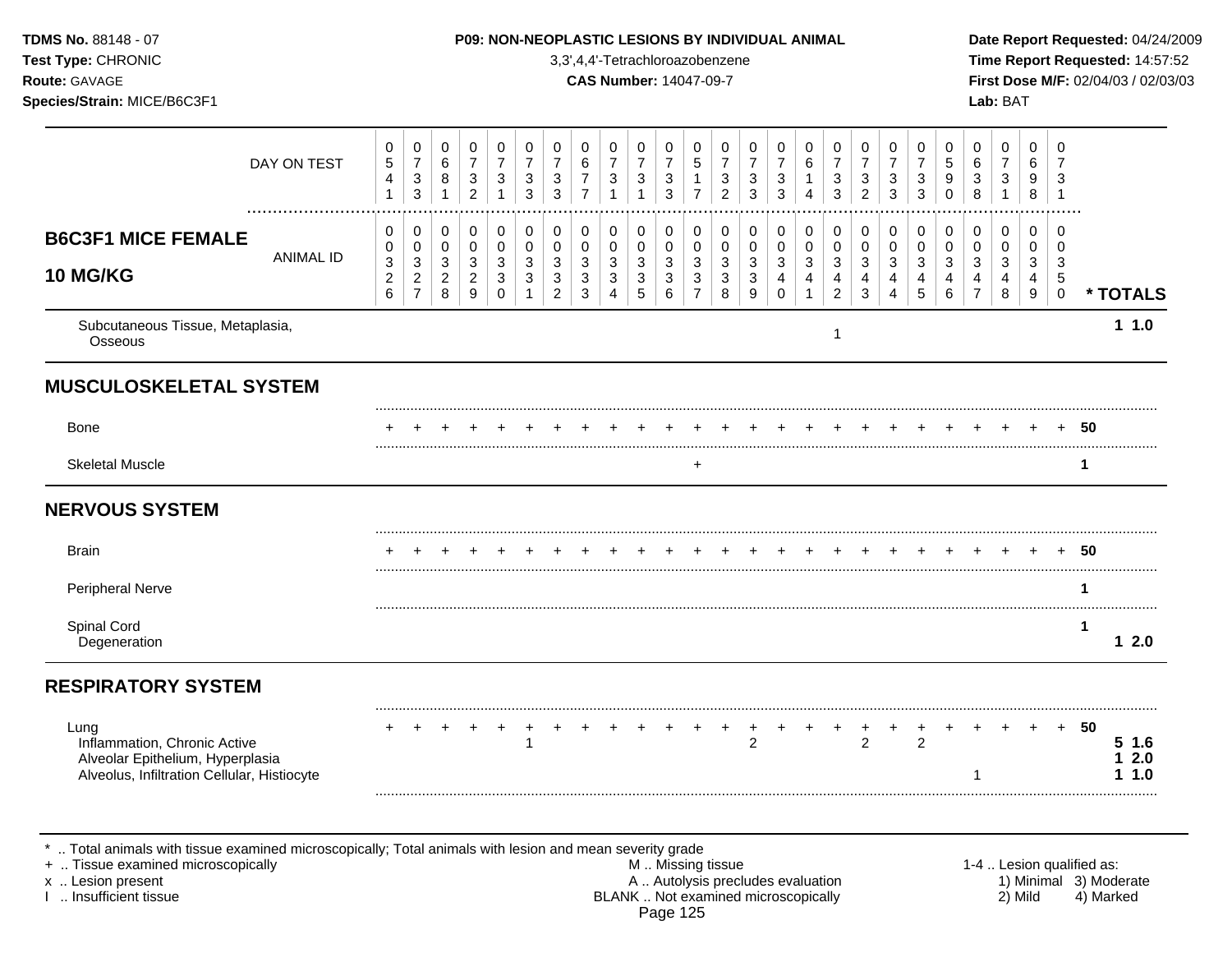TDMS No. 88148 - 07
Test Type: CHRONIC
Route: GAVAGE
Species/Strain: MICE/B6C3F1

P09: NON-NEOPLASTIC LESIONS BY INDIVIDUAL ANIMAL
3,3',4,4'-Tetrachloroazobenzene
CAS Number: 14047-09-7

Date Report Requested: 04/24/2009
Time Report Requested: 14:57:52
First Dose M/F: 02/04/03 / 02/03/03
Lab: BAT

## B6C3F1 MICE FEMALE 10 MG/KG

| DAY ON TEST | 0541 | 0733 | 0681 | 0732 | 0731 | 0733 | 0733 | 0677 | 0731 | 0731 | 0733 | 0517 | 0732 | 0733 | 0733 | 0614 | 0733 | 0732 | 0733 | 0733 | 0590 | 0638 | 0731 | 0698 | 0731 | |
|---|---|---|---|---|---|---|---|---|---|---|---|---|---|---|---|---|---|---|---|---|---|---|---|---|---|---|
| **ANIMAL ID** | 00326 | 00327 | 00328 | 00329 | 00330 | 00331 | 00332 | 00333 | 00334 | 00335 | 00336 | 00337 | 00338 | 00339 | 00340 | 00341 | 00342 | 00343 | 00344 | 00345 | 00346 | 00347 | 00348 | 00349 | 00350 | *** TOTALS** |
| Subcutaneous Tissue, Metaplasia, Osseous | | | | | | | | | | | | | | | | | 1 | | | | | | | | | 1 1.0 |
| **MUSCULOSKELETAL SYSTEM** | | | | | | | | | | | | | | | | | | | | | | | | | | |
| Bone | + | + | + | + | + | + | + | + | + | + | + | + | + | + | + | + | + | + | + | + | + | + | + | + | + | 50 |
| Skeletal Muscle | | | | | | | | | | | | + | | | | | | | | | | | | | | 1 |
| **NERVOUS SYSTEM** | | | | | | | | | | | | | | | | | | | | | | | | | | |
| Brain | + | + | + | + | + | + | + | + | + | + | + | + | + | + | + | + | + | + | + | + | + | + | + | + | + | 50 |
| Peripheral Nerve | | | | | | | | | | | | | | | | | | | | | | | | | | 1 |
| Spinal Cord | | | | | | | | | | | | | | | | | | | | | | | | | | 1 |
| Degeneration | | | | | | | | | | | | | | | | | | | | | | | | | | 1 2.0 |
| **RESPIRATORY SYSTEM** | | | | | | | | | | | | | | | | | | | | | | | | | | |
| Lung | + | + | + | + | + | + | + | + | + | + | + | + | + | + | + | + | + | + | + | + | + | + | + | + | + | 50 |
| Inflammation, Chronic Active | | | | | | 1 | | | | | | | | 2 | | | | 2 | | 2 | | | | | | 5 1.6 |
| Alveolar Epithelium, Hyperplasia | | | | | | | | | | | | | | | | | | | | | | | | | | 1 2.0 |
| Alveolus, Infiltration Cellular, Histiocyte | | | | | | | | | | | | | | | | | | | | | | 1 | | | | 1 1.0 |

\* .. Total animals with tissue examined microscopically; Total animals with lesion and mean severity grade
\+ .. Tissue examined microscopically
x .. Lesion present
I .. Insufficient tissue

M .. Missing tissue
A .. Autolysis precludes evaluation
BLANK .. Not examined microscopically

1-4 .. Lesion qualified as:
1) Minimal 2) Mild 3) Moderate 4) Marked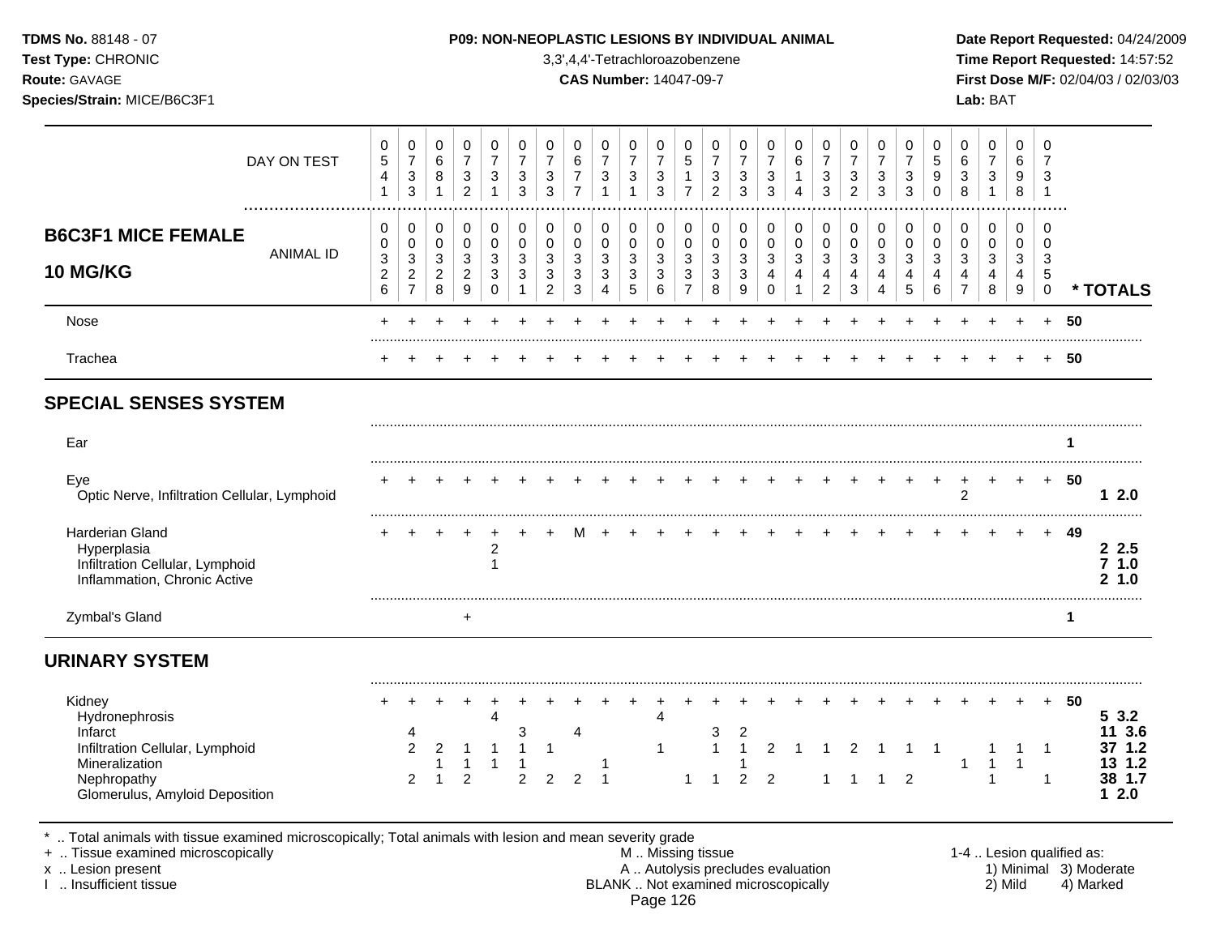**TDMS No.** 88148 - 07
**Test Type:** CHRONIC
**Route:** GAVAGE
**Species/Strain:** MICE/B6C3F1

**P09: NON-NEOPLASTIC LESIONS BY INDIVIDUAL ANIMAL**
3,3',4,4'-Tetrachloroazobenzene
**CAS Number:** 14047-09-7

**Date Report Requested:** 04/24/2009
**Time Report Requested:** 14:57:52
**First Dose M/F:** 02/04/03 / 02/03/03
**Lab:** BAT

## B6C3F1 MICE FEMALE 10 MG/KG

| DAY ON TEST | 0541 | 0733 | 0681 | 0732 | 0731 | 0733 | 0733 | 0677 | 0731 | 0731 | 0733 | 0517 | 0732 | 0733 | 0733 | 0614 | 0733 | 0732 | 0733 | 0733 | 0590 | 0638 | 0731 | 0698 | 0731 | |
|---|---|---|---|---|---|---|---|---|---|---|---|---|---|---|---|---|---|---|---|---|---|---|---|---|---|---|
| **ANIMAL ID** | 0326 | 0327 | 0328 | 0329 | 0330 | 0331 | 0332 | 0333 | 0334 | 0335 | 0336 | 0337 | 0338 | 0339 | 0340 | 0341 | 0342 | 0343 | 0344 | 0345 | 0346 | 0347 | 0348 | 0349 | 0350 | *** TOTALS** |
| Nose | + | + | + | + | + | + | + | + | + | + | + | + | + | + | + | + | + | + | + | + | + | + | + | + | + | 50 |
| Trachea | + | + | + | + | + | + | + | + | + | + | + | + | + | + | + | + | + | + | + | + | + | + | + | + | + | 50 |
| **SPECIAL SENSES SYSTEM** | | | | | | | | | | | | | | | | | | | | | | | | | | |
| Ear | | | | | | | | | | | | | | | | | | | | | | | | | | 1 |
| Eye | + | + | + | + | + | + | + | + | + | + | + | + | + | + | + | + | + | + | + | + | + | + | + | + | + | 50 |
| Optic Nerve, Infiltration Cellular, Lymphoid | | | | | | | | | | | | | | | | | | | | | | 2 | | | | **1 2.0** |
| Harderian Gland | + | + | + | + | + | + | + | M | + | + | + | + | + | + | + | + | + | + | + | + | + | + | + | + | + | 49 |
| Hyperplasia | | | | | 2 | | | | | | | | | | | | | | | | | | | | | **2 2.5** |
| Infiltration Cellular, Lymphoid | | | | | 1 | | | | | | | | | | | | | | | | | | | | | **7 1.0** |
| Inflammation, Chronic Active | | | | | | | | | | | | | | | | | | | | | | | | | | **2 1.0** |
| Zymbal's Gland | | | | + | | | | | | | | | | | | | | | | | | | | | | 1 |
| **URINARY SYSTEM** | | | | | | | | | | | | | | | | | | | | | | | | | | |
| Kidney | + | + | + | + | + | + | + | + | + | + | + | + | + | + | + | + | + | + | + | + | + | + | + | + | + | 50 |
| Hydronephrosis | | | | | 4 | | | | | | 4 | | | | | | | | | | | | | | | **5 3.2** |
| Infarct | | 4 | | | | 3 | | 4 | | | | | 3 | 2 | | | | | | | | | | | | **11 3.6** |
| Infiltration Cellular, Lymphoid | | 2 | 2 | 1 | 1 | 1 | 1 | | | | 1 | | 1 | 1 | 2 | 1 | 1 | 2 | 1 | 1 | 1 | | 1 | 1 | 1 | **37 1.2** |
| Mineralization | | | 1 | 1 | 1 | 1 | | | 1 | | | | | 1 | | | | | | | | 1 | 1 | 1 | | **13 1.2** |
| Nephropathy | | 2 | 1 | 2 | | 2 | 2 | 2 | 1 | | | 1 | 1 | 2 | 2 | | 1 | 1 | 1 | 2 | | | 1 | | 1 | **38 1.7** |
| Glomerulus, Amyloid Deposition | | | | | | | | | | | | | | | | | | | | | | | | | | **1 2.0** |

\* .. Total animals with tissue examined microscopically; Total animals with lesion and mean severity grade
\+ .. Tissue examined microscopically
x .. Lesion present
I .. Insufficient tissue

M .. Missing tissue
A .. Autolysis precludes evaluation
BLANK .. Not examined microscopically

1-4 .. Lesion qualified as:
1) Minimal 2) Mild 3) Moderate 4) Marked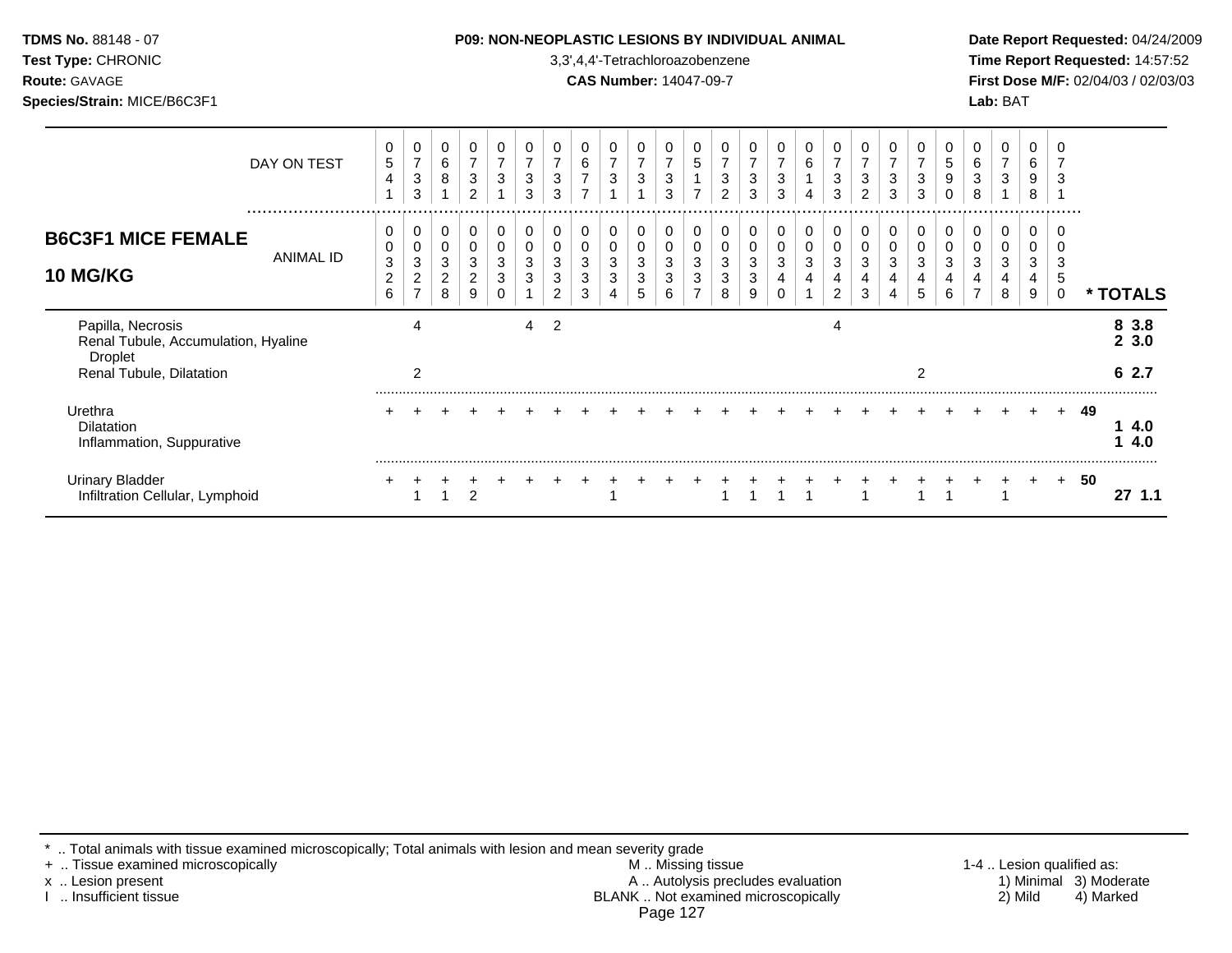# P09: NON-NEOPLASTIC LESIONS BY INDIVIDUAL ANIMAL

3,3',4,4'-Tetrachloroazobenzene

**CAS Number:** 14047-09-7

## B6C3F1 MICE FEMALE 10 MG/KG

| DAY ON TEST | 0541 | 0733 | 0681 | 0732 | 0731 | 0733 | 0733 | 0677 | 0731 | 0731 | 0733 | 0517 | 0732 | 0733 | 0733 | 0614 | 0733 | 0732 | 0733 | 0733 | 0590 | 0638 | 0731 | 0698 | 0731 | |
|---|---|---|---|---|---|---|---|---|---|---|---|---|---|---|---|---|---|---|---|---|---|---|---|---|---|---|
| **ANIMAL ID** | 0326 | 0327 | 0328 | 0329 | 0330 | 0331 | 0332 | 0333 | 0334 | 0335 | 0336 | 0337 | 0338 | 0339 | 0340 | 0341 | 0342 | 0343 | 0344 | 0345 | 0346 | 0347 | 0348 | 0349 | 0350 | *** TOTALS** |
| Papilla, Necrosis | | 4 | | | | 4 | 2 | | | | | | | | | | 4 | | | | | | | | | **8 3.8** |
| Renal Tubule, Accumulation, Hyaline Droplet | | | | | | | | | | | | | | | | | | | | | | | | | | **2 3.0** |
| Renal Tubule, Dilatation | | 2 | | | | | | | | | | | | | | | | | | 2 | | | | | | **6 2.7** |
| Urethra | + | + | + | + | + | + | + | + | + | + | + | + | + | + | + | + | + | + | + | + | + | + | + | + | + | **49** |
| Dilatation | | | | | | | | | | | | | | | | | | | | | | | | | | **1 4.0** |
| Inflammation, Suppurative | | | | | | | | | | | | | | | | | | | | | | | | | | **1 4.0** |
| Urinary Bladder | + | + | + | + | + | + | + | + | + | + | + | + | + | + | + | + | + | + | + | + | + | + | + | + | + | **50** |
| Infiltration Cellular, Lymphoid | | 1 | 1 | 2 | | | | | 1 | | | | 1 | 1 | 1 | 1 | | 1 | | 1 | 1 | | 1 | | | **27 1.1** |

\* .. Total animals with tissue examined microscopically; Total animals with lesion and mean severity grade
\+ .. Tissue examined microscopically
x .. Lesion present
I .. Insufficient tissue
M .. Missing tissue
A .. Autolysis precludes evaluation
BLANK .. Not examined microscopically
1-4 .. Lesion qualified as: 1) Minimal 2) Mild 3) Moderate 4) Marked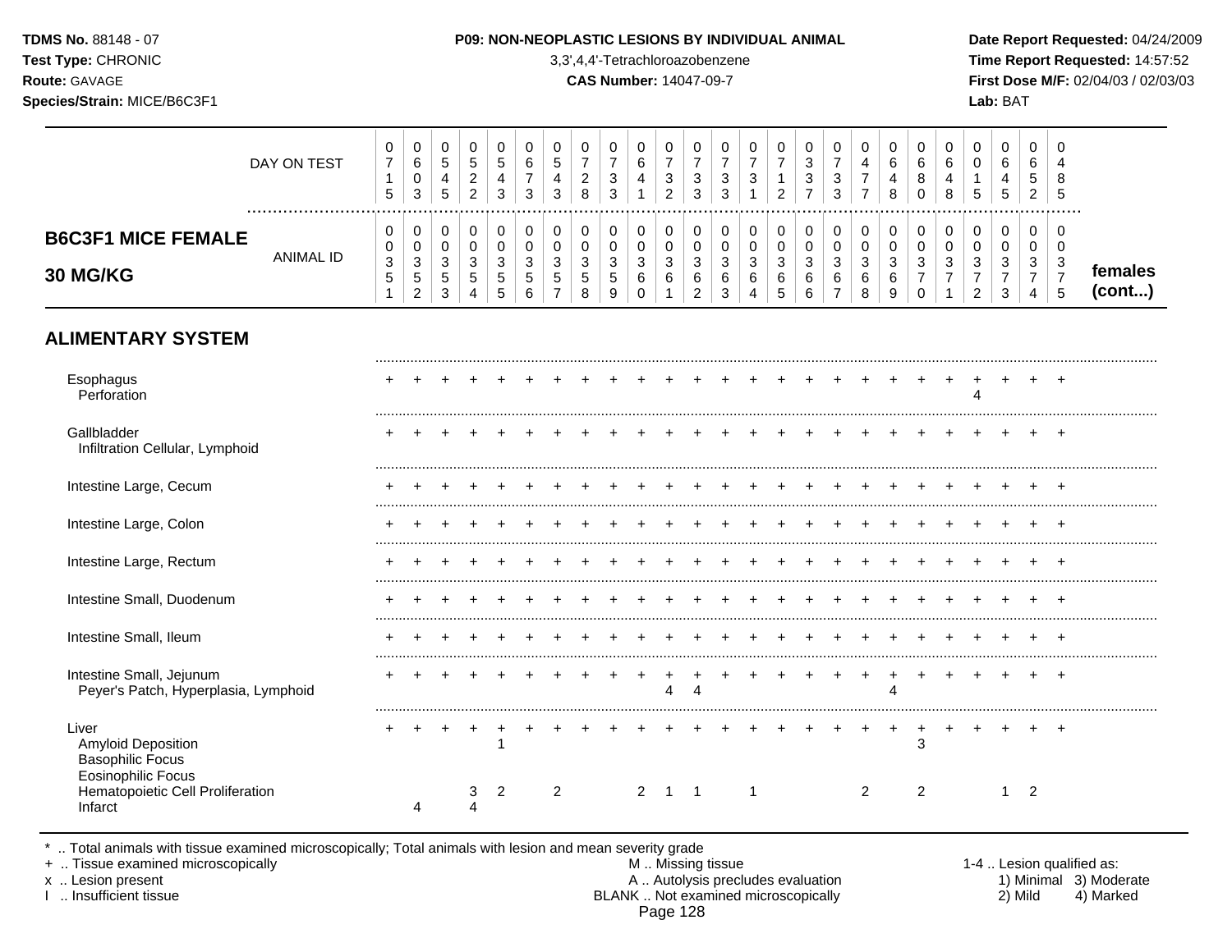**TDMS No.** 88148 - 07
**Test Type:** CHRONIC
**Route:** GAVAGE
**Species/Strain:** MICE/B6C3F1

**P09: NON-NEOPLASTIC LESIONS BY INDIVIDUAL ANIMAL**
3,3',4,4'-Tetrachloroazobenzene
**CAS Number:** 14047-09-7

**Date Report Requested:** 04/24/2009
**Time Report Requested:** 14:57:52
**First Dose M/F:** 02/04/03 / 02/03/03
**Lab:** BAT

| DAY ON TEST | 0715 | 0603 | 0545 | 0522 | 0543 | 0673 | 0543 | 0728 | 0733 | 0641 | 0732 | 0733 | 0733 | 0731 | 0712 | 0337 | 0733 | 0477 | 0648 | 0680 | 0648 | 0015 | 0645 | 0652 | 0485 | |
|---|---|---|---|---|---|---|---|---|---|---|---|---|---|---|---|---|---|---|---|---|---|---|---|---|---|---|
| **B6C3F1 MICE FEMALE 30 MG/KG** — ANIMAL ID | 0351 | 0352 | 0353 | 0354 | 0355 | 0356 | 0357 | 0358 | 0359 | 0360 | 0361 | 0362 | 0363 | 0364 | 0365 | 0366 | 0367 | 0368 | 0369 | 0370 | 0371 | 0372 | 0373 | 0374 | 0375 | **females (cont...)** |
| **ALIMENTARY SYSTEM** | | | | | | | | | | | | | | | | | | | | | | | | | | |
| Esophagus | + | + | + | + | + | + | + | + | + | + | + | + | + | + | + | + | + | + | + | + | + | + | + | + | + | |
| Perforation | | | | | | | | | | | | | | | | | | | | | | 4 | | | | |
| Gallbladder | + | + | + | + | + | + | + | + | + | + | + | + | + | + | + | + | + | + | + | + | + | + | + | + | + | |
| Infiltration Cellular, Lymphoid | | | | | | | | | | | | | | | | | | | | | | | | | | |
| Intestine Large, Cecum | + | + | + | + | + | + | + | + | + | + | + | + | + | + | + | + | + | + | + | + | + | + | + | + | + | |
| Intestine Large, Colon | + | + | + | + | + | + | + | + | + | + | + | + | + | + | + | + | + | + | + | + | + | + | + | + | + | |
| Intestine Large, Rectum | + | + | + | + | + | + | + | + | + | + | + | + | + | + | + | + | + | + | + | + | + | + | + | + | + | |
| Intestine Small, Duodenum | + | + | + | + | + | + | + | + | + | + | + | + | + | + | + | + | + | + | + | + | + | + | + | + | + | |
| Intestine Small, Ileum | + | + | + | + | + | + | + | + | + | + | + | + | + | + | + | + | + | + | + | + | + | + | + | + | + | |
| Intestine Small, Jejunum | + | + | + | + | + | + | + | + | + | + | + | + | + | + | + | + | + | + | + | + | + | + | + | + | + | |
| Peyer's Patch, Hyperplasia, Lymphoid | | | | | | | | | | | 4 | 4 | | | | | | | 4 | | | | | | | |
| Liver | + | + | + | + | + | + | + | + | + | + | + | + | + | + | + | + | + | + | + | + | + | + | + | + | + | |
| Amyloid Deposition | | | | | 1 | | | | | | | | | | | | | | | 3 | | | | | | |
| Basophilic Focus | | | | | | | | | | | | | | | | | | | | | | | | | | |
| Eosinophilic Focus | | | | | | | | | | | | | | | | | | | | | | | | | | |
| Hematopoietic Cell Proliferation | | | | 3 | 2 | | 2 | | | 2 | 1 | 1 | | 1 | | | | 2 | | 2 | | | 1 | 2 | | |
| Infarct | | 4 | | 4 | | | | | | | | | | | | | | | | | | | | | | |

\* .. Total animals with tissue examined microscopically; Total animals with lesion and mean severity grade
\+ .. Tissue examined microscopically
x .. Lesion present
I .. Insufficient tissue

M .. Missing tissue
A .. Autolysis precludes evaluation
BLANK .. Not examined microscopically

1-4 .. Lesion qualified as:
1) Minimal 2) Mild 3) Moderate 4) Marked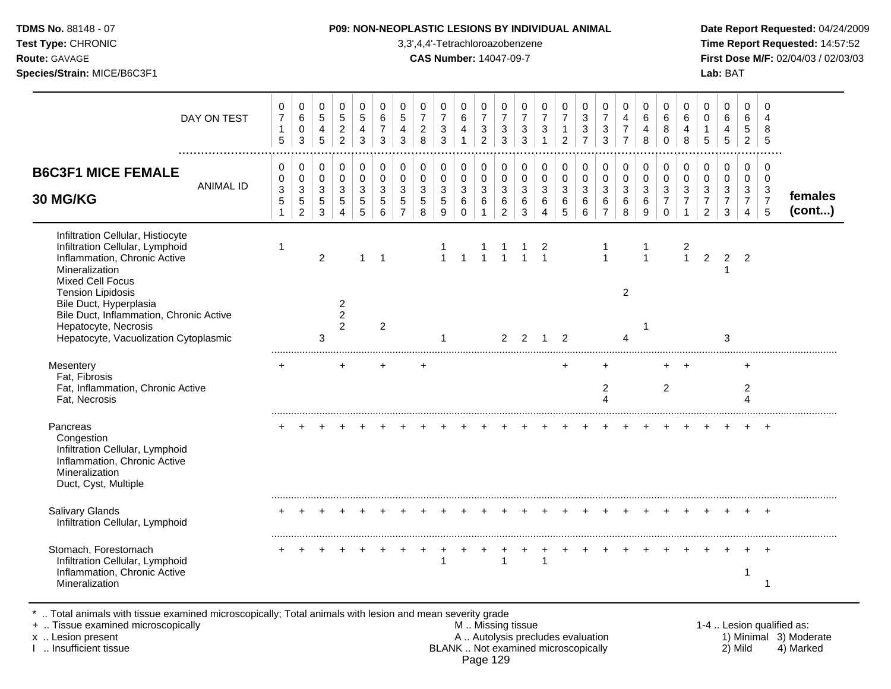**TDMS No.** 88148 - 07
**Test Type:** CHRONIC
**Route:** GAVAGE
**Species/Strain:** MICE/B6C3F1

**P09: NON-NEOPLASTIC LESIONS BY INDIVIDUAL ANIMAL**
3,3',4,4'-Tetrachloroazobenzene
**CAS Number:** 14047-09-7

**Date Report Requested:** 04/24/2009
**Time Report Requested:** 14:57:52
**First Dose M/F:** 02/04/03 / 02/03/03
**Lab:** BAT

| DAY ON TEST | 0715 | 0603 | 0545 | 0522 | 0543 | 0673 | 0543 | 0728 | 0733 | 0641 | 0732 | 0733 | 0733 | 0731 | 0712 | 0337 | 0733 | 0477 | 0648 | 0680 | 0648 | 0015 | 0645 | 0652 | 0485 | |
|---|---|---|---|---|---|---|---|---|---|---|---|---|---|---|---|---|---|---|---|---|---|---|---|---|---|---|
| **B6C3F1 MICE FEMALE 30 MG/KG** — ANIMAL ID | 0351 | 0352 | 0353 | 0354 | 0355 | 0356 | 0357 | 0358 | 0359 | 0360 | 0361 | 0362 | 0363 | 0364 | 0365 | 0366 | 0367 | 0368 | 0369 | 0370 | 0371 | 0372 | 0373 | 0374 | 0375 | **females (cont...)** |
| Infiltration Cellular, Histiocyte | | | | | | | | | | | | | | | | | | | | | | | | | | |
| Infiltration Cellular, Lymphoid | 1 | | | | | | | | 1 | | 1 | 1 | 1 | 2 | | | 1 | | 1 | | 2 | | | | | |
| Inflammation, Chronic Active | | | 2 | | 1 | 1 | | | 1 | 1 | 1 | 1 | 1 | 1 | | | 1 | | 1 | | 1 | 2 | 2 | 2 | | |
| Mineralization | | | | | | | | | | | | | | | | | | | | | | | 1 | | | |
| Mixed Cell Focus | | | | | | | | | | | | | | | | | | | | | | | | | | |
| Tension Lipidosis | | | | | | | | | | | | | | | | | | 2 | | | | | | | | |
| Bile Duct, Hyperplasia | | | | 2 | | | | | | | | | | | | | | | | | | | | | | |
| Bile Duct, Inflammation, Chronic Active | | | | 2 | | | | | | | | | | | | | | | | | | | | | | |
| Hepatocyte, Necrosis | | | | 2 | | 2 | | | | | | | | | | | | | 1 | | | | | | | |
| Hepatocyte, Vacuolization Cytoplasmic | | | 3 | | | | | | 1 | | | 2 | 2 | 1 | 2 | | | 4 | | | | | 3 | | | |
| Mesentery | + | | | + | | + | | + | | | | | | | + | | + | | | + | + | | | + | | |
| Fat, Fibrosis | | | | | | | | | | | | | | | | | | | | | | | | | | |
| Fat, Inflammation, Chronic Active | | | | | | | | | | | | | | | | | 2 | | | 2 | | | | 2 | | |
| Fat, Necrosis | | | | | | | | | | | | | | | | | 4 | | | | | | | 4 | | |
| Pancreas | + | + | + | + | + | + | + | + | + | + | + | + | + | + | + | + | + | + | + | + | + | + | + | + | + | |
| Congestion | | | | | | | | | | | | | | | | | | | | | | | | | | |
| Infiltration Cellular, Lymphoid | | | | | | | | | | | | | | | | | | | | | | | | | | |
| Inflammation, Chronic Active | | | | | | | | | | | | | | | | | | | | | | | | | | |
| Mineralization | | | | | | | | | | | | | | | | | | | | | | | | | | |
| Duct, Cyst, Multiple | | | | | | | | | | | | | | | | | | | | | | | | | | |
| Salivary Glands | + | + | + | + | + | + | + | + | + | + | + | + | + | + | + | + | + | + | + | + | + | + | + | + | + | |
| Infiltration Cellular, Lymphoid | | | | | | | | | | | | | | | | | | | | | | | | | | |
| Stomach, Forestomach | + | + | + | + | + | + | + | + | + | + | + | + | + | + | + | + | + | + | + | + | + | + | + | + | + | |
| Infiltration Cellular, Lymphoid | | | | | | | | | 1 | | | 1 | | 1 | | | | | | | | | | | | |
| Inflammation, Chronic Active | | | | | | | | | | | | | | | | | | | | | | | | 1 | | |
| Mineralization | | | | | | | | | | | | | | | | | | | | | | | | | 1 | |

\* .. Total animals with tissue examined microscopically; Total animals with lesion and mean severity grade
\+ .. Tissue examined microscopically
x .. Lesion present
I .. Insufficient tissue

M .. Missing tissue
A .. Autolysis precludes evaluation
BLANK .. Not examined microscopically

1-4 .. Lesion qualified as:
1) Minimal 2) Mild 3) Moderate 4) Marked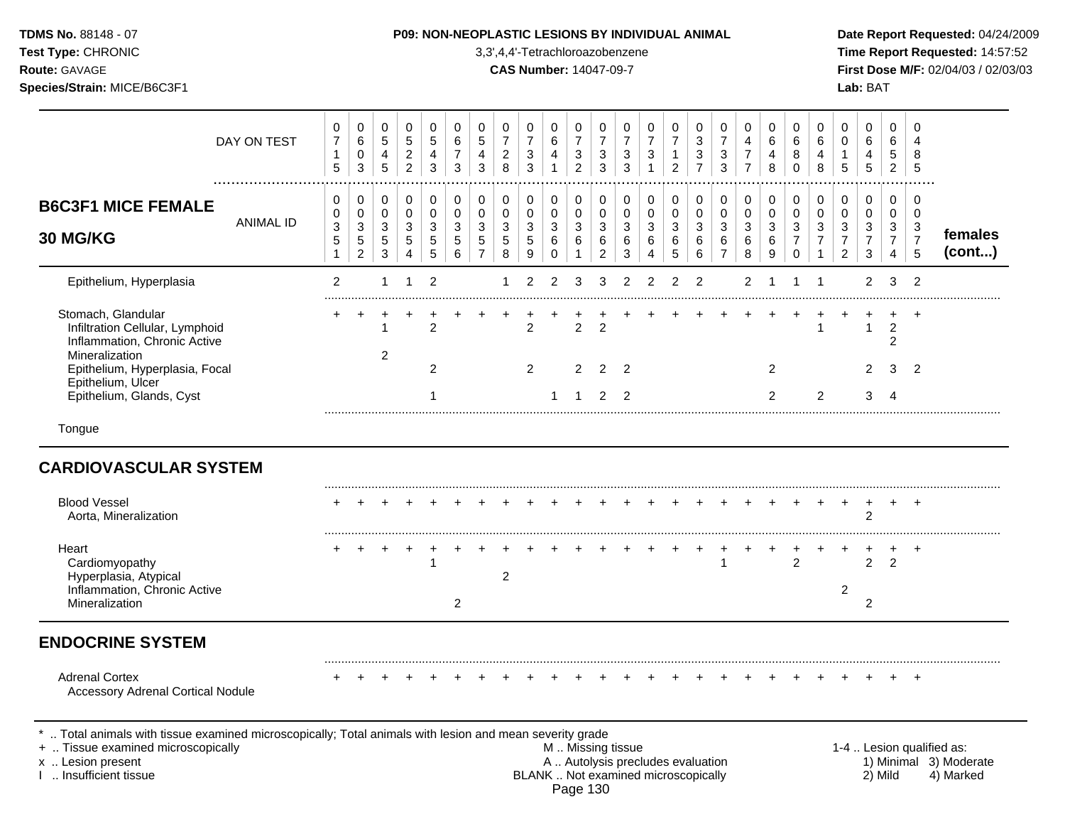| B6C3F1 MICE FEMALE 30 MG/KG | | | | | | | | | | | | | | | | | | | | | | | | | | |
|---|---|---|---|---|---|---|---|---|---|---|---|---|---|---|---|---|---|---|---|---|---|---|---|---|---|---|
| DAY ON TEST | 0715 | 0603 | 0545 | 0522 | 0543 | 0673 | 0543 | 0728 | 0733 | 0641 | 0732 | 0733 | 0733 | 0731 | 0712 | 0337 | 0733 | 0477 | 0648 | 0680 | 0648 | 0015 | 0645 | 0652 | 0485 | |
| ANIMAL ID | 0351 | 0352 | 0353 | 0354 | 0355 | 0356 | 0357 | 0358 | 0359 | 0360 | 0361 | 0362 | 0363 | 0364 | 0365 | 0366 | 0367 | 0368 | 0369 | 0370 | 0371 | 0372 | 0373 | 0374 | 0375 | females (cont...) |
| Epithelium, Hyperplasia | 2 | | 1 | 1 | 2 | | | 1 | 2 | 2 | 3 | 3 | 2 | 2 | 2 | 2 | | 2 | 1 | 1 | 1 | | 2 | 3 | 2 | |
| Stomach, Glandular | + | + | + | + | + | + | + | + | + | + | + | + | + | + | + | + | + | + | + | + | + | + | + | + | + | |
| Infiltration Cellular, Lymphoid | | | 1 | | 2 | | | | 2 | | 2 | 2 | | | | | | | | | 1 | | 1 | 2 | | |
| Inflammation, Chronic Active | | | | | | | | | | | | | | | | | | | | | | | | 2 | | |
| Mineralization | | | 2 | | | | | | | | | | | | | | | | | | | | | | | |
| Epithelium, Hyperplasia, Focal | | | | | 2 | | | | 2 | | 2 | 2 | 2 | | | | | | 2 | | | | 2 | 3 | 2 | |
| Epithelium, Ulcer | | | | | | | | | | | | | | | | | | | | | | | | | | |
| Epithelium, Glands, Cyst | | | | | 1 | | | | | 1 | 1 | 2 | 2 | | | | | | 2 | | 2 | | 3 | 4 | | |
| Tongue | | | | | | | | | | | | | | | | | | | | | | | | | | |
| **CARDIOVASCULAR SYSTEM** | | | | | | | | | | | | | | | | | | | | | | | | | | |
| Blood Vessel | + | + | + | + | + | + | + | + | + | + | + | + | + | + | + | + | + | + | + | + | + | + | + | + | + | |
| Aorta, Mineralization | | | | | | | | | | | | | | | | | | | | | | | 2 | | | |
| Heart | + | + | + | + | + | + | + | + | + | + | + | + | + | + | + | + | + | + | + | + | + | + | + | + | + | |
| Cardiomyopathy | | | | | 1 | | | | | | | | | | | | 1 | | | 2 | | | 2 | 2 | | |
| Hyperplasia, Atypical | | | | | | | | 2 | | | | | | | | | | | | | | | | | | |
| Inflammation, Chronic Active | | | | | | | | | | | | | | | | | | | | | | 2 | | | | |
| Mineralization | | | | | | 2 | | | | | | | | | | | | | | | | | 2 | | | |
| **ENDOCRINE SYSTEM** | | | | | | | | | | | | | | | | | | | | | | | | | | |
| Adrenal Cortex | + | + | + | + | + | + | + | + | + | + | + | + | + | + | + | + | + | + | + | + | + | + | + | + | + | |
| Accessory Adrenal Cortical Nodule | | | | | | | | | | | | | | | | | | | | | | | | | | |

\* .. Total animals with tissue examined microscopically; Total animals with lesion and mean severity grade
\+ .. Tissue examined microscopically
x .. Lesion present
I .. Insufficient tissue

M .. Missing tissue
A .. Autolysis precludes evaluation
BLANK .. Not examined microscopically

1-4 .. Lesion qualified as: 1) Minimal 2) Mild 3) Moderate 4) Marked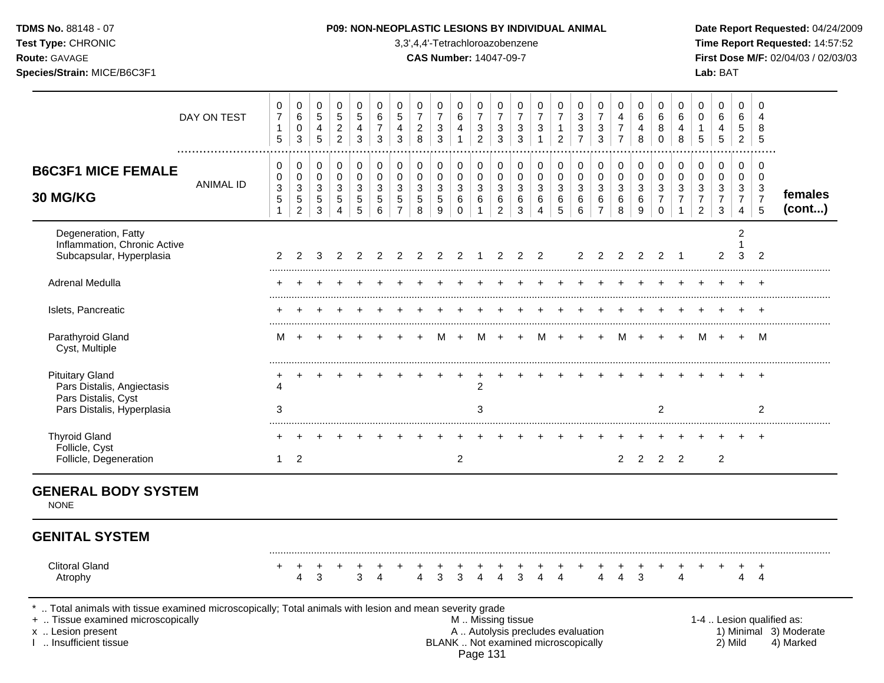**TDMS No.** 88148 - 07
**Test Type:** CHRONIC
**Route:** GAVAGE
**Species/Strain:** MICE/B6C3F1

**P09: NON-NEOPLASTIC LESIONS BY INDIVIDUAL ANIMAL**
3,3',4,4'-Tetrachloroazobenzene
**CAS Number:** 14047-09-7

**Date Report Requested:** 04/24/2009
**Time Report Requested:** 14:57:52
**First Dose M/F:** 02/04/03 / 02/03/03
**Lab:** BAT

| DAY ON TEST | 0715 | 0603 | 0545 | 0522 | 0543 | 0673 | 0543 | 0728 | 0733 | 0641 | 0732 | 0733 | 0733 | 0731 | 0712 | 0337 | 0733 | 0477 | 0648 | 0680 | 0648 | 0015 | 0645 | 0652 | 0485 | |
|---|---|---|---|---|---|---|---|---|---|---|---|---|---|---|---|---|---|---|---|---|---|---|---|---|---|---|
| **B6C3F1 MICE FEMALE 30 MG/KG** — ANIMAL ID | 0351 | 0352 | 0353 | 0354 | 0355 | 0356 | 0357 | 0358 | 0359 | 0360 | 0361 | 0362 | 0363 | 0364 | 0365 | 0366 | 0367 | 0368 | 0369 | 0370 | 0371 | 0372 | 0373 | 0374 | 0375 | **females (cont...)** |
| Degeneration, Fatty | | | | | | | | | | | | | | | | | | | | | | | | 2 | | |
| Inflammation, Chronic Active | | | | | | | | | | | | | | | | | | | | | | | | 1 | | |
| Subcapsular, Hyperplasia | 2 | 2 | 3 | 2 | 2 | 2 | 2 | 2 | 2 | 2 | 1 | 2 | 2 | 2 | | 2 | 2 | 2 | 2 | 2 | 1 | | 2 | 3 | 2 | |
| Adrenal Medulla | + | + | + | + | + | + | + | + | + | + | + | + | + | + | + | + | + | + | + | + | + | + | + | + | + | |
| Islets, Pancreatic | + | + | + | + | + | + | + | + | + | + | + | + | + | + | + | + | + | + | + | + | + | + | + | + | + | |
| Parathyroid Gland | M | + | + | + | + | + | + | + | M | + | M | + | + | M | + | + | + | M | + | + | + | M | + | + | M | |
| Cyst, Multiple | | | | | | | | | | | | | | | | | | | | | | | | | | |
| Pituitary Gland | + | + | + | + | + | + | + | + | + | + | + | + | + | + | + | + | + | + | + | + | + | + | + | + | + | |
| Pars Distalis, Angiectasis | 4 | | | | | | | | | | 2 | | | | | | | | | | | | | | | |
| Pars Distalis, Cyst | | | | | | | | | | | | | | | | | | | | | | | | | | |
| Pars Distalis, Hyperplasia | 3 | | | | | | | | | | 3 | | | | | | | | | 2 | | | | | 2 | |
| Thyroid Gland | + | + | + | + | + | + | + | + | + | + | + | + | + | + | + | + | + | + | + | + | + | + | + | + | + | |
| Follicle, Cyst | | | | | | | | | | | | | | | | | | | | | | | | | | |
| Follicle, Degeneration | 1 | 2 | | | | | | | | 2 | | | | | | | | 2 | 2 | 2 | 2 | | 2 | | | |

## GENERAL BODY SYSTEM

NONE

## GENITAL SYSTEM

| | 0351 | 0352 | 0353 | 0354 | 0355 | 0356 | 0357 | 0358 | 0359 | 0360 | 0361 | 0362 | 0363 | 0364 | 0365 | 0366 | 0367 | 0368 | 0369 | 0370 | 0371 | 0372 | 0373 | 0374 | 0375 |
|---|---|---|---|---|---|---|---|---|---|---|---|---|---|---|---|---|---|---|---|---|---|---|---|---|---|
| Clitoral Gland | + | + | + | + | + | + | + | + | + | + | + | + | + | + | + | + | + | + | + | + | + | + | + | + | + |
| Atrophy | | 4 | 3 | | 3 | 4 | | 4 | 3 | 3 | 4 | 4 | 3 | 4 | 4 | | 4 | 4 | 3 | | 4 | | | 4 | 4 |

\* .. Total animals with tissue examined microscopically; Total animals with lesion and mean severity grade
\+ .. Tissue examined microscopically
x .. Lesion present
I .. Insufficient tissue

M .. Missing tissue
A .. Autolysis precludes evaluation
BLANK .. Not examined microscopically

1-4 .. Lesion qualified as: 1) Minimal 2) Mild 3) Moderate 4) Marked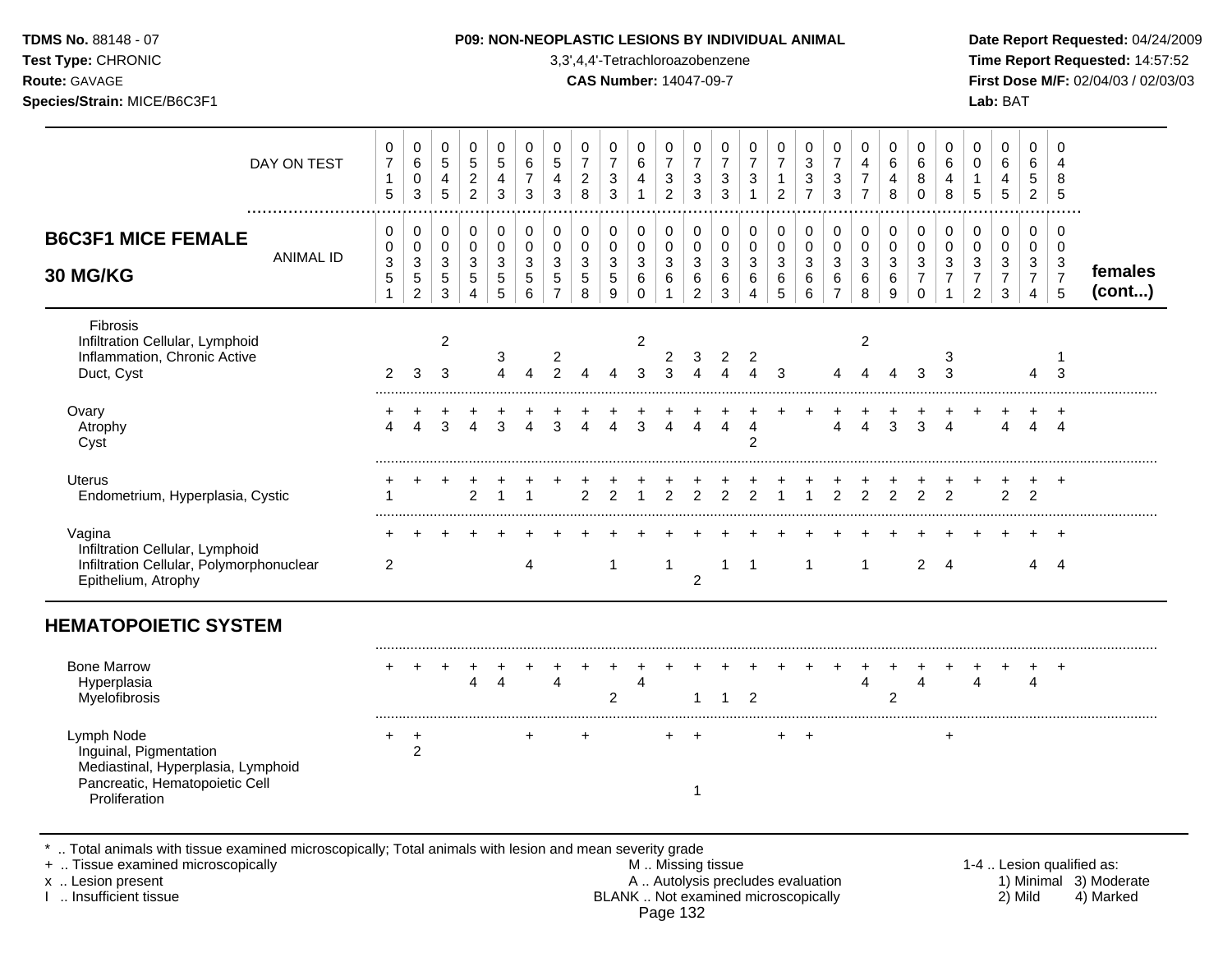# P09: NON-NEOPLASTIC LESIONS BY INDIVIDUAL ANIMAL

3,3',4,4'-Tetrachloroazobenzene

**CAS Number:** 14047-09-7

## B6C3F1 MICE FEMALE 30 MG/KG

| DAY ON TEST | 0715 | 0603 | 0545 | 0522 | 0543 | 0673 | 0543 | 0728 | 0733 | 0641 | 0732 | 0733 | 0733 | 0731 | 0712 | 0337 | 0733 | 0477 | 0648 | 0680 | 0648 | 0015 | 0645 | 0652 | 0485 | |
|---|---|---|---|---|---|---|---|---|---|---|---|---|---|---|---|---|---|---|---|---|---|---|---|---|---|---|
| **ANIMAL ID** | 00351 | 00352 | 00353 | 00354 | 00355 | 00356 | 00357 | 00358 | 00359 | 00360 | 00361 | 00362 | 00363 | 00364 | 00365 | 00366 | 00367 | 00368 | 00369 | 00370 | 00371 | 00372 | 00373 | 00374 | 00375 | **females (cont...)** |
| Fibrosis | | | | | | | | | | | | | | | | | | | | | | | | | | |
| Infiltration Cellular, Lymphoid | | | 2 | | | | | | | 2 | | | | | | | | 2 | | | | | | | | |
| Inflammation, Chronic Active | | | | | 3 | | 2 | | | | 2 | 3 | 2 | 2 | | | | | | | 3 | | | | 1 | |
| Duct, Cyst | 2 | 3 | 3 | | 4 | 4 | 2 | 4 | 4 | 3 | 3 | 4 | 4 | 4 | 3 | | 4 | 4 | 4 | 3 | 3 | | | 4 | 3 | |
| Ovary | + | + | + | + | + | + | + | + | + | + | + | + | + | + | + | + | + | + | + | + | + | + | + | + | + | |
| Atrophy | 4 | 4 | 3 | 4 | 3 | 4 | 3 | 4 | 4 | 3 | 4 | 4 | 4 | 4 | | | 4 | 4 | 3 | 3 | 4 | | 4 | 4 | 4 | |
| Cyst | | | | | | | | | | | | | | 2 | | | | | | | | | | | | |
| Uterus | + | + | + | + | + | + | + | + | + | + | + | + | + | + | + | + | + | + | + | + | + | + | + | + | + | |
| Endometrium, Hyperplasia, Cystic | 1 | | | 2 | 1 | 1 | | 2 | 2 | 1 | 2 | 2 | 2 | 2 | 1 | 1 | 2 | 2 | 2 | 2 | 2 | | 2 | 2 | | |
| Vagina | + | + | + | + | + | + | + | + | + | + | + | + | + | + | + | + | + | + | + | + | + | + | + | + | + | |
| Infiltration Cellular, Lymphoid | | | | | | | | | | | | | | | | | | | | | | | | | | |
| Infiltration Cellular, Polymorphonuclear | 2 | | | | | 4 | | | 1 | | 1 | | 1 | 1 | | 1 | | 1 | | 2 | 4 | | | 4 | 4 | |
| Epithelium, Atrophy | | | | | | | | | | | | 2 | | | | | | | | | | | | | | |
| **HEMATOPOIETIC SYSTEM** | | | | | | | | | | | | | | | | | | | | | | | | | | |
| Bone Marrow | + | + | + | + | + | + | + | + | + | + | + | + | + | + | + | + | + | + | + | + | + | + | + | + | + | |
| Hyperplasia | | | | 4 | 4 | | 4 | | | 4 | | | | | | | | 4 | | 4 | | 4 | | 4 | | |
| Myelofibrosis | | | | | | | | | 2 | | | 1 | 1 | 2 | | | | | 2 | | | | | | | |
| Lymph Node | + | + | | | | + | | + | | | + | + | | | + | + | | | | | + | | | | | |
| Inguinal, Pigmentation | | 2 | | | | | | | | | | | | | | | | | | | | | | | | |
| Mediastinal, Hyperplasia, Lymphoid | | | | | | | | | | | | | | | | | | | | | | | | | | |
| Pancreatic, Hematopoietic Cell Proliferation | | | | | | | | | | | | 1 | | | | | | | | | | | | | | |

\* .. Total animals with tissue examined microscopically; Total animals with lesion and mean severity grade
+ .. Tissue examined microscopically
x .. Lesion present
I .. Insufficient tissue

M .. Missing tissue
A .. Autolysis precludes evaluation
BLANK .. Not examined microscopically

1-4 .. Lesion qualified as: 1) Minimal 2) Mild 3) Moderate 4) Marked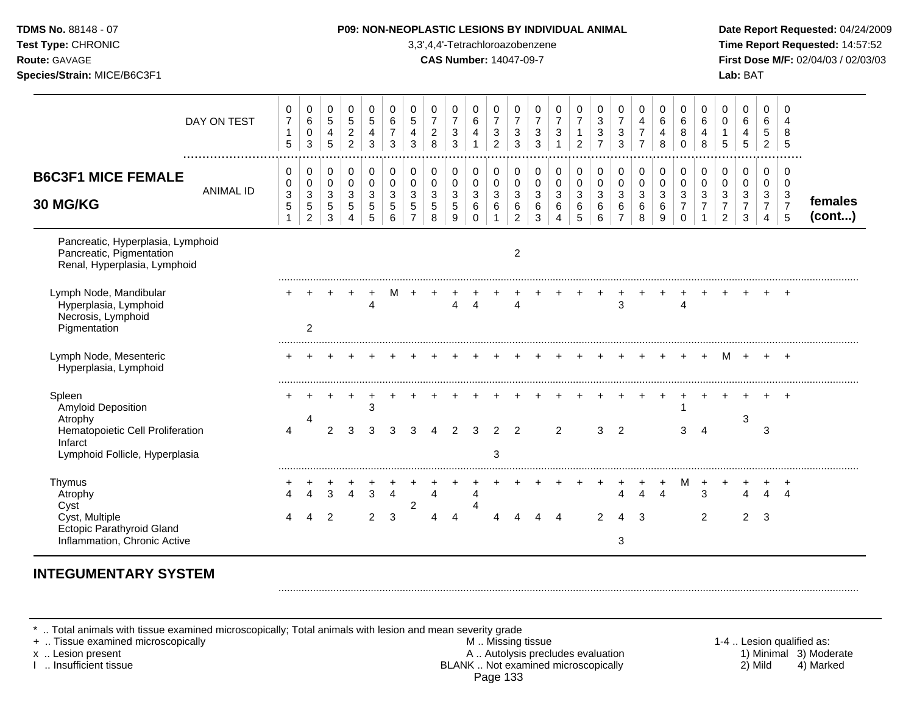**TDMS No.** 88148 - 07
**Test Type:** CHRONIC
**Route:** GAVAGE
**Species/Strain:** MICE/B6C3F1

**P09: NON-NEOPLASTIC LESIONS BY INDIVIDUAL ANIMAL**
3,3',4,4'-Tetrachloroazobenzene
**CAS Number:** 14047-09-7

**Date Report Requested:** 04/24/2009
**Time Report Requested:** 14:57:52
**First Dose M/F:** 02/04/03 / 02/03/03
**Lab:** BAT

## B6C3F1 MICE FEMALE 30 MG/KG

| DAY ON TEST | 0715 | 0603 | 0545 | 0522 | 0543 | 0673 | 0543 | 0728 | 0733 | 0641 | 0732 | 0733 | 0733 | 0731 | 0712 | 0337 | 0733 | 0477 | 0648 | 0680 | 0648 | 0015 | 0645 | 0652 | 0485 | |
|---|---|---|---|---|---|---|---|---|---|---|---|---|---|---|---|---|---|---|---|---|---|---|---|---|---|---|
| **ANIMAL ID** | 0351 | 0352 | 0353 | 0354 | 0355 | 0356 | 0357 | 0358 | 0359 | 0360 | 0361 | 0362 | 0363 | 0364 | 0365 | 0366 | 0367 | 0368 | 0369 | 0370 | 0371 | 0372 | 0373 | 0374 | 0375 | **females (cont...)** |
| Pancreatic, Hyperplasia, Lymphoid | | | | | | | | | | | | | | | | | | | | | | | | | | |
| Pancreatic, Pigmentation | | | | | | | | | | | | 2 | | | | | | | | | | | | | | |
| Renal, Hyperplasia, Lymphoid | | | | | | | | | | | | | | | | | | | | | | | | | | |
| Lymph Node, Mandibular | + | + | + | + | + | M | + | + | + | + | + | + | + | + | + | + | + | + | + | + | + | + | + | + | + | |
| Hyperplasia, Lymphoid | | | | | 4 | | | | 4 | 4 | | 4 | | | | | 3 | | | 4 | | | | | | |
| Necrosis, Lymphoid | | | | | | | | | | | | | | | | | | | | | | | | | | |
| Pigmentation | | 2 | | | | | | | | | | | | | | | | | | | | | | | | |
| Lymph Node, Mesenteric | + | + | + | + | + | + | + | + | + | + | + | + | + | + | + | + | + | + | + | + | + | M | + | + | + | |
| Hyperplasia, Lymphoid | | | | | | | | | | | | | | | | | | | | | | | | | | |
| Spleen | + | + | + | + | + | + | + | + | + | + | + | + | + | + | + | + | + | + | + | + | + | + | + | + | + | |
| Amyloid Deposition | | | | | 3 | | | | | | | | | | | | | | | 1 | | | | | | |
| Atrophy | | 4 | | | | | | | | | | | | | | | | | | | | | 3 | | | |
| Hematopoietic Cell Proliferation | 4 | | 2 | 3 | 3 | 3 | 3 | 4 | 2 | 3 | 2 | 2 | | 2 | | 3 | 2 | | | 3 | 4 | | | 3 | | |
| Infarct | | | | | | | | | | | | | | | | | | | | | | | | | | |
| Lymphoid Follicle, Hyperplasia | | | | | | | | | | | 3 | | | | | | | | | | | | | | | |
| Thymus | + | + | + | + | + | + | + | + | + | + | + | + | + | + | + | + | + | + | + | M | + | + | + | + | + | |
| Atrophy | 4 | 4 | 3 | 4 | 3 | 4 | | 4 | | 4 | | | | | | | 4 | 4 | 4 | | 3 | | 4 | 4 | 4 | |
| Cyst | | | | | | | 2 | | | 4 | | | | | | | | | | | | | | | | |
| Cyst, Multiple | 4 | 4 | 2 | | 2 | 3 | | 4 | 4 | | 4 | 4 | 4 | 4 | | 2 | 4 | 3 | | | 2 | | 2 | 3 | | |
| Ectopic Parathyroid Gland | | | | | | | | | | | | | | | | | | | | | | | | | | |
| Inflammation, Chronic Active | | | | | | | | | | | | | | | | | 3 | | | | | | | | | |

## INTEGUMENTARY SYSTEM

\* .. Total animals with tissue examined microscopically; Total animals with lesion and mean severity grade
\+ .. Tissue examined microscopically
x .. Lesion present
I .. Insufficient tissue

M .. Missing tissue
A .. Autolysis precludes evaluation
BLANK .. Not examined microscopically

1-4 .. Lesion qualified as:
1) Minimal 2) Mild 3) Moderate 4) Marked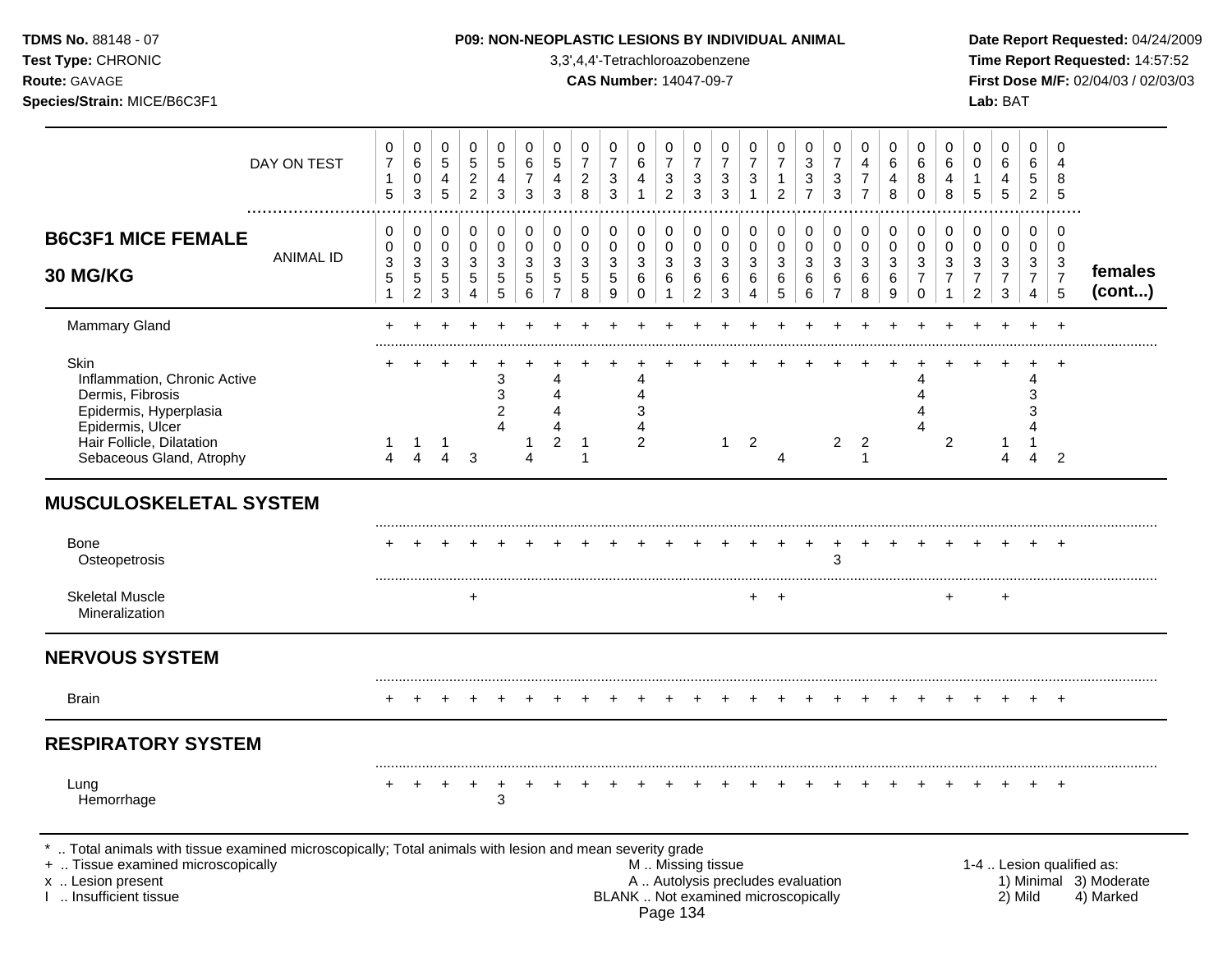**TDMS No.** 88148 - 07
**Test Type:** CHRONIC
**Route:** GAVAGE
**Species/Strain:** MICE/B6C3F1

**P09: NON-NEOPLASTIC LESIONS BY INDIVIDUAL ANIMAL**
3,3',4,4'-Tetrachloroazobenzene
**CAS Number:** 14047-09-7

**Date Report Requested:** 04/24/2009
**Time Report Requested:** 14:57:52
**First Dose M/F:** 02/04/03 / 02/03/03
**Lab:** BAT

| DAY ON TEST | 0715 | 0603 | 0545 | 0522 | 0543 | 0673 | 0543 | 0728 | 0733 | 0641 | 0732 | 0733 | 0733 | 0731 | 0712 | 0337 | 0733 | 0477 | 0648 | 0680 | 0648 | 0015 | 0645 | 0652 | 0485 | |
|---|---|---|---|---|---|---|---|---|---|---|---|---|---|---|---|---|---|---|---|---|---|---|---|---|---|---|
| **B6C3F1 MICE FEMALE 30 MG/KG** — ANIMAL ID | 0351 | 0352 | 0353 | 0354 | 0355 | 0356 | 0357 | 0358 | 0359 | 0360 | 0361 | 0362 | 0363 | 0364 | 0365 | 0366 | 0367 | 0368 | 0369 | 0370 | 0371 | 0372 | 0373 | 0374 | 0375 | **females (cont...)** |
| Mammary Gland | + | + | + | + | + | + | + | + | + | + | + | + | + | + | + | + | + | + | + | + | + | + | + | + | + | |
| Skin | + | + | + | + | + | + | + | + | + | + | + | + | + | + | + | + | + | + | + | + | + | + | + | + | + | |
| Inflammation, Chronic Active | | | | | 3 | | 4 | | | 4 | | | | | | | | | | 4 | | | | 4 | | |
| Dermis, Fibrosis | | | | | 3 | | 4 | | | 4 | | | | | | | | | | 4 | | | | 3 | | |
| Epidermis, Hyperplasia | | | | | 2 | | 4 | | | 3 | | | | | | | | | | 4 | | | | 3 | | |
| Epidermis, Ulcer | | | | | 4 | | 4 | | | 4 | | | | | | | | | | 4 | | | | 4 | | |
| Hair Follicle, Dilatation | 1 | 1 | 1 | | | | 2 | 1 | | 2 | | | 1 | 2 | | | 2 | 2 | | | 2 | | 1 | 1 | | |
| Sebaceous Gland, Atrophy | 4 | 4 | 4 | 3 | | 4 | | 1 | | | | | | | 4 | | | 1 | | | | | 4 | 4 | 2 | |
| **MUSCULOSKELETAL SYSTEM** | | | | | | | | | | | | | | | | | | | | | | | | | | |
| Bone | + | + | + | + | + | + | + | + | + | + | + | + | + | + | + | + | + | + | + | + | + | + | + | + | + | |
| Osteopetrosis | | | | | | | | | | | | | | | | | 3 | | | | | | | | | |
| Skeletal Muscle | | | | + | | | | | | | | | | + | + | | | | | | + | | + | | | |
| Mineralization | | | | | | | | | | | | | | | | | | | | | | | | | | |
| **NERVOUS SYSTEM** | | | | | | | | | | | | | | | | | | | | | | | | | | |
| Brain | + | + | + | + | + | + | + | + | + | + | + | + | + | + | + | + | + | + | + | + | + | + | + | + | + | |
| **RESPIRATORY SYSTEM** | | | | | | | | | | | | | | | | | | | | | | | | | | |
| Lung | + | + | + | + | + | + | + | + | + | + | + | + | + | + | + | + | + | + | + | + | + | + | + | + | + | |
| Hemorrhage | | | | | 3 | | | | | | | | | | | | | | | | | | | | | |

\* .. Total animals with tissue examined microscopically; Total animals with lesion and mean severity grade
\+ .. Tissue examined microscopically
x .. Lesion present
I .. Insufficient tissue

M .. Missing tissue
A .. Autolysis precludes evaluation
BLANK .. Not examined microscopically

1-4 .. Lesion qualified as: 1) Minimal 2) Mild 3) Moderate 4) Marked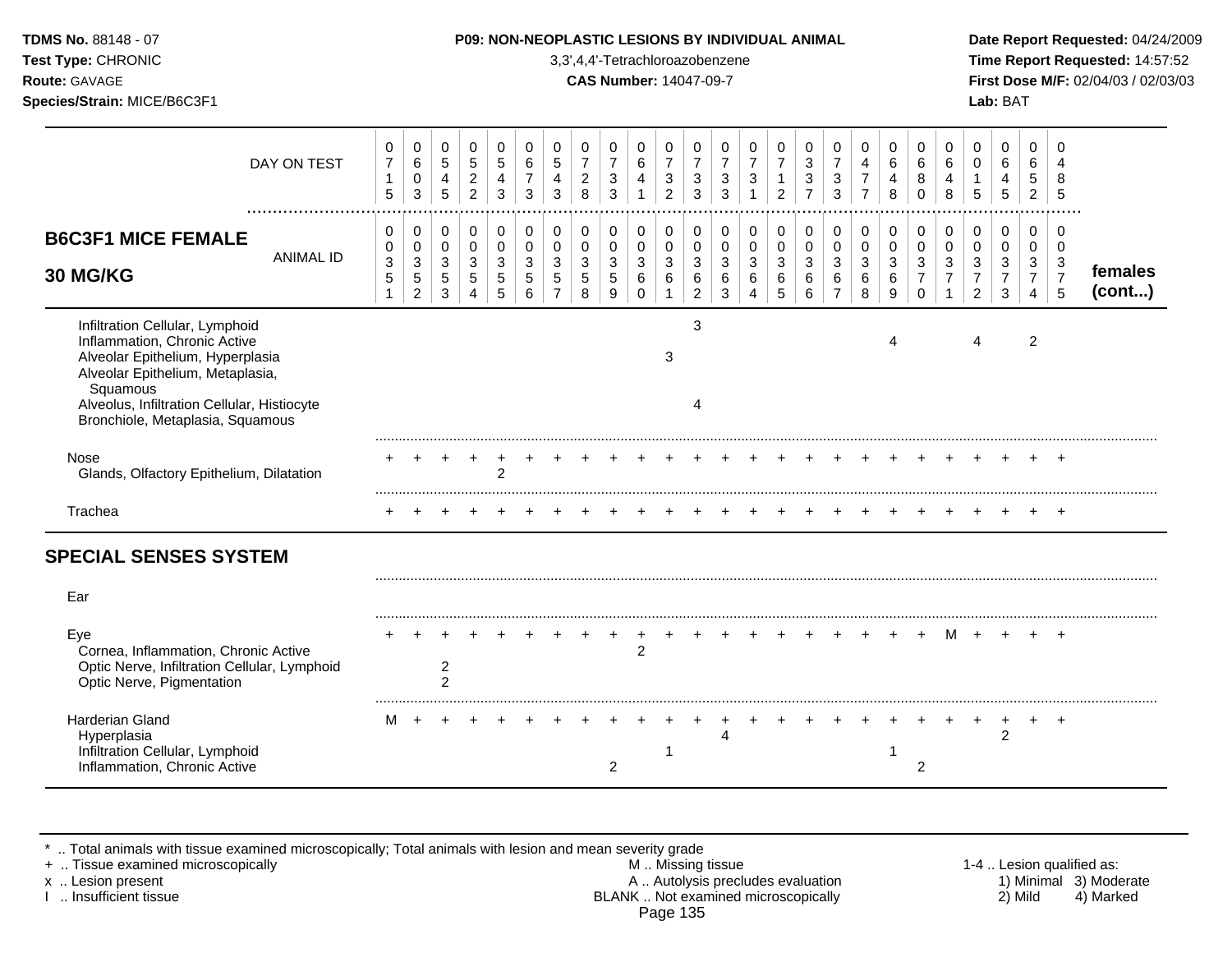**TDMS No.** 88148 - 07
**Test Type:** CHRONIC
**Route:** GAVAGE
**Species/Strain:** MICE/B6C3F1

**P09: NON-NEOPLASTIC LESIONS BY INDIVIDUAL ANIMAL**
3,3',4,4'-Tetrachloroazobenzene
**CAS Number:** 14047-09-7

**Date Report Requested:** 04/24/2009
**Time Report Requested:** 14:57:52
**First Dose M/F:** 02/04/03 / 02/03/03
**Lab:** BAT

| | 0 | 0 | 0 | 0 | 0 | 0 | 0 | 0 | 0 | 0 | 0 | 0 | 0 | 0 | 0 | 0 | 0 | 0 | 0 | 0 | 0 | 0 | 0 | 0 | 0 | |
|---|---|---|---|---|---|---|---|---|---|---|---|---|---|---|---|---|---|---|---|---|---|---|---|---|---|---|
| DAY ON TEST | 7 | 6 | 5 | 5 | 5 | 6 | 5 | 7 | 7 | 6 | 7 | 7 | 7 | 7 | 7 | 3 | 7 | 4 | 6 | 6 | 6 | 0 | 6 | 6 | 4 | |
| | 1 | 0 | 4 | 2 | 4 | 7 | 4 | 2 | 3 | 4 | 3 | 3 | 3 | 3 | 1 | 3 | 3 | 7 | 4 | 8 | 4 | 1 | 4 | 5 | 8 | |
| | 5 | 3 | 5 | 2 | 3 | 3 | 3 | 8 | 3 | 1 | 2 | 3 | 3 | 1 | 2 | 7 | 3 | 7 | 8 | 0 | 8 | 5 | 5 | 2 | 5 | |
| **B6C3F1 MICE FEMALE** | 0 | 0 | 0 | 0 | 0 | 0 | 0 | 0 | 0 | 0 | 0 | 0 | 0 | 0 | 0 | 0 | 0 | 0 | 0 | 0 | 0 | 0 | 0 | 0 | 0 | |
| ANIMAL ID | 0 | 0 | 0 | 0 | 0 | 0 | 0 | 0 | 0 | 0 | 0 | 0 | 0 | 0 | 0 | 0 | 0 | 0 | 0 | 0 | 0 | 0 | 0 | 0 | 0 | |
| | 3 | 3 | 3 | 3 | 3 | 3 | 3 | 3 | 3 | 3 | 3 | 3 | 3 | 3 | 3 | 3 | 3 | 3 | 3 | 3 | 3 | 3 | 3 | 3 | 3 | **females** |
| **30 MG/KG** | 5 | 5 | 5 | 5 | 5 | 5 | 5 | 5 | 5 | 6 | 6 | 6 | 6 | 6 | 6 | 6 | 6 | 6 | 6 | 7 | 7 | 7 | 7 | 7 | 7 | **(cont...)** |
| | 1 | 2 | 3 | 4 | 5 | 6 | 7 | 8 | 9 | 0 | 1 | 2 | 3 | 4 | 5 | 6 | 7 | 8 | 9 | 0 | 1 | 2 | 3 | 4 | 5 | |
| Infiltration Cellular, Lymphoid | | | | | | | | | | | | 3 | | | | | | | | | | | | | | |
| Inflammation, Chronic Active | | | | | | | | | | | | | | | | | | | 4 | | | 4 | | 2 | | |
| Alveolar Epithelium, Hyperplasia | | | | | | | | | | | 3 | | | | | | | | | | | | | | | |
| Alveolar Epithelium, Metaplasia, Squamous | | | | | | | | | | | | | | | | | | | | | | | | | | |
| Alveolus, Infiltration Cellular, Histiocyte | | | | | | | | | | | | 4 | | | | | | | | | | | | | | |
| Bronchiole, Metaplasia, Squamous | | | | | | | | | | | | | | | | | | | | | | | | | | |
| Nose | + | + | + | + | + | + | + | + | + | + | + | + | + | + | + | + | + | + | + | + | + | + | + | + | + | |
| Glands, Olfactory Epithelium, Dilatation | | | | | 2 | | | | | | | | | | | | | | | | | | | | | |
| Trachea | + | + | + | + | + | + | + | + | + | + | + | + | + | + | + | + | + | + | + | + | + | + | + | + | + | |
| **SPECIAL SENSES SYSTEM** | | | | | | | | | | | | | | | | | | | | | | | | | | |
| Ear | | | | | | | | | | | | | | | | | | | | | | | | | | |
| Eye | + | + | + | + | + | + | + | + | + | + | + | + | + | + | + | + | + | + | + | + | M | + | + | + | + | |
| Cornea, Inflammation, Chronic Active | | | | | | | | | | 2 | | | | | | | | | | | | | | | | |
| Optic Nerve, Infiltration Cellular, Lymphoid | | | 2 | | | | | | | | | | | | | | | | | | | | | | | |
| Optic Nerve, Pigmentation | | | 2 | | | | | | | | | | | | | | | | | | | | | | | |
| Harderian Gland | M | + | + | + | + | + | + | + | + | + | + | + | + | + | + | + | + | + | + | + | + | + | + | + | + | |
| Hyperplasia | | | | | | | | | | | | | 4 | | | | | | | | | | 2 | | | |
| Infiltration Cellular, Lymphoid | | | | | | | | | | | 1 | | | | | | | | 1 | | | | | | | |
| Inflammation, Chronic Active | | | | | | | | | 2 | | | | | | | | | | | 2 | | | | | | |

\* .. Total animals with tissue examined microscopically; Total animals with lesion and mean severity grade
\+ .. Tissue examined microscopically
x .. Lesion present
I .. Insufficient tissue

M .. Missing tissue
A .. Autolysis precludes evaluation
BLANK .. Not examined microscopically

1-4 .. Lesion qualified as:
1) Minimal 2) Mild 3) Moderate 4) Marked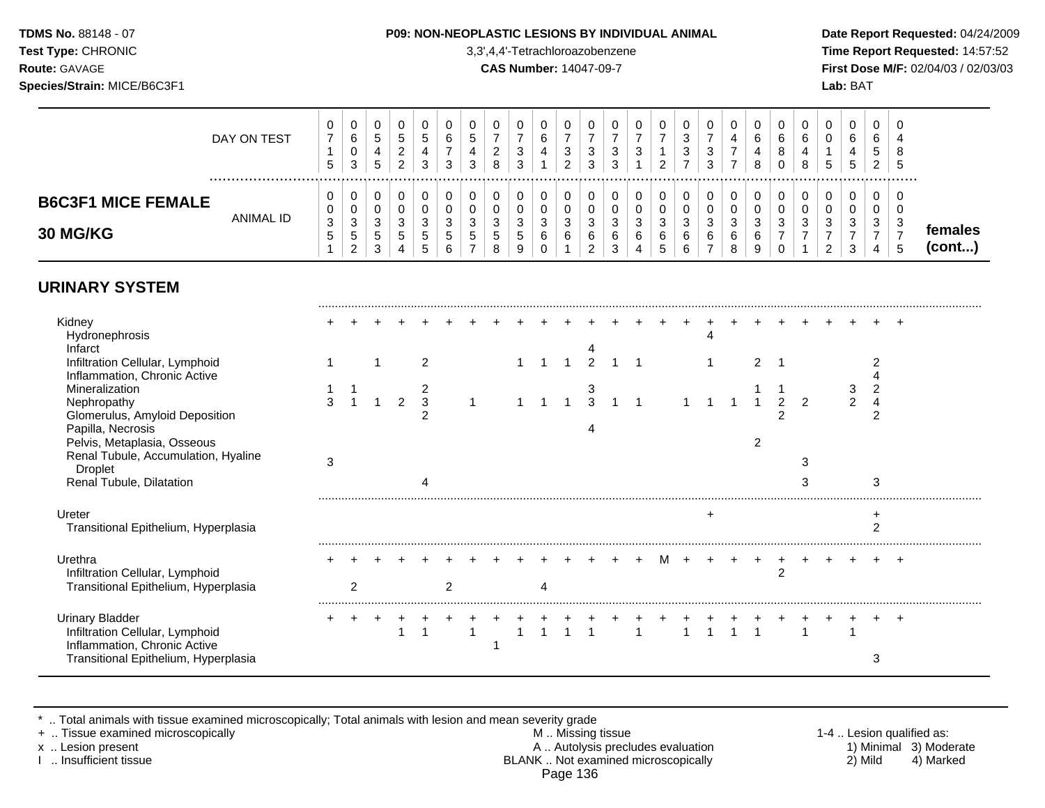**TDMS No.** 88148 - 07
**Test Type:** CHRONIC
**Route:** GAVAGE
**Species/Strain:** MICE/B6C3F1

**P09: NON-NEOPLASTIC LESIONS BY INDIVIDUAL ANIMAL**
3,3',4,4'-Tetrachloroazobenzene
**CAS Number:** 14047-09-7

**Date Report Requested:** 04/24/2009
**Time Report Requested:** 14:57:52
**First Dose M/F:** 02/04/03 / 02/03/03
**Lab:** BAT

## B6C3F1 MICE FEMALE 30 MG/KG (females (cont...))

| DAY ON TEST | 0715 | 0603 | 0545 | 0522 | 0543 | 0673 | 0543 | 0728 | 0733 | 0641 | 0732 | 0733 | 0733 | 0731 | 0712 | 0337 | 0733 | 0477 | 0648 | 0680 | 0648 | 0015 | 0645 | 0652 | 0485 |
|---|---|---|---|---|---|---|---|---|---|---|---|---|---|---|---|---|---|---|---|---|---|---|---|---|---|
| **ANIMAL ID** | 0351 | 0352 | 0353 | 0354 | 0355 | 0356 | 0357 | 0358 | 0359 | 0360 | 0361 | 0362 | 0363 | 0364 | 0365 | 0366 | 0367 | 0368 | 0369 | 0370 | 0371 | 0372 | 0373 | 0374 | 0375 |
| **URINARY SYSTEM** | | | | | | | | | | | | | | | | | | | | | | | | | |
| Kidney | + | + | + | + | + | + | + | + | + | + | + | + | + | + | + | + | + | + | + | + | + | + | + | + | + |
| Hydronephrosis | | | | | | | | | | | | | | | | | 4 | | | | | | | | |
| Infarct | | | | | | | | | | | | 4 | | | | | | | | | | | | | |
| Infiltration Cellular, Lymphoid | 1 | | 1 | | 2 | | | | 1 | 1 | 1 | 2 | 1 | 1 | | | 1 | | 2 | 1 | | | | 2 | |
| Inflammation, Chronic Active | | | | | | | | | | | | | | | | | | | | | | | | 4 | |
| Mineralization | 1 | 1 | | | 2 | | | | | | | 3 | | | | | | | 1 | 1 | | | 3 | 2 | |
| Nephropathy | 3 | 1 | 1 | 2 | 3 | | 1 | | 1 | 1 | 1 | 3 | 1 | 1 | | 1 | 1 | 1 | 1 | 2 | 2 | | 2 | 4 | |
| Glomerulus, Amyloid Deposition | | | | | 2 | | | | | | | | | | | | | | | 2 | | | | 2 | |
| Papilla, Necrosis | | | | | | | | | | | | 4 | | | | | | | | | | | | | |
| Pelvis, Metaplasia, Osseous | | | | | | | | | | | | | | | | | | | 2 | | | | | | |
| Renal Tubule, Accumulation, Hyaline Droplet | 3 | | | | | | | | | | | | | | | | | | | | 3 | | | | |
| Renal Tubule, Dilatation | | | | | 4 | | | | | | | | | | | | | | | | 3 | | | 3 | |
| Ureter | | | | | | | | | | | | | | | | | + | | | | | | | + | |
| Transitional Epithelium, Hyperplasia | | | | | | | | | | | | | | | | | | | | | | | | 2 | |
| Urethra | + | + | + | + | + | + | + | + | + | + | + | + | + | + | M | + | + | + | + | + | + | + | + | + | + |
| Infiltration Cellular, Lymphoid | | | | | | | | | | | | | | | | | | | | 2 | | | | | |
| Transitional Epithelium, Hyperplasia | | 2 | | | | 2 | | | | 4 | | | | | | | | | | | | | | | |
| Urinary Bladder | + | + | + | + | + | + | + | + | + | + | + | + | + | + | + | + | + | + | + | + | + | + | + | + | + |
| Infiltration Cellular, Lymphoid | | | | 1 | 1 | | 1 | | 1 | 1 | 1 | 1 | | 1 | | 1 | 1 | 1 | 1 | | 1 | | 1 | | |
| Inflammation, Chronic Active | | | | | | | | 1 | | | | | | | | | | | | | | | | | |
| Transitional Epithelium, Hyperplasia | | | | | | | | | | | | | | | | | | | | | | | | 3 | |

\* .. Total animals with tissue examined microscopically; Total animals with lesion and mean severity grade
\+ .. Tissue examined microscopically
x .. Lesion present
I .. Insufficient tissue

M .. Missing tissue
A .. Autolysis precludes evaluation
BLANK .. Not examined microscopically

1-4 .. Lesion qualified as:
1) Minimal 2) Mild 3) Moderate 4) Marked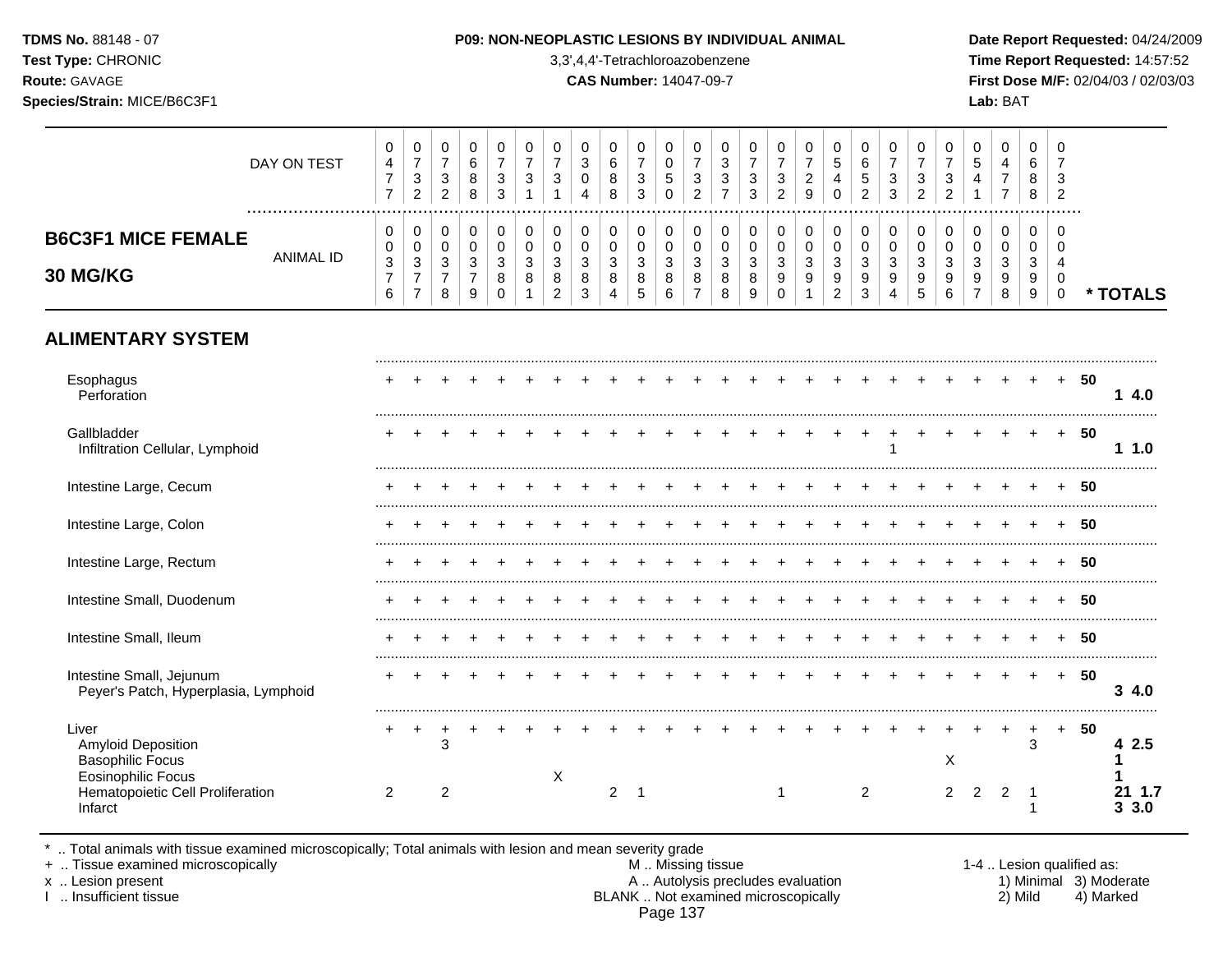**TDMS No.** 88148 - 07
**Test Type:** CHRONIC
**Route:** GAVAGE
**Species/Strain:** MICE/B6C3F1

**P09: NON-NEOPLASTIC LESIONS BY INDIVIDUAL ANIMAL**
3,3',4,4'-Tetrachloroazobenzene
**CAS Number:** 14047-09-7

**Date Report Requested:** 04/24/2009
**Time Report Requested:** 14:57:52
**First Dose M/F:** 02/04/03 / 02/03/03
**Lab:** BAT

## B6C3F1 MICE FEMALE 30 MG/KG

| DAY ON TEST | 0477 | 0732 | 0732 | 0688 | 0733 | 0731 | 0731 | 0304 | 0688 | 0733 | 0050 | 0732 | 0337 | 0733 | 0732 | 0729 | 0540 | 0652 | 0733 | 0732 | 0732 | 0541 | 0477 | 0688 | 0732 | |
|---|---|---|---|---|---|---|---|---|---|---|---|---|---|---|---|---|---|---|---|---|---|---|---|---|---|---|
| **ANIMAL ID** | 0376 | 0377 | 0378 | 0379 | 0380 | 0381 | 0382 | 0383 | 0384 | 0385 | 0386 | 0387 | 0388 | 0389 | 0390 | 0391 | 0392 | 0393 | 0394 | 0395 | 0396 | 0397 | 0398 | 0399 | 0400 | *** TOTALS** |
| **ALIMENTARY SYSTEM** | | | | | | | | | | | | | | | | | | | | | | | | | | |
| Esophagus | + | + | + | + | + | + | + | + | + | + | + | + | + | + | + | + | + | + | + | + | + | + | + | + | + | 50 |
| Perforation | | | | | | | | | | | | | | | | | | | | | | | | | | 1 4.0 |
| Gallbladder | + | + | + | + | + | + | + | + | + | + | + | + | + | + | + | + | + | + | + | + | + | + | + | + | + | 50 |
| Infiltration Cellular, Lymphoid | | | | | | | | | | | | | | | | | | | 1 | | | | | | | 1 1.0 |
| Intestine Large, Cecum | + | + | + | + | + | + | + | + | + | + | + | + | + | + | + | + | + | + | + | + | + | + | + | + | + | 50 |
| Intestine Large, Colon | + | + | + | + | + | + | + | + | + | + | + | + | + | + | + | + | + | + | + | + | + | + | + | + | + | 50 |
| Intestine Large, Rectum | + | + | + | + | + | + | + | + | + | + | + | + | + | + | + | + | + | + | + | + | + | + | + | + | + | 50 |
| Intestine Small, Duodenum | + | + | + | + | + | + | + | + | + | + | + | + | + | + | + | + | + | + | + | + | + | + | + | + | + | 50 |
| Intestine Small, Ileum | + | + | + | + | + | + | + | + | + | + | + | + | + | + | + | + | + | + | + | + | + | + | + | + | + | 50 |
| Intestine Small, Jejunum | + | + | + | + | + | + | + | + | + | + | + | + | + | + | + | + | + | + | + | + | + | + | + | + | + | 50 |
| Peyer's Patch, Hyperplasia, Lymphoid | | | | | | | | | | | | | | | | | | | | | | | | | | 3 4.0 |
| Liver | + | + | + | + | + | + | + | + | + | + | + | + | + | + | + | + | + | + | + | + | + | + | + | + | + | 50 |
| Amyloid Deposition | | | 3 | | | | | | | | | | | | | | | | | | | | | 3 | | 4 2.5 |
| Basophilic Focus | | | | | | | | | | | | | | | | | | | | | X | | | | | 1 |
| Eosinophilic Focus | | | | | | | X | | | | | | | | | | | | | | | | | | | 1 |
| Hematopoietic Cell Proliferation | 2 | | 2 | | | | | | 2 | 1 | | | | | 1 | | | 2 | | | 2 | 2 | 2 | 1 | | 21 1.7 |
| Infarct | | | | | | | | | | | | | | | | | | | | | | | | 1 | | 3 3.0 |

\* .. Total animals with tissue examined microscopically; Total animals with lesion and mean severity grade
\+ .. Tissue examined microscopically
x .. Lesion present
I .. Insufficient tissue

M .. Missing tissue
A .. Autolysis precludes evaluation
BLANK .. Not examined microscopically

1-4 .. Lesion qualified as:
1) Minimal 3) Moderate
2) Mild 4) Marked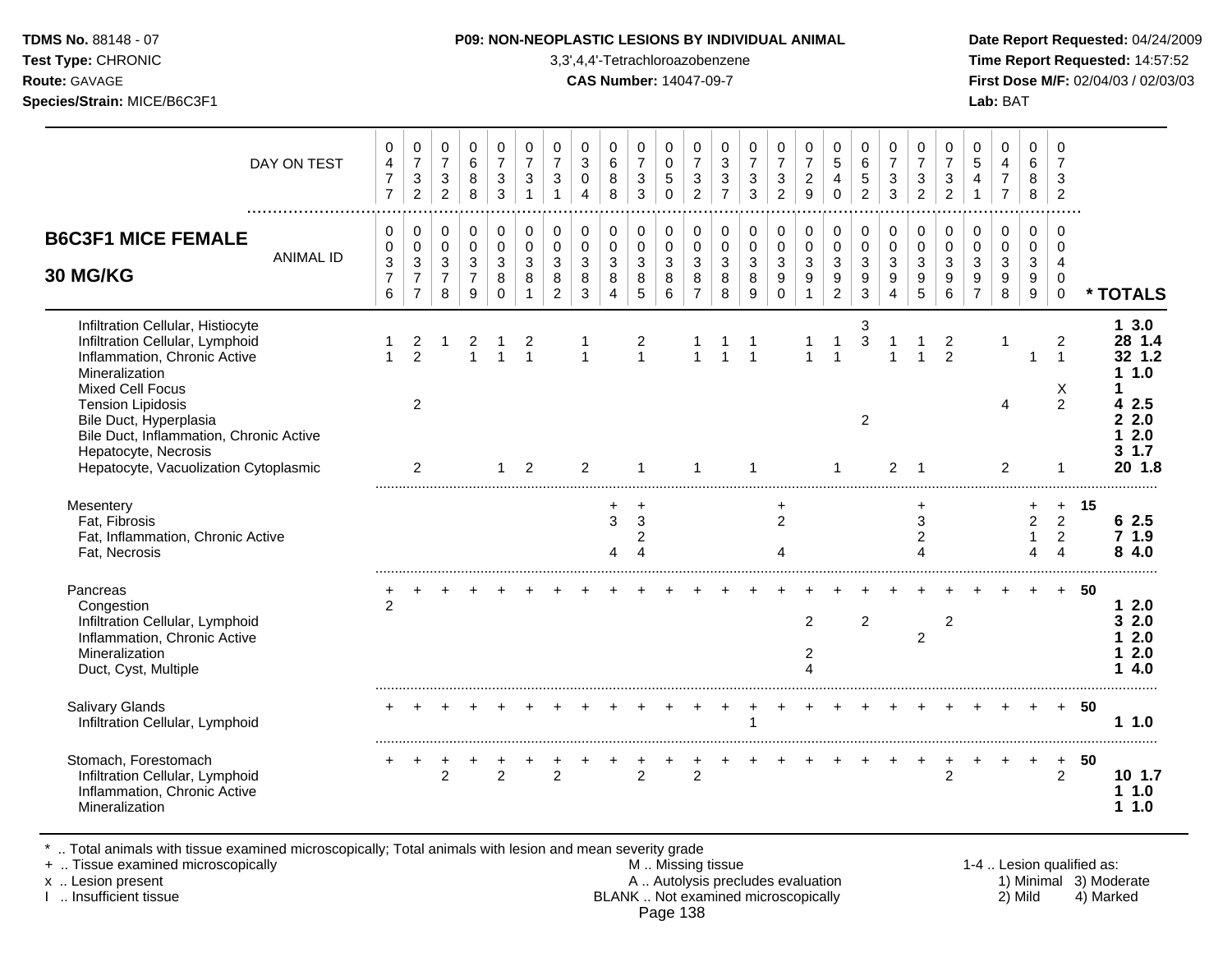**TDMS No.** 88148 - 07
**Test Type:** CHRONIC
**Route:** GAVAGE
**Species/Strain:** MICE/B6C3F1

**P09: NON-NEOPLASTIC LESIONS BY INDIVIDUAL ANIMAL**
3,3',4,4'-Tetrachloroazobenzene
**CAS Number:** 14047-09-7

**Date Report Requested:** 04/24/2009
**Time Report Requested:** 14:57:52
**First Dose M/F:** 02/04/03 / 02/03/03
**Lab:** BAT

| DAY ON TEST | 0477 | 0732 | 0732 | 0688 | 0733 | 0731 | 0731 | 0304 | 0688 | 0733 | 0050 | 0732 | 0337 | 0733 | 0732 | 0729 | 0540 | 0652 | 0733 | 0732 | 0732 | 0541 | 0477 | 0688 | 0732 | |
|---|---|---|---|---|---|---|---|---|---|---|---|---|---|---|---|---|---|---|---|---|---|---|---|---|---|---|
| **B6C3F1 MICE FEMALE 30 MG/KG** ANIMAL ID | 00376 | 00377 | 00378 | 00379 | 00380 | 00381 | 00382 | 00383 | 00384 | 00385 | 00386 | 00387 | 00388 | 00389 | 00390 | 00391 | 00392 | 00393 | 00394 | 00395 | 00396 | 00397 | 00398 | 00399 | 00400 | **\* TOTALS** |
| Infiltration Cellular, Histiocyte | | | | | | | | | | | | | | | | | | 3 | | | | | | | | **1 3.0** |
| Infiltration Cellular, Lymphoid | 1 | 2 | 1 | 2 | 1 | 2 | | 1 | | 2 | | 1 | 1 | 1 | | 1 | 1 | 3 | 1 | 1 | 2 | | 1 | | 2 | **28 1.4** |
| Inflammation, Chronic Active | 1 | 2 | | 1 | 1 | 1 | | 1 | | 1 | | 1 | 1 | 1 | | 1 | 1 | | 1 | 1 | 2 | | | 1 | 1 | **32 1.2** |
| Mineralization | | | | | | | | | | | | | | | | | | | | | | | | | | **1 1.0** |
| Mixed Cell Focus | | | | | | | | | | | | | | | | | | | | | | | | | X | **1** |
| Tension Lipidosis | | 2 | | | | | | | | | | | | | | | | | | | | | 4 | | 2 | **4 2.5** |
| Bile Duct, Hyperplasia | | | | | | | | | | | | | | | | | | 2 | | | | | | | | **2 2.0** |
| Bile Duct, Inflammation, Chronic Active | | | | | | | | | | | | | | | | | | | | | | | | | | **1 2.0** |
| Hepatocyte, Necrosis | | | | | | | | | | | | | | | | | | | | | | | | | | **3 1.7** |
| Hepatocyte, Vacuolization Cytoplasmic | | 2 | | | 1 | 2 | | 2 | | 1 | | 1 | | 1 | | | 1 | | 2 | 1 | | | 2 | | 1 | **20 1.8** |
| Mesentery | | | | | | | | | + | + | | | | | + | | | | | + | | | | + | + | **15** |
| Fat, Fibrosis | | | | | | | | | 3 | 3 | | | | | 2 | | | | | 3 | | | | 2 | 2 | **6 2.5** |
| Fat, Inflammation, Chronic Active | | | | | | | | | | 2 | | | | | | | | | | 2 | | | | 1 | 2 | **7 1.9** |
| Fat, Necrosis | | | | | | | | | 4 | 4 | | | | | 4 | | | | | 4 | | | | 4 | 4 | **8 4.0** |
| Pancreas | + | + | + | + | + | + | + | + | + | + | + | + | + | + | + | + | + | + | + | + | + | + | + | + | + | **50** |
| Congestion | 2 | | | | | | | | | | | | | | | | | | | | | | | | | **1 2.0** |
| Infiltration Cellular, Lymphoid | | | | | | | | | | | | | | | | 2 | | 2 | | | 2 | | | | | **3 2.0** |
| Inflammation, Chronic Active | | | | | | | | | | | | | | | | | | | | 2 | | | | | | **1 2.0** |
| Mineralization | | | | | | | | | | | | | | | | 2 | | | | | | | | | | **1 2.0** |
| Duct, Cyst, Multiple | | | | | | | | | | | | | | | | 4 | | | | | | | | | | **1 4.0** |
| Salivary Glands | + | + | + | + | + | + | + | + | + | + | + | + | + | + | + | + | + | + | + | + | + | + | + | + | + | **50** |
| Infiltration Cellular, Lymphoid | | | | | | | | | | | | | | 1 | | | | | | | | | | | | **1 1.0** |
| Stomach, Forestomach | + | + | + | + | + | + | + | + | + | + | + | + | + | + | + | + | + | + | + | + | + | + | + | + | + | **50** |
| Infiltration Cellular, Lymphoid | | | 2 | | 2 | | 2 | | | 2 | | 2 | | | | | | | | | 2 | | | | 2 | **10 1.7** |
| Inflammation, Chronic Active | | | | | | | | | | | | | | | | | | | | | | | | | | **1 1.0** |
| Mineralization | | | | | | | | | | | | | | | | | | | | | | | | | | **1 1.0** |

\* .. Total animals with tissue examined microscopically; Total animals with lesion and mean severity grade
\+ .. Tissue examined microscopically
x .. Lesion present
I .. Insufficient tissue

M .. Missing tissue
A .. Autolysis precludes evaluation
BLANK .. Not examined microscopically

1-4 .. Lesion qualified as:
1) Minimal 2) Mild 3) Moderate 4) Marked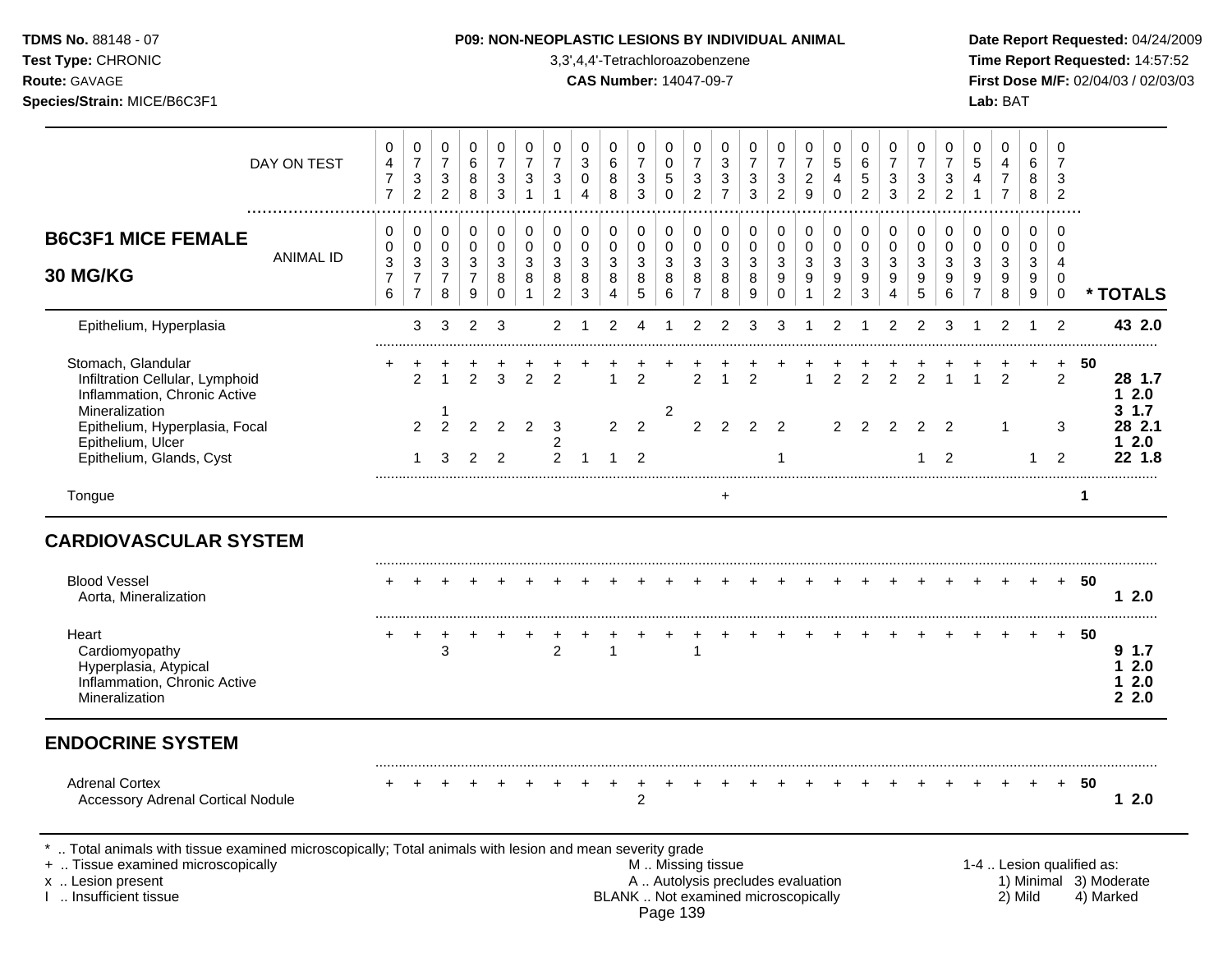**TDMS No.** 88148 - 07
**Test Type:** CHRONIC
**Route:** GAVAGE
**Species/Strain:** MICE/B6C3F1

**P09: NON-NEOPLASTIC LESIONS BY INDIVIDUAL ANIMAL**
3,3',4,4'-Tetrachloroazobenzene
**CAS Number:** 14047-09-7

**Date Report Requested:** 04/24/2009
**Time Report Requested:** 14:57:52
**First Dose M/F:** 02/04/03 / 02/03/03
**Lab:** BAT

## B6C3F1 MICE FEMALE 30 MG/KG

| | 1 | 2 | 3 | 4 | 5 | 6 | 7 | 8 | 9 | 10 | 11 | 12 | 13 | 14 | 15 | 16 | 17 | 18 | 19 | 20 | 21 | 22 | 23 | 24 | 25 | * TOTALS |
|---|---|---|---|---|---|---|---|---|---|---|---|---|---|---|---|---|---|---|---|---|---|---|---|---|---|---|
| DAY ON TEST | 0477 | 0732 | 0732 | 0688 | 0733 | 0731 | 0731 | 0304 | 0688 | 0733 | 0050 | 0732 | 0337 | 0733 | 0732 | 0729 | 0540 | 0652 | 0733 | 0732 | 0732 | 0541 | 0477 | 0688 | 0732 | |
| ANIMAL ID | 0376 | 0377 | 0378 | 0379 | 0380 | 0381 | 0382 | 0383 | 0384 | 0385 | 0386 | 0387 | 0388 | 0389 | 0390 | 0391 | 0392 | 0393 | 0394 | 0395 | 0396 | 0397 | 0398 | 0399 | 0400 | |
| Epithelium, Hyperplasia | | 3 | 3 | 2 | 3 | | 2 | 1 | 2 | 4 | 1 | 2 | 2 | 3 | 3 | 1 | 2 | 1 | 2 | 2 | 3 | 1 | 2 | 1 | 2 | 43 2.0 |
| Stomach, Glandular | + | + | + | + | + | + | + | + | + | + | + | + | + | + | + | + | + | + | + | + | + | + | + | + | + | 50 |
| Infiltration Cellular, Lymphoid | | 2 | 1 | 2 | 3 | 2 | 2 | | 1 | 2 | | 2 | 1 | 2 | | 1 | 2 | 2 | 2 | 2 | 1 | 1 | 2 | | 2 | 28 1.7 |
| Inflammation, Chronic Active | | | | | | | | | | | | | | | | | | | | | | | | | | 1 2.0 |
| Mineralization | | | 1 | | | | | | | | 2 | | | | | | | | | | | | | | | 3 1.7 |
| Epithelium, Hyperplasia, Focal | | 2 | 2 | 2 | 2 | 2 | 3 | | 2 | 2 | | 2 | 2 | 2 | 2 | | 2 | 2 | 2 | 2 | 2 | | 1 | | 3 | 28 2.1 |
| Epithelium, Ulcer | | | | | | | 2 | | | | | | | | | | | | | | | | | | | 1 2.0 |
| Epithelium, Glands, Cyst | | 1 | 3 | 2 | 2 | | 2 | 1 | 1 | 2 | | | | | 1 | | | | | 1 | 2 | | | 1 | 2 | 22 1.8 |
| Tongue | | | | | | | | | | | | | + | | | | | | | | | | | | | 1 |

## CARDIOVASCULAR SYSTEM

| | 1 | 2 | 3 | 4 | 5 | 6 | 7 | 8 | 9 | 10 | 11 | 12 | 13 | 14 | 15 | 16 | 17 | 18 | 19 | 20 | 21 | 22 | 23 | 24 | 25 | * TOTALS |
|---|---|---|---|---|---|---|---|---|---|---|---|---|---|---|---|---|---|---|---|---|---|---|---|---|---|---|
| Blood Vessel | + | + | + | + | + | + | + | + | + | + | + | + | + | + | + | + | + | + | + | + | + | + | + | + | + | 50 |
| Aorta, Mineralization | | | | | | | | | | | | | | | | | | | | | | | | | | 1 2.0 |
| Heart | + | + | + | + | + | + | + | + | + | + | + | + | + | + | + | + | + | + | + | + | + | + | + | + | + | 50 |
| Cardiomyopathy | | | 3 | | | | 2 | | 1 | | | 1 | | | | | | | | | | | | | | 9 1.7 |
| Hyperplasia, Atypical | | | | | | | | | | | | | | | | | | | | | | | | | | 1 2.0 |
| Inflammation, Chronic Active | | | | | | | | | | | | | | | | | | | | | | | | | | 1 2.0 |
| Mineralization | | | | | | | | | | | | | | | | | | | | | | | | | | 2 2.0 |

## ENDOCRINE SYSTEM

| | 1 | 2 | 3 | 4 | 5 | 6 | 7 | 8 | 9 | 10 | 11 | 12 | 13 | 14 | 15 | 16 | 17 | 18 | 19 | 20 | 21 | 22 | 23 | 24 | 25 | * TOTALS |
|---|---|---|---|---|---|---|---|---|---|---|---|---|---|---|---|---|---|---|---|---|---|---|---|---|---|---|
| Adrenal Cortex | + | + | + | + | + | + | + | + | + | + | + | + | + | + | + | + | + | + | + | + | + | + | + | + | + | 50 |
| Accessory Adrenal Cortical Nodule | | | | | | | | | | 2 | | | | | | | | | | | | | | | | 1 2.0 |

\* .. Total animals with tissue examined microscopically; Total animals with lesion and mean severity grade
\+ .. Tissue examined microscopically
x .. Lesion present
I .. Insufficient tissue

M .. Missing tissue
A .. Autolysis precludes evaluation
BLANK .. Not examined microscopically

1-4 .. Lesion qualified as: 1) Minimal 2) Mild 3) Moderate 4) Marked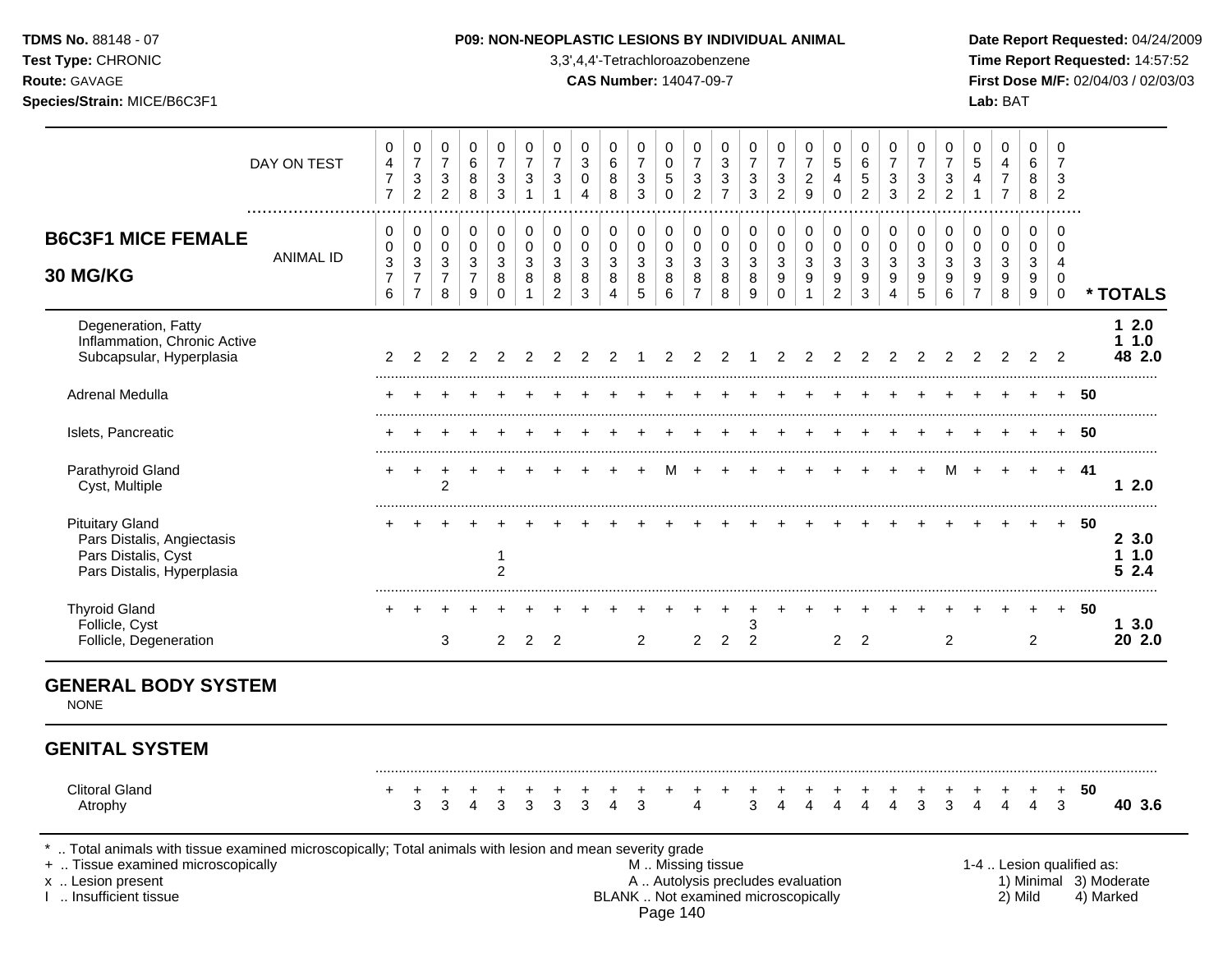# P09: NON-NEOPLASTIC LESIONS BY INDIVIDUAL ANIMAL

## B6C3F1 MICE FEMALE 30 MG/KG

| | 1 | 2 | 3 | 4 | 5 | 6 | 7 | 8 | 9 | 10 | 11 | 12 | 13 | 14 | 15 | 16 | 17 | 18 | 19 | 20 | 21 | 22 | 23 | 24 | 25 | * TOTALS |
|---|---|---|---|---|---|---|---|---|---|---|---|---|---|---|---|---|---|---|---|---|---|---|---|---|---|---|
| DAY ON TEST | 0477 | 0732 | 0732 | 0688 | 0733 | 0731 | 0731 | 0304 | 0688 | 0733 | 0050 | 0732 | 0337 | 0733 | 0732 | 0729 | 0540 | 0652 | 0733 | 0732 | 0732 | 0541 | 0477 | 0688 | 0732 | |
| ANIMAL ID | 0376 | 0377 | 0378 | 0379 | 0380 | 0381 | 0382 | 0383 | 0384 | 0385 | 0386 | 0387 | 0388 | 0389 | 0390 | 0391 | 0392 | 0393 | 0394 | 0395 | 0396 | 0397 | 0398 | 0399 | 0400 | |
| Degeneration, Fatty | | | | | | | | | | | | | | | | | | | | | | | | | | 1 2.0 |
| Inflammation, Chronic Active | | | | | | | | | | | | | | | | | | | | | | | | | | 1 1.0 |
| Subcapsular, Hyperplasia | 2 | 2 | 2 | 2 | 2 | 2 | 2 | 2 | 2 | 1 | 2 | 2 | 2 | 1 | 2 | 2 | 2 | 2 | 2 | 2 | 2 | 2 | 2 | 2 | 2 | 48 2.0 |
| Adrenal Medulla | + | + | + | + | + | + | + | + | + | + | + | + | + | + | + | + | + | + | + | + | + | + | + | + | + | 50 |
| Islets, Pancreatic | + | + | + | + | + | + | + | + | + | + | + | + | + | + | + | + | + | + | + | + | + | + | + | + | + | 50 |
| Parathyroid Gland | + | + | + | + | + | + | + | + | + | + | M | + | + | + | + | + | + | + | + | + | M | + | + | + | + | 41 |
| Cyst, Multiple | | | 2 | | | | | | | | | | | | | | | | | | | | | | | 1 2.0 |
| Pituitary Gland | + | + | + | + | + | + | + | + | + | + | + | + | + | + | + | + | + | + | + | + | + | + | + | + | + | 50 |
| Pars Distalis, Angiectasis | | | | | | | | | | | | | | | | | | | | | | | | | | 2 3.0 |
| Pars Distalis, Cyst | | | | | 1 | | | | | | | | | | | | | | | | | | | | | 1 1.0 |
| Pars Distalis, Hyperplasia | | | | | 2 | | | | | | | | | | | | | | | | | | | | | 5 2.4 |
| Thyroid Gland | + | + | + | + | + | + | + | + | + | + | + | + | + | + | + | + | + | + | + | + | + | + | + | + | + | 50 |
| Follicle, Cyst | | | | | | | | | | | | | | 3 | | | | | | | | | | | | 1 3.0 |
| Follicle, Degeneration | | | 3 | | 2 | 2 | 2 | | | 2 | | 2 | 2 | 2 | | | 2 | 2 | | | 2 | | | 2 | | 20 2.0 |

## GENERAL BODY SYSTEM

NONE

## GENITAL SYSTEM

| | 1 | 2 | 3 | 4 | 5 | 6 | 7 | 8 | 9 | 10 | 11 | 12 | 13 | 14 | 15 | 16 | 17 | 18 | 19 | 20 | 21 | 22 | 23 | 24 | 25 | * TOTALS |
|---|---|---|---|---|---|---|---|---|---|---|---|---|---|---|---|---|---|---|---|---|---|---|---|---|---|---|
| Clitoral Gland | + | + | + | + | + | + | + | + | + | + | + | + | + | + | + | + | + | + | + | + | + | + | + | + | + | 50 |
| Atrophy | | 3 | 3 | 4 | 3 | 3 | 3 | 3 | 4 | 3 | | 4 | | 3 | 4 | 4 | 4 | 4 | 4 | 3 | 3 | 4 | 4 | 4 | 3 | 40 3.6 |

\* .. Total animals with tissue examined microscopically; Total animals with lesion and mean severity grade
\+ .. Tissue examined microscopically
x .. Lesion present
I .. Insufficient tissue
M .. Missing tissue
A .. Autolysis precludes evaluation
BLANK .. Not examined microscopically

1-4 .. Lesion qualified as: 1) Minimal 2) Mild 3) Moderate 4) Marked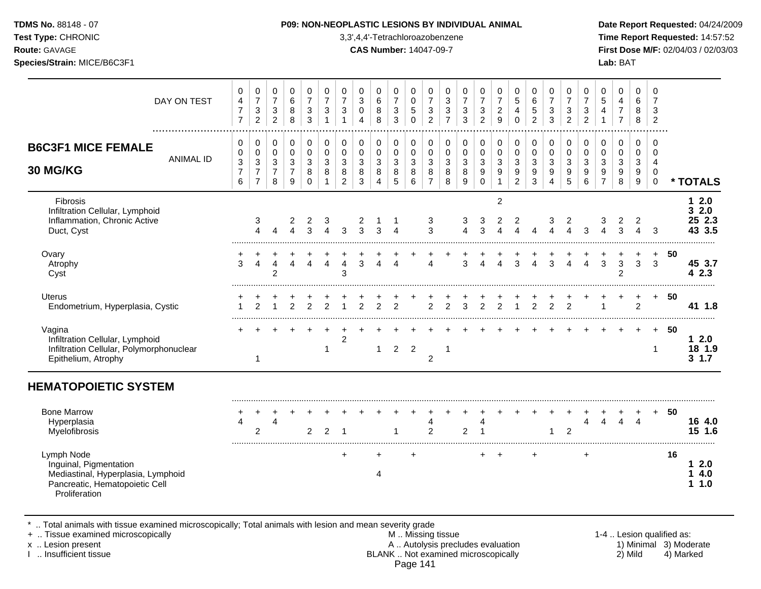## P09: NON-NEOPLASTIC LESIONS BY INDIVIDUAL ANIMAL

3,3',4,4'-Tetrachloroazobenzene

**B6C3F1 MICE FEMALE 30 MG/KG**

| | 1 | 2 | 3 | 4 | 5 | 6 | 7 | 8 | 9 | 10 | 11 | 12 | 13 | 14 | 15 | 16 | 17 | 18 | 19 | 20 | 21 | 22 | 23 | 24 | 25 | | * TOTALS |
|---|---|---|---|---|---|---|---|---|---|---|---|---|---|---|---|---|---|---|---|---|---|---|---|---|---|---|---|
| DAY ON TEST | 0477 | 0732 | 0732 | 0688 | 0733 | 0731 | 0731 | 0304 | 0688 | 0733 | 0050 | 0732 | 0337 | 0733 | 0732 | 0729 | 0540 | 0652 | 0733 | 0732 | 0732 | 0541 | 0477 | 0688 | 0732 | | |
| ANIMAL ID | 00376 | 00377 | 00378 | 00379 | 00380 | 00381 | 00382 | 00383 | 00384 | 00385 | 00386 | 00387 | 00388 | 00389 | 00390 | 00391 | 00392 | 00393 | 00394 | 00395 | 00396 | 00397 | 00398 | 00399 | 00400 | | |
| Fibrosis | | | | | | | | | | | | | | | | 2 | | | | | | | | | | | 1 2.0 |
| Infiltration Cellular, Lymphoid | | | | | | | | | | | | | | | | | | | | | | | | | | | 3 2.0 |
| Inflammation, Chronic Active | | 3 | | 2 | 2 | 3 | | 2 | 1 | 1 | | 3 | | 3 | 3 | 2 | 2 | | 3 | 2 | | 3 | 2 | 2 | | | 25 2.3 |
| Duct, Cyst | | 4 | 4 | 4 | 3 | 4 | 3 | 3 | 3 | 4 | | 3 | | 4 | 3 | 4 | 4 | 4 | 4 | 4 | 3 | 4 | 3 | 4 | 3 | | 43 3.5 |
| Ovary | + | + | + | + | + | + | + | + | + | + | + | + | + | + | + | + | + | + | + | + | + | + | + | + | + | 50 | |
| Atrophy | 3 | 4 | 4 | 4 | 4 | 4 | 4 | 3 | 4 | 4 | | 4 | | 3 | 4 | 4 | 3 | 4 | 3 | 4 | 4 | 3 | 3 | 3 | 3 | | 45 3.7 |
| Cyst | | | 2 | | | | 3 | | | | | | | | | | | | | | | | 2 | | | | 4 2.3 |
| Uterus | + | + | + | + | + | + | + | + | + | + | + | + | + | + | + | + | + | + | + | + | + | + | + | + | + | 50 | |
| Endometrium, Hyperplasia, Cystic | 1 | 2 | 1 | 2 | 2 | 2 | 1 | 2 | 2 | 2 | | 2 | 2 | 3 | 2 | 2 | 1 | 2 | 2 | 2 | | 1 | | 2 | | | 41 1.8 |
| Vagina | + | + | + | + | + | + | + | + | + | + | + | + | + | + | + | + | + | + | + | + | + | + | + | + | + | 50 | |
| Infiltration Cellular, Lymphoid | | | | | | | 2 | | | | | | | | | | | | | | | | | | | | 1 2.0 |
| Infiltration Cellular, Polymorphonuclear | | | | | | 1 | | | 1 | 2 | 2 | | 1 | | | | | | | | | | | | 1 | | 18 1.9 |
| Epithelium, Atrophy | | 1 | | | | | | | | | | 2 | | | | | | | | | | | | | | | 3 1.7 |
| **HEMATOPOIETIC SYSTEM** | | | | | | | | | | | | | | | | | | | | | | | | | | | |
| Bone Marrow | + | + | + | + | + | + | + | + | + | + | + | + | + | + | + | + | + | + | + | + | + | + | + | + | + | 50 | |
| Hyperplasia | 4 | | 4 | | | | | | | | | 4 | | | 4 | | | | | | 4 | 4 | 4 | 4 | | | 16 4.0 |
| Myelofibrosis | | 2 | | | 2 | 2 | 1 | | | 1 | | 2 | | 2 | 1 | | | | 1 | 2 | | | | | | | 15 1.6 |
| Lymph Node | | | | | | | + | | + | | + | | | | + | + | | + | | | + | | | | | 16 | |
| Inguinal, Pigmentation | | | | | | | | | | | | | | | | | | | | | | | | | | | 1 2.0 |
| Mediastinal, Hyperplasia, Lymphoid | | | | | | | | | 4 | | | | | | | | | | | | | | | | | | 1 4.0 |
| Pancreatic, Hematopoietic Cell Proliferation | | | | | | | | | | | | | | | | | | | | | | | | | | | 1 1.0 |

\* .. Total animals with tissue examined microscopically; Total animals with lesion and mean severity grade
\+ .. Tissue examined microscopically
x .. Lesion present
I .. Insufficient tissue
M .. Missing tissue
A .. Autolysis precludes evaluation
BLANK .. Not examined microscopically
1-4 .. Lesion qualified as: 1) Minimal 2) Mild 3) Moderate 4) Marked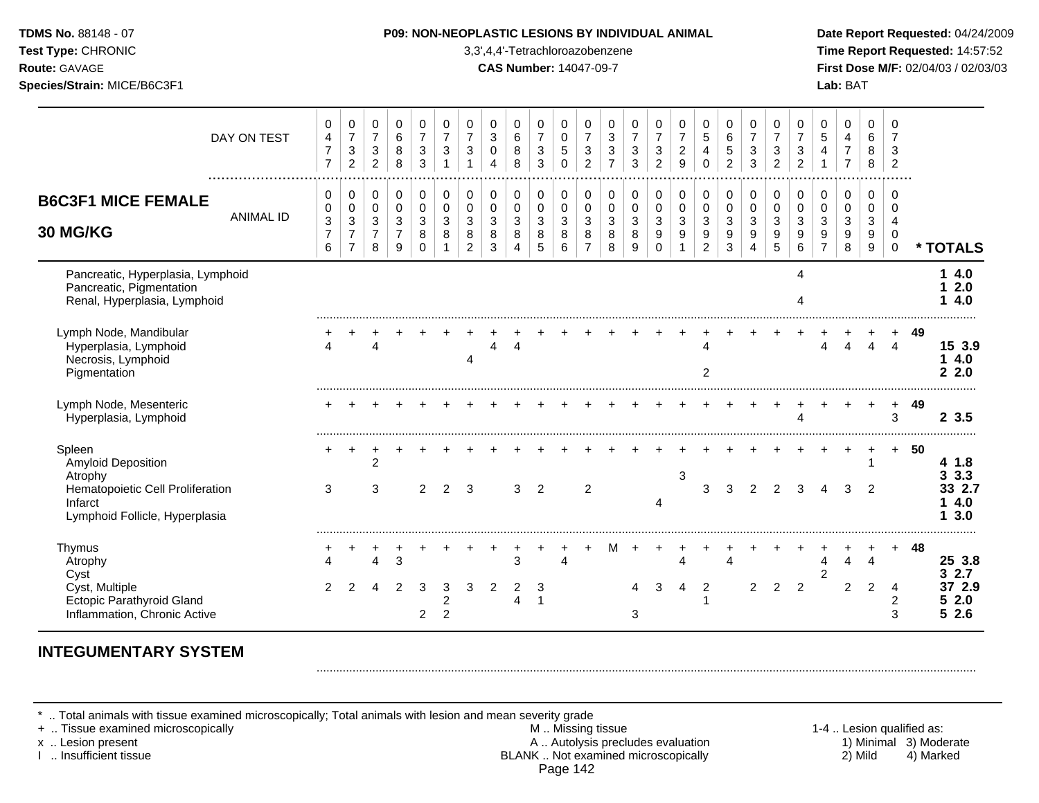**TDMS No.** 88148 - 07
**Test Type:** CHRONIC
**Route:** GAVAGE
**Species/Strain:** MICE/B6C3F1

**P09: NON-NEOPLASTIC LESIONS BY INDIVIDUAL ANIMAL**
3,3',4,4'-Tetrachloroazobenzene
**CAS Number:** 14047-09-7

**Date Report Requested:** 04/24/2009
**Time Report Requested:** 14:57:52
**First Dose M/F:** 02/04/03 / 02/03/03
**Lab:** BAT

## B6C3F1 MICE FEMALE 30 MG/KG

| DAY ON TEST | 0477 | 0732 | 0732 | 0688 | 0733 | 0731 | 0731 | 0304 | 0688 | 0733 | 0050 | 0732 | 0337 | 0733 | 0732 | 0729 | 0540 | 0652 | 0733 | 0732 | 0732 | 0541 | 0477 | 0688 | 0732 | |
|---|---|---|---|---|---|---|---|---|---|---|---|---|---|---|---|---|---|---|---|---|---|---|---|---|---|---|
| **ANIMAL ID** | 0376 | 0377 | 0378 | 0379 | 0380 | 0381 | 0382 | 0383 | 0384 | 0385 | 0386 | 0387 | 0388 | 0389 | 0390 | 0391 | 0392 | 0393 | 0394 | 0395 | 0396 | 0397 | 0398 | 0399 | 0400 | *** TOTALS** |
| Pancreatic, Hyperplasia, Lymphoid | | | | | | | | | | | | | | | | | | | | | 4 | | | | | **1 4.0** |
| Pancreatic, Pigmentation | | | | | | | | | | | | | | | | | | | | | | | | | | **1 2.0** |
| Renal, Hyperplasia, Lymphoid | | | | | | | | | | | | | | | | | | | | | 4 | | | | | **1 4.0** |
| Lymph Node, Mandibular | + | + | + | + | + | + | + | + | + | + | + | + | + | + | + | + | + | + | + | + | + | + | + | + | + | **49** |
| Hyperplasia, Lymphoid | 4 | | 4 | | | | | 4 | 4 | | | | | | | | 4 | | | | | 4 | 4 | 4 | 4 | **15 3.9** |
| Necrosis, Lymphoid | | | | | | | 4 | | | | | | | | | | | | | | | | | | | **1 4.0** |
| Pigmentation | | | | | | | | | | | | | | | | | 2 | | | | | | | | | **2 2.0** |
| Lymph Node, Mesenteric | + | + | + | + | + | + | + | + | + | + | + | + | + | + | + | + | + | + | + | + | + | + | + | + | + | **49** |
| Hyperplasia, Lymphoid | | | | | | | | | | | | | | | | | | | | | 4 | | | | 3 | **2 3.5** |
| Spleen | + | + | + | + | + | + | + | + | + | + | + | + | + | + | + | + | + | + | + | + | + | + | + | + | + | **50** |
| Amyloid Deposition | | | 2 | | | | | | | | | | | | | | | | | | | | | 1 | | **4 1.8** |
| Atrophy | | | | | | | | | | | | | | | | 3 | | | | | | | | | | **3 3.3** |
| Hematopoietic Cell Proliferation | 3 | | 3 | | 2 | 2 | 3 | | 3 | 2 | | 2 | | | | | 3 | 3 | 2 | 2 | 3 | 4 | 3 | 2 | | **33 2.7** |
| Infarct | | | | | | | | | | | | | | | 4 | | | | | | | | | | | **1 4.0** |
| Lymphoid Follicle, Hyperplasia | | | | | | | | | | | | | | | | | | | | | | | | | | **1 3.0** |
| Thymus | + | + | + | + | + | + | + | + | + | + | + | + | M | + | + | + | + | + | + | + | + | + | + | + | + | **48** |
| Atrophy | 4 | | 4 | 3 | | | | | 3 | | 4 | | | | | 4 | | 4 | | | | 4 | 4 | 4 | | **25 3.8** |
| Cyst | | | | | | | | | | | | | | | | | | | | | | 2 | | | | **3 2.7** |
| Cyst, Multiple | 2 | 2 | 4 | 2 | 3 | 3 | 3 | 2 | 2 | 3 | | | | 4 | 3 | 4 | 2 | | 2 | 2 | 2 | | 2 | 2 | 4 | **37 2.9** |
| Ectopic Parathyroid Gland | | | | | | 2 | | | 4 | 1 | | | | | | | 1 | | | | | | | | 2 | **5 2.0** |
| Inflammation, Chronic Active | | | | | 2 | 2 | | | | | | | | 3 | | | | | | | | | | | 3 | **5 2.6** |

## INTEGUMENTARY SYSTEM

\* .. Total animals with tissue examined microscopically; Total animals with lesion and mean severity grade
\+ .. Tissue examined microscopically
x .. Lesion present
I .. Insufficient tissue

M .. Missing tissue
A .. Autolysis precludes evaluation
BLANK .. Not examined microscopically

1-4 .. Lesion qualified as:
1) Minimal 3) Moderate
2) Mild 4) Marked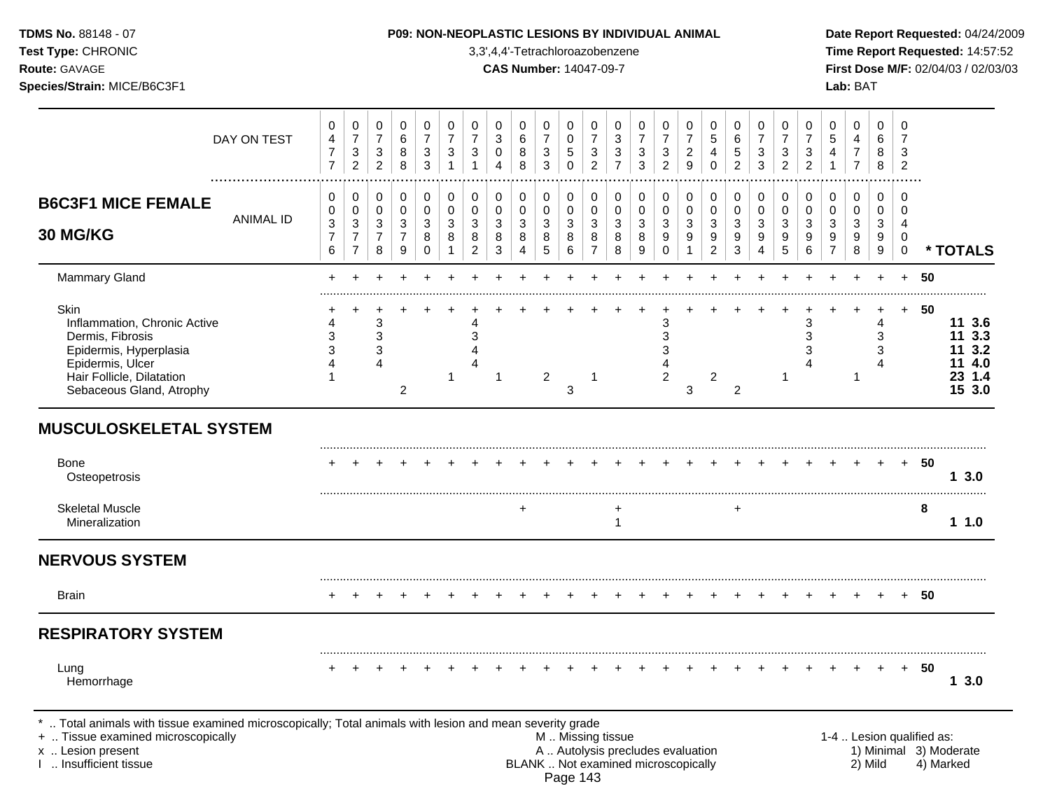**TDMS No.** 88148 - 07
**Test Type:** CHRONIC
**Route:** GAVAGE
**Species/Strain:** MICE/B6C3F1

**P09: NON-NEOPLASTIC LESIONS BY INDIVIDUAL ANIMAL**
3,3',4,4'-Tetrachloroazobenzene
**CAS Number:** 14047-09-7

**Date Report Requested:** 04/24/2009
**Time Report Requested:** 14:57:52
**First Dose M/F:** 02/04/03 / 02/03/03
**Lab:** BAT

## B6C3F1 MICE FEMALE 30 MG/KG

| DAY ON TEST | 0477 | 0732 | 0732 | 0688 | 0733 | 0731 | 0731 | 0304 | 0688 | 0733 | 0050 | 0732 | 0337 | 0733 | 0732 | 0729 | 0540 | 0652 | 0733 | 0732 | 0732 | 0541 | 0477 | 0688 | 0732 | |
|---|---|---|---|---|---|---|---|---|---|---|---|---|---|---|---|---|---|---|---|---|---|---|---|---|---|---|
| **ANIMAL ID** | 0376 | 0377 | 0378 | 0379 | 0380 | 0381 | 0382 | 0383 | 0384 | 0385 | 0386 | 0387 | 0388 | 0389 | 0390 | 0391 | 0392 | 0393 | 0394 | 0395 | 0396 | 0397 | 0398 | 0399 | 0400 | *** TOTALS** |
| Mammary Gland | + | + | + | + | + | + | + | + | + | + | + | + | + | + | + | + | + | + | + | + | + | + | + | + | + | 50 |
| Skin | + | + | + | + | + | + | + | + | + | + | + | + | + | + | + | + | + | + | + | + | + | + | + | + | + | 50 |
| Inflammation, Chronic Active | 4 | | 3 | | | | 4 | | | | | | | | 3 | | | | | | 3 | | | 4 | | 11 3.6 |
| Dermis, Fibrosis | 3 | | 3 | | | | 3 | | | | | | | | 3 | | | | | | 3 | | | 3 | | 11 3.3 |
| Epidermis, Hyperplasia | 3 | | 3 | | | | 4 | | | | | | | | 3 | | | | | | 3 | | | 3 | | 11 3.2 |
| Epidermis, Ulcer | 4 | | 4 | | | | 4 | | | | | | | | 4 | | | | | | 4 | | | 4 | | 11 4.0 |
| Hair Follicle, Dilatation | 1 | | | | | 1 | | 1 | | 2 | | 1 | | | 2 | | 2 | | | 1 | | | 1 | | | 23 1.4 |
| Sebaceous Gland, Atrophy | | | | 2 | | | | | | | 3 | | | | | 3 | | 2 | | | | | | | | 15 3.0 |

## MUSCULOSKELETAL SYSTEM

| | | | | | | | | | | | | | | | | | | | | | | | | | | |
|---|---|---|---|---|---|---|---|---|---|---|---|---|---|---|---|---|---|---|---|---|---|---|---|---|---|---|
| Bone | + | + | + | + | + | + | + | + | + | + | + | + | + | + | + | + | + | + | + | + | + | + | + | + | + | 50 |
| Osteopetrosis | | | | | | | | | | | | | | | | | | | | | | | | | | 1 3.0 |
| Skeletal Muscle | | | | | | | | | + | | | | + | | | | | + | | | | | | | | 8 |
| Mineralization | | | | | | | | | | | | | 1 | | | | | | | | | | | | | 1 1.0 |

## NERVOUS SYSTEM

| | | | | | | | | | | | | | | | | | | | | | | | | | | |
|---|---|---|---|---|---|---|---|---|---|---|---|---|---|---|---|---|---|---|---|---|---|---|---|---|---|---|
| Brain | + | + | + | + | + | + | + | + | + | + | + | + | + | + | + | + | + | + | + | + | + | + | + | + | + | 50 |

## RESPIRATORY SYSTEM

| | | | | | | | | | | | | | | | | | | | | | | | | | | |
|---|---|---|---|---|---|---|---|---|---|---|---|---|---|---|---|---|---|---|---|---|---|---|---|---|---|---|
| Lung | + | + | + | + | + | + | + | + | + | + | + | + | + | + | + | + | + | + | + | + | + | + | + | + | + | 50 |
| Hemorrhage | | | | | | | | | | | | | | | | | | | | | | | | | | 1 3.0 |

* .. Total animals with tissue examined microscopically; Total animals with lesion and mean severity grade
+ .. Tissue examined microscopically
x .. Lesion present
I .. Insufficient tissue

M .. Missing tissue
A .. Autolysis precludes evaluation
BLANK .. Not examined microscopically

1-4 .. Lesion qualified as:
1) Minimal 3) Moderate
2) Mild 4) Marked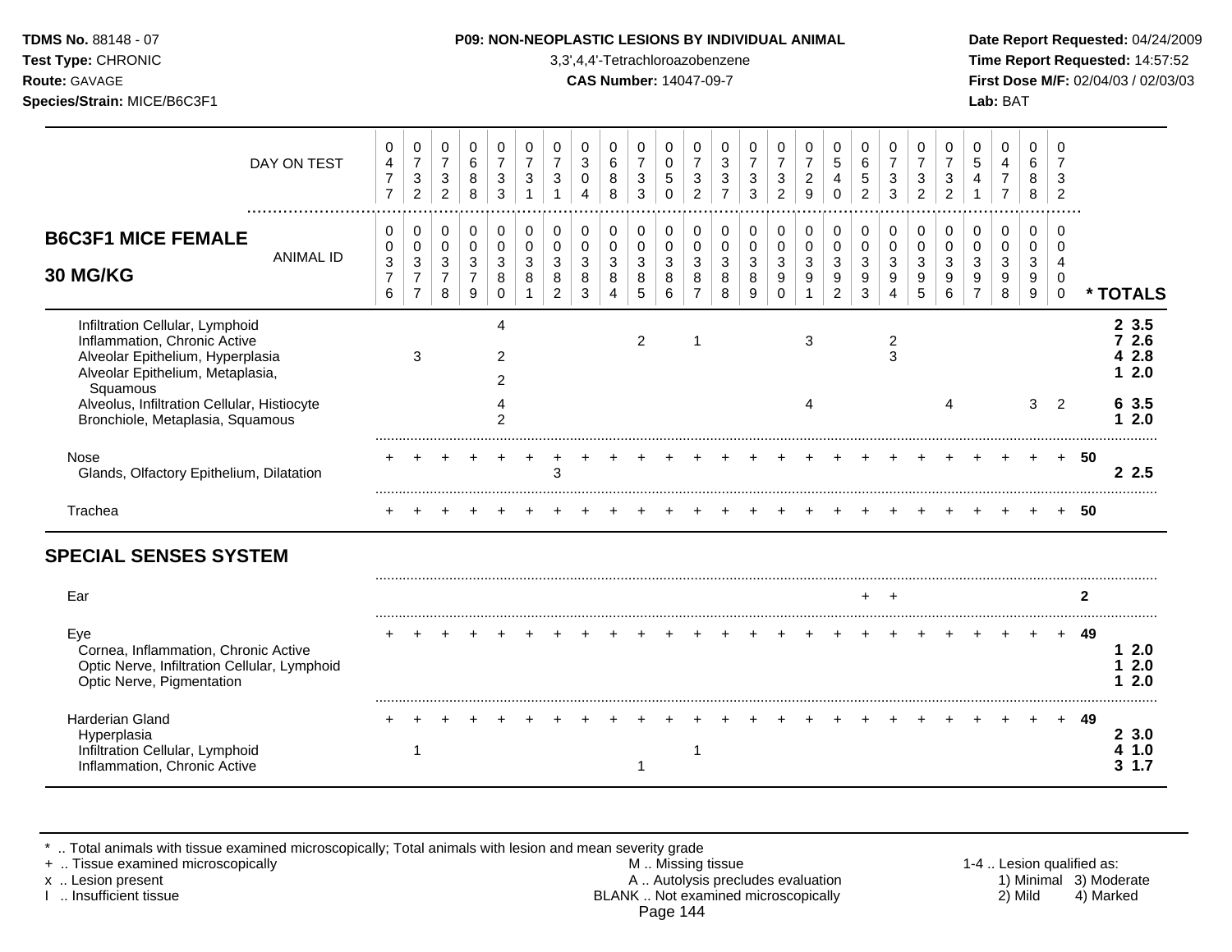**TDMS No.** 88148 - 07
**Test Type:** CHRONIC
**Route:** GAVAGE
**Species/Strain:** MICE/B6C3F1

**P09: NON-NEOPLASTIC LESIONS BY INDIVIDUAL ANIMAL**
3,3',4,4'-Tetrachloroazobenzene
**CAS Number:** 14047-09-7

**Date Report Requested:** 04/24/2009
**Time Report Requested:** 14:57:52
**First Dose M/F:** 02/04/03 / 02/03/03
**Lab:** BAT

## B6C3F1 MICE FEMALE 30 MG/KG

| DAY ON TEST | 0477 | 0732 | 0732 | 0688 | 0733 | 0731 | 0731 | 0304 | 0688 | 0733 | 0050 | 0732 | 0337 | 0733 | 0732 | 0729 | 0540 | 0652 | 0733 | 0732 | 0732 | 0541 | 0477 | 0688 | 0732 | |
|---|---|---|---|---|---|---|---|---|---|---|---|---|---|---|---|---|---|---|---|---|---|---|---|---|---|---|
| **ANIMAL ID** | 0376 | 0377 | 0378 | 0379 | 0380 | 0381 | 0382 | 0383 | 0384 | 0385 | 0386 | 0387 | 0388 | 0389 | 0390 | 0391 | 0392 | 0393 | 0394 | 0395 | 0396 | 0397 | 0398 | 0399 | 0400 | **\* TOTALS** |
| Infiltration Cellular, Lymphoid | | | | | 4 | | | | | | | | | | | | | | | | | | | | | **2 3.5** |
| Inflammation, Chronic Active | | | | | | | | | | 2 | | 1 | | | | 3 | | | 2 | | | | | | | **7 2.6** |
| Alveolar Epithelium, Hyperplasia | | 3 | | | 2 | | | | | | | | | | | | | | 3 | | | | | | | **4 2.8** |
| Alveolar Epithelium, Metaplasia, Squamous | | | | | 2 | | | | | | | | | | | | | | | | | | | | | **1 2.0** |
| Alveolus, Infiltration Cellular, Histiocyte | | | | | 4 | | | | | | | | | | | 4 | | | | | 4 | | | 3 | 2 | **6 3.5** |
| Bronchiole, Metaplasia, Squamous | | | | | 2 | | | | | | | | | | | | | | | | | | | | | **1 2.0** |
| Nose | + | + | + | + | + | + | + | + | + | + | + | + | + | + | + | + | + | + | + | + | + | + | + | + | + | **50** |
| Glands, Olfactory Epithelium, Dilatation | | | | | | | 3 | | | | | | | | | | | | | | | | | | | **2 2.5** |
| Trachea | + | + | + | + | + | + | + | + | + | + | + | + | + | + | + | + | + | + | + | + | + | + | + | + | + | **50** |
| **SPECIAL SENSES SYSTEM** | | | | | | | | | | | | | | | | | | | | | | | | | | |
| Ear | | | | | | | | | | | | | | | | | | + | + | | | | | | | **2** |
| Eye | + | + | + | + | + | + | + | + | + | + | + | + | + | + | + | + | + | + | + | + | + | + | + | + | + | **49** |
| Cornea, Inflammation, Chronic Active | | | | | | | | | | | | | | | | | | | | | | | | | | **1 2.0** |
| Optic Nerve, Infiltration Cellular, Lymphoid | | | | | | | | | | | | | | | | | | | | | | | | | | **1 2.0** |
| Optic Nerve, Pigmentation | | | | | | | | | | | | | | | | | | | | | | | | | | **1 2.0** |
| Harderian Gland | + | + | + | + | + | + | + | + | + | + | + | + | + | + | + | + | + | + | + | + | + | + | + | + | + | **49** |
| Hyperplasia | | | | | | | | | | | | | | | | | | | | | | | | | | **2 3.0** |
| Infiltration Cellular, Lymphoid | | 1 | | | | | | | | | | 1 | | | | | | | | | | | | | | **4 1.0** |
| Inflammation, Chronic Active | | | | | | | | | | 1 | | | | | | | | | | | | | | | | **3 1.7** |

\* .. Total animals with tissue examined microscopically; Total animals with lesion and mean severity grade
\+ .. Tissue examined microscopically
x .. Lesion present
I .. Insufficient tissue

M .. Missing tissue
A .. Autolysis precludes evaluation
BLANK .. Not examined microscopically

1-4 .. Lesion qualified as:
1) Minimal 2) Mild 3) Moderate 4) Marked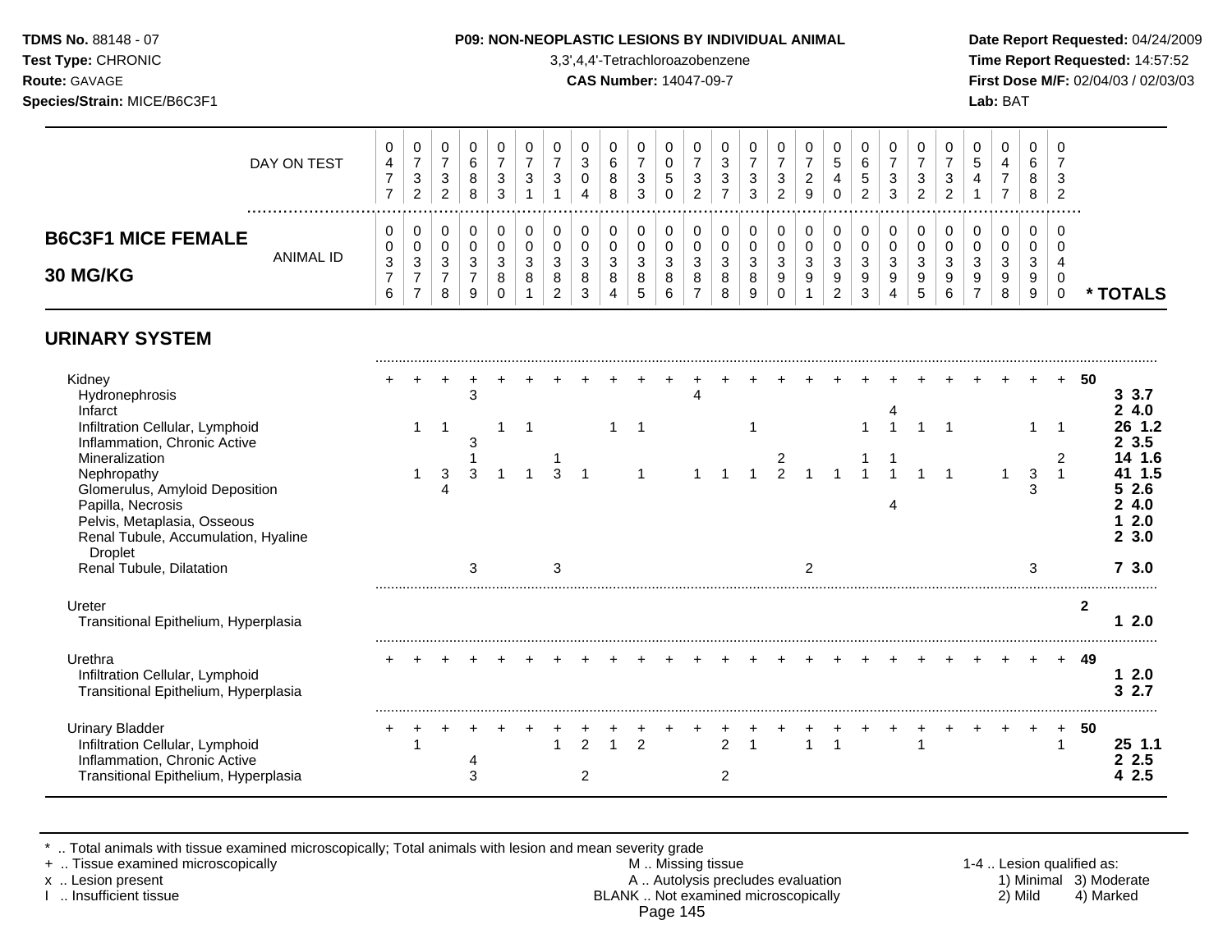**TDMS No.** 88148 - 07
**Test Type:** CHRONIC
**Route:** GAVAGE
**Species/Strain:** MICE/B6C3F1

**P09: NON-NEOPLASTIC LESIONS BY INDIVIDUAL ANIMAL**
3,3',4,4'-Tetrachloroazobenzene
**CAS Number:** 14047-09-7

**Date Report Requested:** 04/24/2009
**Time Report Requested:** 14:57:52
**First Dose M/F:** 02/04/03 / 02/03/03
**Lab:** BAT

## B6C3F1 MICE FEMALE 30 MG/KG

| DAY ON TEST | 0477 | 0732 | 0732 | 0688 | 0733 | 0731 | 0731 | 0304 | 0688 | 0733 | 0050 | 0732 | 0337 | 0733 | 0732 | 0729 | 0540 | 0652 | 0733 | 0732 | 0732 | 0541 | 0477 | 0688 | 0732 | |
|---|---|---|---|---|---|---|---|---|---|---|---|---|---|---|---|---|---|---|---|---|---|---|---|---|---|---|
| **ANIMAL ID** | 0376 | 0377 | 0378 | 0379 | 0380 | 0381 | 0382 | 0383 | 0384 | 0385 | 0386 | 0387 | 0388 | 0389 | 0390 | 0391 | 0392 | 0393 | 0394 | 0395 | 0396 | 0397 | 0398 | 0399 | 0400 | *** TOTALS** |
| **URINARY SYSTEM** | | | | | | | | | | | | | | | | | | | | | | | | | | |
| Kidney | + | + | + | + | + | + | + | + | + | + | + | + | + | + | + | + | + | + | + | + | + | + | + | + | + | **50** |
| Hydronephrosis | | | | 3 | | | | | | | | 4 | | | | | | | | | | | | | | **3 3.7** |
| Infarct | | | | | | | | | | | | | | | | | | | 4 | | | | | | | **2 4.0** |
| Infiltration Cellular, Lymphoid | | 1 | 1 | | 1 | 1 | | | 1 | 1 | | | | 1 | | | | 1 | 1 | 1 | 1 | | | 1 | 1 | **26 1.2** |
| Inflammation, Chronic Active | | | | 3 | | | | | | | | | | | | | | | | | | | | | | **2 3.5** |
| Mineralization | | | | 1 | | | 1 | | | | | | | | 2 | | | 1 | 1 | | | | | | 2 | **14 1.6** |
| Nephropathy | | 1 | 3 | 3 | 1 | 1 | 3 | 1 | | 1 | | 1 | 1 | 1 | 2 | 1 | 1 | 1 | 1 | 1 | 1 | | 1 | 3 | 1 | **41 1.5** |
| Glomerulus, Amyloid Deposition | | | 4 | | | | | | | | | | | | | | | | | | | | | 3 | | **5 2.6** |
| Papilla, Necrosis | | | | | | | | | | | | | | | | | | | 4 | | | | | | | **2 4.0** |
| Pelvis, Metaplasia, Osseous | | | | | | | | | | | | | | | | | | | | | | | | | | **1 2.0** |
| Renal Tubule, Accumulation, Hyaline Droplet | | | | | | | | | | | | | | | | | | | | | | | | | | **2 3.0** |
| Renal Tubule, Dilatation | | | | 3 | | | 3 | | | | | | | | | 2 | | | | | | | | 3 | | **7 3.0** |
| Ureter | | | | | | | | | | | | | | | | | | | | | | | | | | **2** |
| Transitional Epithelium, Hyperplasia | | | | | | | | | | | | | | | | | | | | | | | | | | **1 2.0** |
| Urethra | + | + | + | + | + | + | + | + | + | + | + | + | + | + | + | + | + | + | + | + | + | + | + | + | + | **49** |
| Infiltration Cellular, Lymphoid | | | | | | | | | | | | | | | | | | | | | | | | | | **1 2.0** |
| Transitional Epithelium, Hyperplasia | | | | | | | | | | | | | | | | | | | | | | | | | | **3 2.7** |
| Urinary Bladder | + | + | + | + | + | + | + | + | + | + | + | + | + | + | + | + | + | + | + | + | + | + | + | + | + | **50** |
| Infiltration Cellular, Lymphoid | | 1 | | | | | 1 | 2 | 1 | 2 | | | 2 | 1 | | 1 | 1 | | | 1 | | | | | 1 | **25 1.1** |
| Inflammation, Chronic Active | | | | 4 | | | | | | | | | | | | | | | | | | | | | | **2 2.5** |
| Transitional Epithelium, Hyperplasia | | | | 3 | | | | 2 | | | | | 2 | | | | | | | | | | | | | **4 2.5** |

\* .. Total animals with tissue examined microscopically; Total animals with lesion and mean severity grade
\+ .. Tissue examined microscopically
x .. Lesion present
I .. Insufficient tissue

M .. Missing tissue
A .. Autolysis precludes evaluation
BLANK .. Not examined microscopically

1-4 .. Lesion qualified as:
1) Minimal 2) Mild 3) Moderate 4) Marked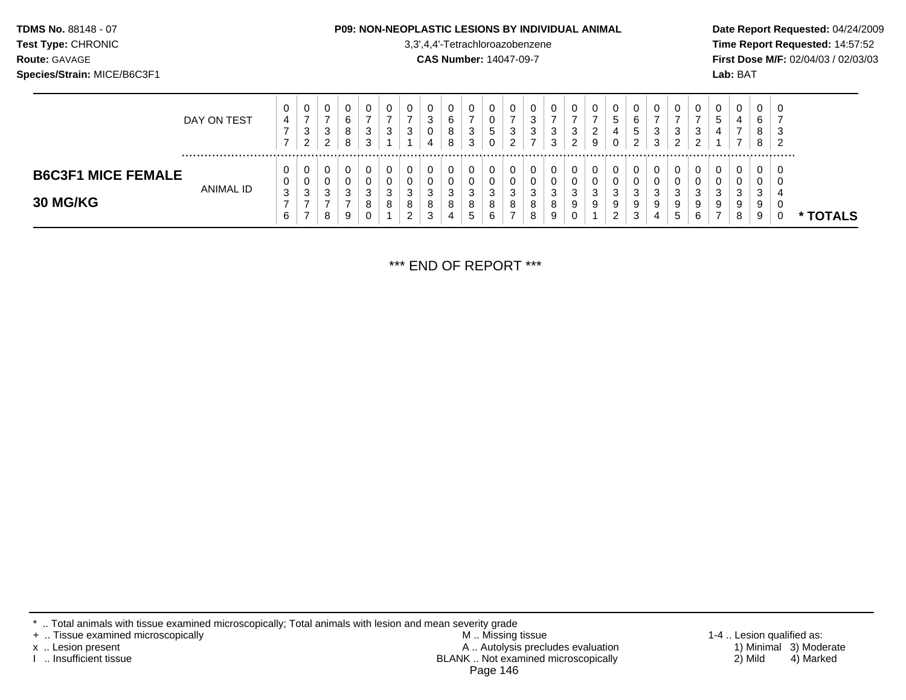**TDMS No.** 88148 - 07
**Test Type:** CHRONIC
**Route:** GAVAGE
**Species/Strain:** MICE/B6C3F1

**P09: NON-NEOPLASTIC LESIONS BY INDIVIDUAL ANIMAL**
3,3',4,4'-Tetrachloroazobenzene
**CAS Number:** 14047-09-7

**Date Report Requested:** 04/24/2009
**Time Report Requested:** 14:57:52
**First Dose M/F:** 02/04/03 / 02/03/03
**Lab:** BAT

| | | | | | | | | | | | | | | | | | | | | | | | | | | |
|---|---|---|---|---|---|---|---|---|---|---|---|---|---|---|---|---|---|---|---|---|---|---|---|---|---|---|
| DAY ON TEST | 0477 | 0732 | 0732 | 0688 | 0733 | 0731 | 0731 | 0304 | 0688 | 0733 | 0050 | 0732 | 0337 | 0733 | 0732 | 0729 | 0540 | 0652 | 0733 | 0732 | 0732 | 0541 | 0477 | 0688 | 0732 | |
| **B6C3F1 MICE FEMALE 30 MG/KG** ANIMAL ID | 00376 | 00377 | 00378 | 00379 | 00380 | 00381 | 00382 | 00383 | 00384 | 00385 | 00386 | 00387 | 00388 | 00389 | 00390 | 00391 | 00392 | 00393 | 00394 | 00395 | 00396 | 00397 | 00398 | 00399 | 00400 | *** TOTALS** |

*** END OF REPORT ***

\* .. Total animals with tissue examined microscopically; Total animals with lesion and mean severity grade
\+ .. Tissue examined microscopically
x .. Lesion present
I .. Insufficient tissue

M .. Missing tissue
A .. Autolysis precludes evaluation
BLANK .. Not examined microscopically

1-4 .. Lesion qualified as:
1) Minimal 3) Moderate
2) Mild 4) Marked